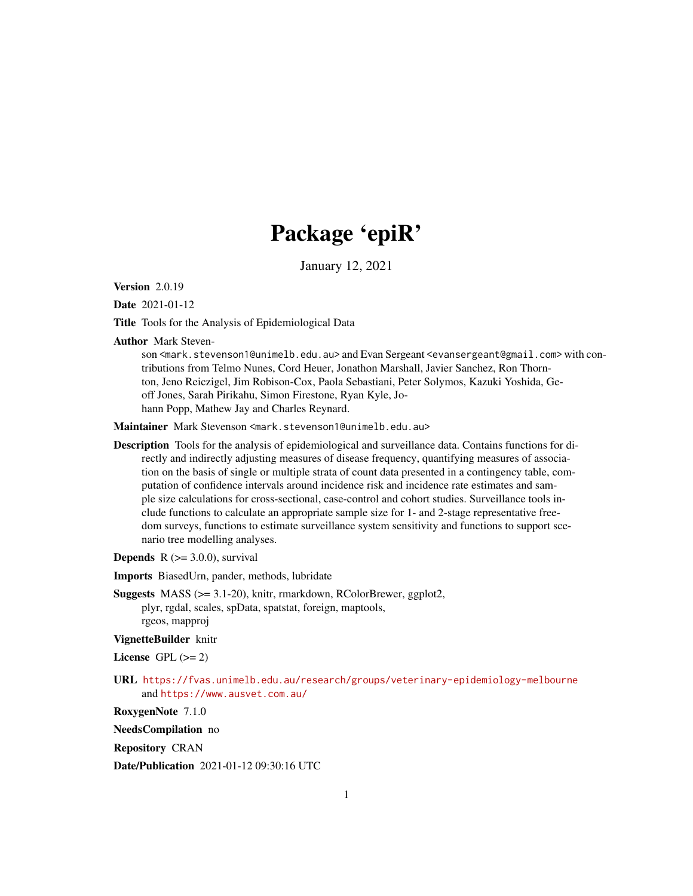# Package 'epiR'

January 12, 2021

**Version** 2.0.19

**Date** 2021-01-12

**Title** Tools for the Analysis of Epidemiological Data

**Author** Mark Stevenson <mark.stevenson1@unimelb.edu.au> and Evan Sergeant <evansergeant@gmail.com> with contributions from Telmo Nunes, Cord Heuer, Jonathon Marshall, Javier Sanchez, Ron Thornton, Jeno Reiczigel, Jim Robison-Cox, Paola Sebastiani, Peter Solymos, Kazuki Yoshida, Geoff Jones, Sarah Pirikahu, Simon Firestone, Ryan Kyle, Johann Popp, Mathew Jay and Charles Reynard.

**Maintainer** Mark Stevenson <mark.stevenson1@unimelb.edu.au>

**Description** Tools for the analysis of epidemiological and surveillance data. Contains functions for directly and indirectly adjusting measures of disease frequency, quantifying measures of association on the basis of single or multiple strata of count data presented in a contingency table, computation of confidence intervals around incidence risk and incidence rate estimates and sample size calculations for cross-sectional, case-control and cohort studies. Surveillance tools include functions to calculate an appropriate sample size for 1- and 2-stage representative freedom surveys, functions to estimate surveillance system sensitivity and functions to support scenario tree modelling analyses.

**Depends** R (>= 3.0.0), survival

**Imports** BiasedUrn, pander, methods, lubridate

**Suggests** MASS (>= 3.1-20), knitr, rmarkdown, RColorBrewer, ggplot2, plyr, rgdal, scales, spData, spatstat, foreign, maptools, rgeos, mapproj

**VignetteBuilder** knitr

**License** GPL (>= 2)

**URL** https://fvas.unimelb.edu.au/research/groups/veterinary-epidemiology-melbourne and https://www.ausvet.com.au/

**RoxygenNote** 7.1.0

**NeedsCompilation** no

**Repository** CRAN

**Date/Publication** 2021-01-12 09:30:16 UTC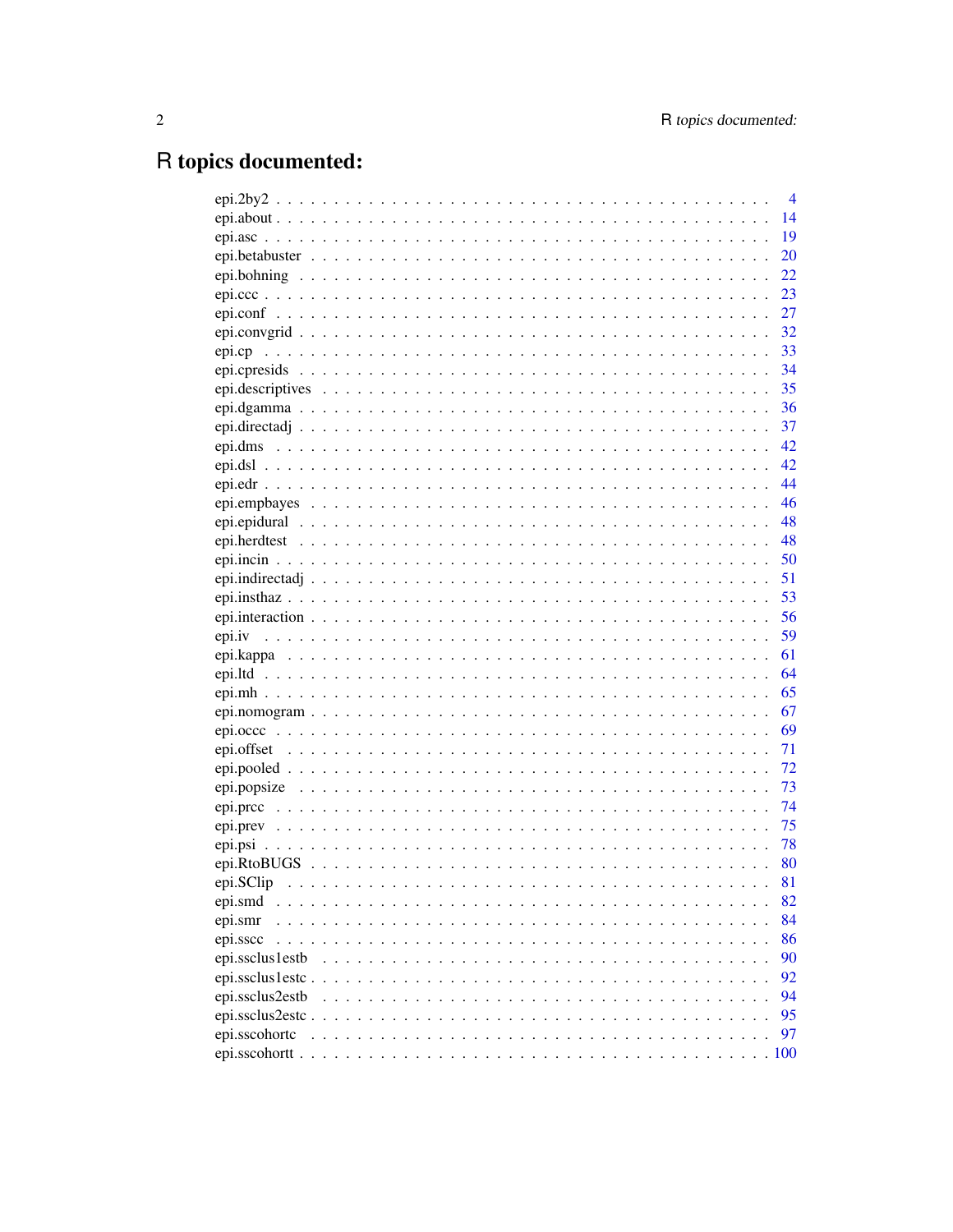# R topics documented:

| | |
|---|---|
| epi.2by2 | 4 |
| epi.about | 14 |
| epi.asc | 19 |
| epi.betabuster | 20 |
| epi.bohning | 22 |
| epi.ccc | 23 |
| epi.conf | 27 |
| epi.convgrid | 32 |
| epi.cp | 33 |
| epi.cpresids | 34 |
| epi.descriptives | 35 |
| epi.dgamma | 36 |
| epi.directadj | 37 |
| epi.dms | 42 |
| epi.dsl | 42 |
| epi.edr | 44 |
| epi.empbayes | 46 |
| epi.epidural | 48 |
| epi.herdtest | 48 |
| epi.incin | 50 |
| epi.indirectadj | 51 |
| epi.insthaz | 53 |
| epi.interaction | 56 |
| epi.iv | 59 |
| epi.kappa | 61 |
| epi.ltd | 64 |
| epi.mh | 65 |
| epi.nomogram | 67 |
| epi.occc | 69 |
| epi.offset | 71 |
| epi.pooled | 72 |
| epi.popsize | 73 |
| epi.prcc | 74 |
| epi.prev | 75 |
| epi.psi | 78 |
| epi.RtoBUGS | 80 |
| epi.SClip | 81 |
| epi.smd | 82 |
| epi.smr | 84 |
| epi.sscc | 86 |
| epi.ssclus1estb | 90 |
| epi.ssclus1estc | 92 |
| epi.ssclus2estb | 94 |
| epi.ssclus2estc | 95 |
| epi.sscohortc | 97 |
| epi.sscohortt | 100 |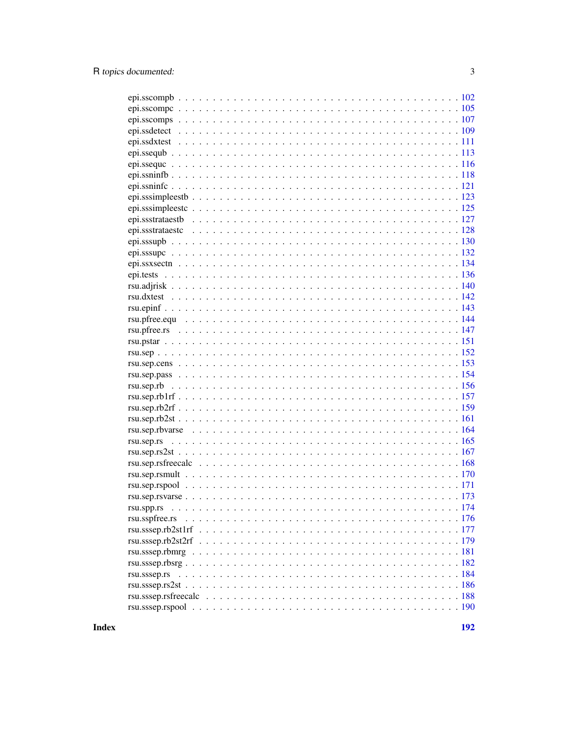epi.sscompb . . . . . . . . . . . . . . . . . . . . . . . . . . . . . . . . . . . . . . 102
epi.sscompc . . . . . . . . . . . . . . . . . . . . . . . . . . . . . . . . . . . . . . 105
epi.sscomps . . . . . . . . . . . . . . . . . . . . . . . . . . . . . . . . . . . . . . 107
epi.ssdetect . . . . . . . . . . . . . . . . . . . . . . . . . . . . . . . . . . . . . . 109
epi.ssdxtest . . . . . . . . . . . . . . . . . . . . . . . . . . . . . . . . . . . . . . 111
epi.ssequb . . . . . . . . . . . . . . . . . . . . . . . . . . . . . . . . . . . . . . 113
epi.ssequc . . . . . . . . . . . . . . . . . . . . . . . . . . . . . . . . . . . . . . 116
epi.ssninfb . . . . . . . . . . . . . . . . . . . . . . . . . . . . . . . . . . . . . . 118
epi.ssninfc . . . . . . . . . . . . . . . . . . . . . . . . . . . . . . . . . . . . . . 121
epi.sssimpleestb . . . . . . . . . . . . . . . . . . . . . . . . . . . . . . . . . . . 123
epi.sssimpleestc . . . . . . . . . . . . . . . . . . . . . . . . . . . . . . . . . . . 125
epi.ssstrataestb . . . . . . . . . . . . . . . . . . . . . . . . . . . . . . . . . . . 127
epi.ssstrataestc . . . . . . . . . . . . . . . . . . . . . . . . . . . . . . . . . . . 128
epi.sssupb . . . . . . . . . . . . . . . . . . . . . . . . . . . . . . . . . . . . . . 130
epi.sssupc . . . . . . . . . . . . . . . . . . . . . . . . . . . . . . . . . . . . . . 132
epi.ssxsectn . . . . . . . . . . . . . . . . . . . . . . . . . . . . . . . . . . . . . 134
epi.tests . . . . . . . . . . . . . . . . . . . . . . . . . . . . . . . . . . . . . . . 136
rsu.adjrisk . . . . . . . . . . . . . . . . . . . . . . . . . . . . . . . . . . . . . . 140
rsu.dxtest . . . . . . . . . . . . . . . . . . . . . . . . . . . . . . . . . . . . . . 142
rsu.epinf . . . . . . . . . . . . . . . . . . . . . . . . . . . . . . . . . . . . . . . 143
rsu.pfree.equ . . . . . . . . . . . . . . . . . . . . . . . . . . . . . . . . . . . . 144
rsu.pfree.rs . . . . . . . . . . . . . . . . . . . . . . . . . . . . . . . . . . . . . 147
rsu.pstar . . . . . . . . . . . . . . . . . . . . . . . . . . . . . . . . . . . . . . . 151
rsu.sep . . . . . . . . . . . . . . . . . . . . . . . . . . . . . . . . . . . . . . . . 152
rsu.sep.cens . . . . . . . . . . . . . . . . . . . . . . . . . . . . . . . . . . . . . 153
rsu.sep.pass . . . . . . . . . . . . . . . . . . . . . . . . . . . . . . . . . . . . . 154
rsu.sep.rb . . . . . . . . . . . . . . . . . . . . . . . . . . . . . . . . . . . . . . 156
rsu.sep.rb1rf . . . . . . . . . . . . . . . . . . . . . . . . . . . . . . . . . . . . . 157
rsu.sep.rb2rf . . . . . . . . . . . . . . . . . . . . . . . . . . . . . . . . . . . . . 159
rsu.sep.rb2st . . . . . . . . . . . . . . . . . . . . . . . . . . . . . . . . . . . . . 161
rsu.sep.rbvarse . . . . . . . . . . . . . . . . . . . . . . . . . . . . . . . . . . . . 164
rsu.sep.rs . . . . . . . . . . . . . . . . . . . . . . . . . . . . . . . . . . . . . . 165
rsu.sep.rs2st . . . . . . . . . . . . . . . . . . . . . . . . . . . . . . . . . . . . . 167
rsu.sep.rsfreecalc . . . . . . . . . . . . . . . . . . . . . . . . . . . . . . . . . . 168
rsu.sep.rsmult . . . . . . . . . . . . . . . . . . . . . . . . . . . . . . . . . . . . 170
rsu.sep.rspool . . . . . . . . . . . . . . . . . . . . . . . . . . . . . . . . . . . . 171
rsu.sep.rsvarse . . . . . . . . . . . . . . . . . . . . . . . . . . . . . . . . . . . . 173
rsu.spp.rs . . . . . . . . . . . . . . . . . . . . . . . . . . . . . . . . . . . . . . 174
rsu.sspfree.rs . . . . . . . . . . . . . . . . . . . . . . . . . . . . . . . . . . . . 176
rsu.sssep.rb2st1rf . . . . . . . . . . . . . . . . . . . . . . . . . . . . . . . . . . 177
rsu.sssep.rb2st2rf . . . . . . . . . . . . . . . . . . . . . . . . . . . . . . . . . . 179
rsu.sssep.rbmrg . . . . . . . . . . . . . . . . . . . . . . . . . . . . . . . . . . . 181
rsu.sssep.rbsrg . . . . . . . . . . . . . . . . . . . . . . . . . . . . . . . . . . . . 182
rsu.sssep.rs . . . . . . . . . . . . . . . . . . . . . . . . . . . . . . . . . . . . . 184
rsu.sssep.rs2st . . . . . . . . . . . . . . . . . . . . . . . . . . . . . . . . . . . . 186
rsu.sssep.rsfreecalc . . . . . . . . . . . . . . . . . . . . . . . . . . . . . . . . . 188
rsu.sssep.rspool . . . . . . . . . . . . . . . . . . . . . . . . . . . . . . . . . . . 190

**Index** **192**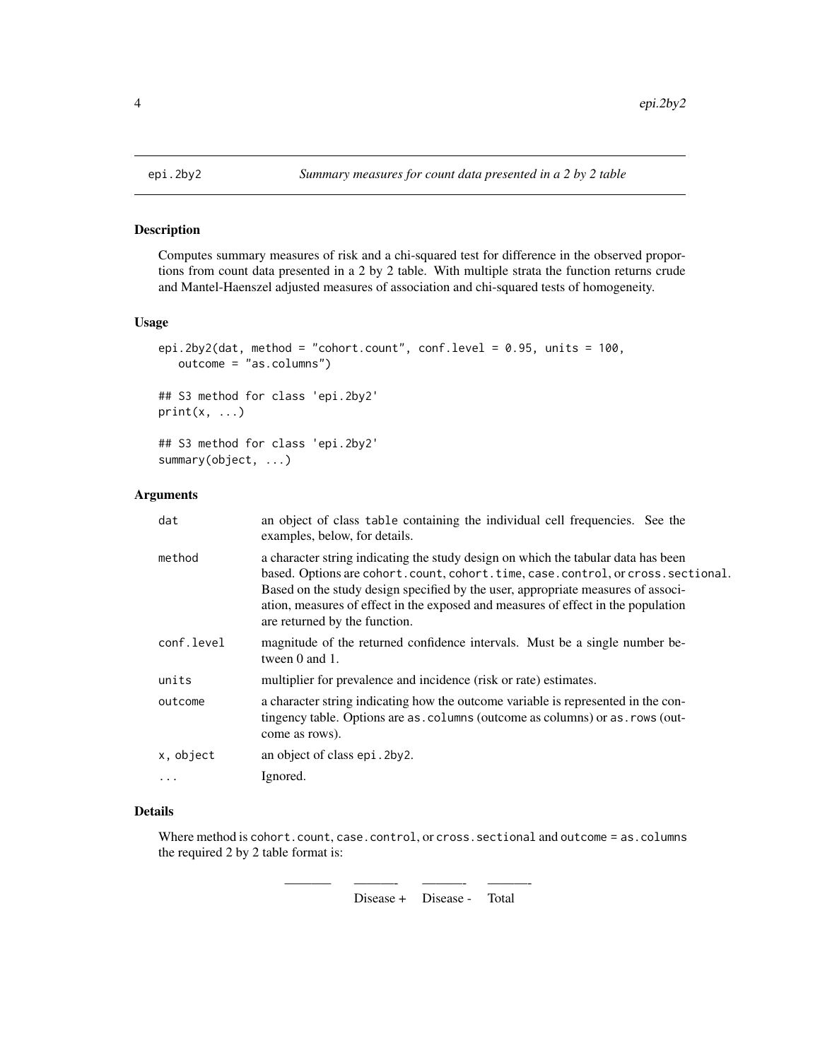epi.2by2 *Summary measures for count data presented in a 2 by 2 table*

## Description

Computes summary measures of risk and a chi-squared test for difference in the observed proportions from count data presented in a 2 by 2 table. With multiple strata the function returns crude and Mantel-Haenszel adjusted measures of association and chi-squared tests of homogeneity.

## Usage

```
epi.2by2(dat, method = "cohort.count", conf.level = 0.95, units = 100,
   outcome = "as.columns")

## S3 method for class 'epi.2by2'
print(x, ...)

## S3 method for class 'epi.2by2'
summary(object, ...)
```

## Arguments

| | |
|---|---|
| `dat` | an object of class `table` containing the individual cell frequencies. See the examples, below, for details. |
| `method` | a character string indicating the study design on which the tabular data has been based. Options are `cohort.count`, `cohort.time`, `case.control`, or `cross.sectional`. Based on the study design specified by the user, appropriate measures of association, measures of effect in the exposed and measures of effect in the population are returned by the function. |
| `conf.level` | magnitude of the returned confidence intervals. Must be a single number between 0 and 1. |
| `units` | multiplier for prevalence and incidence (risk or rate) estimates. |
| `outcome` | a character string indicating how the outcome variable is represented in the contingency table. Options are `as.columns` (outcome as columns) or `as.rows` (outcome as rows). |
| `x, object` | an object of class `epi.2by2`. |
| `...` | Ignored. |

## Details

Where method is `cohort.count`, `case.control`, or `cross.sectional` and `outcome = as.columns` the required 2 by 2 table format is:

| | Disease + | Disease - | Total |
|---|---|---|---|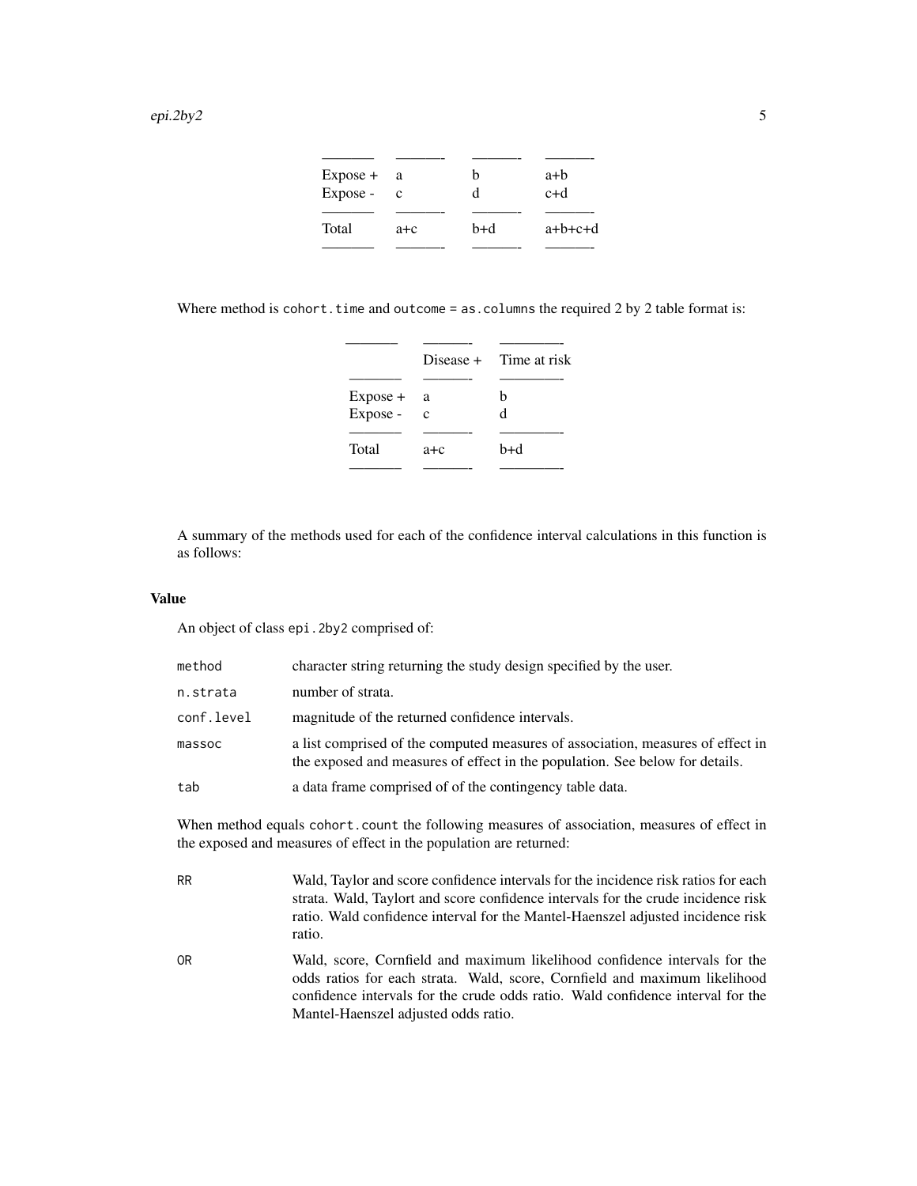| | | | |
|---|---|---|---|
| Expose + | a | b | a+b |
| Expose - | c | d | c+d |
| Total | a+c | b+d | a+b+c+d |

Where method is `cohort.time` and `outcome = as.columns` the required 2 by 2 table format is:

| | Disease + | Time at risk |
|---|---|---|
| Expose + | a | b |
| Expose - | c | d |
| Total | a+c | b+d |

A summary of the methods used for each of the confidence interval calculations in this function is as follows:

## Value

An object of class `epi.2by2` comprised of:

| | |
|---|---|
| `method` | character string returning the study design specified by the user. |
| `n.strata` | number of strata. |
| `conf.level` | magnitude of the returned confidence intervals. |
| `massoc` | a list comprised of the computed measures of association, measures of effect in the exposed and measures of effect in the population. See below for details. |
| `tab` | a data frame comprised of of the contingency table data. |

When method equals `cohort.count` the following measures of association, measures of effect in the exposed and measures of effect in the population are returned:

| | |
|---|---|
| `RR` | Wald, Taylor and score confidence intervals for the incidence risk ratios for each strata. Wald, Taylort and score confidence intervals for the crude incidence risk ratio. Wald confidence interval for the Mantel-Haenszel adjusted incidence risk ratio. |
| `OR` | Wald, score, Cornfield and maximum likelihood confidence intervals for the odds ratios for each strata. Wald, score, Cornfield and maximum likelihood confidence intervals for the crude odds ratio. Wald confidence interval for the Mantel-Haenszel adjusted odds ratio. |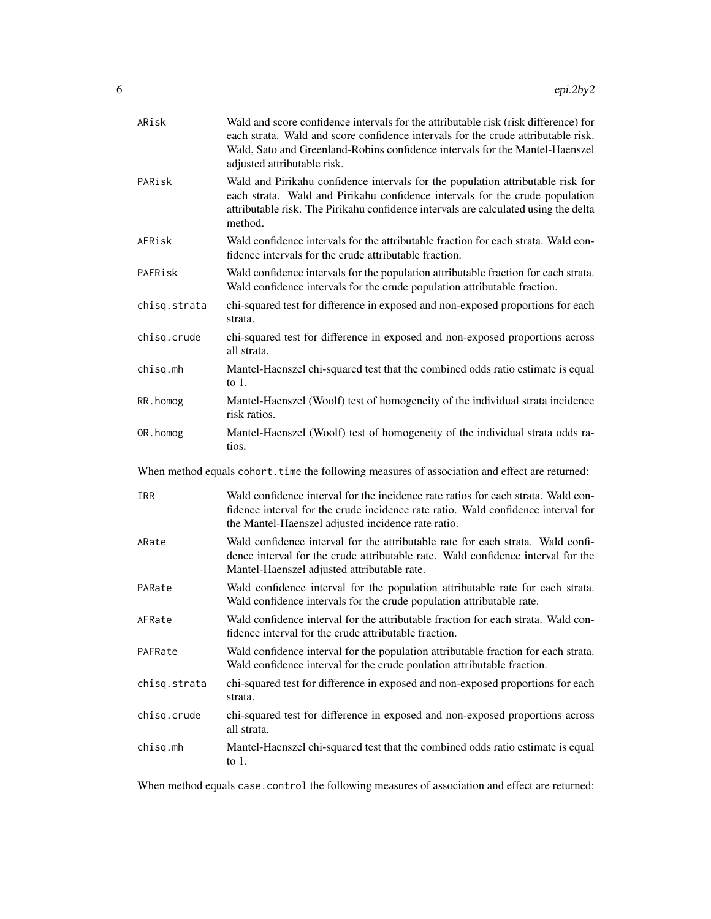| | |
|---|---|
| `ARisk` | Wald and score confidence intervals for the attributable risk (risk difference) for each strata. Wald and score confidence intervals for the crude attributable risk. Wald, Sato and Greenland-Robins confidence intervals for the Mantel-Haenszel adjusted attributable risk. |
| `PARisk` | Wald and Pirikahu confidence intervals for the population attributable risk for each strata. Wald and Pirikahu confidence intervals for the crude population attributable risk. The Pirikahu confidence intervals are calculated using the delta method. |
| `AFRisk` | Wald confidence intervals for the attributable fraction for each strata. Wald confidence intervals for the crude attributable fraction. |
| `PAFRisk` | Wald confidence intervals for the population attributable fraction for each strata. Wald confidence intervals for the crude population attributable fraction. |
| `chisq.strata` | chi-squared test for difference in exposed and non-exposed proportions for each strata. |
| `chisq.crude` | chi-squared test for difference in exposed and non-exposed proportions across all strata. |
| `chisq.mh` | Mantel-Haenszel chi-squared test that the combined odds ratio estimate is equal to 1. |
| `RR.homog` | Mantel-Haenszel (Woolf) test of homogeneity of the individual strata incidence risk ratios. |
| `OR.homog` | Mantel-Haenszel (Woolf) test of homogeneity of the individual strata odds ratios. |

When method equals `cohort.time` the following measures of association and effect are returned:

| | |
|---|---|
| `IRR` | Wald confidence interval for the incidence rate ratios for each strata. Wald confidence interval for the crude incidence rate ratio. Wald confidence interval for the Mantel-Haenszel adjusted incidence rate ratio. |
| `ARate` | Wald confidence interval for the attributable rate for each strata. Wald confidence interval for the crude attributable rate. Wald confidence interval for the Mantel-Haenszel adjusted attributable rate. |
| `PARate` | Wald confidence interval for the population attributable rate for each strata. Wald confidence intervals for the crude population attributable rate. |
| `AFRate` | Wald confidence interval for the attributable fraction for each strata. Wald confidence interval for the crude attributable fraction. |
| `PAFRate` | Wald confidence interval for the population attributable fraction for each strata. Wald confidence interval for the crude poulation attributable fraction. |
| `chisq.strata` | chi-squared test for difference in exposed and non-exposed proportions for each strata. |
| `chisq.crude` | chi-squared test for difference in exposed and non-exposed proportions across all strata. |
| `chisq.mh` | Mantel-Haenszel chi-squared test that the combined odds ratio estimate is equal to 1. |

When method equals `case.control` the following measures of association and effect are returned: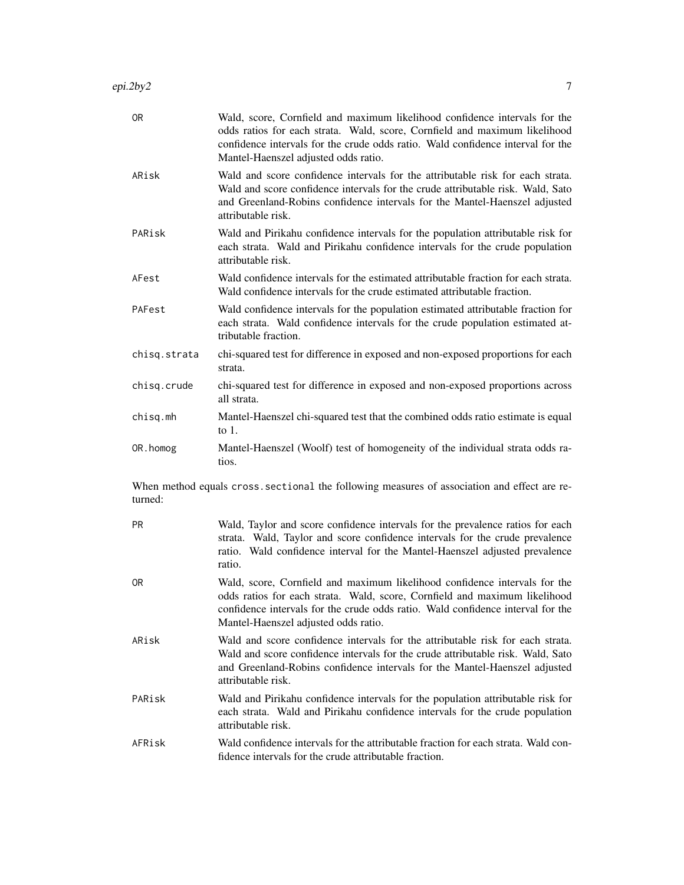| | |
|---|---|
| OR | Wald, score, Cornfield and maximum likelihood confidence intervals for the odds ratios for each strata. Wald, score, Cornfield and maximum likelihood confidence intervals for the crude odds ratio. Wald confidence interval for the Mantel-Haenszel adjusted odds ratio. |
| ARisk | Wald and score confidence intervals for the attributable risk for each strata. Wald and score confidence intervals for the crude attributable risk. Wald, Sato and Greenland-Robins confidence intervals for the Mantel-Haenszel adjusted attributable risk. |
| PARisk | Wald and Pirikahu confidence intervals for the population attributable risk for each strata. Wald and Pirikahu confidence intervals for the crude population attributable risk. |
| AFest | Wald confidence intervals for the estimated attributable fraction for each strata. Wald confidence intervals for the crude estimated attributable fraction. |
| PAFest | Wald confidence intervals for the population estimated attributable fraction for each strata. Wald confidence intervals for the crude population estimated attributable fraction. |
| chisq.strata | chi-squared test for difference in exposed and non-exposed proportions for each strata. |
| chisq.crude | chi-squared test for difference in exposed and non-exposed proportions across all strata. |
| chisq.mh | Mantel-Haenszel chi-squared test that the combined odds ratio estimate is equal to 1. |
| OR.homog | Mantel-Haenszel (Woolf) test of homogeneity of the individual strata odds ratios. |

When method equals `cross.sectional` the following measures of association and effect are returned:

| | |
|---|---|
| PR | Wald, Taylor and score confidence intervals for the prevalence ratios for each strata. Wald, Taylor and score confidence intervals for the crude prevalence ratio. Wald confidence interval for the Mantel-Haenszel adjusted prevalence ratio. |
| OR | Wald, score, Cornfield and maximum likelihood confidence intervals for the odds ratios for each strata. Wald, score, Cornfield and maximum likelihood confidence intervals for the crude odds ratio. Wald confidence interval for the Mantel-Haenszel adjusted odds ratio. |
| ARisk | Wald and score confidence intervals for the attributable risk for each strata. Wald and score confidence intervals for the crude attributable risk. Wald, Sato and Greenland-Robins confidence intervals for the Mantel-Haenszel adjusted attributable risk. |
| PARisk | Wald and Pirikahu confidence intervals for the population attributable risk for each strata. Wald and Pirikahu confidence intervals for the crude population attributable risk. |
| AFRisk | Wald confidence intervals for the attributable fraction for each strata. Wald confidence intervals for the crude attributable fraction. |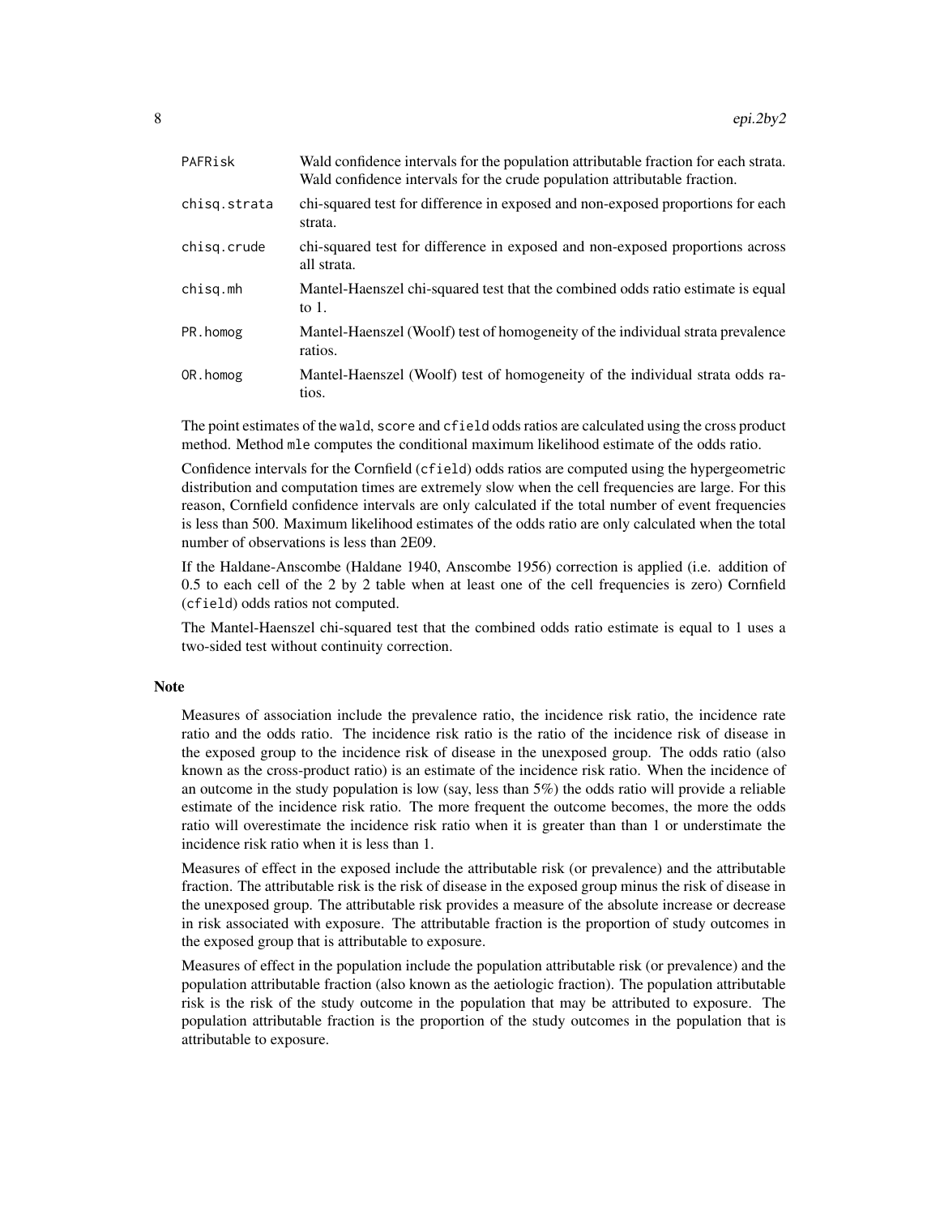| | |
|---|---|
| `PAFRisk` | Wald confidence intervals for the population attributable fraction for each strata. Wald confidence intervals for the crude population attributable fraction. |
| `chisq.strata` | chi-squared test for difference in exposed and non-exposed proportions for each strata. |
| `chisq.crude` | chi-squared test for difference in exposed and non-exposed proportions across all strata. |
| `chisq.mh` | Mantel-Haenszel chi-squared test that the combined odds ratio estimate is equal to 1. |
| `PR.homog` | Mantel-Haenszel (Woolf) test of homogeneity of the individual strata prevalence ratios. |
| `OR.homog` | Mantel-Haenszel (Woolf) test of homogeneity of the individual strata odds ratios. |

The point estimates of the `wald`, `score` and `cfield` odds ratios are calculated using the cross product method. Method `mle` computes the conditional maximum likelihood estimate of the odds ratio.

Confidence intervals for the Cornfield (`cfield`) odds ratios are computed using the hypergeometric distribution and computation times are extremely slow when the cell frequencies are large. For this reason, Cornfield confidence intervals are only calculated if the total number of event frequencies is less than 500. Maximum likelihood estimates of the odds ratio are only calculated when the total number of observations is less than 2E09.

If the Haldane-Anscombe (Haldane 1940, Anscombe 1956) correction is applied (i.e. addition of 0.5 to each cell of the 2 by 2 table when at least one of the cell frequencies is zero) Cornfield (`cfield`) odds ratios not computed.

The Mantel-Haenszel chi-squared test that the combined odds ratio estimate is equal to 1 uses a two-sided test without continuity correction.

## Note

Measures of association include the prevalence ratio, the incidence risk ratio, the incidence rate ratio and the odds ratio. The incidence risk ratio is the ratio of the incidence risk of disease in the exposed group to the incidence risk of disease in the unexposed group. The odds ratio (also known as the cross-product ratio) is an estimate of the incidence risk ratio. When the incidence of an outcome in the study population is low (say, less than 5%) the odds ratio will provide a reliable estimate of the incidence risk ratio. The more frequent the outcome becomes, the more the odds ratio will overestimate the incidence risk ratio when it is greater than than 1 or understimate the incidence risk ratio when it is less than 1.

Measures of effect in the exposed include the attributable risk (or prevalence) and the attributable fraction. The attributable risk is the risk of disease in the exposed group minus the risk of disease in the unexposed group. The attributable risk provides a measure of the absolute increase or decrease in risk associated with exposure. The attributable fraction is the proportion of study outcomes in the exposed group that is attributable to exposure.

Measures of effect in the population include the population attributable risk (or prevalence) and the population attributable fraction (also known as the aetiologic fraction). The population attributable risk is the risk of the study outcome in the population that may be attributed to exposure. The population attributable fraction is the proportion of the study outcomes in the population that is attributable to exposure.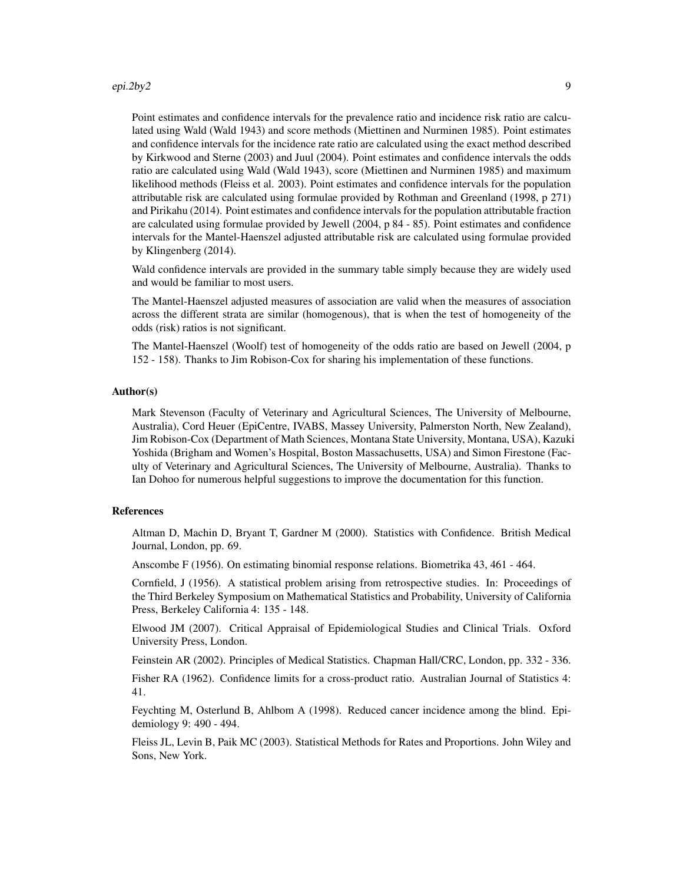Point estimates and confidence intervals for the prevalence ratio and incidence risk ratio are calculated using Wald (Wald 1943) and score methods (Miettinen and Nurminen 1985). Point estimates and confidence intervals for the incidence rate ratio are calculated using the exact method described by Kirkwood and Sterne (2003) and Juul (2004). Point estimates and confidence intervals the odds ratio are calculated using Wald (Wald 1943), score (Miettinen and Nurminen 1985) and maximum likelihood methods (Fleiss et al. 2003). Point estimates and confidence intervals for the population attributable risk are calculated using formulae provided by Rothman and Greenland (1998, p 271) and Pirikahu (2014). Point estimates and confidence intervals for the population attributable fraction are calculated using formulae provided by Jewell (2004, p 84 - 85). Point estimates and confidence intervals for the Mantel-Haenszel adjusted attributable risk are calculated using formulae provided by Klingenberg (2014).

Wald confidence intervals are provided in the summary table simply because they are widely used and would be familiar to most users.

The Mantel-Haenszel adjusted measures of association are valid when the measures of association across the different strata are similar (homogenous), that is when the test of homogeneity of the odds (risk) ratios is not significant.

The Mantel-Haenszel (Woolf) test of homogeneity of the odds ratio are based on Jewell (2004, p 152 - 158). Thanks to Jim Robison-Cox for sharing his implementation of these functions.

### Author(s)

Mark Stevenson (Faculty of Veterinary and Agricultural Sciences, The University of Melbourne, Australia), Cord Heuer (EpiCentre, IVABS, Massey University, Palmerston North, New Zealand), Jim Robison-Cox (Department of Math Sciences, Montana State University, Montana, USA), Kazuki Yoshida (Brigham and Women's Hospital, Boston Massachusetts, USA) and Simon Firestone (Faculty of Veterinary and Agricultural Sciences, The University of Melbourne, Australia). Thanks to Ian Dohoo for numerous helpful suggestions to improve the documentation for this function.

### References

Altman D, Machin D, Bryant T, Gardner M (2000). Statistics with Confidence. British Medical Journal, London, pp. 69.

Anscombe F (1956). On estimating binomial response relations. Biometrika 43, 461 - 464.

Cornfield, J (1956). A statistical problem arising from retrospective studies. In: Proceedings of the Third Berkeley Symposium on Mathematical Statistics and Probability, University of California Press, Berkeley California 4: 135 - 148.

Elwood JM (2007). Critical Appraisal of Epidemiological Studies and Clinical Trials. Oxford University Press, London.

Feinstein AR (2002). Principles of Medical Statistics. Chapman Hall/CRC, London, pp. 332 - 336.

Fisher RA (1962). Confidence limits for a cross-product ratio. Australian Journal of Statistics 4: 41.

Feychting M, Osterlund B, Ahlbom A (1998). Reduced cancer incidence among the blind. Epidemiology 9: 490 - 494.

Fleiss JL, Levin B, Paik MC (2003). Statistical Methods for Rates and Proportions. John Wiley and Sons, New York.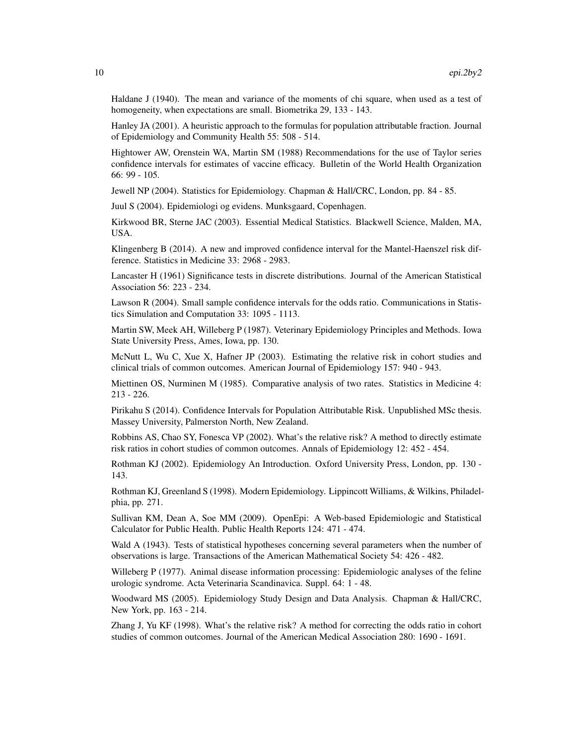Haldane J (1940). The mean and variance of the moments of chi square, when used as a test of homogeneity, when expectations are small. Biometrika 29, 133 - 143.

Hanley JA (2001). A heuristic approach to the formulas for population attributable fraction. Journal of Epidemiology and Community Health 55: 508 - 514.

Hightower AW, Orenstein WA, Martin SM (1988) Recommendations for the use of Taylor series confidence intervals for estimates of vaccine efficacy. Bulletin of the World Health Organization 66: 99 - 105.

Jewell NP (2004). Statistics for Epidemiology. Chapman & Hall/CRC, London, pp. 84 - 85.

Juul S (2004). Epidemiologi og evidens. Munksgaard, Copenhagen.

Kirkwood BR, Sterne JAC (2003). Essential Medical Statistics. Blackwell Science, Malden, MA, USA.

Klingenberg B (2014). A new and improved confidence interval for the Mantel-Haenszel risk difference. Statistics in Medicine 33: 2968 - 2983.

Lancaster H (1961) Significance tests in discrete distributions. Journal of the American Statistical Association 56: 223 - 234.

Lawson R (2004). Small sample confidence intervals for the odds ratio. Communications in Statistics Simulation and Computation 33: 1095 - 1113.

Martin SW, Meek AH, Willeberg P (1987). Veterinary Epidemiology Principles and Methods. Iowa State University Press, Ames, Iowa, pp. 130.

McNutt L, Wu C, Xue X, Hafner JP (2003). Estimating the relative risk in cohort studies and clinical trials of common outcomes. American Journal of Epidemiology 157: 940 - 943.

Miettinen OS, Nurminen M (1985). Comparative analysis of two rates. Statistics in Medicine 4: 213 - 226.

Pirikahu S (2014). Confidence Intervals for Population Attributable Risk. Unpublished MSc thesis. Massey University, Palmerston North, New Zealand.

Robbins AS, Chao SY, Fonesca VP (2002). What's the relative risk? A method to directly estimate risk ratios in cohort studies of common outcomes. Annals of Epidemiology 12: 452 - 454.

Rothman KJ (2002). Epidemiology An Introduction. Oxford University Press, London, pp. 130 - 143.

Rothman KJ, Greenland S (1998). Modern Epidemiology. Lippincott Williams, & Wilkins, Philadelphia, pp. 271.

Sullivan KM, Dean A, Soe MM (2009). OpenEpi: A Web-based Epidemiologic and Statistical Calculator for Public Health. Public Health Reports 124: 471 - 474.

Wald A (1943). Tests of statistical hypotheses concerning several parameters when the number of observations is large. Transactions of the American Mathematical Society 54: 426 - 482.

Willeberg P (1977). Animal disease information processing: Epidemiologic analyses of the feline urologic syndrome. Acta Veterinaria Scandinavica. Suppl. 64: 1 - 48.

Woodward MS (2005). Epidemiology Study Design and Data Analysis. Chapman & Hall/CRC, New York, pp. 163 - 214.

Zhang J, Yu KF (1998). What's the relative risk? A method for correcting the odds ratio in cohort studies of common outcomes. Journal of the American Medical Association 280: 1690 - 1691.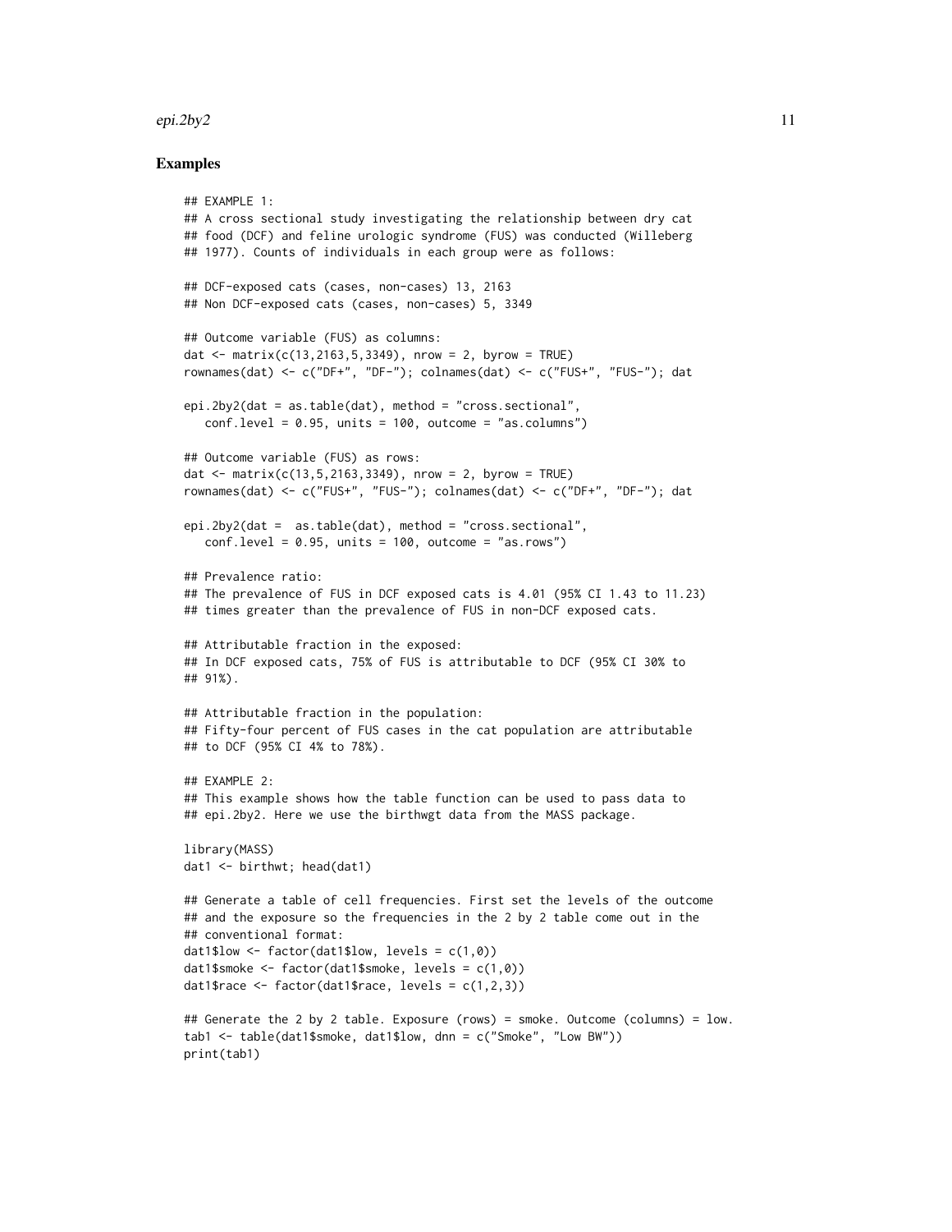## Examples

```
## EXAMPLE 1:
## A cross sectional study investigating the relationship between dry cat
## food (DCF) and feline urologic syndrome (FUS) was conducted (Willeberg
## 1977). Counts of individuals in each group were as follows:

## DCF-exposed cats (cases, non-cases) 13, 2163
## Non DCF-exposed cats (cases, non-cases) 5, 3349

## Outcome variable (FUS) as columns:
dat <- matrix(c(13,2163,5,3349), nrow = 2, byrow = TRUE)
rownames(dat) <- c("DF+", "DF-"); colnames(dat) <- c("FUS+", "FUS-"); dat

epi.2by2(dat = as.table(dat), method = "cross.sectional",
   conf.level = 0.95, units = 100, outcome = "as.columns")

## Outcome variable (FUS) as rows:
dat <- matrix(c(13,5,2163,3349), nrow = 2, byrow = TRUE)
rownames(dat) <- c("FUS+", "FUS-"); colnames(dat) <- c("DF+", "DF-"); dat

epi.2by2(dat =  as.table(dat), method = "cross.sectional",
   conf.level = 0.95, units = 100, outcome = "as.rows")

## Prevalence ratio:
## The prevalence of FUS in DCF exposed cats is 4.01 (95% CI 1.43 to 11.23)
## times greater than the prevalence of FUS in non-DCF exposed cats.

## Attributable fraction in the exposed:
## In DCF exposed cats, 75% of FUS is attributable to DCF (95% CI 30% to
## 91%).

## Attributable fraction in the population:
## Fifty-four percent of FUS cases in the cat population are attributable
## to DCF (95% CI 4% to 78%).

## EXAMPLE 2:
## This example shows how the table function can be used to pass data to
## epi.2by2. Here we use the birthwgt data from the MASS package.

library(MASS)
dat1 <- birthwt; head(dat1)

## Generate a table of cell frequencies. First set the levels of the outcome
## and the exposure so the frequencies in the 2 by 2 table come out in the
## conventional format:
dat1$low <- factor(dat1$low, levels = c(1,0))
dat1$smoke <- factor(dat1$smoke, levels = c(1,0))
dat1$race <- factor(dat1$race, levels = c(1,2,3))

## Generate the 2 by 2 table. Exposure (rows) = smoke. Outcome (columns) = low.
tab1 <- table(dat1$smoke, dat1$low, dnn = c("Smoke", "Low BW"))
print(tab1)
```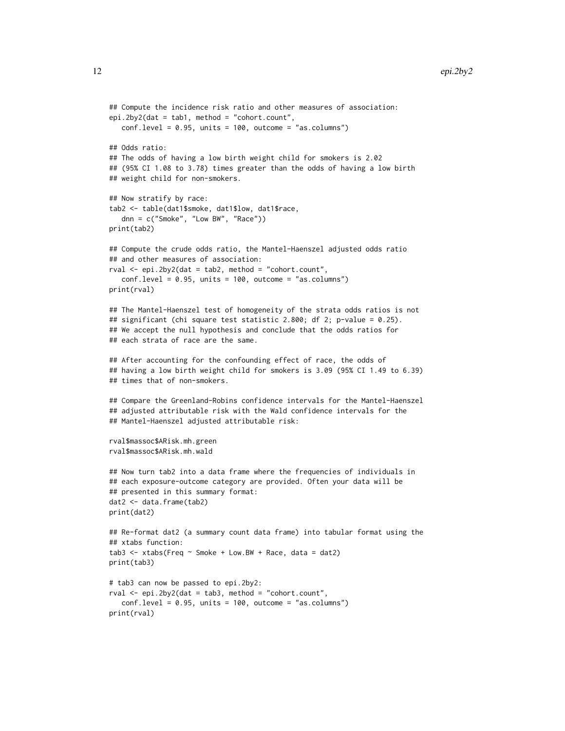```
## Compute the incidence risk ratio and other measures of association:
epi.2by2(dat = tab1, method = "cohort.count",
   conf.level = 0.95, units = 100, outcome = "as.columns")

## Odds ratio:
## The odds of having a low birth weight child for smokers is 2.02
## (95% CI 1.08 to 3.78) times greater than the odds of having a low birth
## weight child for non-smokers.

## Now stratify by race:
tab2 <- table(dat1$smoke, dat1$low, dat1$race,
   dnn = c("Smoke", "Low BW", "Race"))
print(tab2)

## Compute the crude odds ratio, the Mantel-Haenszel adjusted odds ratio
## and other measures of association:
rval <- epi.2by2(dat = tab2, method = "cohort.count",
   conf.level = 0.95, units = 100, outcome = "as.columns")
print(rval)

## The Mantel-Haenszel test of homogeneity of the strata odds ratios is not
## significant (chi square test statistic 2.800; df 2; p-value = 0.25).
## We accept the null hypothesis and conclude that the odds ratios for
## each strata of race are the same.

## After accounting for the confounding effect of race, the odds of
## having a low birth weight child for smokers is 3.09 (95% CI 1.49 to 6.39)
## times that of non-smokers.

## Compare the Greenland-Robins confidence intervals for the Mantel-Haenszel
## adjusted attributable risk with the Wald confidence intervals for the
## Mantel-Haenszel adjusted attributable risk:

rval$massoc$ARisk.mh.green
rval$massoc$ARisk.mh.wald

## Now turn tab2 into a data frame where the frequencies of individuals in
## each exposure-outcome category are provided. Often your data will be
## presented in this summary format:
dat2 <- data.frame(tab2)
print(dat2)

## Re-format dat2 (a summary count data frame) into tabular format using the
## xtabs function:
tab3 <- xtabs(Freq ~ Smoke + Low.BW + Race, data = dat2)
print(tab3)

# tab3 can now be passed to epi.2by2:
rval <- epi.2by2(dat = tab3, method = "cohort.count",
   conf.level = 0.95, units = 100, outcome = "as.columns")
print(rval)
```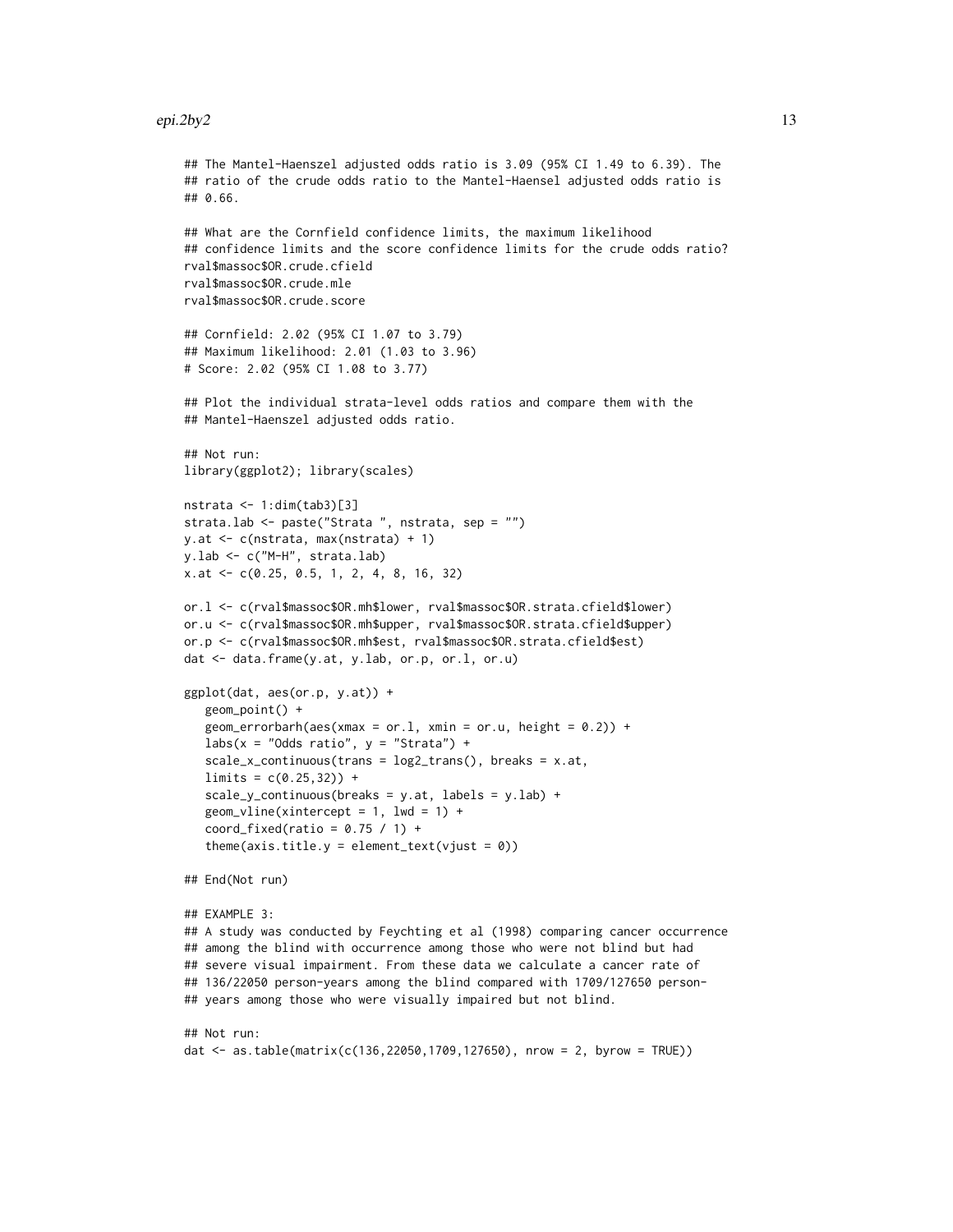```
## The Mantel-Haenszel adjusted odds ratio is 3.09 (95% CI 1.49 to 6.39). The
## ratio of the crude odds ratio to the Mantel-Haensel adjusted odds ratio is
## 0.66.

## What are the Cornfield confidence limits, the maximum likelihood
## confidence limits and the score confidence limits for the crude odds ratio?
rval$massoc$OR.crude.cfield
rval$massoc$OR.crude.mle
rval$massoc$OR.crude.score

## Cornfield: 2.02 (95% CI 1.07 to 3.79)
## Maximum likelihood: 2.01 (1.03 to 3.96)
# Score: 2.02 (95% CI 1.08 to 3.77)

## Plot the individual strata-level odds ratios and compare them with the
## Mantel-Haenszel adjusted odds ratio.

## Not run:
library(ggplot2); library(scales)

nstrata <- 1:dim(tab3)[3]
strata.lab <- paste("Strata ", nstrata, sep = "")
y.at <- c(nstrata, max(nstrata) + 1)
y.lab <- c("M-H", strata.lab)
x.at <- c(0.25, 0.5, 1, 2, 4, 8, 16, 32)

or.l <- c(rval$massoc$OR.mh$lower, rval$massoc$OR.strata.cfield$lower)
or.u <- c(rval$massoc$OR.mh$upper, rval$massoc$OR.strata.cfield$upper)
or.p <- c(rval$massoc$OR.mh$est, rval$massoc$OR.strata.cfield$est)
dat <- data.frame(y.at, y.lab, or.p, or.l, or.u)

ggplot(dat, aes(or.p, y.at)) +
   geom_point() +
   geom_errorbarh(aes(xmax = or.l, xmin = or.u, height = 0.2)) +
   labs(x = "Odds ratio", y = "Strata") +
   scale_x_continuous(trans = log2_trans(), breaks = x.at,
   limits = c(0.25,32)) +
   scale_y_continuous(breaks = y.at, labels = y.lab) +
   geom_vline(xintercept = 1, lwd = 1) +
   coord_fixed(ratio = 0.75 / 1) +
   theme(axis.title.y = element_text(vjust = 0))

## End(Not run)

## EXAMPLE 3:
## A study was conducted by Feychting et al (1998) comparing cancer occurrence
## among the blind with occurrence among those who were not blind but had
## severe visual impairment. From these data we calculate a cancer rate of
## 136/22050 person-years among the blind compared with 1709/127650 person-
## years among those who were visually impaired but not blind.

## Not run:
dat <- as.table(matrix(c(136,22050,1709,127650), nrow = 2, byrow = TRUE))
```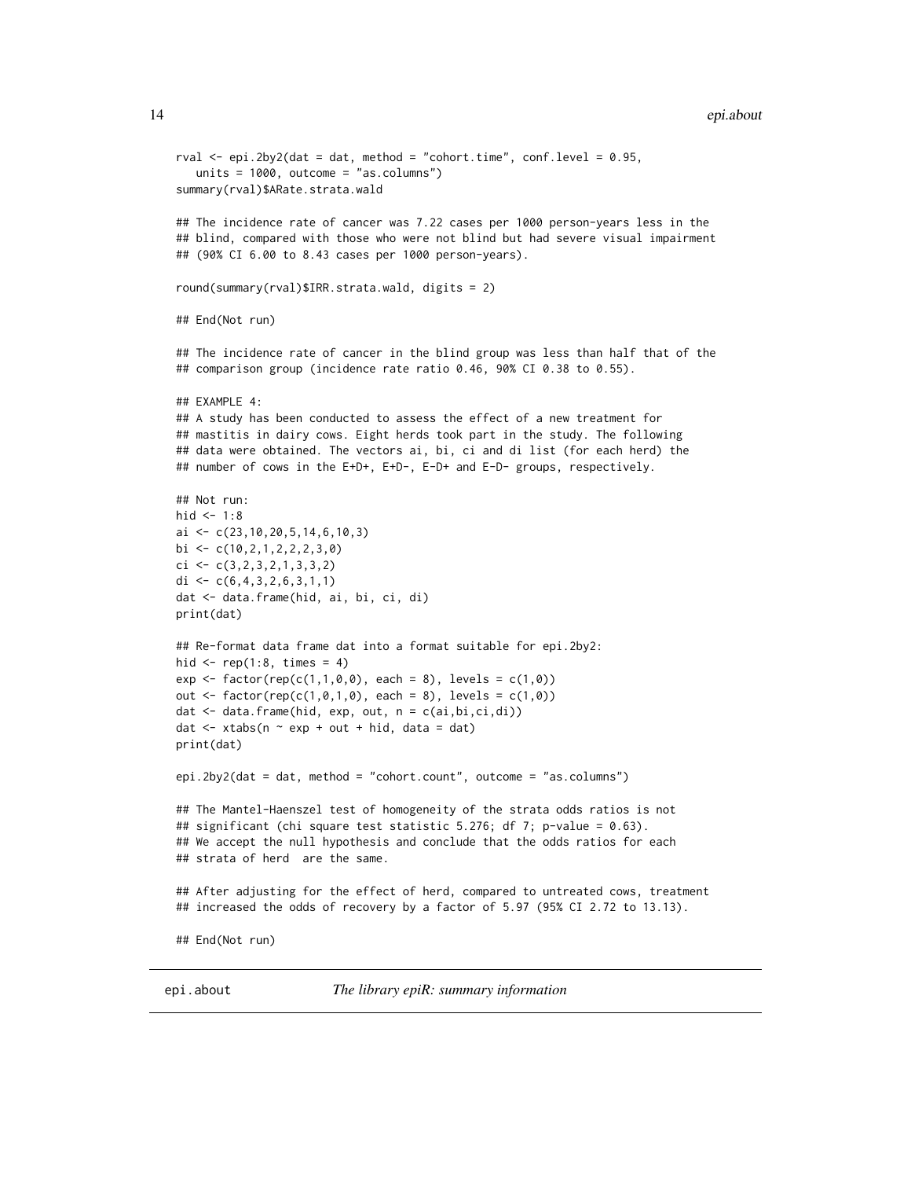```
rval <- epi.2by2(dat = dat, method = "cohort.time", conf.level = 0.95,
   units = 1000, outcome = "as.columns")
summary(rval)$ARate.strata.wald

## The incidence rate of cancer was 7.22 cases per 1000 person-years less in the
## blind, compared with those who were not blind but had severe visual impairment
## (90% CI 6.00 to 8.43 cases per 1000 person-years).

round(summary(rval)$IRR.strata.wald, digits = 2)

## End(Not run)

## The incidence rate of cancer in the blind group was less than half that of the
## comparison group (incidence rate ratio 0.46, 90% CI 0.38 to 0.55).

## EXAMPLE 4:
## A study has been conducted to assess the effect of a new treatment for
## mastitis in dairy cows. Eight herds took part in the study. The following
## data were obtained. The vectors ai, bi, ci and di list (for each herd) the
## number of cows in the E+D+, E+D-, E-D+ and E-D- groups, respectively.

## Not run:
hid <- 1:8
ai <- c(23,10,20,5,14,6,10,3)
bi <- c(10,2,1,2,2,2,3,0)
ci <- c(3,2,3,2,1,3,3,2)
di <- c(6,4,3,2,6,3,1,1)
dat <- data.frame(hid, ai, bi, ci, di)
print(dat)

## Re-format data frame dat into a format suitable for epi.2by2:
hid <- rep(1:8, times = 4)
exp <- factor(rep(c(1,1,0,0), each = 8), levels = c(1,0))
out <- factor(rep(c(1,0,1,0), each = 8), levels = c(1,0))
dat <- data.frame(hid, exp, out, n = c(ai,bi,ci,di))
dat <- xtabs(n ~ exp + out + hid, data = dat)
print(dat)

epi.2by2(dat = dat, method = "cohort.count", outcome = "as.columns")

## The Mantel-Haenszel test of homogeneity of the strata odds ratios is not
## significant (chi square test statistic 5.276; df 7; p-value = 0.63).
## We accept the null hypothesis and conclude that the odds ratios for each
## strata of herd  are the same.

## After adjusting for the effect of herd, compared to untreated cows, treatment
## increased the odds of recovery by a factor of 5.97 (95% CI 2.72 to 13.13).

## End(Not run)
```

---

epi.about *The library epiR: summary information*

---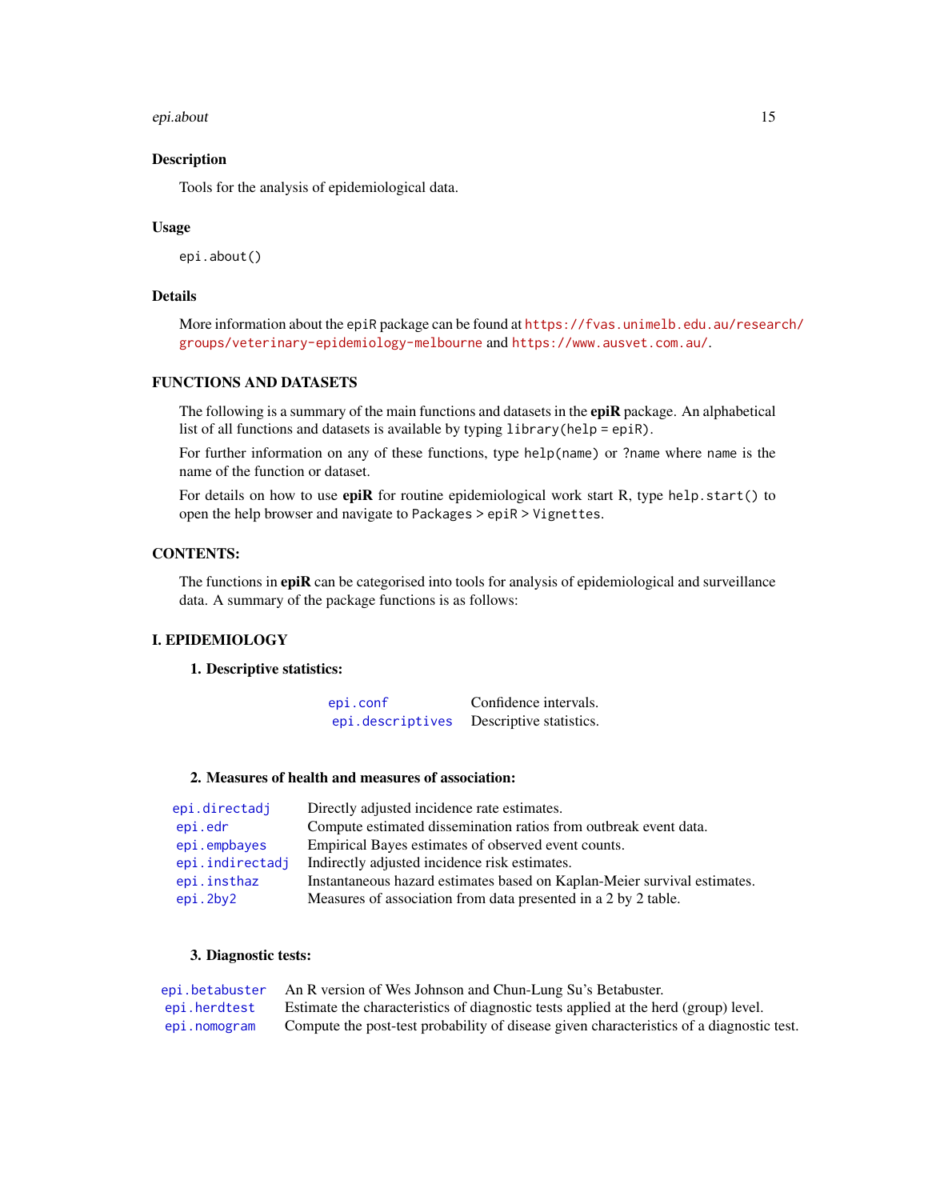## Description

Tools for the analysis of epidemiological data.

## Usage

```
epi.about()
```

## Details

More information about the `epiR` package can be found at https://fvas.unimelb.edu.au/research/groups/veterinary-epidemiology-melbourne and https://www.ausvet.com.au/.

## FUNCTIONS AND DATASETS

The following is a summary of the main functions and datasets in the **epiR** package. An alphabetical list of all functions and datasets is available by typing `library(help = epiR)`.

For further information on any of these functions, type `help(name)` or `?name` where `name` is the name of the function or dataset.

For details on how to use **epiR** for routine epidemiological work start R, type `help.start()` to open the help browser and navigate to `Packages > epiR > Vignettes`.

## CONTENTS:

The functions in **epiR** can be categorised into tools for analysis of epidemiological and surveillance data. A summary of the package functions is as follows:

## I. EPIDEMIOLOGY

### 1. Descriptive statistics:

| | |
|---|---|
| `epi.conf` | Confidence intervals. |
| `epi.descriptives` | Descriptive statistics. |

### 2. Measures of health and measures of association:

| | |
|---|---|
| `epi.directadj` | Directly adjusted incidence rate estimates. |
| `epi.edr` | Compute estimated dissemination ratios from outbreak event data. |
| `epi.empbayes` | Empirical Bayes estimates of observed event counts. |
| `epi.indirectadj` | Indirectly adjusted incidence risk estimates. |
| `epi.insthaz` | Instantaneous hazard estimates based on Kaplan-Meier survival estimates. |
| `epi.2by2` | Measures of association from data presented in a 2 by 2 table. |

### 3. Diagnostic tests:

| | |
|---|---|
| `epi.betabuster` | An R version of Wes Johnson and Chun-Lung Su's Betabuster. |
| `epi.herdtest` | Estimate the characteristics of diagnostic tests applied at the herd (group) level. |
| `epi.nomogram` | Compute the post-test probability of disease given characteristics of a diagnostic test. |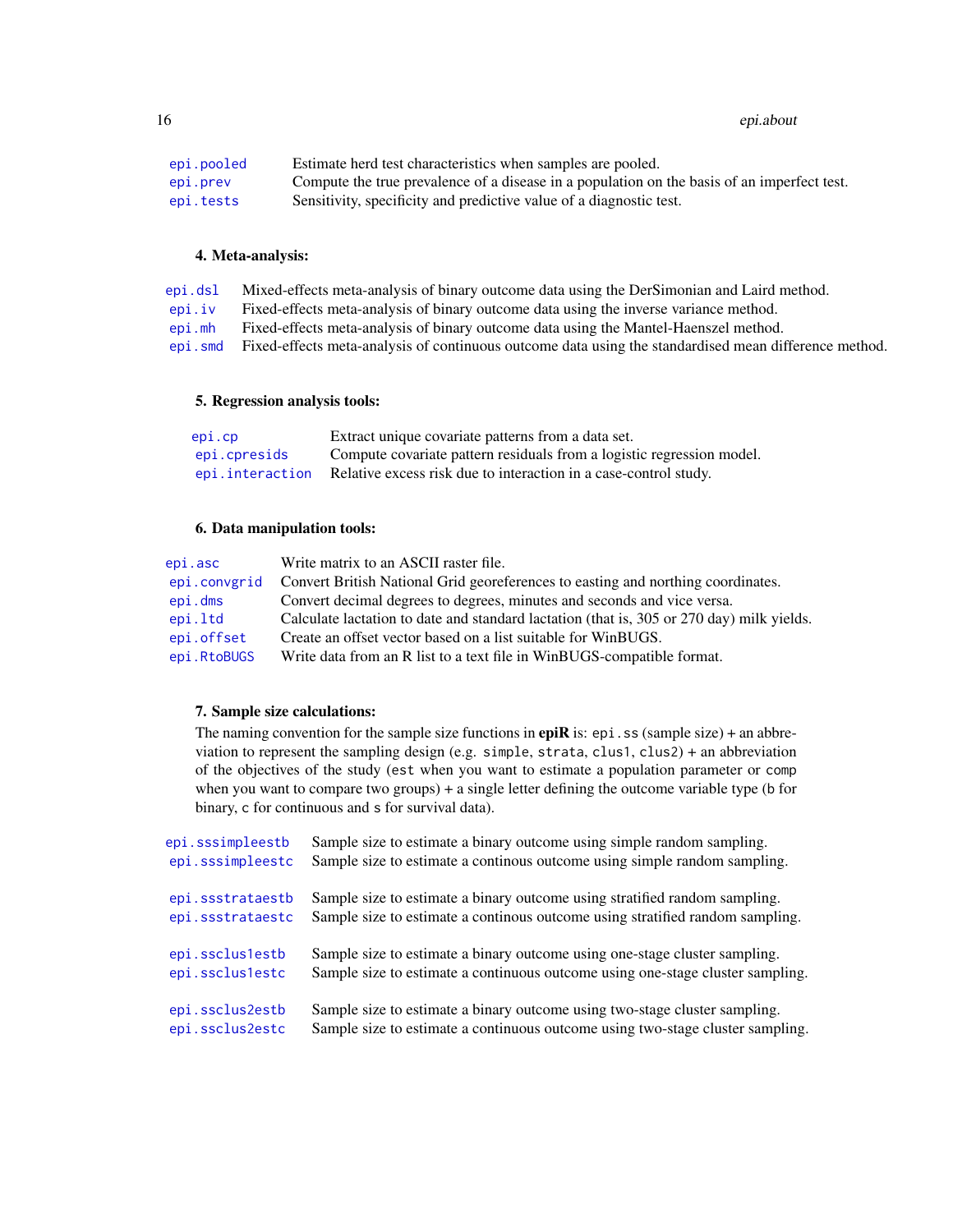| | |
|---|---|
| epi.pooled | Estimate herd test characteristics when samples are pooled. |
| epi.prev | Compute the true prevalence of a disease in a population on the basis of an imperfect test. |
| epi.tests | Sensitivity, specificity and predictive value of a diagnostic test. |

**4. Meta-analysis:**

| | |
|---|---|
| epi.dsl | Mixed-effects meta-analysis of binary outcome data using the DerSimonian and Laird method. |
| epi.iv | Fixed-effects meta-analysis of binary outcome data using the inverse variance method. |
| epi.mh | Fixed-effects meta-analysis of binary outcome data using the Mantel-Haenszel method. |
| epi.smd | Fixed-effects meta-analysis of continuous outcome data using the standardised mean difference method. |

**5. Regression analysis tools:**

| | |
|---|---|
| epi.cp | Extract unique covariate patterns from a data set. |
| epi.cpresids | Compute covariate pattern residuals from a logistic regression model. |
| epi.interaction | Relative excess risk due to interaction in a case-control study. |

**6. Data manipulation tools:**

| | |
|---|---|
| epi.asc | Write matrix to an ASCII raster file. |
| epi.convgrid | Convert British National Grid georeferences to easting and northing coordinates. |
| epi.dms | Convert decimal degrees to degrees, minutes and seconds and vice versa. |
| epi.ltd | Calculate lactation to date and standard lactation (that is, 305 or 270 day) milk yields. |
| epi.offset | Create an offset vector based on a list suitable for WinBUGS. |
| epi.RtoBUGS | Write data from an R list to a text file in WinBUGS-compatible format. |

**7. Sample size calculations:**

The naming convention for the sample size functions in **epiR** is: `epi.ss` (sample size) + an abbreviation to represent the sampling design (e.g. `simple`, `strata`, `clus1`, `clus2`) + an abbreviation of the objectives of the study (`est` when you want to estimate a population parameter or `comp` when you want to compare two groups) + a single letter defining the outcome variable type (`b` for binary, `c` for continuous and `s` for survival data).

| | |
|---|---|
| epi.sssimpleestb | Sample size to estimate a binary outcome using simple random sampling. |
| epi.sssimpleestc | Sample size to estimate a continous outcome using simple random sampling. |
| epi.ssstrataestb | Sample size to estimate a binary outcome using stratified random sampling. |
| epi.ssstrataestc | Sample size to estimate a continous outcome using stratified random sampling. |
| epi.ssclus1estb | Sample size to estimate a binary outcome using one-stage cluster sampling. |
| epi.ssclus1estc | Sample size to estimate a continuous outcome using one-stage cluster sampling. |
| epi.ssclus2estb | Sample size to estimate a binary outcome using two-stage cluster sampling. |
| epi.ssclus2estc | Sample size to estimate a continuous outcome using two-stage cluster sampling. |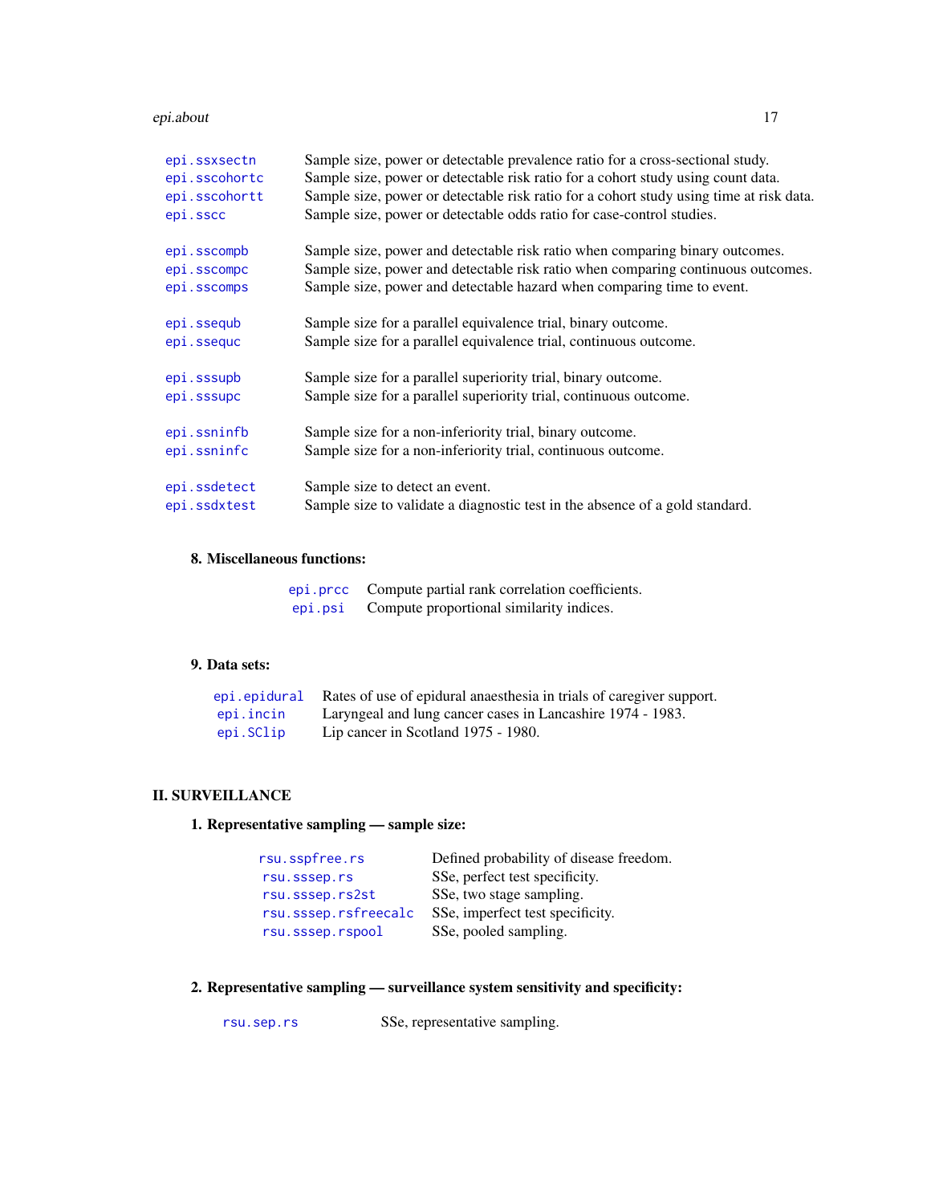| | |
|---|---|
| epi.ssxsectn | Sample size, power or detectable prevalence ratio for a cross-sectional study. |
| epi.sscohortc | Sample size, power or detectable risk ratio for a cohort study using count data. |
| epi.sscohortt | Sample size, power or detectable risk ratio for a cohort study using time at risk data. |
| epi.sscc | Sample size, power or detectable odds ratio for case-control studies. |
| epi.sscompb | Sample size, power and detectable risk ratio when comparing binary outcomes. |
| epi.sscompc | Sample size, power and detectable risk ratio when comparing continuous outcomes. |
| epi.sscomps | Sample size, power and detectable hazard when comparing time to event. |
| epi.ssequb | Sample size for a parallel equivalence trial, binary outcome. |
| epi.ssequc | Sample size for a parallel equivalence trial, continuous outcome. |
| epi.sssupb | Sample size for a parallel superiority trial, binary outcome. |
| epi.sssupc | Sample size for a parallel superiority trial, continuous outcome. |
| epi.ssninfb | Sample size for a non-inferiority trial, binary outcome. |
| epi.ssninfc | Sample size for a non-inferiority trial, continuous outcome. |
| epi.ssdetect | Sample size to detect an event. |
| epi.ssdxtest | Sample size to validate a diagnostic test in the absence of a gold standard. |

**8. Miscellaneous functions:**

| | |
|---|---|
| epi.prcc | Compute partial rank correlation coefficients. |
| epi.psi | Compute proportional similarity indices. |

**9. Data sets:**

| | |
|---|---|
| epi.epidural | Rates of use of epidural anaesthesia in trials of caregiver support. |
| epi.incin | Laryngeal and lung cancer cases in Lancashire 1974 - 1983. |
| epi.SClip | Lip cancer in Scotland 1975 - 1980. |

## II. SURVEILLANCE

**1. Representative sampling — sample size:**

| | |
|---|---|
| rsu.sspfree.rs | Defined probability of disease freedom. |
| rsu.sssep.rs | SSe, perfect test specificity. |
| rsu.sssep.rs2st | SSe, two stage sampling. |
| rsu.sssep.rsfreecalc | SSe, imperfect test specificity. |
| rsu.sssep.rspool | SSe, pooled sampling. |

**2. Representative sampling — surveillance system sensitivity and specificity:**

| | |
|---|---|
| rsu.sep.rs | SSe, representative sampling. |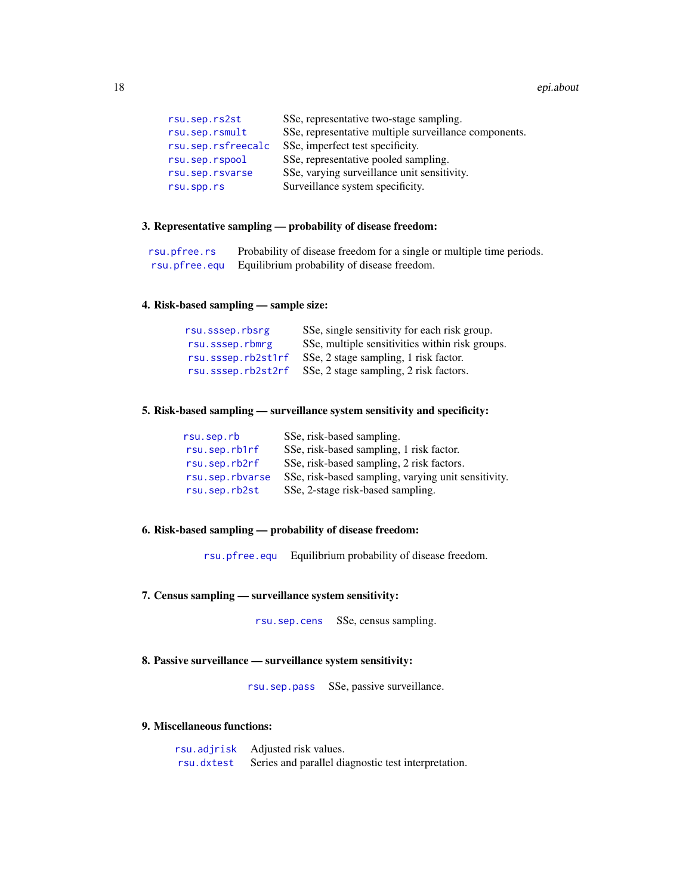| | |
|---|---|
| `rsu.sep.rs2st` | SSe, representative two-stage sampling. |
| `rsu.sep.rsmult` | SSe, representative multiple surveillance components. |
| `rsu.sep.rsfreecalc` | SSe, imperfect test specificity. |
| `rsu.sep.rspool` | SSe, representative pooled sampling. |
| `rsu.sep.rsvarse` | SSe, varying surveillance unit sensitivity. |
| `rsu.spp.rs` | Surveillance system specificity. |

**3. Representative sampling — probability of disease freedom:**

| | |
|---|---|
| `rsu.pfree.rs` | Probability of disease freedom for a single or multiple time periods. |
| `rsu.pfree.equ` | Equilibrium probability of disease freedom. |

**4. Risk-based sampling — sample size:**

| | |
|---|---|
| `rsu.sssep.rbsrg` | SSe, single sensitivity for each risk group. |
| `rsu.sssep.rbmrg` | SSe, multiple sensitivities within risk groups. |
| `rsu.sssep.rb2st1rf` | SSe, 2 stage sampling, 1 risk factor. |
| `rsu.sssep.rb2st2rf` | SSe, 2 stage sampling, 2 risk factors. |

**5. Risk-based sampling — surveillance system sensitivity and specificity:**

| | |
|---|---|
| `rsu.sep.rb` | SSe, risk-based sampling. |
| `rsu.sep.rb1rf` | SSe, risk-based sampling, 1 risk factor. |
| `rsu.sep.rb2rf` | SSe, risk-based sampling, 2 risk factors. |
| `rsu.sep.rbvarse` | SSe, risk-based sampling, varying unit sensitivity. |
| `rsu.sep.rb2st` | SSe, 2-stage risk-based sampling. |

**6. Risk-based sampling — probability of disease freedom:**

| | |
|---|---|
| `rsu.pfree.equ` | Equilibrium probability of disease freedom. |

**7. Census sampling — surveillance system sensitivity:**

| | |
|---|---|
| `rsu.sep.cens` | SSe, census sampling. |

**8. Passive surveillance — surveillance system sensitivity:**

| | |
|---|---|
| `rsu.sep.pass` | SSe, passive surveillance. |

**9. Miscellaneous functions:**

| | |
|---|---|
| `rsu.adjrisk` | Adjusted risk values. |
| `rsu.dxtest` | Series and parallel diagnostic test interpretation. |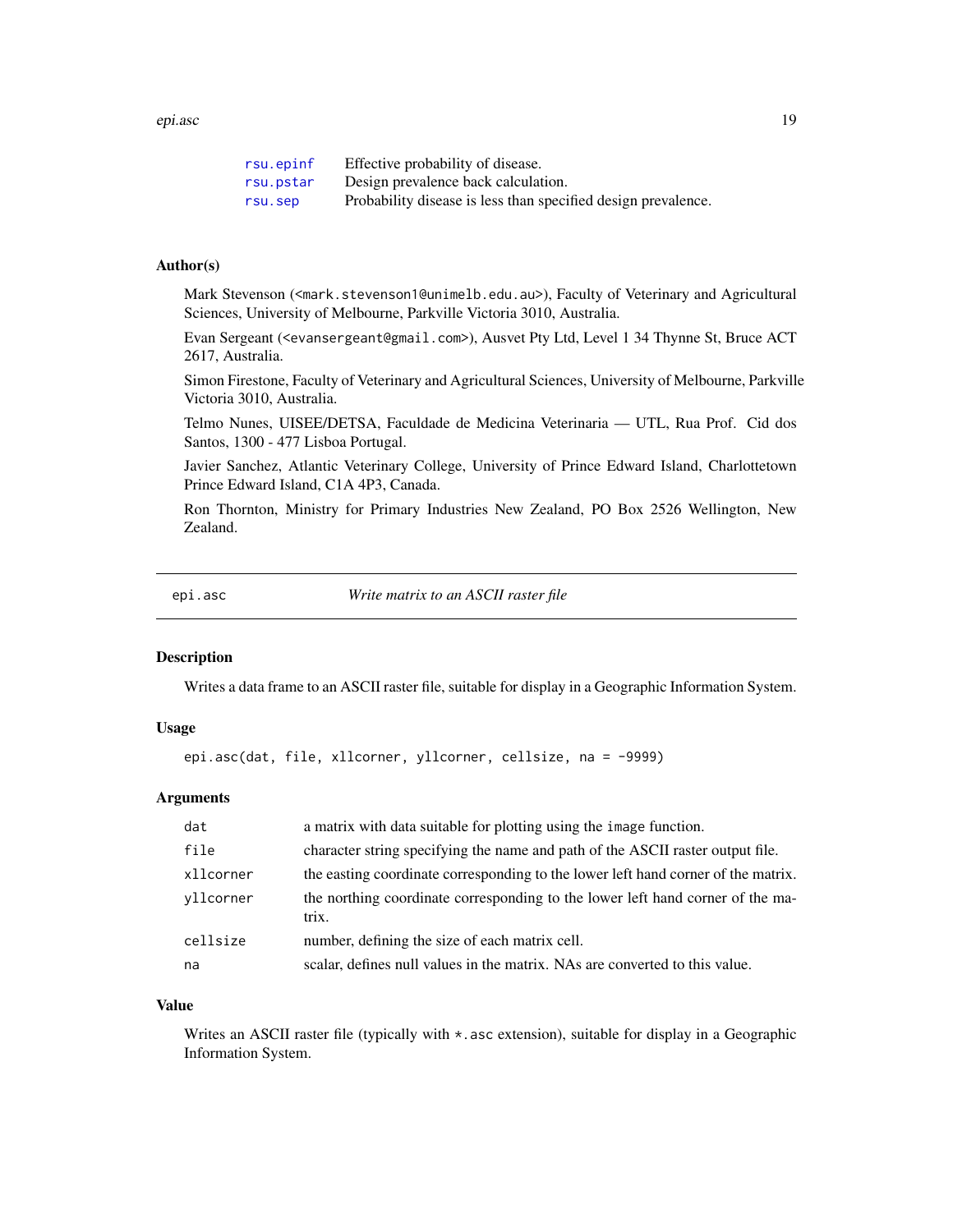| | |
|---|---|
| rsu.epinf | Effective probability of disease. |
| rsu.pstar | Design prevalence back calculation. |
| rsu.sep | Probability disease is less than specified design prevalence. |

### Author(s)

Mark Stevenson (<mark.stevenson1@unimelb.edu.au>), Faculty of Veterinary and Agricultural Sciences, University of Melbourne, Parkville Victoria 3010, Australia.

Evan Sergeant (<evansergeant@gmail.com>), Ausvet Pty Ltd, Level 1 34 Thynne St, Bruce ACT 2617, Australia.

Simon Firestone, Faculty of Veterinary and Agricultural Sciences, University of Melbourne, Parkville Victoria 3010, Australia.

Telmo Nunes, UISEE/DETSA, Faculdade de Medicina Veterinaria — UTL, Rua Prof. Cid dos Santos, 1300 - 477 Lisboa Portugal.

Javier Sanchez, Atlantic Veterinary College, University of Prince Edward Island, Charlottetown Prince Edward Island, C1A 4P3, Canada.

Ron Thornton, Ministry for Primary Industries New Zealand, PO Box 2526 Wellington, New Zealand.

---

## epi.asc — *Write matrix to an ASCII raster file*

### Description

Writes a data frame to an ASCII raster file, suitable for display in a Geographic Information System.

### Usage

```
epi.asc(dat, file, xllcorner, yllcorner, cellsize, na = -9999)
```

### Arguments

| | |
|---|---|
| dat | a matrix with data suitable for plotting using the image function. |
| file | character string specifying the name and path of the ASCII raster output file. |
| xllcorner | the easting coordinate corresponding to the lower left hand corner of the matrix. |
| yllcorner | the northing coordinate corresponding to the lower left hand corner of the matrix. |
| cellsize | number, defining the size of each matrix cell. |
| na | scalar, defines null values in the matrix. NAs are converted to this value. |

### Value

Writes an ASCII raster file (typically with *.asc extension), suitable for display in a Geographic Information System.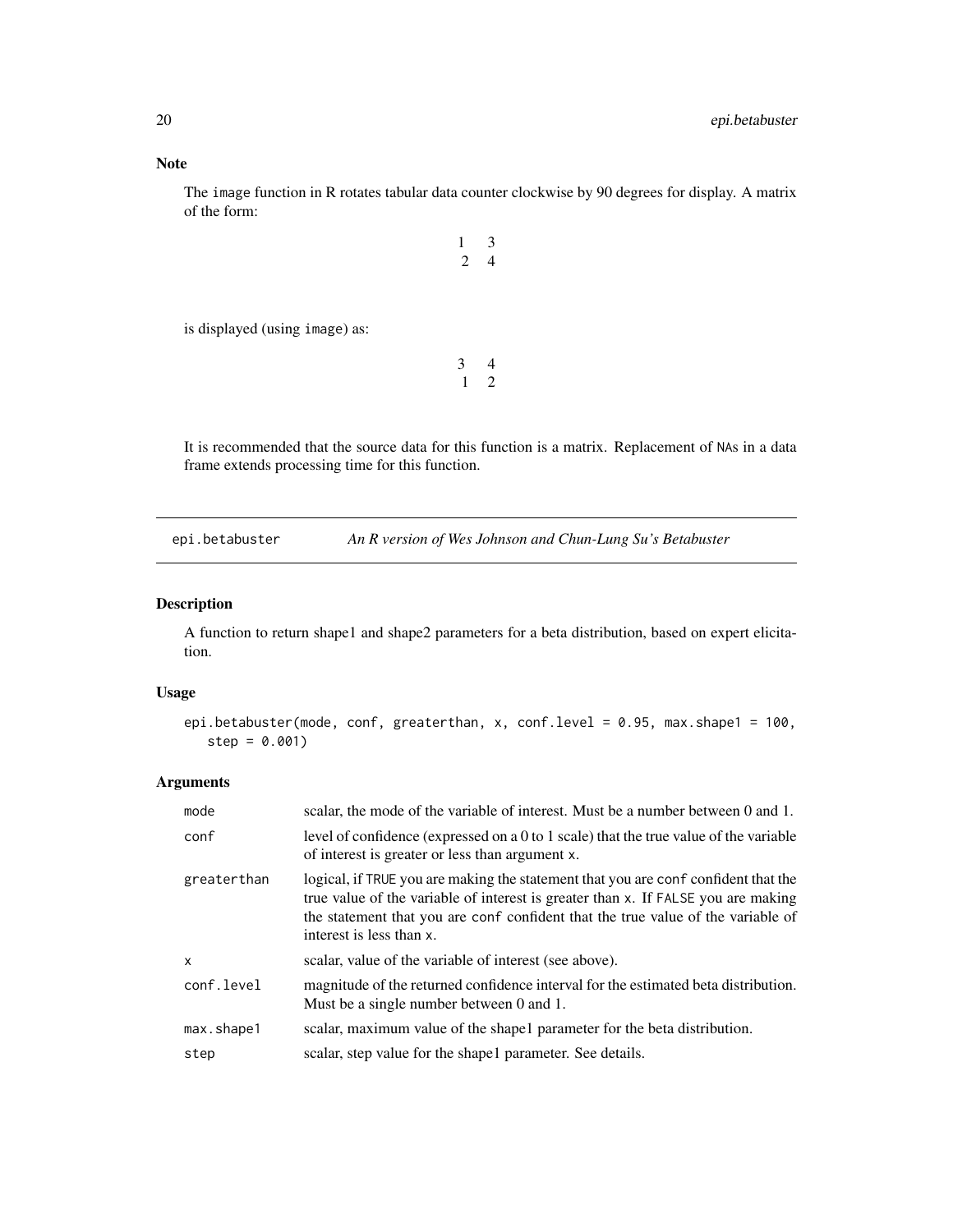## Note

The `image` function in R rotates tabular data counter clockwise by 90 degrees for display. A matrix of the form:

```
1  3
2  4
```

is displayed (using `image`) as:

```
3  4
1  2
```

It is recommended that the source data for this function is a matrix. Replacement of NAs in a data frame extends processing time for this function.

---

# epi.betabuster — *An R version of Wes Johnson and Chun-Lung Su's Betabuster*

## Description

A function to return shape1 and shape2 parameters for a beta distribution, based on expert elicitation.

## Usage

```
epi.betabuster(mode, conf, greaterthan, x, conf.level = 0.95, max.shape1 = 100,
   step = 0.001)
```

## Arguments

| | |
|---|---|
| `mode` | scalar, the mode of the variable of interest. Must be a number between 0 and 1. |
| `conf` | level of confidence (expressed on a 0 to 1 scale) that the true value of the variable of interest is greater or less than argument `x`. |
| `greaterthan` | logical, if `TRUE` you are making the statement that you are `conf` confident that the true value of the variable of interest is greater than `x`. If `FALSE` you are making the statement that you are `conf` confident that the true value of the variable of interest is less than `x`. |
| `x` | scalar, value of the variable of interest (see above). |
| `conf.level` | magnitude of the returned confidence interval for the estimated beta distribution. Must be a single number between 0 and 1. |
| `max.shape1` | scalar, maximum value of the shape1 parameter for the beta distribution. |
| `step` | scalar, step value for the shape1 parameter. See details. |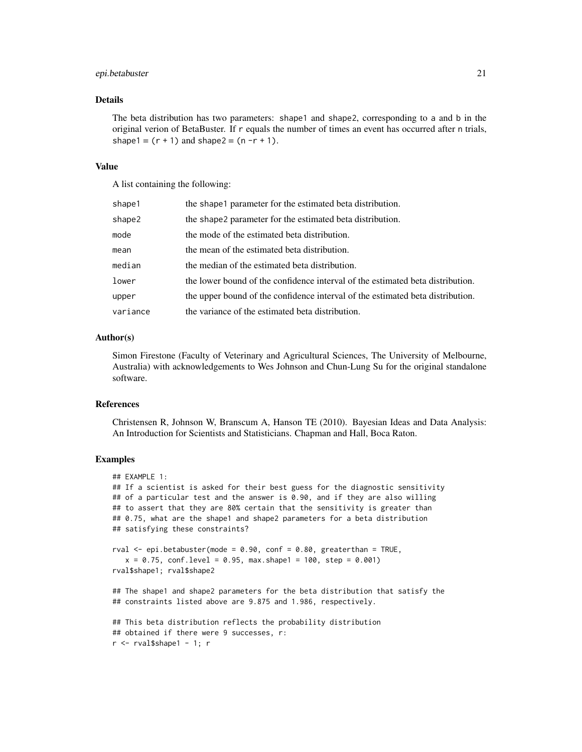## Details

The beta distribution has two parameters: shape1 and shape2, corresponding to a and b in the original verion of BetaBuster. If r equals the number of times an event has occurred after n trials, shape1 = (r + 1) and shape2 = (n -r + 1).

## Value

A list containing the following:

| | |
|---|---|
| shape1 | the shape1 parameter for the estimated beta distribution. |
| shape2 | the shape2 parameter for the estimated beta distribution. |
| mode | the mode of the estimated beta distribution. |
| mean | the mean of the estimated beta distribution. |
| median | the median of the estimated beta distribution. |
| lower | the lower bound of the confidence interval of the estimated beta distribution. |
| upper | the upper bound of the confidence interval of the estimated beta distribution. |
| variance | the variance of the estimated beta distribution. |

## Author(s)

Simon Firestone (Faculty of Veterinary and Agricultural Sciences, The University of Melbourne, Australia) with acknowledgements to Wes Johnson and Chun-Lung Su for the original standalone software.

## References

Christensen R, Johnson W, Branscum A, Hanson TE (2010). Bayesian Ideas and Data Analysis: An Introduction for Scientists and Statisticians. Chapman and Hall, Boca Raton.

## Examples

```
## EXAMPLE 1:
## If a scientist is asked for their best guess for the diagnostic sensitivity
## of a particular test and the answer is 0.90, and if they are also willing
## to assert that they are 80% certain that the sensitivity is greater than
## 0.75, what are the shape1 and shape2 parameters for a beta distribution
## satisfying these constraints?

rval <- epi.betabuster(mode = 0.90, conf = 0.80, greaterthan = TRUE,
   x = 0.75, conf.level = 0.95, max.shape1 = 100, step = 0.001)
rval$shape1; rval$shape2

## The shape1 and shape2 parameters for the beta distribution that satisfy the
## constraints listed above are 9.875 and 1.986, respectively.

## This beta distribution reflects the probability distribution
## obtained if there were 9 successes, r:
r <- rval$shape1 - 1; r
```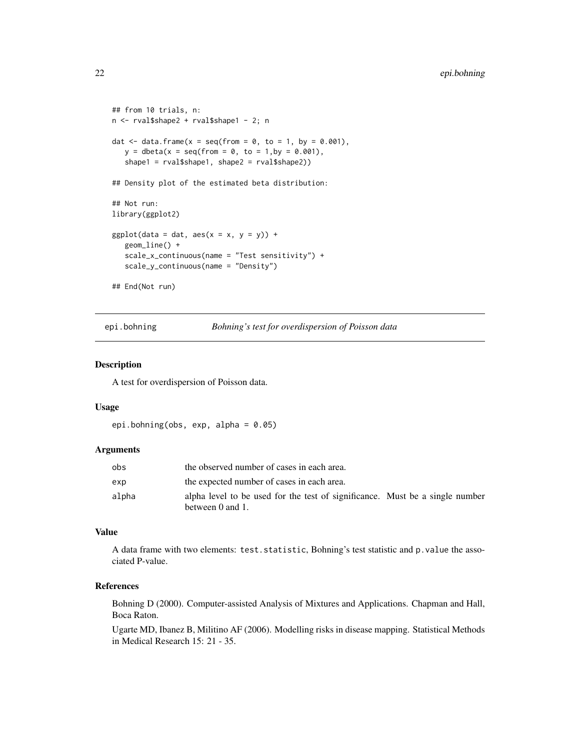```
## from 10 trials, n:
n <- rval$shape2 + rval$shape1 - 2; n

dat <- data.frame(x = seq(from = 0, to = 1, by = 0.001),
   y = dbeta(x = seq(from = 0, to = 1,by = 0.001),
   shape1 = rval$shape1, shape2 = rval$shape2))

## Density plot of the estimated beta distribution:

## Not run:
library(ggplot2)

ggplot(data = dat, aes(x = x, y = y)) +
   geom_line() +
   scale_x_continuous(name = "Test sensitivity") +
   scale_y_continuous(name = "Density")

## End(Not run)
```

---

## epi.bohning — *Bohning's test for overdispersion of Poisson data*

---

### Description

A test for overdispersion of Poisson data.

### Usage

```
epi.bohning(obs, exp, alpha = 0.05)
```

### Arguments

| | |
|---|---|
| obs | the observed number of cases in each area. |
| exp | the expected number of cases in each area. |
| alpha | alpha level to be used for the test of significance. Must be a single number between 0 and 1. |

### Value

A data frame with two elements: `test.statistic`, Bohning's test statistic and `p.value` the associated P-value.

### References

Bohning D (2000). Computer-assisted Analysis of Mixtures and Applications. Chapman and Hall, Boca Raton.

Ugarte MD, Ibanez B, Militino AF (2006). Modelling risks in disease mapping. Statistical Methods in Medical Research 15: 21 - 35.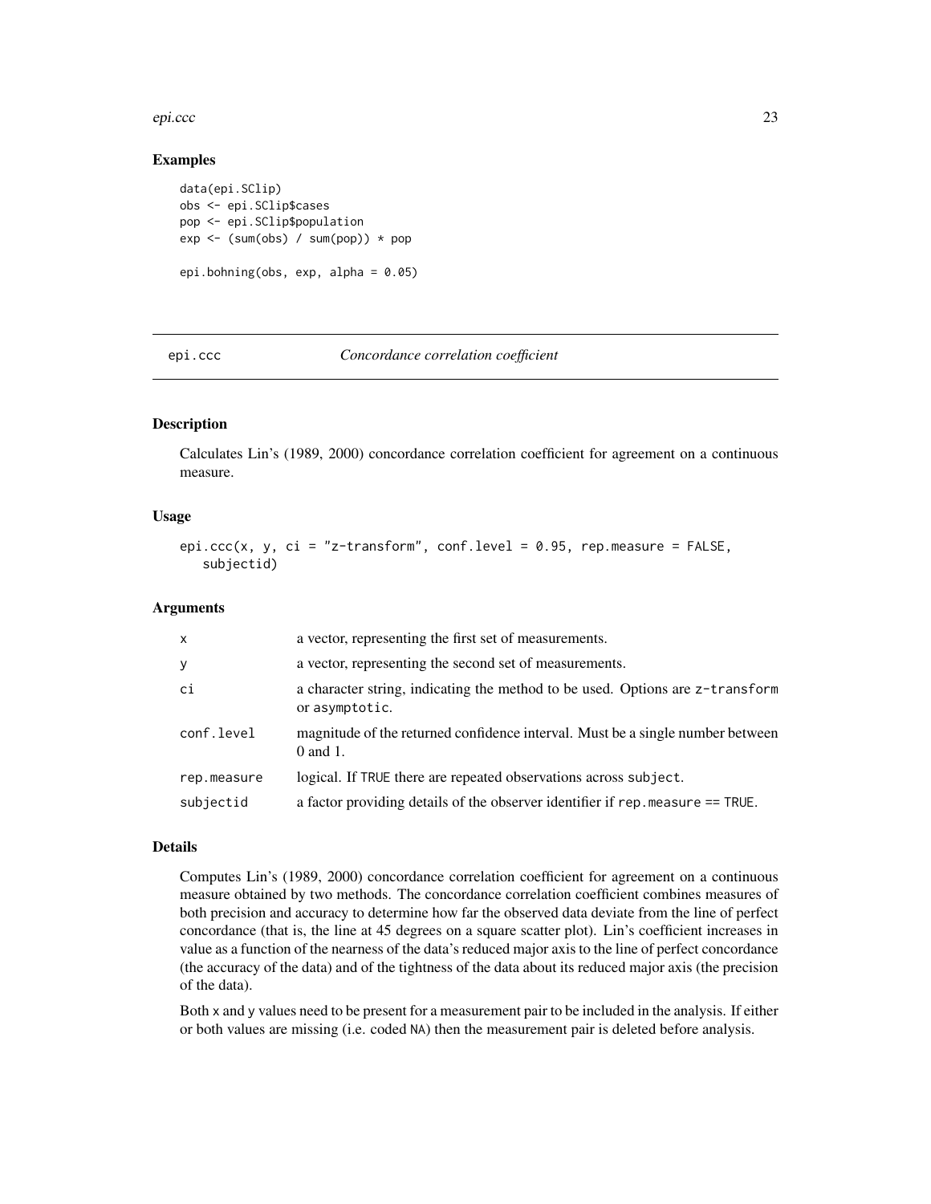### Examples

```
data(epi.SClip)
obs <- epi.SClip$cases
pop <- epi.SClip$population
exp <- (sum(obs) / sum(pop)) * pop

epi.bohning(obs, exp, alpha = 0.05)
```

---

## epi.ccc *Concordance correlation coefficient*

---

### Description

Calculates Lin's (1989, 2000) concordance correlation coefficient for agreement on a continuous measure.

### Usage

```
epi.ccc(x, y, ci = "z-transform", conf.level = 0.95, rep.measure = FALSE,
   subjectid)
```

### Arguments

| | |
|---|---|
| `x` | a vector, representing the first set of measurements. |
| `y` | a vector, representing the second set of measurements. |
| `ci` | a character string, indicating the method to be used. Options are `z-transform` or `asymptotic`. |
| `conf.level` | magnitude of the returned confidence interval. Must be a single number between 0 and 1. |
| `rep.measure` | logical. If `TRUE` there are repeated observations across `subject`. |
| `subjectid` | a factor providing details of the observer identifier if `rep.measure == TRUE`. |

### Details

Computes Lin's (1989, 2000) concordance correlation coefficient for agreement on a continuous measure obtained by two methods. The concordance correlation coefficient combines measures of both precision and accuracy to determine how far the observed data deviate from the line of perfect concordance (that is, the line at 45 degrees on a square scatter plot). Lin's coefficient increases in value as a function of the nearness of the data's reduced major axis to the line of perfect concordance (the accuracy of the data) and of the tightness of the data about its reduced major axis (the precision of the data).

Both `x` and `y` values need to be present for a measurement pair to be included in the analysis. If either or both values are missing (i.e. coded `NA`) then the measurement pair is deleted before analysis.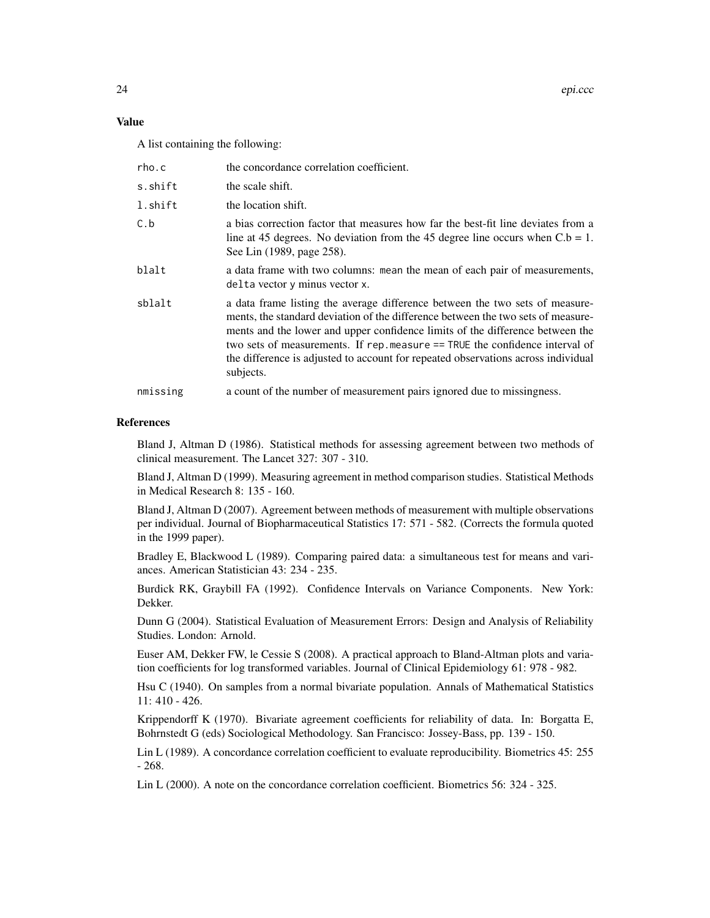## Value

A list containing the following:

| | |
|---|---|
| `rho.c` | the concordance correlation coefficient. |
| `s.shift` | the scale shift. |
| `l.shift` | the location shift. |
| `C.b` | a bias correction factor that measures how far the best-fit line deviates from a line at 45 degrees. No deviation from the 45 degree line occurs when C.b = 1. See Lin (1989, page 258). |
| `blalt` | a data frame with two columns: `mean` the mean of each pair of measurements, `delta` vector `y` minus vector `x`. |
| `sblalt` | a data frame listing the average difference between the two sets of measurements, the standard deviation of the difference between the two sets of measurements and the lower and upper confidence limits of the difference between the two sets of measurements. If `rep.measure == TRUE` the confidence interval of the difference is adjusted to account for repeated observations across individual subjects. |
| `nmissing` | a count of the number of measurement pairs ignored due to missingness. |

## References

Bland J, Altman D (1986). Statistical methods for assessing agreement between two methods of clinical measurement. The Lancet 327: 307 - 310.

Bland J, Altman D (1999). Measuring agreement in method comparison studies. Statistical Methods in Medical Research 8: 135 - 160.

Bland J, Altman D (2007). Agreement between methods of measurement with multiple observations per individual. Journal of Biopharmaceutical Statistics 17: 571 - 582. (Corrects the formula quoted in the 1999 paper).

Bradley E, Blackwood L (1989). Comparing paired data: a simultaneous test for means and variances. American Statistician 43: 234 - 235.

Burdick RK, Graybill FA (1992). Confidence Intervals on Variance Components. New York: Dekker.

Dunn G (2004). Statistical Evaluation of Measurement Errors: Design and Analysis of Reliability Studies. London: Arnold.

Euser AM, Dekker FW, le Cessie S (2008). A practical approach to Bland-Altman plots and variation coefficients for log transformed variables. Journal of Clinical Epidemiology 61: 978 - 982.

Hsu C (1940). On samples from a normal bivariate population. Annals of Mathematical Statistics 11: 410 - 426.

Krippendorff K (1970). Bivariate agreement coefficients for reliability of data. In: Borgatta E, Bohrnstedt G (eds) Sociological Methodology. San Francisco: Jossey-Bass, pp. 139 - 150.

Lin L (1989). A concordance correlation coefficient to evaluate reproducibility. Biometrics 45: 255 - 268.

Lin L (2000). A note on the concordance correlation coefficient. Biometrics 56: 324 - 325.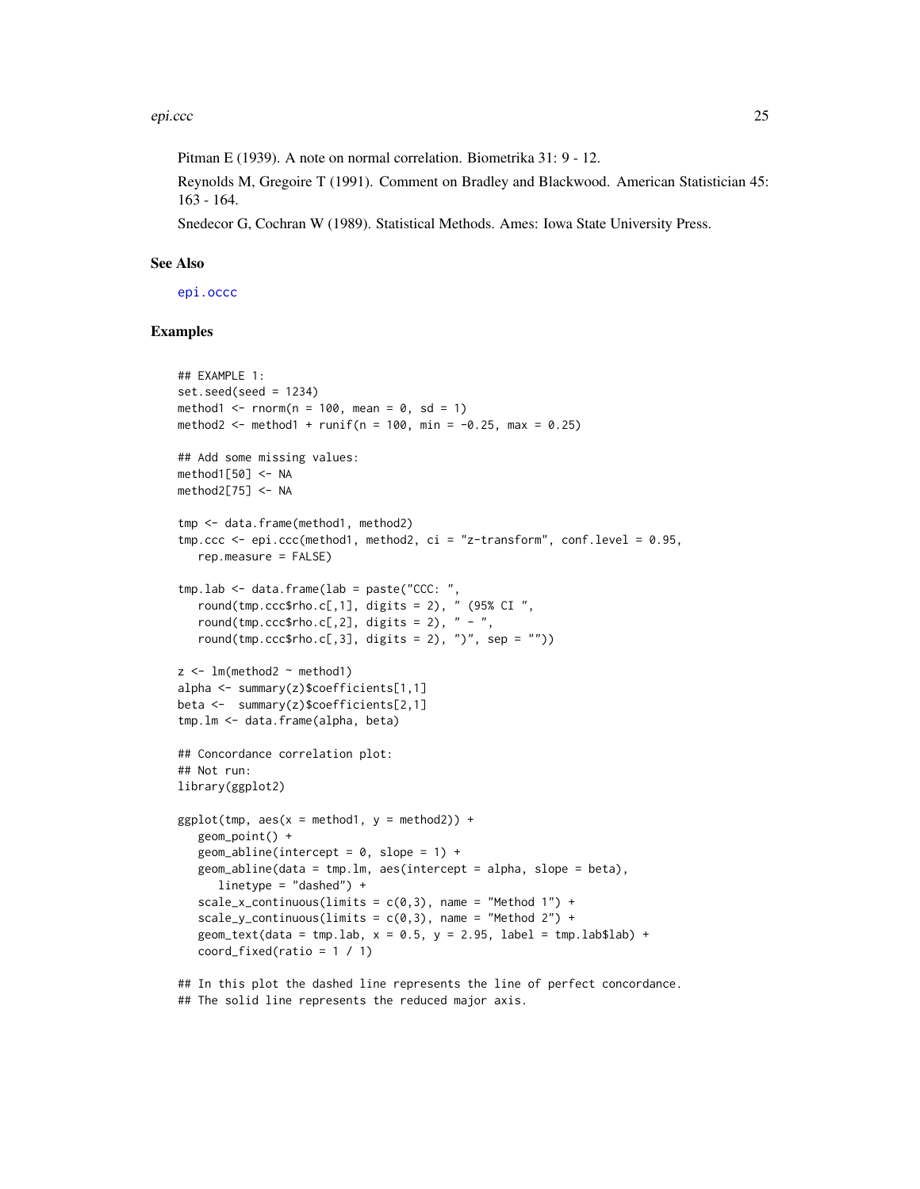Pitman E (1939). A note on normal correlation. Biometrika 31: 9 - 12.

Reynolds M, Gregoire T (1991). Comment on Bradley and Blackwood. American Statistician 45: 163 - 164.

Snedecor G, Cochran W (1989). Statistical Methods. Ames: Iowa State University Press.

## See Also

epi.occc

## Examples

```
## EXAMPLE 1:
set.seed(seed = 1234)
method1 <- rnorm(n = 100, mean = 0, sd = 1)
method2 <- method1 + runif(n = 100, min = -0.25, max = 0.25)

## Add some missing values:
method1[50] <- NA
method2[75] <- NA

tmp <- data.frame(method1, method2)
tmp.ccc <- epi.ccc(method1, method2, ci = "z-transform", conf.level = 0.95,
   rep.measure = FALSE)

tmp.lab <- data.frame(lab = paste("CCC: ",
   round(tmp.ccc$rho.c[,1], digits = 2), " (95% CI ",
   round(tmp.ccc$rho.c[,2], digits = 2), " - ",
   round(tmp.ccc$rho.c[,3], digits = 2), ")", sep = ""))

z <- lm(method2 ~ method1)
alpha <- summary(z)$coefficients[1,1]
beta <-  summary(z)$coefficients[2,1]
tmp.lm <- data.frame(alpha, beta)

## Concordance correlation plot:
## Not run:
library(ggplot2)

ggplot(tmp, aes(x = method1, y = method2)) +
   geom_point() +
   geom_abline(intercept = 0, slope = 1) +
   geom_abline(data = tmp.lm, aes(intercept = alpha, slope = beta),
      linetype = "dashed") +
   scale_x_continuous(limits = c(0,3), name = "Method 1") +
   scale_y_continuous(limits = c(0,3), name = "Method 2") +
   geom_text(data = tmp.lab, x = 0.5, y = 2.95, label = tmp.lab$lab) +
   coord_fixed(ratio = 1 / 1)

## In this plot the dashed line represents the line of perfect concordance.
## The solid line represents the reduced major axis.
```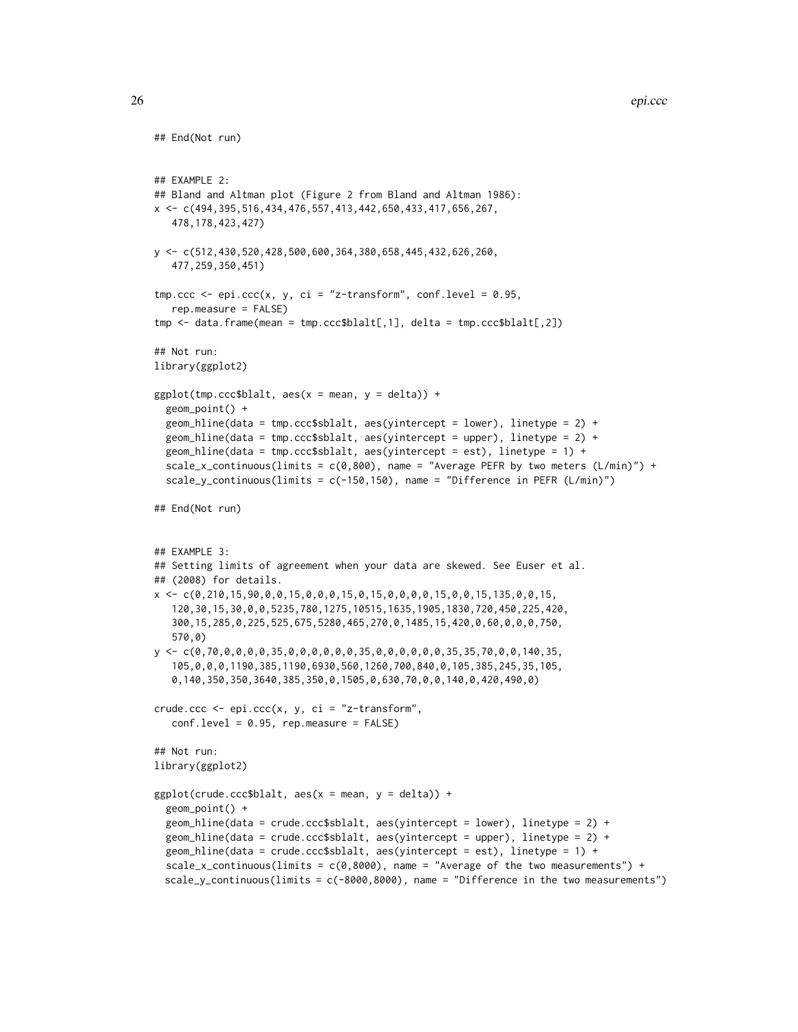```
## End(Not run)


## EXAMPLE 2:
## Bland and Altman plot (Figure 2 from Bland and Altman 1986):
x <- c(494,395,516,434,476,557,413,442,650,433,417,656,267,
   478,178,423,427)

y <- c(512,430,520,428,500,600,364,380,658,445,432,626,260,
   477,259,350,451)

tmp.ccc <- epi.ccc(x, y, ci = "z-transform", conf.level = 0.95,
   rep.measure = FALSE)
tmp <- data.frame(mean = tmp.ccc$blalt[,1], delta = tmp.ccc$blalt[,2])

## Not run:
library(ggplot2)

ggplot(tmp.ccc$blalt, aes(x = mean, y = delta)) +
  geom_point() +
  geom_hline(data = tmp.ccc$sblalt, aes(yintercept = lower), linetype = 2) +
  geom_hline(data = tmp.ccc$sblalt, aes(yintercept = upper), linetype = 2) +
  geom_hline(data = tmp.ccc$sblalt, aes(yintercept = est), linetype = 1) +
  scale_x_continuous(limits = c(0,800), name = "Average PEFR by two meters (L/min)") +
  scale_y_continuous(limits = c(-150,150), name = "Difference in PEFR (L/min)")

## End(Not run)


## EXAMPLE 3:
## Setting limits of agreement when your data are skewed. See Euser et al.
## (2008) for details.
x <- c(0,210,15,90,0,0,15,0,0,0,15,0,15,0,0,0,0,15,0,0,15,135,0,0,15,
   120,30,15,30,0,0,5235,780,1275,10515,1635,1905,1830,720,450,225,420,
   300,15,285,0,225,525,675,5280,465,270,0,1485,15,420,0,60,0,0,0,750,
   570,0)
y <- c(0,70,0,0,0,0,35,0,0,0,0,0,0,35,0,0,0,0,0,0,35,35,70,0,0,140,35,
   105,0,0,0,1190,385,1190,6930,560,1260,700,840,0,105,385,245,35,105,
   0,140,350,350,3640,385,350,0,1505,0,630,70,0,0,140,0,420,490,0)

crude.ccc <- epi.ccc(x, y, ci = "z-transform",
   conf.level = 0.95, rep.measure = FALSE)

## Not run:
library(ggplot2)

ggplot(crude.ccc$blalt, aes(x = mean, y = delta)) +
  geom_point() +
  geom_hline(data = crude.ccc$sblalt, aes(yintercept = lower), linetype = 2) +
  geom_hline(data = crude.ccc$sblalt, aes(yintercept = upper), linetype = 2) +
  geom_hline(data = crude.ccc$sblalt, aes(yintercept = est), linetype = 1) +
  scale_x_continuous(limits = c(0,8000), name = "Average of the two measurements") +
  scale_y_continuous(limits = c(-8000,8000), name = "Difference in the two measurements")
```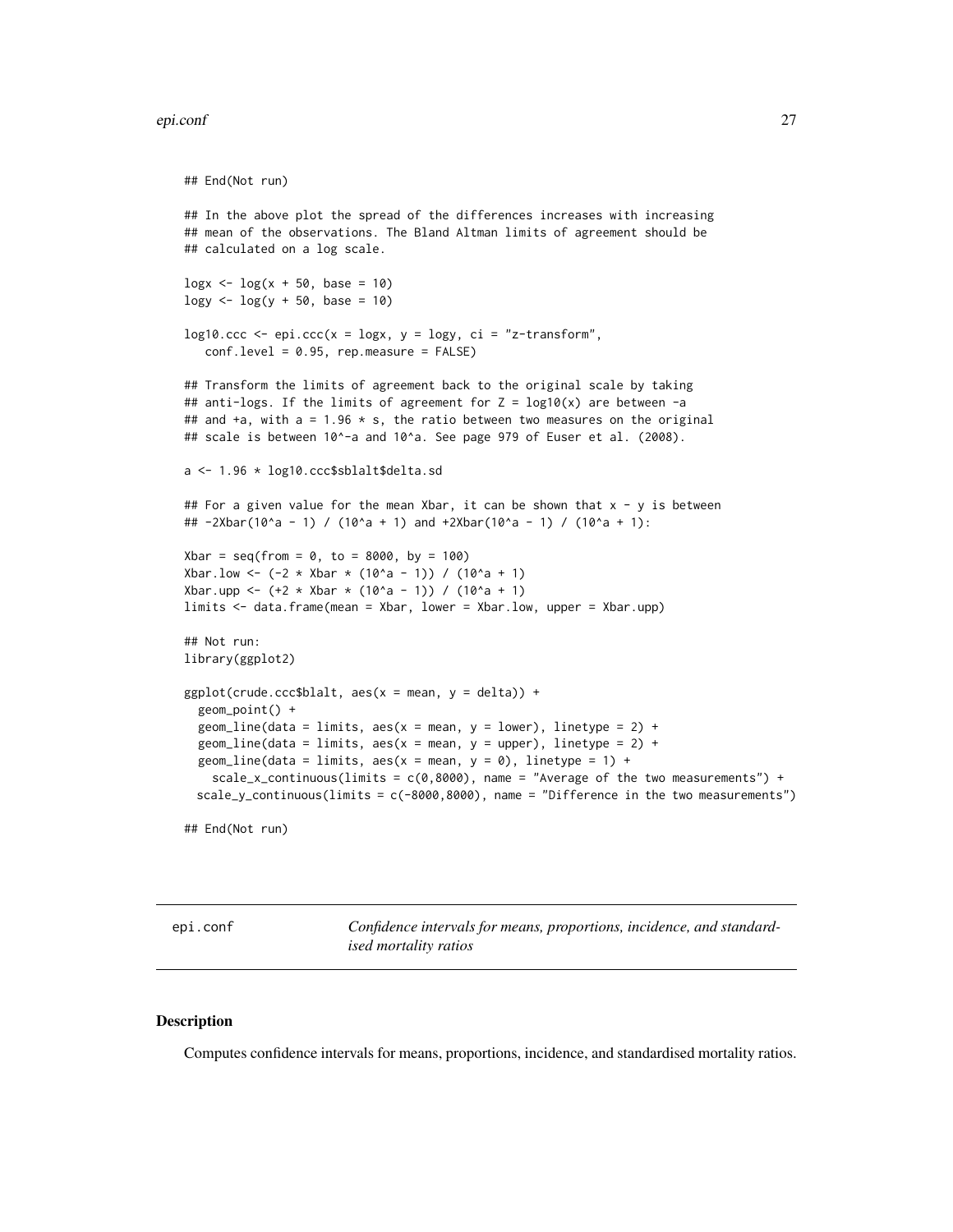```
## End(Not run)

## In the above plot the spread of the differences increases with increasing
## mean of the observations. The Bland Altman limits of agreement should be
## calculated on a log scale.

logx <- log(x + 50, base = 10)
logy <- log(y + 50, base = 10)

log10.ccc <- epi.ccc(x = logx, y = logy, ci = "z-transform",
   conf.level = 0.95, rep.measure = FALSE)

## Transform the limits of agreement back to the original scale by taking
## anti-logs. If the limits of agreement for Z = log10(x) are between -a
## and +a, with a = 1.96 * s, the ratio between two measures on the original
## scale is between 10^-a and 10^a. See page 979 of Euser et al. (2008).

a <- 1.96 * log10.ccc$sblalt$delta.sd

## For a given value for the mean Xbar, it can be shown that x - y is between
## -2Xbar(10^a - 1) / (10^a + 1) and +2Xbar(10^a - 1) / (10^a + 1):

Xbar = seq(from = 0, to = 8000, by = 100)
Xbar.low <- (-2 * Xbar * (10^a - 1)) / (10^a + 1)
Xbar.upp <- (+2 * Xbar * (10^a - 1)) / (10^a + 1)
limits <- data.frame(mean = Xbar, lower = Xbar.low, upper = Xbar.upp)

## Not run:
library(ggplot2)

ggplot(crude.ccc$blalt, aes(x = mean, y = delta)) +
  geom_point() +
  geom_line(data = limits, aes(x = mean, y = lower), linetype = 2) +
  geom_line(data = limits, aes(x = mean, y = upper), linetype = 2) +
  geom_line(data = limits, aes(x = mean, y = 0), linetype = 1) +
    scale_x_continuous(limits = c(0,8000), name = "Average of the two measurements") +
  scale_y_continuous(limits = c(-8000,8000), name = "Difference in the two measurements")

## End(Not run)
```

---

epi.conf — *Confidence intervals for means, proportions, incidence, and standardised mortality ratios*

---

### Description

Computes confidence intervals for means, proportions, incidence, and standardised mortality ratios.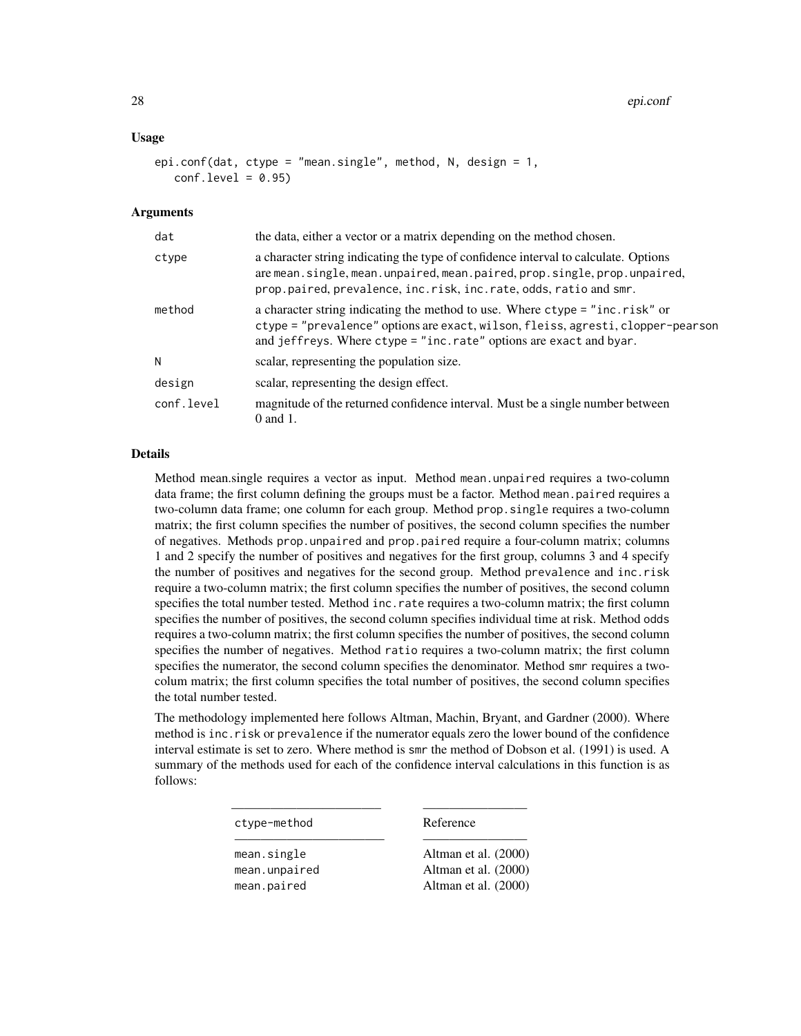## Usage

```
epi.conf(dat, ctype = "mean.single", method, N, design = 1,
   conf.level = 0.95)
```

## Arguments

| | |
|---|---|
| dat | the data, either a vector or a matrix depending on the method chosen. |
| ctype | a character string indicating the type of confidence interval to calculate. Options are mean.single, mean.unpaired, mean.paired, prop.single, prop.unpaired, prop.paired, prevalence, inc.risk, inc.rate, odds, ratio and smr. |
| method | a character string indicating the method to use. Where ctype = "inc.risk" or ctype = "prevalence" options are exact, wilson, fleiss, agresti, clopper-pearson and jeffreys. Where ctype = "inc.rate" options are exact and byar. |
| N | scalar, representing the population size. |
| design | scalar, representing the design effect. |
| conf.level | magnitude of the returned confidence interval. Must be a single number between 0 and 1. |

## Details

Method mean.single requires a vector as input. Method mean.unpaired requires a two-column data frame; the first column defining the groups must be a factor. Method mean.paired requires a two-column data frame; one column for each group. Method prop.single requires a two-column matrix; the first column specifies the number of positives, the second column specifies the number of negatives. Methods prop.unpaired and prop.paired require a four-column matrix; columns 1 and 2 specify the number of positives and negatives for the first group, columns 3 and 4 specify the number of positives and negatives for the second group. Method prevalence and inc.risk require a two-column matrix; the first column specifies the number of positives, the second column specifies the total number tested. Method inc.rate requires a two-column matrix; the first column specifies the number of positives, the second column specifies individual time at risk. Method odds requires a two-column matrix; the first column specifies the number of positives, the second column specifies the number of negatives. Method ratio requires a two-column matrix; the first column specifies the numerator, the second column specifies the denominator. Method smr requires a two-colum matrix; the first column specifies the total number of positives, the second column specifies the total number tested.

The methodology implemented here follows Altman, Machin, Bryant, and Gardner (2000). Where method is inc.risk or prevalence if the numerator equals zero the lower bound of the confidence interval estimate is set to zero. Where method is smr the method of Dobson et al. (1991) is used. A summary of the methods used for each of the confidence interval calculations in this function is as follows:

| ctype-method | Reference |
|---|---|
| mean.single | Altman et al. (2000) |
| mean.unpaired | Altman et al. (2000) |
| mean.paired | Altman et al. (2000) |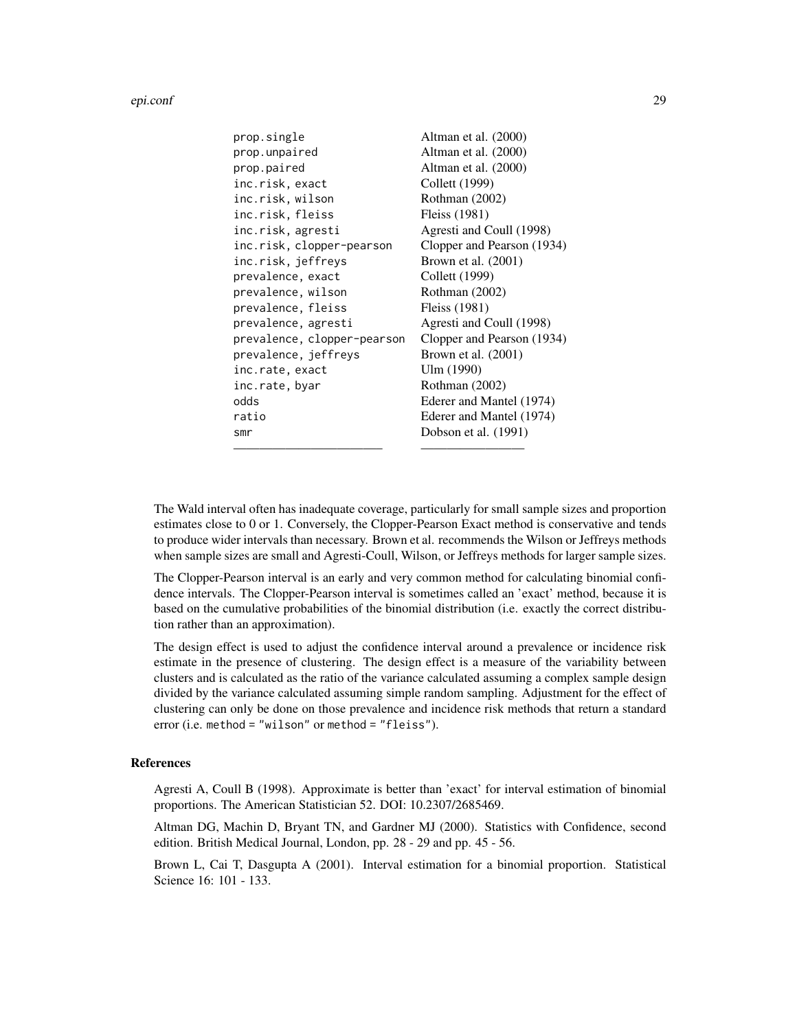| | |
|---|---|
| `prop.single` | Altman et al. (2000) |
| `prop.unpaired` | Altman et al. (2000) |
| `prop.paired` | Altman et al. (2000) |
| `inc.risk, exact` | Collett (1999) |
| `inc.risk, wilson` | Rothman (2002) |
| `inc.risk, fleiss` | Fleiss (1981) |
| `inc.risk, agresti` | Agresti and Coull (1998) |
| `inc.risk, clopper-pearson` | Clopper and Pearson (1934) |
| `inc.risk, jeffreys` | Brown et al. (2001) |
| `prevalence, exact` | Collett (1999) |
| `prevalence, wilson` | Rothman (2002) |
| `prevalence, fleiss` | Fleiss (1981) |
| `prevalence, agresti` | Agresti and Coull (1998) |
| `prevalence, clopper-pearson` | Clopper and Pearson (1934) |
| `prevalence, jeffreys` | Brown et al. (2001) |
| `inc.rate, exact` | Ulm (1990) |
| `inc.rate, byar` | Rothman (2002) |
| `odds` | Ederer and Mantel (1974) |
| `ratio` | Ederer and Mantel (1974) |
| `smr` | Dobson et al. (1991) |

The Wald interval often has inadequate coverage, particularly for small sample sizes and proportion estimates close to 0 or 1. Conversely, the Clopper-Pearson Exact method is conservative and tends to produce wider intervals than necessary. Brown et al. recommends the Wilson or Jeffreys methods when sample sizes are small and Agresti-Coull, Wilson, or Jeffreys methods for larger sample sizes.

The Clopper-Pearson interval is an early and very common method for calculating binomial confidence intervals. The Clopper-Pearson interval is sometimes called an 'exact' method, because it is based on the cumulative probabilities of the binomial distribution (i.e. exactly the correct distribution rather than an approximation).

The design effect is used to adjust the confidence interval around a prevalence or incidence risk estimate in the presence of clustering. The design effect is a measure of the variability between clusters and is calculated as the ratio of the variance calculated assuming a complex sample design divided by the variance calculated assuming simple random sampling. Adjustment for the effect of clustering can only be done on those prevalence and incidence risk methods that return a standard error (i.e. `method = "wilson"` or `method = "fleiss"`).

### References

Agresti A, Coull B (1998). Approximate is better than 'exact' for interval estimation of binomial proportions. The American Statistician 52. DOI: 10.2307/2685469.

Altman DG, Machin D, Bryant TN, and Gardner MJ (2000). Statistics with Confidence, second edition. British Medical Journal, London, pp. 28 - 29 and pp. 45 - 56.

Brown L, Cai T, Dasgupta A (2001). Interval estimation for a binomial proportion. Statistical Science 16: 101 - 133.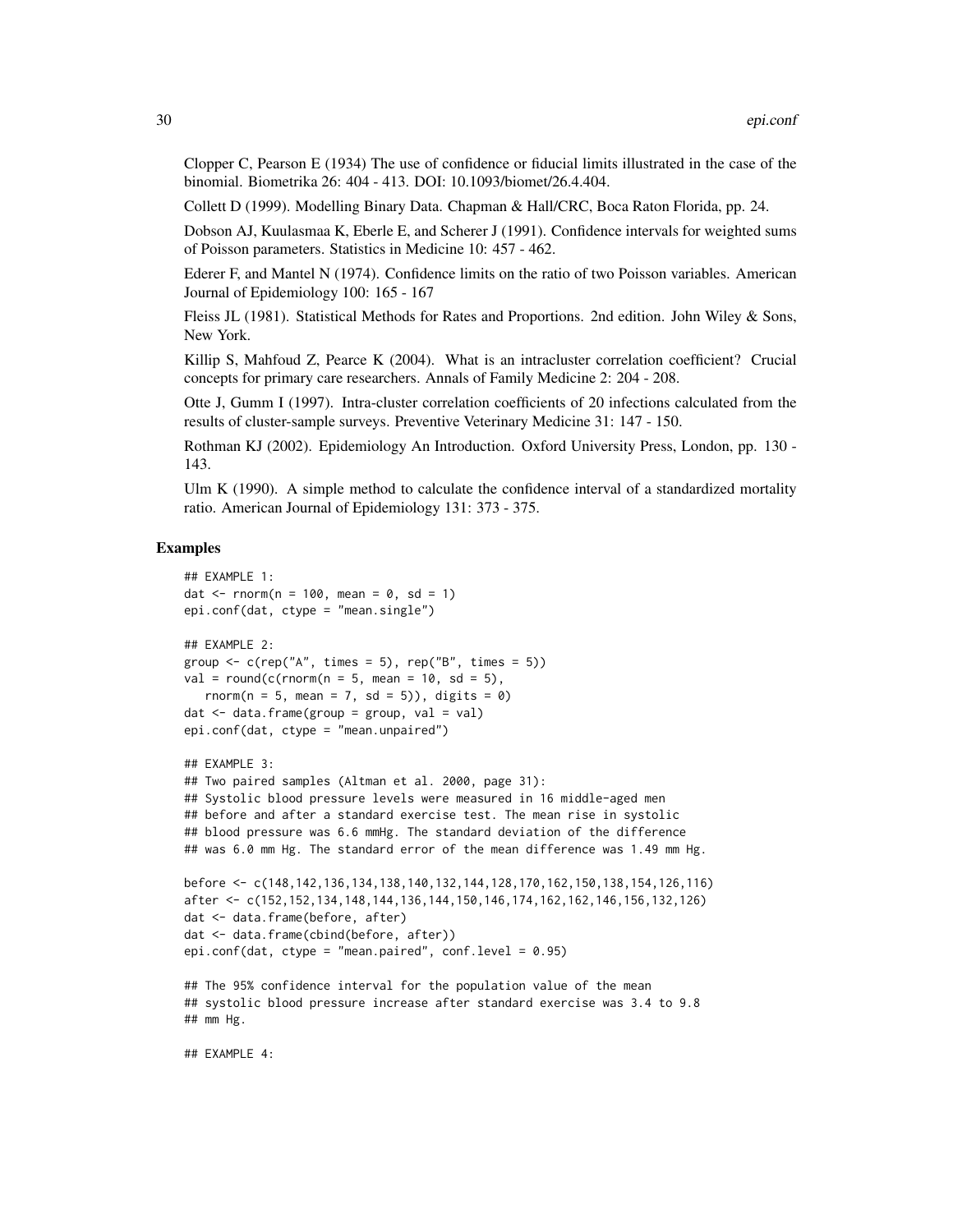Clopper C, Pearson E (1934) The use of confidence or fiducial limits illustrated in the case of the binomial. Biometrika 26: 404 - 413. DOI: 10.1093/biomet/26.4.404.

Collett D (1999). Modelling Binary Data. Chapman & Hall/CRC, Boca Raton Florida, pp. 24.

Dobson AJ, Kuulasmaa K, Eberle E, and Scherer J (1991). Confidence intervals for weighted sums of Poisson parameters. Statistics in Medicine 10: 457 - 462.

Ederer F, and Mantel N (1974). Confidence limits on the ratio of two Poisson variables. American Journal of Epidemiology 100: 165 - 167

Fleiss JL (1981). Statistical Methods for Rates and Proportions. 2nd edition. John Wiley & Sons, New York.

Killip S, Mahfoud Z, Pearce K (2004). What is an intracluster correlation coefficient? Crucial concepts for primary care researchers. Annals of Family Medicine 2: 204 - 208.

Otte J, Gumm I (1997). Intra-cluster correlation coefficients of 20 infections calculated from the results of cluster-sample surveys. Preventive Veterinary Medicine 31: 147 - 150.

Rothman KJ (2002). Epidemiology An Introduction. Oxford University Press, London, pp. 130 - 143.

Ulm K (1990). A simple method to calculate the confidence interval of a standardized mortality ratio. American Journal of Epidemiology 131: 373 - 375.

### Examples

```
## EXAMPLE 1:
dat <- rnorm(n = 100, mean = 0, sd = 1)
epi.conf(dat, ctype = "mean.single")

## EXAMPLE 2:
group <- c(rep("A", times = 5), rep("B", times = 5))
val = round(c(rnorm(n = 5, mean = 10, sd = 5),
   rnorm(n = 5, mean = 7, sd = 5)), digits = 0)
dat <- data.frame(group = group, val = val)
epi.conf(dat, ctype = "mean.unpaired")

## EXAMPLE 3:
## Two paired samples (Altman et al. 2000, page 31):
## Systolic blood pressure levels were measured in 16 middle-aged men
## before and after a standard exercise test. The mean rise in systolic
## blood pressure was 6.6 mmHg. The standard deviation of the difference
## was 6.0 mm Hg. The standard error of the mean difference was 1.49 mm Hg.

before <- c(148,142,136,134,138,140,132,144,128,170,162,150,138,154,126,116)
after <- c(152,152,134,148,144,136,144,150,146,174,162,162,146,156,132,126)
dat <- data.frame(before, after)
dat <- data.frame(cbind(before, after))
epi.conf(dat, ctype = "mean.paired", conf.level = 0.95)

## The 95% confidence interval for the population value of the mean
## systolic blood pressure increase after standard exercise was 3.4 to 9.8
## mm Hg.

## EXAMPLE 4:
```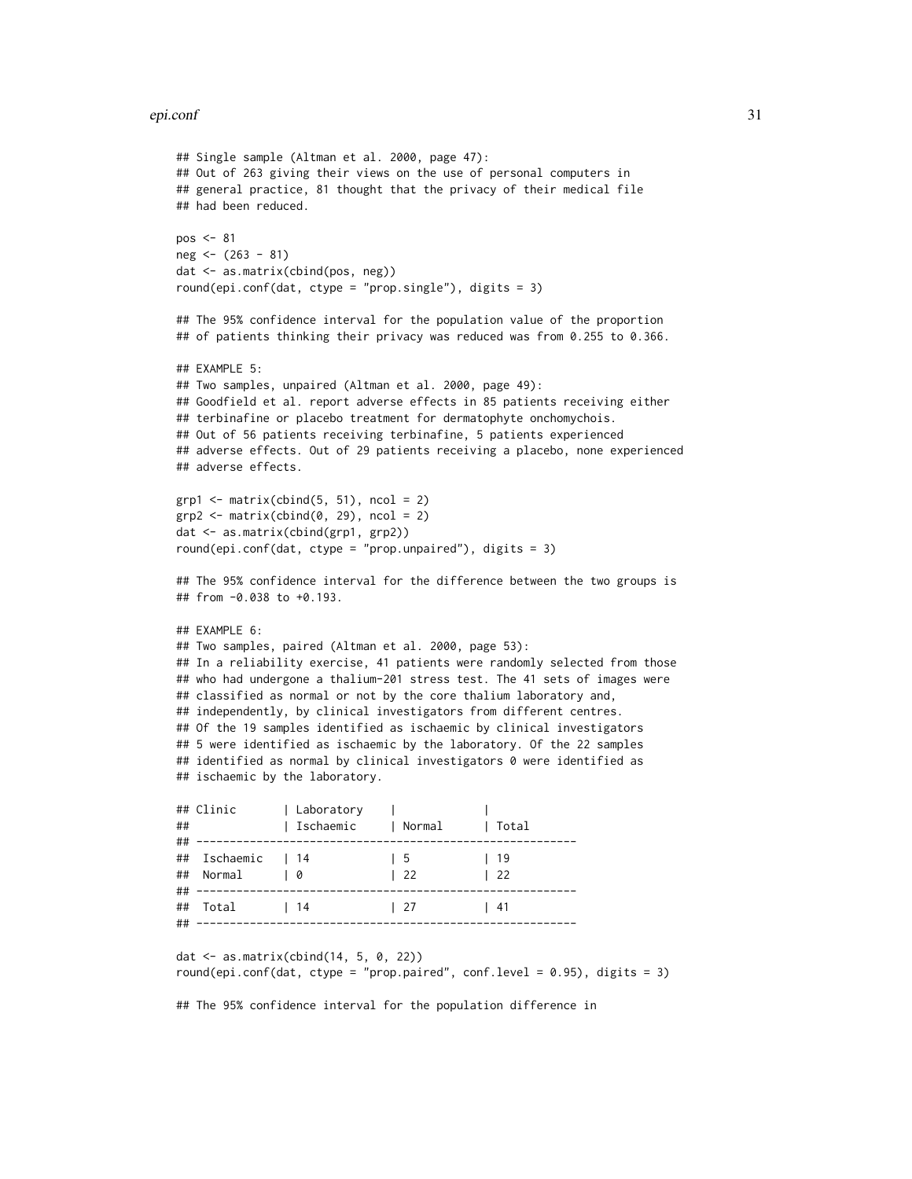```
## Single sample (Altman et al. 2000, page 47):
## Out of 263 giving their views on the use of personal computers in
## general practice, 81 thought that the privacy of their medical file
## had been reduced.

pos <- 81
neg <- (263 - 81)
dat <- as.matrix(cbind(pos, neg))
round(epi.conf(dat, ctype = "prop.single"), digits = 3)

## The 95% confidence interval for the population value of the proportion
## of patients thinking their privacy was reduced was from 0.255 to 0.366.

## EXAMPLE 5:
## Two samples, unpaired (Altman et al. 2000, page 49):
## Goodfield et al. report adverse effects in 85 patients receiving either
## terbinafine or placebo treatment for dermatophyte onchomychois.
## Out of 56 patients receiving terbinafine, 5 patients experienced
## adverse effects. Out of 29 patients receiving a placebo, none experienced
## adverse effects.

grp1 <- matrix(cbind(5, 51), ncol = 2)
grp2 <- matrix(cbind(0, 29), ncol = 2)
dat <- as.matrix(cbind(grp1, grp2))
round(epi.conf(dat, ctype = "prop.unpaired"), digits = 3)

## The 95% confidence interval for the difference between the two groups is
## from -0.038 to +0.193.

## EXAMPLE 6:
## Two samples, paired (Altman et al. 2000, page 53):
## In a reliability exercise, 41 patients were randomly selected from those
## who had undergone a thalium-201 stress test. The 41 sets of images were
## classified as normal or not by the core thalium laboratory and,
## independently, by clinical investigators from different centres.
## Of the 19 samples identified as ischaemic by clinical investigators
## 5 were identified as ischaemic by the laboratory. Of the 22 samples
## identified as normal by clinical investigators 0 were identified as
## ischaemic by the laboratory.

## Clinic       | Laboratory    |             |
##              | Ischaemic     | Normal      | Total
## ---------------------------------------------------------
##  Ischaemic   | 14            | 5           | 19
##  Normal      | 0             | 22          | 22
## ---------------------------------------------------------
##  Total       | 14            | 27          | 41
## ---------------------------------------------------------

dat <- as.matrix(cbind(14, 5, 0, 22))
round(epi.conf(dat, ctype = "prop.paired", conf.level = 0.95), digits = 3)

## The 95% confidence interval for the population difference in
```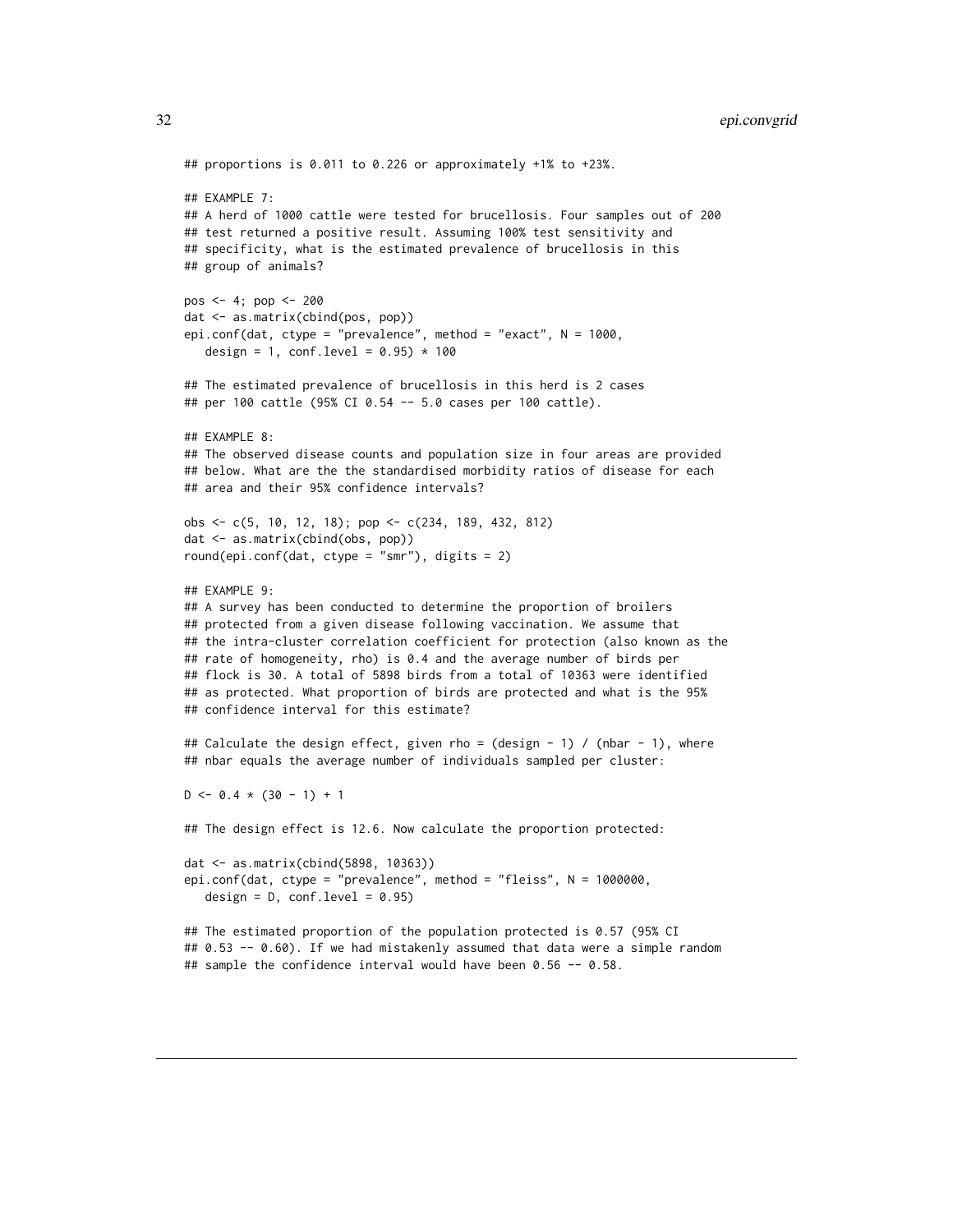```
## proportions is 0.011 to 0.226 or approximately +1% to +23%.

## EXAMPLE 7:
## A herd of 1000 cattle were tested for brucellosis. Four samples out of 200
## test returned a positive result. Assuming 100% test sensitivity and
## specificity, what is the estimated prevalence of brucellosis in this
## group of animals?

pos <- 4; pop <- 200
dat <- as.matrix(cbind(pos, pop))
epi.conf(dat, ctype = "prevalence", method = "exact", N = 1000,
   design = 1, conf.level = 0.95) * 100

## The estimated prevalence of brucellosis in this herd is 2 cases
## per 100 cattle (95% CI 0.54 -- 5.0 cases per 100 cattle).

## EXAMPLE 8:
## The observed disease counts and population size in four areas are provided
## below. What are the the standardised morbidity ratios of disease for each
## area and their 95% confidence intervals?

obs <- c(5, 10, 12, 18); pop <- c(234, 189, 432, 812)
dat <- as.matrix(cbind(obs, pop))
round(epi.conf(dat, ctype = "smr"), digits = 2)

## EXAMPLE 9:
## A survey has been conducted to determine the proportion of broilers
## protected from a given disease following vaccination. We assume that
## the intra-cluster correlation coefficient for protection (also known as the
## rate of homogeneity, rho) is 0.4 and the average number of birds per
## flock is 30. A total of 5898 birds from a total of 10363 were identified
## as protected. What proportion of birds are protected and what is the 95%
## confidence interval for this estimate?

## Calculate the design effect, given rho = (design - 1) / (nbar - 1), where
## nbar equals the average number of individuals sampled per cluster:

D <- 0.4 * (30 - 1) + 1

## The design effect is 12.6. Now calculate the proportion protected:

dat <- as.matrix(cbind(5898, 10363))
epi.conf(dat, ctype = "prevalence", method = "fleiss", N = 1000000,
   design = D, conf.level = 0.95)

## The estimated proportion of the population protected is 0.57 (95% CI
## 0.53 -- 0.60). If we had mistakenly assumed that data were a simple random
## sample the confidence interval would have been 0.56 -- 0.58.
```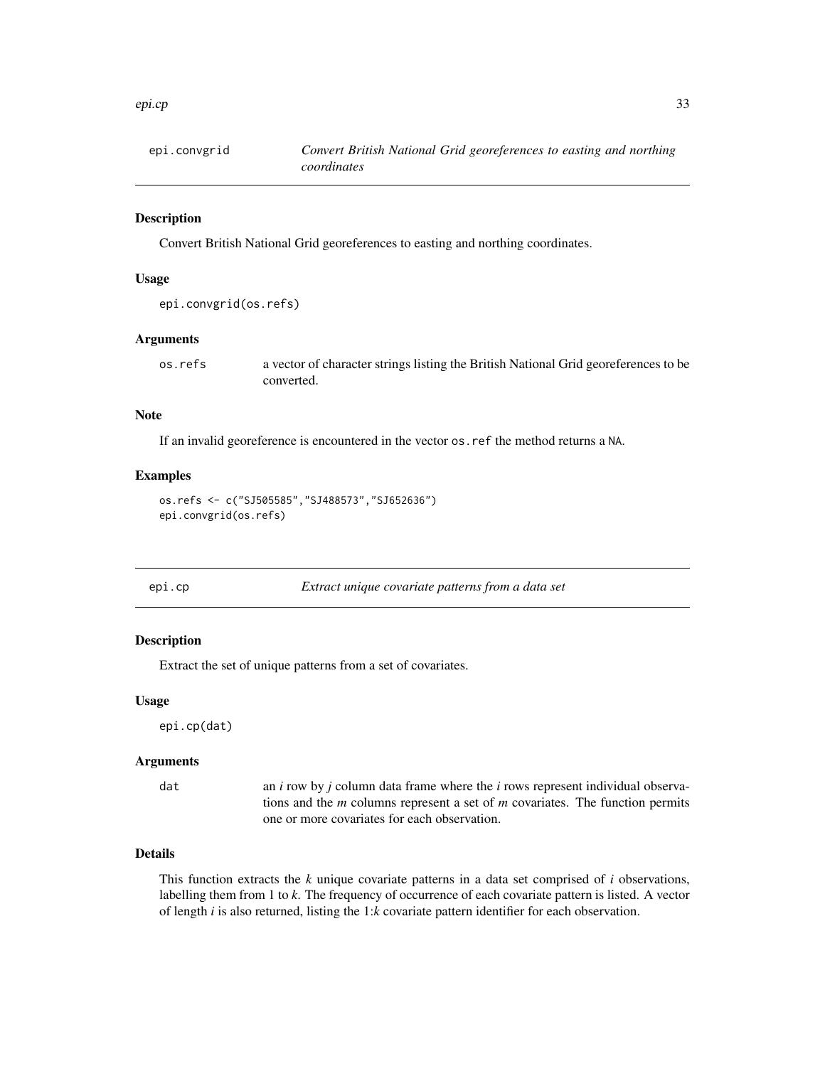## epi.convgrid — *Convert British National Grid georeferences to easting and northing coordinates*

### Description

Convert British National Grid georeferences to easting and northing coordinates.

### Usage

```
epi.convgrid(os.refs)
```

### Arguments

| | |
|---|---|
| `os.refs` | a vector of character strings listing the British National Grid georeferences to be converted. |

### Note

If an invalid georeference is encountered in the vector `os.ref` the method returns a `NA`.

### Examples

```
os.refs <- c("SJ505585","SJ488573","SJ652636")
epi.convgrid(os.refs)
```

## epi.cp — *Extract unique covariate patterns from a data set*

### Description

Extract the set of unique patterns from a set of covariates.

### Usage

```
epi.cp(dat)
```

### Arguments

| | |
|---|---|
| `dat` | an $i$ row by $j$ column data frame where the $i$ rows represent individual observations and the $m$ columns represent a set of $m$ covariates. The function permits one or more covariates for each observation. |

### Details

This function extracts the $k$ unique covariate patterns in a data set comprised of $i$ observations, labelling them from 1 to $k$. The frequency of occurrence of each covariate pattern is listed. A vector of length $i$ is also returned, listing the 1:$k$ covariate pattern identifier for each observation.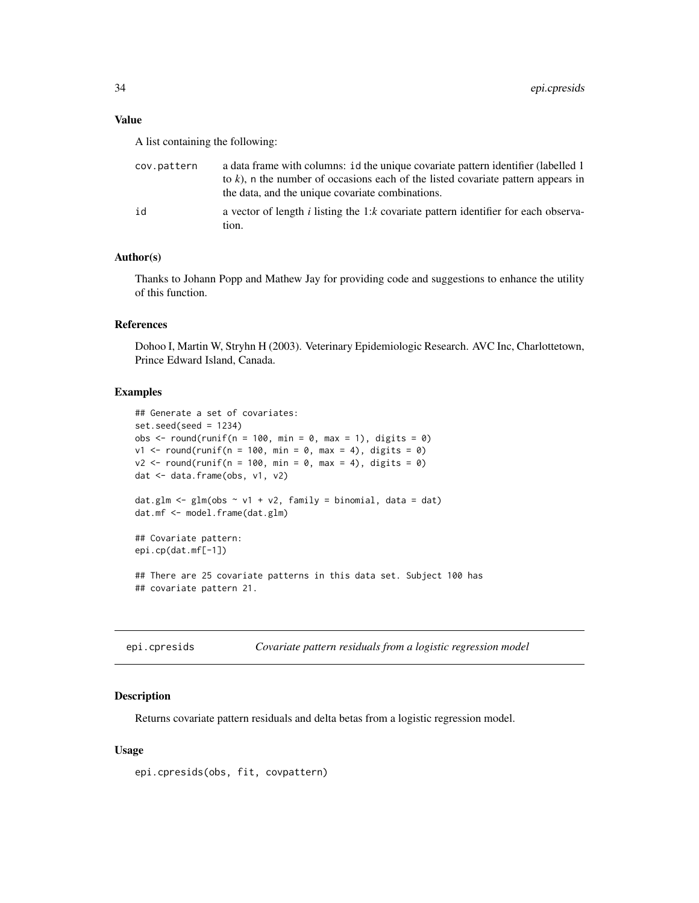### Value

A list containing the following:

- `cov.pattern` — a data frame with columns: `id` the unique covariate pattern identifier (labelled 1 to $k$), `n` the number of occasions each of the listed covariate pattern appears in the data, and the unique covariate combinations.
- `id` — a vector of length $i$ listing the 1:$k$ covariate pattern identifier for each observation.

### Author(s)

Thanks to Johann Popp and Mathew Jay for providing code and suggestions to enhance the utility of this function.

### References

Dohoo I, Martin W, Stryhn H (2003). Veterinary Epidemiologic Research. AVC Inc, Charlottetown, Prince Edward Island, Canada.

### Examples

```
## Generate a set of covariates:
set.seed(seed = 1234)
obs <- round(runif(n = 100, min = 0, max = 1), digits = 0)
v1 <- round(runif(n = 100, min = 0, max = 4), digits = 0)
v2 <- round(runif(n = 100, min = 0, max = 4), digits = 0)
dat <- data.frame(obs, v1, v2)

dat.glm <- glm(obs ~ v1 + v2, family = binomial, data = dat)
dat.mf <- model.frame(dat.glm)

## Covariate pattern:
epi.cp(dat.mf[-1])

## There are 25 covariate patterns in this data set. Subject 100 has
## covariate pattern 21.
```

---

## epi.cpresids — *Covariate pattern residuals from a logistic regression model*

### Description

Returns covariate pattern residuals and delta betas from a logistic regression model.

### Usage

```
epi.cpresids(obs, fit, covpattern)
```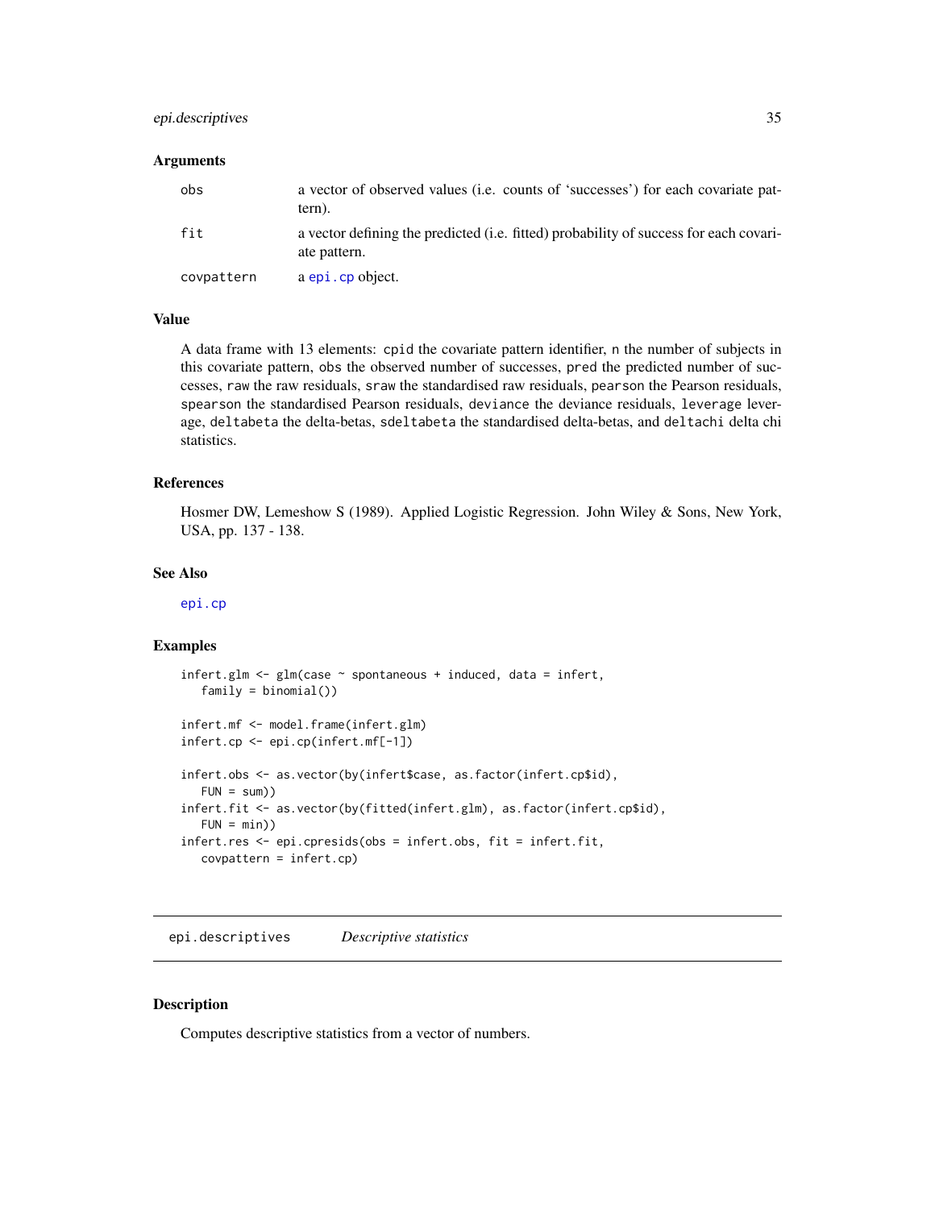### Arguments

| | |
|---|---|
| `obs` | a vector of observed values (i.e. counts of 'successes') for each covariate pattern). |
| `fit` | a vector defining the predicted (i.e. fitted) probability of success for each covariate pattern. |
| `covpattern` | a `epi.cp` object. |

### Value

A data frame with 13 elements: `cpid` the covariate pattern identifier, `n` the number of subjects in this covariate pattern, `obs` the observed number of successes, `pred` the predicted number of successes, `raw` the raw residuals, `sraw` the standardised raw residuals, `pearson` the Pearson residuals, `spearson` the standardised Pearson residuals, `deviance` the deviance residuals, `leverage` leverage, `deltabeta` the delta-betas, `sdeltabeta` the standardised delta-betas, and `deltachi` delta chi statistics.

### References

Hosmer DW, Lemeshow S (1989). Applied Logistic Regression. John Wiley & Sons, New York, USA, pp. 137 - 138.

### See Also

`epi.cp`

### Examples

```
infert.glm <- glm(case ~ spontaneous + induced, data = infert,
   family = binomial())

infert.mf <- model.frame(infert.glm)
infert.cp <- epi.cp(infert.mf[-1])

infert.obs <- as.vector(by(infert$case, as.factor(infert.cp$id),
   FUN = sum))
infert.fit <- as.vector(by(fitted(infert.glm), as.factor(infert.cp$id),
   FUN = min))
infert.res <- epi.cpresids(obs = infert.obs, fit = infert.fit,
   covpattern = infert.cp)
```

---

## epi.descriptives *Descriptive statistics*

### Description

Computes descriptive statistics from a vector of numbers.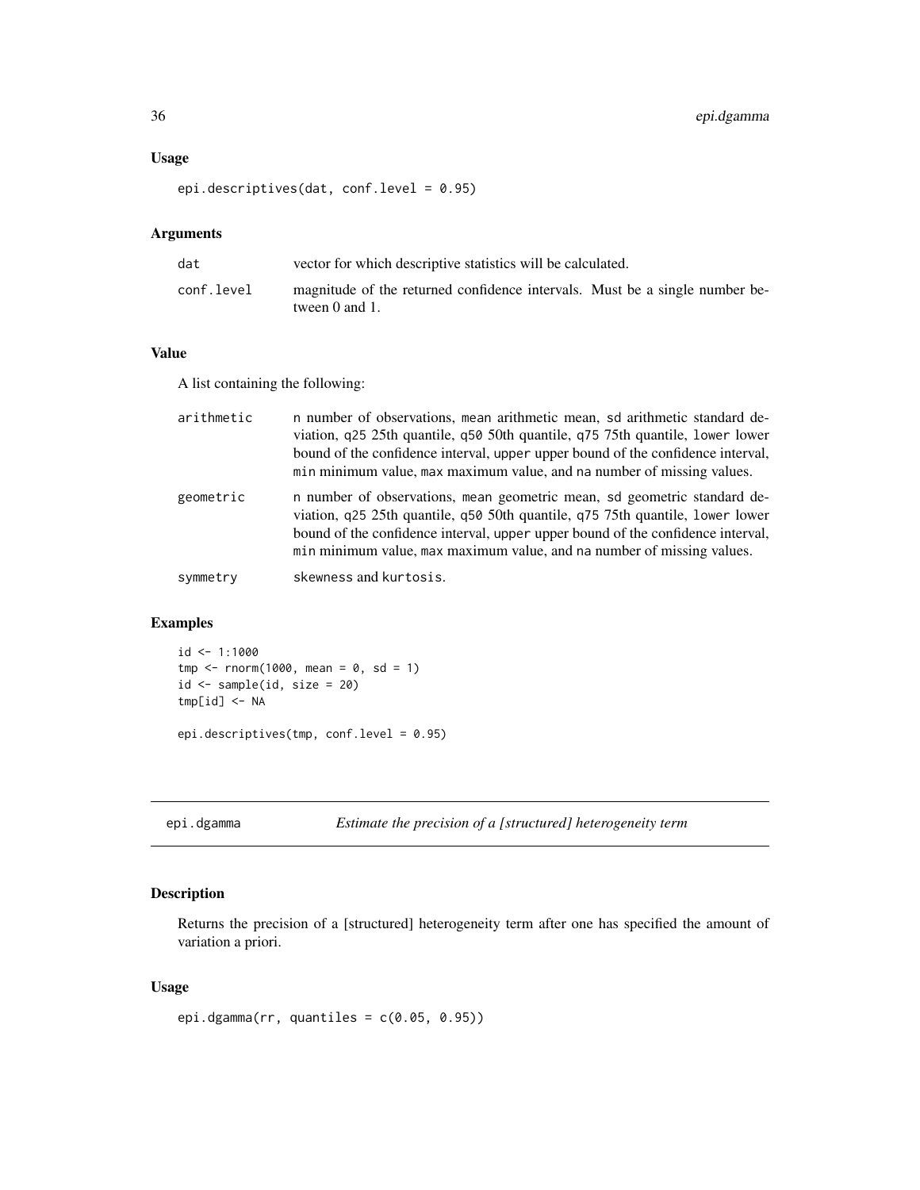### Usage

```
epi.descriptives(dat, conf.level = 0.95)
```

### Arguments

| | |
|---|---|
| dat | vector for which descriptive statistics will be calculated. |
| conf.level | magnitude of the returned confidence intervals. Must be a single number between 0 and 1. |

### Value

A list containing the following:

| | |
|---|---|
| arithmetic | n number of observations, mean arithmetic mean, sd arithmetic standard deviation, q25 25th quantile, q50 50th quantile, q75 75th quantile, lower lower bound of the confidence interval, upper upper bound of the confidence interval, min minimum value, max maximum value, and na number of missing values. |
| geometric | n number of observations, mean geometric mean, sd geometric standard deviation, q25 25th quantile, q50 50th quantile, q75 75th quantile, lower lower bound of the confidence interval, upper upper bound of the confidence interval, min minimum value, max maximum value, and na number of missing values. |
| symmetry | skewness and kurtosis. |

### Examples

```
id <- 1:1000
tmp <- rnorm(1000, mean = 0, sd = 1)
id <- sample(id, size = 20)
tmp[id] <- NA

epi.descriptives(tmp, conf.level = 0.95)
```

---

## epi.dgamma — *Estimate the precision of a [structured] heterogeneity term*

### Description

Returns the precision of a [structured] heterogeneity term after one has specified the amount of variation a priori.

### Usage

```
epi.dgamma(rr, quantiles = c(0.05, 0.95))
```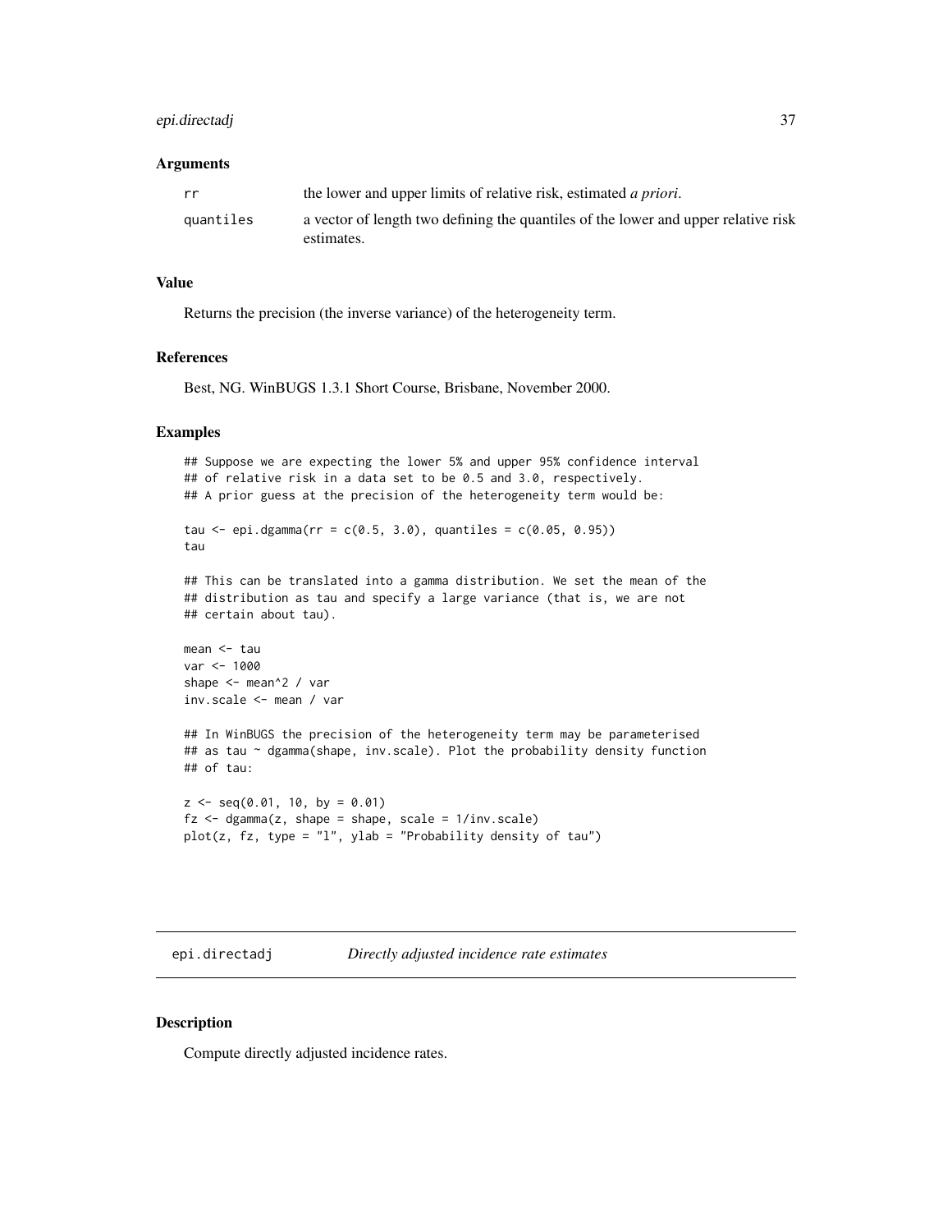### Arguments

| | |
|---|---|
| `rr` | the lower and upper limits of relative risk, estimated *a priori*. |
| `quantiles` | a vector of length two defining the quantiles of the lower and upper relative risk estimates. |

### Value

Returns the precision (the inverse variance) of the heterogeneity term.

### References

Best, NG. WinBUGS 1.3.1 Short Course, Brisbane, November 2000.

### Examples

```
## Suppose we are expecting the lower 5% and upper 95% confidence interval
## of relative risk in a data set to be 0.5 and 3.0, respectively.
## A prior guess at the precision of the heterogeneity term would be:

tau <- epi.dgamma(rr = c(0.5, 3.0), quantiles = c(0.05, 0.95))
tau

## This can be translated into a gamma distribution. We set the mean of the
## distribution as tau and specify a large variance (that is, we are not
## certain about tau).

mean <- tau
var <- 1000
shape <- mean^2 / var
inv.scale <- mean / var

## In WinBUGS the precision of the heterogeneity term may be parameterised
## as tau ~ dgamma(shape, inv.scale). Plot the probability density function
## of tau:

z <- seq(0.01, 10, by = 0.01)
fz <- dgamma(z, shape = shape, scale = 1/inv.scale)
plot(z, fz, type = "l", ylab = "Probability density of tau")
```

---

## epi.directadj *Directly adjusted incidence rate estimates*

---

### Description

Compute directly adjusted incidence rates.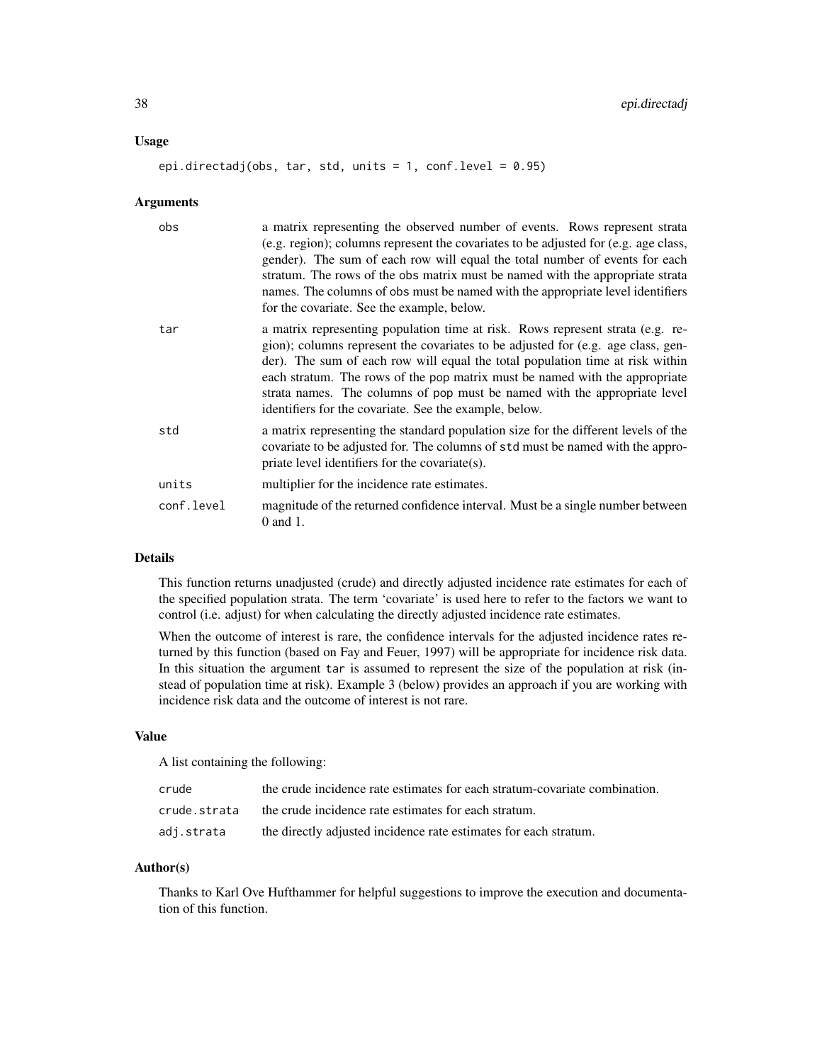## Usage

```
epi.directadj(obs, tar, std, units = 1, conf.level = 0.95)
```

## Arguments

| | |
|---|---|
| obs | a matrix representing the observed number of events. Rows represent strata (e.g. region); columns represent the covariates to be adjusted for (e.g. age class, gender). The sum of each row will equal the total number of events for each stratum. The rows of the obs matrix must be named with the appropriate strata names. The columns of obs must be named with the appropriate level identifiers for the covariate. See the example, below. |
| tar | a matrix representing population time at risk. Rows represent strata (e.g. region); columns represent the covariates to be adjusted for (e.g. age class, gender). The sum of each row will equal the total population time at risk within each stratum. The rows of the pop matrix must be named with the appropriate strata names. The columns of pop must be named with the appropriate level identifiers for the covariate. See the example, below. |
| std | a matrix representing the standard population size for the different levels of the covariate to be adjusted for. The columns of std must be named with the appropriate level identifiers for the covariate(s). |
| units | multiplier for the incidence rate estimates. |
| conf.level | magnitude of the returned confidence interval. Must be a single number between 0 and 1. |

## Details

This function returns unadjusted (crude) and directly adjusted incidence rate estimates for each of the specified population strata. The term 'covariate' is used here to refer to the factors we want to control (i.e. adjust) for when calculating the directly adjusted incidence rate estimates.

When the outcome of interest is rare, the confidence intervals for the adjusted incidence rates returned by this function (based on Fay and Feuer, 1997) will be appropriate for incidence risk data. In this situation the argument tar is assumed to represent the size of the population at risk (instead of population time at risk). Example 3 (below) provides an approach if you are working with incidence risk data and the outcome of interest is not rare.

## Value

A list containing the following:

| | |
|---|---|
| crude | the crude incidence rate estimates for each stratum-covariate combination. |
| crude.strata | the crude incidence rate estimates for each stratum. |
| adj.strata | the directly adjusted incidence rate estimates for each stratum. |

## Author(s)

Thanks to Karl Ove Hufthammer for helpful suggestions to improve the execution and documentation of this function.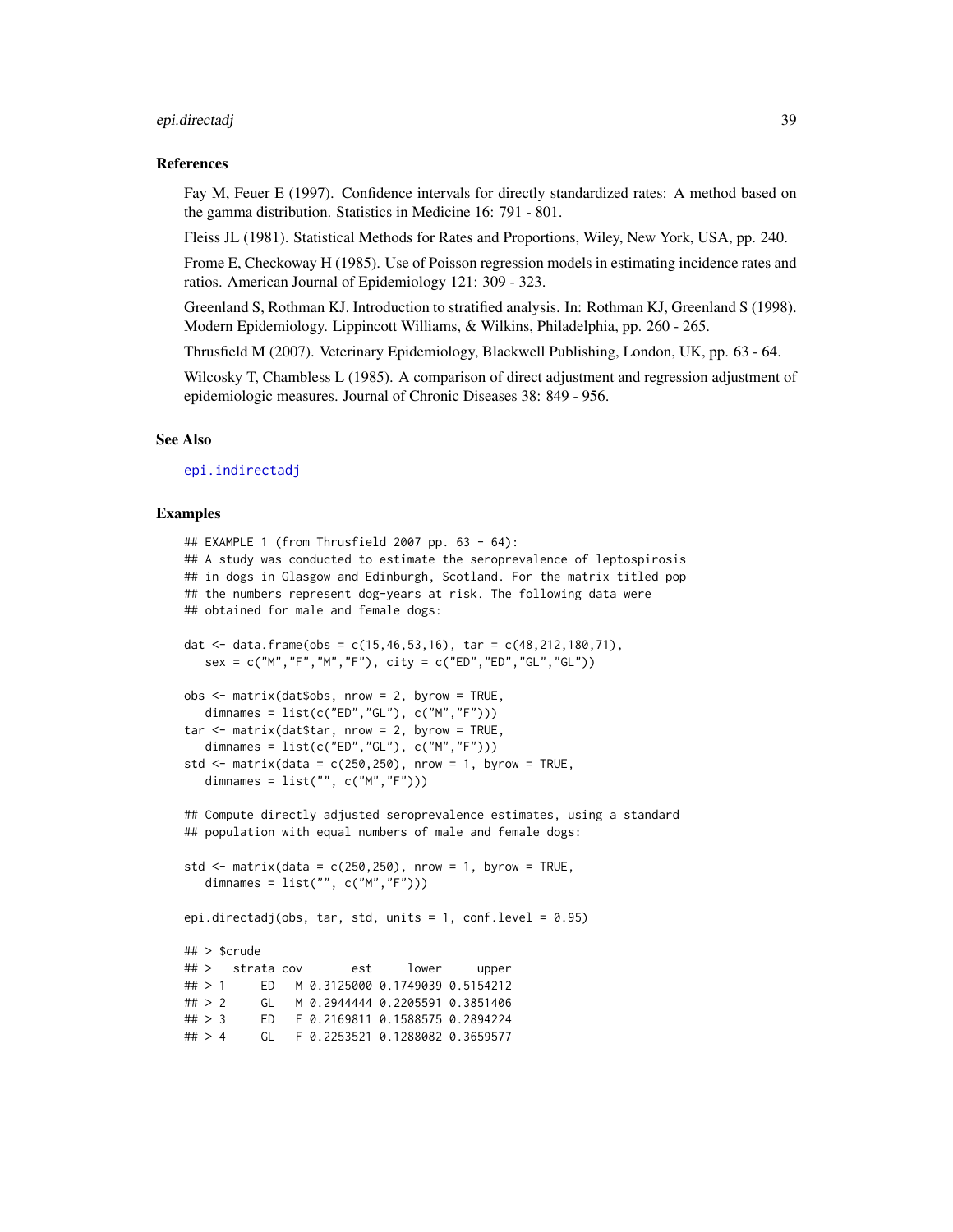### References

Fay M, Feuer E (1997). Confidence intervals for directly standardized rates: A method based on the gamma distribution. Statistics in Medicine 16: 791 - 801.

Fleiss JL (1981). Statistical Methods for Rates and Proportions, Wiley, New York, USA, pp. 240.

Frome E, Checkoway H (1985). Use of Poisson regression models in estimating incidence rates and ratios. American Journal of Epidemiology 121: 309 - 323.

Greenland S, Rothman KJ. Introduction to stratified analysis. In: Rothman KJ, Greenland S (1998). Modern Epidemiology. Lippincott Williams, & Wilkins, Philadelphia, pp. 260 - 265.

Thrusfield M (2007). Veterinary Epidemiology, Blackwell Publishing, London, UK, pp. 63 - 64.

Wilcosky T, Chambless L (1985). A comparison of direct adjustment and regression adjustment of epidemiologic measures. Journal of Chronic Diseases 38: 849 - 956.

### See Also

epi.indirectadj

### Examples

```
## EXAMPLE 1 (from Thrusfield 2007 pp. 63 - 64):
## A study was conducted to estimate the seroprevalence of leptospirosis
## in dogs in Glasgow and Edinburgh, Scotland. For the matrix titled pop
## the numbers represent dog-years at risk. The following data were
## obtained for male and female dogs:

dat <- data.frame(obs = c(15,46,53,16), tar = c(48,212,180,71),
   sex = c("M","F","M","F"), city = c("ED","ED","GL","GL"))

obs <- matrix(dat$obs, nrow = 2, byrow = TRUE,
   dimnames = list(c("ED","GL"), c("M","F")))
tar <- matrix(dat$tar, nrow = 2, byrow = TRUE,
   dimnames = list(c("ED","GL"), c("M","F")))
std <- matrix(data = c(250,250), nrow = 1, byrow = TRUE,
   dimnames = list("", c("M","F")))

## Compute directly adjusted seroprevalence estimates, using a standard
## population with equal numbers of male and female dogs:

std <- matrix(data = c(250,250), nrow = 1, byrow = TRUE,
   dimnames = list("", c("M","F")))

epi.directadj(obs, tar, std, units = 1, conf.level = 0.95)

## > $crude
## >   strata cov       est     lower     upper
## > 1     ED   M 0.3125000 0.1749039 0.5154212
## > 2     GL   M 0.2944444 0.2205591 0.3851406
## > 3     ED   F 0.2169811 0.1588575 0.2894224
## > 4     GL   F 0.2253521 0.1288082 0.3659577
```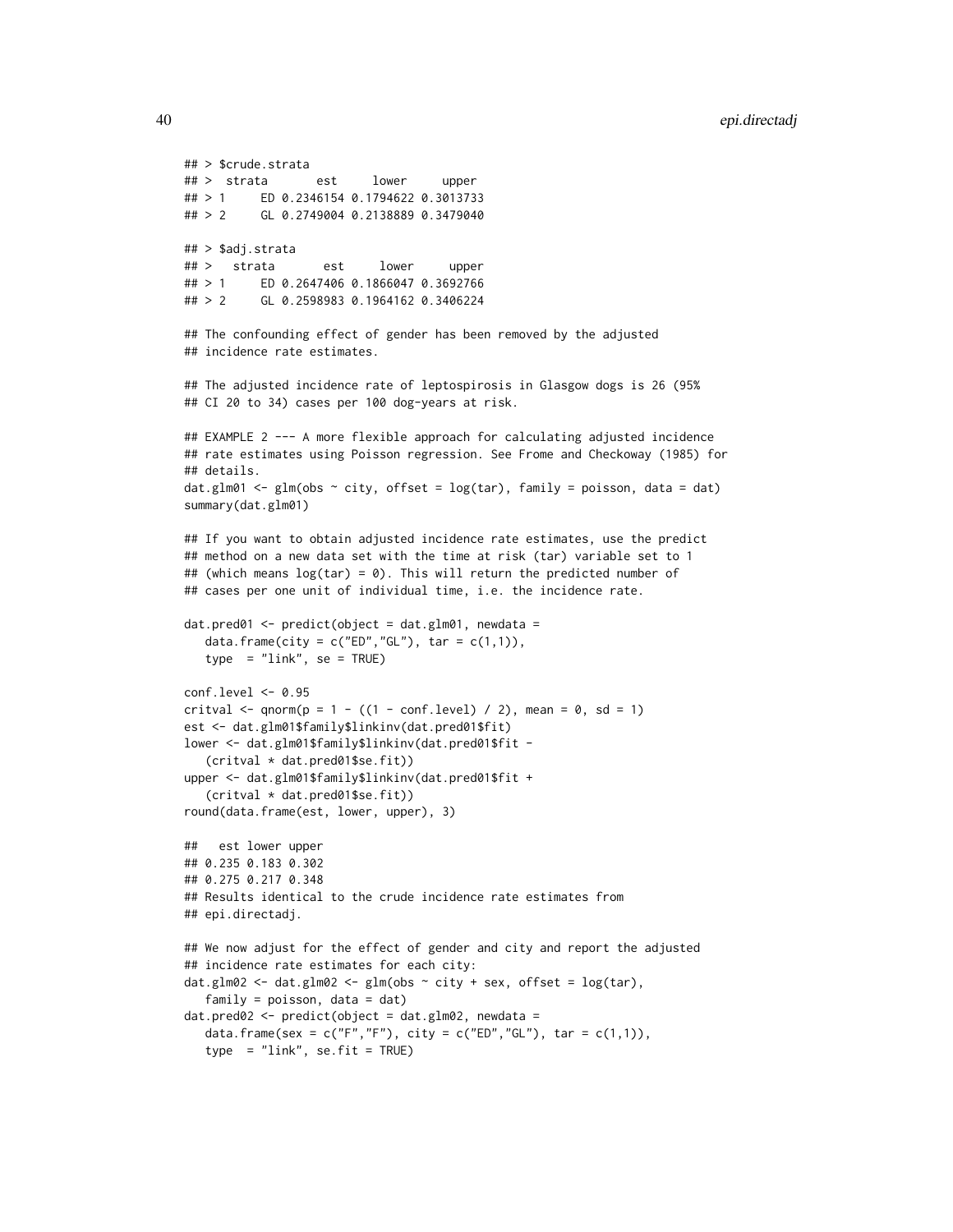```
## > $crude.strata
## >  strata       est     lower     upper
## > 1     ED 0.2346154 0.1794622 0.3013733
## > 2     GL 0.2749004 0.2138889 0.3479040

## > $adj.strata
## >   strata       est     lower     upper
## > 1     ED 0.2647406 0.1866047 0.3692766
## > 2     GL 0.2598983 0.1964162 0.3406224

## The confounding effect of gender has been removed by the adjusted
## incidence rate estimates.

## The adjusted incidence rate of leptospirosis in Glasgow dogs is 26 (95%
## CI 20 to 34) cases per 100 dog-years at risk.

## EXAMPLE 2 --- A more flexible approach for calculating adjusted incidence
## rate estimates using Poisson regression. See Frome and Checkoway (1985) for
## details.
dat.glm01 <- glm(obs ~ city, offset = log(tar), family = poisson, data = dat)
summary(dat.glm01)

## If you want to obtain adjusted incidence rate estimates, use the predict
## method on a new data set with the time at risk (tar) variable set to 1
## (which means log(tar) = 0). This will return the predicted number of
## cases per one unit of individual time, i.e. the incidence rate.

dat.pred01 <- predict(object = dat.glm01, newdata =
   data.frame(city = c("ED","GL"), tar = c(1,1)),
   type  = "link", se = TRUE)

conf.level <- 0.95
critval <- qnorm(p = 1 - ((1 - conf.level) / 2), mean = 0, sd = 1)
est <- dat.glm01$family$linkinv(dat.pred01$fit)
lower <- dat.glm01$family$linkinv(dat.pred01$fit -
   (critval * dat.pred01$se.fit))
upper <- dat.glm01$family$linkinv(dat.pred01$fit +
   (critval * dat.pred01$se.fit))
round(data.frame(est, lower, upper), 3)

##   est lower upper
## 0.235 0.183 0.302
## 0.275 0.217 0.348
## Results identical to the crude incidence rate estimates from
## epi.directadj.

## We now adjust for the effect of gender and city and report the adjusted
## incidence rate estimates for each city:
dat.glm02 <- dat.glm02 <- glm(obs ~ city + sex, offset = log(tar),
   family = poisson, data = dat)
dat.pred02 <- predict(object = dat.glm02, newdata =
   data.frame(sex = c("F","F"), city = c("ED","GL"), tar = c(1,1)),
   type  = "link", se.fit = TRUE)
```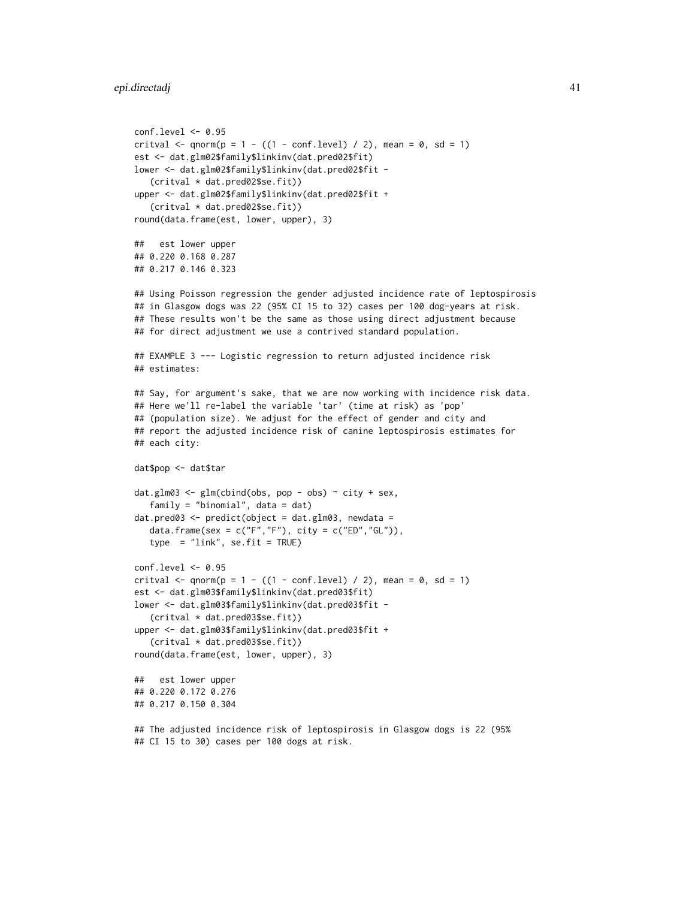```
conf.level <- 0.95
critval <- qnorm(p = 1 - ((1 - conf.level) / 2), mean = 0, sd = 1)
est <- dat.glm02$family$linkinv(dat.pred02$fit)
lower <- dat.glm02$family$linkinv(dat.pred02$fit -
   (critval * dat.pred02$se.fit))
upper <- dat.glm02$family$linkinv(dat.pred02$fit +
   (critval * dat.pred02$se.fit))
round(data.frame(est, lower, upper), 3)

##   est lower upper
## 0.220 0.168 0.287
## 0.217 0.146 0.323

## Using Poisson regression the gender adjusted incidence rate of leptospirosis
## in Glasgow dogs was 22 (95% CI 15 to 32) cases per 100 dog-years at risk.
## These results won't be the same as those using direct adjustment because
## for direct adjustment we use a contrived standard population.

## EXAMPLE 3 --- Logistic regression to return adjusted incidence risk
## estimates:

## Say, for argument's sake, that we are now working with incidence risk data.
## Here we'll re-label the variable 'tar' (time at risk) as 'pop'
## (population size). We adjust for the effect of gender and city and
## report the adjusted incidence risk of canine leptospirosis estimates for
## each city:

dat$pop <- dat$tar

dat.glm03 <- glm(cbind(obs, pop - obs) ~ city + sex,
   family = "binomial", data = dat)
dat.pred03 <- predict(object = dat.glm03, newdata =
   data.frame(sex = c("F","F"), city = c("ED","GL")),
   type  = "link", se.fit = TRUE)

conf.level <- 0.95
critval <- qnorm(p = 1 - ((1 - conf.level) / 2), mean = 0, sd = 1)
est <- dat.glm03$family$linkinv(dat.pred03$fit)
lower <- dat.glm03$family$linkinv(dat.pred03$fit -
   (critval * dat.pred03$se.fit))
upper <- dat.glm03$family$linkinv(dat.pred03$fit +
   (critval * dat.pred03$se.fit))
round(data.frame(est, lower, upper), 3)

##   est lower upper
## 0.220 0.172 0.276
## 0.217 0.150 0.304

## The adjusted incidence risk of leptospirosis in Glasgow dogs is 22 (95%
## CI 15 to 30) cases per 100 dogs at risk.
```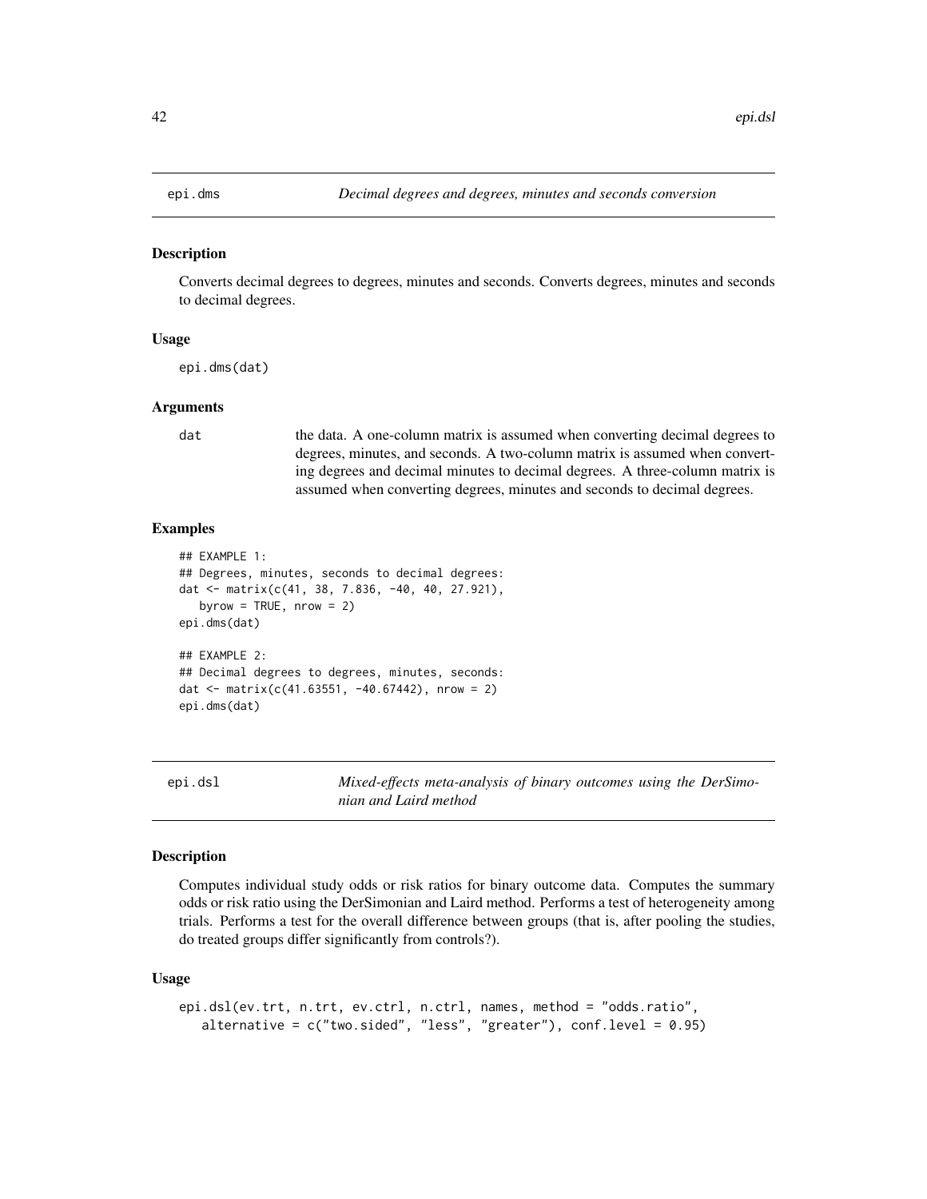## epi.dms — *Decimal degrees and degrees, minutes and seconds conversion*

### Description

Converts decimal degrees to degrees, minutes and seconds. Converts degrees, minutes and seconds to decimal degrees.

### Usage

```
epi.dms(dat)
```

### Arguments

`dat` — the data. A one-column matrix is assumed when converting decimal degrees to degrees, minutes, and seconds. A two-column matrix is assumed when converting degrees and decimal minutes to decimal degrees. A three-column matrix is assumed when converting degrees, minutes and seconds to decimal degrees.

### Examples

```
## EXAMPLE 1:
## Degrees, minutes, seconds to decimal degrees:
dat <- matrix(c(41, 38, 7.836, -40, 40, 27.921),
   byrow = TRUE, nrow = 2)
epi.dms(dat)

## EXAMPLE 2:
## Decimal degrees to degrees, minutes, seconds:
dat <- matrix(c(41.63551, -40.67442), nrow = 2)
epi.dms(dat)
```

## epi.dsl — *Mixed-effects meta-analysis of binary outcomes using the DerSimonian and Laird method*

### Description

Computes individual study odds or risk ratios for binary outcome data. Computes the summary odds or risk ratio using the DerSimonian and Laird method. Performs a test of heterogeneity among trials. Performs a test for the overall difference between groups (that is, after pooling the studies, do treated groups differ significantly from controls?).

### Usage

```
epi.dsl(ev.trt, n.trt, ev.ctrl, n.ctrl, names, method = "odds.ratio",
   alternative = c("two.sided", "less", "greater"), conf.level = 0.95)
```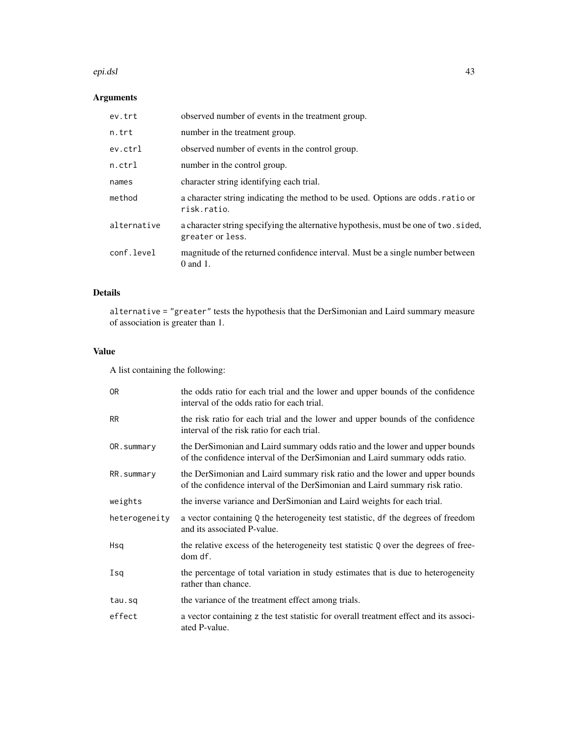## Arguments

| | |
|---|---|
| `ev.trt` | observed number of events in the treatment group. |
| `n.trt` | number in the treatment group. |
| `ev.ctrl` | observed number of events in the control group. |
| `n.ctrl` | number in the control group. |
| `names` | character string identifying each trial. |
| `method` | a character string indicating the method to be used. Options are `odds.ratio` or `risk.ratio`. |
| `alternative` | a character string specifying the alternative hypothesis, must be one of `two.sided`, `greater` or `less`. |
| `conf.level` | magnitude of the returned confidence interval. Must be a single number between 0 and 1. |

## Details

`alternative = "greater"` tests the hypothesis that the DerSimonian and Laird summary measure of association is greater than 1.

## Value

A list containing the following:

| | |
|---|---|
| `OR` | the odds ratio for each trial and the lower and upper bounds of the confidence interval of the odds ratio for each trial. |
| `RR` | the risk ratio for each trial and the lower and upper bounds of the confidence interval of the risk ratio for each trial. |
| `OR.summary` | the DerSimonian and Laird summary odds ratio and the lower and upper bounds of the confidence interval of the DerSimonian and Laird summary odds ratio. |
| `RR.summary` | the DerSimonian and Laird summary risk ratio and the lower and upper bounds of the confidence interval of the DerSimonian and Laird summary risk ratio. |
| `weights` | the inverse variance and DerSimonian and Laird weights for each trial. |
| `heterogeneity` | a vector containing `Q` the heterogeneity test statistic, `df` the degrees of freedom and its associated P-value. |
| `Hsq` | the relative excess of the heterogeneity test statistic `Q` over the degrees of freedom `df`. |
| `Isq` | the percentage of total variation in study estimates that is due to heterogeneity rather than chance. |
| `tau.sq` | the variance of the treatment effect among trials. |
| `effect` | a vector containing `z` the test statistic for overall treatment effect and its associated P-value. |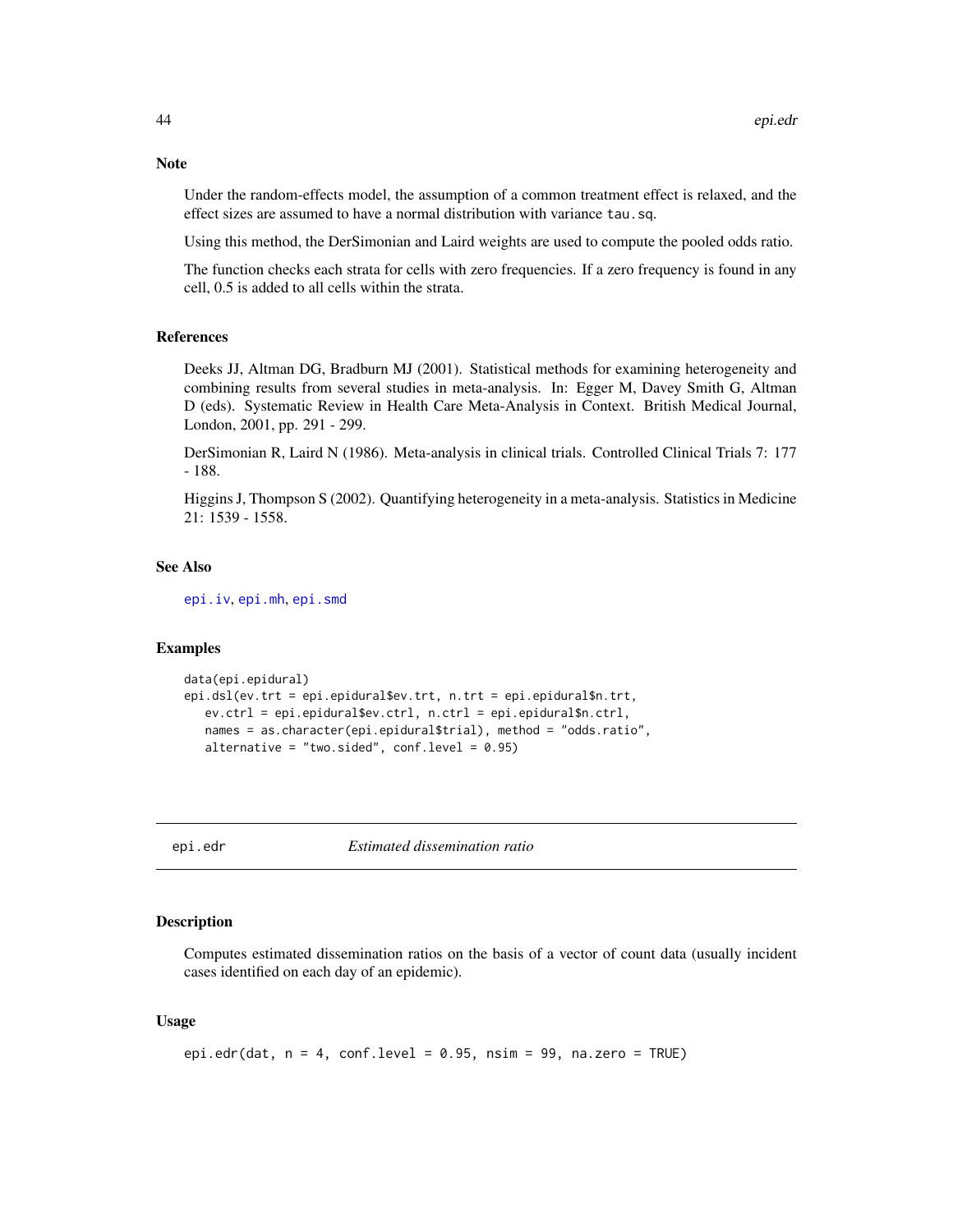### Note

Under the random-effects model, the assumption of a common treatment effect is relaxed, and the effect sizes are assumed to have a normal distribution with variance `tau.sq`.

Using this method, the DerSimonian and Laird weights are used to compute the pooled odds ratio.

The function checks each strata for cells with zero frequencies. If a zero frequency is found in any cell, 0.5 is added to all cells within the strata.

### References

Deeks JJ, Altman DG, Bradburn MJ (2001). Statistical methods for examining heterogeneity and combining results from several studies in meta-analysis. In: Egger M, Davey Smith G, Altman D (eds). Systematic Review in Health Care Meta-Analysis in Context. British Medical Journal, London, 2001, pp. 291 - 299.

DerSimonian R, Laird N (1986). Meta-analysis in clinical trials. Controlled Clinical Trials 7: 177 - 188.

Higgins J, Thompson S (2002). Quantifying heterogeneity in a meta-analysis. Statistics in Medicine 21: 1539 - 1558.

### See Also

`epi.iv`, `epi.mh`, `epi.smd`

### Examples

```
data(epi.epidural)
epi.dsl(ev.trt = epi.epidural$ev.trt, n.trt = epi.epidural$n.trt,
   ev.ctrl = epi.epidural$ev.ctrl, n.ctrl = epi.epidural$n.ctrl,
   names = as.character(epi.epidural$trial), method = "odds.ratio",
   alternative = "two.sided", conf.level = 0.95)
```

---

## epi.edr — *Estimated dissemination ratio*

### Description

Computes estimated dissemination ratios on the basis of a vector of count data (usually incident cases identified on each day of an epidemic).

### Usage

```
epi.edr(dat, n = 4, conf.level = 0.95, nsim = 99, na.zero = TRUE)
```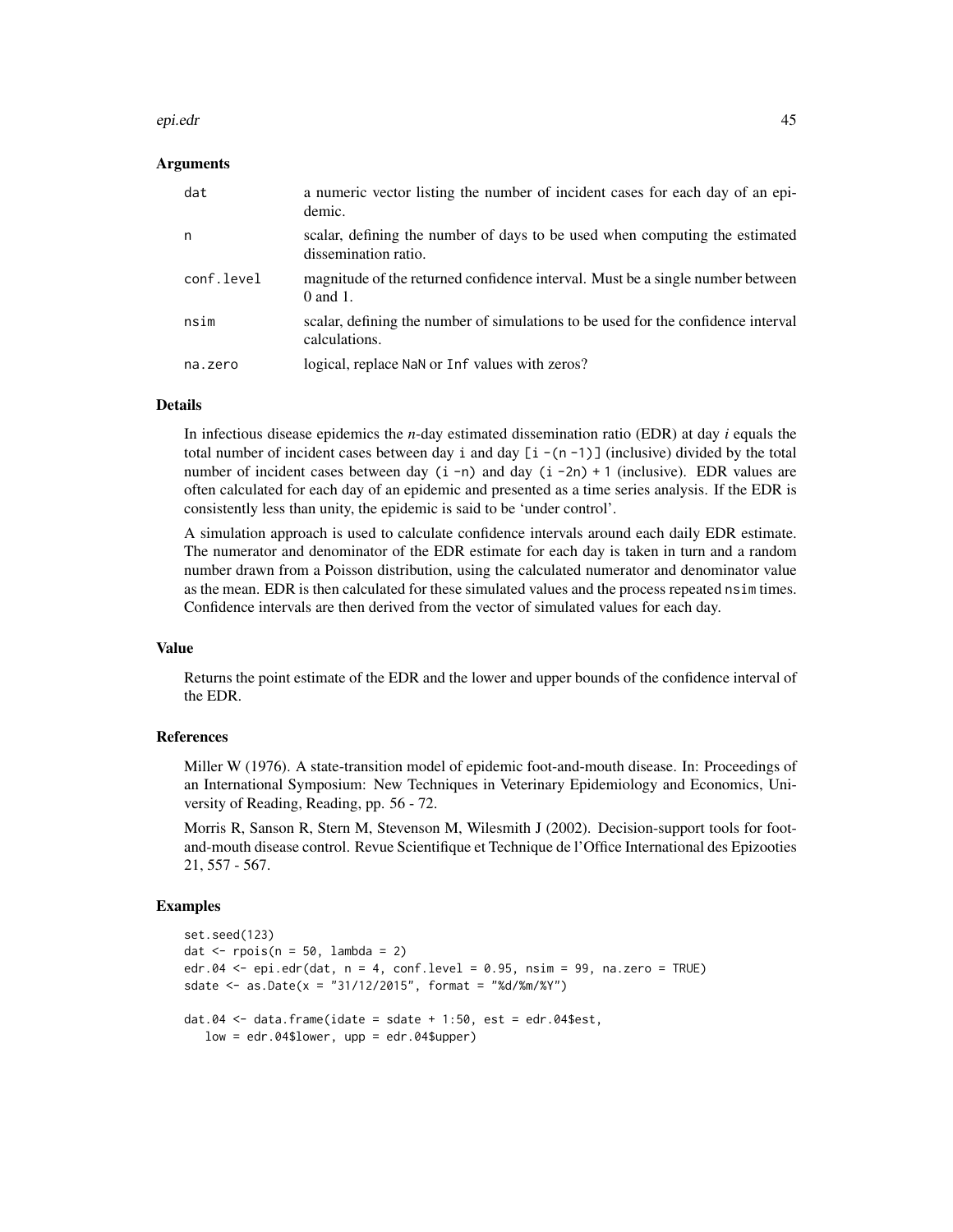### Arguments

| | |
|---|---|
| `dat` | a numeric vector listing the number of incident cases for each day of an epidemic. |
| `n` | scalar, defining the number of days to be used when computing the estimated dissemination ratio. |
| `conf.level` | magnitude of the returned confidence interval. Must be a single number between 0 and 1. |
| `nsim` | scalar, defining the number of simulations to be used for the confidence interval calculations. |
| `na.zero` | logical, replace `NaN` or `Inf` values with zeros? |

### Details

In infectious disease epidemics the *n*-day estimated dissemination ratio (EDR) at day *i* equals the total number of incident cases between day `i` and day `[i -(n -1)]` (inclusive) divided by the total number of incident cases between day `(i -n)` and day `(i -2n) + 1` (inclusive). EDR values are often calculated for each day of an epidemic and presented as a time series analysis. If the EDR is consistently less than unity, the epidemic is said to be 'under control'.

A simulation approach is used to calculate confidence intervals around each daily EDR estimate. The numerator and denominator of the EDR estimate for each day is taken in turn and a random number drawn from a Poisson distribution, using the calculated numerator and denominator value as the mean. EDR is then calculated for these simulated values and the process repeated `nsim` times. Confidence intervals are then derived from the vector of simulated values for each day.

### Value

Returns the point estimate of the EDR and the lower and upper bounds of the confidence interval of the EDR.

### References

Miller W (1976). A state-transition model of epidemic foot-and-mouth disease. In: Proceedings of an International Symposium: New Techniques in Veterinary Epidemiology and Economics, University of Reading, Reading, pp. 56 - 72.

Morris R, Sanson R, Stern M, Stevenson M, Wilesmith J (2002). Decision-support tools for foot-and-mouth disease control. Revue Scientifique et Technique de l'Office International des Epizooties 21, 557 - 567.

### Examples

```
set.seed(123)
dat <- rpois(n = 50, lambda = 2)
edr.04 <- epi.edr(dat, n = 4, conf.level = 0.95, nsim = 99, na.zero = TRUE)
sdate <- as.Date(x = "31/12/2015", format = "%d/%m/%Y")

dat.04 <- data.frame(idate = sdate + 1:50, est = edr.04$est,
   low = edr.04$lower, upp = edr.04$upper)
```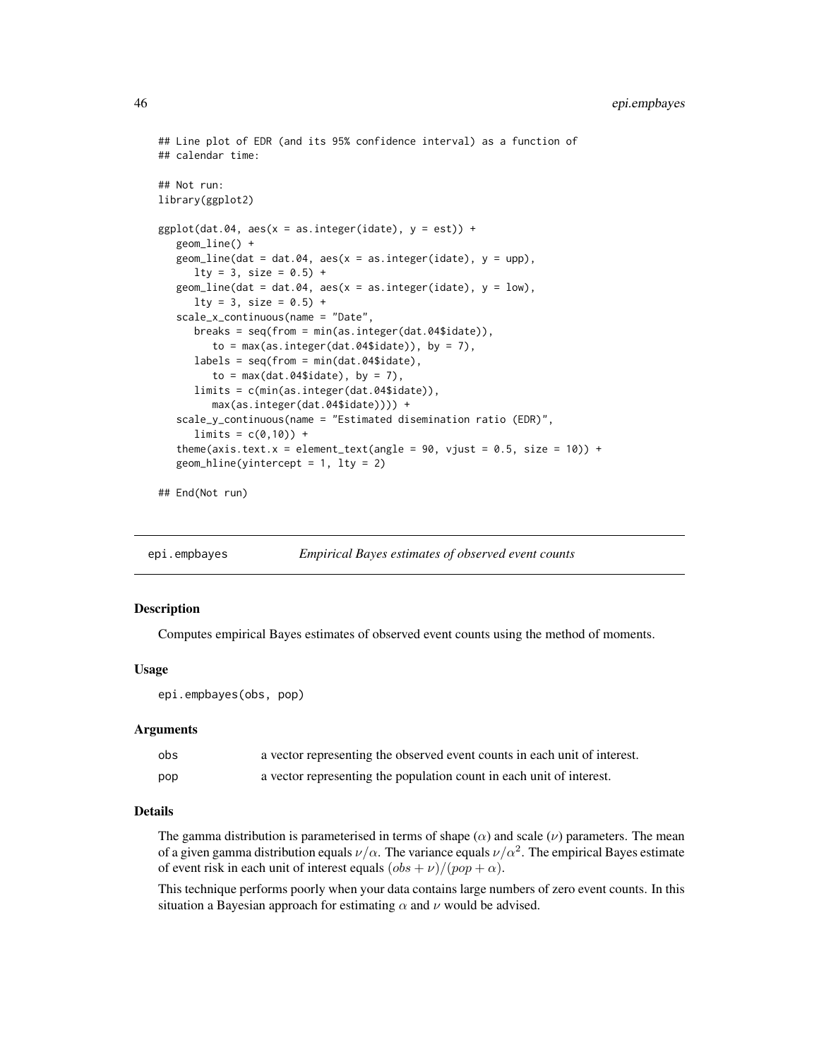```
## Line plot of EDR (and its 95% confidence interval) as a function of
## calendar time:

## Not run:
library(ggplot2)

ggplot(dat.04, aes(x = as.integer(idate), y = est)) +
   geom_line() +
   geom_line(dat = dat.04, aes(x = as.integer(idate), y = upp),
      lty = 3, size = 0.5) +
   geom_line(dat = dat.04, aes(x = as.integer(idate), y = low),
      lty = 3, size = 0.5) +
   scale_x_continuous(name = "Date",
      breaks = seq(from = min(as.integer(dat.04$idate)),
         to = max(as.integer(dat.04$idate)), by = 7),
      labels = seq(from = min(dat.04$idate),
         to = max(dat.04$idate), by = 7),
      limits = c(min(as.integer(dat.04$idate)),
         max(as.integer(dat.04$idate)))) +
   scale_y_continuous(name = "Estimated disemination ratio (EDR)",
      limits = c(0,10)) +
   theme(axis.text.x = element_text(angle = 90, vjust = 0.5, size = 10)) +
   geom_hline(yintercept = 1, lty = 2)

## End(Not run)
```

---

`epi.empbayes` — *Empirical Bayes estimates of observed event counts*

---

### Description

Computes empirical Bayes estimates of observed event counts using the method of moments.

### Usage

```
epi.empbayes(obs, pop)
```

### Arguments

| | |
|---|---|
| `obs` | a vector representing the observed event counts in each unit of interest. |
| `pop` | a vector representing the population count in each unit of interest. |

### Details

The gamma distribution is parameterised in terms of shape ($\alpha$) and scale ($\nu$) parameters. The mean of a given gamma distribution equals $\nu/\alpha$. The variance equals $\nu/\alpha^2$. The empirical Bayes estimate of event risk in each unit of interest equals $(obs + \nu)/(pop + \alpha)$.

This technique performs poorly when your data contains large numbers of zero event counts. In this situation a Bayesian approach for estimating $\alpha$ and $\nu$ would be advised.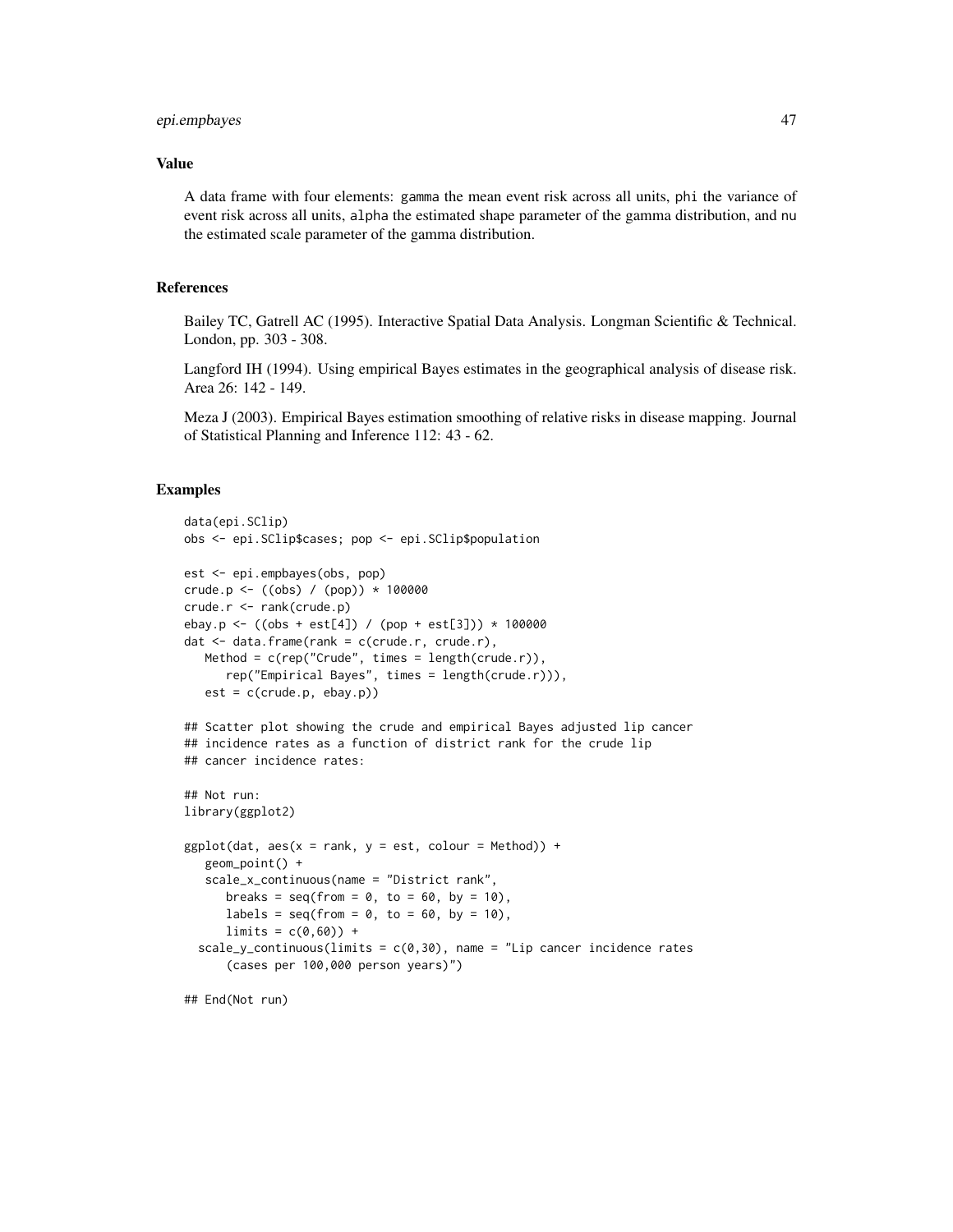## Value

A data frame with four elements: gamma the mean event risk across all units, phi the variance of event risk across all units, alpha the estimated shape parameter of the gamma distribution, and nu the estimated scale parameter of the gamma distribution.

## References

Bailey TC, Gatrell AC (1995). Interactive Spatial Data Analysis. Longman Scientific & Technical. London, pp. 303 - 308.

Langford IH (1994). Using empirical Bayes estimates in the geographical analysis of disease risk. Area 26: 142 - 149.

Meza J (2003). Empirical Bayes estimation smoothing of relative risks in disease mapping. Journal of Statistical Planning and Inference 112: 43 - 62.

## Examples

```
data(epi.SClip)
obs <- epi.SClip$cases; pop <- epi.SClip$population

est <- epi.empbayes(obs, pop)
crude.p <- ((obs) / (pop)) * 100000
crude.r <- rank(crude.p)
ebay.p <- ((obs + est[4]) / (pop + est[3])) * 100000
dat <- data.frame(rank = c(crude.r, crude.r),
   Method = c(rep("Crude", times = length(crude.r)),
      rep("Empirical Bayes", times = length(crude.r))),
   est = c(crude.p, ebay.p))

## Scatter plot showing the crude and empirical Bayes adjusted lip cancer
## incidence rates as a function of district rank for the crude lip
## cancer incidence rates:

## Not run:
library(ggplot2)

ggplot(dat, aes(x = rank, y = est, colour = Method)) +
   geom_point() +
   scale_x_continuous(name = "District rank",
      breaks = seq(from = 0, to = 60, by = 10),
      labels = seq(from = 0, to = 60, by = 10),
      limits = c(0,60)) +
  scale_y_continuous(limits = c(0,30), name = "Lip cancer incidence rates
      (cases per 100,000 person years)")

## End(Not run)
```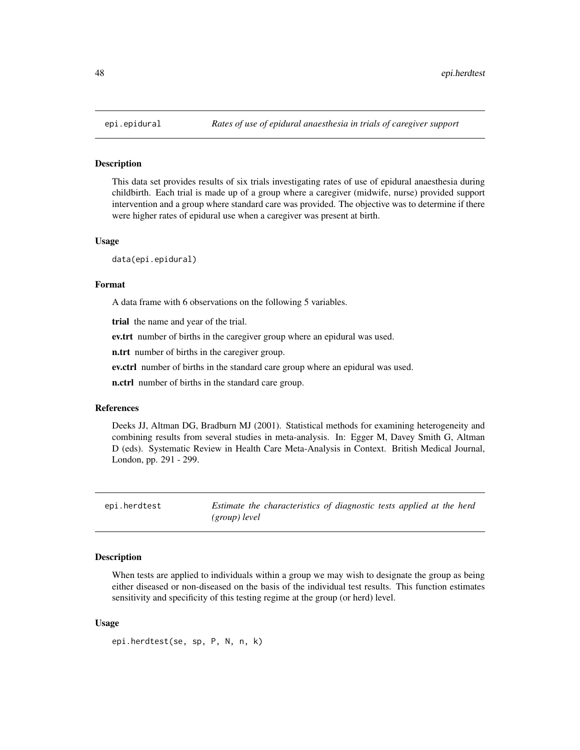## epi.epidural — *Rates of use of epidural anaesthesia in trials of caregiver support*

### Description

This data set provides results of six trials investigating rates of use of epidural anaesthesia during childbirth. Each trial is made up of a group where a caregiver (midwife, nurse) provided support intervention and a group where standard care was provided. The objective was to determine if there were higher rates of epidural use when a caregiver was present at birth.

### Usage

```
data(epi.epidural)
```

### Format

A data frame with 6 observations on the following 5 variables.

**trial** the name and year of the trial.

**ev.trt** number of births in the caregiver group where an epidural was used.

**n.trt** number of births in the caregiver group.

**ev.ctrl** number of births in the standard care group where an epidural was used.

**n.ctrl** number of births in the standard care group.

### References

Deeks JJ, Altman DG, Bradburn MJ (2001). Statistical methods for examining heterogeneity and combining results from several studies in meta-analysis. In: Egger M, Davey Smith G, Altman D (eds). Systematic Review in Health Care Meta-Analysis in Context. British Medical Journal, London, pp. 291 - 299.

## epi.herdtest — *Estimate the characteristics of diagnostic tests applied at the herd (group) level*

### Description

When tests are applied to individuals within a group we may wish to designate the group as being either diseased or non-diseased on the basis of the individual test results. This function estimates sensitivity and specificity of this testing regime at the group (or herd) level.

### Usage

```
epi.herdtest(se, sp, P, N, n, k)
```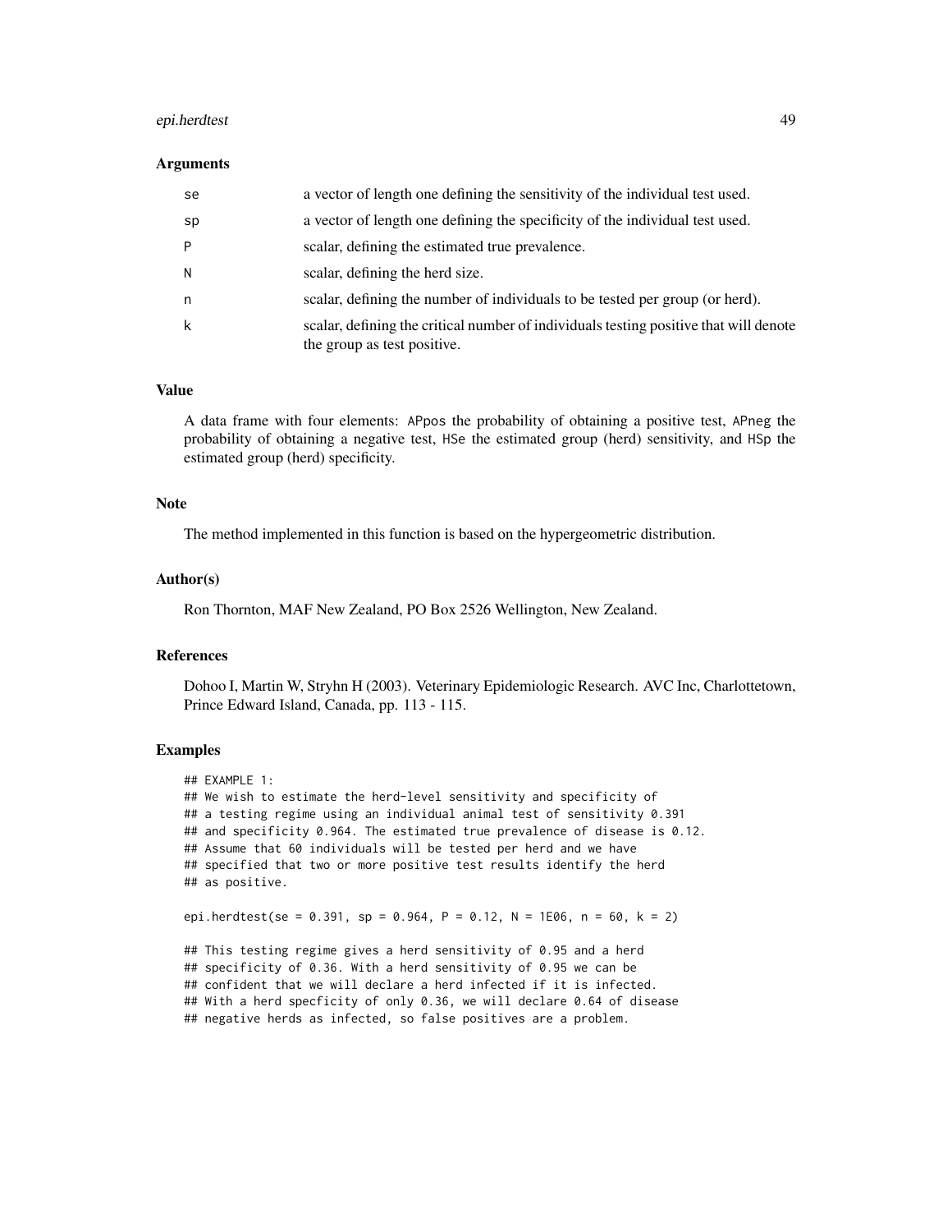### Arguments

| | |
|---|---|
| se | a vector of length one defining the sensitivity of the individual test used. |
| sp | a vector of length one defining the specificity of the individual test used. |
| P | scalar, defining the estimated true prevalence. |
| N | scalar, defining the herd size. |
| n | scalar, defining the number of individuals to be tested per group (or herd). |
| k | scalar, defining the critical number of individuals testing positive that will denote the group as test positive. |

### Value

A data frame with four elements: APpos the probability of obtaining a positive test, APneg the probability of obtaining a negative test, HSe the estimated group (herd) sensitivity, and HSp the estimated group (herd) specificity.

### Note

The method implemented in this function is based on the hypergeometric distribution.

### Author(s)

Ron Thornton, MAF New Zealand, PO Box 2526 Wellington, New Zealand.

### References

Dohoo I, Martin W, Stryhn H (2003). Veterinary Epidemiologic Research. AVC Inc, Charlottetown, Prince Edward Island, Canada, pp. 113 - 115.

### Examples

```
## EXAMPLE 1:
## We wish to estimate the herd-level sensitivity and specificity of
## a testing regime using an individual animal test of sensitivity 0.391
## and specificity 0.964. The estimated true prevalence of disease is 0.12.
## Assume that 60 individuals will be tested per herd and we have
## specified that two or more positive test results identify the herd
## as positive.

epi.herdtest(se = 0.391, sp = 0.964, P = 0.12, N = 1E06, n = 60, k = 2)

## This testing regime gives a herd sensitivity of 0.95 and a herd
## specificity of 0.36. With a herd sensitivity of 0.95 we can be
## confident that we will declare a herd infected if it is infected.
## With a herd specficity of only 0.36, we will declare 0.64 of disease
## negative herds as infected, so false positives are a problem.
```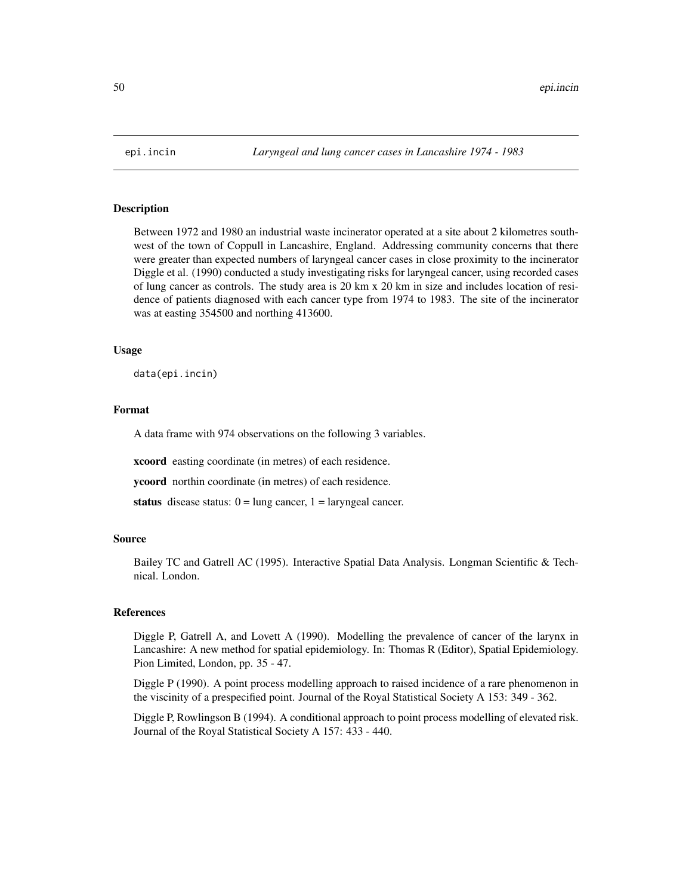epi.incin *Laryngeal and lung cancer cases in Lancashire 1974 - 1983*

## Description

Between 1972 and 1980 an industrial waste incinerator operated at a site about 2 kilometres southwest of the town of Coppull in Lancashire, England. Addressing community concerns that there were greater than expected numbers of laryngeal cancer cases in close proximity to the incinerator Diggle et al. (1990) conducted a study investigating risks for laryngeal cancer, using recorded cases of lung cancer as controls. The study area is 20 km x 20 km in size and includes location of residence of patients diagnosed with each cancer type from 1974 to 1983. The site of the incinerator was at easting 354500 and northing 413600.

## Usage

```
data(epi.incin)
```

## Format

A data frame with 974 observations on the following 3 variables.

**xcoord** easting coordinate (in metres) of each residence.

**ycoord** northin coordinate (in metres) of each residence.

**status** disease status: 0 = lung cancer, 1 = laryngeal cancer.

## Source

Bailey TC and Gatrell AC (1995). Interactive Spatial Data Analysis. Longman Scientific & Technical. London.

## References

Diggle P, Gatrell A, and Lovett A (1990). Modelling the prevalence of cancer of the larynx in Lancashire: A new method for spatial epidemiology. In: Thomas R (Editor), Spatial Epidemiology. Pion Limited, London, pp. 35 - 47.

Diggle P (1990). A point process modelling approach to raised incidence of a rare phenomenon in the viscinity of a prespecified point. Journal of the Royal Statistical Society A 153: 349 - 362.

Diggle P, Rowlingson B (1994). A conditional approach to point process modelling of elevated risk. Journal of the Royal Statistical Society A 157: 433 - 440.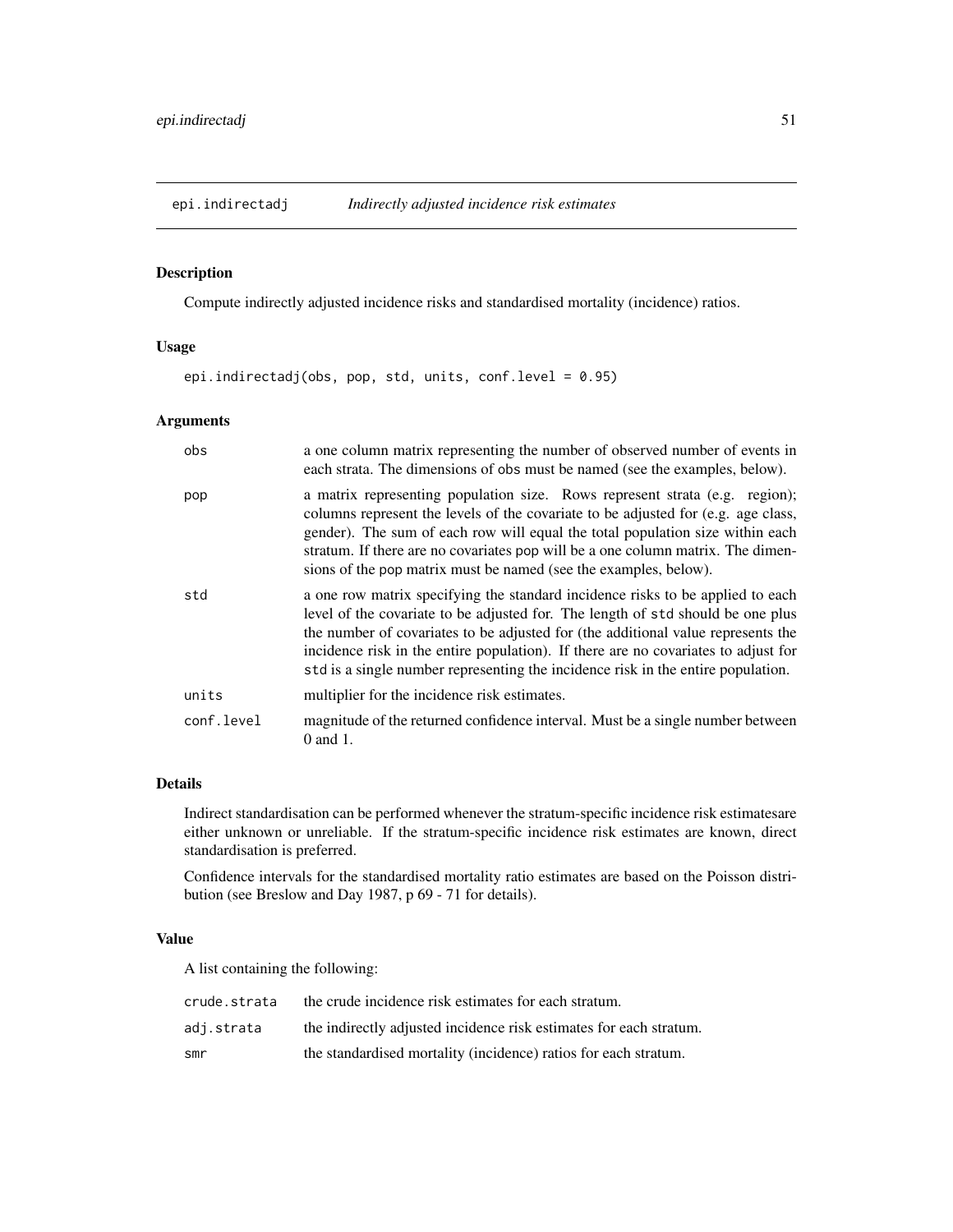## epi.indirectadj — *Indirectly adjusted incidence risk estimates*

### Description

Compute indirectly adjusted incidence risks and standardised mortality (incidence) ratios.

### Usage

```
epi.indirectadj(obs, pop, std, units, conf.level = 0.95)
```

### Arguments

| | |
|---|---|
| `obs` | a one column matrix representing the number of observed number of events in each strata. The dimensions of `obs` must be named (see the examples, below). |
| `pop` | a matrix representing population size. Rows represent strata (e.g. region); columns represent the levels of the covariate to be adjusted for (e.g. age class, gender). The sum of each row will equal the total population size within each stratum. If there are no covariates `pop` will be a one column matrix. The dimensions of the `pop` matrix must be named (see the examples, below). |
| `std` | a one row matrix specifying the standard incidence risks to be applied to each level of the covariate to be adjusted for. The length of `std` should be one plus the number of covariates to be adjusted for (the additional value represents the incidence risk in the entire population). If there are no covariates to adjust for `std` is a single number representing the incidence risk in the entire population. |
| `units` | multiplier for the incidence risk estimates. |
| `conf.level` | magnitude of the returned confidence interval. Must be a single number between 0 and 1. |

### Details

Indirect standardisation can be performed whenever the stratum-specific incidence risk estimatesare either unknown or unreliable. If the stratum-specific incidence risk estimates are known, direct standardisation is preferred.

Confidence intervals for the standardised mortality ratio estimates are based on the Poisson distribution (see Breslow and Day 1987, p 69 - 71 for details).

### Value

A list containing the following:

| | |
|---|---|
| `crude.strata` | the crude incidence risk estimates for each stratum. |
| `adj.strata` | the indirectly adjusted incidence risk estimates for each stratum. |
| `smr` | the standardised mortality (incidence) ratios for each stratum. |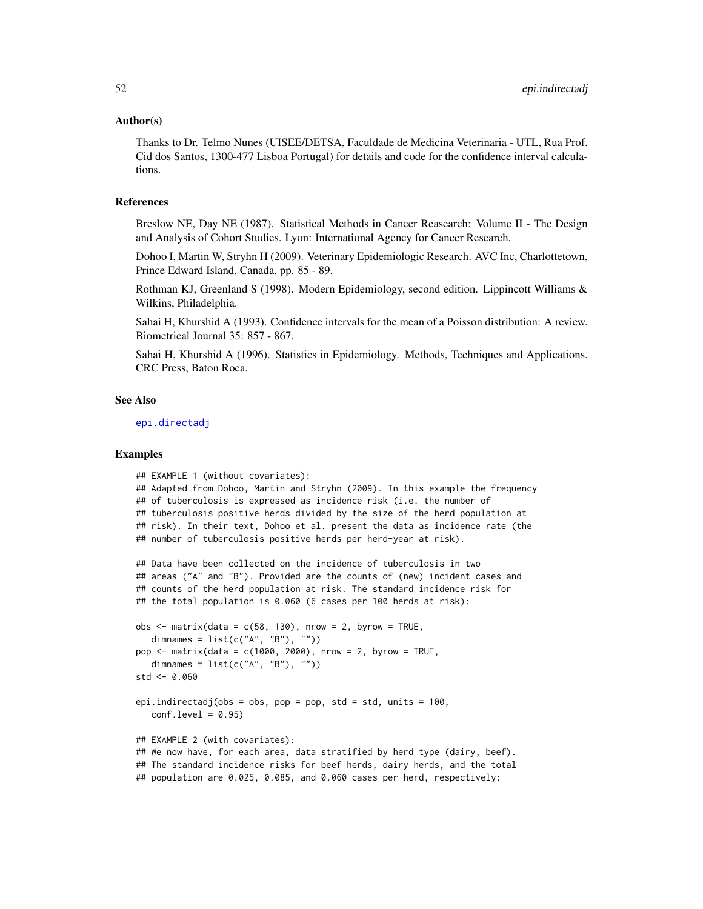### Author(s)

Thanks to Dr. Telmo Nunes (UISEE/DETSA, Faculdade de Medicina Veterinaria - UTL, Rua Prof. Cid dos Santos, 1300-477 Lisboa Portugal) for details and code for the confidence interval calculations.

### References

Breslow NE, Day NE (1987). Statistical Methods in Cancer Reasearch: Volume II - The Design and Analysis of Cohort Studies. Lyon: International Agency for Cancer Research.

Dohoo I, Martin W, Stryhn H (2009). Veterinary Epidemiologic Research. AVC Inc, Charlottetown, Prince Edward Island, Canada, pp. 85 - 89.

Rothman KJ, Greenland S (1998). Modern Epidemiology, second edition. Lippincott Williams & Wilkins, Philadelphia.

Sahai H, Khurshid A (1993). Confidence intervals for the mean of a Poisson distribution: A review. Biometrical Journal 35: 857 - 867.

Sahai H, Khurshid A (1996). Statistics in Epidemiology. Methods, Techniques and Applications. CRC Press, Baton Roca.

### See Also

epi.directadj

### Examples

```
## EXAMPLE 1 (without covariates):
## Adapted from Dohoo, Martin and Stryhn (2009). In this example the frequency
## of tuberculosis is expressed as incidence risk (i.e. the number of
## tuberculosis positive herds divided by the size of the herd population at
## risk). In their text, Dohoo et al. present the data as incidence rate (the
## number of tuberculosis positive herds per herd-year at risk).

## Data have been collected on the incidence of tuberculosis in two
## areas ("A" and "B"). Provided are the counts of (new) incident cases and
## counts of the herd population at risk. The standard incidence risk for
## the total population is 0.060 (6 cases per 100 herds at risk):

obs <- matrix(data = c(58, 130), nrow = 2, byrow = TRUE,
   dimnames = list(c("A", "B"), ""))
pop <- matrix(data = c(1000, 2000), nrow = 2, byrow = TRUE,
   dimnames = list(c("A", "B"), ""))
std <- 0.060

epi.indirectadj(obs = obs, pop = pop, std = std, units = 100,
   conf.level = 0.95)

## EXAMPLE 2 (with covariates):
## We now have, for each area, data stratified by herd type (dairy, beef).
## The standard incidence risks for beef herds, dairy herds, and the total
## population are 0.025, 0.085, and 0.060 cases per herd, respectively:
```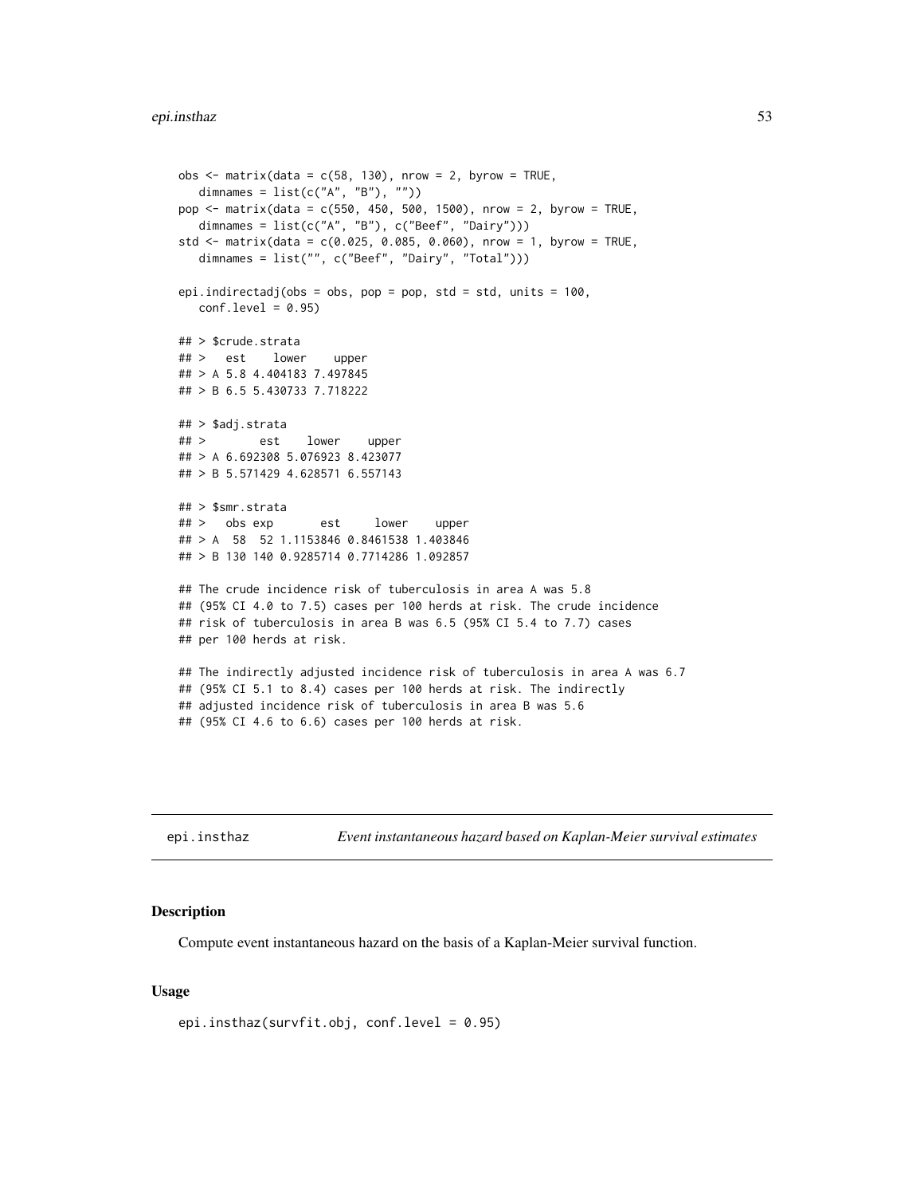```
obs <- matrix(data = c(58, 130), nrow = 2, byrow = TRUE,
   dimnames = list(c("A", "B"), ""))
pop <- matrix(data = c(550, 450, 500, 1500), nrow = 2, byrow = TRUE,
   dimnames = list(c("A", "B"), c("Beef", "Dairy")))
std <- matrix(data = c(0.025, 0.085, 0.060), nrow = 1, byrow = TRUE,
   dimnames = list("", c("Beef", "Dairy", "Total")))

epi.indirectadj(obs = obs, pop = pop, std = std, units = 100,
   conf.level = 0.95)

## > $crude.strata
## >   est    lower    upper
## > A 5.8 4.404183 7.497845
## > B 6.5 5.430733 7.718222

## > $adj.strata
## >        est    lower    upper
## > A 6.692308 5.076923 8.423077
## > B 5.571429 4.628571 6.557143

## > $smr.strata
## >   obs exp       est     lower    upper
## > A  58  52 1.1153846 0.8461538 1.403846
## > B 130 140 0.9285714 0.7714286 1.092857

## The crude incidence risk of tuberculosis in area A was 5.8
## (95% CI 4.0 to 7.5) cases per 100 herds at risk. The crude incidence
## risk of tuberculosis in area B was 6.5 (95% CI 5.4 to 7.7) cases
## per 100 herds at risk.

## The indirectly adjusted incidence risk of tuberculosis in area A was 6.7
## (95% CI 5.1 to 8.4) cases per 100 herds at risk. The indirectly
## adjusted incidence risk of tuberculosis in area B was 5.6
## (95% CI 4.6 to 6.6) cases per 100 herds at risk.
```

---

`epi.insthaz` *Event instantaneous hazard based on Kaplan-Meier survival estimates*

---

### Description

Compute event instantaneous hazard on the basis of a Kaplan-Meier survival function.

### Usage

```
epi.insthaz(survfit.obj, conf.level = 0.95)
```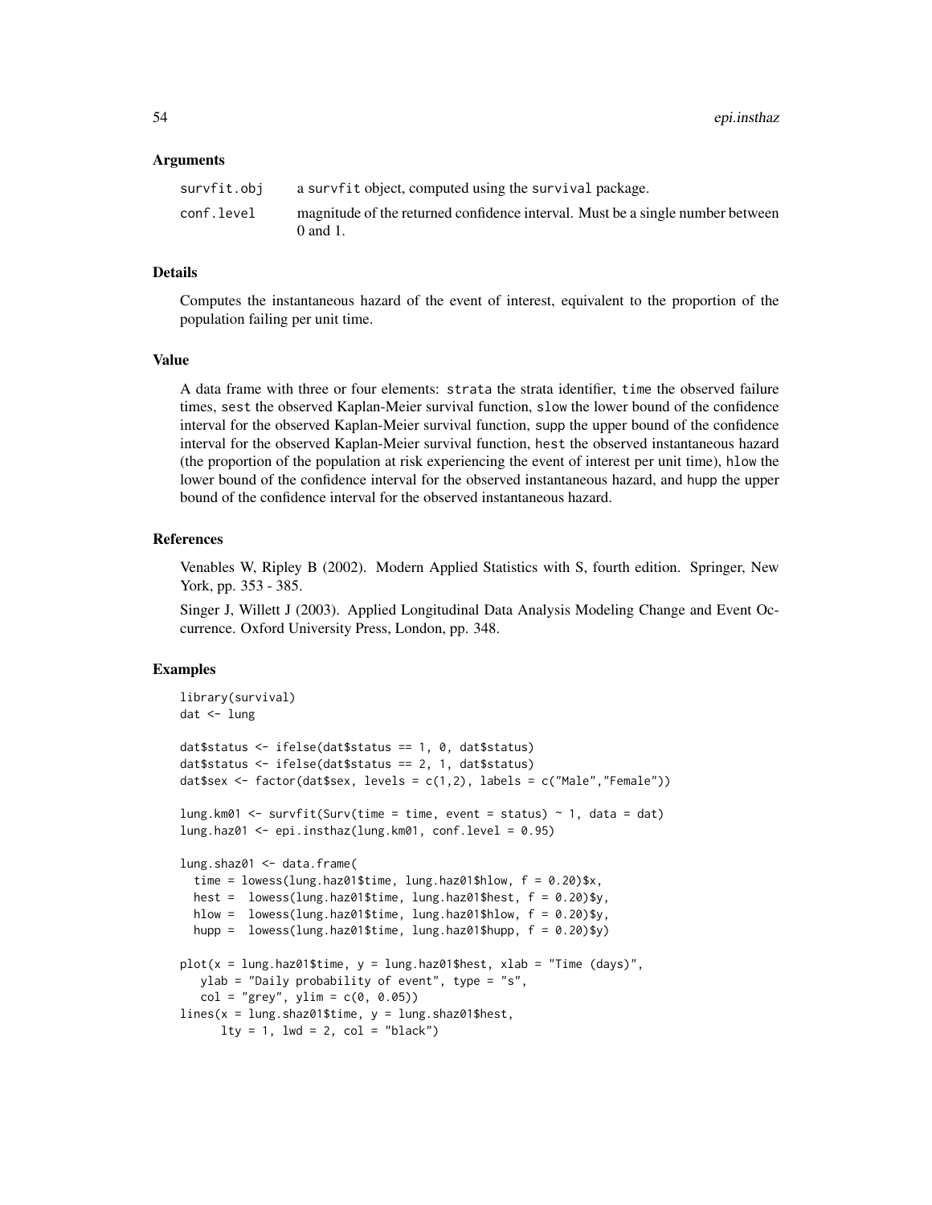## Arguments

| | |
|---|---|
| survfit.obj | a survfit object, computed using the survival package. |
| conf.level | magnitude of the returned confidence interval. Must be a single number between 0 and 1. |

## Details

Computes the instantaneous hazard of the event of interest, equivalent to the proportion of the population failing per unit time.

## Value

A data frame with three or four elements: strata the strata identifier, time the observed failure times, sest the observed Kaplan-Meier survival function, slow the lower bound of the confidence interval for the observed Kaplan-Meier survival function, supp the upper bound of the confidence interval for the observed Kaplan-Meier survival function, hest the observed instantaneous hazard (the proportion of the population at risk experiencing the event of interest per unit time), hlow the lower bound of the confidence interval for the observed instantaneous hazard, and hupp the upper bound of the confidence interval for the observed instantaneous hazard.

## References

Venables W, Ripley B (2002). Modern Applied Statistics with S, fourth edition. Springer, New York, pp. 353 - 385.

Singer J, Willett J (2003). Applied Longitudinal Data Analysis Modeling Change and Event Occurrence. Oxford University Press, London, pp. 348.

## Examples

```
library(survival)
dat <- lung

dat$status <- ifelse(dat$status == 1, 0, dat$status)
dat$status <- ifelse(dat$status == 2, 1, dat$status)
dat$sex <- factor(dat$sex, levels = c(1,2), labels = c("Male","Female"))

lung.km01 <- survfit(Surv(time = time, event = status) ~ 1, data = dat)
lung.haz01 <- epi.insthaz(lung.km01, conf.level = 0.95)

lung.shaz01 <- data.frame(
  time = lowess(lung.haz01$time, lung.haz01$hlow, f = 0.20)$x,
  hest =  lowess(lung.haz01$time, lung.haz01$hest, f = 0.20)$y,
  hlow =  lowess(lung.haz01$time, lung.haz01$hlow, f = 0.20)$y,
  hupp =  lowess(lung.haz01$time, lung.haz01$hupp, f = 0.20)$y)

plot(x = lung.haz01$time, y = lung.haz01$hest, xlab = "Time (days)",
   ylab = "Daily probability of event", type = "s",
   col = "grey", ylim = c(0, 0.05))
lines(x = lung.shaz01$time, y = lung.shaz01$hest,
      lty = 1, lwd = 2, col = "black")
```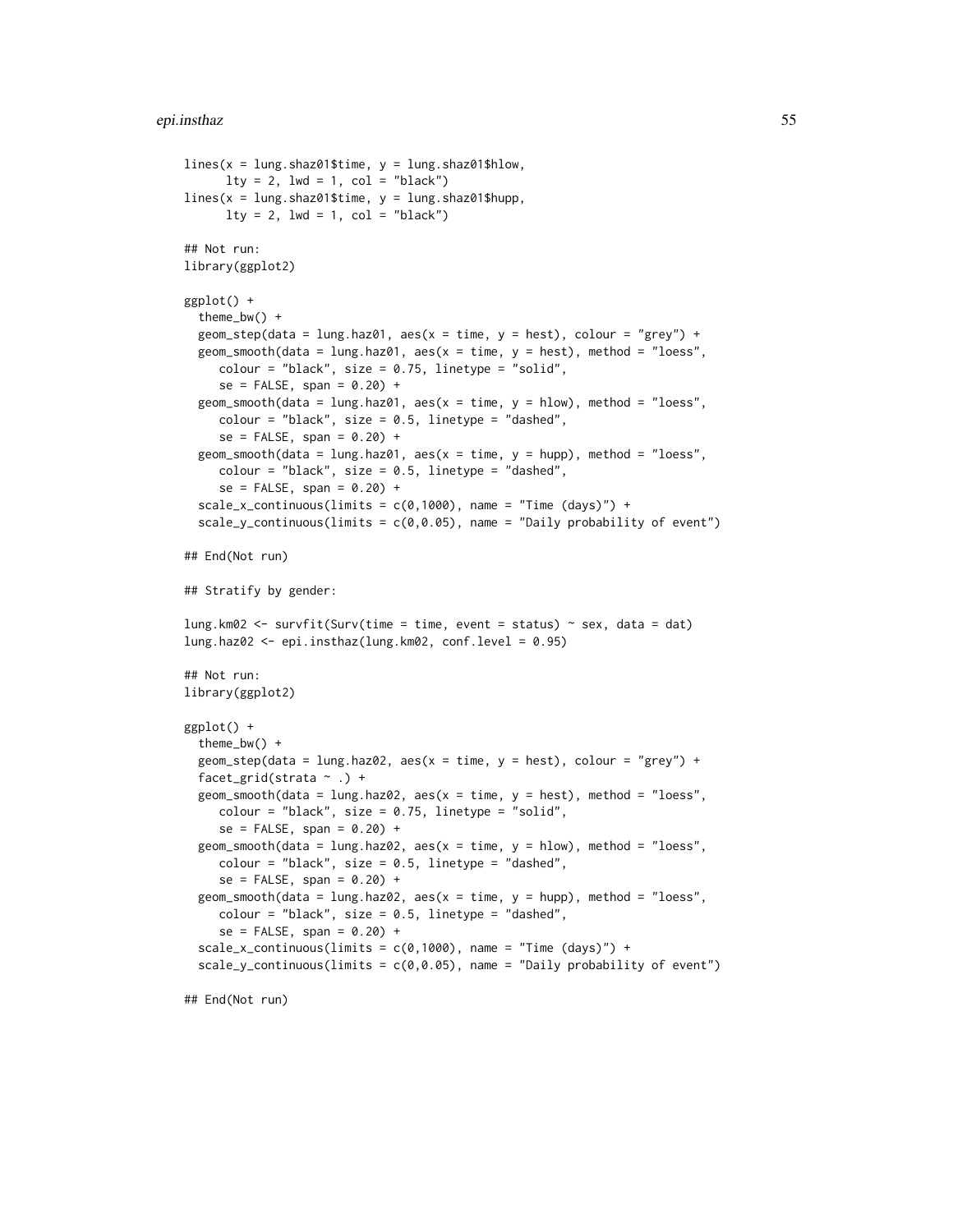```
lines(x = lung.shaz01$time, y = lung.shaz01$hlow,
      lty = 2, lwd = 1, col = "black")
lines(x = lung.shaz01$time, y = lung.shaz01$hupp,
      lty = 2, lwd = 1, col = "black")

## Not run:
library(ggplot2)

ggplot() +
  theme_bw() +
  geom_step(data = lung.haz01, aes(x = time, y = hest), colour = "grey") +
  geom_smooth(data = lung.haz01, aes(x = time, y = hest), method = "loess",
     colour = "black", size = 0.75, linetype = "solid",
     se = FALSE, span = 0.20) +
  geom_smooth(data = lung.haz01, aes(x = time, y = hlow), method = "loess",
     colour = "black", size = 0.5, linetype = "dashed",
     se = FALSE, span = 0.20) +
  geom_smooth(data = lung.haz01, aes(x = time, y = hupp), method = "loess",
     colour = "black", size = 0.5, linetype = "dashed",
     se = FALSE, span = 0.20) +
  scale_x_continuous(limits = c(0,1000), name = "Time (days)") +
  scale_y_continuous(limits = c(0,0.05), name = "Daily probability of event")

## End(Not run)

## Stratify by gender:

lung.km02 <- survfit(Surv(time = time, event = status) ~ sex, data = dat)
lung.haz02 <- epi.insthaz(lung.km02, conf.level = 0.95)

## Not run:
library(ggplot2)

ggplot() +
  theme_bw() +
  geom_step(data = lung.haz02, aes(x = time, y = hest), colour = "grey") +
  facet_grid(strata ~ .) +
  geom_smooth(data = lung.haz02, aes(x = time, y = hest), method = "loess",
     colour = "black", size = 0.75, linetype = "solid",
     se = FALSE, span = 0.20) +
  geom_smooth(data = lung.haz02, aes(x = time, y = hlow), method = "loess",
     colour = "black", size = 0.5, linetype = "dashed",
     se = FALSE, span = 0.20) +
  geom_smooth(data = lung.haz02, aes(x = time, y = hupp), method = "loess",
     colour = "black", size = 0.5, linetype = "dashed",
     se = FALSE, span = 0.20) +
  scale_x_continuous(limits = c(0,1000), name = "Time (days)") +
  scale_y_continuous(limits = c(0,0.05), name = "Daily probability of event")

## End(Not run)
```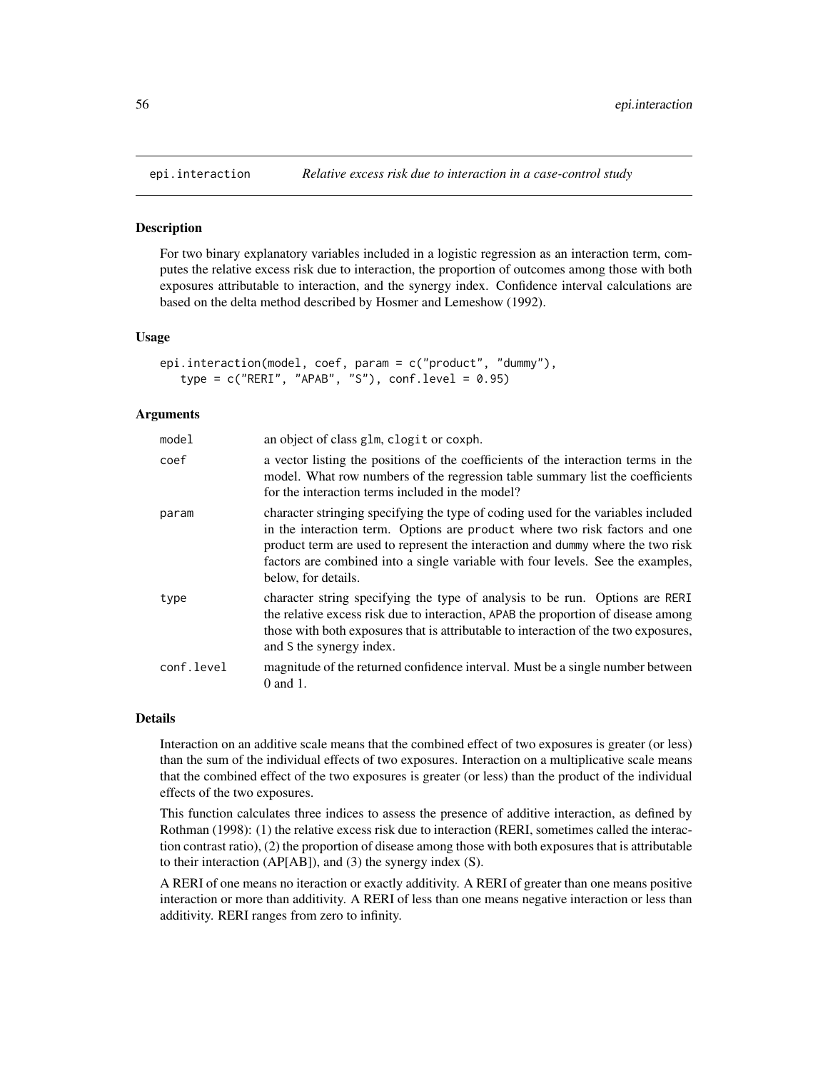# epi.interaction — *Relative excess risk due to interaction in a case-control study*

## Description

For two binary explanatory variables included in a logistic regression as an interaction term, computes the relative excess risk due to interaction, the proportion of outcomes among those with both exposures attributable to interaction, and the synergy index. Confidence interval calculations are based on the delta method described by Hosmer and Lemeshow (1992).

## Usage

```
epi.interaction(model, coef, param = c("product", "dummy"),
   type = c("RERI", "APAB", "S"), conf.level = 0.95)
```

## Arguments

| | |
|---|---|
| `model` | an object of class `glm`, `clogit` or `coxph`. |
| `coef` | a vector listing the positions of the coefficients of the interaction terms in the model. What row numbers of the regression table summary list the coefficients for the interaction terms included in the model? |
| `param` | character stringing specifying the type of coding used for the variables included in the interaction term. Options are `product` where two risk factors and one product term are used to represent the interaction and `dummy` where the two risk factors are combined into a single variable with four levels. See the examples, below, for details. |
| `type` | character string specifying the type of analysis to be run. Options are `RERI` the relative excess risk due to interaction, `APAB` the proportion of disease among those with both exposures that is attributable to interaction of the two exposures, and `S` the synergy index. |
| `conf.level` | magnitude of the returned confidence interval. Must be a single number between 0 and 1. |

## Details

Interaction on an additive scale means that the combined effect of two exposures is greater (or less) than the sum of the individual effects of two exposures. Interaction on a multiplicative scale means that the combined effect of the two exposures is greater (or less) than the product of the individual effects of the two exposures.

This function calculates three indices to assess the presence of additive interaction, as defined by Rothman (1998): (1) the relative excess risk due to interaction (RERI, sometimes called the interaction contrast ratio), (2) the proportion of disease among those with both exposures that is attributable to their interaction (AP[AB]), and (3) the synergy index (S).

A RERI of one means no iteraction or exactly additivity. A RERI of greater than one means positive interaction or more than additivity. A RERI of less than one means negative interaction or less than additivity. RERI ranges from zero to infinity.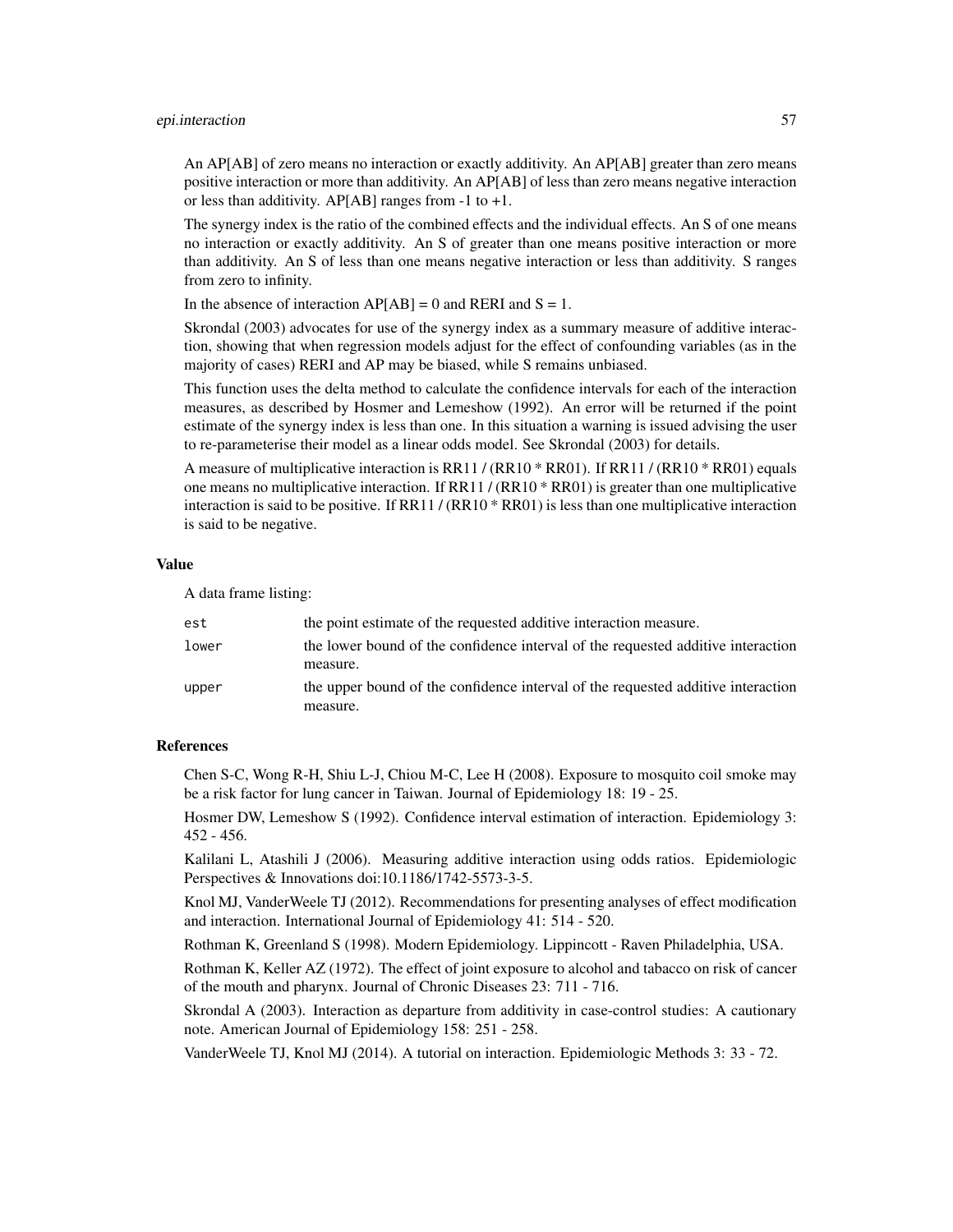An AP[AB] of zero means no interaction or exactly additivity. An AP[AB] greater than zero means positive interaction or more than additivity. An AP[AB] of less than zero means negative interaction or less than additivity. AP[AB] ranges from -1 to +1.

The synergy index is the ratio of the combined effects and the individual effects. An S of one means no interaction or exactly additivity. An S of greater than one means positive interaction or more than additivity. An S of less than one means negative interaction or less than additivity. S ranges from zero to infinity.

In the absence of interaction AP[AB] = 0 and RERI and S = 1.

Skrondal (2003) advocates for use of the synergy index as a summary measure of additive interaction, showing that when regression models adjust for the effect of confounding variables (as in the majority of cases) RERI and AP may be biased, while S remains unbiased.

This function uses the delta method to calculate the confidence intervals for each of the interaction measures, as described by Hosmer and Lemeshow (1992). An error will be returned if the point estimate of the synergy index is less than one. In this situation a warning is issued advising the user to re-parameterise their model as a linear odds model. See Skrondal (2003) for details.

A measure of multiplicative interaction is RR11 / (RR10 * RR01). If RR11 / (RR10 * RR01) equals one means no multiplicative interaction. If RR11 / (RR10 * RR01) is greater than one multiplicative interaction is said to be positive. If RR11 / (RR10 * RR01) is less than one multiplicative interaction is said to be negative.

## Value

A data frame listing:

| | |
|---|---|
| `est` | the point estimate of the requested additive interaction measure. |
| `lower` | the lower bound of the confidence interval of the requested additive interaction measure. |
| `upper` | the upper bound of the confidence interval of the requested additive interaction measure. |

## References

Chen S-C, Wong R-H, Shiu L-J, Chiou M-C, Lee H (2008). Exposure to mosquito coil smoke may be a risk factor for lung cancer in Taiwan. Journal of Epidemiology 18: 19 - 25.

Hosmer DW, Lemeshow S (1992). Confidence interval estimation of interaction. Epidemiology 3: 452 - 456.

Kalilani L, Atashili J (2006). Measuring additive interaction using odds ratios. Epidemiologic Perspectives & Innovations doi:10.1186/1742-5573-3-5.

Knol MJ, VanderWeele TJ (2012). Recommendations for presenting analyses of effect modification and interaction. International Journal of Epidemiology 41: 514 - 520.

Rothman K, Greenland S (1998). Modern Epidemiology. Lippincott - Raven Philadelphia, USA.

Rothman K, Keller AZ (1972). The effect of joint exposure to alcohol and tabacco on risk of cancer of the mouth and pharynx. Journal of Chronic Diseases 23: 711 - 716.

Skrondal A (2003). Interaction as departure from additivity in case-control studies: A cautionary note. American Journal of Epidemiology 158: 251 - 258.

VanderWeele TJ, Knol MJ (2014). A tutorial on interaction. Epidemiologic Methods 3: 33 - 72.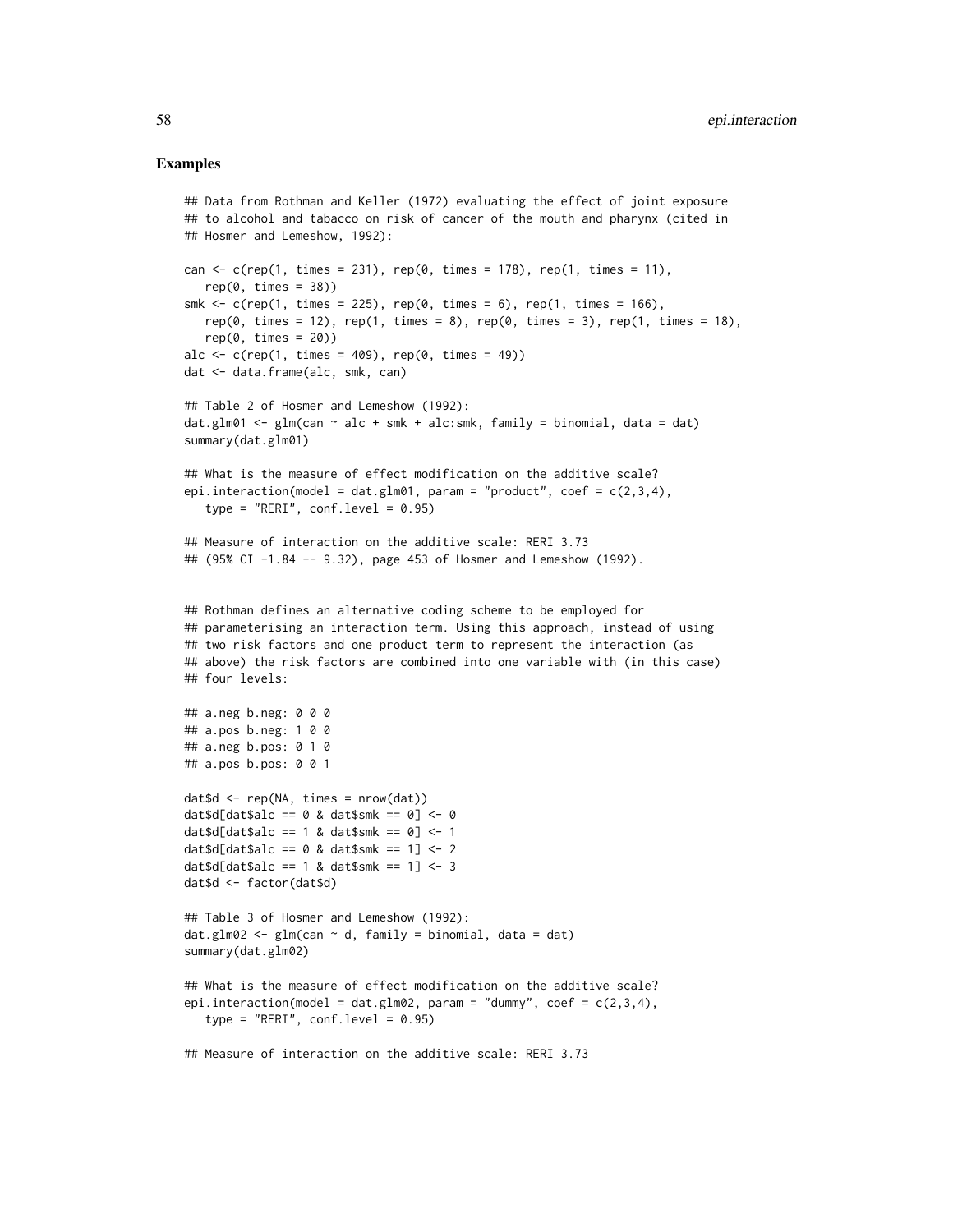## Examples

```
## Data from Rothman and Keller (1972) evaluating the effect of joint exposure
## to alcohol and tabacco on risk of cancer of the mouth and pharynx (cited in
## Hosmer and Lemeshow, 1992):

can <- c(rep(1, times = 231), rep(0, times = 178), rep(1, times = 11),
   rep(0, times = 38))
smk <- c(rep(1, times = 225), rep(0, times = 6), rep(1, times = 166),
   rep(0, times = 12), rep(1, times = 8), rep(0, times = 3), rep(1, times = 18),
   rep(0, times = 20))
alc <- c(rep(1, times = 409), rep(0, times = 49))
dat <- data.frame(alc, smk, can)

## Table 2 of Hosmer and Lemeshow (1992):
dat.glm01 <- glm(can ~ alc + smk + alc:smk, family = binomial, data = dat)
summary(dat.glm01)

## What is the measure of effect modification on the additive scale?
epi.interaction(model = dat.glm01, param = "product", coef = c(2,3,4),
   type = "RERI", conf.level = 0.95)

## Measure of interaction on the additive scale: RERI 3.73
## (95% CI -1.84 -- 9.32), page 453 of Hosmer and Lemeshow (1992).


## Rothman defines an alternative coding scheme to be employed for
## parameterising an interaction term. Using this approach, instead of using
## two risk factors and one product term to represent the interaction (as
## above) the risk factors are combined into one variable with (in this case)
## four levels:

## a.neg b.neg: 0 0 0
## a.pos b.neg: 1 0 0
## a.neg b.pos: 0 1 0
## a.pos b.pos: 0 0 1

dat$d <- rep(NA, times = nrow(dat))
dat$d[dat$alc == 0 & dat$smk == 0] <- 0
dat$d[dat$alc == 1 & dat$smk == 0] <- 1
dat$d[dat$alc == 0 & dat$smk == 1] <- 2
dat$d[dat$alc == 1 & dat$smk == 1] <- 3
dat$d <- factor(dat$d)

## Table 3 of Hosmer and Lemeshow (1992):
dat.glm02 <- glm(can ~ d, family = binomial, data = dat)
summary(dat.glm02)

## What is the measure of effect modification on the additive scale?
epi.interaction(model = dat.glm02, param = "dummy", coef = c(2,3,4),
   type = "RERI", conf.level = 0.95)

## Measure of interaction on the additive scale: RERI 3.73
```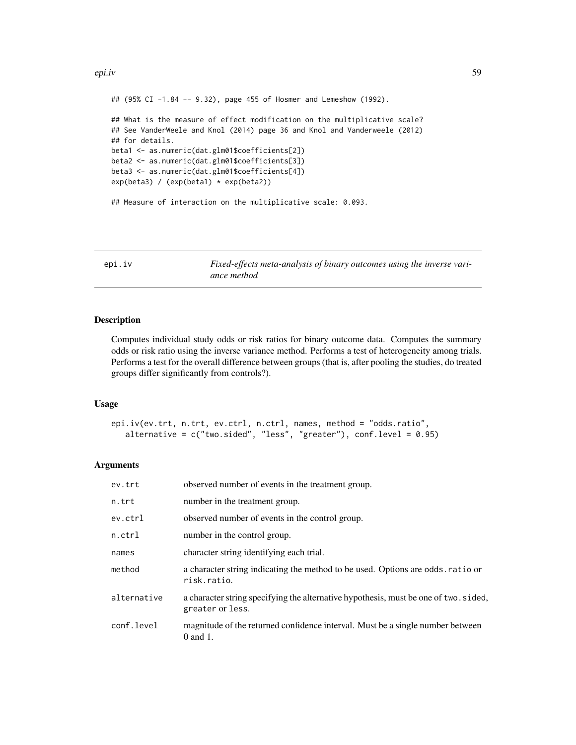```
## (95% CI -1.84 -- 9.32), page 455 of Hosmer and Lemeshow (1992).

## What is the measure of effect modification on the multiplicative scale?
## See VanderWeele and Knol (2014) page 36 and Knol and Vanderweele (2012)
## for details.
beta1 <- as.numeric(dat.glm01$coefficients[2])
beta2 <- as.numeric(dat.glm01$coefficients[3])
beta3 <- as.numeric(dat.glm01$coefficients[4])
exp(beta3) / (exp(beta1) * exp(beta2))

## Measure of interaction on the multiplicative scale: 0.093.
```

---

`epi.iv` *Fixed-effects meta-analysis of binary outcomes using the inverse variance method*

---

## Description

Computes individual study odds or risk ratios for binary outcome data. Computes the summary odds or risk ratio using the inverse variance method. Performs a test of heterogeneity among trials. Performs a test for the overall difference between groups (that is, after pooling the studies, do treated groups differ significantly from controls?).

## Usage

```
epi.iv(ev.trt, n.trt, ev.ctrl, n.ctrl, names, method = "odds.ratio",
   alternative = c("two.sided", "less", "greater"), conf.level = 0.95)
```

## Arguments

| | |
|---|---|
| `ev.trt` | observed number of events in the treatment group. |
| `n.trt` | number in the treatment group. |
| `ev.ctrl` | observed number of events in the control group. |
| `n.ctrl` | number in the control group. |
| `names` | character string identifying each trial. |
| `method` | a character string indicating the method to be used. Options are `odds.ratio` or `risk.ratio`. |
| `alternative` | a character string specifying the alternative hypothesis, must be one of `two.sided`, `greater` or `less`. |
| `conf.level` | magnitude of the returned confidence interval. Must be a single number between 0 and 1. |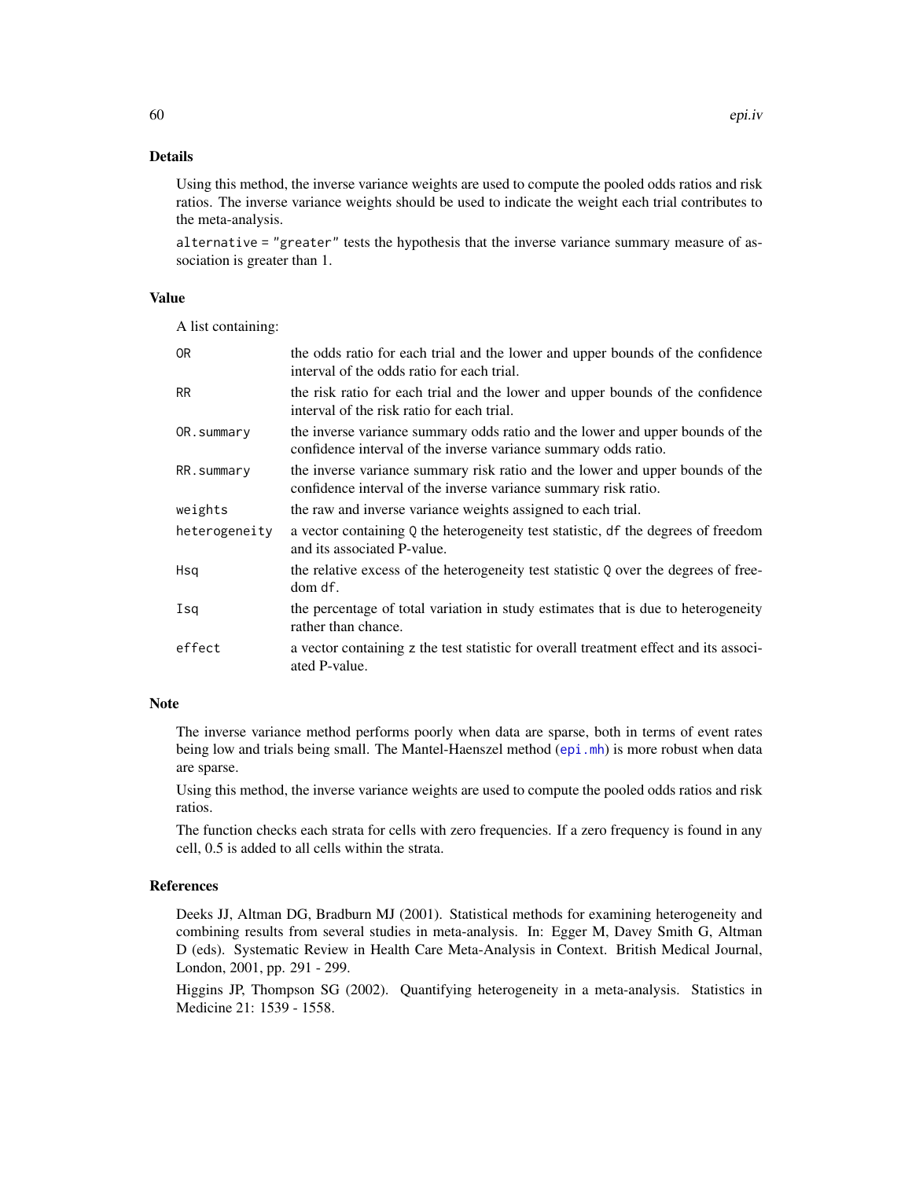## Details

Using this method, the inverse variance weights are used to compute the pooled odds ratios and risk ratios. The inverse variance weights should be used to indicate the weight each trial contributes to the meta-analysis.

`alternative = "greater"` tests the hypothesis that the inverse variance summary measure of association is greater than 1.

## Value

A list containing:

| | |
|---|---|
| `OR` | the odds ratio for each trial and the lower and upper bounds of the confidence interval of the odds ratio for each trial. |
| `RR` | the risk ratio for each trial and the lower and upper bounds of the confidence interval of the risk ratio for each trial. |
| `OR.summary` | the inverse variance summary odds ratio and the lower and upper bounds of the confidence interval of the inverse variance summary odds ratio. |
| `RR.summary` | the inverse variance summary risk ratio and the lower and upper bounds of the confidence interval of the inverse variance summary risk ratio. |
| `weights` | the raw and inverse variance weights assigned to each trial. |
| `heterogeneity` | a vector containing `Q` the heterogeneity test statistic, `df` the degrees of freedom and its associated P-value. |
| `Hsq` | the relative excess of the heterogeneity test statistic `Q` over the degrees of freedom `df`. |
| `Isq` | the percentage of total variation in study estimates that is due to heterogeneity rather than chance. |
| `effect` | a vector containing `z` the test statistic for overall treatment effect and its associated P-value. |

## Note

The inverse variance method performs poorly when data are sparse, both in terms of event rates being low and trials being small. The Mantel-Haenszel method (`epi.mh`) is more robust when data are sparse.

Using this method, the inverse variance weights are used to compute the pooled odds ratios and risk ratios.

The function checks each strata for cells with zero frequencies. If a zero frequency is found in any cell, 0.5 is added to all cells within the strata.

## References

Deeks JJ, Altman DG, Bradburn MJ (2001). Statistical methods for examining heterogeneity and combining results from several studies in meta-analysis. In: Egger M, Davey Smith G, Altman D (eds). Systematic Review in Health Care Meta-Analysis in Context. British Medical Journal, London, 2001, pp. 291 - 299.

Higgins JP, Thompson SG (2002). Quantifying heterogeneity in a meta-analysis. Statistics in Medicine 21: 1539 - 1558.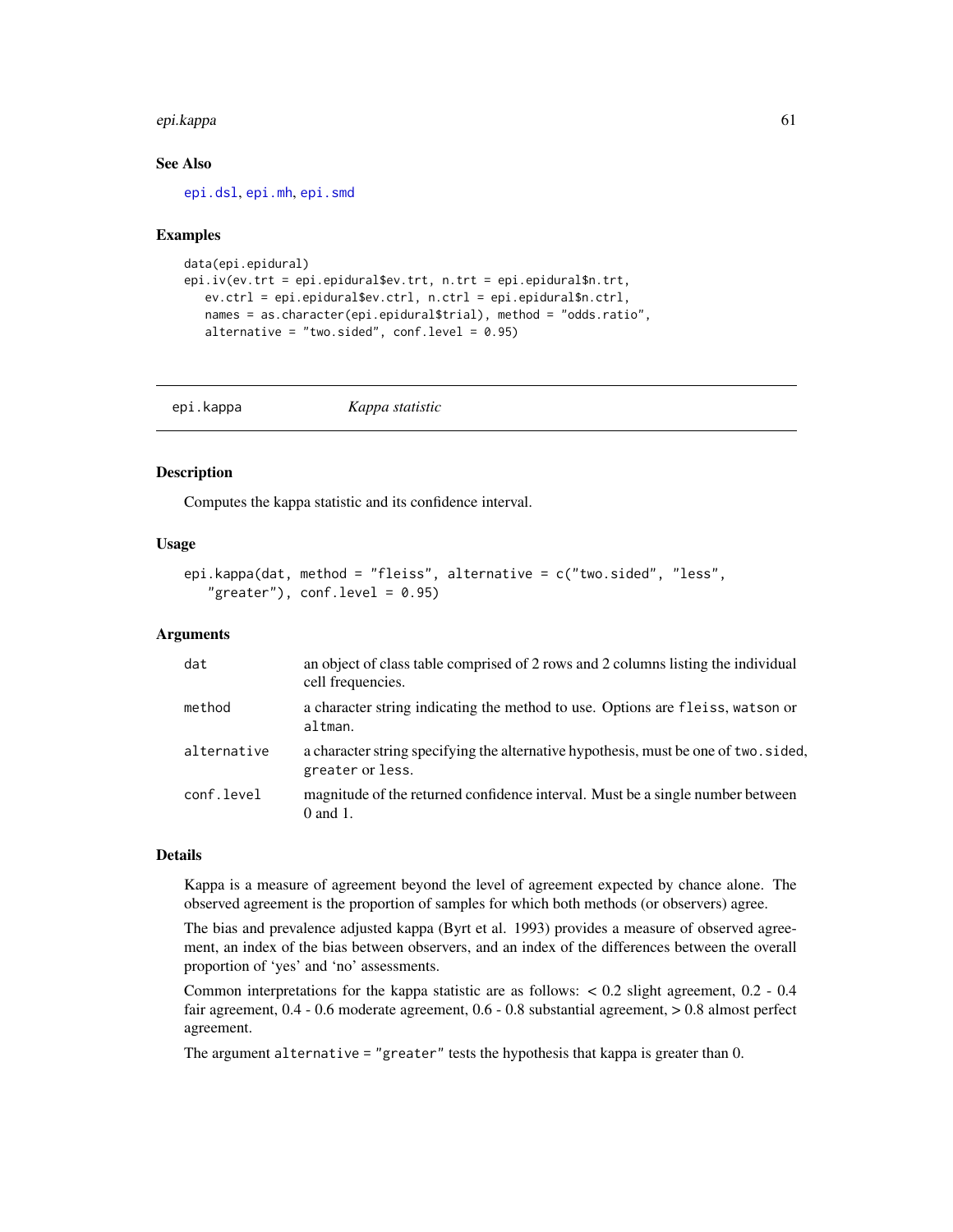## See Also

epi.dsl, epi.mh, epi.smd

## Examples

```
data(epi.epidural)
epi.iv(ev.trt = epi.epidural$ev.trt, n.trt = epi.epidural$n.trt,
   ev.ctrl = epi.epidural$ev.ctrl, n.ctrl = epi.epidural$n.ctrl,
   names = as.character(epi.epidural$trial), method = "odds.ratio",
   alternative = "two.sided", conf.level = 0.95)
```

---

# epi.kappa *Kappa statistic*

## Description

Computes the kappa statistic and its confidence interval.

## Usage

```
epi.kappa(dat, method = "fleiss", alternative = c("two.sided", "less",
   "greater"), conf.level = 0.95)
```

## Arguments

| | |
|---|---|
| dat | an object of class table comprised of 2 rows and 2 columns listing the individual cell frequencies. |
| method | a character string indicating the method to use. Options are fleiss, watson or altman. |
| alternative | a character string specifying the alternative hypothesis, must be one of two.sided, greater or less. |
| conf.level | magnitude of the returned confidence interval. Must be a single number between 0 and 1. |

## Details

Kappa is a measure of agreement beyond the level of agreement expected by chance alone. The observed agreement is the proportion of samples for which both methods (or observers) agree.

The bias and prevalence adjusted kappa (Byrt et al. 1993) provides a measure of observed agreement, an index of the bias between observers, and an index of the differences between the overall proportion of 'yes' and 'no' assessments.

Common interpretations for the kappa statistic are as follows: < 0.2 slight agreement, 0.2 - 0.4 fair agreement, 0.4 - 0.6 moderate agreement, 0.6 - 0.8 substantial agreement, > 0.8 almost perfect agreement.

The argument `alternative = "greater"` tests the hypothesis that kappa is greater than 0.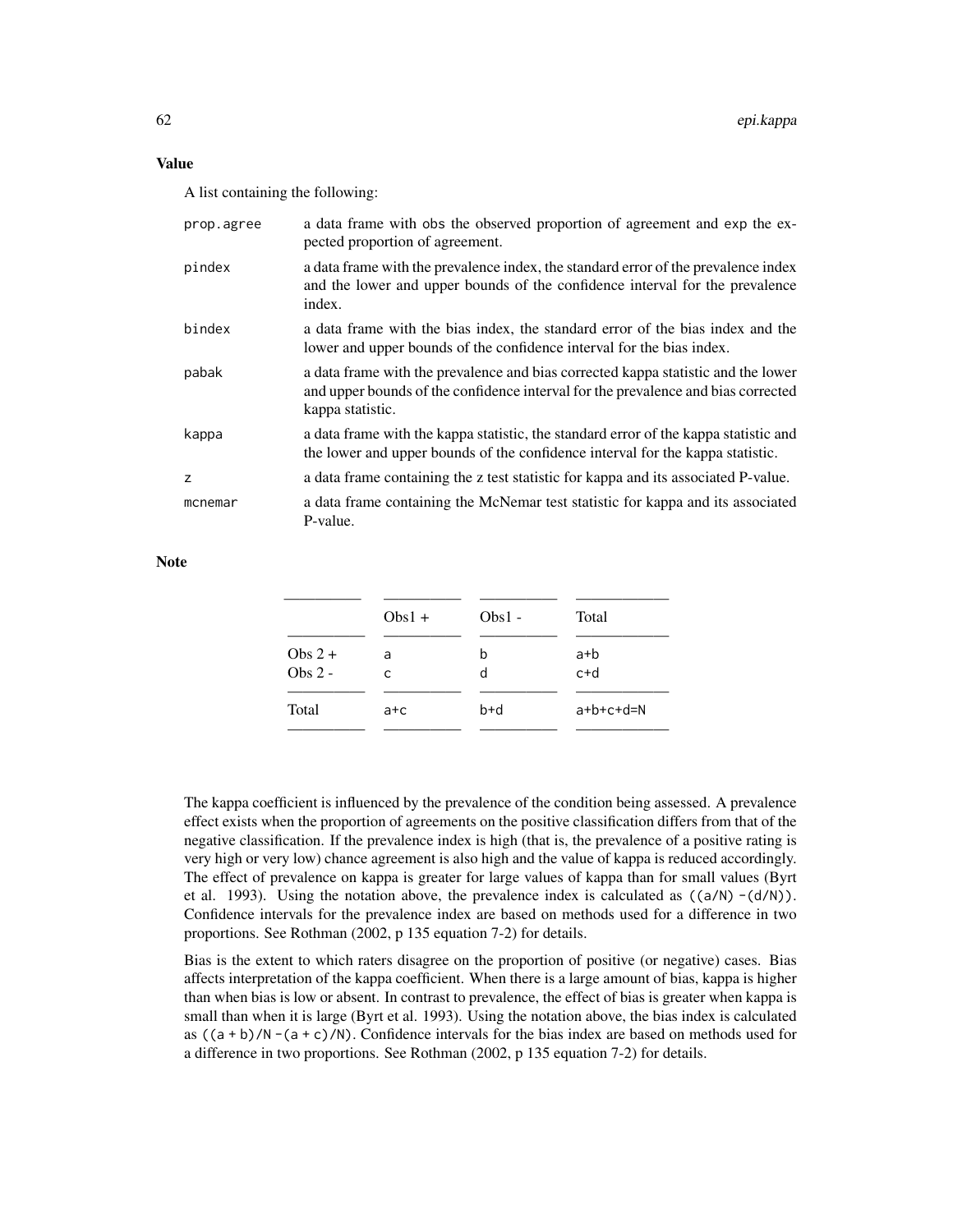### Value

A list containing the following:

| | |
|---|---|
| `prop.agree` | a data frame with `obs` the observed proportion of agreement and `exp` the expected proportion of agreement. |
| `pindex` | a data frame with the prevalence index, the standard error of the prevalence index and the lower and upper bounds of the confidence interval for the prevalence index. |
| `bindex` | a data frame with the bias index, the standard error of the bias index and the lower and upper bounds of the confidence interval for the bias index. |
| `pabak` | a data frame with the prevalence and bias corrected kappa statistic and the lower and upper bounds of the confidence interval for the prevalence and bias corrected kappa statistic. |
| `kappa` | a data frame with the kappa statistic, the standard error of the kappa statistic and the lower and upper bounds of the confidence interval for the kappa statistic. |
| `z` | a data frame containing the z test statistic for kappa and its associated P-value. |
| `mcnemar` | a data frame containing the McNemar test statistic for kappa and its associated P-value. |

### Note

| | Obs1 + | Obs1 - | Total |
|---|---|---|---|
| Obs 2 + | a | b | a+b |
| Obs 2 - | c | d | c+d |
| Total | a+c | b+d | a+b+c+d=N |

The kappa coefficient is influenced by the prevalence of the condition being assessed. A prevalence effect exists when the proportion of agreements on the positive classification differs from that of the negative classification. If the prevalence index is high (that is, the prevalence of a positive rating is very high or very low) chance agreement is also high and the value of kappa is reduced accordingly. The effect of prevalence on kappa is greater for large values of kappa than for small values (Byrt et al. 1993). Using the notation above, the prevalence index is calculated as `((a/N) - (d/N))`. Confidence intervals for the prevalence index are based on methods used for a difference in two proportions. See Rothman (2002, p 135 equation 7-2) for details.

Bias is the extent to which raters disagree on the proportion of positive (or negative) cases. Bias affects interpretation of the kappa coefficient. When there is a large amount of bias, kappa is higher than when bias is low or absent. In contrast to prevalence, the effect of bias is greater when kappa is small than when it is large (Byrt et al. 1993). Using the notation above, the bias index is calculated as `((a + b)/N - (a + c)/N)`. Confidence intervals for the bias index are based on methods used for a difference in two proportions. See Rothman (2002, p 135 equation 7-2) for details.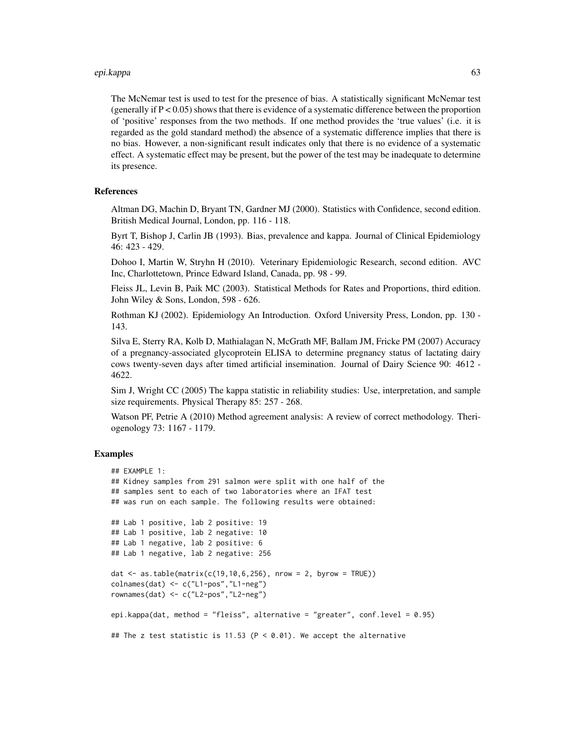The McNemar test is used to test for the presence of bias. A statistically significant McNemar test (generally if $P < 0.05$) shows that there is evidence of a systematic difference between the proportion of 'positive' responses from the two methods. If one method provides the 'true values' (i.e. it is regarded as the gold standard method) the absence of a systematic difference implies that there is no bias. However, a non-significant result indicates only that there is no evidence of a systematic effect. A systematic effect may be present, but the power of the test may be inadequate to determine its presence.

### References

Altman DG, Machin D, Bryant TN, Gardner MJ (2000). Statistics with Confidence, second edition. British Medical Journal, London, pp. 116 - 118.

Byrt T, Bishop J, Carlin JB (1993). Bias, prevalence and kappa. Journal of Clinical Epidemiology 46: 423 - 429.

Dohoo I, Martin W, Stryhn H (2010). Veterinary Epidemiologic Research, second edition. AVC Inc, Charlottetown, Prince Edward Island, Canada, pp. 98 - 99.

Fleiss JL, Levin B, Paik MC (2003). Statistical Methods for Rates and Proportions, third edition. John Wiley & Sons, London, 598 - 626.

Rothman KJ (2002). Epidemiology An Introduction. Oxford University Press, London, pp. 130 - 143.

Silva E, Sterry RA, Kolb D, Mathialagan N, McGrath MF, Ballam JM, Fricke PM (2007) Accuracy of a pregnancy-associated glycoprotein ELISA to determine pregnancy status of lactating dairy cows twenty-seven days after timed artificial insemination. Journal of Dairy Science 90: 4612 - 4622.

Sim J, Wright CC (2005) The kappa statistic in reliability studies: Use, interpretation, and sample size requirements. Physical Therapy 85: 257 - 268.

Watson PF, Petrie A (2010) Method agreement analysis: A review of correct methodology. Theriogenology 73: 1167 - 1179.

### Examples

```
## EXAMPLE 1:
## Kidney samples from 291 salmon were split with one half of the
## samples sent to each of two laboratories where an IFAT test
## was run on each sample. The following results were obtained:

## Lab 1 positive, lab 2 positive: 19
## Lab 1 positive, lab 2 negative: 10
## Lab 1 negative, lab 2 positive: 6
## Lab 1 negative, lab 2 negative: 256

dat <- as.table(matrix(c(19,10,6,256), nrow = 2, byrow = TRUE))
colnames(dat) <- c("L1-pos","L1-neg")
rownames(dat) <- c("L2-pos","L2-neg")

epi.kappa(dat, method = "fleiss", alternative = "greater", conf.level = 0.95)

## The z test statistic is 11.53 (P < 0.01). We accept the alternative
```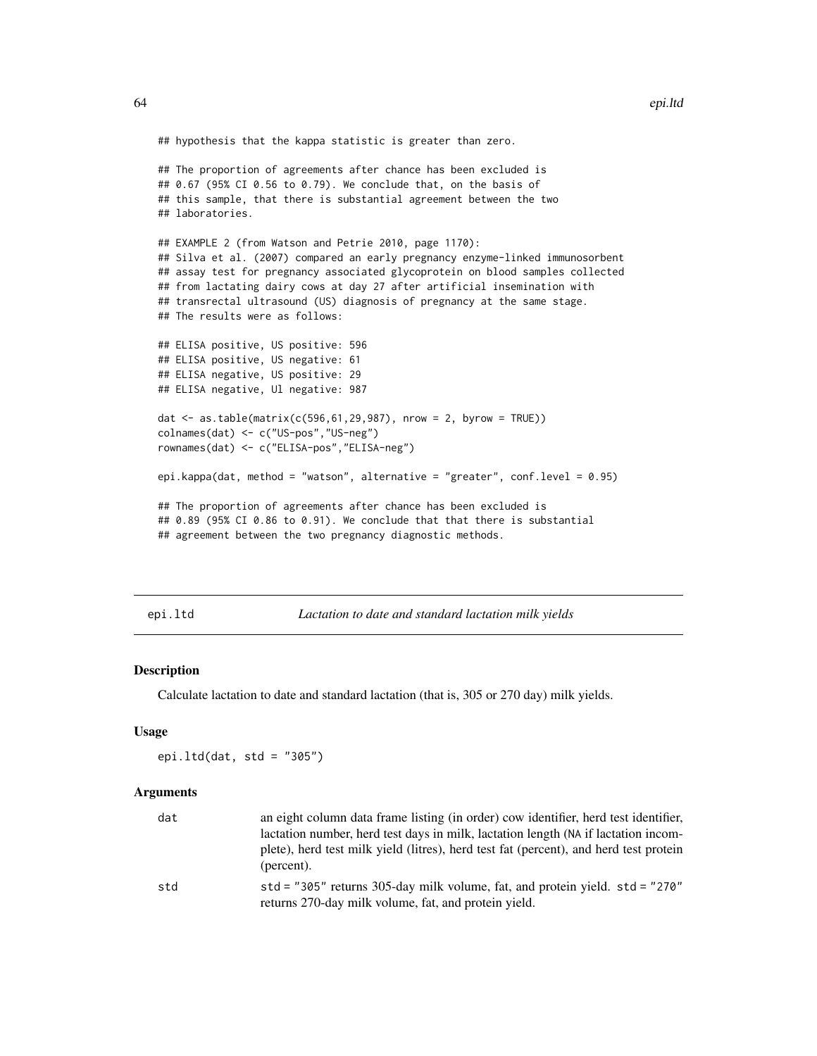```
## hypothesis that the kappa statistic is greater than zero.

## The proportion of agreements after chance has been excluded is
## 0.67 (95% CI 0.56 to 0.79). We conclude that, on the basis of
## this sample, that there is substantial agreement between the two
## laboratories.

## EXAMPLE 2 (from Watson and Petrie 2010, page 1170):
## Silva et al. (2007) compared an early pregnancy enzyme-linked immunosorbent
## assay test for pregnancy associated glycoprotein on blood samples collected
## from lactating dairy cows at day 27 after artificial insemination with
## transrectal ultrasound (US) diagnosis of pregnancy at the same stage.
## The results were as follows:

## ELISA positive, US positive: 596
## ELISA positive, US negative: 61
## ELISA negative, US positive: 29
## ELISA negative, Ul negative: 987

dat <- as.table(matrix(c(596,61,29,987), nrow = 2, byrow = TRUE))
colnames(dat) <- c("US-pos","US-neg")
rownames(dat) <- c("ELISA-pos","ELISA-neg")

epi.kappa(dat, method = "watson", alternative = "greater", conf.level = 0.95)

## The proportion of agreements after chance has been excluded is
## 0.89 (95% CI 0.86 to 0.91). We conclude that that there is substantial
## agreement between the two pregnancy diagnostic methods.
```

---

`epi.ltd` *Lactation to date and standard lactation milk yields*

---

### Description

Calculate lactation to date and standard lactation (that is, 305 or 270 day) milk yields.

### Usage

```
epi.ltd(dat, std = "305")
```

### Arguments

| | |
|---|---|
| `dat` | an eight column data frame listing (in order) cow identifier, herd test identifier, lactation number, herd test days in milk, lactation length (`NA` if lactation incomplete), herd test milk yield (litres), herd test fat (percent), and herd test protein (percent). |
| `std` | `std = "305"` returns 305-day milk volume, fat, and protein yield. `std = "270"` returns 270-day milk volume, fat, and protein yield. |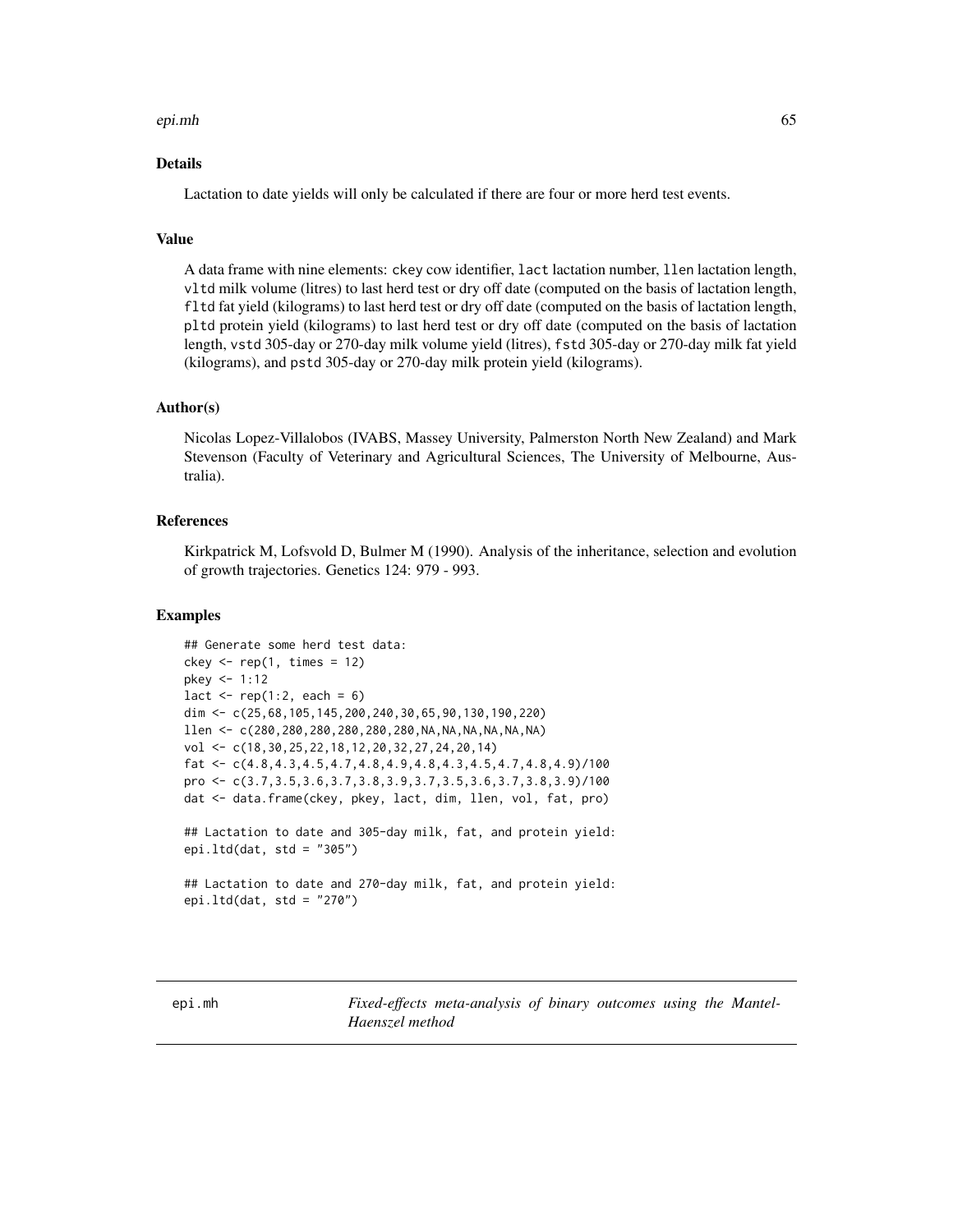### Details

Lactation to date yields will only be calculated if there are four or more herd test events.

### Value

A data frame with nine elements: ckey cow identifier, lact lactation number, llen lactation length, vltd milk volume (litres) to last herd test or dry off date (computed on the basis of lactation length, fltd fat yield (kilograms) to last herd test or dry off date (computed on the basis of lactation length, pltd protein yield (kilograms) to last herd test or dry off date (computed on the basis of lactation length, vstd 305-day or 270-day milk volume yield (litres), fstd 305-day or 270-day milk fat yield (kilograms), and pstd 305-day or 270-day milk protein yield (kilograms).

### Author(s)

Nicolas Lopez-Villalobos (IVABS, Massey University, Palmerston North New Zealand) and Mark Stevenson (Faculty of Veterinary and Agricultural Sciences, The University of Melbourne, Australia).

### References

Kirkpatrick M, Lofsvold D, Bulmer M (1990). Analysis of the inheritance, selection and evolution of growth trajectories. Genetics 124: 979 - 993.

### Examples

```
## Generate some herd test data:
ckey <- rep(1, times = 12)
pkey <- 1:12
lact <- rep(1:2, each = 6)
dim <- c(25,68,105,145,200,240,30,65,90,130,190,220)
llen <- c(280,280,280,280,280,280,NA,NA,NA,NA,NA,NA)
vol <- c(18,30,25,22,18,12,20,32,27,24,20,14)
fat <- c(4.8,4.3,4.5,4.7,4.8,4.9,4.8,4.3,4.5,4.7,4.8,4.9)/100
pro <- c(3.7,3.5,3.6,3.7,3.8,3.9,3.7,3.5,3.6,3.7,3.8,3.9)/100
dat <- data.frame(ckey, pkey, lact, dim, llen, vol, fat, pro)

## Lactation to date and 305-day milk, fat, and protein yield:
epi.ltd(dat, std = "305")

## Lactation to date and 270-day milk, fat, and protein yield:
epi.ltd(dat, std = "270")
```

---

## epi.mh *Fixed-effects meta-analysis of binary outcomes using the Mantel-Haenszel method*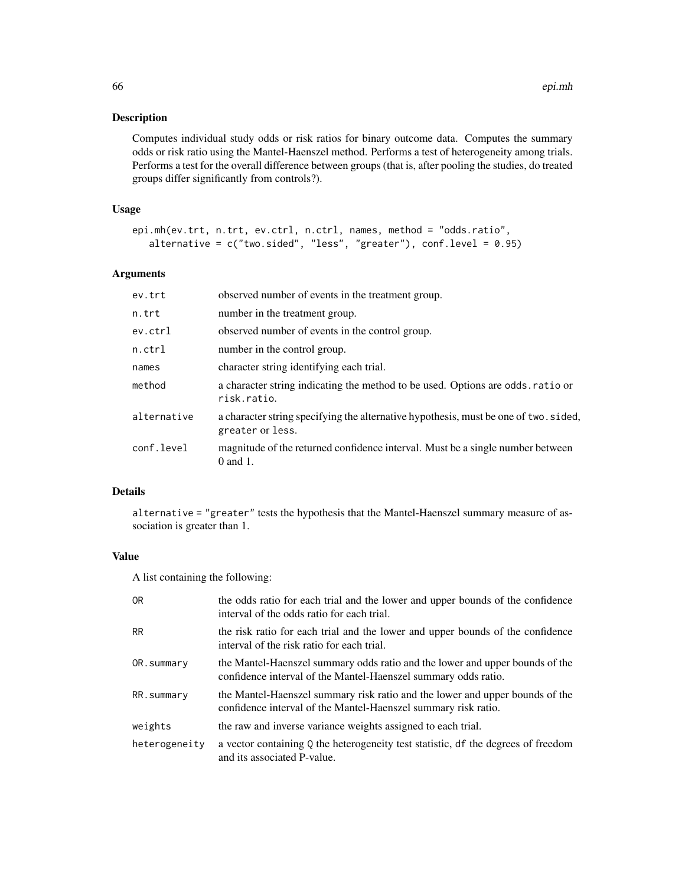## Description

Computes individual study odds or risk ratios for binary outcome data. Computes the summary odds or risk ratio using the Mantel-Haenszel method. Performs a test of heterogeneity among trials. Performs a test for the overall difference between groups (that is, after pooling the studies, do treated groups differ significantly from controls?).

## Usage

```
epi.mh(ev.trt, n.trt, ev.ctrl, n.ctrl, names, method = "odds.ratio",
   alternative = c("two.sided", "less", "greater"), conf.level = 0.95)
```

## Arguments

| | |
|---|---|
| `ev.trt` | observed number of events in the treatment group. |
| `n.trt` | number in the treatment group. |
| `ev.ctrl` | observed number of events in the control group. |
| `n.ctrl` | number in the control group. |
| `names` | character string identifying each trial. |
| `method` | a character string indicating the method to be used. Options are `odds.ratio` or `risk.ratio`. |
| `alternative` | a character string specifying the alternative hypothesis, must be one of `two.sided`, `greater` or `less`. |
| `conf.level` | magnitude of the returned confidence interval. Must be a single number between 0 and 1. |

## Details

`alternative = "greater"` tests the hypothesis that the Mantel-Haenszel summary measure of association is greater than 1.

## Value

A list containing the following:

| | |
|---|---|
| `OR` | the odds ratio for each trial and the lower and upper bounds of the confidence interval of the odds ratio for each trial. |
| `RR` | the risk ratio for each trial and the lower and upper bounds of the confidence interval of the risk ratio for each trial. |
| `OR.summary` | the Mantel-Haenszel summary odds ratio and the lower and upper bounds of the confidence interval of the Mantel-Haenszel summary odds ratio. |
| `RR.summary` | the Mantel-Haenszel summary risk ratio and the lower and upper bounds of the confidence interval of the Mantel-Haenszel summary risk ratio. |
| `weights` | the raw and inverse variance weights assigned to each trial. |
| `heterogeneity` | a vector containing `Q` the heterogeneity test statistic, `df` the degrees of freedom and its associated P-value. |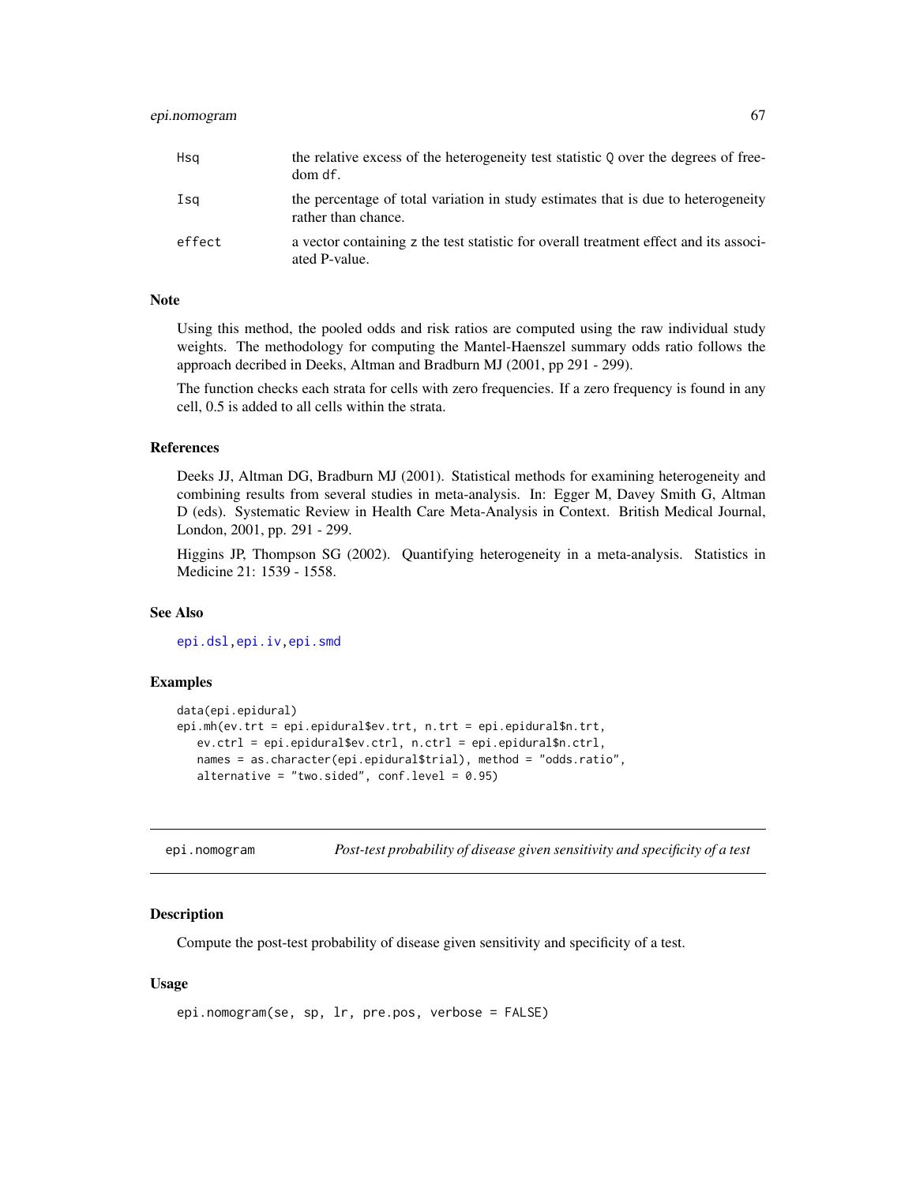| | |
|---|---|
| Hsq | the relative excess of the heterogeneity test statistic Q over the degrees of freedom df. |
| Isq | the percentage of total variation in study estimates that is due to heterogeneity rather than chance. |
| effect | a vector containing z the test statistic for overall treatment effect and its associated P-value. |

## Note

Using this method, the pooled odds and risk ratios are computed using the raw individual study weights. The methodology for computing the Mantel-Haenszel summary odds ratio follows the approach decribed in Deeks, Altman and Bradburn MJ (2001, pp 291 - 299).

The function checks each strata for cells with zero frequencies. If a zero frequency is found in any cell, 0.5 is added to all cells within the strata.

## References

Deeks JJ, Altman DG, Bradburn MJ (2001). Statistical methods for examining heterogeneity and combining results from several studies in meta-analysis. In: Egger M, Davey Smith G, Altman D (eds). Systematic Review in Health Care Meta-Analysis in Context. British Medical Journal, London, 2001, pp. 291 - 299.

Higgins JP, Thompson SG (2002). Quantifying heterogeneity in a meta-analysis. Statistics in Medicine 21: 1539 - 1558.

## See Also

epi.dsl, epi.iv, epi.smd

## Examples

```
data(epi.epidural)
epi.mh(ev.trt = epi.epidural$ev.trt, n.trt = epi.epidural$n.trt,
   ev.ctrl = epi.epidural$ev.ctrl, n.ctrl = epi.epidural$n.ctrl,
   names = as.character(epi.epidural$trial), method = "odds.ratio",
   alternative = "two.sided", conf.level = 0.95)
```

---

# epi.nomogram — *Post-test probability of disease given sensitivity and specificity of a test*

## Description

Compute the post-test probability of disease given sensitivity and specificity of a test.

## Usage

```
epi.nomogram(se, sp, lr, pre.pos, verbose = FALSE)
```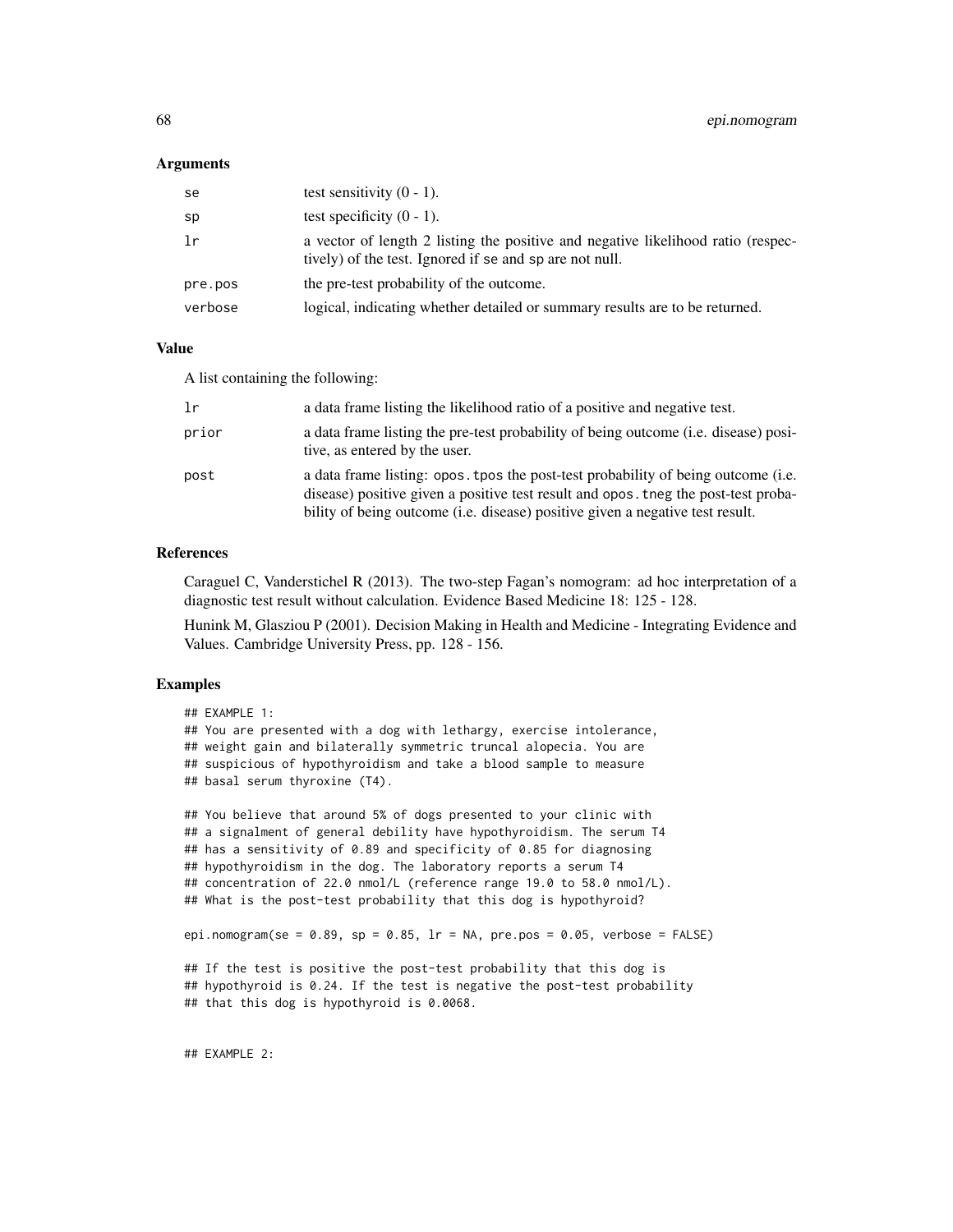## Arguments

| | |
|---|---|
| se | test sensitivity (0 - 1). |
| sp | test specificity (0 - 1). |
| lr | a vector of length 2 listing the positive and negative likelihood ratio (respectively) of the test. Ignored if se and sp are not null. |
| pre.pos | the pre-test probability of the outcome. |
| verbose | logical, indicating whether detailed or summary results are to be returned. |

## Value

A list containing the following:

| | |
|---|---|
| lr | a data frame listing the likelihood ratio of a positive and negative test. |
| prior | a data frame listing the pre-test probability of being outcome (i.e. disease) positive, as entered by the user. |
| post | a data frame listing: opos.tpos the post-test probability of being outcome (i.e. disease) positive given a positive test result and opos.tneg the post-test probability of being outcome (i.e. disease) positive given a negative test result. |

## References

Caraguel C, Vanderstichel R (2013). The two-step Fagan's nomogram: ad hoc interpretation of a diagnostic test result without calculation. Evidence Based Medicine 18: 125 - 128.

Hunink M, Glasziou P (2001). Decision Making in Health and Medicine - Integrating Evidence and Values. Cambridge University Press, pp. 128 - 156.

## Examples

```
## EXAMPLE 1:
## You are presented with a dog with lethargy, exercise intolerance,
## weight gain and bilaterally symmetric truncal alopecia. You are
## suspicious of hypothyroidism and take a blood sample to measure
## basal serum thyroxine (T4).

## You believe that around 5% of dogs presented to your clinic with
## a signalment of general debility have hypothyroidism. The serum T4
## has a sensitivity of 0.89 and specificity of 0.85 for diagnosing
## hypothyroidism in the dog. The laboratory reports a serum T4
## concentration of 22.0 nmol/L (reference range 19.0 to 58.0 nmol/L).
## What is the post-test probability that this dog is hypothyroid?

epi.nomogram(se = 0.89, sp = 0.85, lr = NA, pre.pos = 0.05, verbose = FALSE)

## If the test is positive the post-test probability that this dog is
## hypothyroid is 0.24. If the test is negative the post-test probability
## that this dog is hypothyroid is 0.0068.


## EXAMPLE 2:
```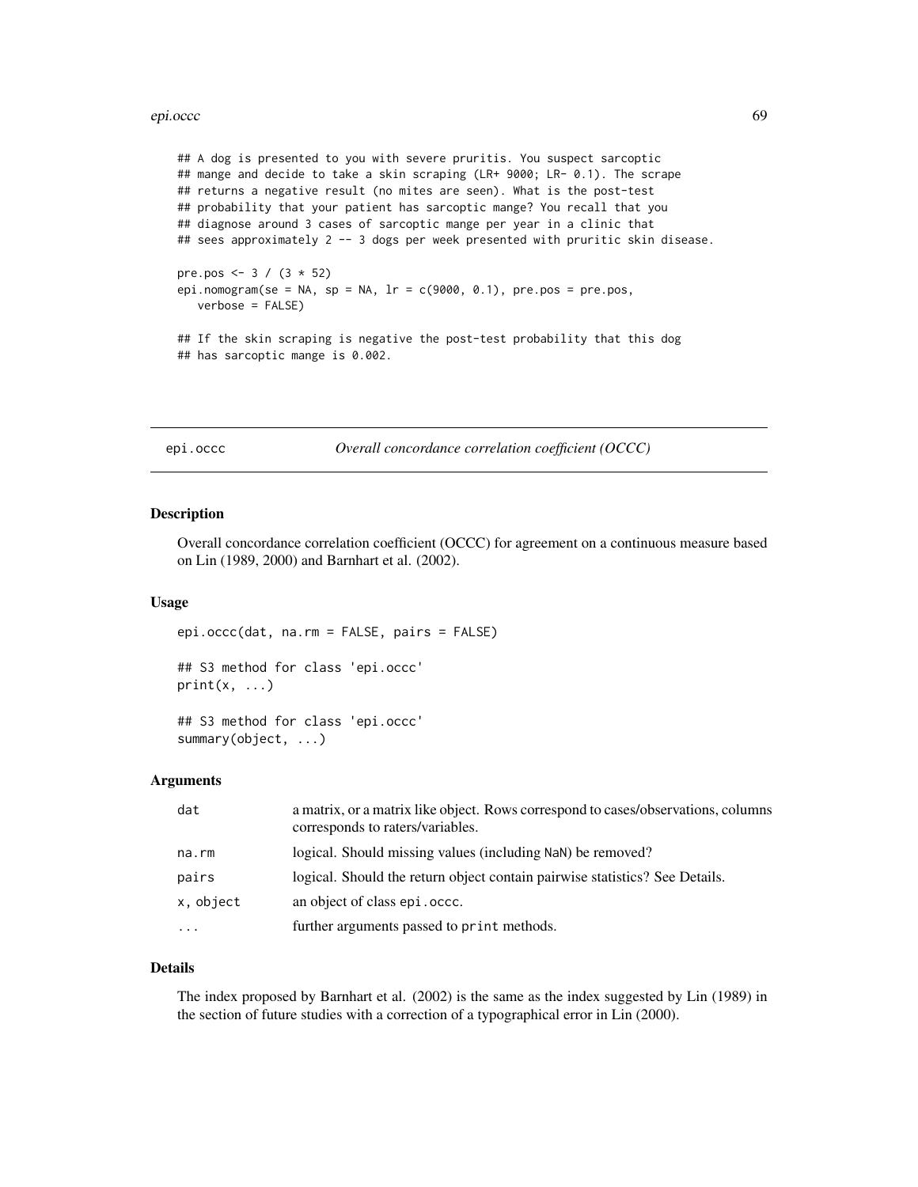```
## A dog is presented to you with severe pruritis. You suspect sarcoptic
## mange and decide to take a skin scraping (LR+ 9000; LR- 0.1). The scrape
## returns a negative result (no mites are seen). What is the post-test
## probability that your patient has sarcoptic mange? You recall that you
## diagnose around 3 cases of sarcoptic mange per year in a clinic that
## sees approximately 2 -- 3 dogs per week presented with pruritic skin disease.

pre.pos <- 3 / (3 * 52)
epi.nomogram(se = NA, sp = NA, lr = c(9000, 0.1), pre.pos = pre.pos,
   verbose = FALSE)

## If the skin scraping is negative the post-test probability that this dog
## has sarcoptic mange is 0.002.
```

---

## epi.occc — *Overall concordance correlation coefficient (OCCC)*

---

### Description

Overall concordance correlation coefficient (OCCC) for agreement on a continuous measure based on Lin (1989, 2000) and Barnhart et al. (2002).

### Usage

```
epi.occc(dat, na.rm = FALSE, pairs = FALSE)

## S3 method for class 'epi.occc'
print(x, ...)

## S3 method for class 'epi.occc'
summary(object, ...)
```

### Arguments

| | |
|---|---|
| `dat` | a matrix, or a matrix like object. Rows correspond to cases/observations, columns corresponds to raters/variables. |
| `na.rm` | logical. Should missing values (including `NaN`) be removed? |
| `pairs` | logical. Should the return object contain pairwise statistics? See Details. |
| `x, object` | an object of class `epi.occc`. |
| `...` | further arguments passed to `print` methods. |

### Details

The index proposed by Barnhart et al. (2002) is the same as the index suggested by Lin (1989) in the section of future studies with a correction of a typographical error in Lin (2000).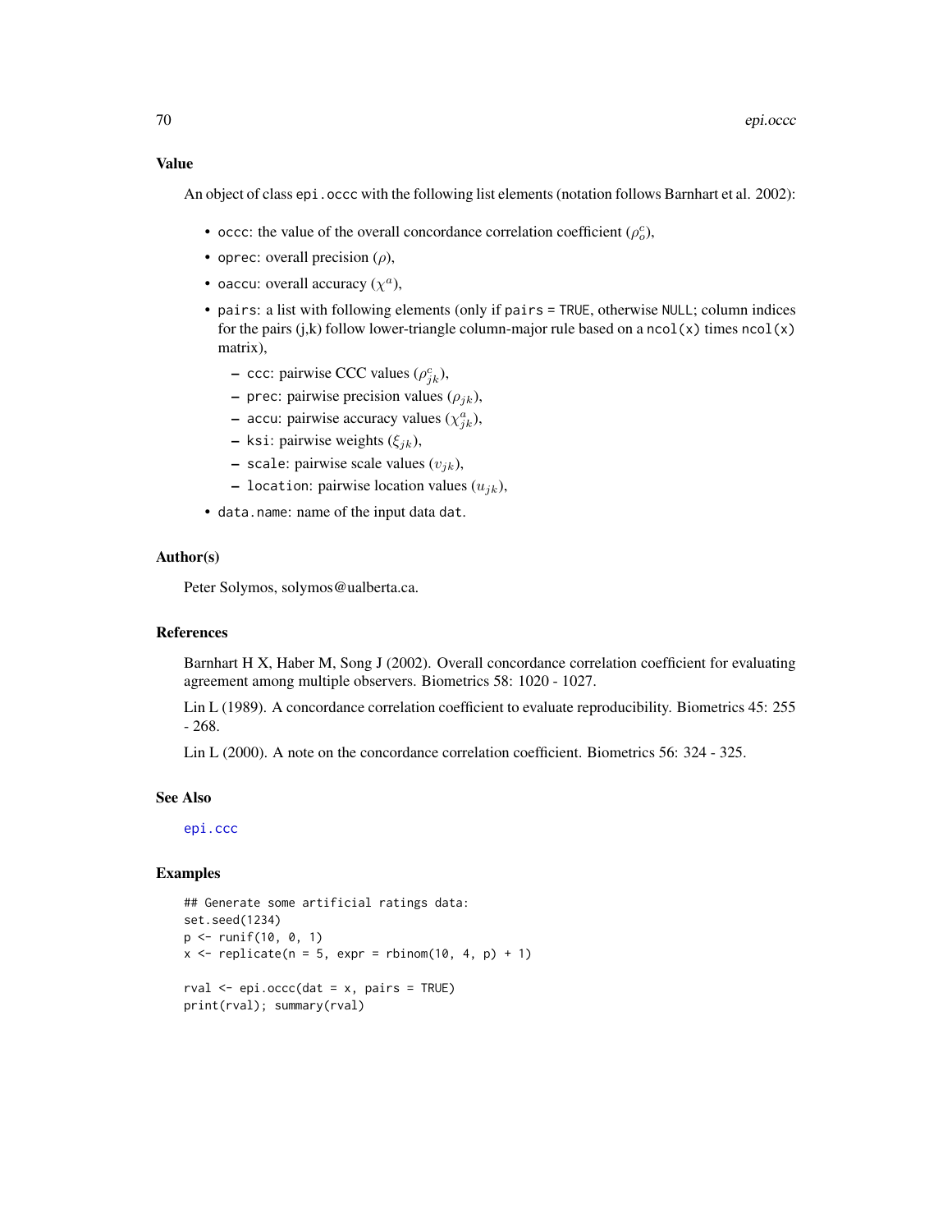## Value

An object of class `epi.occc` with the following list elements (notation follows Barnhart et al. 2002):

- `occc`: the value of the overall concordance correlation coefficient ($\rho_o^c$),
- `oprec`: overall precision ($\rho$),
- `oaccu`: overall accuracy ($\chi^a$),
- `pairs`: a list with following elements (only if `pairs = TRUE`, otherwise `NULL`; column indices for the pairs (j,k) follow lower-triangle column-major rule based on a `ncol(x)` times `ncol(x)` matrix),
  - `ccc`: pairwise CCC values ($\rho_{jk}^c$),
  - `prec`: pairwise precision values ($\rho_{jk}$),
  - `accu`: pairwise accuracy values ($\chi_{jk}^a$),
  - `ksi`: pairwise weights ($\xi_{jk}$),
  - `scale`: pairwise scale values ($v_{jk}$),
  - `location`: pairwise location values ($u_{jk}$),
- `data.name`: name of the input data `dat`.

## Author(s)

Peter Solymos, solymos@ualberta.ca.

## References

Barnhart H X, Haber M, Song J (2002). Overall concordance correlation coefficient for evaluating agreement among multiple observers. Biometrics 58: 1020 - 1027.

Lin L (1989). A concordance correlation coefficient to evaluate reproducibility. Biometrics 45: 255 - 268.

Lin L (2000). A note on the concordance correlation coefficient. Biometrics 56: 324 - 325.

## See Also

epi.ccc

## Examples

```
## Generate some artificial ratings data:
set.seed(1234)
p <- runif(10, 0, 1)
x <- replicate(n = 5, expr = rbinom(10, 4, p) + 1)

rval <- epi.occc(dat = x, pairs = TRUE)
print(rval); summary(rval)
```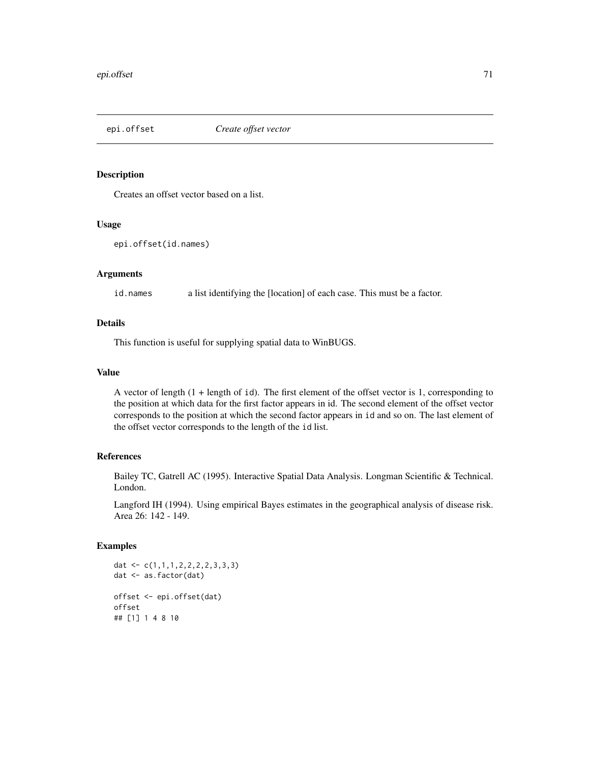# epi.offset — *Create offset vector*

## Description

Creates an offset vector based on a list.

## Usage

```
epi.offset(id.names)
```

## Arguments

| | |
|---|---|
| `id.names` | a list identifying the [location] of each case. This must be a factor. |

## Details

This function is useful for supplying spatial data to WinBUGS.

## Value

A vector of length (1 + length of `id`). The first element of the offset vector is 1, corresponding to the position at which data for the first factor appears in id. The second element of the offset vector corresponds to the position at which the second factor appears in `id` and so on. The last element of the offset vector corresponds to the length of the `id` list.

## References

Bailey TC, Gatrell AC (1995). Interactive Spatial Data Analysis. Longman Scientific & Technical. London.

Langford IH (1994). Using empirical Bayes estimates in the geographical analysis of disease risk. Area 26: 142 - 149.

## Examples

```
dat <- c(1,1,1,2,2,2,2,3,3,3)
dat <- as.factor(dat)

offset <- epi.offset(dat)
offset
## [1] 1 4 8 10
```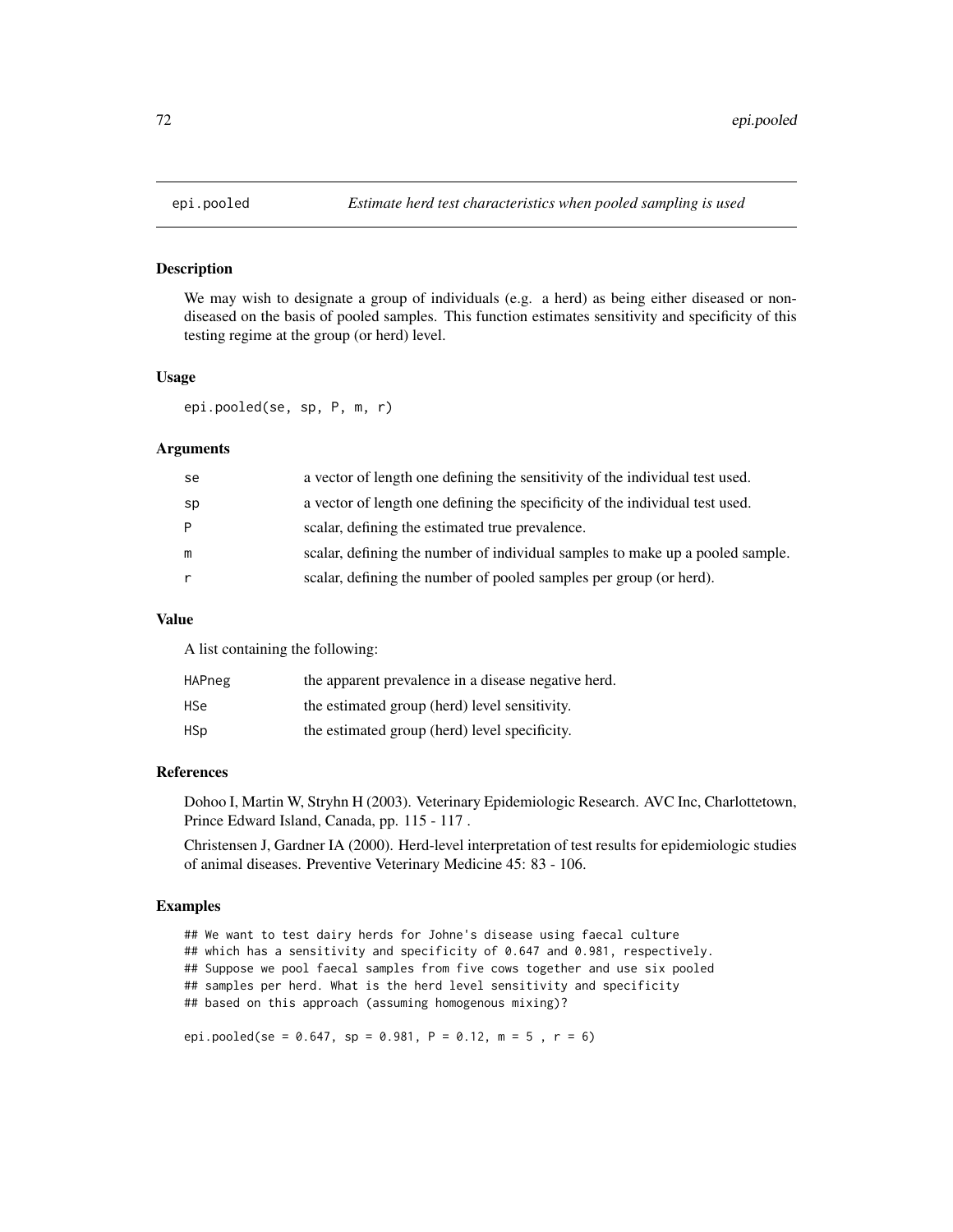## epi.pooled *Estimate herd test characteristics when pooled sampling is used*

### Description

We may wish to designate a group of individuals (e.g. a herd) as being either diseased or non-diseased on the basis of pooled samples. This function estimates sensitivity and specificity of this testing regime at the group (or herd) level.

### Usage

```
epi.pooled(se, sp, P, m, r)
```

### Arguments

| | |
|---|---|
| se | a vector of length one defining the sensitivity of the individual test used. |
| sp | a vector of length one defining the specificity of the individual test used. |
| P | scalar, defining the estimated true prevalence. |
| m | scalar, defining the number of individual samples to make up a pooled sample. |
| r | scalar, defining the number of pooled samples per group (or herd). |

### Value

A list containing the following:

| | |
|---|---|
| HAPneg | the apparent prevalence in a disease negative herd. |
| HSe | the estimated group (herd) level sensitivity. |
| HSp | the estimated group (herd) level specificity. |

### References

Dohoo I, Martin W, Stryhn H (2003). Veterinary Epidemiologic Research. AVC Inc, Charlottetown, Prince Edward Island, Canada, pp. 115 - 117 .

Christensen J, Gardner IA (2000). Herd-level interpretation of test results for epidemiologic studies of animal diseases. Preventive Veterinary Medicine 45: 83 - 106.

### Examples

```
## We want to test dairy herds for Johne's disease using faecal culture
## which has a sensitivity and specificity of 0.647 and 0.981, respectively.
## Suppose we pool faecal samples from five cows together and use six pooled
## samples per herd. What is the herd level sensitivity and specificity
## based on this approach (assuming homogenous mixing)?

epi.pooled(se = 0.647, sp = 0.981, P = 0.12, m = 5 , r = 6)
```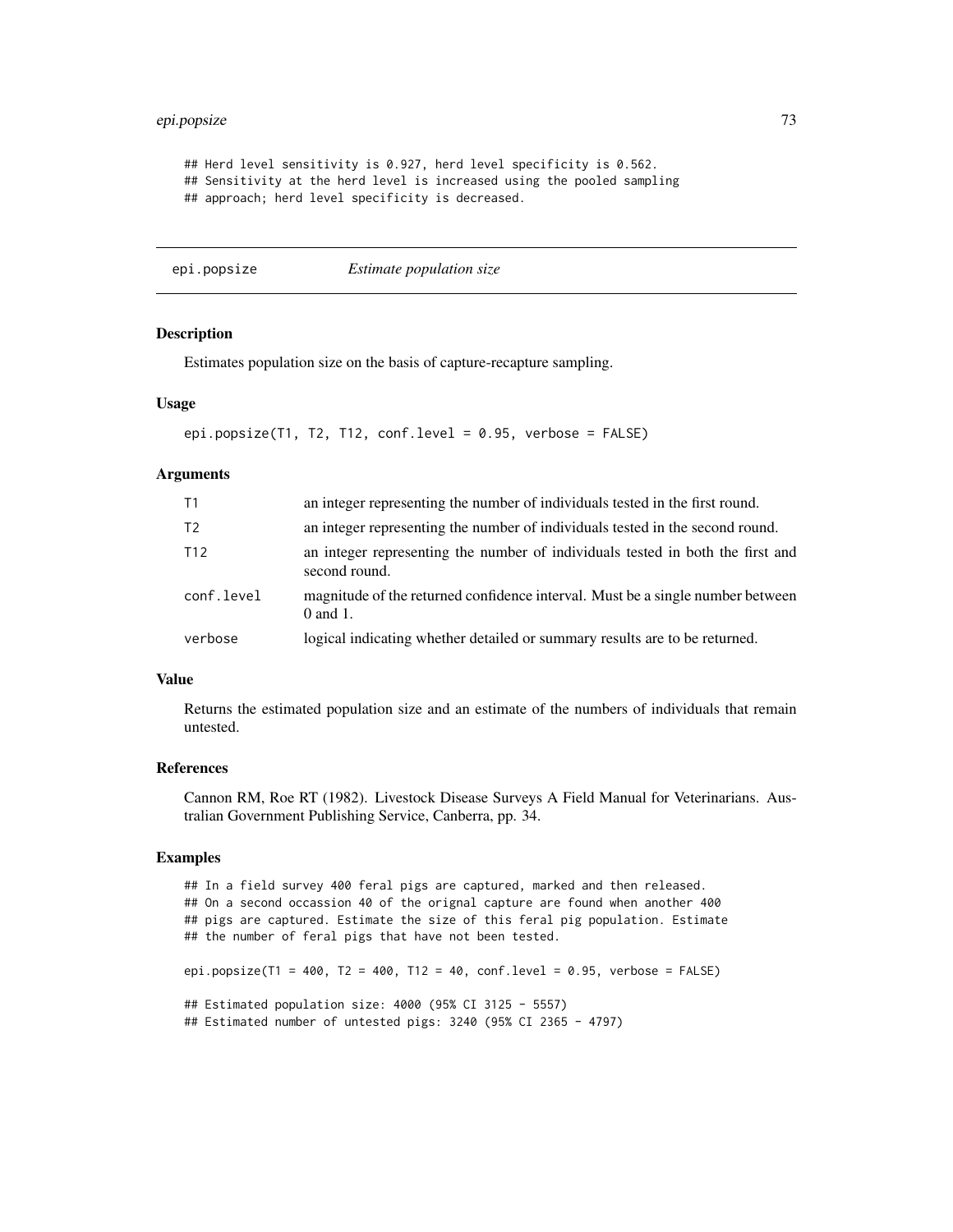```
## Herd level sensitivity is 0.927, herd level specificity is 0.562.
## Sensitivity at the herd level is increased using the pooled sampling
## approach; herd level specificity is decreased.
```

---

# epi.popsize *Estimate population size*

## Description

Estimates population size on the basis of capture-recapture sampling.

## Usage

```
epi.popsize(T1, T2, T12, conf.level = 0.95, verbose = FALSE)
```

## Arguments

| | |
|---|---|
| T1 | an integer representing the number of individuals tested in the first round. |
| T2 | an integer representing the number of individuals tested in the second round. |
| T12 | an integer representing the number of individuals tested in both the first and second round. |
| conf.level | magnitude of the returned confidence interval. Must be a single number between 0 and 1. |
| verbose | logical indicating whether detailed or summary results are to be returned. |

## Value

Returns the estimated population size and an estimate of the numbers of individuals that remain untested.

## References

Cannon RM, Roe RT (1982). Livestock Disease Surveys A Field Manual for Veterinarians. Australian Government Publishing Service, Canberra, pp. 34.

## Examples

```
## In a field survey 400 feral pigs are captured, marked and then released.
## On a second occassion 40 of the orignal capture are found when another 400
## pigs are captured. Estimate the size of this feral pig population. Estimate
## the number of feral pigs that have not been tested.

epi.popsize(T1 = 400, T2 = 400, T12 = 40, conf.level = 0.95, verbose = FALSE)

## Estimated population size: 4000 (95% CI 3125 - 5557)
## Estimated number of untested pigs: 3240 (95% CI 2365 - 4797)
```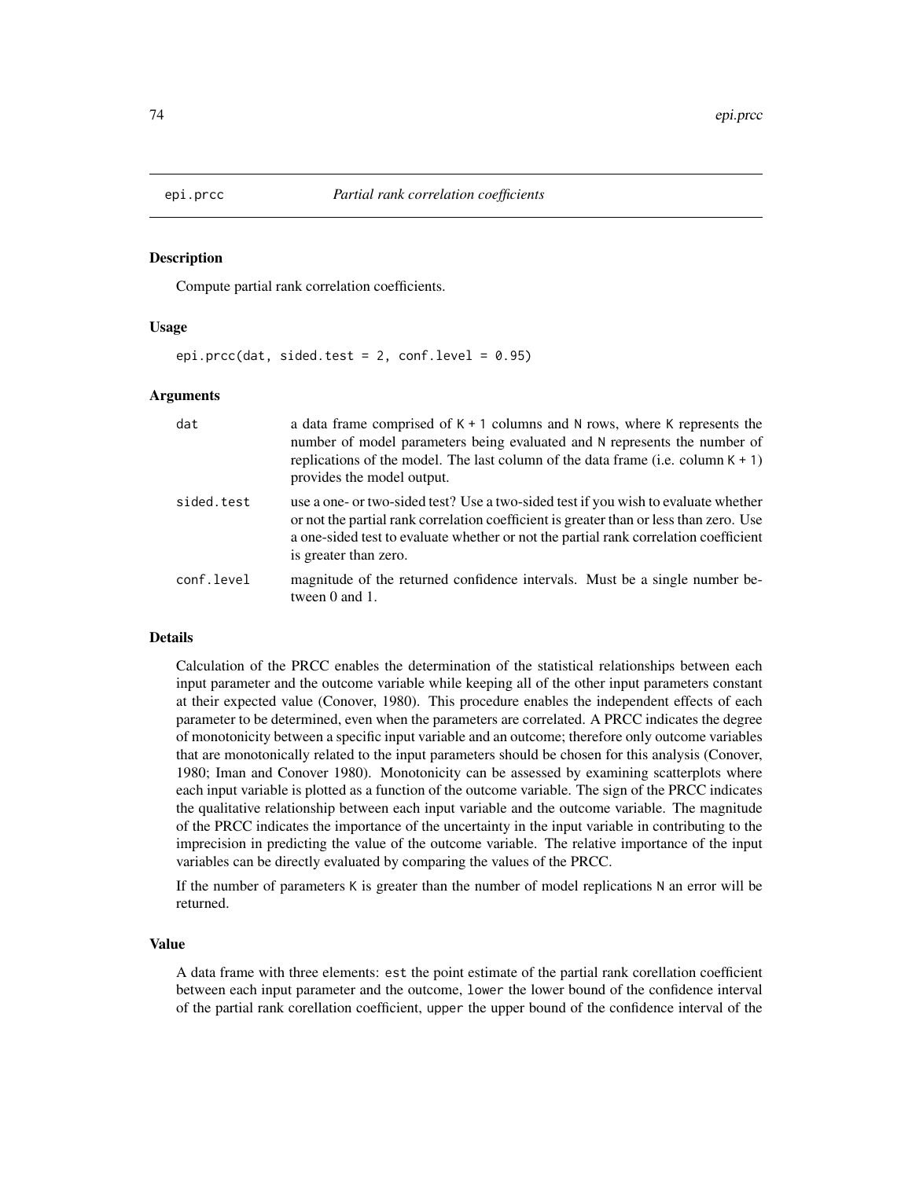# epi.prcc *Partial rank correlation coefficients*

## Description

Compute partial rank correlation coefficients.

## Usage

```
epi.prcc(dat, sided.test = 2, conf.level = 0.95)
```

## Arguments

| | |
|---|---|
| `dat` | a data frame comprised of `K + 1` columns and `N` rows, where `K` represents the number of model parameters being evaluated and `N` represents the number of replications of the model. The last column of the data frame (i.e. column `K + 1`) provides the model output. |
| `sided.test` | use a one- or two-sided test? Use a two-sided test if you wish to evaluate whether or not the partial rank correlation coefficient is greater than or less than zero. Use a one-sided test to evaluate whether or not the partial rank correlation coefficient is greater than zero. |
| `conf.level` | magnitude of the returned confidence intervals. Must be a single number between 0 and 1. |

## Details

Calculation of the PRCC enables the determination of the statistical relationships between each input parameter and the outcome variable while keeping all of the other input parameters constant at their expected value (Conover, 1980). This procedure enables the independent effects of each parameter to be determined, even when the parameters are correlated. A PRCC indicates the degree of monotonicity between a specific input variable and an outcome; therefore only outcome variables that are monotonically related to the input parameters should be chosen for this analysis (Conover, 1980; Iman and Conover 1980). Monotonicity can be assessed by examining scatterplots where each input variable is plotted as a function of the outcome variable. The sign of the PRCC indicates the qualitative relationship between each input variable and the outcome variable. The magnitude of the PRCC indicates the importance of the uncertainty in the input variable in contributing to the imprecision in predicting the value of the outcome variable. The relative importance of the input variables can be directly evaluated by comparing the values of the PRCC.

If the number of parameters `K` is greater than the number of model replications `N` an error will be returned.

## Value

A data frame with three elements: `est` the point estimate of the partial rank corellation coefficient between each input parameter and the outcome, `lower` the lower bound of the confidence interval of the partial rank corellation coefficient, `upper` the upper bound of the confidence interval of the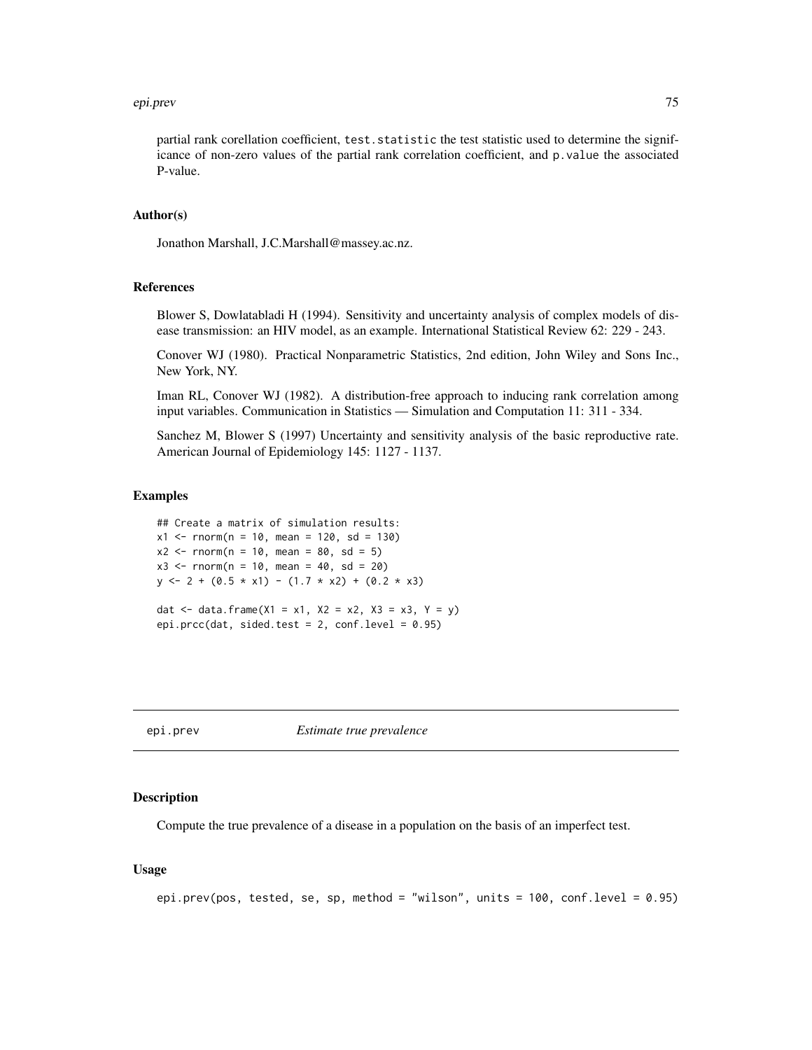partial rank corellation coefficient, `test.statistic` the test statistic used to determine the significance of non-zero values of the partial rank correlation coefficient, and `p.value` the associated P-value.

### Author(s)

Jonathon Marshall, J.C.Marshall@massey.ac.nz.

### References

Blower S, Dowlatabladi H (1994). Sensitivity and uncertainty analysis of complex models of disease transmission: an HIV model, as an example. International Statistical Review 62: 229 - 243.

Conover WJ (1980). Practical Nonparametric Statistics, 2nd edition, John Wiley and Sons Inc., New York, NY.

Iman RL, Conover WJ (1982). A distribution-free approach to inducing rank correlation among input variables. Communication in Statistics — Simulation and Computation 11: 311 - 334.

Sanchez M, Blower S (1997) Uncertainty and sensitivity analysis of the basic reproductive rate. American Journal of Epidemiology 145: 1127 - 1137.

### Examples

```
## Create a matrix of simulation results:
x1 <- rnorm(n = 10, mean = 120, sd = 130)
x2 <- rnorm(n = 10, mean = 80, sd = 5)
x3 <- rnorm(n = 10, mean = 40, sd = 20)
y <- 2 + (0.5 * x1) - (1.7 * x2) + (0.2 * x3)

dat <- data.frame(X1 = x1, X2 = x2, X3 = x3, Y = y)
epi.prcc(dat, sided.test = 2, conf.level = 0.95)
```

---

## epi.prev *Estimate true prevalence*

---

### Description

Compute the true prevalence of a disease in a population on the basis of an imperfect test.

### Usage

```
epi.prev(pos, tested, se, sp, method = "wilson", units = 100, conf.level = 0.95)
```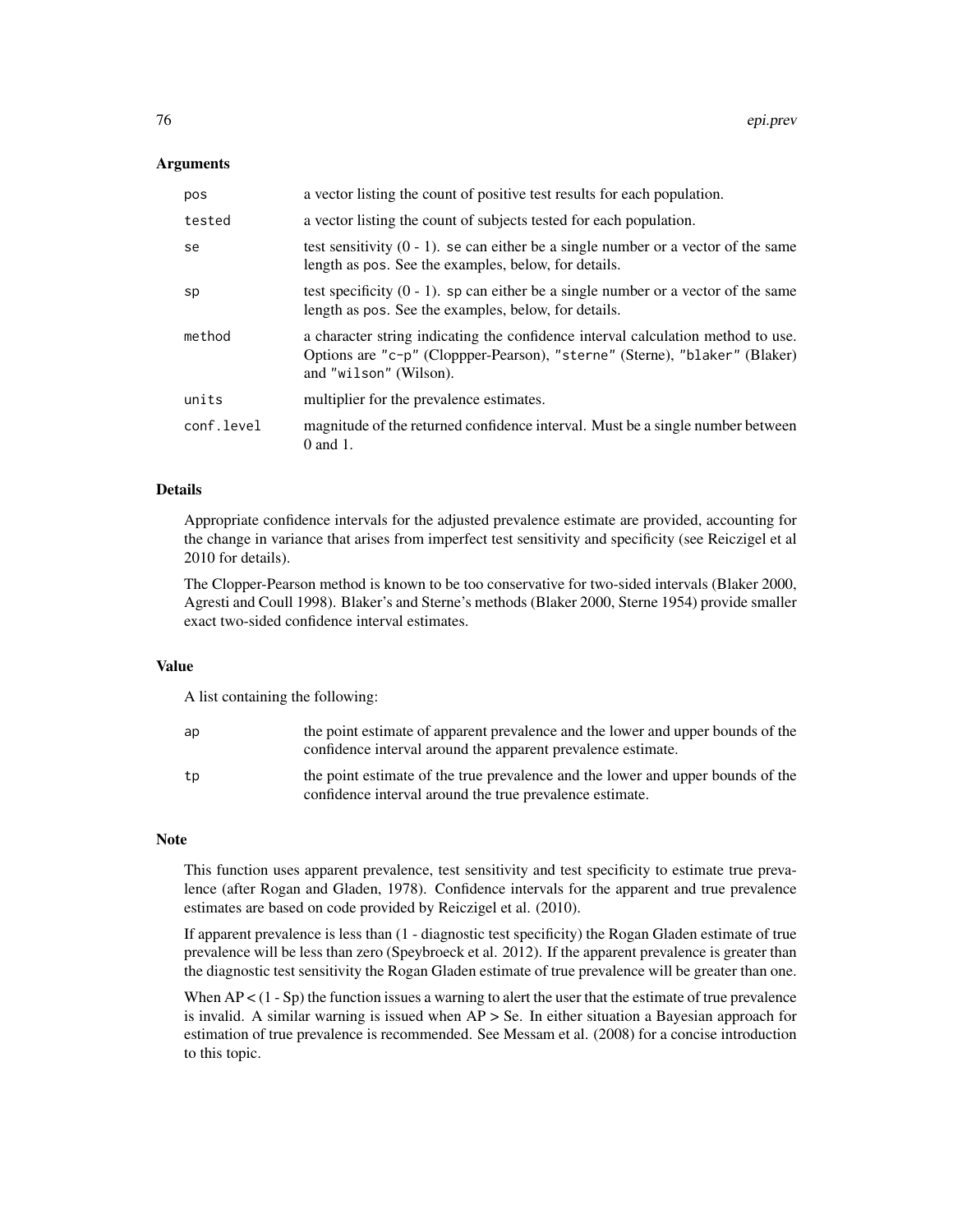## Arguments

| | |
|---|---|
| `pos` | a vector listing the count of positive test results for each population. |
| `tested` | a vector listing the count of subjects tested for each population. |
| `se` | test sensitivity (0 - 1). `se` can either be a single number or a vector of the same length as `pos`. See the examples, below, for details. |
| `sp` | test specificity (0 - 1). `sp` can either be a single number or a vector of the same length as `pos`. See the examples, below, for details. |
| `method` | a character string indicating the confidence interval calculation method to use. Options are `"c-p"` (Cloppper-Pearson), `"sterne"` (Sterne), `"blaker"` (Blaker) and `"wilson"` (Wilson). |
| `units` | multiplier for the prevalence estimates. |
| `conf.level` | magnitude of the returned confidence interval. Must be a single number between 0 and 1. |

## Details

Appropriate confidence intervals for the adjusted prevalence estimate are provided, accounting for the change in variance that arises from imperfect test sensitivity and specificity (see Reiczigel et al 2010 for details).

The Clopper-Pearson method is known to be too conservative for two-sided intervals (Blaker 2000, Agresti and Coull 1998). Blaker's and Sterne's methods (Blaker 2000, Sterne 1954) provide smaller exact two-sided confidence interval estimates.

## Value

A list containing the following:

| | |
|---|---|
| `ap` | the point estimate of apparent prevalence and the lower and upper bounds of the confidence interval around the apparent prevalence estimate. |
| `tp` | the point estimate of the true prevalence and the lower and upper bounds of the confidence interval around the true prevalence estimate. |

## Note

This function uses apparent prevalence, test sensitivity and test specificity to estimate true prevalence (after Rogan and Gladen, 1978). Confidence intervals for the apparent and true prevalence estimates are based on code provided by Reiczigel et al. (2010).

If apparent prevalence is less than (1 - diagnostic test specificity) the Rogan Gladen estimate of true prevalence will be less than zero (Speybroeck et al. 2012). If the apparent prevalence is greater than the diagnostic test sensitivity the Rogan Gladen estimate of true prevalence will be greater than one.

When AP < (1 - Sp) the function issues a warning to alert the user that the estimate of true prevalence is invalid. A similar warning is issued when AP > Se. In either situation a Bayesian approach for estimation of true prevalence is recommended. See Messam et al. (2008) for a concise introduction to this topic.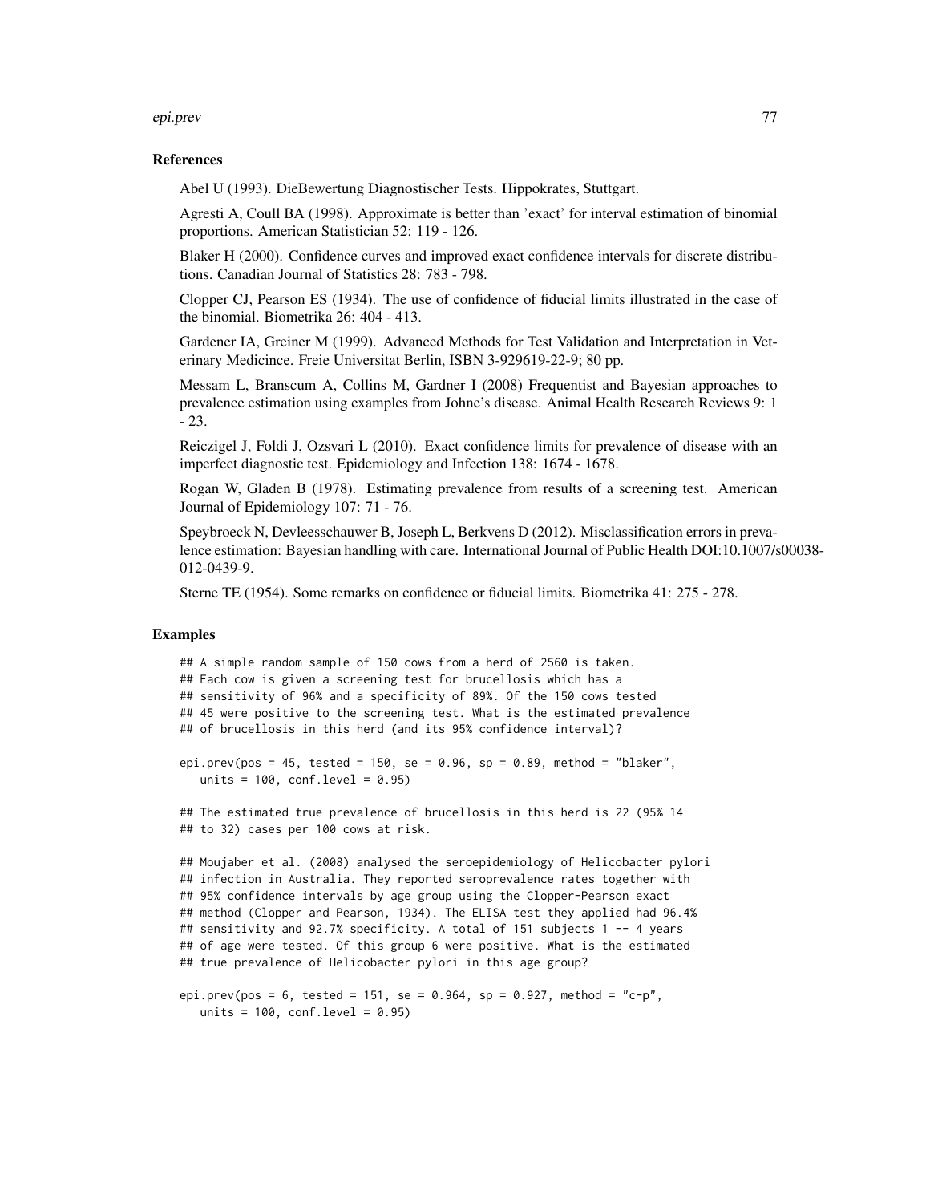### References

Abel U (1993). DieBewertung Diagnostischer Tests. Hippokrates, Stuttgart.

Agresti A, Coull BA (1998). Approximate is better than 'exact' for interval estimation of binomial proportions. American Statistician 52: 119 - 126.

Blaker H (2000). Confidence curves and improved exact confidence intervals for discrete distributions. Canadian Journal of Statistics 28: 783 - 798.

Clopper CJ, Pearson ES (1934). The use of confidence of fiducial limits illustrated in the case of the binomial. Biometrika 26: 404 - 413.

Gardener IA, Greiner M (1999). Advanced Methods for Test Validation and Interpretation in Veterinary Medicince. Freie Universitat Berlin, ISBN 3-929619-22-9; 80 pp.

Messam L, Branscum A, Collins M, Gardner I (2008) Frequentist and Bayesian approaches to prevalence estimation using examples from Johne's disease. Animal Health Research Reviews 9: 1 - 23.

Reiczigel J, Foldi J, Ozsvari L (2010). Exact confidence limits for prevalence of disease with an imperfect diagnostic test. Epidemiology and Infection 138: 1674 - 1678.

Rogan W, Gladen B (1978). Estimating prevalence from results of a screening test. American Journal of Epidemiology 107: 71 - 76.

Speybroeck N, Devleesschauwer B, Joseph L, Berkvens D (2012). Misclassification errors in prevalence estimation: Bayesian handling with care. International Journal of Public Health DOI:10.1007/s00038-012-0439-9.

Sterne TE (1954). Some remarks on confidence or fiducial limits. Biometrika 41: 275 - 278.

### Examples

```
## A simple random sample of 150 cows from a herd of 2560 is taken.
## Each cow is given a screening test for brucellosis which has a
## sensitivity of 96% and a specificity of 89%. Of the 150 cows tested
## 45 were positive to the screening test. What is the estimated prevalence
## of brucellosis in this herd (and its 95% confidence interval)?

epi.prev(pos = 45, tested = 150, se = 0.96, sp = 0.89, method = "blaker",
   units = 100, conf.level = 0.95)

## The estimated true prevalence of brucellosis in this herd is 22 (95% 14
## to 32) cases per 100 cows at risk.

## Moujaber et al. (2008) analysed the seroepidemiology of Helicobacter pylori
## infection in Australia. They reported seroprevalence rates together with
## 95% confidence intervals by age group using the Clopper-Pearson exact
## method (Clopper and Pearson, 1934). The ELISA test they applied had 96.4%
## sensitivity and 92.7% specificity. A total of 151 subjects 1 -- 4 years
## of age were tested. Of this group 6 were positive. What is the estimated
## true prevalence of Helicobacter pylori in this age group?

epi.prev(pos = 6, tested = 151, se = 0.964, sp = 0.927, method = "c-p",
   units = 100, conf.level = 0.95)
```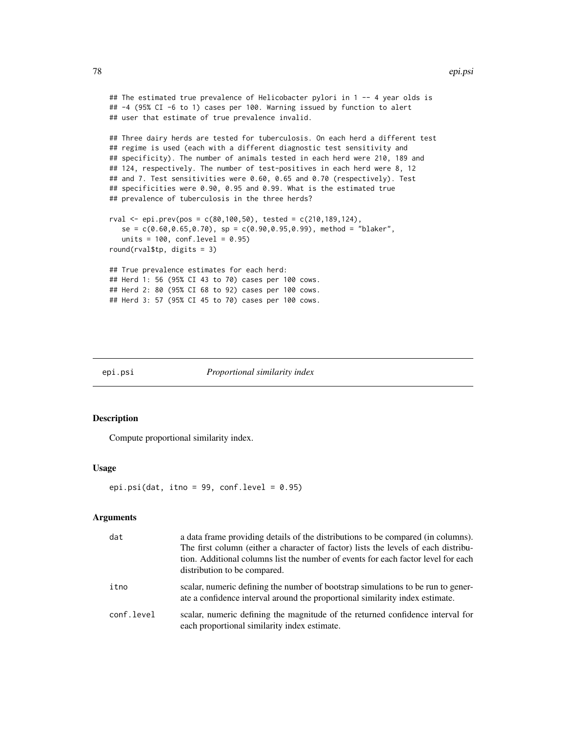```
## The estimated true prevalence of Helicobacter pylori in 1 -- 4 year olds is
## -4 (95% CI -6 to 1) cases per 100. Warning issued by function to alert
## user that estimate of true prevalence invalid.

## Three dairy herds are tested for tuberculosis. On each herd a different test
## regime is used (each with a different diagnostic test sensitivity and
## specificity). The number of animals tested in each herd were 210, 189 and
## 124, respectively. The number of test-positives in each herd were 8, 12
## and 7. Test sensitivities were 0.60, 0.65 and 0.70 (respectively). Test
## specificities were 0.90, 0.95 and 0.99. What is the estimated true
## prevalence of tuberculosis in the three herds?

rval <- epi.prev(pos = c(80,100,50), tested = c(210,189,124),
   se = c(0.60,0.65,0.70), sp = c(0.90,0.95,0.99), method = "blaker",
   units = 100, conf.level = 0.95)
round(rval$tp, digits = 3)

## True prevalence estimates for each herd:
## Herd 1: 56 (95% CI 43 to 70) cases per 100 cows.
## Herd 2: 80 (95% CI 68 to 92) cases per 100 cows.
## Herd 3: 57 (95% CI 45 to 70) cases per 100 cows.
```

---

## epi.psi — *Proportional similarity index*

### Description

Compute proportional similarity index.

### Usage

```
epi.psi(dat, itno = 99, conf.level = 0.95)
```

### Arguments

| | |
|---|---|
| dat | a data frame providing details of the distributions to be compared (in columns). The first column (either a character of factor) lists the levels of each distribution. Additional columns list the number of events for each factor level for each distribution to be compared. |
| itno | scalar, numeric defining the number of bootstrap simulations to be run to generate a confidence interval around the proportional similarity index estimate. |
| conf.level | scalar, numeric defining the magnitude of the returned confidence interval for each proportional similarity index estimate. |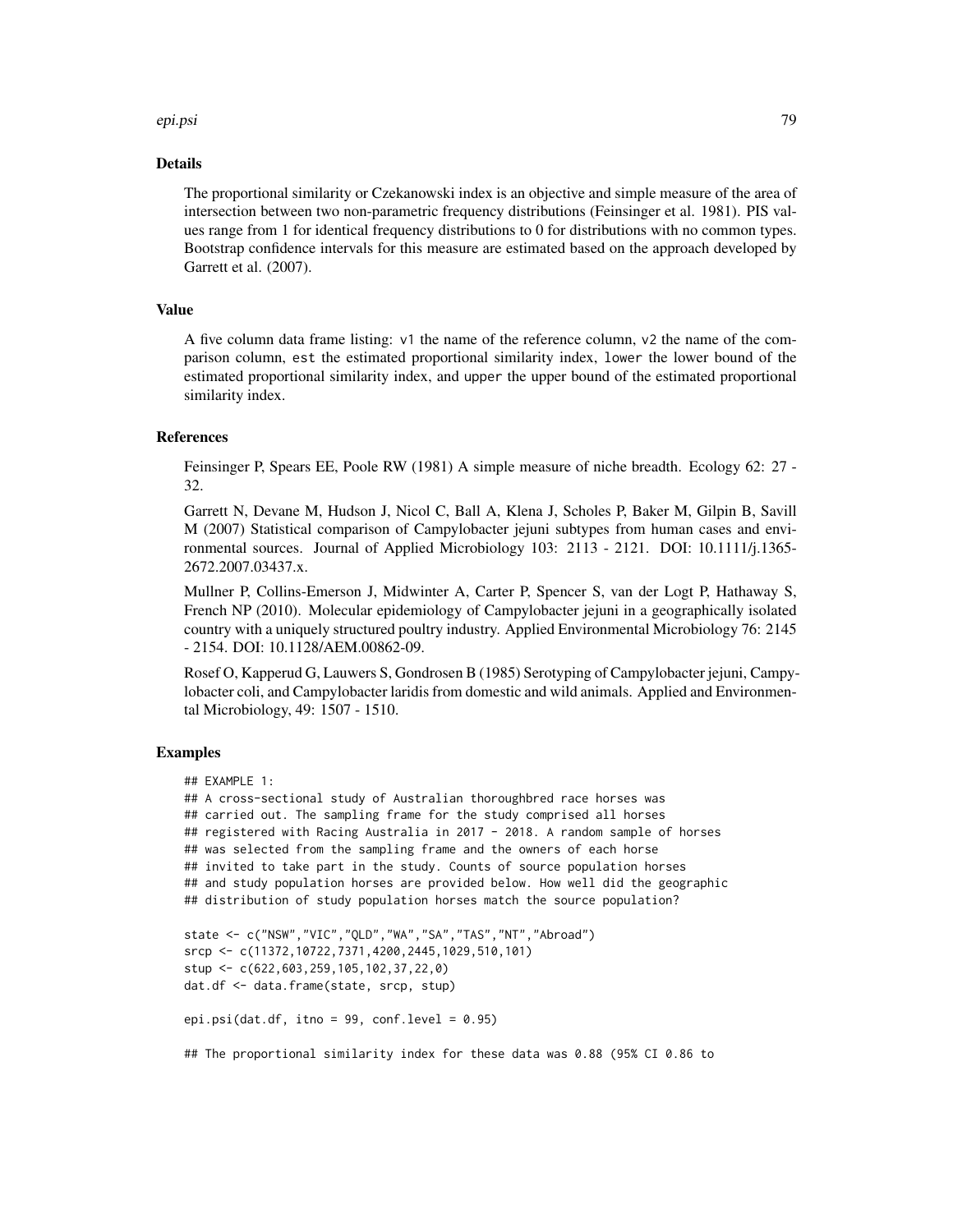### Details

The proportional similarity or Czekanowski index is an objective and simple measure of the area of intersection between two non-parametric frequency distributions (Feinsinger et al. 1981). PIS values range from 1 for identical frequency distributions to 0 for distributions with no common types. Bootstrap confidence intervals for this measure are estimated based on the approach developed by Garrett et al. (2007).

### Value

A five column data frame listing: `v1` the name of the reference column, `v2` the name of the comparison column, `est` the estimated proportional similarity index, `lower` the lower bound of the estimated proportional similarity index, and `upper` the upper bound of the estimated proportional similarity index.

### References

Feinsinger P, Spears EE, Poole RW (1981) A simple measure of niche breadth. Ecology 62: 27 - 32.

Garrett N, Devane M, Hudson J, Nicol C, Ball A, Klena J, Scholes P, Baker M, Gilpin B, Savill M (2007) Statistical comparison of Campylobacter jejuni subtypes from human cases and environmental sources. Journal of Applied Microbiology 103: 2113 - 2121. DOI: 10.1111/j.1365-2672.2007.03437.x.

Mullner P, Collins-Emerson J, Midwinter A, Carter P, Spencer S, van der Logt P, Hathaway S, French NP (2010). Molecular epidemiology of Campylobacter jejuni in a geographically isolated country with a uniquely structured poultry industry. Applied Environmental Microbiology 76: 2145 - 2154. DOI: 10.1128/AEM.00862-09.

Rosef O, Kapperud G, Lauwers S, Gondrosen B (1985) Serotyping of Campylobacter jejuni, Campylobacter coli, and Campylobacter laridis from domestic and wild animals. Applied and Environmental Microbiology, 49: 1507 - 1510.

### Examples

```
## EXAMPLE 1:
## A cross-sectional study of Australian thoroughbred race horses was
## carried out. The sampling frame for the study comprised all horses
## registered with Racing Australia in 2017 - 2018. A random sample of horses
## was selected from the sampling frame and the owners of each horse
## invited to take part in the study. Counts of source population horses
## and study population horses are provided below. How well did the geographic
## distribution of study population horses match the source population?

state <- c("NSW","VIC","QLD","WA","SA","TAS","NT","Abroad")
srcp <- c(11372,10722,7371,4200,2445,1029,510,101)
stup <- c(622,603,259,105,102,37,22,0)
dat.df <- data.frame(state, srcp, stup)

epi.psi(dat.df, itno = 99, conf.level = 0.95)

## The proportional similarity index for these data was 0.88 (95% CI 0.86 to
```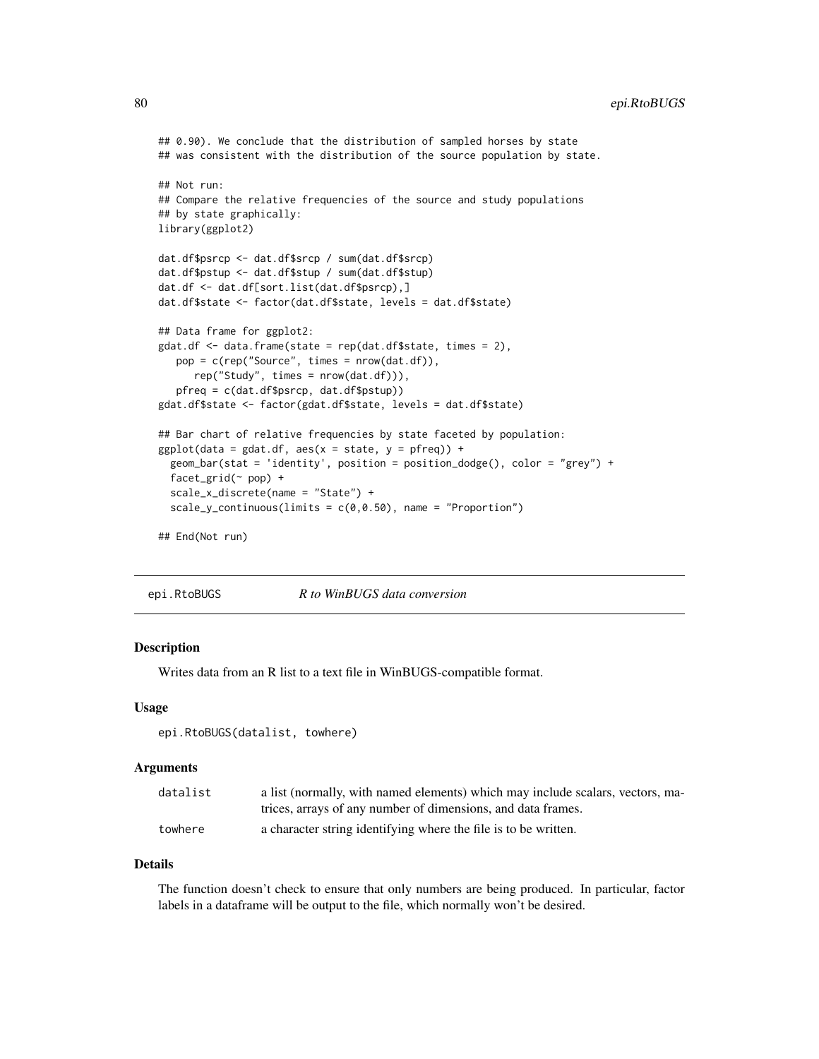```
## 0.90). We conclude that the distribution of sampled horses by state
## was consistent with the distribution of the source population by state.

## Not run:
## Compare the relative frequencies of the source and study populations
## by state graphically:
library(ggplot2)

dat.df$psrcp <- dat.df$srcp / sum(dat.df$srcp)
dat.df$pstup <- dat.df$stup / sum(dat.df$stup)
dat.df <- dat.df[sort.list(dat.df$psrcp),]
dat.df$state <- factor(dat.df$state, levels = dat.df$state)

## Data frame for ggplot2:
gdat.df <- data.frame(state = rep(dat.df$state, times = 2),
   pop = c(rep("Source", times = nrow(dat.df)),
      rep("Study", times = nrow(dat.df))),
   pfreq = c(dat.df$psrcp, dat.df$pstup))
gdat.df$state <- factor(gdat.df$state, levels = dat.df$state)

## Bar chart of relative frequencies by state faceted by population:
ggplot(data = gdat.df, aes(x = state, y = pfreq)) +
  geom_bar(stat = 'identity', position = position_dodge(), color = "grey") +
  facet_grid(~ pop) +
  scale_x_discrete(name = "State") +
  scale_y_continuous(limits = c(0,0.50), name = "Proportion")

## End(Not run)
```

---

## epi.RtoBUGS — *R to WinBUGS data conversion*

---

### Description

Writes data from an R list to a text file in WinBUGS-compatible format.

### Usage

```
epi.RtoBUGS(datalist, towhere)
```

### Arguments

| | |
|---|---|
| `datalist` | a list (normally, with named elements) which may include scalars, vectors, matrices, arrays of any number of dimensions, and data frames. |
| `towhere` | a character string identifying where the file is to be written. |

### Details

The function doesn't check to ensure that only numbers are being produced. In particular, factor labels in a dataframe will be output to the file, which normally won't be desired.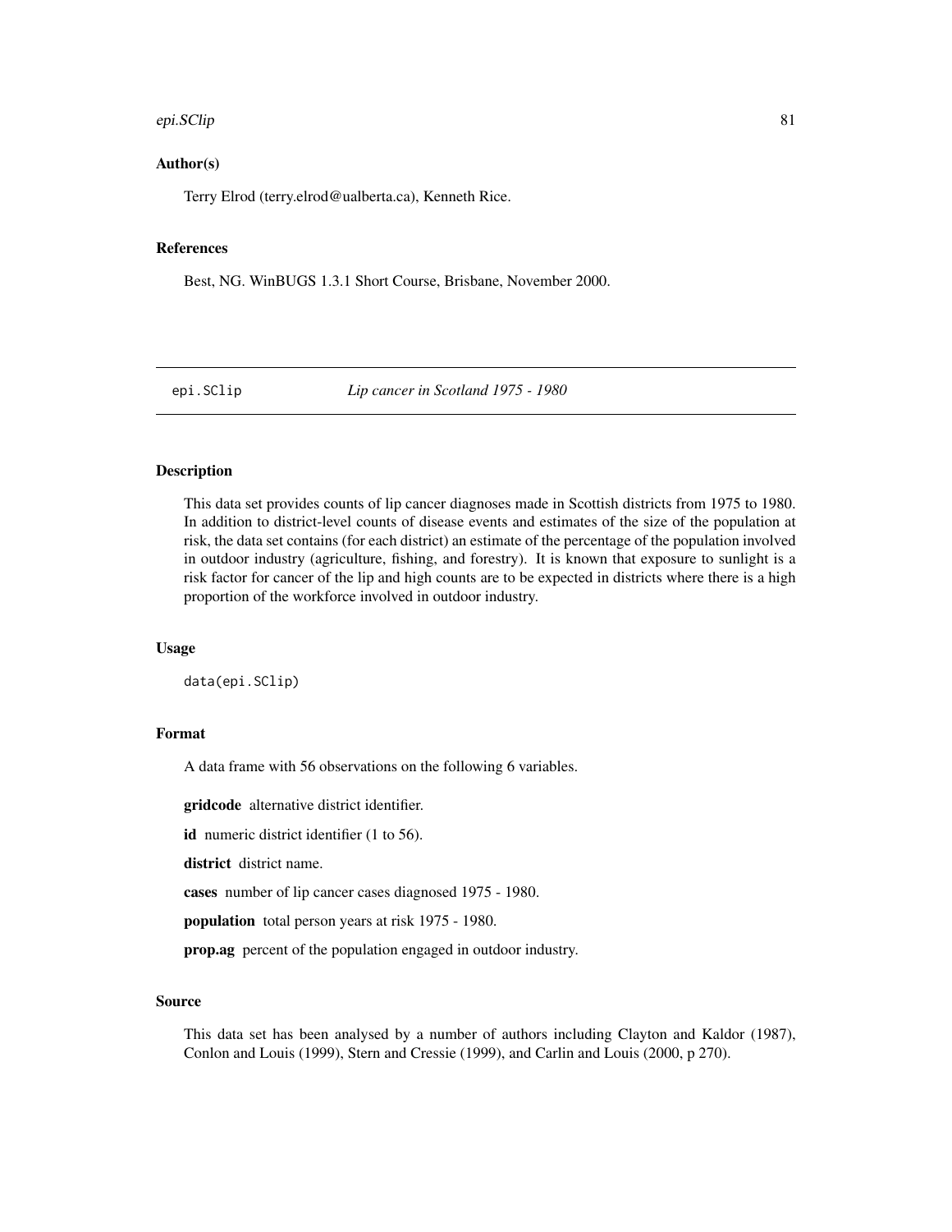## Author(s)

Terry Elrod (terry.elrod@ualberta.ca), Kenneth Rice.

## References

Best, NG. WinBUGS 1.3.1 Short Course, Brisbane, November 2000.

---

# epi.SClip *Lip cancer in Scotland 1975 - 1980*

---

## Description

This data set provides counts of lip cancer diagnoses made in Scottish districts from 1975 to 1980. In addition to district-level counts of disease events and estimates of the size of the population at risk, the data set contains (for each district) an estimate of the percentage of the population involved in outdoor industry (agriculture, fishing, and forestry). It is known that exposure to sunlight is a risk factor for cancer of the lip and high counts are to be expected in districts where there is a high proportion of the workforce involved in outdoor industry.

## Usage

```
data(epi.SClip)
```

## Format

A data frame with 56 observations on the following 6 variables.

**gridcode** alternative district identifier.

**id** numeric district identifier (1 to 56).

**district** district name.

**cases** number of lip cancer cases diagnosed 1975 - 1980.

**population** total person years at risk 1975 - 1980.

**prop.ag** percent of the population engaged in outdoor industry.

## Source

This data set has been analysed by a number of authors including Clayton and Kaldor (1987), Conlon and Louis (1999), Stern and Cressie (1999), and Carlin and Louis (2000, p 270).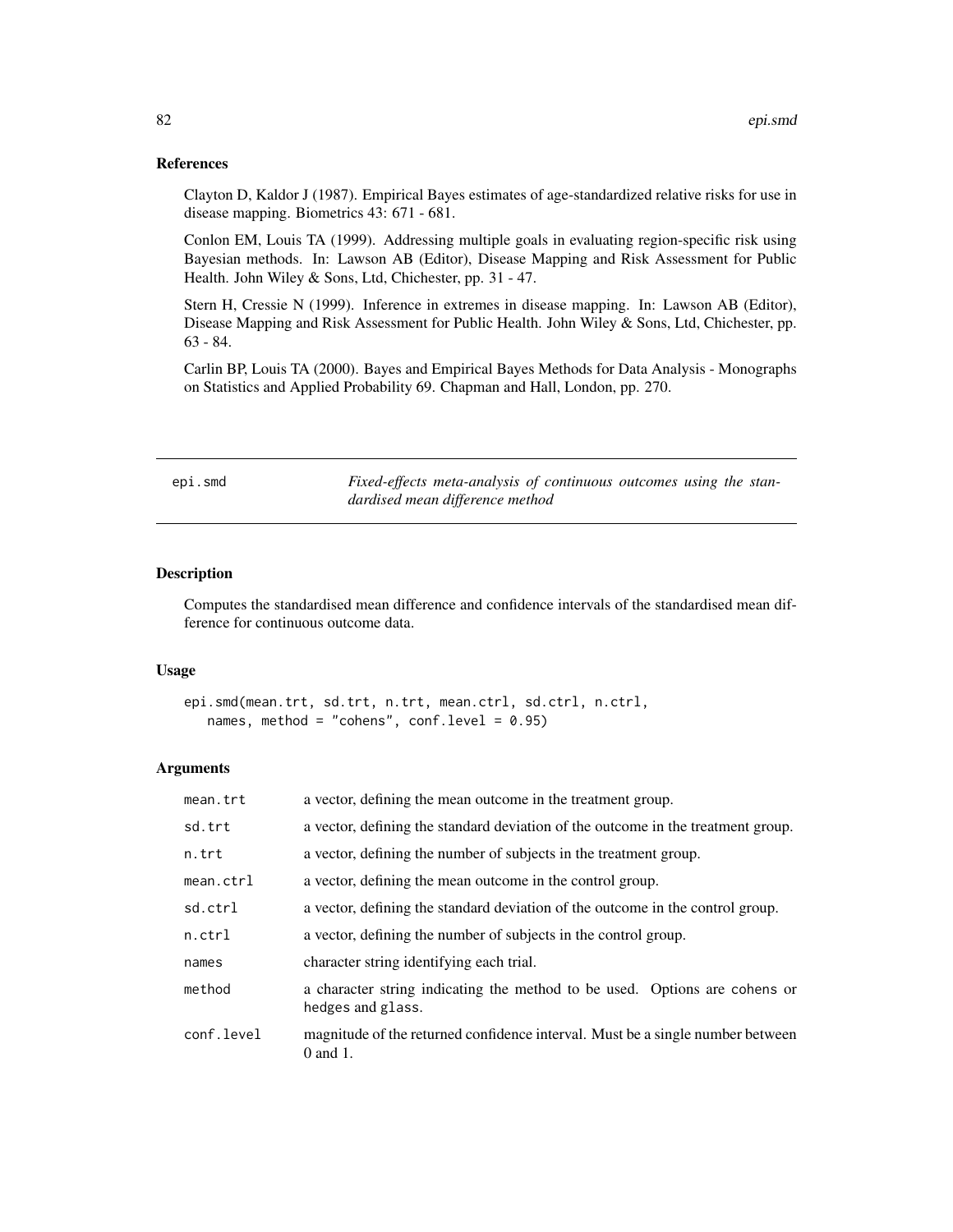### References

Clayton D, Kaldor J (1987). Empirical Bayes estimates of age-standardized relative risks for use in disease mapping. Biometrics 43: 671 - 681.

Conlon EM, Louis TA (1999). Addressing multiple goals in evaluating region-specific risk using Bayesian methods. In: Lawson AB (Editor), Disease Mapping and Risk Assessment for Public Health. John Wiley & Sons, Ltd, Chichester, pp. 31 - 47.

Stern H, Cressie N (1999). Inference in extremes in disease mapping. In: Lawson AB (Editor), Disease Mapping and Risk Assessment for Public Health. John Wiley & Sons, Ltd, Chichester, pp. 63 - 84.

Carlin BP, Louis TA (2000). Bayes and Empirical Bayes Methods for Data Analysis - Monographs on Statistics and Applied Probability 69. Chapman and Hall, London, pp. 270.

---

## epi.smd — *Fixed-effects meta-analysis of continuous outcomes using the standardised mean difference method*

### Description

Computes the standardised mean difference and confidence intervals of the standardised mean difference for continuous outcome data.

### Usage

```
epi.smd(mean.trt, sd.trt, n.trt, mean.ctrl, sd.ctrl, n.ctrl,
   names, method = "cohens", conf.level = 0.95)
```

### Arguments

| Argument | Description |
|---|---|
| `mean.trt` | a vector, defining the mean outcome in the treatment group. |
| `sd.trt` | a vector, defining the standard deviation of the outcome in the treatment group. |
| `n.trt` | a vector, defining the number of subjects in the treatment group. |
| `mean.ctrl` | a vector, defining the mean outcome in the control group. |
| `sd.ctrl` | a vector, defining the standard deviation of the outcome in the control group. |
| `n.ctrl` | a vector, defining the number of subjects in the control group. |
| `names` | character string identifying each trial. |
| `method` | a character string indicating the method to be used. Options are `cohens` or `hedges` and `glass`. |
| `conf.level` | magnitude of the returned confidence interval. Must be a single number between 0 and 1. |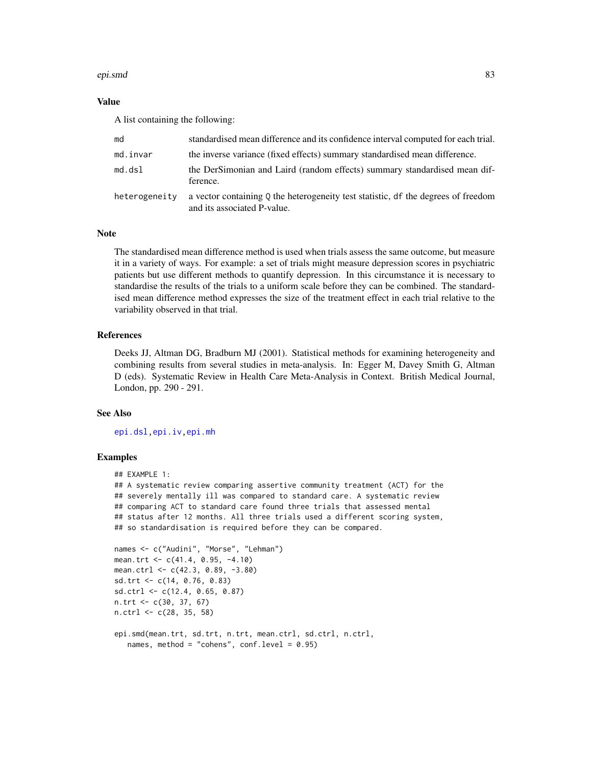## Value

A list containing the following:

| | |
|---|---|
| `md` | standardised mean difference and its confidence interval computed for each trial. |
| `md.invar` | the inverse variance (fixed effects) summary standardised mean difference. |
| `md.dsl` | the DerSimonian and Laird (random effects) summary standardised mean difference. |
| `heterogeneity` | a vector containing `Q` the heterogeneity test statistic, `df` the degrees of freedom and its associated P-value. |

## Note

The standardised mean difference method is used when trials assess the same outcome, but measure it in a variety of ways. For example: a set of trials might measure depression scores in psychiatric patients but use different methods to quantify depression. In this circumstance it is necessary to standardise the results of the trials to a uniform scale before they can be combined. The standardised mean difference method expresses the size of the treatment effect in each trial relative to the variability observed in that trial.

## References

Deeks JJ, Altman DG, Bradburn MJ (2001). Statistical methods for examining heterogeneity and combining results from several studies in meta-analysis. In: Egger M, Davey Smith G, Altman D (eds). Systematic Review in Health Care Meta-Analysis in Context. British Medical Journal, London, pp. 290 - 291.

## See Also

`epi.dsl`, `epi.iv`, `epi.mh`

## Examples

```
## EXAMPLE 1:
## A systematic review comparing assertive community treatment (ACT) for the
## severely mentally ill was compared to standard care. A systematic review
## comparing ACT to standard care found three trials that assessed mental
## status after 12 months. All three trials used a different scoring system,
## so standardisation is required before they can be compared.

names <- c("Audini", "Morse", "Lehman")
mean.trt <- c(41.4, 0.95, -4.10)
mean.ctrl <- c(42.3, 0.89, -3.80)
sd.trt <- c(14, 0.76, 0.83)
sd.ctrl <- c(12.4, 0.65, 0.87)
n.trt <- c(30, 37, 67)
n.ctrl <- c(28, 35, 58)

epi.smd(mean.trt, sd.trt, n.trt, mean.ctrl, sd.ctrl, n.ctrl,
   names, method = "cohens", conf.level = 0.95)
```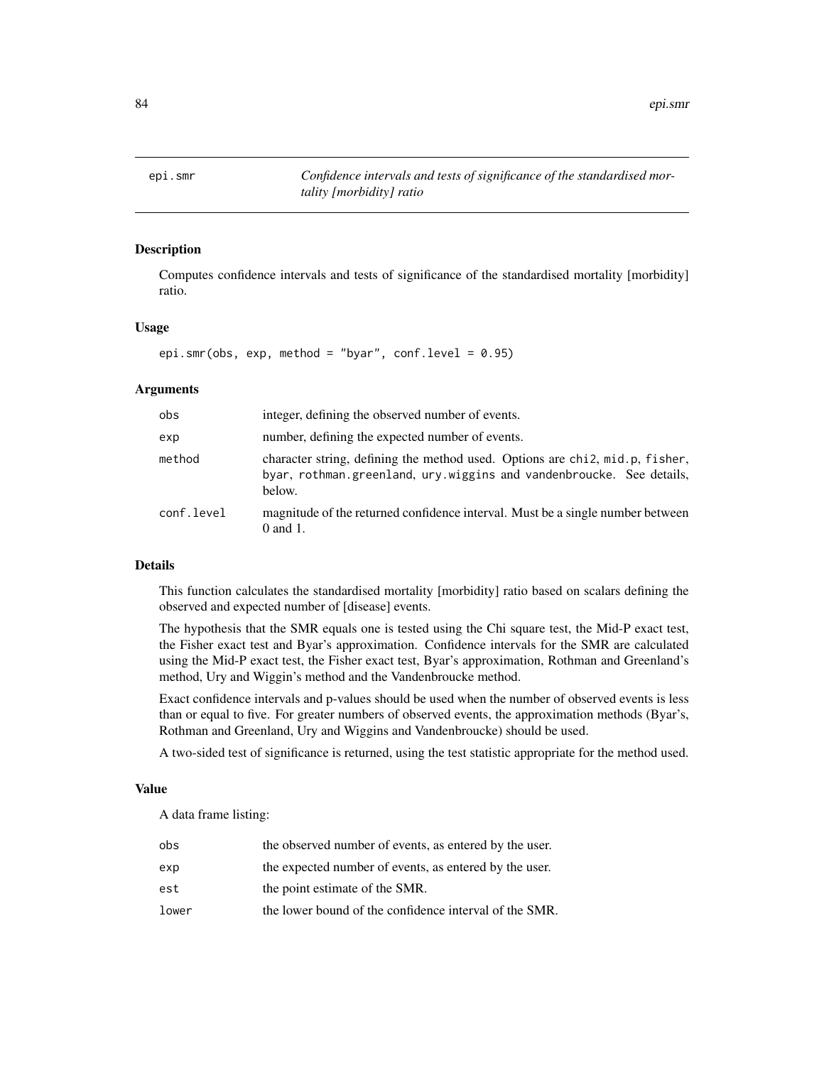# epi.smr

*Confidence intervals and tests of significance of the standardised mortality [morbidity] ratio*

## Description

Computes confidence intervals and tests of significance of the standardised mortality [morbidity] ratio.

## Usage

```
epi.smr(obs, exp, method = "byar", conf.level = 0.95)
```

## Arguments

| | |
|---|---|
| obs | integer, defining the observed number of events. |
| exp | number, defining the expected number of events. |
| method | character string, defining the method used. Options are chi2, mid.p, fisher, byar, rothman.greenland, ury.wiggins and vandenbroucke. See details, below. |
| conf.level | magnitude of the returned confidence interval. Must be a single number between 0 and 1. |

## Details

This function calculates the standardised mortality [morbidity] ratio based on scalars defining the observed and expected number of [disease] events.

The hypothesis that the SMR equals one is tested using the Chi square test, the Mid-P exact test, the Fisher exact test and Byar's approximation. Confidence intervals for the SMR are calculated using the Mid-P exact test, the Fisher exact test, Byar's approximation, Rothman and Greenland's method, Ury and Wiggin's method and the Vandenbroucke method.

Exact confidence intervals and p-values should be used when the number of observed events is less than or equal to five. For greater numbers of observed events, the approximation methods (Byar's, Rothman and Greenland, Ury and Wiggins and Vandenbroucke) should be used.

A two-sided test of significance is returned, using the test statistic appropriate for the method used.

## Value

A data frame listing:

| | |
|---|---|
| obs | the observed number of events, as entered by the user. |
| exp | the expected number of events, as entered by the user. |
| est | the point estimate of the SMR. |
| lower | the lower bound of the confidence interval of the SMR. |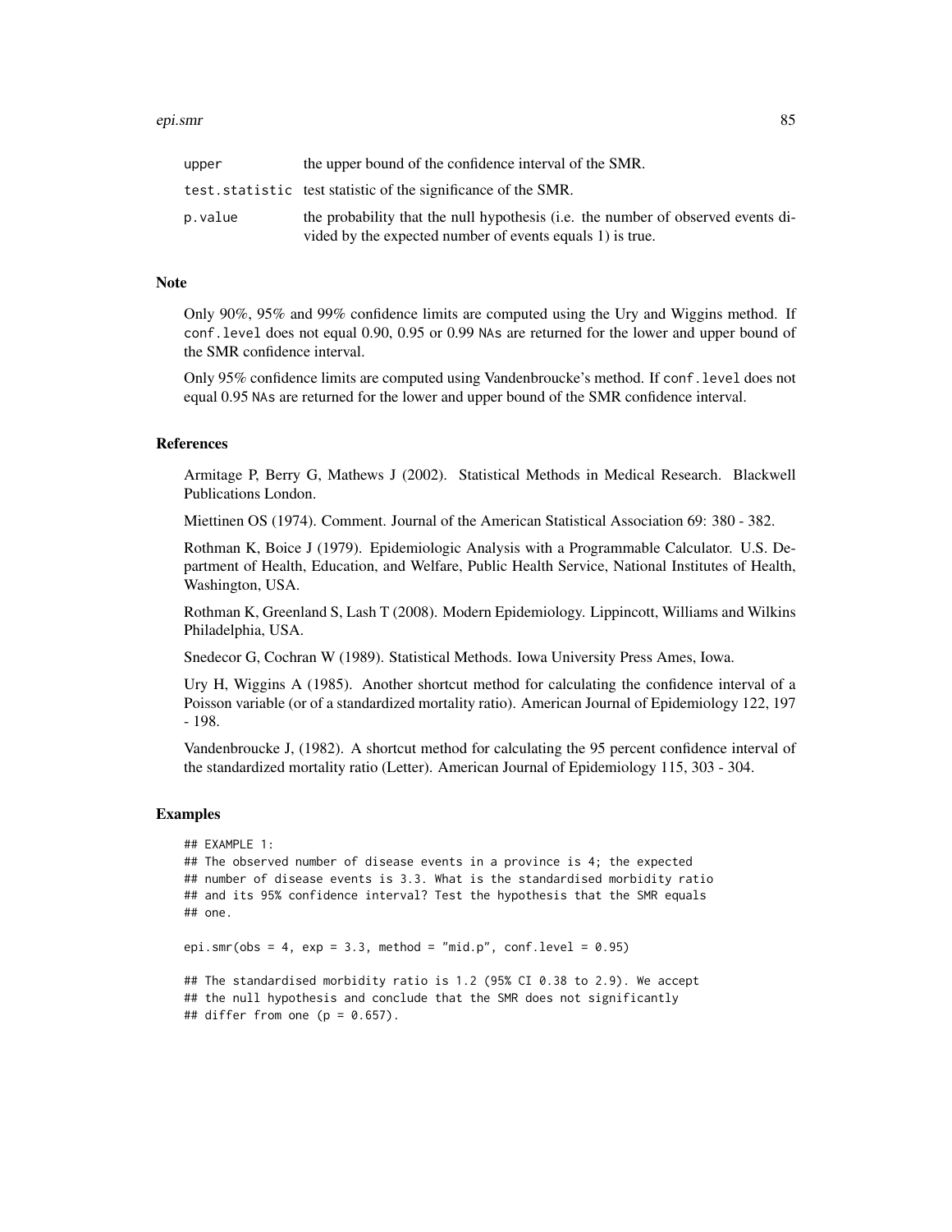| | |
|---|---|
| upper | the upper bound of the confidence interval of the SMR. |
| test.statistic | test statistic of the significance of the SMR. |
| p.value | the probability that the null hypothesis (i.e. the number of observed events divided by the expected number of events equals 1) is true. |

## Note

Only 90%, 95% and 99% confidence limits are computed using the Ury and Wiggins method. If `conf.level` does not equal 0.90, 0.95 or 0.99 `NA`s are returned for the lower and upper bound of the SMR confidence interval.

Only 95% confidence limits are computed using Vandenbroucke's method. If `conf.level` does not equal 0.95 `NA`s are returned for the lower and upper bound of the SMR confidence interval.

## References

Armitage P, Berry G, Mathews J (2002). Statistical Methods in Medical Research. Blackwell Publications London.

Miettinen OS (1974). Comment. Journal of the American Statistical Association 69: 380 - 382.

Rothman K, Boice J (1979). Epidemiologic Analysis with a Programmable Calculator. U.S. Department of Health, Education, and Welfare, Public Health Service, National Institutes of Health, Washington, USA.

Rothman K, Greenland S, Lash T (2008). Modern Epidemiology. Lippincott, Williams and Wilkins Philadelphia, USA.

Snedecor G, Cochran W (1989). Statistical Methods. Iowa University Press Ames, Iowa.

Ury H, Wiggins A (1985). Another shortcut method for calculating the confidence interval of a Poisson variable (or of a standardized mortality ratio). American Journal of Epidemiology 122, 197 - 198.

Vandenbroucke J, (1982). A shortcut method for calculating the 95 percent confidence interval of the standardized mortality ratio (Letter). American Journal of Epidemiology 115, 303 - 304.

## Examples

```
## EXAMPLE 1:
## The observed number of disease events in a province is 4; the expected
## number of disease events is 3.3. What is the standardised morbidity ratio
## and its 95% confidence interval? Test the hypothesis that the SMR equals
## one.

epi.smr(obs = 4, exp = 3.3, method = "mid.p", conf.level = 0.95)

## The standardised morbidity ratio is 1.2 (95% CI 0.38 to 2.9). We accept
## the null hypothesis and conclude that the SMR does not significantly
## differ from one (p = 0.657).
```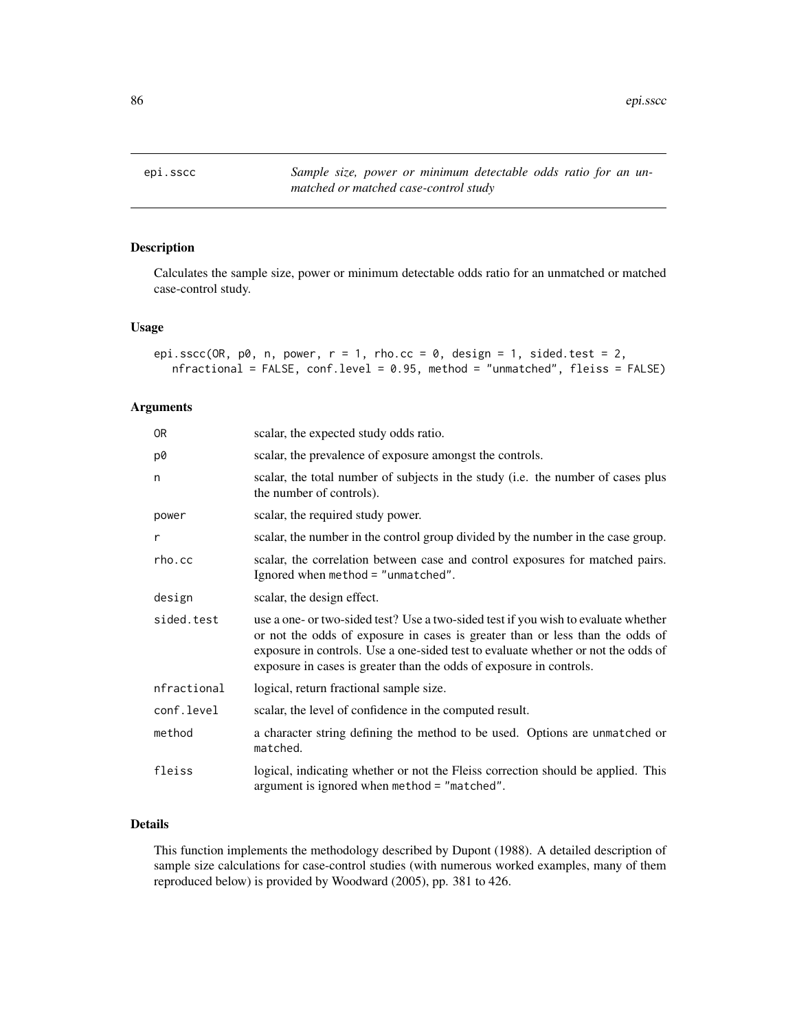epi.sscc — *Sample size, power or minimum detectable odds ratio for an unmatched or matched case-control study*

## Description

Calculates the sample size, power or minimum detectable odds ratio for an unmatched or matched case-control study.

## Usage

```
epi.sscc(OR, p0, n, power, r = 1, rho.cc = 0, design = 1, sided.test = 2,
   nfractional = FALSE, conf.level = 0.95, method = "unmatched", fleiss = FALSE)
```

## Arguments

| | |
|---|---|
| `OR` | scalar, the expected study odds ratio. |
| `p0` | scalar, the prevalence of exposure amongst the controls. |
| `n` | scalar, the total number of subjects in the study (i.e. the number of cases plus the number of controls). |
| `power` | scalar, the required study power. |
| `r` | scalar, the number in the control group divided by the number in the case group. |
| `rho.cc` | scalar, the correlation between case and control exposures for matched pairs. Ignored when `method = "unmatched"`. |
| `design` | scalar, the design effect. |
| `sided.test` | use a one- or two-sided test? Use a two-sided test if you wish to evaluate whether or not the odds of exposure in cases is greater than or less than the odds of exposure in controls. Use a one-sided test to evaluate whether or not the odds of exposure in cases is greater than the odds of exposure in controls. |
| `nfractional` | logical, return fractional sample size. |
| `conf.level` | scalar, the level of confidence in the computed result. |
| `method` | a character string defining the method to be used. Options are `unmatched` or `matched`. |
| `fleiss` | logical, indicating whether or not the Fleiss correction should be applied. This argument is ignored when `method = "matched"`. |

## Details

This function implements the methodology described by Dupont (1988). A detailed description of sample size calculations for case-control studies (with numerous worked examples, many of them reproduced below) is provided by Woodward (2005), pp. 381 to 426.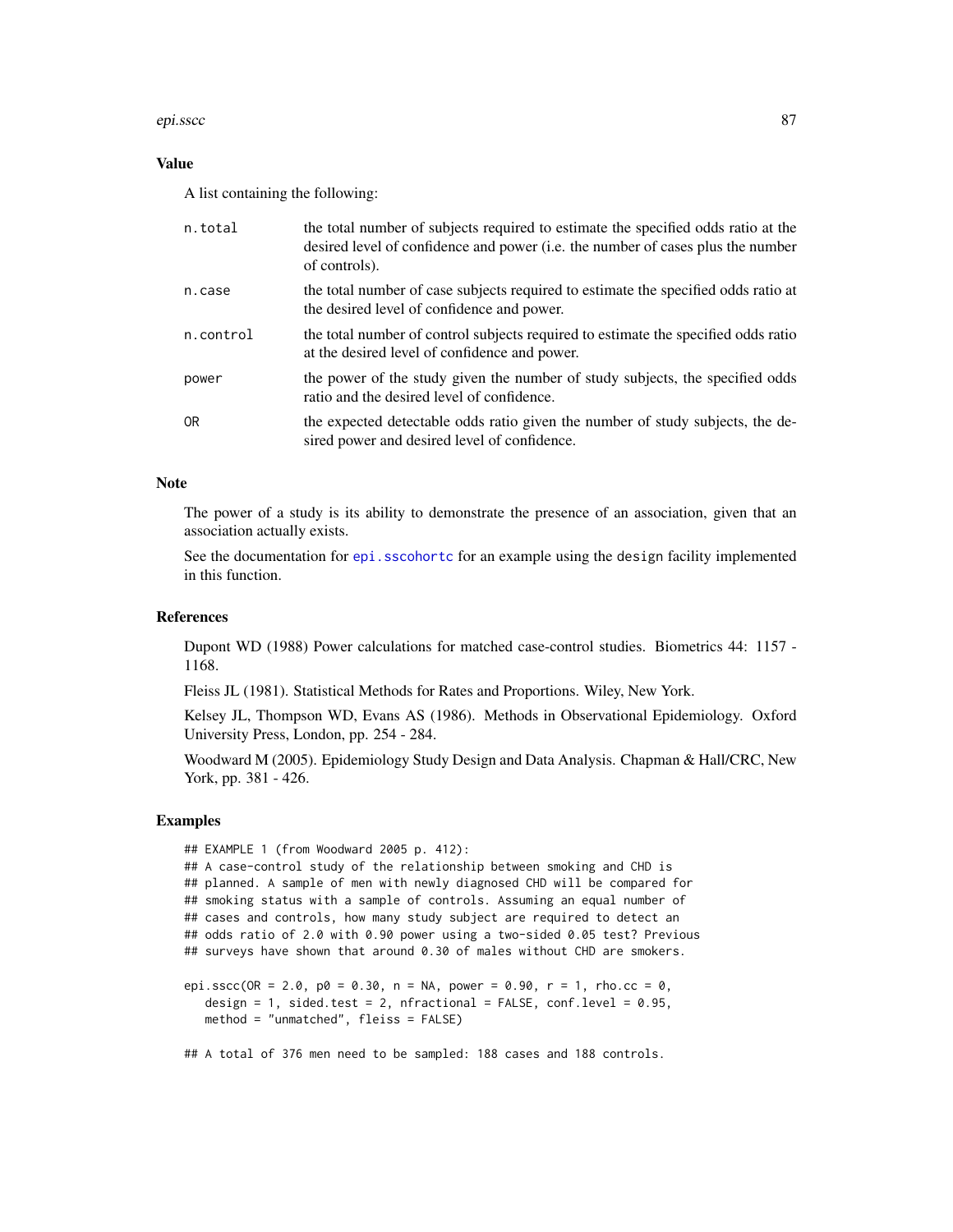## Value

A list containing the following:

| | |
|---|---|
| n.total | the total number of subjects required to estimate the specified odds ratio at the desired level of confidence and power (i.e. the number of cases plus the number of controls). |
| n.case | the total number of case subjects required to estimate the specified odds ratio at the desired level of confidence and power. |
| n.control | the total number of control subjects required to estimate the specified odds ratio at the desired level of confidence and power. |
| power | the power of the study given the number of study subjects, the specified odds ratio and the desired level of confidence. |
| OR | the expected detectable odds ratio given the number of study subjects, the desired power and desired level of confidence. |

## Note

The power of a study is its ability to demonstrate the presence of an association, given that an association actually exists.

See the documentation for epi.sscohortc for an example using the design facility implemented in this function.

## References

Dupont WD (1988) Power calculations for matched case-control studies. Biometrics 44: 1157 - 1168.

Fleiss JL (1981). Statistical Methods for Rates and Proportions. Wiley, New York.

Kelsey JL, Thompson WD, Evans AS (1986). Methods in Observational Epidemiology. Oxford University Press, London, pp. 254 - 284.

Woodward M (2005). Epidemiology Study Design and Data Analysis. Chapman & Hall/CRC, New York, pp. 381 - 426.

## Examples

```
## EXAMPLE 1 (from Woodward 2005 p. 412):
## A case-control study of the relationship between smoking and CHD is
## planned. A sample of men with newly diagnosed CHD will be compared for
## smoking status with a sample of controls. Assuming an equal number of
## cases and controls, how many study subject are required to detect an
## odds ratio of 2.0 with 0.90 power using a two-sided 0.05 test? Previous
## surveys have shown that around 0.30 of males without CHD are smokers.

epi.sscc(OR = 2.0, p0 = 0.30, n = NA, power = 0.90, r = 1, rho.cc = 0,
   design = 1, sided.test = 2, nfractional = FALSE, conf.level = 0.95,
   method = "unmatched", fleiss = FALSE)

## A total of 376 men need to be sampled: 188 cases and 188 controls.
```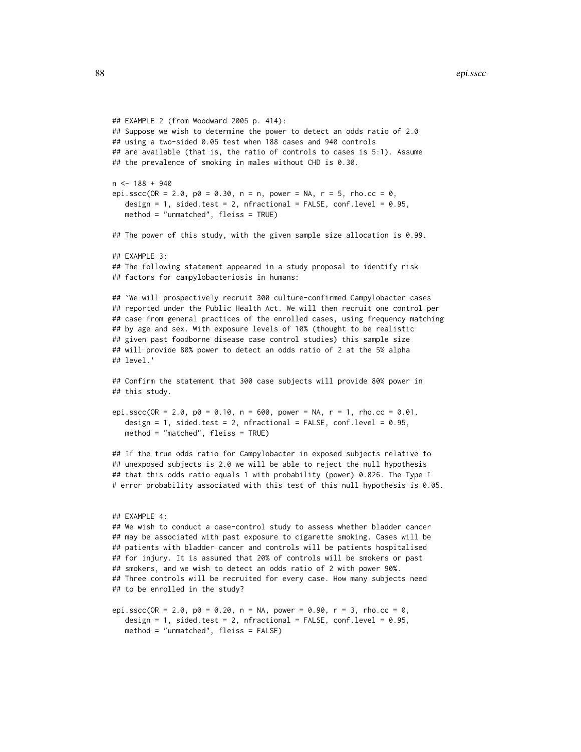```
## EXAMPLE 2 (from Woodward 2005 p. 414):
## Suppose we wish to determine the power to detect an odds ratio of 2.0
## using a two-sided 0.05 test when 188 cases and 940 controls
## are available (that is, the ratio of controls to cases is 5:1). Assume
## the prevalence of smoking in males without CHD is 0.30.

n <- 188 + 940
epi.sscc(OR = 2.0, p0 = 0.30, n = n, power = NA, r = 5, rho.cc = 0,
   design = 1, sided.test = 2, nfractional = FALSE, conf.level = 0.95,
   method = "unmatched", fleiss = TRUE)

## The power of this study, with the given sample size allocation is 0.99.

## EXAMPLE 3:
## The following statement appeared in a study proposal to identify risk
## factors for campylobacteriosis in humans:

## `We will prospectively recruit 300 culture-confirmed Campylobacter cases
## reported under the Public Health Act. We will then recruit one control per
## case from general practices of the enrolled cases, using frequency matching
## by age and sex. With exposure levels of 10% (thought to be realistic
## given past foodborne disease case control studies) this sample size
## will provide 80% power to detect an odds ratio of 2 at the 5% alpha
## level.'

## Confirm the statement that 300 case subjects will provide 80% power in
## this study.

epi.sscc(OR = 2.0, p0 = 0.10, n = 600, power = NA, r = 1, rho.cc = 0.01,
   design = 1, sided.test = 2, nfractional = FALSE, conf.level = 0.95,
   method = "matched", fleiss = TRUE)

## If the true odds ratio for Campylobacter in exposed subjects relative to
## unexposed subjects is 2.0 we will be able to reject the null hypothesis
## that this odds ratio equals 1 with probability (power) 0.826. The Type I
# error probability associated with this test of this null hypothesis is 0.05.


## EXAMPLE 4:
## We wish to conduct a case-control study to assess whether bladder cancer
## may be associated with past exposure to cigarette smoking. Cases will be
## patients with bladder cancer and controls will be patients hospitalised
## for injury. It is assumed that 20% of controls will be smokers or past
## smokers, and we wish to detect an odds ratio of 2 with power 90%.
## Three controls will be recruited for every case. How many subjects need
## to be enrolled in the study?

epi.sscc(OR = 2.0, p0 = 0.20, n = NA, power = 0.90, r = 3, rho.cc = 0,
   design = 1, sided.test = 2, nfractional = FALSE, conf.level = 0.95,
   method = "unmatched", fleiss = FALSE)
```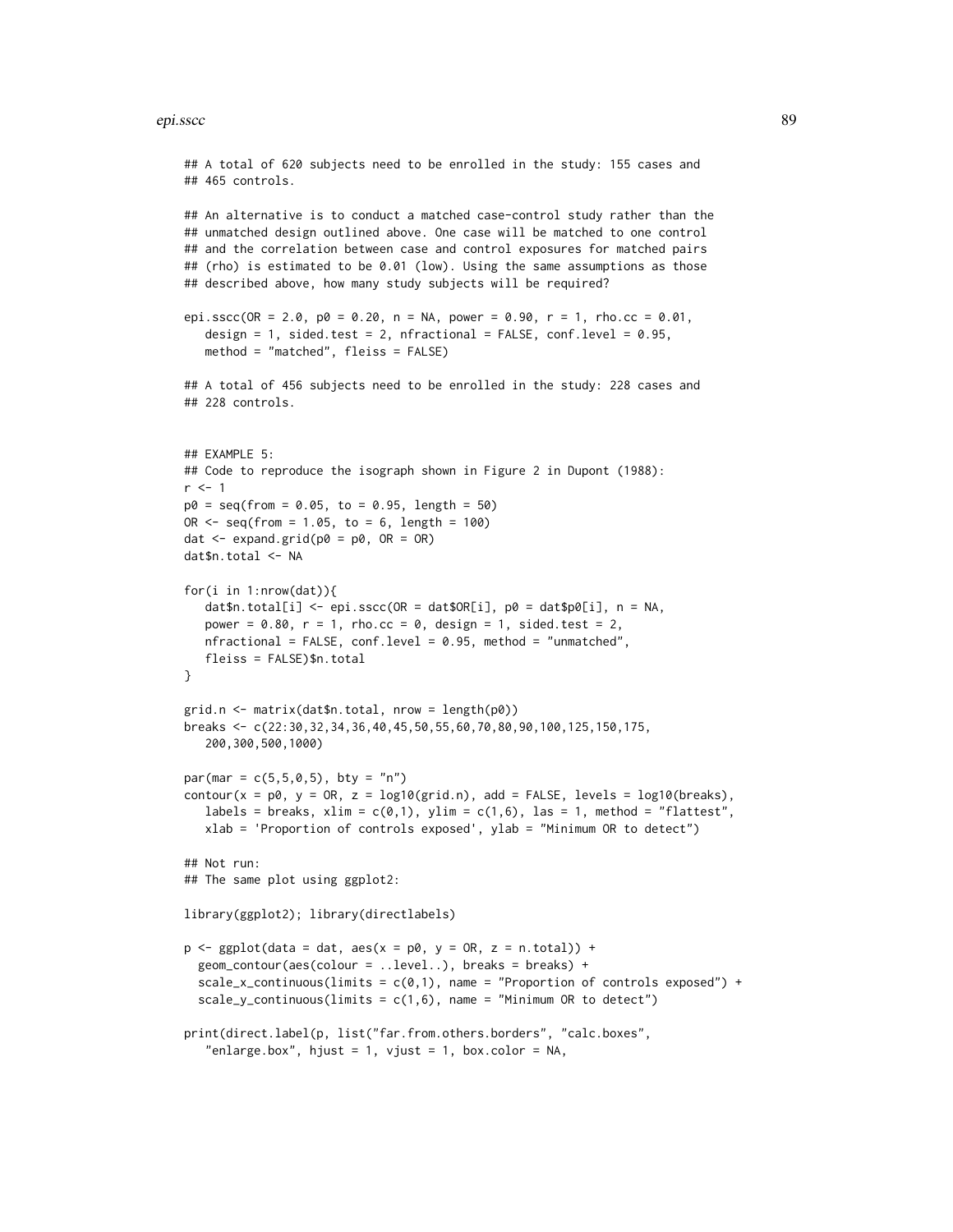```
## A total of 620 subjects need to be enrolled in the study: 155 cases and
## 465 controls.

## An alternative is to conduct a matched case-control study rather than the
## unmatched design outlined above. One case will be matched to one control
## and the correlation between case and control exposures for matched pairs
## (rho) is estimated to be 0.01 (low). Using the same assumptions as those
## described above, how many study subjects will be required?

epi.sscc(OR = 2.0, p0 = 0.20, n = NA, power = 0.90, r = 1, rho.cc = 0.01,
   design = 1, sided.test = 2, nfractional = FALSE, conf.level = 0.95,
   method = "matched", fleiss = FALSE)

## A total of 456 subjects need to be enrolled in the study: 228 cases and
## 228 controls.


## EXAMPLE 5:
## Code to reproduce the isograph shown in Figure 2 in Dupont (1988):
r <- 1
p0 = seq(from = 0.05, to = 0.95, length = 50)
OR <- seq(from = 1.05, to = 6, length = 100)
dat <- expand.grid(p0 = p0, OR = OR)
dat$n.total <- NA

for(i in 1:nrow(dat)){
   dat$n.total[i] <- epi.sscc(OR = dat$OR[i], p0 = dat$p0[i], n = NA,
   power = 0.80, r = 1, rho.cc = 0, design = 1, sided.test = 2,
   nfractional = FALSE, conf.level = 0.95, method = "unmatched",
   fleiss = FALSE)$n.total
}

grid.n <- matrix(dat$n.total, nrow = length(p0))
breaks <- c(22:30,32,34,36,40,45,50,55,60,70,80,90,100,125,150,175,
   200,300,500,1000)

par(mar = c(5,5,0,5), bty = "n")
contour(x = p0, y = OR, z = log10(grid.n), add = FALSE, levels = log10(breaks),
   labels = breaks, xlim = c(0,1), ylim = c(1,6), las = 1, method = "flattest",
   xlab = 'Proportion of controls exposed', ylab = "Minimum OR to detect")

## Not run:
## The same plot using ggplot2:

library(ggplot2); library(directlabels)

p <- ggplot(data = dat, aes(x = p0, y = OR, z = n.total)) +
  geom_contour(aes(colour = ..level..), breaks = breaks) +
  scale_x_continuous(limits = c(0,1), name = "Proportion of controls exposed") +
  scale_y_continuous(limits = c(1,6), name = "Minimum OR to detect")

print(direct.label(p, list("far.from.others.borders", "calc.boxes",
   "enlarge.box", hjust = 1, vjust = 1, box.color = NA,
```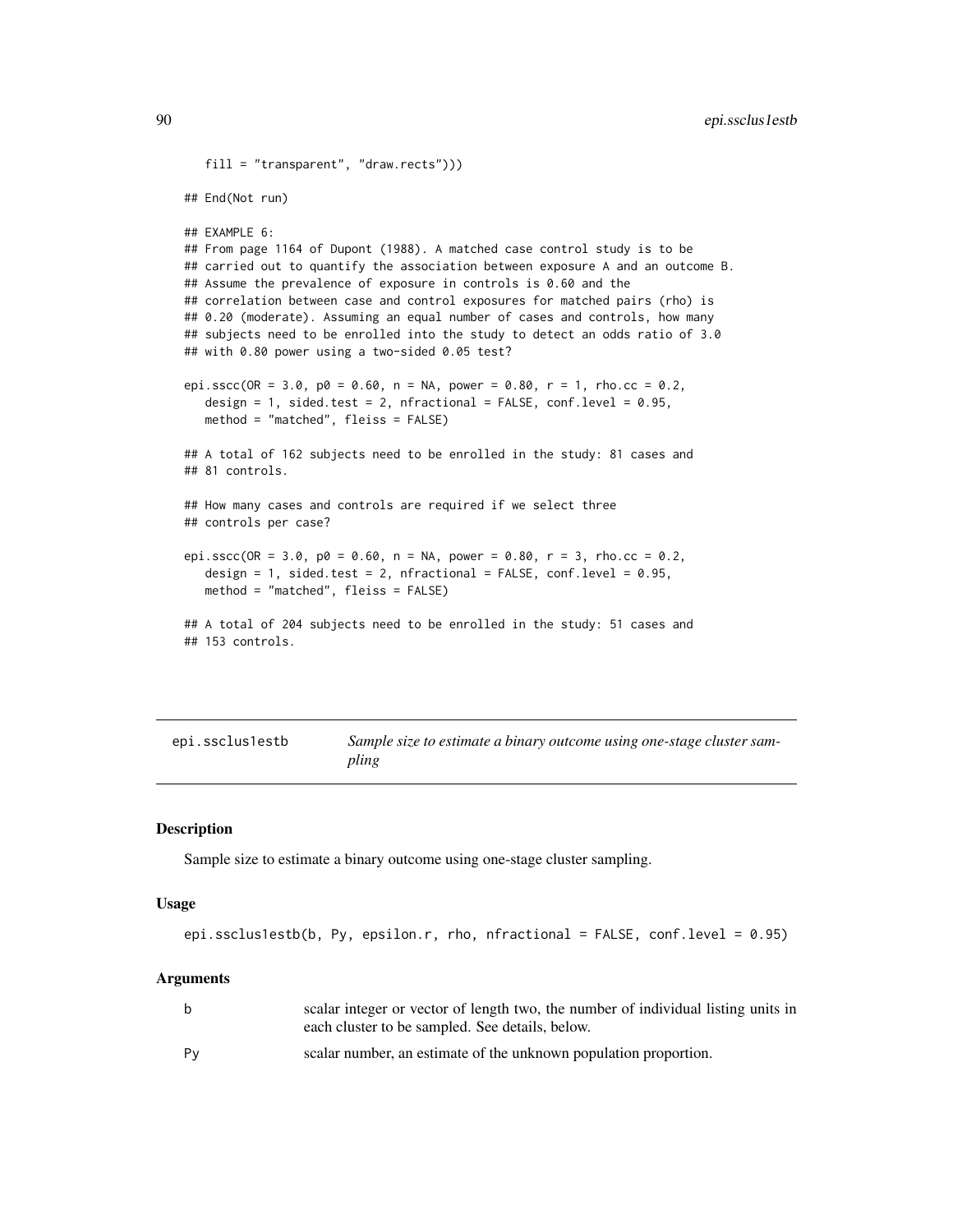```
   fill = "transparent", "draw.rects")))

## End(Not run)

## EXAMPLE 6:
## From page 1164 of Dupont (1988). A matched case control study is to be
## carried out to quantify the association between exposure A and an outcome B.
## Assume the prevalence of exposure in controls is 0.60 and the
## correlation between case and control exposures for matched pairs (rho) is
## 0.20 (moderate). Assuming an equal number of cases and controls, how many
## subjects need to be enrolled into the study to detect an odds ratio of 3.0
## with 0.80 power using a two-sided 0.05 test?

epi.sscc(OR = 3.0, p0 = 0.60, n = NA, power = 0.80, r = 1, rho.cc = 0.2,
   design = 1, sided.test = 2, nfractional = FALSE, conf.level = 0.95,
   method = "matched", fleiss = FALSE)

## A total of 162 subjects need to be enrolled in the study: 81 cases and
## 81 controls.

## How many cases and controls are required if we select three
## controls per case?

epi.sscc(OR = 3.0, p0 = 0.60, n = NA, power = 0.80, r = 3, rho.cc = 0.2,
   design = 1, sided.test = 2, nfractional = FALSE, conf.level = 0.95,
   method = "matched", fleiss = FALSE)

## A total of 204 subjects need to be enrolled in the study: 51 cases and
## 153 controls.
```

---

# epi.ssclus1estb — *Sample size to estimate a binary outcome using one-stage cluster sampling*

---

## Description

Sample size to estimate a binary outcome using one-stage cluster sampling.

## Usage

```
epi.ssclus1estb(b, Py, epsilon.r, rho, nfractional = FALSE, conf.level = 0.95)
```

## Arguments

| | |
|---|---|
| b | scalar integer or vector of length two, the number of individual listing units in each cluster to be sampled. See details, below. |
| Py | scalar number, an estimate of the unknown population proportion. |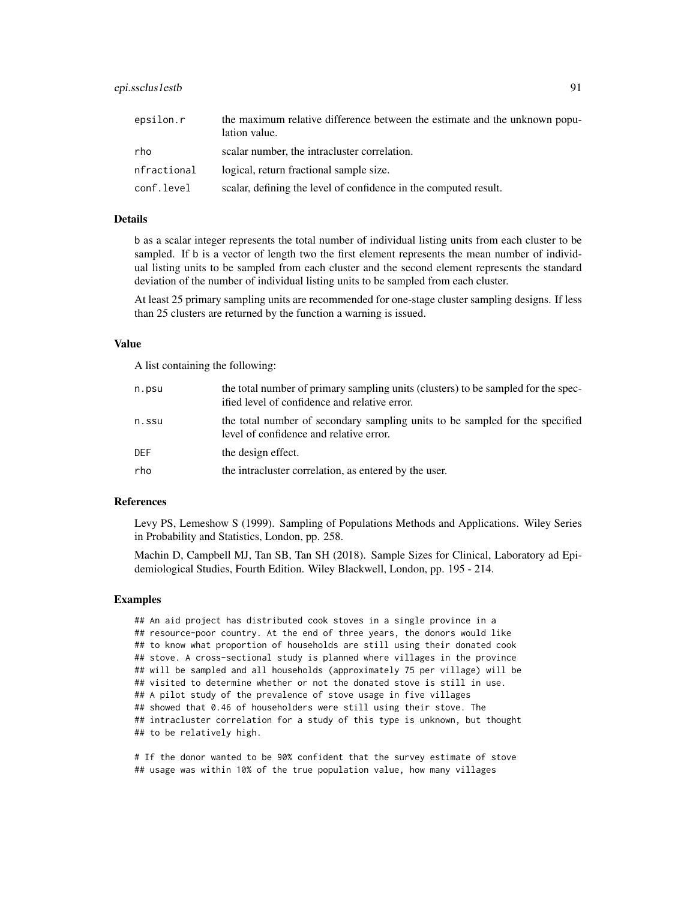| | |
|---|---|
| epsilon.r | the maximum relative difference between the estimate and the unknown population value. |
| rho | scalar number, the intracluster correlation. |
| nfractional | logical, return fractional sample size. |
| conf.level | scalar, defining the level of confidence in the computed result. |

### Details

b as a scalar integer represents the total number of individual listing units from each cluster to be sampled. If b is a vector of length two the first element represents the mean number of individual listing units to be sampled from each cluster and the second element represents the standard deviation of the number of individual listing units to be sampled from each cluster.

At least 25 primary sampling units are recommended for one-stage cluster sampling designs. If less than 25 clusters are returned by the function a warning is issued.

### Value

A list containing the following:

| | |
|---|---|
| n.psu | the total number of primary sampling units (clusters) to be sampled for the specified level of confidence and relative error. |
| n.ssu | the total number of secondary sampling units to be sampled for the specified level of confidence and relative error. |
| DEF | the design effect. |
| rho | the intracluster correlation, as entered by the user. |

### References

Levy PS, Lemeshow S (1999). Sampling of Populations Methods and Applications. Wiley Series in Probability and Statistics, London, pp. 258.

Machin D, Campbell MJ, Tan SB, Tan SH (2018). Sample Sizes for Clinical, Laboratory ad Epidemiological Studies, Fourth Edition. Wiley Blackwell, London, pp. 195 - 214.

### Examples

```
## An aid project has distributed cook stoves in a single province in a
## resource-poor country. At the end of three years, the donors would like
## to know what proportion of households are still using their donated cook
## stove. A cross-sectional study is planned where villages in the province
## will be sampled and all households (approximately 75 per village) will be
## visited to determine whether or not the donated stove is still in use.
## A pilot study of the prevalence of stove usage in five villages
## showed that 0.46 of householders were still using their stove. The
## intracluster correlation for a study of this type is unknown, but thought
## to be relatively high.

# If the donor wanted to be 90% confident that the survey estimate of stove
## usage was within 10% of the true population value, how many villages
```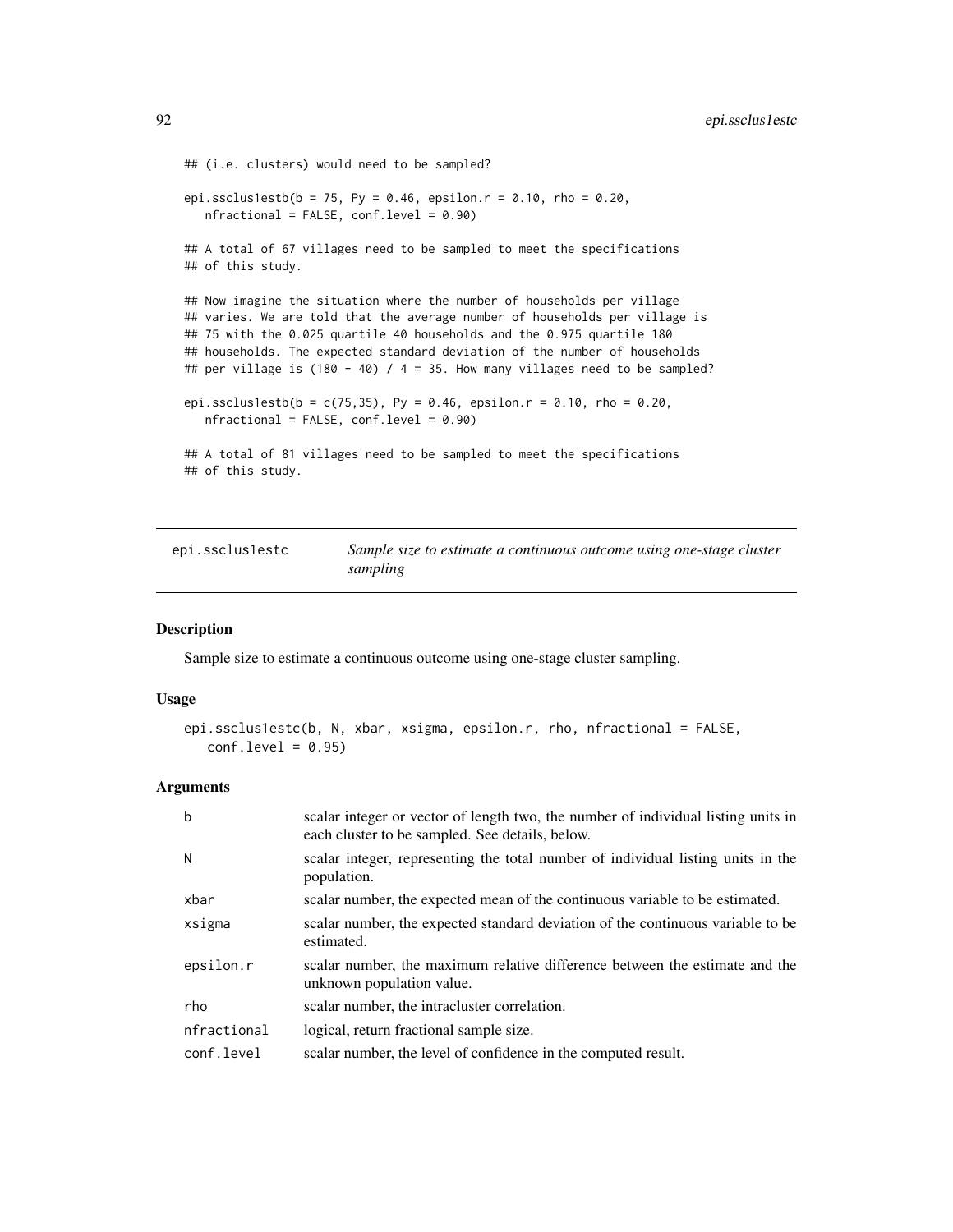```
## (i.e. clusters) would need to be sampled?

epi.ssclus1estb(b = 75, Py = 0.46, epsilon.r = 0.10, rho = 0.20,
   nfractional = FALSE, conf.level = 0.90)

## A total of 67 villages need to be sampled to meet the specifications
## of this study.

## Now imagine the situation where the number of households per village
## varies. We are told that the average number of households per village is
## 75 with the 0.025 quartile 40 households and the 0.975 quartile 180
## households. The expected standard deviation of the number of households
## per village is (180 - 40) / 4 = 35. How many villages need to be sampled?

epi.ssclus1estb(b = c(75,35), Py = 0.46, epsilon.r = 0.10, rho = 0.20,
   nfractional = FALSE, conf.level = 0.90)

## A total of 81 villages need to be sampled to meet the specifications
## of this study.
```

# epi.ssclus1estc — *Sample size to estimate a continuous outcome using one-stage cluster sampling*

## Description

Sample size to estimate a continuous outcome using one-stage cluster sampling.

## Usage

```
epi.ssclus1estc(b, N, xbar, xsigma, epsilon.r, rho, nfractional = FALSE,
   conf.level = 0.95)
```

## Arguments

| | |
|---|---|
| b | scalar integer or vector of length two, the number of individual listing units in each cluster to be sampled. See details, below. |
| N | scalar integer, representing the total number of individual listing units in the population. |
| xbar | scalar number, the expected mean of the continuous variable to be estimated. |
| xsigma | scalar number, the expected standard deviation of the continuous variable to be estimated. |
| epsilon.r | scalar number, the maximum relative difference between the estimate and the unknown population value. |
| rho | scalar number, the intracluster correlation. |
| nfractional | logical, return fractional sample size. |
| conf.level | scalar number, the level of confidence in the computed result. |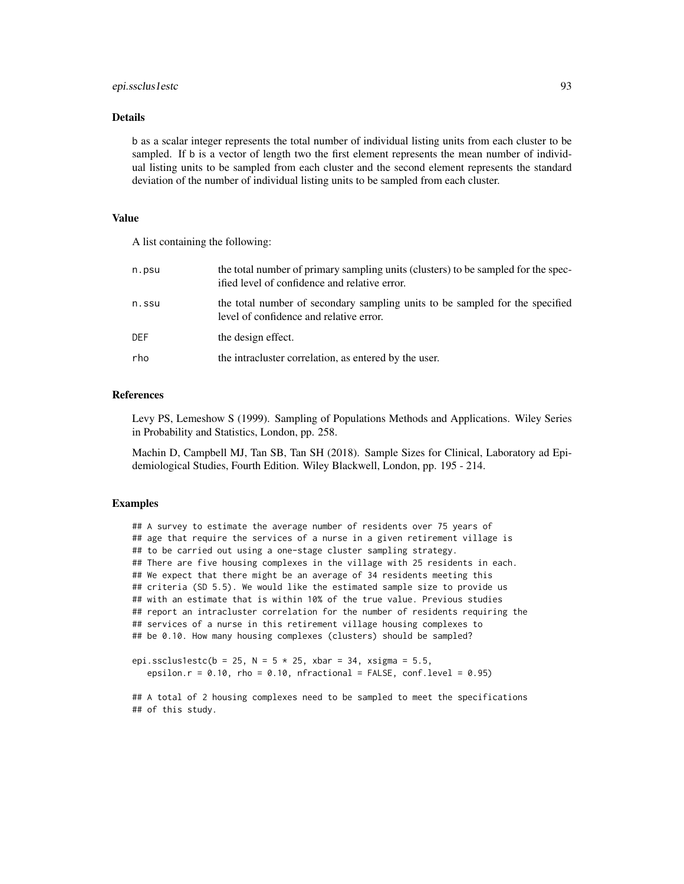## Details

b as a scalar integer represents the total number of individual listing units from each cluster to be sampled. If b is a vector of length two the first element represents the mean number of individual listing units to be sampled from each cluster and the second element represents the standard deviation of the number of individual listing units to be sampled from each cluster.

## Value

A list containing the following:

| | |
|---|---|
| n.psu | the total number of primary sampling units (clusters) to be sampled for the specified level of confidence and relative error. |
| n.ssu | the total number of secondary sampling units to be sampled for the specified level of confidence and relative error. |
| DEF | the design effect. |
| rho | the intracluster correlation, as entered by the user. |

## References

Levy PS, Lemeshow S (1999). Sampling of Populations Methods and Applications. Wiley Series in Probability and Statistics, London, pp. 258.

Machin D, Campbell MJ, Tan SB, Tan SH (2018). Sample Sizes for Clinical, Laboratory ad Epidemiological Studies, Fourth Edition. Wiley Blackwell, London, pp. 195 - 214.

## Examples

```
## A survey to estimate the average number of residents over 75 years of
## age that require the services of a nurse in a given retirement village is
## to be carried out using a one-stage cluster sampling strategy.
## There are five housing complexes in the village with 25 residents in each.
## We expect that there might be an average of 34 residents meeting this
## criteria (SD 5.5). We would like the estimated sample size to provide us
## with an estimate that is within 10% of the true value. Previous studies
## report an intracluster correlation for the number of residents requiring the
## services of a nurse in this retirement village housing complexes to
## be 0.10. How many housing complexes (clusters) should be sampled?

epi.ssclus1estc(b = 25, N = 5 * 25, xbar = 34, xsigma = 5.5,
   epsilon.r = 0.10, rho = 0.10, nfractional = FALSE, conf.level = 0.95)

## A total of 2 housing complexes need to be sampled to meet the specifications
## of this study.
```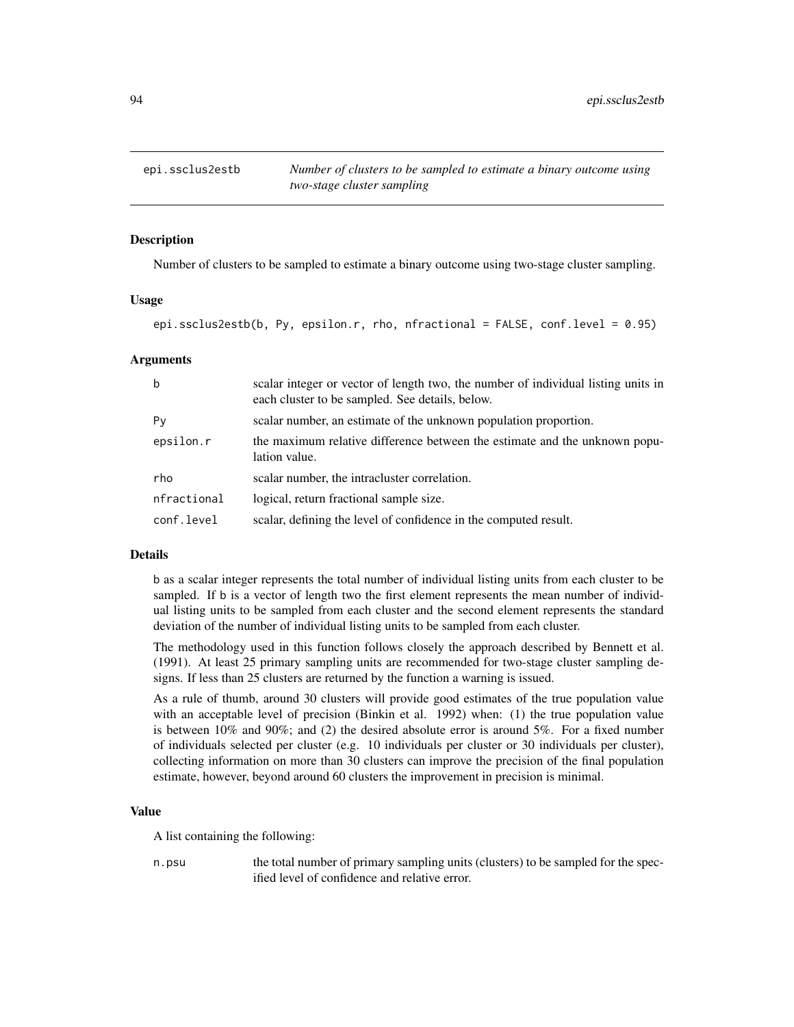epi.ssclus2estb | *Number of clusters to be sampled to estimate a binary outcome using two-stage cluster sampling*
---|---

## Description

Number of clusters to be sampled to estimate a binary outcome using two-stage cluster sampling.

## Usage

```
epi.ssclus2estb(b, Py, epsilon.r, rho, nfractional = FALSE, conf.level = 0.95)
```

## Arguments

| | |
|---|---|
| b | scalar integer or vector of length two, the number of individual listing units in each cluster to be sampled. See details, below. |
| Py | scalar number, an estimate of the unknown population proportion. |
| epsilon.r | the maximum relative difference between the estimate and the unknown population value. |
| rho | scalar number, the intracluster correlation. |
| nfractional | logical, return fractional sample size. |
| conf.level | scalar, defining the level of confidence in the computed result. |

## Details

b as a scalar integer represents the total number of individual listing units from each cluster to be sampled. If b is a vector of length two the first element represents the mean number of individual listing units to be sampled from each cluster and the second element represents the standard deviation of the number of individual listing units to be sampled from each cluster.

The methodology used in this function follows closely the approach described by Bennett et al. (1991). At least 25 primary sampling units are recommended for two-stage cluster sampling designs. If less than 25 clusters are returned by the function a warning is issued.

As a rule of thumb, around 30 clusters will provide good estimates of the true population value with an acceptable level of precision (Binkin et al. 1992) when: (1) the true population value is between 10% and 90%; and (2) the desired absolute error is around 5%. For a fixed number of individuals selected per cluster (e.g. 10 individuals per cluster or 30 individuals per cluster), collecting information on more than 30 clusters can improve the precision of the final population estimate, however, beyond around 60 clusters the improvement in precision is minimal.

## Value

A list containing the following:

| | |
|---|---|
| n.psu | the total number of primary sampling units (clusters) to be sampled for the specified level of confidence and relative error. |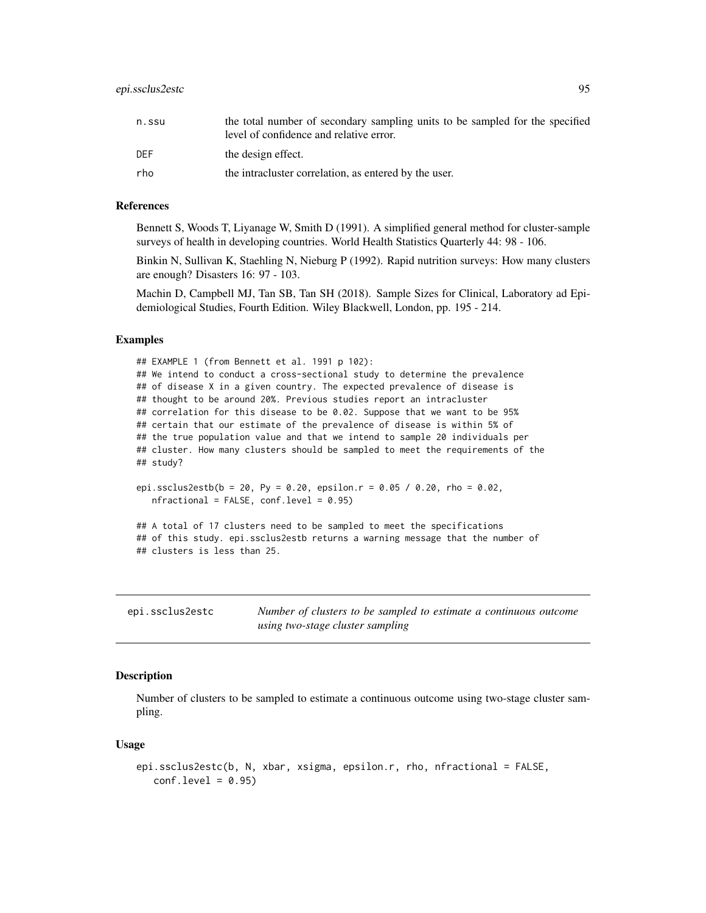| | |
|---|---|
| n.ssu | the total number of secondary sampling units to be sampled for the specified level of confidence and relative error. |
| DEF | the design effect. |
| rho | the intracluster correlation, as entered by the user. |

### References

Bennett S, Woods T, Liyanage W, Smith D (1991). A simplified general method for cluster-sample surveys of health in developing countries. World Health Statistics Quarterly 44: 98 - 106.

Binkin N, Sullivan K, Staehling N, Nieburg P (1992). Rapid nutrition surveys: How many clusters are enough? Disasters 16: 97 - 103.

Machin D, Campbell MJ, Tan SB, Tan SH (2018). Sample Sizes for Clinical, Laboratory ad Epidemiological Studies, Fourth Edition. Wiley Blackwell, London, pp. 195 - 214.

### Examples

```
## EXAMPLE 1 (from Bennett et al. 1991 p 102):
## We intend to conduct a cross-sectional study to determine the prevalence
## of disease X in a given country. The expected prevalence of disease is
## thought to be around 20%. Previous studies report an intracluster
## correlation for this disease to be 0.02. Suppose that we want to be 95%
## certain that our estimate of the prevalence of disease is within 5% of
## the true population value and that we intend to sample 20 individuals per
## cluster. How many clusters should be sampled to meet the requirements of the
## study?

epi.ssclus2estb(b = 20, Py = 0.20, epsilon.r = 0.05 / 0.20, rho = 0.02,
   nfractional = FALSE, conf.level = 0.95)

## A total of 17 clusters need to be sampled to meet the specifications
## of this study. epi.ssclus2estb returns a warning message that the number of
## clusters is less than 25.
```

---

## epi.ssclus2estc — *Number of clusters to be sampled to estimate a continuous outcome using two-stage cluster sampling*

### Description

Number of clusters to be sampled to estimate a continuous outcome using two-stage cluster sampling.

### Usage

```
epi.ssclus2estc(b, N, xbar, xsigma, epsilon.r, rho, nfractional = FALSE,
   conf.level = 0.95)
```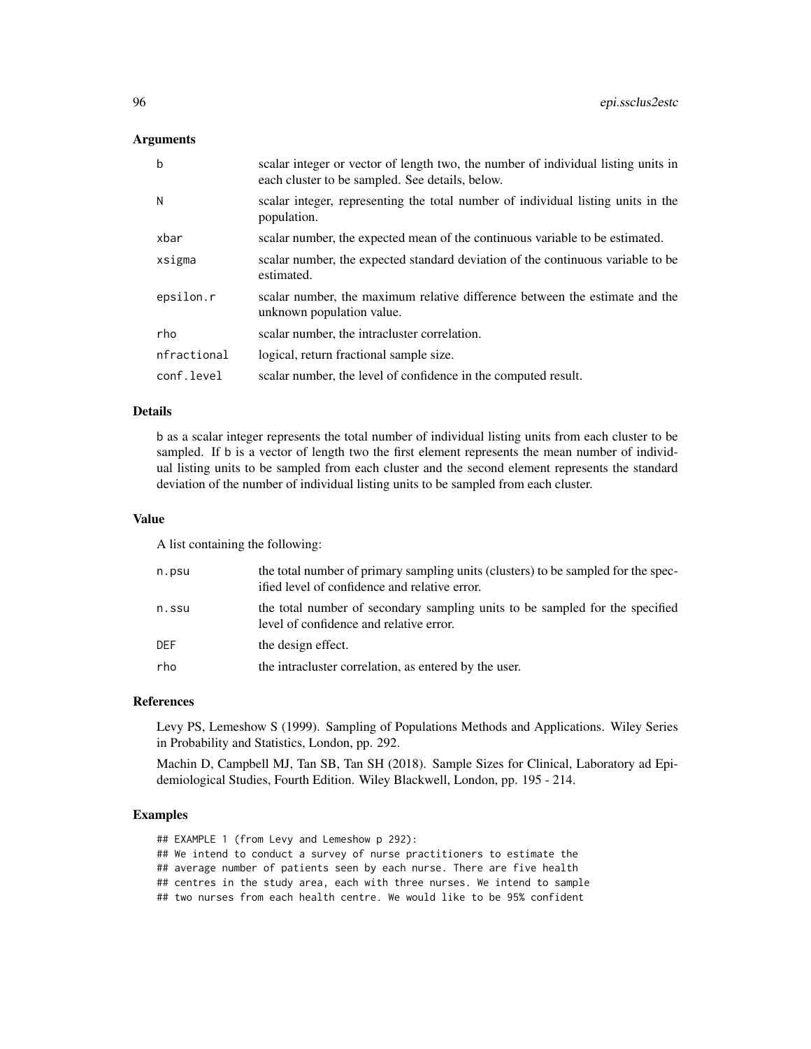## Arguments

| | |
|---|---|
| b | scalar integer or vector of length two, the number of individual listing units in each cluster to be sampled. See details, below. |
| N | scalar integer, representing the total number of individual listing units in the population. |
| xbar | scalar number, the expected mean of the continuous variable to be estimated. |
| xsigma | scalar number, the expected standard deviation of the continuous variable to be estimated. |
| epsilon.r | scalar number, the maximum relative difference between the estimate and the unknown population value. |
| rho | scalar number, the intracluster correlation. |
| nfractional | logical, return fractional sample size. |
| conf.level | scalar number, the level of confidence in the computed result. |

## Details

b as a scalar integer represents the total number of individual listing units from each cluster to be sampled. If b is a vector of length two the first element represents the mean number of individual listing units to be sampled from each cluster and the second element represents the standard deviation of the number of individual listing units to be sampled from each cluster.

## Value

A list containing the following:

| | |
|---|---|
| n.psu | the total number of primary sampling units (clusters) to be sampled for the specified level of confidence and relative error. |
| n.ssu | the total number of secondary sampling units to be sampled for the specified level of confidence and relative error. |
| DEF | the design effect. |
| rho | the intracluster correlation, as entered by the user. |

## References

Levy PS, Lemeshow S (1999). Sampling of Populations Methods and Applications. Wiley Series in Probability and Statistics, London, pp. 292.

Machin D, Campbell MJ, Tan SB, Tan SH (2018). Sample Sizes for Clinical, Laboratory ad Epidemiological Studies, Fourth Edition. Wiley Blackwell, London, pp. 195 - 214.

## Examples

```
## EXAMPLE 1 (from Levy and Lemeshow p 292):
## We intend to conduct a survey of nurse practitioners to estimate the
## average number of patients seen by each nurse. There are five health
## centres in the study area, each with three nurses. We intend to sample
## two nurses from each health centre. We would like to be 95% confident
```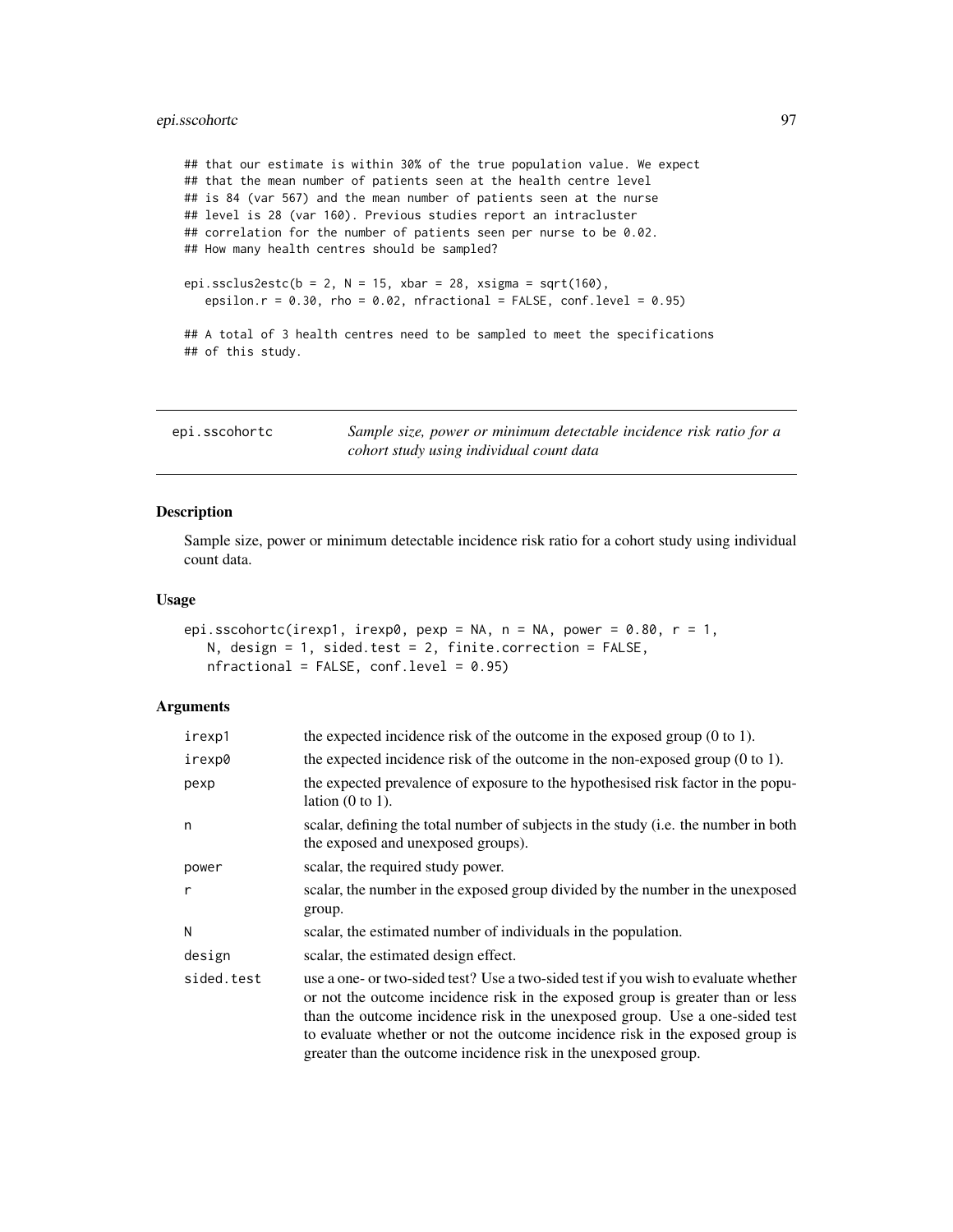```
## that our estimate is within 30% of the true population value. We expect
## that the mean number of patients seen at the health centre level
## is 84 (var 567) and the mean number of patients seen at the nurse
## level is 28 (var 160). Previous studies report an intracluster
## correlation for the number of patients seen per nurse to be 0.02.
## How many health centres should be sampled?

epi.ssclus2estc(b = 2, N = 15, xbar = 28, xsigma = sqrt(160),
   epsilon.r = 0.30, rho = 0.02, nfractional = FALSE, conf.level = 0.95)

## A total of 3 health centres need to be sampled to meet the specifications
## of this study.
```

---

`epi.sscohortc` *Sample size, power or minimum detectable incidence risk ratio for a cohort study using individual count data*

---

## Description

Sample size, power or minimum detectable incidence risk ratio for a cohort study using individual count data.

## Usage

```
epi.sscohortc(irexp1, irexp0, pexp = NA, n = NA, power = 0.80, r = 1,
   N, design = 1, sided.test = 2, finite.correction = FALSE,
   nfractional = FALSE, conf.level = 0.95)
```

## Arguments

| | |
|---|---|
| `irexp1` | the expected incidence risk of the outcome in the exposed group (0 to 1). |
| `irexp0` | the expected incidence risk of the outcome in the non-exposed group (0 to 1). |
| `pexp` | the expected prevalence of exposure to the hypothesised risk factor in the population (0 to 1). |
| `n` | scalar, defining the total number of subjects in the study (i.e. the number in both the exposed and unexposed groups). |
| `power` | scalar, the required study power. |
| `r` | scalar, the number in the exposed group divided by the number in the unexposed group. |
| `N` | scalar, the estimated number of individuals in the population. |
| `design` | scalar, the estimated design effect. |
| `sided.test` | use a one- or two-sided test? Use a two-sided test if you wish to evaluate whether or not the outcome incidence risk in the exposed group is greater than or less than the outcome incidence risk in the unexposed group. Use a one-sided test to evaluate whether or not the outcome incidence risk in the exposed group is greater than the outcome incidence risk in the unexposed group. |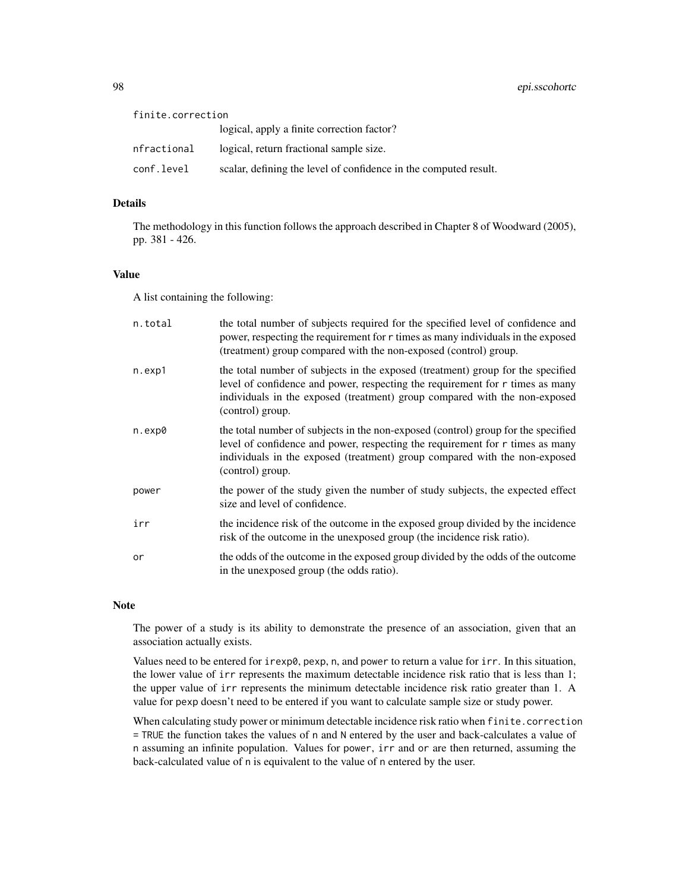| | |
|---|---|
| finite.correction | logical, apply a finite correction factor? |
| nfractional | logical, return fractional sample size. |
| conf.level | scalar, defining the level of confidence in the computed result. |

## Details

The methodology in this function follows the approach described in Chapter 8 of Woodward (2005), pp. 381 - 426.

## Value

A list containing the following:

| | |
|---|---|
| n.total | the total number of subjects required for the specified level of confidence and power, respecting the requirement for r times as many individuals in the exposed (treatment) group compared with the non-exposed (control) group. |
| n.exp1 | the total number of subjects in the exposed (treatment) group for the specified level of confidence and power, respecting the requirement for r times as many individuals in the exposed (treatment) group compared with the non-exposed (control) group. |
| n.exp0 | the total number of subjects in the non-exposed (control) group for the specified level of confidence and power, respecting the requirement for r times as many individuals in the exposed (treatment) group compared with the non-exposed (control) group. |
| power | the power of the study given the number of study subjects, the expected effect size and level of confidence. |
| irr | the incidence risk of the outcome in the exposed group divided by the incidence risk of the outcome in the unexposed group (the incidence risk ratio). |
| or | the odds of the outcome in the exposed group divided by the odds of the outcome in the unexposed group (the odds ratio). |

## Note

The power of a study is its ability to demonstrate the presence of an association, given that an association actually exists.

Values need to be entered for irexp0, pexp, n, and power to return a value for irr. In this situation, the lower value of irr represents the maximum detectable incidence risk ratio that is less than 1; the upper value of irr represents the minimum detectable incidence risk ratio greater than 1. A value for pexp doesn't need to be entered if you want to calculate sample size or study power.

When calculating study power or minimum detectable incidence risk ratio when finite.correction = TRUE the function takes the values of n and N entered by the user and back-calculates a value of n assuming an infinite population. Values for power, irr and or are then returned, assuming the back-calculated value of n is equivalent to the value of n entered by the user.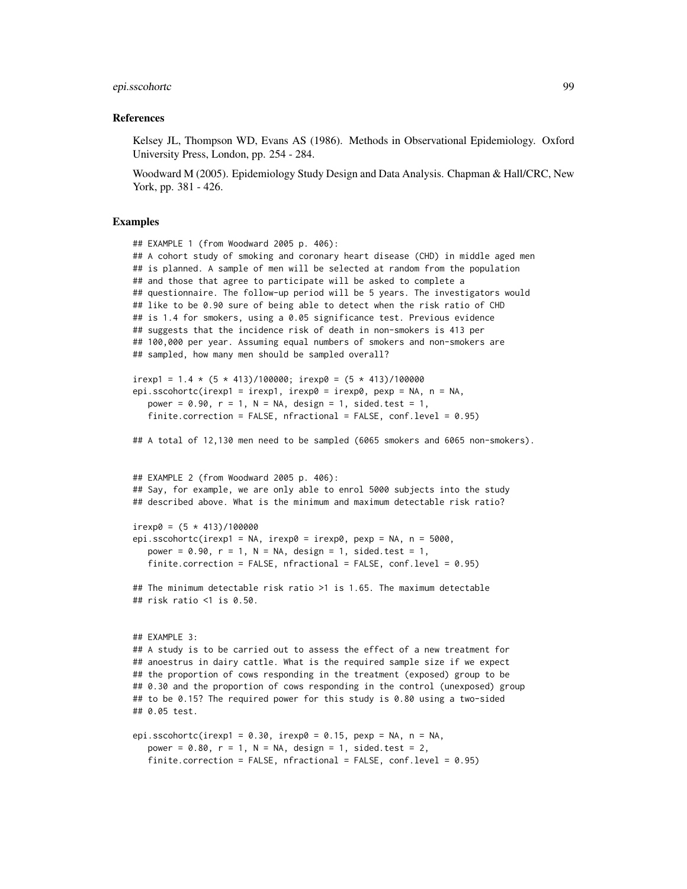## References

Kelsey JL, Thompson WD, Evans AS (1986). Methods in Observational Epidemiology. Oxford University Press, London, pp. 254 - 284.

Woodward M (2005). Epidemiology Study Design and Data Analysis. Chapman & Hall/CRC, New York, pp. 381 - 426.

## Examples

```
## EXAMPLE 1 (from Woodward 2005 p. 406):
## A cohort study of smoking and coronary heart disease (CHD) in middle aged men
## is planned. A sample of men will be selected at random from the population
## and those that agree to participate will be asked to complete a
## questionnaire. The follow-up period will be 5 years. The investigators would
## like to be 0.90 sure of being able to detect when the risk ratio of CHD
## is 1.4 for smokers, using a 0.05 significance test. Previous evidence
## suggests that the incidence risk of death in non-smokers is 413 per
## 100,000 per year. Assuming equal numbers of smokers and non-smokers are
## sampled, how many men should be sampled overall?

irexp1 = 1.4 * (5 * 413)/100000; irexp0 = (5 * 413)/100000
epi.sscohortc(irexp1 = irexp1, irexp0 = irexp0, pexp = NA, n = NA,
   power = 0.90, r = 1, N = NA, design = 1, sided.test = 1,
   finite.correction = FALSE, nfractional = FALSE, conf.level = 0.95)

## A total of 12,130 men need to be sampled (6065 smokers and 6065 non-smokers).


## EXAMPLE 2 (from Woodward 2005 p. 406):
## Say, for example, we are only able to enrol 5000 subjects into the study
## described above. What is the minimum and maximum detectable risk ratio?

irexp0 = (5 * 413)/100000
epi.sscohortc(irexp1 = NA, irexp0 = irexp0, pexp = NA, n = 5000,
   power = 0.90, r = 1, N = NA, design = 1, sided.test = 1,
   finite.correction = FALSE, nfractional = FALSE, conf.level = 0.95)

## The minimum detectable risk ratio >1 is 1.65. The maximum detectable
## risk ratio <1 is 0.50.


## EXAMPLE 3:
## A study is to be carried out to assess the effect of a new treatment for
## anoestrus in dairy cattle. What is the required sample size if we expect
## the proportion of cows responding in the treatment (exposed) group to be
## 0.30 and the proportion of cows responding in the control (unexposed) group
## to be 0.15? The required power for this study is 0.80 using a two-sided
## 0.05 test.

epi.sscohortc(irexp1 = 0.30, irexp0 = 0.15, pexp = NA, n = NA,
   power = 0.80, r = 1, N = NA, design = 1, sided.test = 2,
   finite.correction = FALSE, nfractional = FALSE, conf.level = 0.95)
```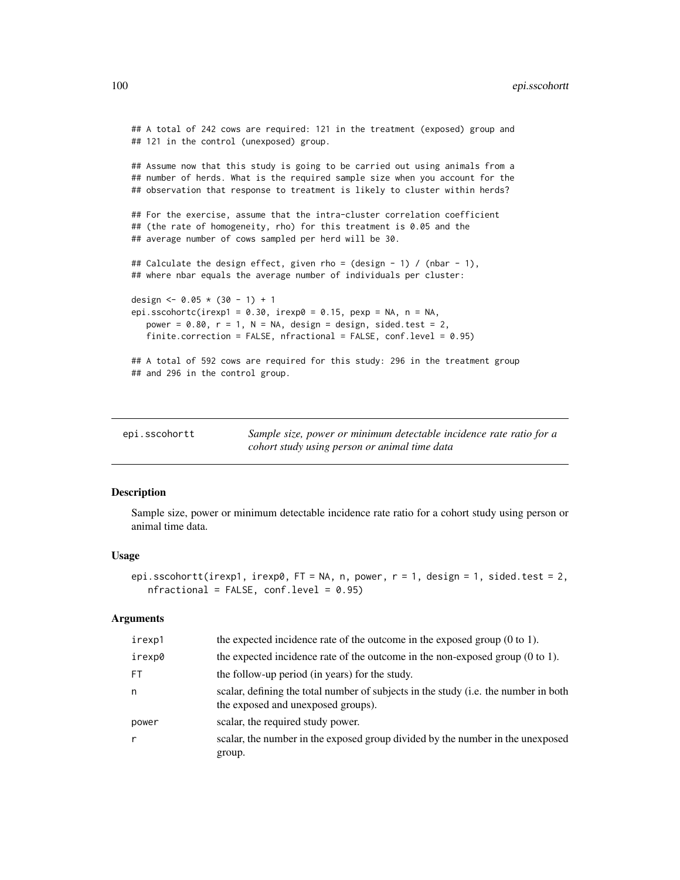```
## A total of 242 cows are required: 121 in the treatment (exposed) group and
## 121 in the control (unexposed) group.

## Assume now that this study is going to be carried out using animals from a
## number of herds. What is the required sample size when you account for the
## observation that response to treatment is likely to cluster within herds?

## For the exercise, assume that the intra-cluster correlation coefficient
## (the rate of homogeneity, rho) for this treatment is 0.05 and the
## average number of cows sampled per herd will be 30.

## Calculate the design effect, given rho = (design - 1) / (nbar - 1),
## where nbar equals the average number of individuals per cluster:

design <- 0.05 * (30 - 1) + 1
epi.sscohortc(irexp1 = 0.30, irexp0 = 0.15, pexp = NA, n = NA,
   power = 0.80, r = 1, N = NA, design = design, sided.test = 2,
   finite.correction = FALSE, nfractional = FALSE, conf.level = 0.95)

## A total of 592 cows are required for this study: 296 in the treatment group
## and 296 in the control group.
```

---

## epi.sscohortt

*Sample size, power or minimum detectable incidence rate ratio for a cohort study using person or animal time data*

### Description

Sample size, power or minimum detectable incidence rate ratio for a cohort study using person or animal time data.

### Usage

```
epi.sscohortt(irexp1, irexp0, FT = NA, n, power, r = 1, design = 1, sided.test = 2,
   nfractional = FALSE, conf.level = 0.95)
```

### Arguments

| | |
|---|---|
| irexp1 | the expected incidence rate of the outcome in the exposed group (0 to 1). |
| irexp0 | the expected incidence rate of the outcome in the non-exposed group (0 to 1). |
| FT | the follow-up period (in years) for the study. |
| n | scalar, defining the total number of subjects in the study (i.e. the number in both the exposed and unexposed groups). |
| power | scalar, the required study power. |
| r | scalar, the number in the exposed group divided by the number in the unexposed group. |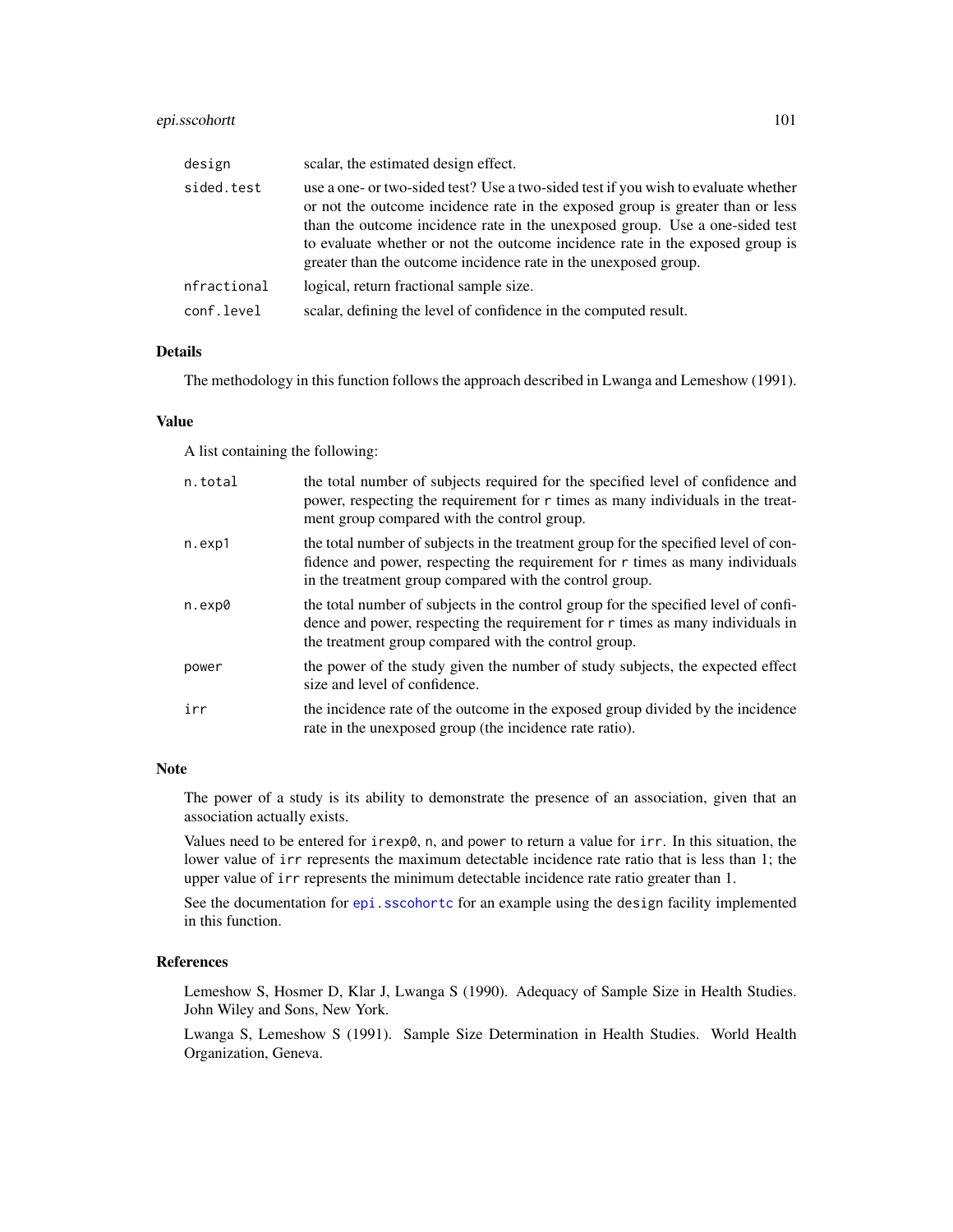| | |
|---|---|
| `design` | scalar, the estimated design effect. |
| `sided.test` | use a one- or two-sided test? Use a two-sided test if you wish to evaluate whether or not the outcome incidence rate in the exposed group is greater than or less than the outcome incidence rate in the unexposed group. Use a one-sided test to evaluate whether or not the outcome incidence rate in the exposed group is greater than the outcome incidence rate in the unexposed group. |
| `nfractional` | logical, return fractional sample size. |
| `conf.level` | scalar, defining the level of confidence in the computed result. |

## Details

The methodology in this function follows the approach described in Lwanga and Lemeshow (1991).

## Value

A list containing the following:

| | |
|---|---|
| `n.total` | the total number of subjects required for the specified level of confidence and power, respecting the requirement for `r` times as many individuals in the treatment group compared with the control group. |
| `n.exp1` | the total number of subjects in the treatment group for the specified level of confidence and power, respecting the requirement for `r` times as many individuals in the treatment group compared with the control group. |
| `n.exp0` | the total number of subjects in the control group for the specified level of confidence and power, respecting the requirement for `r` times as many individuals in the treatment group compared with the control group. |
| `power` | the power of the study given the number of study subjects, the expected effect size and level of confidence. |
| `irr` | the incidence rate of the outcome in the exposed group divided by the incidence rate in the unexposed group (the incidence rate ratio). |

## Note

The power of a study is its ability to demonstrate the presence of an association, given that an association actually exists.

Values need to be entered for `irexp0`, `n`, and `power` to return a value for `irr`. In this situation, the lower value of `irr` represents the maximum detectable incidence rate ratio that is less than 1; the upper value of `irr` represents the minimum detectable incidence rate ratio greater than 1.

See the documentation for `epi.sscohortc` for an example using the `design` facility implemented in this function.

## References

Lemeshow S, Hosmer D, Klar J, Lwanga S (1990). Adequacy of Sample Size in Health Studies. John Wiley and Sons, New York.

Lwanga S, Lemeshow S (1991). Sample Size Determination in Health Studies. World Health Organization, Geneva.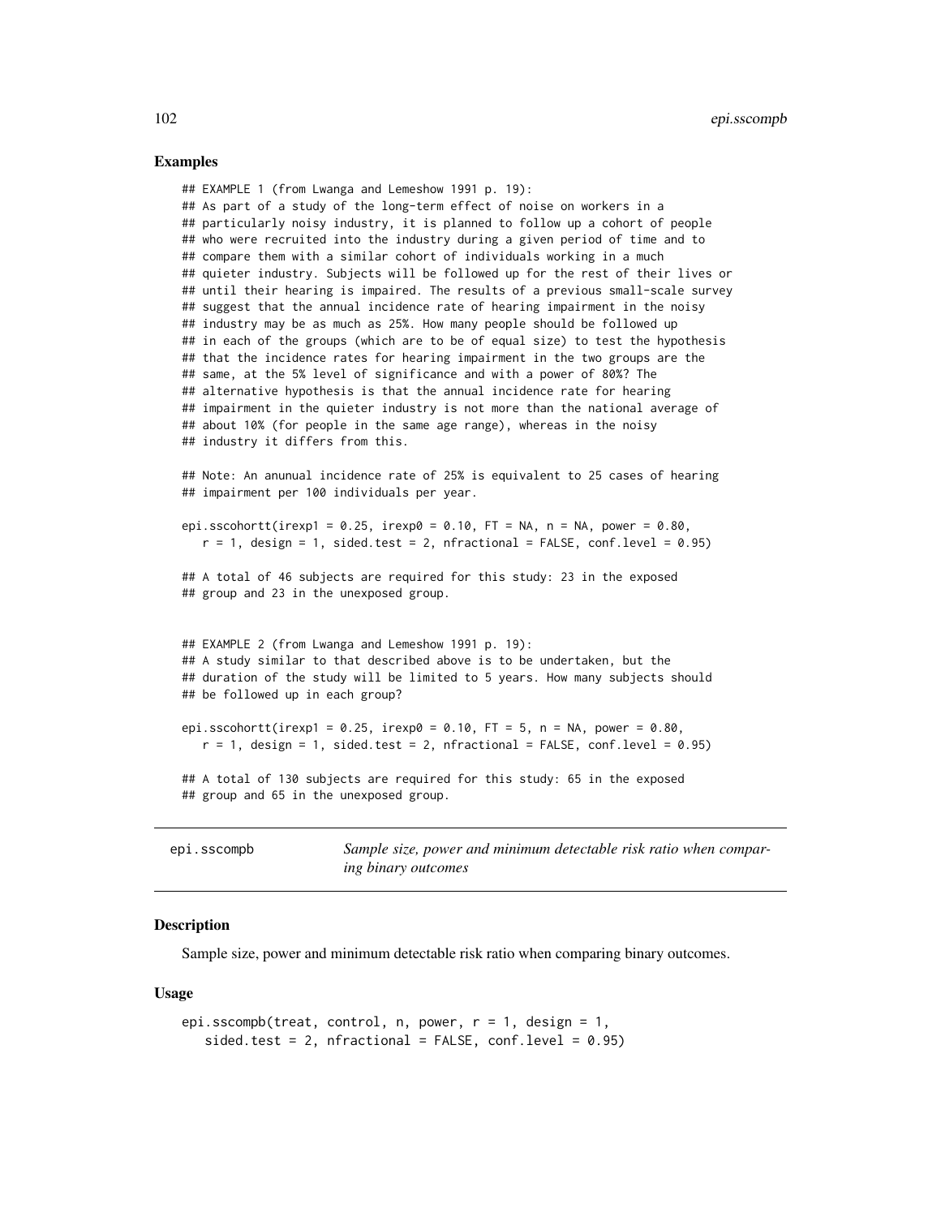## Examples

```
## EXAMPLE 1 (from Lwanga and Lemeshow 1991 p. 19):
## As part of a study of the long-term effect of noise on workers in a
## particularly noisy industry, it is planned to follow up a cohort of people
## who were recruited into the industry during a given period of time and to
## compare them with a similar cohort of individuals working in a much
## quieter industry. Subjects will be followed up for the rest of their lives or
## until their hearing is impaired. The results of a previous small-scale survey
## suggest that the annual incidence rate of hearing impairment in the noisy
## industry may be as much as 25%. How many people should be followed up
## in each of the groups (which are to be of equal size) to test the hypothesis
## that the incidence rates for hearing impairment in the two groups are the
## same, at the 5% level of significance and with a power of 80%? The
## alternative hypothesis is that the annual incidence rate for hearing
## impairment in the quieter industry is not more than the national average of
## about 10% (for people in the same age range), whereas in the noisy
## industry it differs from this.

## Note: An anunual incidence rate of 25% is equivalent to 25 cases of hearing
## impairment per 100 individuals per year.

epi.sscohortt(irexp1 = 0.25, irexp0 = 0.10, FT = NA, n = NA, power = 0.80,
   r = 1, design = 1, sided.test = 2, nfractional = FALSE, conf.level = 0.95)

## A total of 46 subjects are required for this study: 23 in the exposed
## group and 23 in the unexposed group.


## EXAMPLE 2 (from Lwanga and Lemeshow 1991 p. 19):
## A study similar to that described above is to be undertaken, but the
## duration of the study will be limited to 5 years. How many subjects should
## be followed up in each group?

epi.sscohortt(irexp1 = 0.25, irexp0 = 0.10, FT = 5, n = NA, power = 0.80,
   r = 1, design = 1, sided.test = 2, nfractional = FALSE, conf.level = 0.95)

## A total of 130 subjects are required for this study: 65 in the exposed
## group and 65 in the unexposed group.
```

---

# epi.sscompb — *Sample size, power and minimum detectable risk ratio when comparing binary outcomes*

## Description

Sample size, power and minimum detectable risk ratio when comparing binary outcomes.

## Usage

```
epi.sscompb(treat, control, n, power, r = 1, design = 1,
   sided.test = 2, nfractional = FALSE, conf.level = 0.95)
```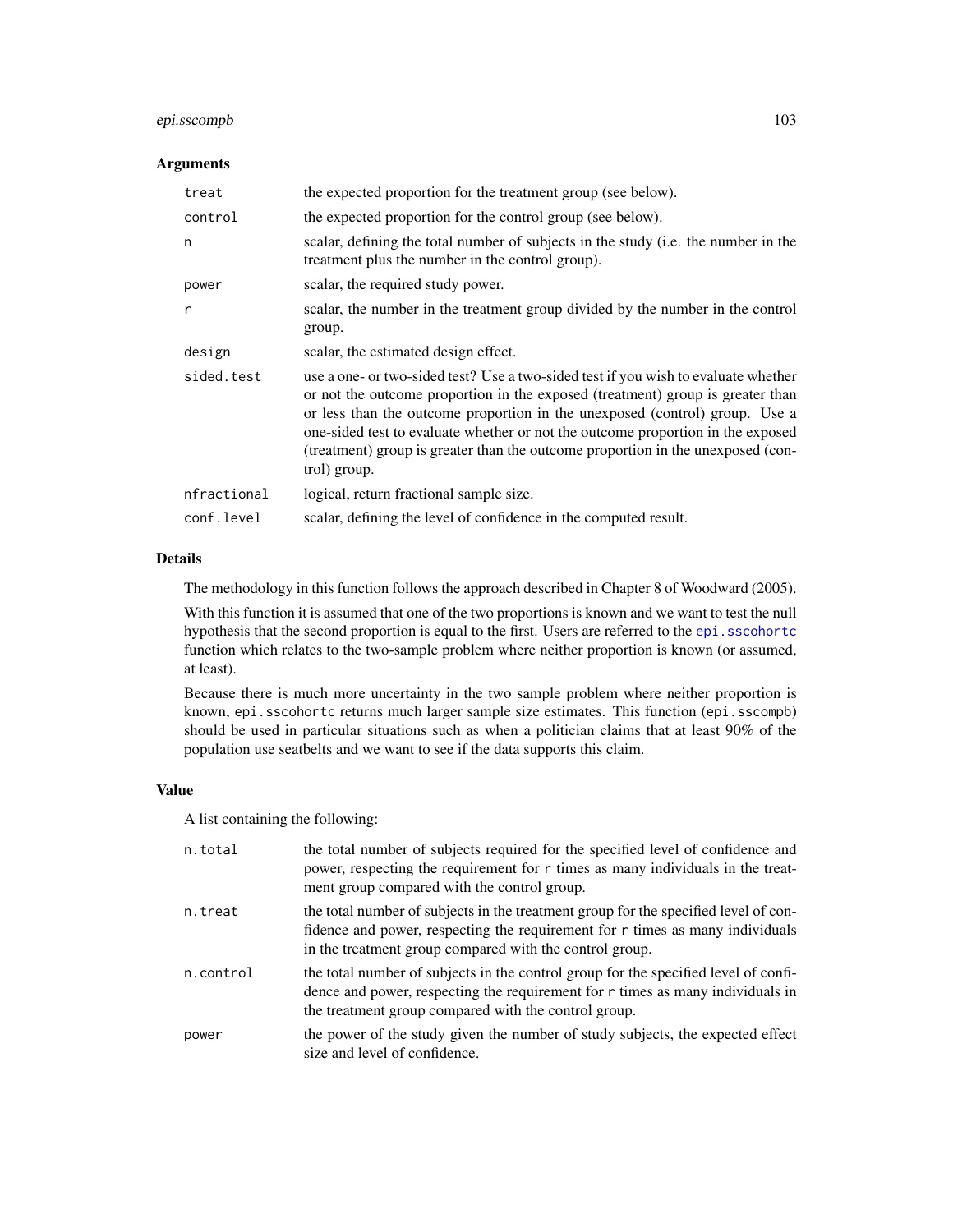## Arguments

| | |
|---|---|
| `treat` | the expected proportion for the treatment group (see below). |
| `control` | the expected proportion for the control group (see below). |
| `n` | scalar, defining the total number of subjects in the study (i.e. the number in the treatment plus the number in the control group). |
| `power` | scalar, the required study power. |
| `r` | scalar, the number in the treatment group divided by the number in the control group. |
| `design` | scalar, the estimated design effect. |
| `sided.test` | use a one- or two-sided test? Use a two-sided test if you wish to evaluate whether or not the outcome proportion in the exposed (treatment) group is greater than or less than the outcome proportion in the unexposed (control) group. Use a one-sided test to evaluate whether or not the outcome proportion in the exposed (treatment) group is greater than the outcome proportion in the unexposed (control) group. |
| `nfractional` | logical, return fractional sample size. |
| `conf.level` | scalar, defining the level of confidence in the computed result. |

## Details

The methodology in this function follows the approach described in Chapter 8 of Woodward (2005).

With this function it is assumed that one of the two proportions is known and we want to test the null hypothesis that the second proportion is equal to the first. Users are referred to the `epi.sscohortc` function which relates to the two-sample problem where neither proportion is known (or assumed, at least).

Because there is much more uncertainty in the two sample problem where neither proportion is known, `epi.sscohortc` returns much larger sample size estimates. This function (`epi.sscompb`) should be used in particular situations such as when a politician claims that at least 90% of the population use seatbelts and we want to see if the data supports this claim.

## Value

A list containing the following:

| | |
|---|---|
| `n.total` | the total number of subjects required for the specified level of confidence and power, respecting the requirement for `r` times as many individuals in the treatment group compared with the control group. |
| `n.treat` | the total number of subjects in the treatment group for the specified level of confidence and power, respecting the requirement for `r` times as many individuals in the treatment group compared with the control group. |
| `n.control` | the total number of subjects in the control group for the specified level of confidence and power, respecting the requirement for `r` times as many individuals in the treatment group compared with the control group. |
| `power` | the power of the study given the number of study subjects, the expected effect size and level of confidence. |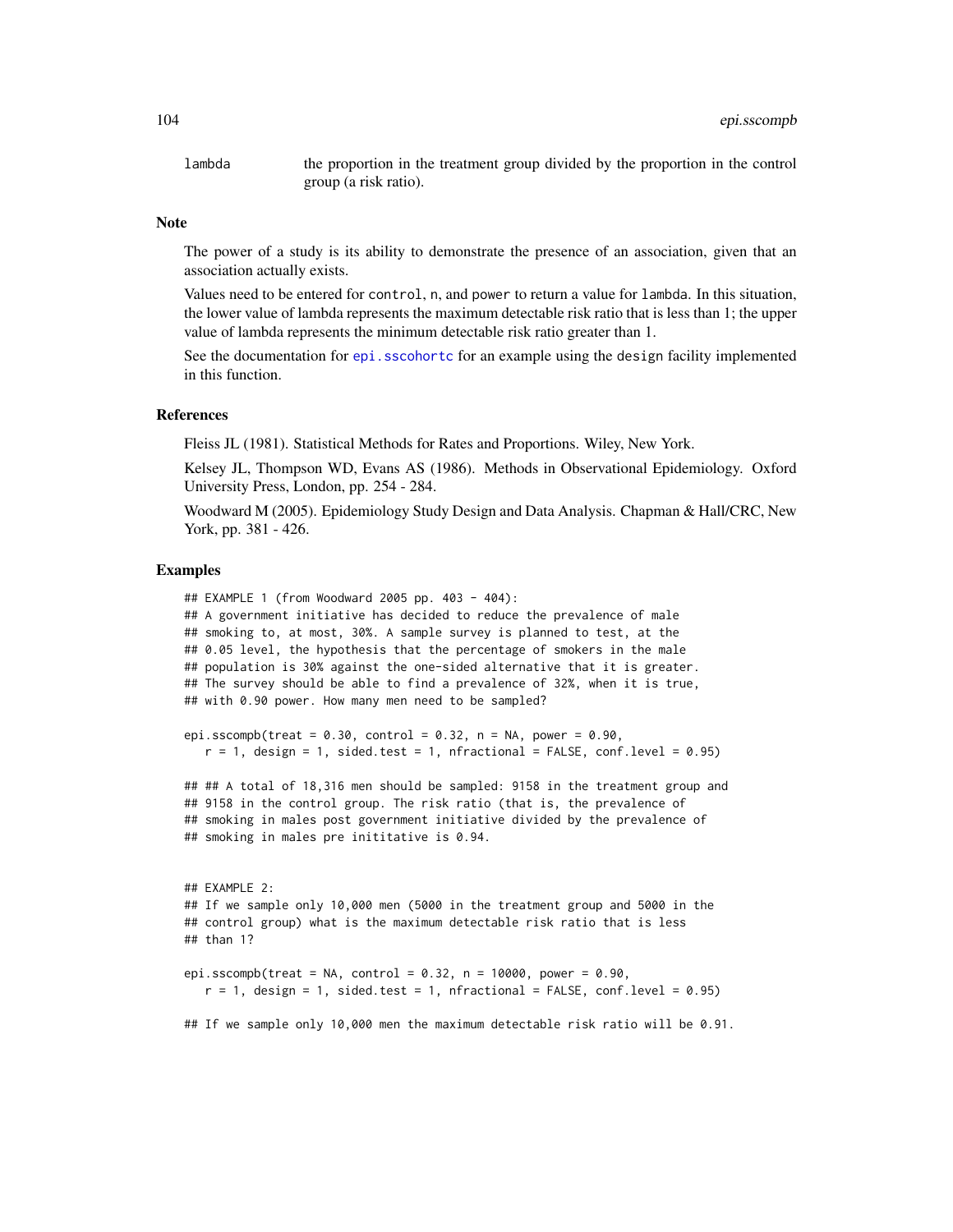lambda the proportion in the treatment group divided by the proportion in the control group (a risk ratio).

### Note

The power of a study is its ability to demonstrate the presence of an association, given that an association actually exists.

Values need to be entered for control, n, and power to return a value for lambda. In this situation, the lower value of lambda represents the maximum detectable risk ratio that is less than 1; the upper value of lambda represents the minimum detectable risk ratio greater than 1.

See the documentation for epi.sscohortc for an example using the design facility implemented in this function.

### References

Fleiss JL (1981). Statistical Methods for Rates and Proportions. Wiley, New York.

Kelsey JL, Thompson WD, Evans AS (1986). Methods in Observational Epidemiology. Oxford University Press, London, pp. 254 - 284.

Woodward M (2005). Epidemiology Study Design and Data Analysis. Chapman & Hall/CRC, New York, pp. 381 - 426.

### Examples

```
## EXAMPLE 1 (from Woodward 2005 pp. 403 - 404):
## A government initiative has decided to reduce the prevalence of male
## smoking to, at most, 30%. A sample survey is planned to test, at the
## 0.05 level, the hypothesis that the percentage of smokers in the male
## population is 30% against the one-sided alternative that it is greater.
## The survey should be able to find a prevalence of 32%, when it is true,
## with 0.90 power. How many men need to be sampled?

epi.sscompb(treat = 0.30, control = 0.32, n = NA, power = 0.90,
   r = 1, design = 1, sided.test = 1, nfractional = FALSE, conf.level = 0.95)

## ## A total of 18,316 men should be sampled: 9158 in the treatment group and
## 9158 in the control group. The risk ratio (that is, the prevalence of
## smoking in males post government initiative divided by the prevalence of
## smoking in males pre inititative is 0.94.


## EXAMPLE 2:
## If we sample only 10,000 men (5000 in the treatment group and 5000 in the
## control group) what is the maximum detectable risk ratio that is less
## than 1?

epi.sscompb(treat = NA, control = 0.32, n = 10000, power = 0.90,
   r = 1, design = 1, sided.test = 1, nfractional = FALSE, conf.level = 0.95)

## If we sample only 10,000 men the maximum detectable risk ratio will be 0.91.
```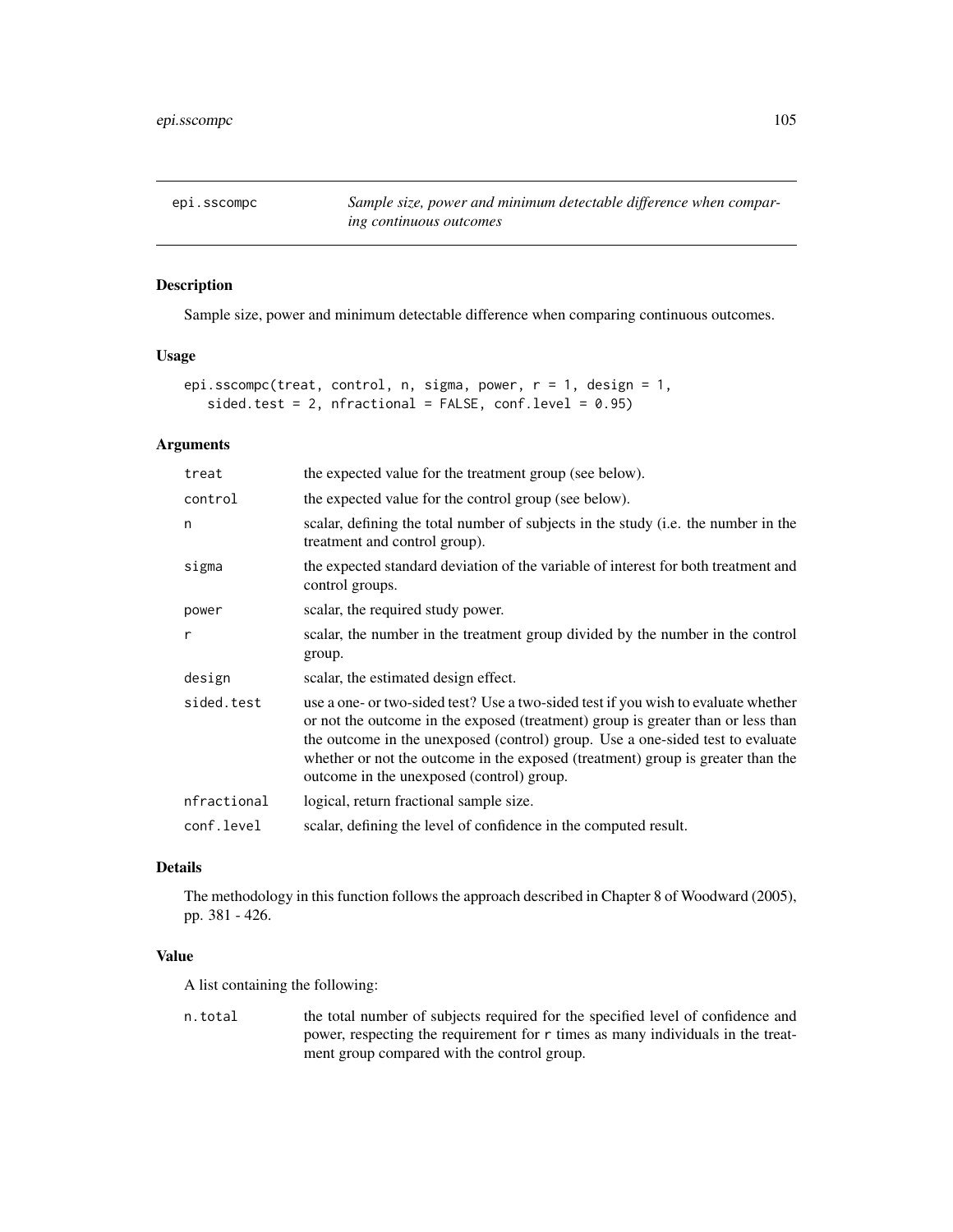`epi.sscompc` *Sample size, power and minimum detectable difference when comparing continuous outcomes*

## Description

Sample size, power and minimum detectable difference when comparing continuous outcomes.

## Usage

```
epi.sscompc(treat, control, n, sigma, power, r = 1, design = 1,
   sided.test = 2, nfractional = FALSE, conf.level = 0.95)
```

## Arguments

| | |
|---|---|
| `treat` | the expected value for the treatment group (see below). |
| `control` | the expected value for the control group (see below). |
| `n` | scalar, defining the total number of subjects in the study (i.e. the number in the treatment and control group). |
| `sigma` | the expected standard deviation of the variable of interest for both treatment and control groups. |
| `power` | scalar, the required study power. |
| `r` | scalar, the number in the treatment group divided by the number in the control group. |
| `design` | scalar, the estimated design effect. |
| `sided.test` | use a one- or two-sided test? Use a two-sided test if you wish to evaluate whether or not the outcome in the exposed (treatment) group is greater than or less than the outcome in the unexposed (control) group. Use a one-sided test to evaluate whether or not the outcome in the exposed (treatment) group is greater than the outcome in the unexposed (control) group. |
| `nfractional` | logical, return fractional sample size. |
| `conf.level` | scalar, defining the level of confidence in the computed result. |

## Details

The methodology in this function follows the approach described in Chapter 8 of Woodward (2005), pp. 381 - 426.

## Value

A list containing the following:

| | |
|---|---|
| `n.total` | the total number of subjects required for the specified level of confidence and power, respecting the requirement for `r` times as many individuals in the treatment group compared with the control group. |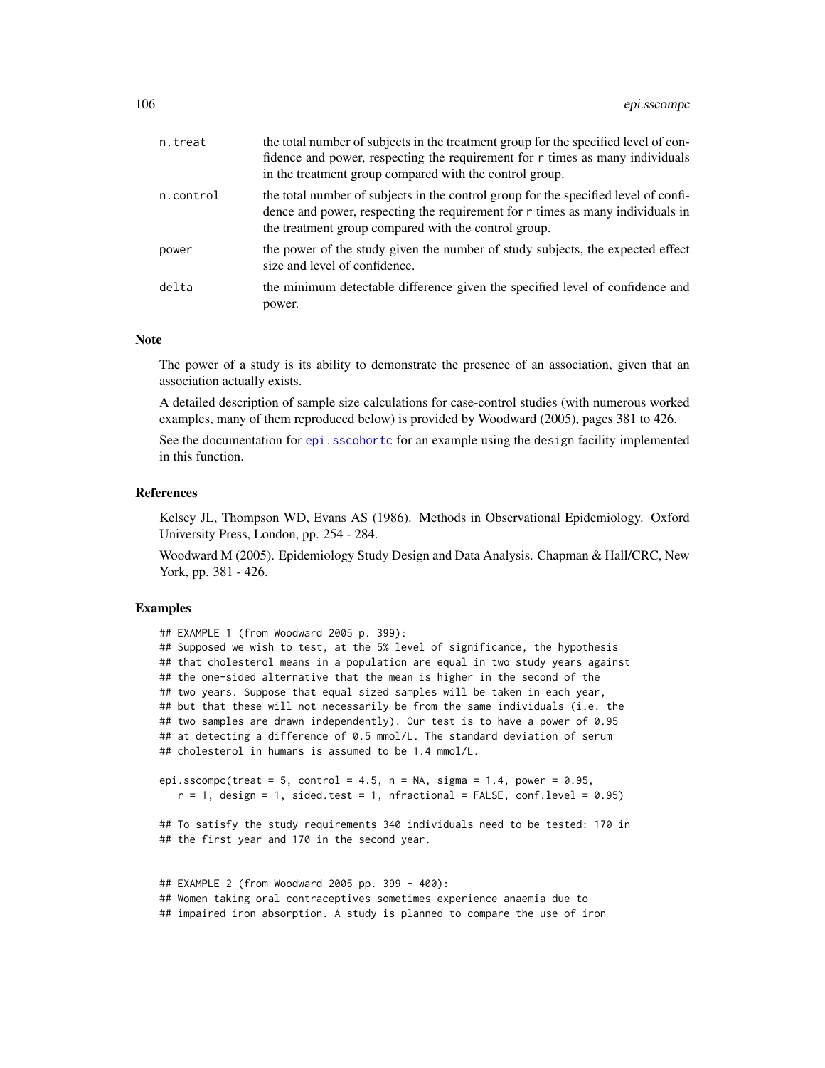| | |
|---|---|
| n.treat | the total number of subjects in the treatment group for the specified level of confidence and power, respecting the requirement for r times as many individuals in the treatment group compared with the control group. |
| n.control | the total number of subjects in the control group for the specified level of confidence and power, respecting the requirement for r times as many individuals in the treatment group compared with the control group. |
| power | the power of the study given the number of study subjects, the expected effect size and level of confidence. |
| delta | the minimum detectable difference given the specified level of confidence and power. |

### Note

The power of a study is its ability to demonstrate the presence of an association, given that an association actually exists.

A detailed description of sample size calculations for case-control studies (with numerous worked examples, many of them reproduced below) is provided by Woodward (2005), pages 381 to 426.

See the documentation for `epi.sscohortc` for an example using the `design` facility implemented in this function.

### References

Kelsey JL, Thompson WD, Evans AS (1986). Methods in Observational Epidemiology. Oxford University Press, London, pp. 254 - 284.

Woodward M (2005). Epidemiology Study Design and Data Analysis. Chapman & Hall/CRC, New York, pp. 381 - 426.

### Examples

```
## EXAMPLE 1 (from Woodward 2005 p. 399):
## Supposed we wish to test, at the 5% level of significance, the hypothesis
## that cholesterol means in a population are equal in two study years against
## the one-sided alternative that the mean is higher in the second of the
## two years. Suppose that equal sized samples will be taken in each year,
## but that these will not necessarily be from the same individuals (i.e. the
## two samples are drawn independently). Our test is to have a power of 0.95
## at detecting a difference of 0.5 mmol/L. The standard deviation of serum
## cholesterol in humans is assumed to be 1.4 mmol/L.

epi.sscompc(treat = 5, control = 4.5, n = NA, sigma = 1.4, power = 0.95,
   r = 1, design = 1, sided.test = 1, nfractional = FALSE, conf.level = 0.95)

## To satisfy the study requirements 340 individuals need to be tested: 170 in
## the first year and 170 in the second year.


## EXAMPLE 2 (from Woodward 2005 pp. 399 - 400):
## Women taking oral contraceptives sometimes experience anaemia due to
## impaired iron absorption. A study is planned to compare the use of iron
```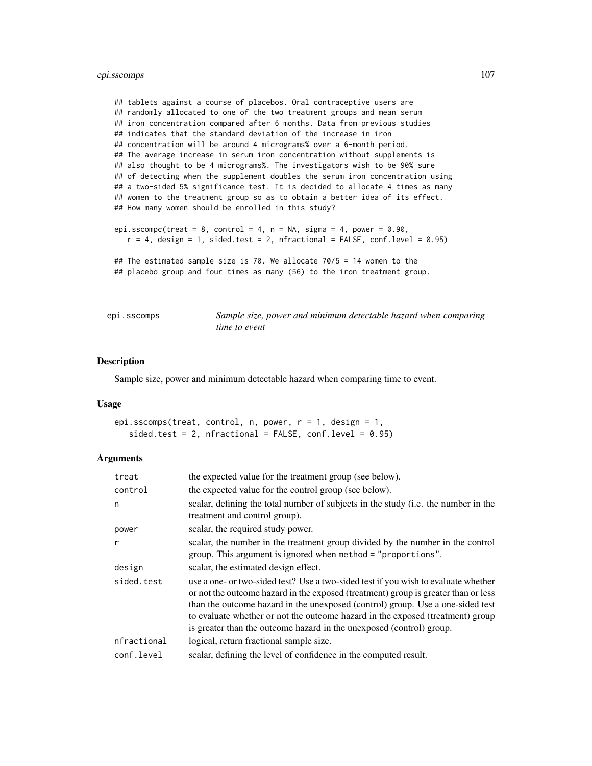```
## tablets against a course of placebos. Oral contraceptive users are
## randomly allocated to one of the two treatment groups and mean serum
## iron concentration compared after 6 months. Data from previous studies
## indicates that the standard deviation of the increase in iron
## concentration will be around 4 micrograms% over a 6-month period.
## The average increase in serum iron concentration without supplements is
## also thought to be 4 micrograms%. The investigators wish to be 90% sure
## of detecting when the supplement doubles the serum iron concentration using
## a two-sided 5% significance test. It is decided to allocate 4 times as many
## women to the treatment group so as to obtain a better idea of its effect.
## How many women should be enrolled in this study?

epi.sscompc(treat = 8, control = 4, n = NA, sigma = 4, power = 0.90,
   r = 4, design = 1, sided.test = 2, nfractional = FALSE, conf.level = 0.95)

## The estimated sample size is 70. We allocate 70/5 = 14 women to the
## placebo group and four times as many (56) to the iron treatment group.
```

---

## epi.sscomps — *Sample size, power and minimum detectable hazard when comparing time to event*

### Description

Sample size, power and minimum detectable hazard when comparing time to event.

### Usage

```
epi.sscomps(treat, control, n, power, r = 1, design = 1,
   sided.test = 2, nfractional = FALSE, conf.level = 0.95)
```

### Arguments

| | |
|---|---|
| `treat` | the expected value for the treatment group (see below). |
| `control` | the expected value for the control group (see below). |
| `n` | scalar, defining the total number of subjects in the study (i.e. the number in the treatment and control group). |
| `power` | scalar, the required study power. |
| `r` | scalar, the number in the treatment group divided by the number in the control group. This argument is ignored when `method = "proportions"`. |
| `design` | scalar, the estimated design effect. |
| `sided.test` | use a one- or two-sided test? Use a two-sided test if you wish to evaluate whether or not the outcome hazard in the exposed (treatment) group is greater than or less than the outcome hazard in the unexposed (control) group. Use a one-sided test to evaluate whether or not the outcome hazard in the exposed (treatment) group is greater than the outcome hazard in the unexposed (control) group. |
| `nfractional` | logical, return fractional sample size. |
| `conf.level` | scalar, defining the level of confidence in the computed result. |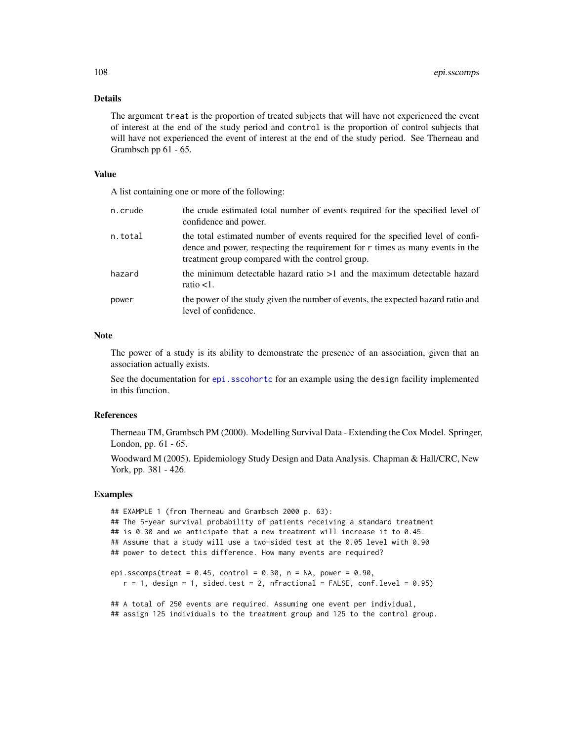## Details

The argument `treat` is the proportion of treated subjects that will have not experienced the event of interest at the end of the study period and `control` is the proportion of control subjects that will have not experienced the event of interest at the end of the study period. See Therneau and Grambsch pp 61 - 65.

## Value

A list containing one or more of the following:

| | |
|---|---|
| `n.crude` | the crude estimated total number of events required for the specified level of confidence and power. |
| `n.total` | the total estimated number of events required for the specified level of confidence and power, respecting the requirement for `r` times as many events in the treatment group compared with the control group. |
| `hazard` | the minimum detectable hazard ratio >1 and the maximum detectable hazard ratio <1. |
| `power` | the power of the study given the number of events, the expected hazard ratio and level of confidence. |

## Note

The power of a study is its ability to demonstrate the presence of an association, given that an association actually exists.

See the documentation for `epi.sscohortc` for an example using the `design` facility implemented in this function.

## References

Therneau TM, Grambsch PM (2000). Modelling Survival Data - Extending the Cox Model. Springer, London, pp. 61 - 65.

Woodward M (2005). Epidemiology Study Design and Data Analysis. Chapman & Hall/CRC, New York, pp. 381 - 426.

## Examples

```
## EXAMPLE 1 (from Therneau and Grambsch 2000 p. 63):
## The 5-year survival probability of patients receiving a standard treatment
## is 0.30 and we anticipate that a new treatment will increase it to 0.45.
## Assume that a study will use a two-sided test at the 0.05 level with 0.90
## power to detect this difference. How many events are required?

epi.sscomps(treat = 0.45, control = 0.30, n = NA, power = 0.90,
   r = 1, design = 1, sided.test = 2, nfractional = FALSE, conf.level = 0.95)

## A total of 250 events are required. Assuming one event per individual,
## assign 125 individuals to the treatment group and 125 to the control group.
```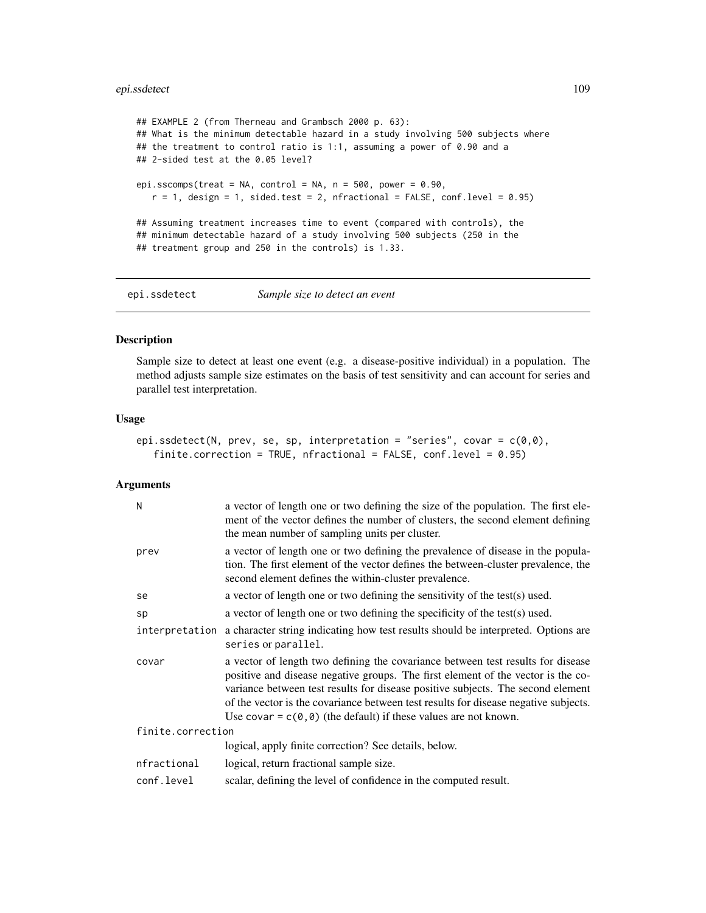```
## EXAMPLE 2 (from Therneau and Grambsch 2000 p. 63):
## What is the minimum detectable hazard in a study involving 500 subjects where
## the treatment to control ratio is 1:1, assuming a power of 0.90 and a
## 2-sided test at the 0.05 level?

epi.sscomps(treat = NA, control = NA, n = 500, power = 0.90,
   r = 1, design = 1, sided.test = 2, nfractional = FALSE, conf.level = 0.95)

## Assuming treatment increases time to event (compared with controls), the
## minimum detectable hazard of a study involving 500 subjects (250 in the
## treatment group and 250 in the controls) is 1.33.
```

## epi.ssdetect — *Sample size to detect an event*

### Description

Sample size to detect at least one event (e.g. a disease-positive individual) in a population. The method adjusts sample size estimates on the basis of test sensitivity and can account for series and parallel test interpretation.

### Usage

```
epi.ssdetect(N, prev, se, sp, interpretation = "series", covar = c(0,0),
   finite.correction = TRUE, nfractional = FALSE, conf.level = 0.95)
```

### Arguments

| | |
|---|---|
| N | a vector of length one or two defining the size of the population. The first element of the vector defines the number of clusters, the second element defining the mean number of sampling units per cluster. |
| prev | a vector of length one or two defining the prevalence of disease in the population. The first element of the vector defines the between-cluster prevalence, the second element defines the within-cluster prevalence. |
| se | a vector of length one or two defining the sensitivity of the test(s) used. |
| sp | a vector of length one or two defining the specificity of the test(s) used. |
| interpretation | a character string indicating how test results should be interpreted. Options are series or parallel. |
| covar | a vector of length two defining the covariance between test results for disease positive and disease negative groups. The first element of the vector is the covariance between test results for disease positive subjects. The second element of the vector is the covariance between test results for disease negative subjects. Use covar = c(0,0) (the default) if these values are not known. |
| finite.correction | logical, apply finite correction? See details, below. |
| nfractional | logical, return fractional sample size. |
| conf.level | scalar, defining the level of confidence in the computed result. |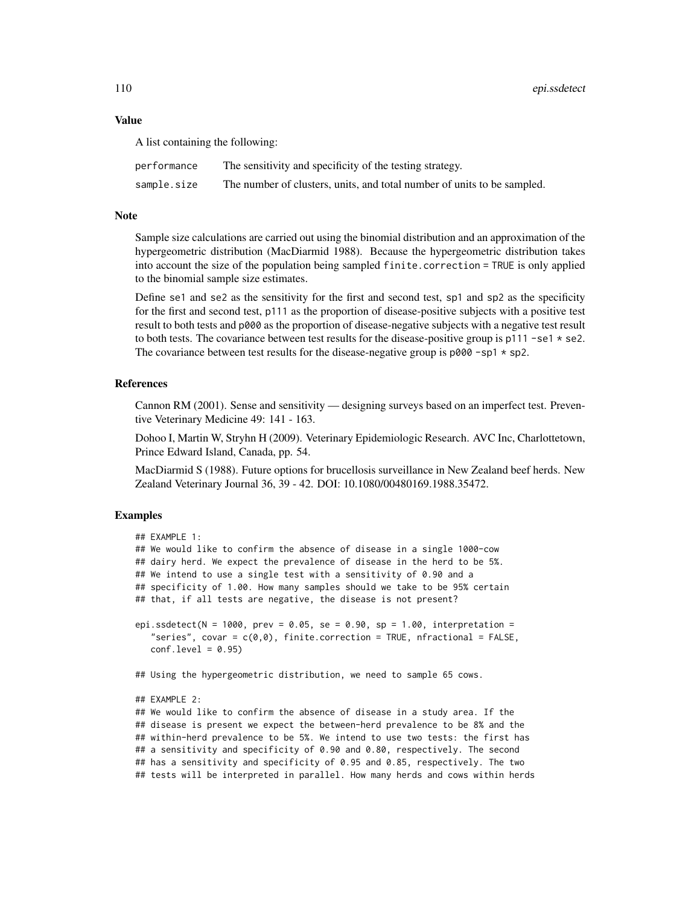### Value

A list containing the following:

| | |
|---|---|
| `performance` | The sensitivity and specificity of the testing strategy. |
| `sample.size` | The number of clusters, units, and total number of units to be sampled. |

### Note

Sample size calculations are carried out using the binomial distribution and an approximation of the hypergeometric distribution (MacDiarmid 1988). Because the hypergeometric distribution takes into account the size of the population being sampled `finite.correction = TRUE` is only applied to the binomial sample size estimates.

Define `se1` and `se2` as the sensitivity for the first and second test, `sp1` and `sp2` as the specificity for the first and second test, `p111` as the proportion of disease-positive subjects with a positive test result to both tests and `p000` as the proportion of disease-negative subjects with a negative test result to both tests. The covariance between test results for the disease-positive group is `p111 - se1 * se2`. The covariance between test results for the disease-negative group is `p000 - sp1 * sp2`.

### References

Cannon RM (2001). Sense and sensitivity — designing surveys based on an imperfect test. Preventive Veterinary Medicine 49: 141 - 163.

Dohoo I, Martin W, Stryhn H (2009). Veterinary Epidemiologic Research. AVC Inc, Charlottetown, Prince Edward Island, Canada, pp. 54.

MacDiarmid S (1988). Future options for brucellosis surveillance in New Zealand beef herds. New Zealand Veterinary Journal 36, 39 - 42. DOI: 10.1080/00480169.1988.35472.

### Examples

```
## EXAMPLE 1:
## We would like to confirm the absence of disease in a single 1000-cow
## dairy herd. We expect the prevalence of disease in the herd to be 5%.
## We intend to use a single test with a sensitivity of 0.90 and a
## specificity of 1.00. How many samples should we take to be 95% certain
## that, if all tests are negative, the disease is not present?

epi.ssdetect(N = 1000, prev = 0.05, se = 0.90, sp = 1.00, interpretation =
   "series", covar = c(0,0), finite.correction = TRUE, nfractional = FALSE,
   conf.level = 0.95)

## Using the hypergeometric distribution, we need to sample 65 cows.

## EXAMPLE 2:
## We would like to confirm the absence of disease in a study area. If the
## disease is present we expect the between-herd prevalence to be 8% and the
## within-herd prevalence to be 5%. We intend to use two tests: the first has
## a sensitivity and specificity of 0.90 and 0.80, respectively. The second
## has a sensitivity and specificity of 0.95 and 0.85, respectively. The two
## tests will be interpreted in parallel. How many herds and cows within herds
```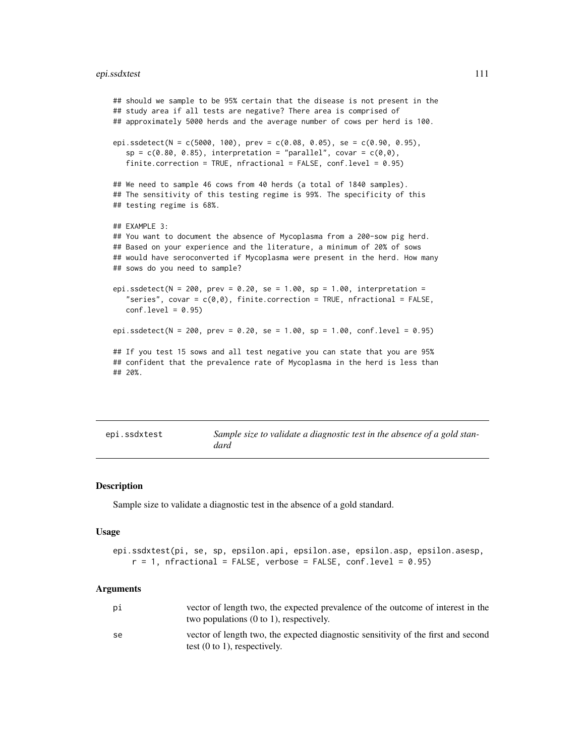```
## should we sample to be 95% certain that the disease is not present in the
## study area if all tests are negative? There area is comprised of
## approximately 5000 herds and the average number of cows per herd is 100.

epi.ssdetect(N = c(5000, 100), prev = c(0.08, 0.05), se = c(0.90, 0.95),
   sp = c(0.80, 0.85), interpretation = "parallel", covar = c(0,0),
   finite.correction = TRUE, nfractional = FALSE, conf.level = 0.95)

## We need to sample 46 cows from 40 herds (a total of 1840 samples).
## The sensitivity of this testing regime is 99%. The specificity of this
## testing regime is 68%.

## EXAMPLE 3:
## You want to document the absence of Mycoplasma from a 200-sow pig herd.
## Based on your experience and the literature, a minimum of 20% of sows
## would have seroconverted if Mycoplasma were present in the herd. How many
## sows do you need to sample?

epi.ssdetect(N = 200, prev = 0.20, se = 1.00, sp = 1.00, interpretation =
   "series", covar = c(0,0), finite.correction = TRUE, nfractional = FALSE,
   conf.level = 0.95)

epi.ssdetect(N = 200, prev = 0.20, se = 1.00, sp = 1.00, conf.level = 0.95)

## If you test 15 sows and all test negative you can state that you are 95%
## confident that the prevalence rate of Mycoplasma in the herd is less than
## 20%.
```

---

## epi.ssdxtest — *Sample size to validate a diagnostic test in the absence of a gold standard*

### Description

Sample size to validate a diagnostic test in the absence of a gold standard.

### Usage

```
epi.ssdxtest(pi, se, sp, epsilon.api, epsilon.ase, epsilon.asp, epsilon.asesp,
    r = 1, nfractional = FALSE, verbose = FALSE, conf.level = 0.95)
```

### Arguments

| | |
|---|---|
| pi | vector of length two, the expected prevalence of the outcome of interest in the two populations (0 to 1), respectively. |
| se | vector of length two, the expected diagnostic sensitivity of the first and second test (0 to 1), respectively. |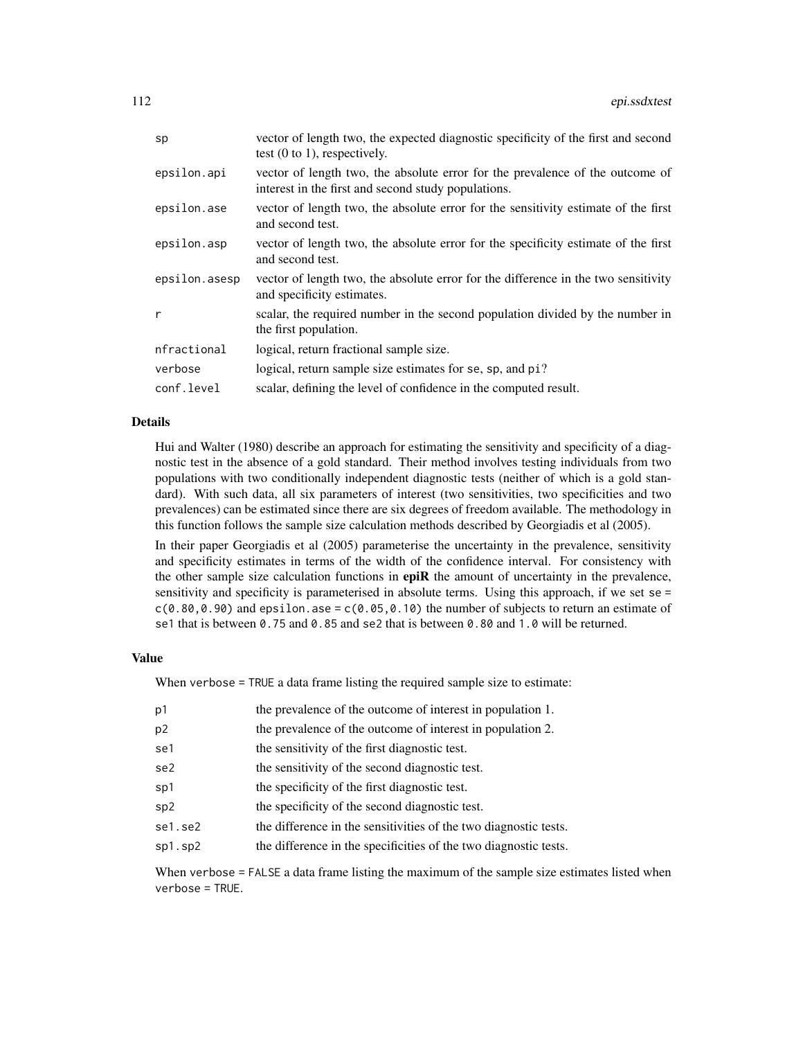| | |
|---|---|
| `sp` | vector of length two, the expected diagnostic specificity of the first and second test (0 to 1), respectively. |
| `epsilon.api` | vector of length two, the absolute error for the prevalence of the outcome of interest in the first and second study populations. |
| `epsilon.ase` | vector of length two, the absolute error for the sensitivity estimate of the first and second test. |
| `epsilon.asp` | vector of length two, the absolute error for the specificity estimate of the first and second test. |
| `epsilon.asesp` | vector of length two, the absolute error for the difference in the two sensitivity and specificity estimates. |
| `r` | scalar, the required number in the second population divided by the number in the first population. |
| `nfractional` | logical, return fractional sample size. |
| `verbose` | logical, return sample size estimates for `se`, `sp`, and `pi`? |
| `conf.level` | scalar, defining the level of confidence in the computed result. |

## Details

Hui and Walter (1980) describe an approach for estimating the sensitivity and specificity of a diagnostic test in the absence of a gold standard. Their method involves testing individuals from two populations with two conditionally independent diagnostic tests (neither of which is a gold standard). With such data, all six parameters of interest (two sensitivities, two specificities and two prevalences) can be estimated since there are six degrees of freedom available. The methodology in this function follows the sample size calculation methods described by Georgiadis et al (2005).

In their paper Georgiadis et al (2005) parameterise the uncertainty in the prevalence, sensitivity and specificity estimates in terms of the width of the confidence interval. For consistency with the other sample size calculation functions in **epiR** the amount of uncertainty in the prevalence, sensitivity and specificity is parameterised in absolute terms. Using this approach, if we set `se = c(0.80,0.90)` and `epsilon.ase = c(0.05,0.10)` the number of subjects to return an estimate of `se1` that is between `0.75` and `0.85` and `se2` that is between `0.80` and `1.0` will be returned.

## Value

When `verbose = TRUE` a data frame listing the required sample size to estimate:

| | |
|---|---|
| `p1` | the prevalence of the outcome of interest in population 1. |
| `p2` | the prevalence of the outcome of interest in population 2. |
| `se1` | the sensitivity of the first diagnostic test. |
| `se2` | the sensitivity of the second diagnostic test. |
| `sp1` | the specificity of the first diagnostic test. |
| `sp2` | the specificity of the second diagnostic test. |
| `se1.se2` | the difference in the sensitivities of the two diagnostic tests. |
| `sp1.sp2` | the difference in the specificities of the two diagnostic tests. |

When `verbose = FALSE` a data frame listing the maximum of the sample size estimates listed when `verbose = TRUE`.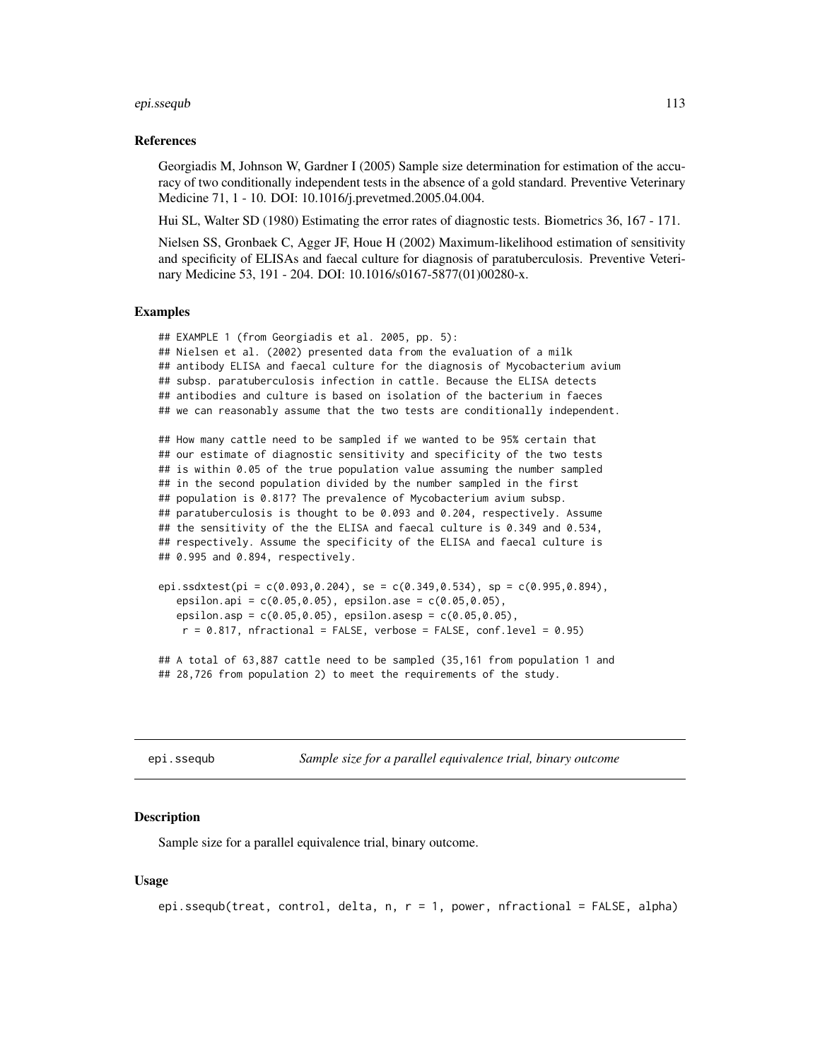### References

Georgiadis M, Johnson W, Gardner I (2005) Sample size determination for estimation of the accuracy of two conditionally independent tests in the absence of a gold standard. Preventive Veterinary Medicine 71, 1 - 10. DOI: 10.1016/j.prevetmed.2005.04.004.

Hui SL, Walter SD (1980) Estimating the error rates of diagnostic tests. Biometrics 36, 167 - 171.

Nielsen SS, Gronbaek C, Agger JF, Houe H (2002) Maximum-likelihood estimation of sensitivity and specificity of ELISAs and faecal culture for diagnosis of paratuberculosis. Preventive Veterinary Medicine 53, 191 - 204. DOI: 10.1016/s0167-5877(01)00280-x.

### Examples

```
## EXAMPLE 1 (from Georgiadis et al. 2005, pp. 5):
## Nielsen et al. (2002) presented data from the evaluation of a milk
## antibody ELISA and faecal culture for the diagnosis of Mycobacterium avium
## subsp. paratuberculosis infection in cattle. Because the ELISA detects
## antibodies and culture is based on isolation of the bacterium in faeces
## we can reasonably assume that the two tests are conditionally independent.

## How many cattle need to be sampled if we wanted to be 95% certain that
## our estimate of diagnostic sensitivity and specificity of the two tests
## is within 0.05 of the true population value assuming the number sampled
## in the second population divided by the number sampled in the first
## population is 0.817? The prevalence of Mycobacterium avium subsp.
## paratuberculosis is thought to be 0.093 and 0.204, respectively. Assume
## the sensitivity of the the ELISA and faecal culture is 0.349 and 0.534,
## respectively. Assume the specificity of the ELISA and faecal culture is
## 0.995 and 0.894, respectively.

epi.ssdxtest(pi = c(0.093,0.204), se = c(0.349,0.534), sp = c(0.995,0.894),
   epsilon.api = c(0.05,0.05), epsilon.ase = c(0.05,0.05),
   epsilon.asp = c(0.05,0.05), epsilon.asesp = c(0.05,0.05),
    r = 0.817, nfractional = FALSE, verbose = FALSE, conf.level = 0.95)

## A total of 63,887 cattle need to be sampled (35,161 from population 1 and
## 28,726 from population 2) to meet the requirements of the study.
```

---

## epi.ssequb — *Sample size for a parallel equivalence trial, binary outcome*

### Description

Sample size for a parallel equivalence trial, binary outcome.

### Usage

```
epi.ssequb(treat, control, delta, n, r = 1, power, nfractional = FALSE, alpha)
```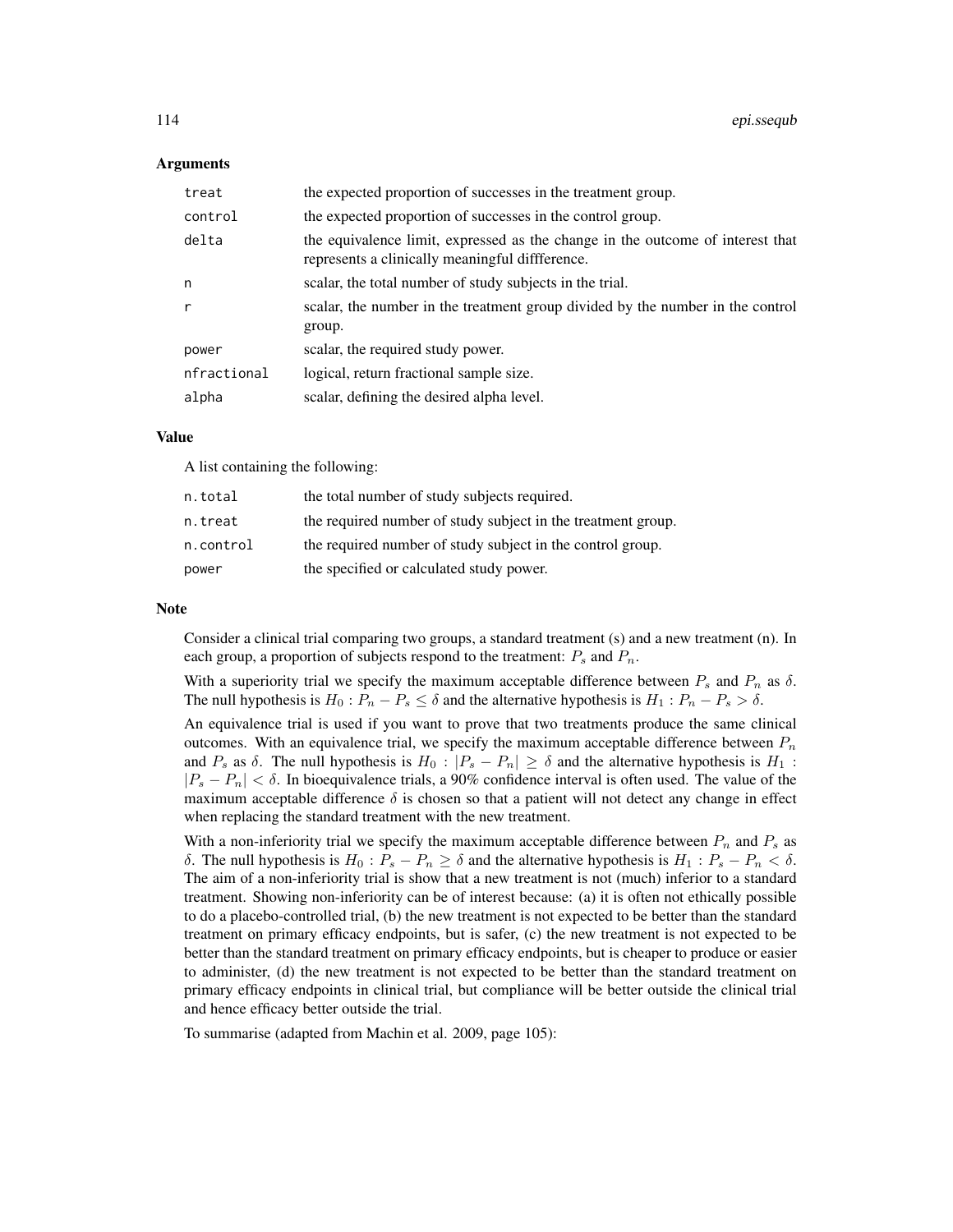## Arguments

| | |
|---|---|
| treat | the expected proportion of successes in the treatment group. |
| control | the expected proportion of successes in the control group. |
| delta | the equivalence limit, expressed as the change in the outcome of interest that represents a clinically meaningful diffference. |
| n | scalar, the total number of study subjects in the trial. |
| r | scalar, the number in the treatment group divided by the number in the control group. |
| power | scalar, the required study power. |
| nfractional | logical, return fractional sample size. |
| alpha | scalar, defining the desired alpha level. |

## Value

A list containing the following:

| | |
|---|---|
| n.total | the total number of study subjects required. |
| n.treat | the required number of study subject in the treatment group. |
| n.control | the required number of study subject in the control group. |
| power | the specified or calculated study power. |

## Note

Consider a clinical trial comparing two groups, a standard treatment (s) and a new treatment (n). In each group, a proportion of subjects respond to the treatment: $P_s$ and $P_n$.

With a superiority trial we specify the maximum acceptable difference between $P_s$ and $P_n$ as $\delta$. The null hypothesis is $H_0 : P_n - P_s \leq \delta$ and the alternative hypothesis is $H_1 : P_n - P_s > \delta$.

An equivalence trial is used if you want to prove that two treatments produce the same clinical outcomes. With an equivalence trial, we specify the maximum acceptable difference between $P_n$ and $P_s$ as $\delta$. The null hypothesis is $H_0 : |P_s - P_n| \geq \delta$ and the alternative hypothesis is $H_1 : |P_s - P_n| < \delta$. In bioequivalence trials, a 90% confidence interval is often used. The value of the maximum acceptable difference $\delta$ is chosen so that a patient will not detect any change in effect when replacing the standard treatment with the new treatment.

With a non-inferiority trial we specify the maximum acceptable difference between $P_n$ and $P_s$ as $\delta$. The null hypothesis is $H_0 : P_s - P_n \geq \delta$ and the alternative hypothesis is $H_1 : P_s - P_n < \delta$. The aim of a non-inferiority trial is show that a new treatment is not (much) inferior to a standard treatment. Showing non-inferiority can be of interest because: (a) it is often not ethically possible to do a placebo-controlled trial, (b) the new treatment is not expected to be better than the standard treatment on primary efficacy endpoints, but is safer, (c) the new treatment is not expected to be better than the standard treatment on primary efficacy endpoints, but is cheaper to produce or easier to administer, (d) the new treatment is not expected to be better than the standard treatment on primary efficacy endpoints in clinical trial, but compliance will be better outside the clinical trial and hence efficacy better outside the trial.

To summarise (adapted from Machin et al. 2009, page 105):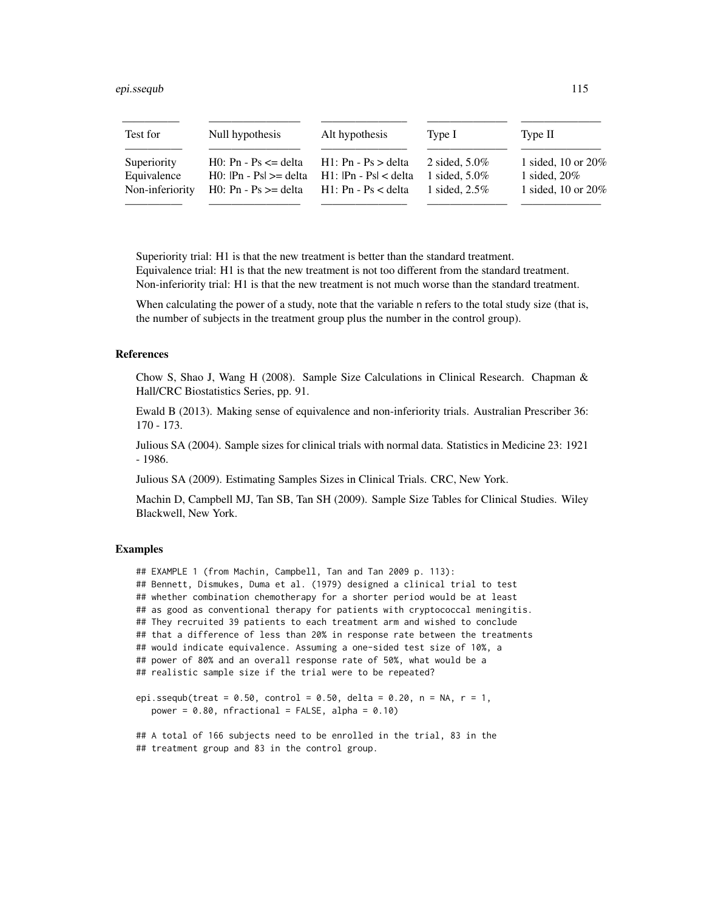| Test for | Null hypothesis | Alt hypothesis | Type I | Type II |
|---|---|---|---|---|
| Superiority | H0: Pn - Ps <= delta | H1: Pn - Ps > delta | 2 sided, 5.0% | 1 sided, 10 or 20% |
| Equivalence | H0: \|Pn - Ps\| >= delta | H1: \|Pn - Ps\| < delta | 1 sided, 5.0% | 1 sided, 20% |
| Non-inferiority | H0: Pn - Ps >= delta | H1: Pn - Ps < delta | 1 sided, 2.5% | 1 sided, 10 or 20% |

Superiority trial: H1 is that the new treatment is better than the standard treatment.
Equivalence trial: H1 is that the new treatment is not too different from the standard treatment.
Non-inferiority trial: H1 is that the new treatment is not much worse than the standard treatment.

When calculating the power of a study, note that the variable n refers to the total study size (that is, the number of subjects in the treatment group plus the number in the control group).

### References

Chow S, Shao J, Wang H (2008). Sample Size Calculations in Clinical Research. Chapman & Hall/CRC Biostatistics Series, pp. 91.

Ewald B (2013). Making sense of equivalence and non-inferiority trials. Australian Prescriber 36: 170 - 173.

Julious SA (2004). Sample sizes for clinical trials with normal data. Statistics in Medicine 23: 1921 - 1986.

Julious SA (2009). Estimating Samples Sizes in Clinical Trials. CRC, New York.

Machin D, Campbell MJ, Tan SB, Tan SH (2009). Sample Size Tables for Clinical Studies. Wiley Blackwell, New York.

### Examples

```
## EXAMPLE 1 (from Machin, Campbell, Tan and Tan 2009 p. 113):
## Bennett, Dismukes, Duma et al. (1979) designed a clinical trial to test
## whether combination chemotherapy for a shorter period would be at least
## as good as conventional therapy for patients with cryptococcal meningitis.
## They recruited 39 patients to each treatment arm and wished to conclude
## that a difference of less than 20% in response rate between the treatments
## would indicate equivalence. Assuming a one-sided test size of 10%, a
## power of 80% and an overall response rate of 50%, what would be a
## realistic sample size if the trial were to be repeated?

epi.ssequb(treat = 0.50, control = 0.50, delta = 0.20, n = NA, r = 1,
   power = 0.80, nfractional = FALSE, alpha = 0.10)

## A total of 166 subjects need to be enrolled in the trial, 83 in the
## treatment group and 83 in the control group.
```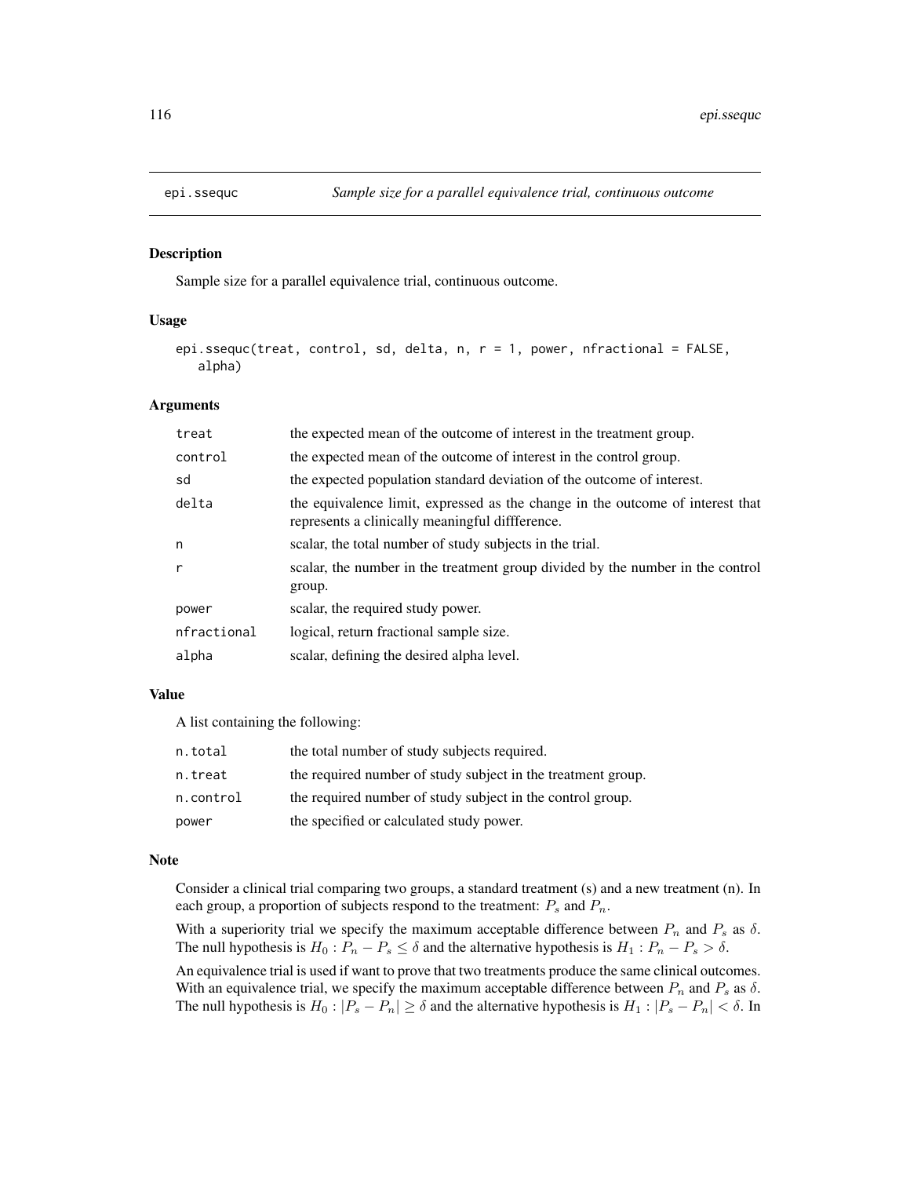## epi.ssequc — *Sample size for a parallel equivalence trial, continuous outcome*

### Description

Sample size for a parallel equivalence trial, continuous outcome.

### Usage

```
epi.ssequc(treat, control, sd, delta, n, r = 1, power, nfractional = FALSE,
   alpha)
```

### Arguments

| | |
|---|---|
| `treat` | the expected mean of the outcome of interest in the treatment group. |
| `control` | the expected mean of the outcome of interest in the control group. |
| `sd` | the expected population standard deviation of the outcome of interest. |
| `delta` | the equivalence limit, expressed as the change in the outcome of interest that represents a clinically meaningful diffference. |
| `n` | scalar, the total number of study subjects in the trial. |
| `r` | scalar, the number in the treatment group divided by the number in the control group. |
| `power` | scalar, the required study power. |
| `nfractional` | logical, return fractional sample size. |
| `alpha` | scalar, defining the desired alpha level. |

### Value

A list containing the following:

| | |
|---|---|
| `n.total` | the total number of study subjects required. |
| `n.treat` | the required number of study subject in the treatment group. |
| `n.control` | the required number of study subject in the control group. |
| `power` | the specified or calculated study power. |

### Note

Consider a clinical trial comparing two groups, a standard treatment (s) and a new treatment (n). In each group, a proportion of subjects respond to the treatment: $P_s$ and $P_n$.

With a superiority trial we specify the maximum acceptable difference between $P_n$ and $P_s$ as $\delta$. The null hypothesis is $H_0 : P_n - P_s \leq \delta$ and the alternative hypothesis is $H_1 : P_n - P_s > \delta$.

An equivalence trial is used if want to prove that two treatments produce the same clinical outcomes. With an equivalence trial, we specify the maximum acceptable difference between $P_n$ and $P_s$ as $\delta$. The null hypothesis is $H_0 : |P_s - P_n| \geq \delta$ and the alternative hypothesis is $H_1 : |P_s - P_n| < \delta$. In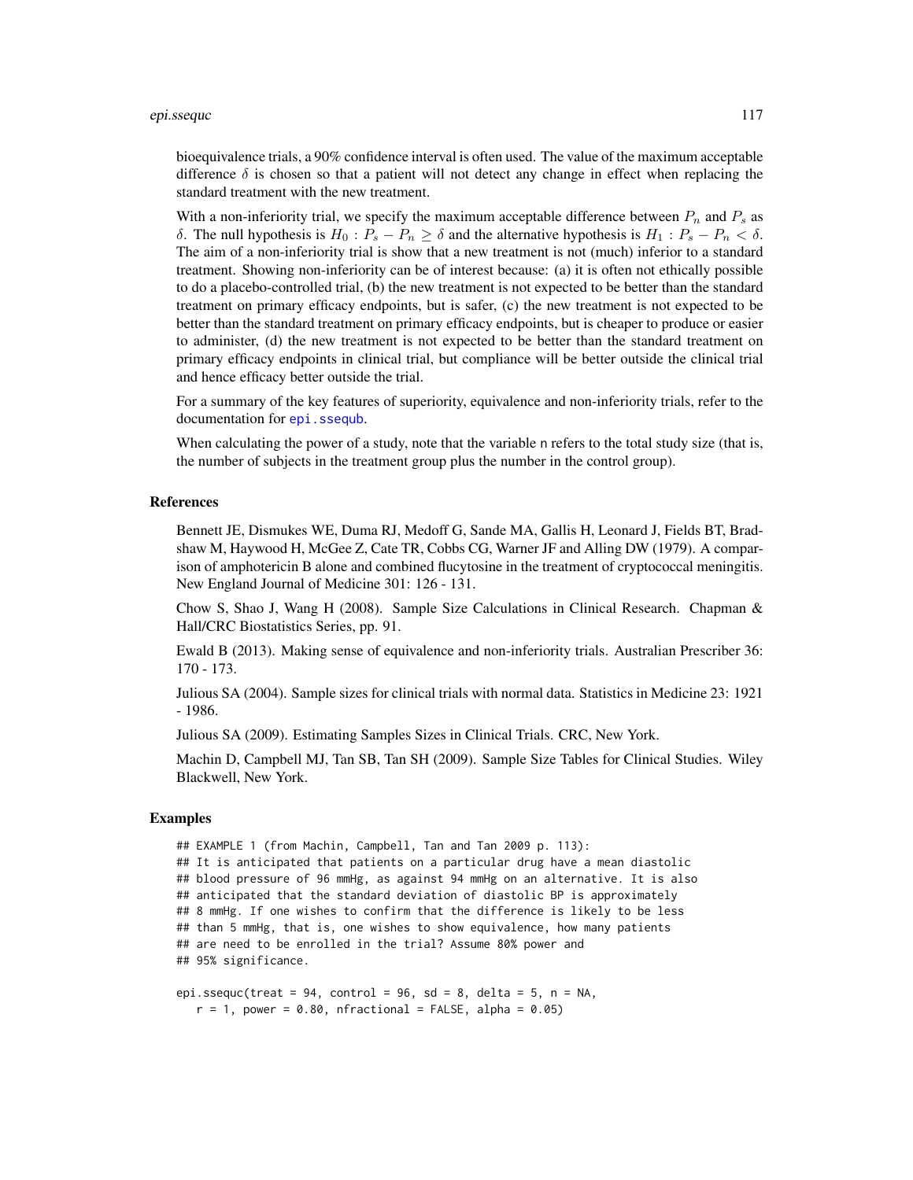bioequivalence trials, a 90% confidence interval is often used. The value of the maximum acceptable difference $\delta$ is chosen so that a patient will not detect any change in effect when replacing the standard treatment with the new treatment.

With a non-inferiority trial, we specify the maximum acceptable difference between $P_n$ and $P_s$ as $\delta$. The null hypothesis is $H_0 : P_s - P_n \geq \delta$ and the alternative hypothesis is $H_1 : P_s - P_n < \delta$. The aim of a non-inferiority trial is show that a new treatment is not (much) inferior to a standard treatment. Showing non-inferiority can be of interest because: (a) it is often not ethically possible to do a placebo-controlled trial, (b) the new treatment is not expected to be better than the standard treatment on primary efficacy endpoints, but is safer, (c) the new treatment is not expected to be better than the standard treatment on primary efficacy endpoints, but is cheaper to produce or easier to administer, (d) the new treatment is not expected to be better than the standard treatment on primary efficacy endpoints in clinical trial, but compliance will be better outside the clinical trial and hence efficacy better outside the trial.

For a summary of the key features of superiority, equivalence and non-inferiority trials, refer to the documentation for `epi.ssequb`.

When calculating the power of a study, note that the variable `n` refers to the total study size (that is, the number of subjects in the treatment group plus the number in the control group).

## References

Bennett JE, Dismukes WE, Duma RJ, Medoff G, Sande MA, Gallis H, Leonard J, Fields BT, Bradshaw M, Haywood H, McGee Z, Cate TR, Cobbs CG, Warner JF and Alling DW (1979). A comparison of amphotericin B alone and combined flucytosine in the treatment of cryptococcal meningitis. New England Journal of Medicine 301: 126 - 131.

Chow S, Shao J, Wang H (2008). Sample Size Calculations in Clinical Research. Chapman & Hall/CRC Biostatistics Series, pp. 91.

Ewald B (2013). Making sense of equivalence and non-inferiority trials. Australian Prescriber 36: 170 - 173.

Julious SA (2004). Sample sizes for clinical trials with normal data. Statistics in Medicine 23: 1921 - 1986.

Julious SA (2009). Estimating Samples Sizes in Clinical Trials. CRC, New York.

Machin D, Campbell MJ, Tan SB, Tan SH (2009). Sample Size Tables for Clinical Studies. Wiley Blackwell, New York.

## Examples

```
## EXAMPLE 1 (from Machin, Campbell, Tan and Tan 2009 p. 113):
## It is anticipated that patients on a particular drug have a mean diastolic
## blood pressure of 96 mmHg, as against 94 mmHg on an alternative. It is also
## anticipated that the standard deviation of diastolic BP is approximately
## 8 mmHg. If one wishes to confirm that the difference is likely to be less
## than 5 mmHg, that is, one wishes to show equivalence, how many patients
## are need to be enrolled in the trial? Assume 80% power and
## 95% significance.

epi.ssequc(treat = 94, control = 96, sd = 8, delta = 5, n = NA,
   r = 1, power = 0.80, nfractional = FALSE, alpha = 0.05)
```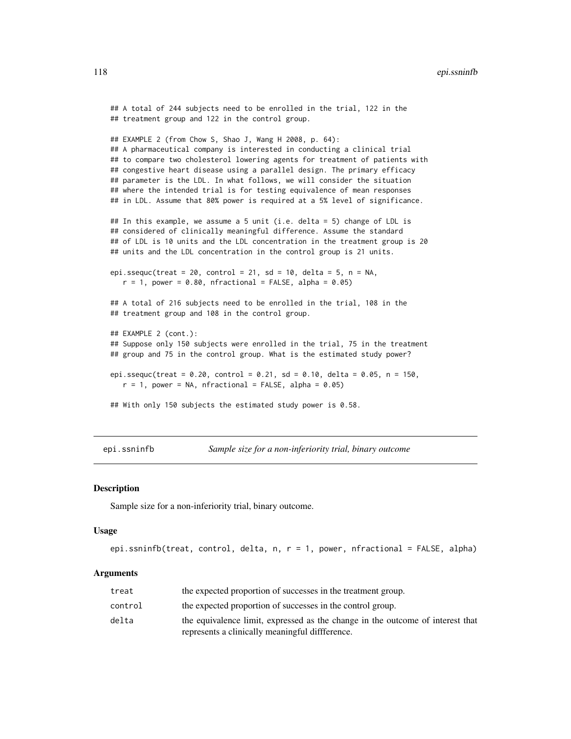```
## A total of 244 subjects need to be enrolled in the trial, 122 in the
## treatment group and 122 in the control group.

## EXAMPLE 2 (from Chow S, Shao J, Wang H 2008, p. 64):
## A pharmaceutical company is interested in conducting a clinical trial
## to compare two cholesterol lowering agents for treatment of patients with
## congestive heart disease using a parallel design. The primary efficacy
## parameter is the LDL. In what follows, we will consider the situation
## where the intended trial is for testing equivalence of mean responses
## in LDL. Assume that 80% power is required at a 5% level of significance.

## In this example, we assume a 5 unit (i.e. delta = 5) change of LDL is
## considered of clinically meaningful difference. Assume the standard
## of LDL is 10 units and the LDL concentration in the treatment group is 20
## units and the LDL concentration in the control group is 21 units.

epi.ssequc(treat = 20, control = 21, sd = 10, delta = 5, n = NA,
   r = 1, power = 0.80, nfractional = FALSE, alpha = 0.05)

## A total of 216 subjects need to be enrolled in the trial, 108 in the
## treatment group and 108 in the control group.

## EXAMPLE 2 (cont.):
## Suppose only 150 subjects were enrolled in the trial, 75 in the treatment
## group and 75 in the control group. What is the estimated study power?

epi.ssequc(treat = 0.20, control = 0.21, sd = 0.10, delta = 0.05, n = 150,
   r = 1, power = NA, nfractional = FALSE, alpha = 0.05)

## With only 150 subjects the estimated study power is 0.58.
```

---

## epi.ssninfb — *Sample size for a non-inferiority trial, binary outcome*

### Description

Sample size for a non-inferiority trial, binary outcome.

### Usage

```
epi.ssninfb(treat, control, delta, n, r = 1, power, nfractional = FALSE, alpha)
```

### Arguments

| | |
|---|---|
| `treat` | the expected proportion of successes in the treatment group. |
| `control` | the expected proportion of successes in the control group. |
| `delta` | the equivalence limit, expressed as the change in the outcome of interest that represents a clinically meaningful diffference. |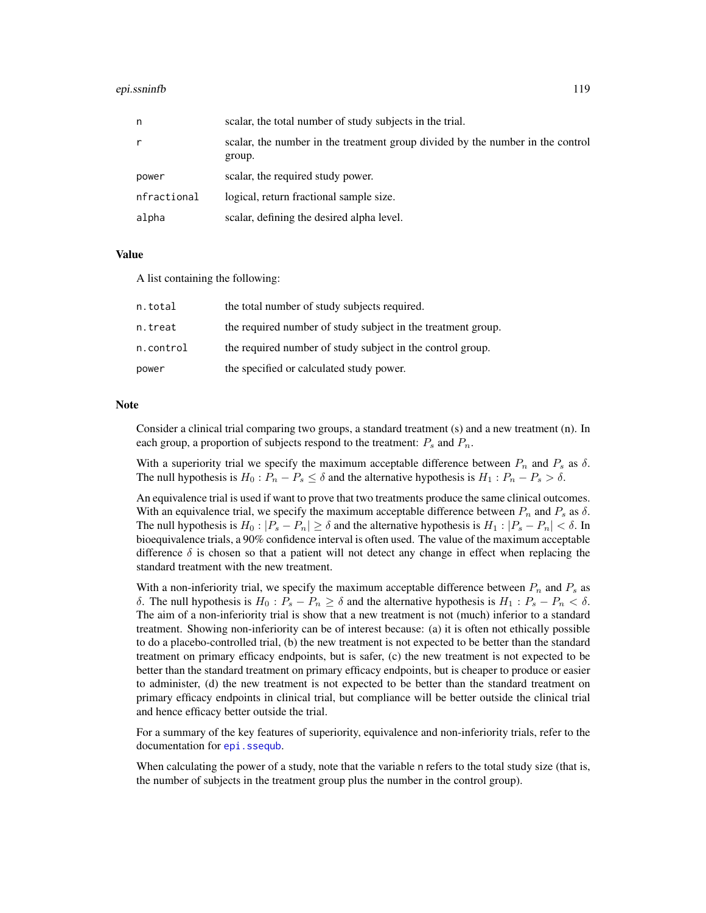| | |
|---|---|
| `n` | scalar, the total number of study subjects in the trial. |
| `r` | scalar, the number in the treatment group divided by the number in the control group. |
| `power` | scalar, the required study power. |
| `nfractional` | logical, return fractional sample size. |
| `alpha` | scalar, defining the desired alpha level. |

## Value

A list containing the following:

| | |
|---|---|
| `n.total` | the total number of study subjects required. |
| `n.treat` | the required number of study subject in the treatment group. |
| `n.control` | the required number of study subject in the control group. |
| `power` | the specified or calculated study power. |

## Note

Consider a clinical trial comparing two groups, a standard treatment (s) and a new treatment (n). In each group, a proportion of subjects respond to the treatment: $P_s$ and $P_n$.

With a superiority trial we specify the maximum acceptable difference between $P_n$ and $P_s$ as $\delta$. The null hypothesis is $H_0 : P_n - P_s \leq \delta$ and the alternative hypothesis is $H_1 : P_n - P_s > \delta$.

An equivalence trial is used if want to prove that two treatments produce the same clinical outcomes. With an equivalence trial, we specify the maximum acceptable difference between $P_n$ and $P_s$ as $\delta$. The null hypothesis is $H_0 : |P_s - P_n| \geq \delta$ and the alternative hypothesis is $H_1 : |P_s - P_n| < \delta$. In bioequivalence trials, a 90% confidence interval is often used. The value of the maximum acceptable difference $\delta$ is chosen so that a patient will not detect any change in effect when replacing the standard treatment with the new treatment.

With a non-inferiority trial, we specify the maximum acceptable difference between $P_n$ and $P_s$ as $\delta$. The null hypothesis is $H_0 : P_s - P_n \geq \delta$ and the alternative hypothesis is $H_1 : P_s - P_n < \delta$. The aim of a non-inferiority trial is show that a new treatment is not (much) inferior to a standard treatment. Showing non-inferiority can be of interest because: (a) it is often not ethically possible to do a placebo-controlled trial, (b) the new treatment is not expected to be better than the standard treatment on primary efficacy endpoints, but is safer, (c) the new treatment is not expected to be better than the standard treatment on primary efficacy endpoints, but is cheaper to produce or easier to administer, (d) the new treatment is not expected to be better than the standard treatment on primary efficacy endpoints in clinical trial, but compliance will be better outside the clinical trial and hence efficacy better outside the trial.

For a summary of the key features of superiority, equivalence and non-inferiority trials, refer to the documentation for `epi.ssequb`.

When calculating the power of a study, note that the variable `n` refers to the total study size (that is, the number of subjects in the treatment group plus the number in the control group).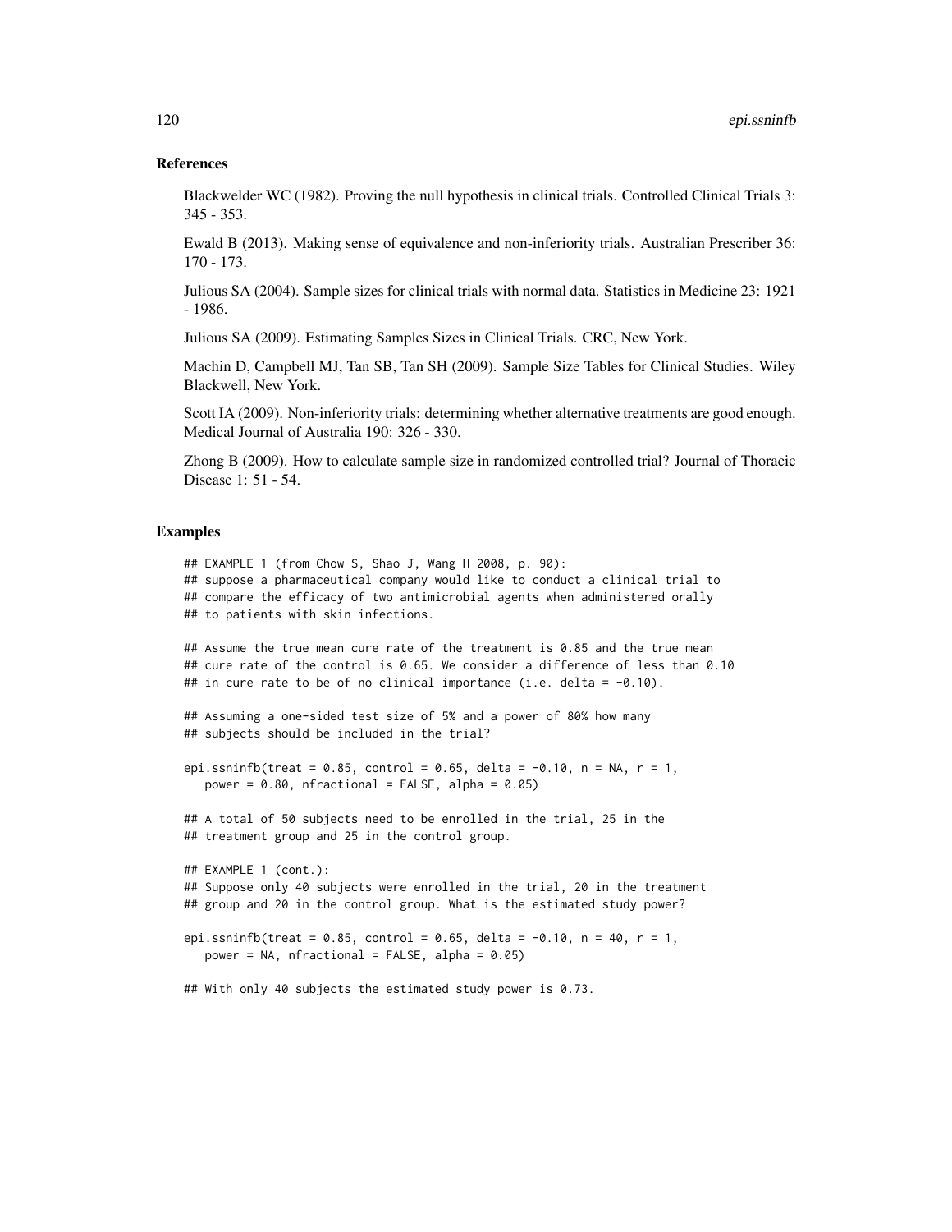### References

Blackwelder WC (1982). Proving the null hypothesis in clinical trials. Controlled Clinical Trials 3: 345 - 353.

Ewald B (2013). Making sense of equivalence and non-inferiority trials. Australian Prescriber 36: 170 - 173.

Julious SA (2004). Sample sizes for clinical trials with normal data. Statistics in Medicine 23: 1921 - 1986.

Julious SA (2009). Estimating Samples Sizes in Clinical Trials. CRC, New York.

Machin D, Campbell MJ, Tan SB, Tan SH (2009). Sample Size Tables for Clinical Studies. Wiley Blackwell, New York.

Scott IA (2009). Non-inferiority trials: determining whether alternative treatments are good enough. Medical Journal of Australia 190: 326 - 330.

Zhong B (2009). How to calculate sample size in randomized controlled trial? Journal of Thoracic Disease 1: 51 - 54.

### Examples

```
## EXAMPLE 1 (from Chow S, Shao J, Wang H 2008, p. 90):
## suppose a pharmaceutical company would like to conduct a clinical trial to
## compare the efficacy of two antimicrobial agents when administered orally
## to patients with skin infections.

## Assume the true mean cure rate of the treatment is 0.85 and the true mean
## cure rate of the control is 0.65. We consider a difference of less than 0.10
## in cure rate to be of no clinical importance (i.e. delta = -0.10).

## Assuming a one-sided test size of 5% and a power of 80% how many
## subjects should be included in the trial?

epi.ssninfb(treat = 0.85, control = 0.65, delta = -0.10, n = NA, r = 1,
   power = 0.80, nfractional = FALSE, alpha = 0.05)

## A total of 50 subjects need to be enrolled in the trial, 25 in the
## treatment group and 25 in the control group.

## EXAMPLE 1 (cont.):
## Suppose only 40 subjects were enrolled in the trial, 20 in the treatment
## group and 20 in the control group. What is the estimated study power?

epi.ssninfb(treat = 0.85, control = 0.65, delta = -0.10, n = 40, r = 1,
   power = NA, nfractional = FALSE, alpha = 0.05)

## With only 40 subjects the estimated study power is 0.73.
```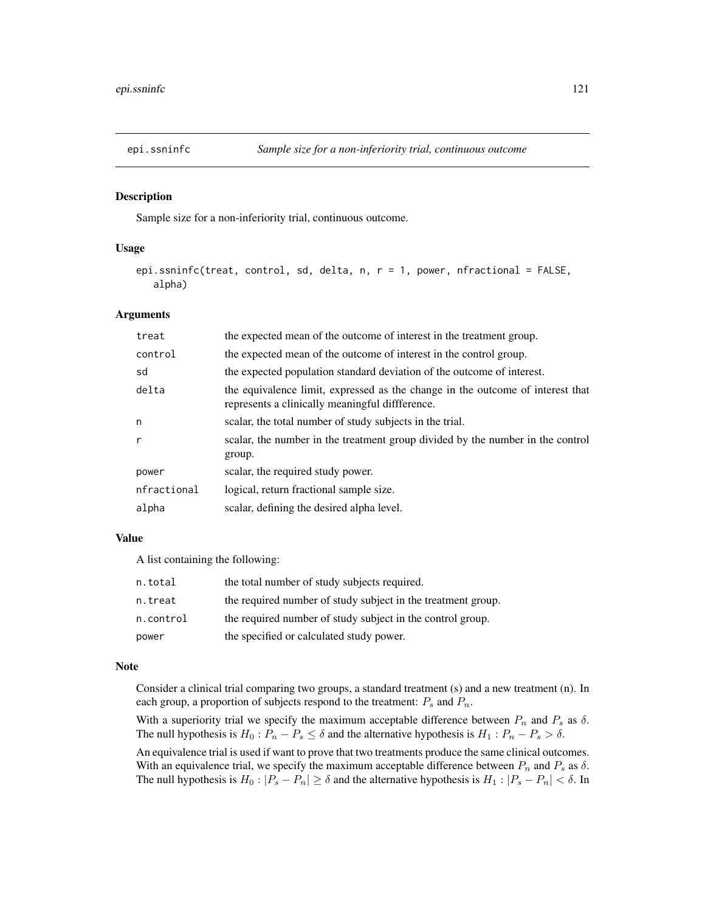## epi.ssninfc — *Sample size for a non-inferiority trial, continuous outcome*

### Description

Sample size for a non-inferiority trial, continuous outcome.

### Usage

```
epi.ssninfc(treat, control, sd, delta, n, r = 1, power, nfractional = FALSE,
   alpha)
```

### Arguments

| | |
|---|---|
| treat | the expected mean of the outcome of interest in the treatment group. |
| control | the expected mean of the outcome of interest in the control group. |
| sd | the expected population standard deviation of the outcome of interest. |
| delta | the equivalence limit, expressed as the change in the outcome of interest that represents a clinically meaningful diffference. |
| n | scalar, the total number of study subjects in the trial. |
| r | scalar, the number in the treatment group divided by the number in the control group. |
| power | scalar, the required study power. |
| nfractional | logical, return fractional sample size. |
| alpha | scalar, defining the desired alpha level. |

### Value

A list containing the following:

| | |
|---|---|
| n.total | the total number of study subjects required. |
| n.treat | the required number of study subject in the treatment group. |
| n.control | the required number of study subject in the control group. |
| power | the specified or calculated study power. |

### Note

Consider a clinical trial comparing two groups, a standard treatment (s) and a new treatment (n). In each group, a proportion of subjects respond to the treatment: $P_s$ and $P_n$.

With a superiority trial we specify the maximum acceptable difference between $P_n$ and $P_s$ as $\delta$. The null hypothesis is $H_0 : P_n - P_s \leq \delta$ and the alternative hypothesis is $H_1 : P_n - P_s > \delta$.

An equivalence trial is used if want to prove that two treatments produce the same clinical outcomes. With an equivalence trial, we specify the maximum acceptable difference between $P_n$ and $P_s$ as $\delta$. The null hypothesis is $H_0 : |P_s - P_n| \geq \delta$ and the alternative hypothesis is $H_1 : |P_s - P_n| < \delta$. In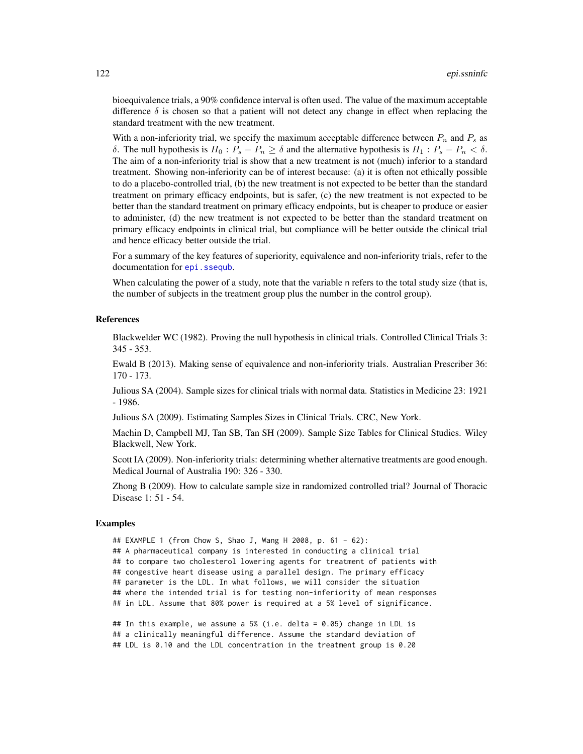bioequivalence trials, a 90% confidence interval is often used. The value of the maximum acceptable difference $\delta$ is chosen so that a patient will not detect any change in effect when replacing the standard treatment with the new treatment.

With a non-inferiority trial, we specify the maximum acceptable difference between $P_n$ and $P_s$ as $\delta$. The null hypothesis is $H_0 : P_s - P_n \geq \delta$ and the alternative hypothesis is $H_1 : P_s - P_n < \delta$. The aim of a non-inferiority trial is show that a new treatment is not (much) inferior to a standard treatment. Showing non-inferiority can be of interest because: (a) it is often not ethically possible to do a placebo-controlled trial, (b) the new treatment is not expected to be better than the standard treatment on primary efficacy endpoints, but is safer, (c) the new treatment is not expected to be better than the standard treatment on primary efficacy endpoints, but is cheaper to produce or easier to administer, (d) the new treatment is not expected to be better than the standard treatment on primary efficacy endpoints in clinical trial, but compliance will be better outside the clinical trial and hence efficacy better outside the trial.

For a summary of the key features of superiority, equivalence and non-inferiority trials, refer to the documentation for `epi.ssequb`.

When calculating the power of a study, note that the variable `n` refers to the total study size (that is, the number of subjects in the treatment group plus the number in the control group).

### References

Blackwelder WC (1982). Proving the null hypothesis in clinical trials. Controlled Clinical Trials 3: 345 - 353.

Ewald B (2013). Making sense of equivalence and non-inferiority trials. Australian Prescriber 36: 170 - 173.

Julious SA (2004). Sample sizes for clinical trials with normal data. Statistics in Medicine 23: 1921 - 1986.

Julious SA (2009). Estimating Samples Sizes in Clinical Trials. CRC, New York.

Machin D, Campbell MJ, Tan SB, Tan SH (2009). Sample Size Tables for Clinical Studies. Wiley Blackwell, New York.

Scott IA (2009). Non-inferiority trials: determining whether alternative treatments are good enough. Medical Journal of Australia 190: 326 - 330.

Zhong B (2009). How to calculate sample size in randomized controlled trial? Journal of Thoracic Disease 1: 51 - 54.

### Examples

```
## EXAMPLE 1 (from Chow S, Shao J, Wang H 2008, p. 61 - 62):
## A pharmaceutical company is interested in conducting a clinical trial
## to compare two cholesterol lowering agents for treatment of patients with
## congestive heart disease using a parallel design. The primary efficacy
## parameter is the LDL. In what follows, we will consider the situation
## where the intended trial is for testing non-inferiority of mean responses
## in LDL. Assume that 80% power is required at a 5% level of significance.

## In this example, we assume a 5% (i.e. delta = 0.05) change in LDL is
## a clinically meaningful difference. Assume the standard deviation of
## LDL is 0.10 and the LDL concentration in the treatment group is 0.20
```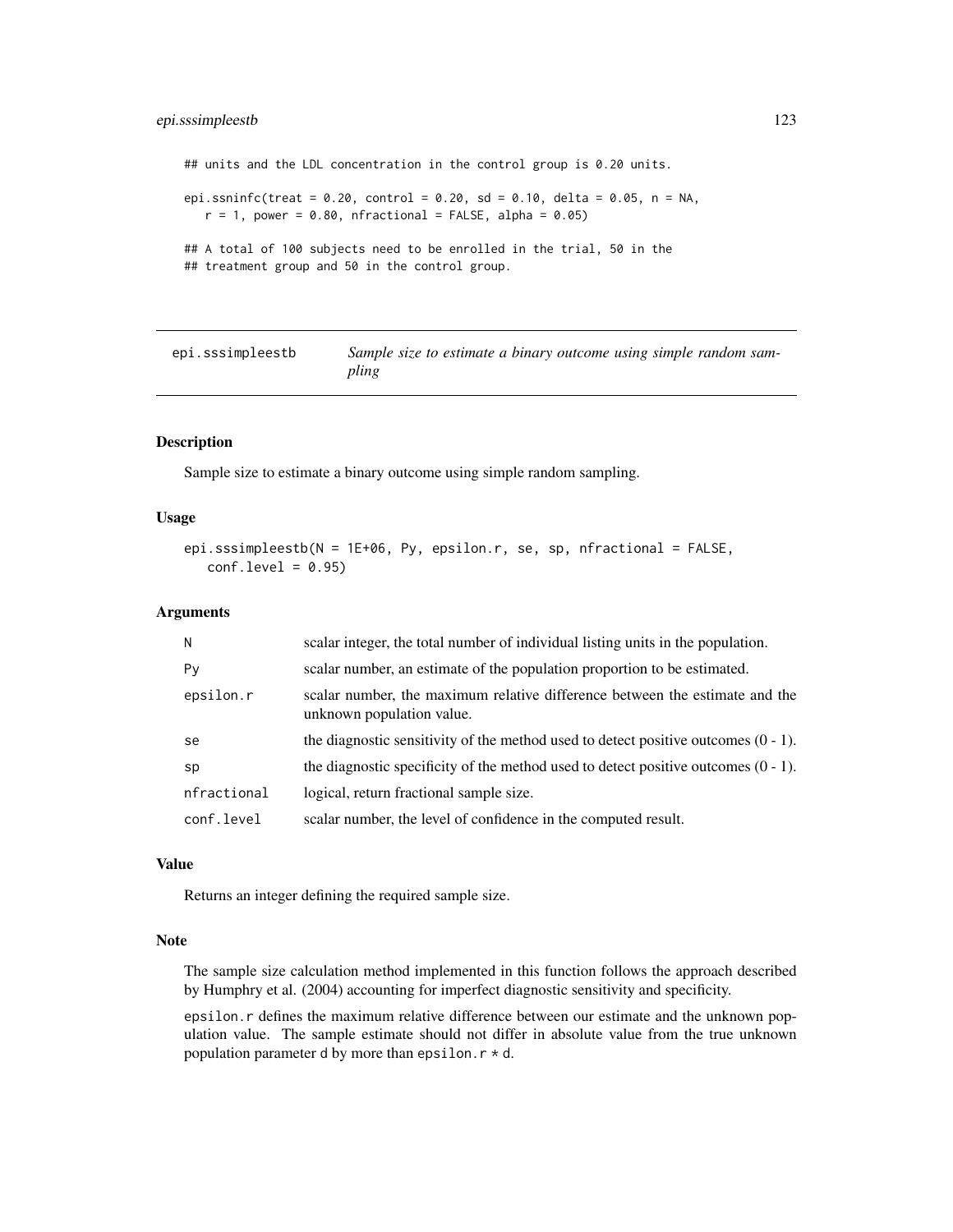```
## units and the LDL concentration in the control group is 0.20 units.

epi.ssninfc(treat = 0.20, control = 0.20, sd = 0.10, delta = 0.05, n = NA,
   r = 1, power = 0.80, nfractional = FALSE, alpha = 0.05)

## A total of 100 subjects need to be enrolled in the trial, 50 in the
## treatment group and 50 in the control group.
```

---

## epi.sssimpleestb — *Sample size to estimate a binary outcome using simple random sampling*

---

### Description

Sample size to estimate a binary outcome using simple random sampling.

### Usage

```
epi.sssimpleestb(N = 1E+06, Py, epsilon.r, se, sp, nfractional = FALSE,
   conf.level = 0.95)
```

### Arguments

| | |
|---|---|
| `N` | scalar integer, the total number of individual listing units in the population. |
| `Py` | scalar number, an estimate of the population proportion to be estimated. |
| `epsilon.r` | scalar number, the maximum relative difference between the estimate and the unknown population value. |
| `se` | the diagnostic sensitivity of the method used to detect positive outcomes (0 - 1). |
| `sp` | the diagnostic specificity of the method used to detect positive outcomes (0 - 1). |
| `nfractional` | logical, return fractional sample size. |
| `conf.level` | scalar number, the level of confidence in the computed result. |

### Value

Returns an integer defining the required sample size.

### Note

The sample size calculation method implemented in this function follows the approach described by Humphry et al. (2004) accounting for imperfect diagnostic sensitivity and specificity.

`epsilon.r` defines the maximum relative difference between our estimate and the unknown population value. The sample estimate should not differ in absolute value from the true unknown population parameter `d` by more than `epsilon.r * d`.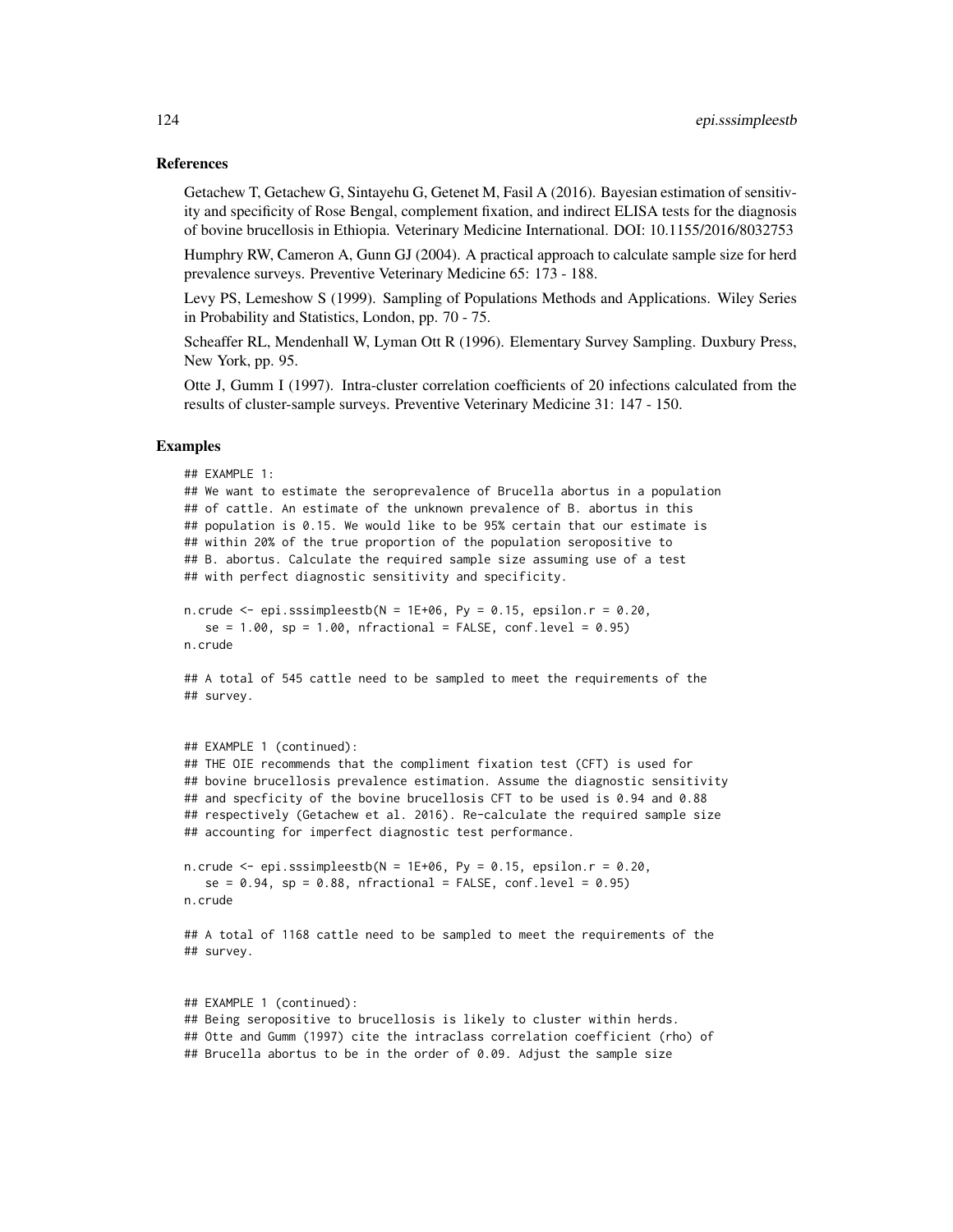## References

Getachew T, Getachew G, Sintayehu G, Getenet M, Fasil A (2016). Bayesian estimation of sensitivity and specificity of Rose Bengal, complement fixation, and indirect ELISA tests for the diagnosis of bovine brucellosis in Ethiopia. Veterinary Medicine International. DOI: 10.1155/2016/8032753

Humphry RW, Cameron A, Gunn GJ (2004). A practical approach to calculate sample size for herd prevalence surveys. Preventive Veterinary Medicine 65: 173 - 188.

Levy PS, Lemeshow S (1999). Sampling of Populations Methods and Applications. Wiley Series in Probability and Statistics, London, pp. 70 - 75.

Scheaffer RL, Mendenhall W, Lyman Ott R (1996). Elementary Survey Sampling. Duxbury Press, New York, pp. 95.

Otte J, Gumm I (1997). Intra-cluster correlation coefficients of 20 infections calculated from the results of cluster-sample surveys. Preventive Veterinary Medicine 31: 147 - 150.

## Examples

```
## EXAMPLE 1:
## We want to estimate the seroprevalence of Brucella abortus in a population
## of cattle. An estimate of the unknown prevalence of B. abortus in this
## population is 0.15. We would like to be 95% certain that our estimate is
## within 20% of the true proportion of the population seropositive to
## B. abortus. Calculate the required sample size assuming use of a test
## with perfect diagnostic sensitivity and specificity.

n.crude <- epi.sssimpleestb(N = 1E+06, Py = 0.15, epsilon.r = 0.20,
   se = 1.00, sp = 1.00, nfractional = FALSE, conf.level = 0.95)
n.crude

## A total of 545 cattle need to be sampled to meet the requirements of the
## survey.


## EXAMPLE 1 (continued):
## THE OIE recommends that the compliment fixation test (CFT) is used for
## bovine brucellosis prevalence estimation. Assume the diagnostic sensitivity
## and specficity of the bovine brucellosis CFT to be used is 0.94 and 0.88
## respectively (Getachew et al. 2016). Re-calculate the required sample size
## accounting for imperfect diagnostic test performance.

n.crude <- epi.sssimpleestb(N = 1E+06, Py = 0.15, epsilon.r = 0.20,
   se = 0.94, sp = 0.88, nfractional = FALSE, conf.level = 0.95)
n.crude

## A total of 1168 cattle need to be sampled to meet the requirements of the
## survey.


## EXAMPLE 1 (continued):
## Being seropositive to brucellosis is likely to cluster within herds.
## Otte and Gumm (1997) cite the intraclass correlation coefficient (rho) of
## Brucella abortus to be in the order of 0.09. Adjust the sample size
```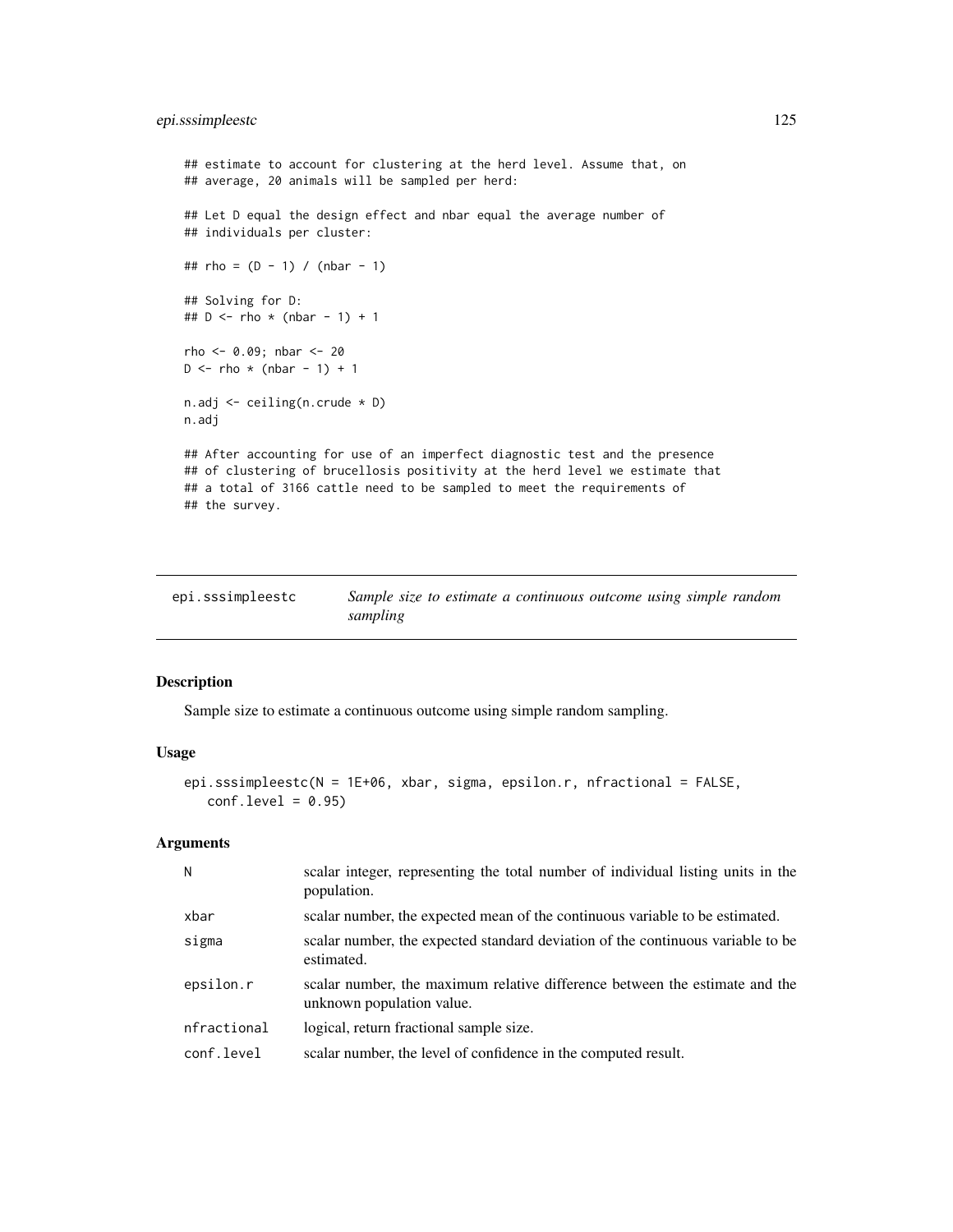```
## estimate to account for clustering at the herd level. Assume that, on
## average, 20 animals will be sampled per herd:

## Let D equal the design effect and nbar equal the average number of
## individuals per cluster:

## rho = (D - 1) / (nbar - 1)

## Solving for D:
## D <- rho * (nbar - 1) + 1

rho <- 0.09; nbar <- 20
D <- rho * (nbar - 1) + 1

n.adj <- ceiling(n.crude * D)
n.adj

## After accounting for use of an imperfect diagnostic test and the presence
## of clustering of brucellosis positivity at the herd level we estimate that
## a total of 3166 cattle need to be sampled to meet the requirements of
## the survey.
```

---

## epi.sssimpleestc — *Sample size to estimate a continuous outcome using simple random sampling*

---

### Description

Sample size to estimate a continuous outcome using simple random sampling.

### Usage

```
epi.sssimpleestc(N = 1E+06, xbar, sigma, epsilon.r, nfractional = FALSE,
   conf.level = 0.95)
```

### Arguments

| | |
|---|---|
| `N` | scalar integer, representing the total number of individual listing units in the population. |
| `xbar` | scalar number, the expected mean of the continuous variable to be estimated. |
| `sigma` | scalar number, the expected standard deviation of the continuous variable to be estimated. |
| `epsilon.r` | scalar number, the maximum relative difference between the estimate and the unknown population value. |
| `nfractional` | logical, return fractional sample size. |
| `conf.level` | scalar number, the level of confidence in the computed result. |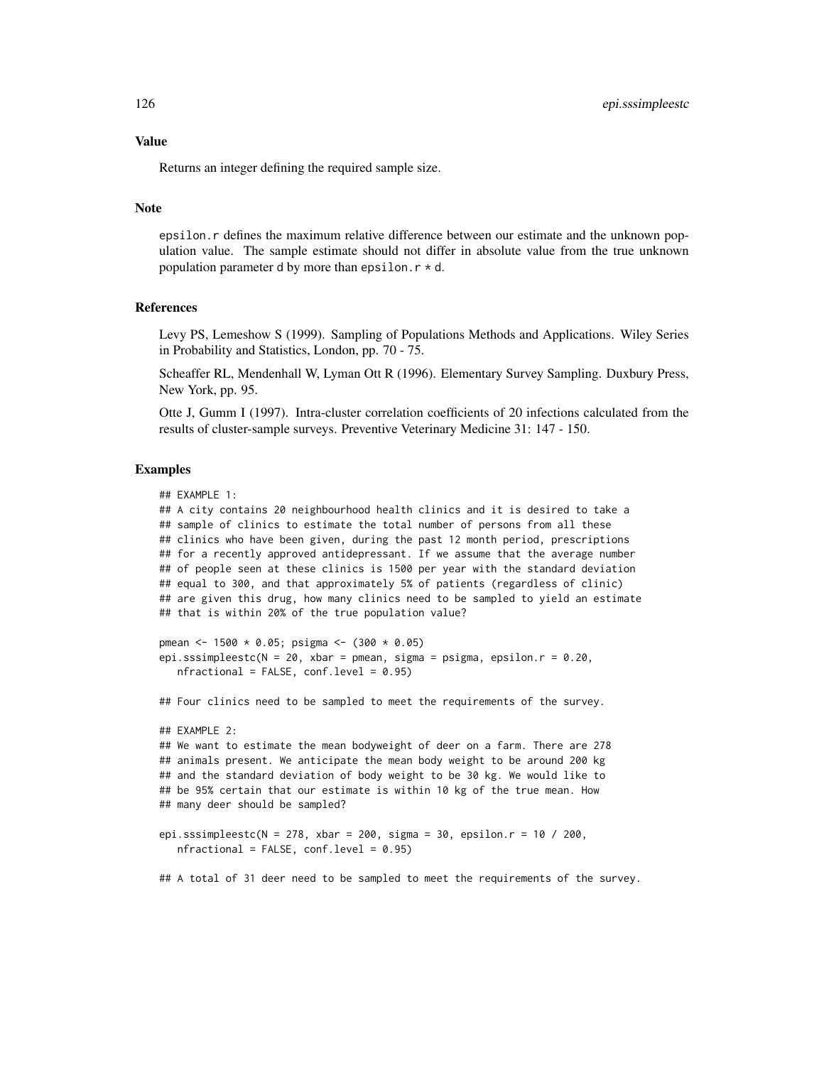## Value

Returns an integer defining the required sample size.

## Note

`epsilon.r` defines the maximum relative difference between our estimate and the unknown population value. The sample estimate should not differ in absolute value from the true unknown population parameter `d` by more than `epsilon.r * d`.

## References

Levy PS, Lemeshow S (1999). Sampling of Populations Methods and Applications. Wiley Series in Probability and Statistics, London, pp. 70 - 75.

Scheaffer RL, Mendenhall W, Lyman Ott R (1996). Elementary Survey Sampling. Duxbury Press, New York, pp. 95.

Otte J, Gumm I (1997). Intra-cluster correlation coefficients of 20 infections calculated from the results of cluster-sample surveys. Preventive Veterinary Medicine 31: 147 - 150.

## Examples

```
## EXAMPLE 1:
## A city contains 20 neighbourhood health clinics and it is desired to take a
## sample of clinics to estimate the total number of persons from all these
## clinics who have been given, during the past 12 month period, prescriptions
## for a recently approved antidepressant. If we assume that the average number
## of people seen at these clinics is 1500 per year with the standard deviation
## equal to 300, and that approximately 5% of patients (regardless of clinic)
## are given this drug, how many clinics need to be sampled to yield an estimate
## that is within 20% of the true population value?

pmean <- 1500 * 0.05; psigma <- (300 * 0.05)
epi.sssimpleestc(N = 20, xbar = pmean, sigma = psigma, epsilon.r = 0.20,
   nfractional = FALSE, conf.level = 0.95)

## Four clinics need to be sampled to meet the requirements of the survey.

## EXAMPLE 2:
## We want to estimate the mean bodyweight of deer on a farm. There are 278
## animals present. We anticipate the mean body weight to be around 200 kg
## and the standard deviation of body weight to be 30 kg. We would like to
## be 95% certain that our estimate is within 10 kg of the true mean. How
## many deer should be sampled?

epi.sssimpleestc(N = 278, xbar = 200, sigma = 30, epsilon.r = 10 / 200,
   nfractional = FALSE, conf.level = 0.95)

## A total of 31 deer need to be sampled to meet the requirements of the survey.
```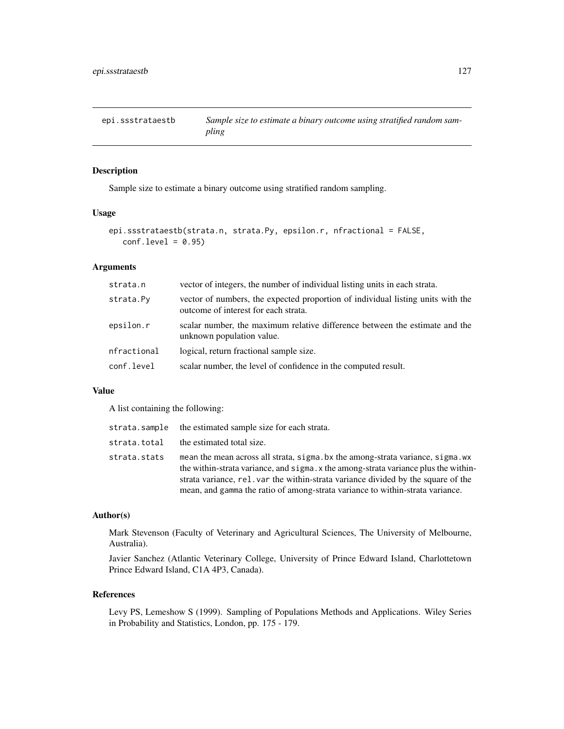## epi.ssstrataestb — *Sample size to estimate a binary outcome using stratified random sampling*

### Description

Sample size to estimate a binary outcome using stratified random sampling.

### Usage

```
epi.ssstrataestb(strata.n, strata.Py, epsilon.r, nfractional = FALSE,
   conf.level = 0.95)
```

### Arguments

| | |
|---|---|
| `strata.n` | vector of integers, the number of individual listing units in each strata. |
| `strata.Py` | vector of numbers, the expected proportion of individual listing units with the outcome of interest for each strata. |
| `epsilon.r` | scalar number, the maximum relative difference between the estimate and the unknown population value. |
| `nfractional` | logical, return fractional sample size. |
| `conf.level` | scalar number, the level of confidence in the computed result. |

### Value

A list containing the following:

| | |
|---|---|
| `strata.sample` | the estimated sample size for each strata. |
| `strata.total` | the estimated total size. |
| `strata.stats` | `mean` the mean across all strata, `sigma.bx` the among-strata variance, `sigma.wx` the within-strata variance, and `sigma.x` the among-strata variance plus the within-strata variance, `rel.var` the within-strata variance divided by the square of the mean, and `gamma` the ratio of among-strata variance to within-strata variance. |

### Author(s)

Mark Stevenson (Faculty of Veterinary and Agricultural Sciences, The University of Melbourne, Australia).

Javier Sanchez (Atlantic Veterinary College, University of Prince Edward Island, Charlottetown Prince Edward Island, C1A 4P3, Canada).

### References

Levy PS, Lemeshow S (1999). Sampling of Populations Methods and Applications. Wiley Series in Probability and Statistics, London, pp. 175 - 179.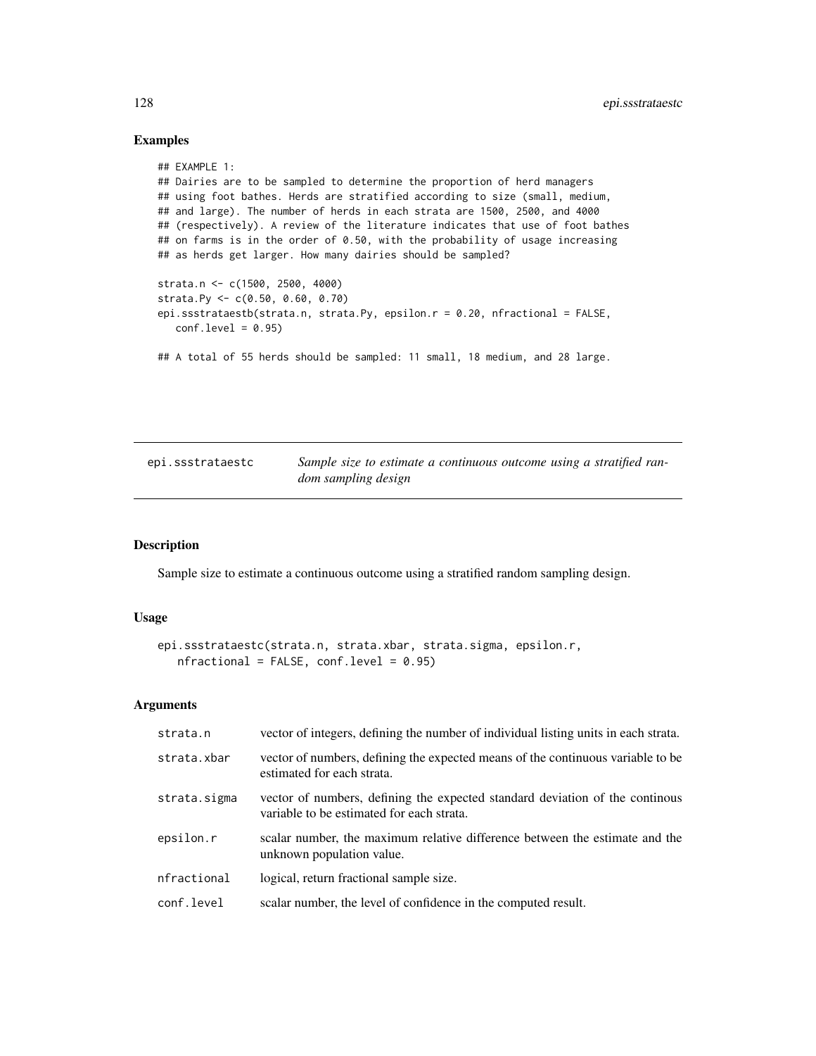## Examples

```
## EXAMPLE 1:
## Dairies are to be sampled to determine the proportion of herd managers
## using foot bathes. Herds are stratified according to size (small, medium,
## and large). The number of herds in each strata are 1500, 2500, and 4000
## (respectively). A review of the literature indicates that use of foot bathes
## on farms is in the order of 0.50, with the probability of usage increasing
## as herds get larger. How many dairies should be sampled?

strata.n <- c(1500, 2500, 4000)
strata.Py <- c(0.50, 0.60, 0.70)
epi.ssstrataestb(strata.n, strata.Py, epsilon.r = 0.20, nfractional = FALSE,
   conf.level = 0.95)

## A total of 55 herds should be sampled: 11 small, 18 medium, and 28 large.
```

---

| epi.ssstrataestc | *Sample size to estimate a continuous outcome using a stratified random sampling design* |
|---|---|

---

### Description

Sample size to estimate a continuous outcome using a stratified random sampling design.

### Usage

```
epi.ssstrataestc(strata.n, strata.xbar, strata.sigma, epsilon.r,
   nfractional = FALSE, conf.level = 0.95)
```

### Arguments

| | |
|---|---|
| strata.n | vector of integers, defining the number of individual listing units in each strata. |
| strata.xbar | vector of numbers, defining the expected means of the continuous variable to be estimated for each strata. |
| strata.sigma | vector of numbers, defining the expected standard deviation of the continous variable to be estimated for each strata. |
| epsilon.r | scalar number, the maximum relative difference between the estimate and the unknown population value. |
| nfractional | logical, return fractional sample size. |
| conf.level | scalar number, the level of confidence in the computed result. |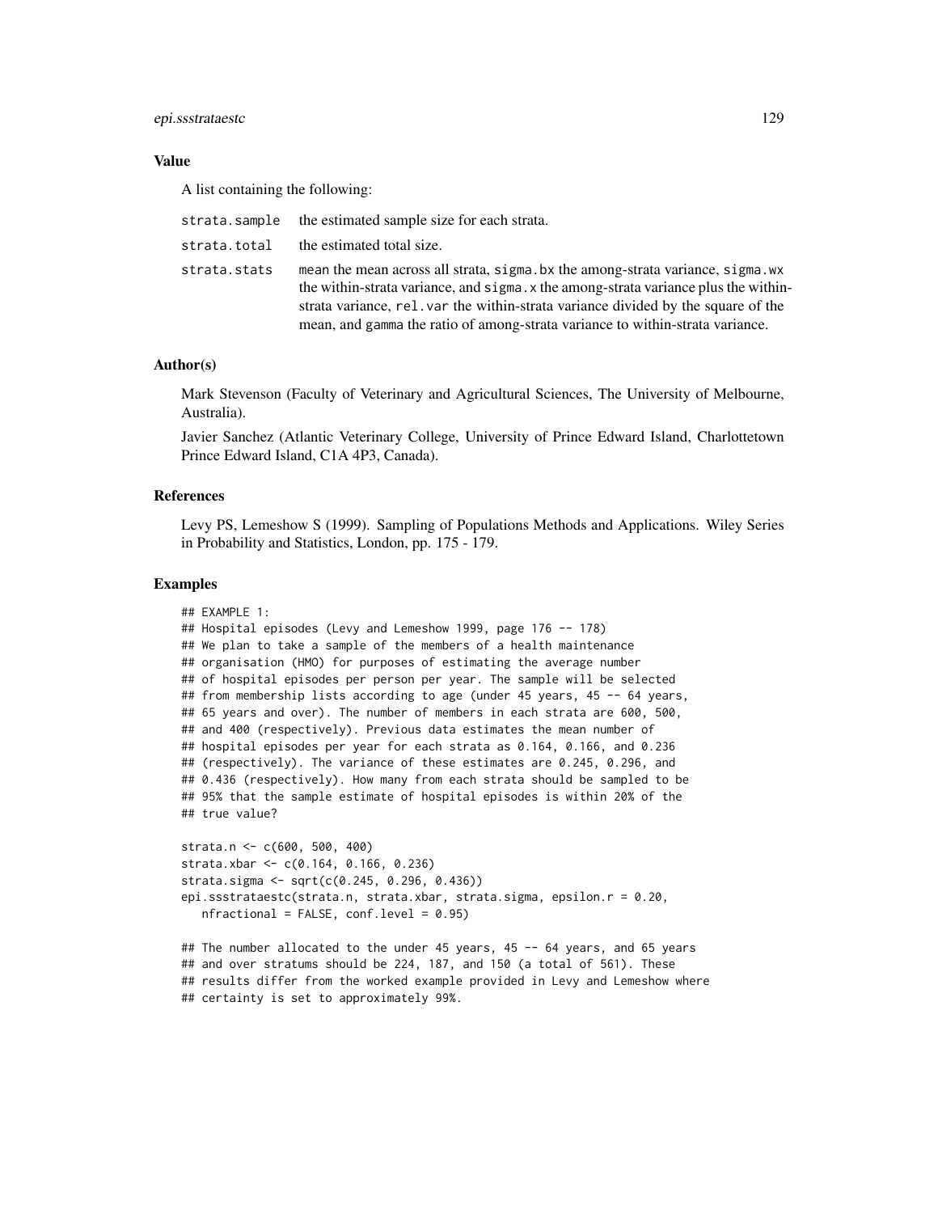### Value

A list containing the following:

| | |
|---|---|
| `strata.sample` | the estimated sample size for each strata. |
| `strata.total` | the estimated total size. |
| `strata.stats` | `mean` the mean across all strata, `sigma.bx` the among-strata variance, `sigma.wx` the within-strata variance, and `sigma.x` the among-strata variance plus the within-strata variance, `rel.var` the within-strata variance divided by the square of the mean, and `gamma` the ratio of among-strata variance to within-strata variance. |

### Author(s)

Mark Stevenson (Faculty of Veterinary and Agricultural Sciences, The University of Melbourne, Australia).

Javier Sanchez (Atlantic Veterinary College, University of Prince Edward Island, Charlottetown Prince Edward Island, C1A 4P3, Canada).

### References

Levy PS, Lemeshow S (1999). Sampling of Populations Methods and Applications. Wiley Series in Probability and Statistics, London, pp. 175 - 179.

### Examples

```
## EXAMPLE 1:
## Hospital episodes (Levy and Lemeshow 1999, page 176 -- 178)
## We plan to take a sample of the members of a health maintenance
## organisation (HMO) for purposes of estimating the average number
## of hospital episodes per person per year. The sample will be selected
## from membership lists according to age (under 45 years, 45 -- 64 years,
## 65 years and over). The number of members in each strata are 600, 500,
## and 400 (respectively). Previous data estimates the mean number of
## hospital episodes per year for each strata as 0.164, 0.166, and 0.236
## (respectively). The variance of these estimates are 0.245, 0.296, and
## 0.436 (respectively). How many from each strata should be sampled to be
## 95% that the sample estimate of hospital episodes is within 20% of the
## true value?

strata.n <- c(600, 500, 400)
strata.xbar <- c(0.164, 0.166, 0.236)
strata.sigma <- sqrt(c(0.245, 0.296, 0.436))
epi.ssstrataestc(strata.n, strata.xbar, strata.sigma, epsilon.r = 0.20,
   nfractional = FALSE, conf.level = 0.95)

## The number allocated to the under 45 years, 45 -- 64 years, and 65 years
## and over stratums should be 224, 187, and 150 (a total of 561). These
## results differ from the worked example provided in Levy and Lemeshow where
## certainty is set to approximately 99%.
```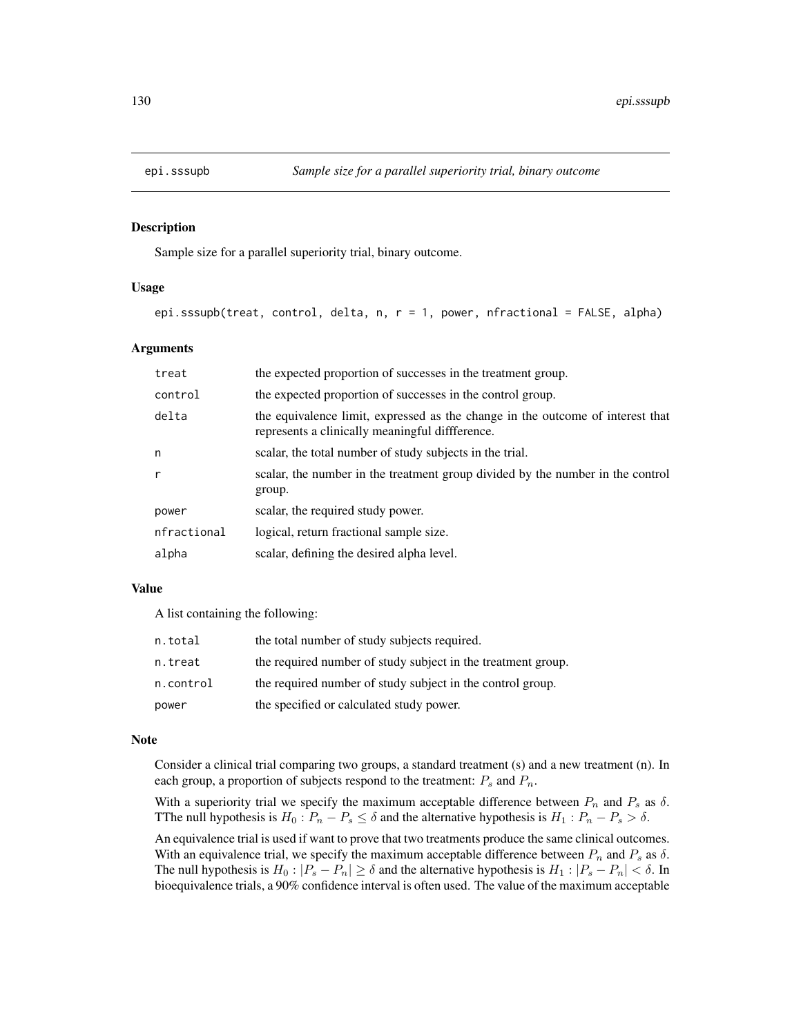# epi.sssupb *Sample size for a parallel superiority trial, binary outcome*

## Description

Sample size for a parallel superiority trial, binary outcome.

## Usage

```
epi.sssupb(treat, control, delta, n, r = 1, power, nfractional = FALSE, alpha)
```

## Arguments

| | |
|---|---|
| treat | the expected proportion of successes in the treatment group. |
| control | the expected proportion of successes in the control group. |
| delta | the equivalence limit, expressed as the change in the outcome of interest that represents a clinically meaningful diffference. |
| n | scalar, the total number of study subjects in the trial. |
| r | scalar, the number in the treatment group divided by the number in the control group. |
| power | scalar, the required study power. |
| nfractional | logical, return fractional sample size. |
| alpha | scalar, defining the desired alpha level. |

## Value

A list containing the following:

| | |
|---|---|
| n.total | the total number of study subjects required. |
| n.treat | the required number of study subject in the treatment group. |
| n.control | the required number of study subject in the control group. |
| power | the specified or calculated study power. |

## Note

Consider a clinical trial comparing two groups, a standard treatment (s) and a new treatment (n). In each group, a proportion of subjects respond to the treatment: $P_s$ and $P_n$.

With a superiority trial we specify the maximum acceptable difference between $P_n$ and $P_s$ as $\delta$. TThe null hypothesis is $H_0 : P_n - P_s \leq \delta$ and the alternative hypothesis is $H_1 : P_n - P_s > \delta$.

An equivalence trial is used if want to prove that two treatments produce the same clinical outcomes. With an equivalence trial, we specify the maximum acceptable difference between $P_n$ and $P_s$ as $\delta$. The null hypothesis is $H_0 : |P_s - P_n| \geq \delta$ and the alternative hypothesis is $H_1 : |P_s - P_n| < \delta$. In bioequivalence trials, a 90% confidence interval is often used. The value of the maximum acceptable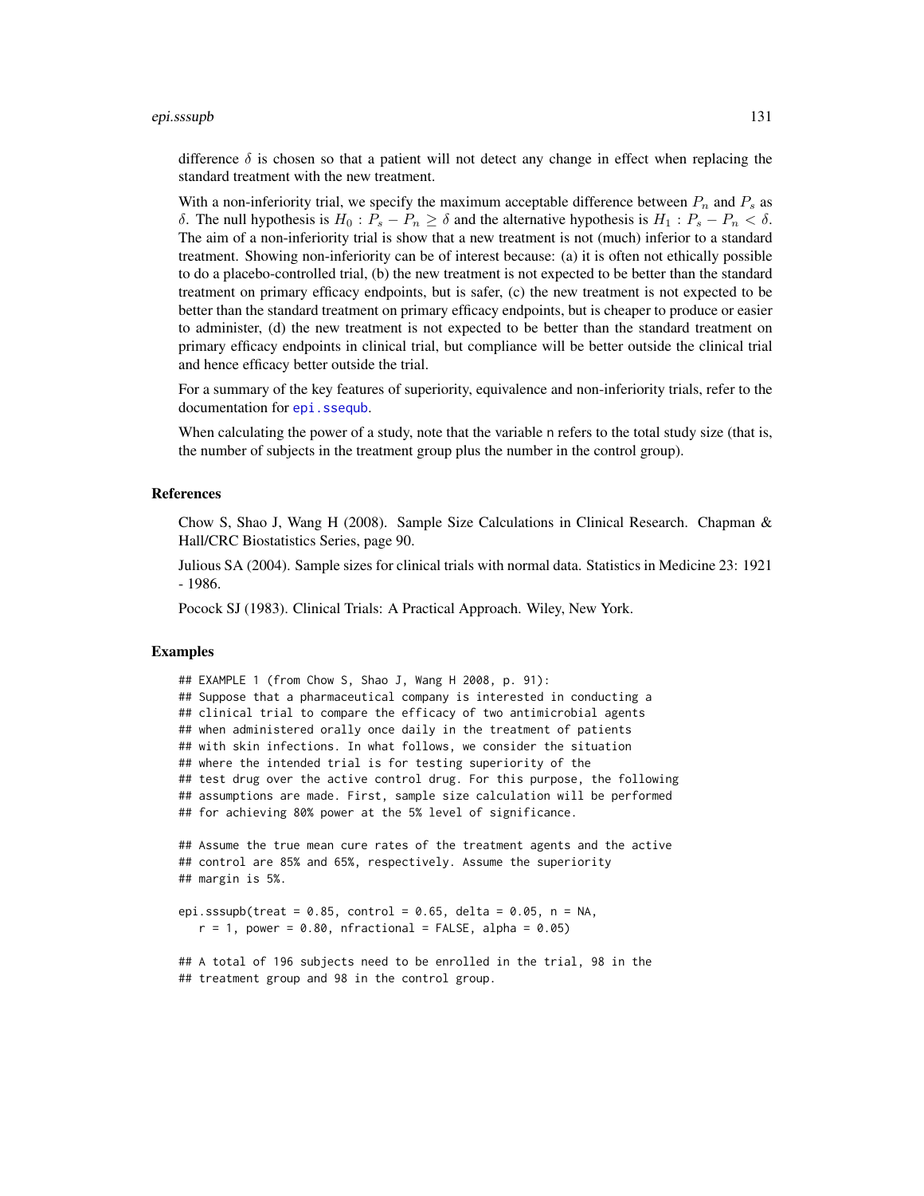difference $\delta$ is chosen so that a patient will not detect any change in effect when replacing the standard treatment with the new treatment.

With a non-inferiority trial, we specify the maximum acceptable difference between $P_n$ and $P_s$ as $\delta$. The null hypothesis is $H_0 : P_s - P_n \geq \delta$ and the alternative hypothesis is $H_1 : P_s - P_n < \delta$. The aim of a non-inferiority trial is show that a new treatment is not (much) inferior to a standard treatment. Showing non-inferiority can be of interest because: (a) it is often not ethically possible to do a placebo-controlled trial, (b) the new treatment is not expected to be better than the standard treatment on primary efficacy endpoints, but is safer, (c) the new treatment is not expected to be better than the standard treatment on primary efficacy endpoints, but is cheaper to produce or easier to administer, (d) the new treatment is not expected to be better than the standard treatment on primary efficacy endpoints in clinical trial, but compliance will be better outside the clinical trial and hence efficacy better outside the trial.

For a summary of the key features of superiority, equivalence and non-inferiority trials, refer to the documentation for `epi.ssequb`.

When calculating the power of a study, note that the variable `n` refers to the total study size (that is, the number of subjects in the treatment group plus the number in the control group).

## References

Chow S, Shao J, Wang H (2008). Sample Size Calculations in Clinical Research. Chapman & Hall/CRC Biostatistics Series, page 90.

Julious SA (2004). Sample sizes for clinical trials with normal data. Statistics in Medicine 23: 1921 - 1986.

Pocock SJ (1983). Clinical Trials: A Practical Approach. Wiley, New York.

## Examples

```
## EXAMPLE 1 (from Chow S, Shao J, Wang H 2008, p. 91):
## Suppose that a pharmaceutical company is interested in conducting a
## clinical trial to compare the efficacy of two antimicrobial agents
## when administered orally once daily in the treatment of patients
## with skin infections. In what follows, we consider the situation
## where the intended trial is for testing superiority of the
## test drug over the active control drug. For this purpose, the following
## assumptions are made. First, sample size calculation will be performed
## for achieving 80% power at the 5% level of significance.

## Assume the true mean cure rates of the treatment agents and the active
## control are 85% and 65%, respectively. Assume the superiority
## margin is 5%.

epi.sssupb(treat = 0.85, control = 0.65, delta = 0.05, n = NA,
   r = 1, power = 0.80, nfractional = FALSE, alpha = 0.05)

## A total of 196 subjects need to be enrolled in the trial, 98 in the
## treatment group and 98 in the control group.
```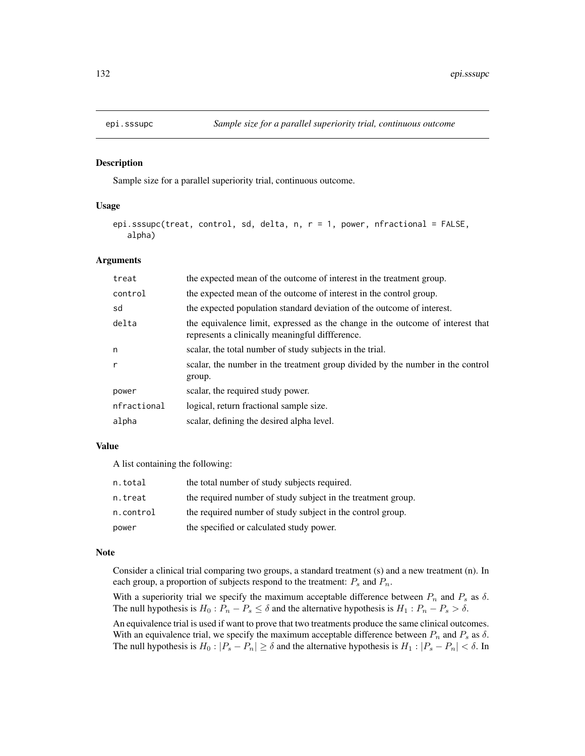## epi.sssupc — *Sample size for a parallel superiority trial, continuous outcome*

### Description

Sample size for a parallel superiority trial, continuous outcome.

### Usage

```
epi.sssupc(treat, control, sd, delta, n, r = 1, power, nfractional = FALSE,
   alpha)
```

### Arguments

| | |
|---|---|
| treat | the expected mean of the outcome of interest in the treatment group. |
| control | the expected mean of the outcome of interest in the control group. |
| sd | the expected population standard deviation of the outcome of interest. |
| delta | the equivalence limit, expressed as the change in the outcome of interest that represents a clinically meaningful diffference. |
| n | scalar, the total number of study subjects in the trial. |
| r | scalar, the number in the treatment group divided by the number in the control group. |
| power | scalar, the required study power. |
| nfractional | logical, return fractional sample size. |
| alpha | scalar, defining the desired alpha level. |

### Value

A list containing the following:

| | |
|---|---|
| n.total | the total number of study subjects required. |
| n.treat | the required number of study subject in the treatment group. |
| n.control | the required number of study subject in the control group. |
| power | the specified or calculated study power. |

### Note

Consider a clinical trial comparing two groups, a standard treatment (s) and a new treatment (n). In each group, a proportion of subjects respond to the treatment: $P_s$ and $P_n$.

With a superiority trial we specify the maximum acceptable difference between $P_n$ and $P_s$ as $\delta$. The null hypothesis is $H_0 : P_n - P_s \leq \delta$ and the alternative hypothesis is $H_1 : P_n - P_s > \delta$.

An equivalence trial is used if want to prove that two treatments produce the same clinical outcomes. With an equivalence trial, we specify the maximum acceptable difference between $P_n$ and $P_s$ as $\delta$. The null hypothesis is $H_0 : |P_s - P_n| \geq \delta$ and the alternative hypothesis is $H_1 : |P_s - P_n| < \delta$. In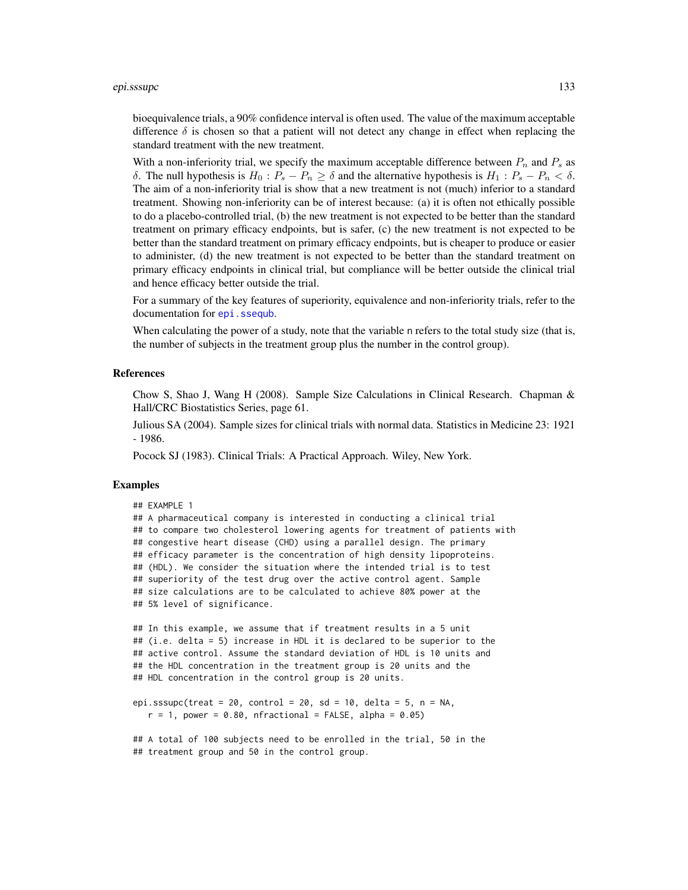bioequivalence trials, a 90% confidence interval is often used. The value of the maximum acceptable difference $\delta$ is chosen so that a patient will not detect any change in effect when replacing the standard treatment with the new treatment.

With a non-inferiority trial, we specify the maximum acceptable difference between $P_n$ and $P_s$ as $\delta$. The null hypothesis is $H_0 : P_s - P_n \geq \delta$ and the alternative hypothesis is $H_1 : P_s - P_n < \delta$. The aim of a non-inferiority trial is show that a new treatment is not (much) inferior to a standard treatment. Showing non-inferiority can be of interest because: (a) it is often not ethically possible to do a placebo-controlled trial, (b) the new treatment is not expected to be better than the standard treatment on primary efficacy endpoints, but is safer, (c) the new treatment is not expected to be better than the standard treatment on primary efficacy endpoints, but is cheaper to produce or easier to administer, (d) the new treatment is not expected to be better than the standard treatment on primary efficacy endpoints in clinical trial, but compliance will be better outside the clinical trial and hence efficacy better outside the trial.

For a summary of the key features of superiority, equivalence and non-inferiority trials, refer to the documentation for `epi.ssequb`.

When calculating the power of a study, note that the variable `n` refers to the total study size (that is, the number of subjects in the treatment group plus the number in the control group).

### References

Chow S, Shao J, Wang H (2008). Sample Size Calculations in Clinical Research. Chapman & Hall/CRC Biostatistics Series, page 61.

Julious SA (2004). Sample sizes for clinical trials with normal data. Statistics in Medicine 23: 1921 - 1986.

Pocock SJ (1983). Clinical Trials: A Practical Approach. Wiley, New York.

### Examples

```
## EXAMPLE 1
## A pharmaceutical company is interested in conducting a clinical trial
## to compare two cholesterol lowering agents for treatment of patients with
## congestive heart disease (CHD) using a parallel design. The primary
## efficacy parameter is the concentration of high density lipoproteins.
## (HDL). We consider the situation where the intended trial is to test
## superiority of the test drug over the active control agent. Sample
## size calculations are to be calculated to achieve 80% power at the
## 5% level of significance.

## In this example, we assume that if treatment results in a 5 unit
## (i.e. delta = 5) increase in HDL it is declared to be superior to the
## active control. Assume the standard deviation of HDL is 10 units and
## the HDL concentration in the treatment group is 20 units and the
## HDL concentration in the control group is 20 units.

epi.sssupc(treat = 20, control = 20, sd = 10, delta = 5, n = NA,
   r = 1, power = 0.80, nfractional = FALSE, alpha = 0.05)

## A total of 100 subjects need to be enrolled in the trial, 50 in the
## treatment group and 50 in the control group.
```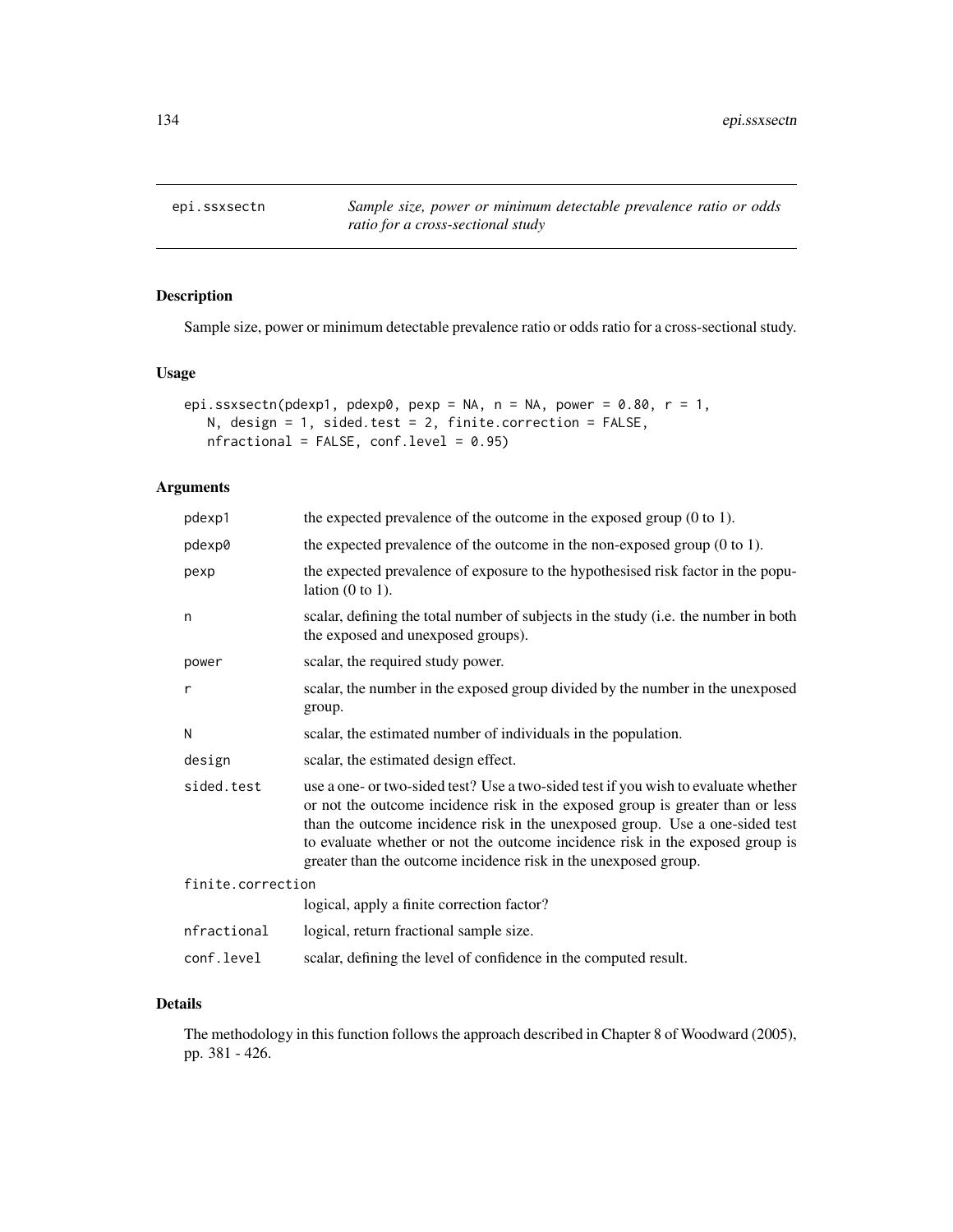epi.ssxsectn *Sample size, power or minimum detectable prevalence ratio or odds ratio for a cross-sectional study*

## Description

Sample size, power or minimum detectable prevalence ratio or odds ratio for a cross-sectional study.

## Usage

```
epi.ssxsectn(pdexp1, pdexp0, pexp = NA, n = NA, power = 0.80, r = 1,
   N, design = 1, sided.test = 2, finite.correction = FALSE,
   nfractional = FALSE, conf.level = 0.95)
```

## Arguments

| | |
|---|---|
| pdexp1 | the expected prevalence of the outcome in the exposed group (0 to 1). |
| pdexp0 | the expected prevalence of the outcome in the non-exposed group (0 to 1). |
| pexp | the expected prevalence of exposure to the hypothesised risk factor in the population (0 to 1). |
| n | scalar, defining the total number of subjects in the study (i.e. the number in both the exposed and unexposed groups). |
| power | scalar, the required study power. |
| r | scalar, the number in the exposed group divided by the number in the unexposed group. |
| N | scalar, the estimated number of individuals in the population. |
| design | scalar, the estimated design effect. |
| sided.test | use a one- or two-sided test? Use a two-sided test if you wish to evaluate whether or not the outcome incidence risk in the exposed group is greater than or less than the outcome incidence risk in the unexposed group. Use a one-sided test to evaluate whether or not the outcome incidence risk in the exposed group is greater than the outcome incidence risk in the unexposed group. |
| finite.correction | logical, apply a finite correction factor? |
| nfractional | logical, return fractional sample size. |
| conf.level | scalar, defining the level of confidence in the computed result. |

## Details

The methodology in this function follows the approach described in Chapter 8 of Woodward (2005), pp. 381 - 426.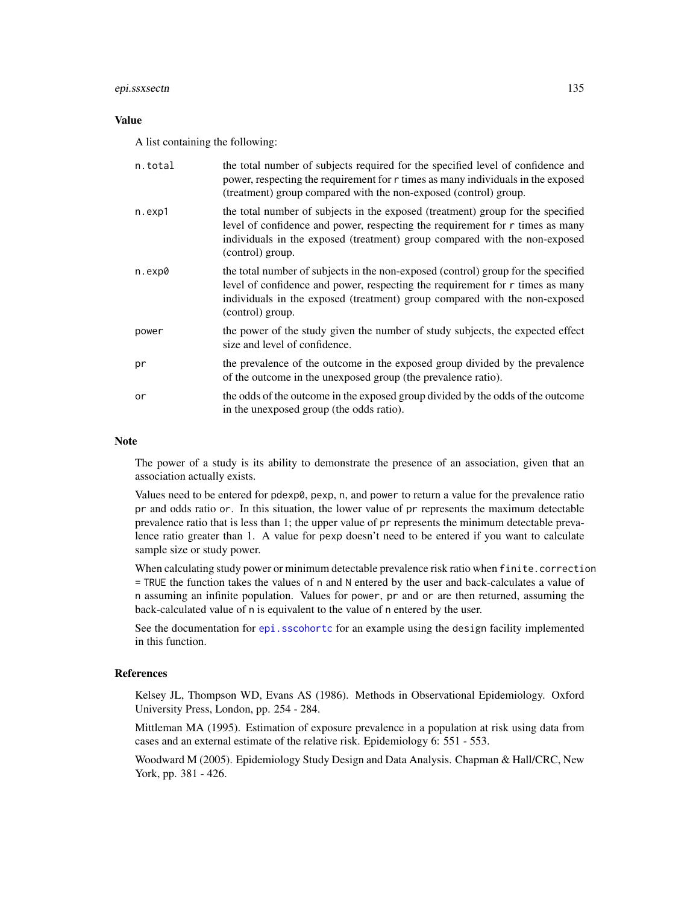## Value

A list containing the following:

- `n.total` — the total number of subjects required for the specified level of confidence and power, respecting the requirement for `r` times as many individuals in the exposed (treatment) group compared with the non-exposed (control) group.
- `n.exp1` — the total number of subjects in the exposed (treatment) group for the specified level of confidence and power, respecting the requirement for `r` times as many individuals in the exposed (treatment) group compared with the non-exposed (control) group.
- `n.exp0` — the total number of subjects in the non-exposed (control) group for the specified level of confidence and power, respecting the requirement for `r` times as many individuals in the exposed (treatment) group compared with the non-exposed (control) group.
- `power` — the power of the study given the number of study subjects, the expected effect size and level of confidence.
- `pr` — the prevalence of the outcome in the exposed group divided by the prevalence of the outcome in the unexposed group (the prevalence ratio).
- `or` — the odds of the outcome in the exposed group divided by the odds of the outcome in the unexposed group (the odds ratio).

## Note

The power of a study is its ability to demonstrate the presence of an association, given that an association actually exists.

Values need to be entered for `pdexp0`, `pexp`, `n`, and `power` to return a value for the prevalence ratio `pr` and odds ratio `or`. In this situation, the lower value of `pr` represents the maximum detectable prevalence ratio that is less than 1; the upper value of `pr` represents the minimum detectable prevalence ratio greater than 1. A value for `pexp` doesn't need to be entered if you want to calculate sample size or study power.

When calculating study power or minimum detectable prevalence risk ratio when `finite.correction = TRUE` the function takes the values of `n` and `N` entered by the user and back-calculates a value of `n` assuming an infinite population. Values for `power`, `pr` and `or` are then returned, assuming the back-calculated value of `n` is equivalent to the value of `n` entered by the user.

See the documentation for `epi.sscohortc` for an example using the `design` facility implemented in this function.

## References

Kelsey JL, Thompson WD, Evans AS (1986). Methods in Observational Epidemiology. Oxford University Press, London, pp. 254 - 284.

Mittleman MA (1995). Estimation of exposure prevalence in a population at risk using data from cases and an external estimate of the relative risk. Epidemiology 6: 551 - 553.

Woodward M (2005). Epidemiology Study Design and Data Analysis. Chapman & Hall/CRC, New York, pp. 381 - 426.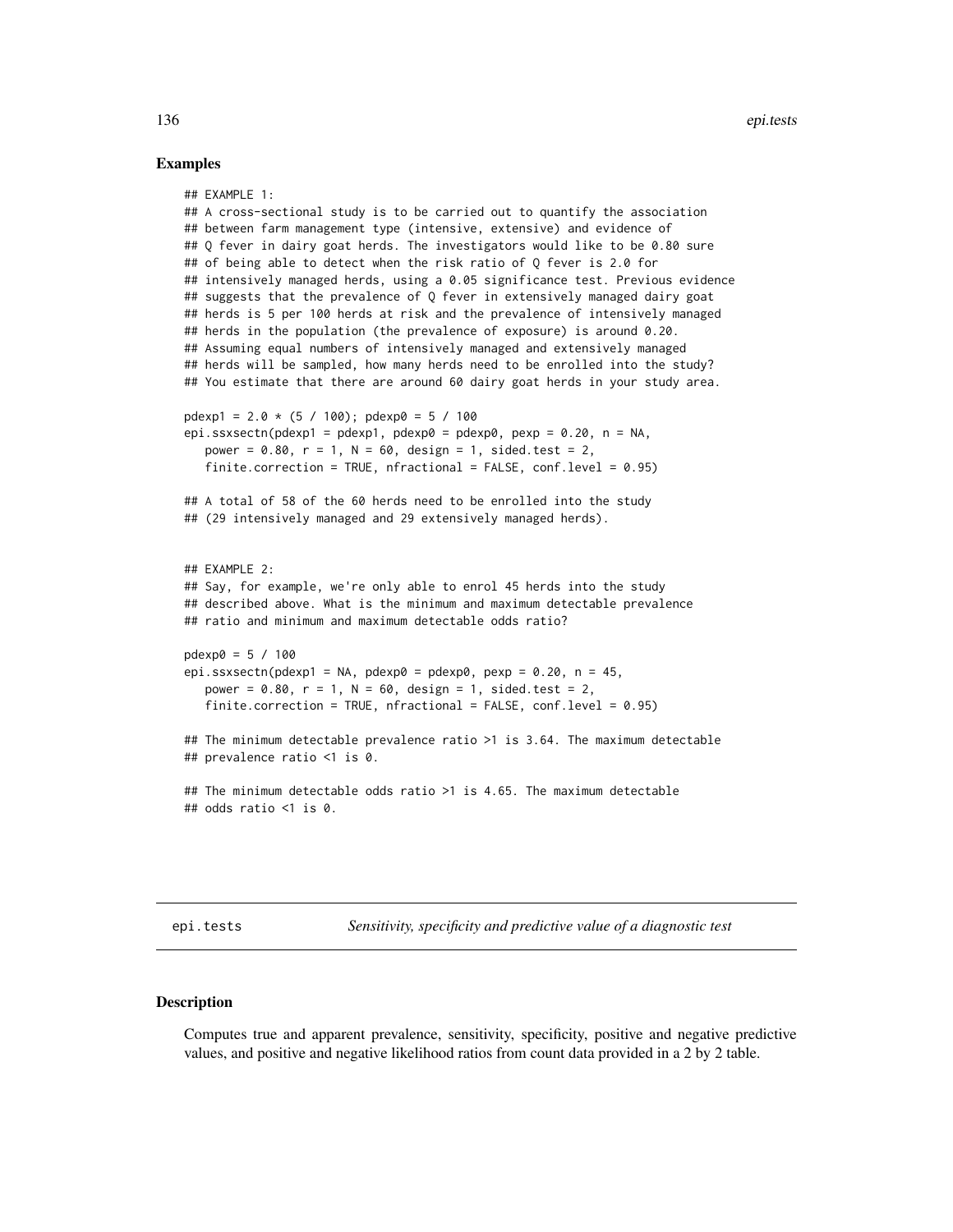## Examples

```
## EXAMPLE 1:
## A cross-sectional study is to be carried out to quantify the association
## between farm management type (intensive, extensive) and evidence of
## Q fever in dairy goat herds. The investigators would like to be 0.80 sure
## of being able to detect when the risk ratio of Q fever is 2.0 for
## intensively managed herds, using a 0.05 significance test. Previous evidence
## suggests that the prevalence of Q fever in extensively managed dairy goat
## herds is 5 per 100 herds at risk and the prevalence of intensively managed
## herds in the population (the prevalence of exposure) is around 0.20.
## Assuming equal numbers of intensively managed and extensively managed
## herds will be sampled, how many herds need to be enrolled into the study?
## You estimate that there are around 60 dairy goat herds in your study area.

pdexp1 = 2.0 * (5 / 100); pdexp0 = 5 / 100
epi.ssxsectn(pdexp1 = pdexp1, pdexp0 = pdexp0, pexp = 0.20, n = NA,
   power = 0.80, r = 1, N = 60, design = 1, sided.test = 2,
   finite.correction = TRUE, nfractional = FALSE, conf.level = 0.95)

## A total of 58 of the 60 herds need to be enrolled into the study
## (29 intensively managed and 29 extensively managed herds).


## EXAMPLE 2:
## Say, for example, we're only able to enrol 45 herds into the study
## described above. What is the minimum and maximum detectable prevalence
## ratio and minimum and maximum detectable odds ratio?

pdexp0 = 5 / 100
epi.ssxsectn(pdexp1 = NA, pdexp0 = pdexp0, pexp = 0.20, n = 45,
   power = 0.80, r = 1, N = 60, design = 1, sided.test = 2,
   finite.correction = TRUE, nfractional = FALSE, conf.level = 0.95)

## The minimum detectable prevalence ratio >1 is 3.64. The maximum detectable
## prevalence ratio <1 is 0.

## The minimum detectable odds ratio >1 is 4.65. The maximum detectable
## odds ratio <1 is 0.
```

---

epi.tests &nbsp;&nbsp;&nbsp;&nbsp; *Sensitivity, specificity and predictive value of a diagnostic test*

---

## Description

Computes true and apparent prevalence, sensitivity, specificity, positive and negative predictive values, and positive and negative likelihood ratios from count data provided in a 2 by 2 table.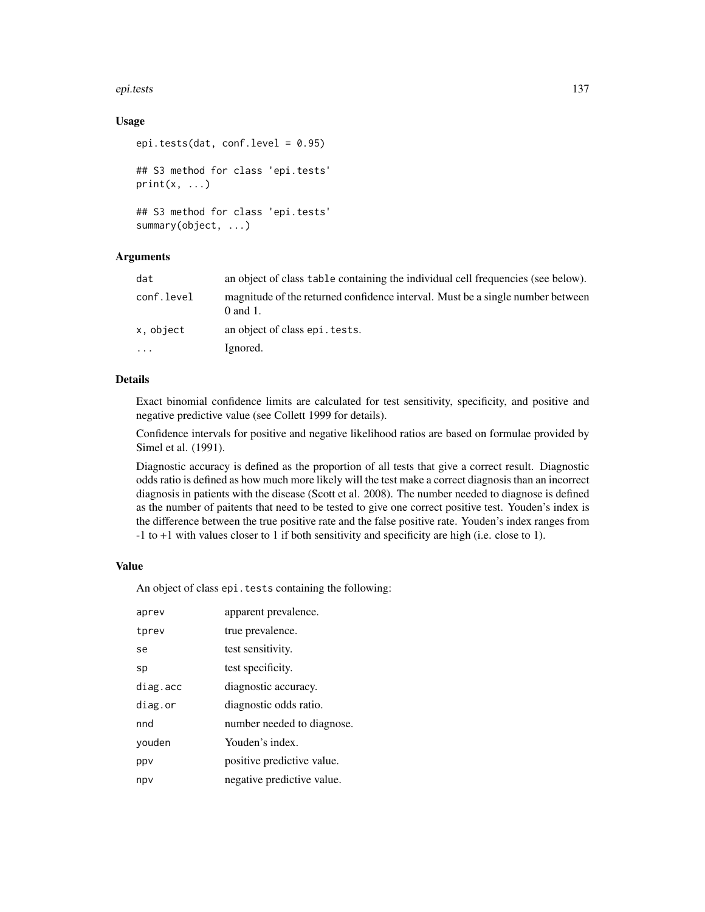## Usage

```
epi.tests(dat, conf.level = 0.95)

## S3 method for class 'epi.tests'
print(x, ...)

## S3 method for class 'epi.tests'
summary(object, ...)
```

## Arguments

| | |
|---|---|
| `dat` | an object of class `table` containing the individual cell frequencies (see below). |
| `conf.level` | magnitude of the returned confidence interval. Must be a single number between 0 and 1. |
| `x, object` | an object of class `epi.tests`. |
| `...` | Ignored. |

## Details

Exact binomial confidence limits are calculated for test sensitivity, specificity, and positive and negative predictive value (see Collett 1999 for details).

Confidence intervals for positive and negative likelihood ratios are based on formulae provided by Simel et al. (1991).

Diagnostic accuracy is defined as the proportion of all tests that give a correct result. Diagnostic odds ratio is defined as how much more likely will the test make a correct diagnosis than an incorrect diagnosis in patients with the disease (Scott et al. 2008). The number needed to diagnose is defined as the number of paitents that need to be tested to give one correct positive test. Youden's index is the difference between the true positive rate and the false positive rate. Youden's index ranges from -1 to +1 with values closer to 1 if both sensitivity and specificity are high (i.e. close to 1).

## Value

An object of class `epi.tests` containing the following:

| | |
|---|---|
| `aprev` | apparent prevalence. |
| `tprev` | true prevalence. |
| `se` | test sensitivity. |
| `sp` | test specificity. |
| `diag.acc` | diagnostic accuracy. |
| `diag.or` | diagnostic odds ratio. |
| `nnd` | number needed to diagnose. |
| `youden` | Youden's index. |
| `ppv` | positive predictive value. |
| `npv` | negative predictive value. |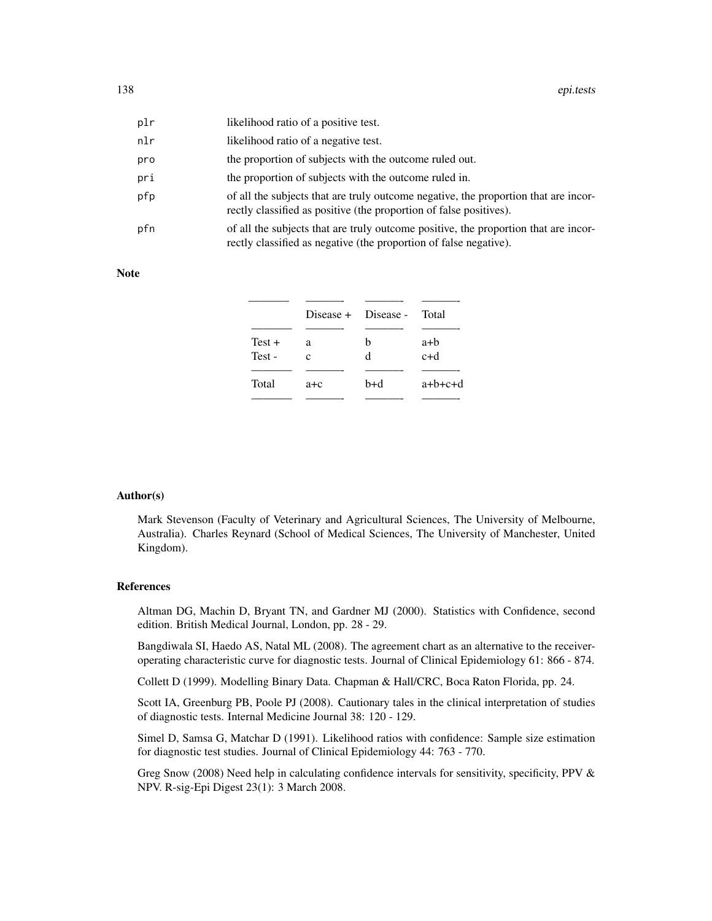| | |
|---|---|
| plr | likelihood ratio of a positive test. |
| nlr | likelihood ratio of a negative test. |
| pro | the proportion of subjects with the outcome ruled out. |
| pri | the proportion of subjects with the outcome ruled in. |
| pfp | of all the subjects that are truly outcome negative, the proportion that are incorrectly classified as positive (the proportion of false positives). |
| pfn | of all the subjects that are truly outcome positive, the proportion that are incorrectly classified as negative (the proportion of false negative). |

## Note

| | Disease + | Disease - | Total |
|---|---|---|---|
| Test + | a | b | a+b |
| Test - | c | d | c+d |
| Total | a+c | b+d | a+b+c+d |

## Author(s)

Mark Stevenson (Faculty of Veterinary and Agricultural Sciences, The University of Melbourne, Australia). Charles Reynard (School of Medical Sciences, The University of Manchester, United Kingdom).

## References

Altman DG, Machin D, Bryant TN, and Gardner MJ (2000). Statistics with Confidence, second edition. British Medical Journal, London, pp. 28 - 29.

Bangdiwala SI, Haedo AS, Natal ML (2008). The agreement chart as an alternative to the receiver-operating characteristic curve for diagnostic tests. Journal of Clinical Epidemiology 61: 866 - 874.

Collett D (1999). Modelling Binary Data. Chapman & Hall/CRC, Boca Raton Florida, pp. 24.

Scott IA, Greenburg PB, Poole PJ (2008). Cautionary tales in the clinical interpretation of studies of diagnostic tests. Internal Medicine Journal 38: 120 - 129.

Simel D, Samsa G, Matchar D (1991). Likelihood ratios with confidence: Sample size estimation for diagnostic test studies. Journal of Clinical Epidemiology 44: 763 - 770.

Greg Snow (2008) Need help in calculating confidence intervals for sensitivity, specificity, PPV & NPV. R-sig-Epi Digest 23(1): 3 March 2008.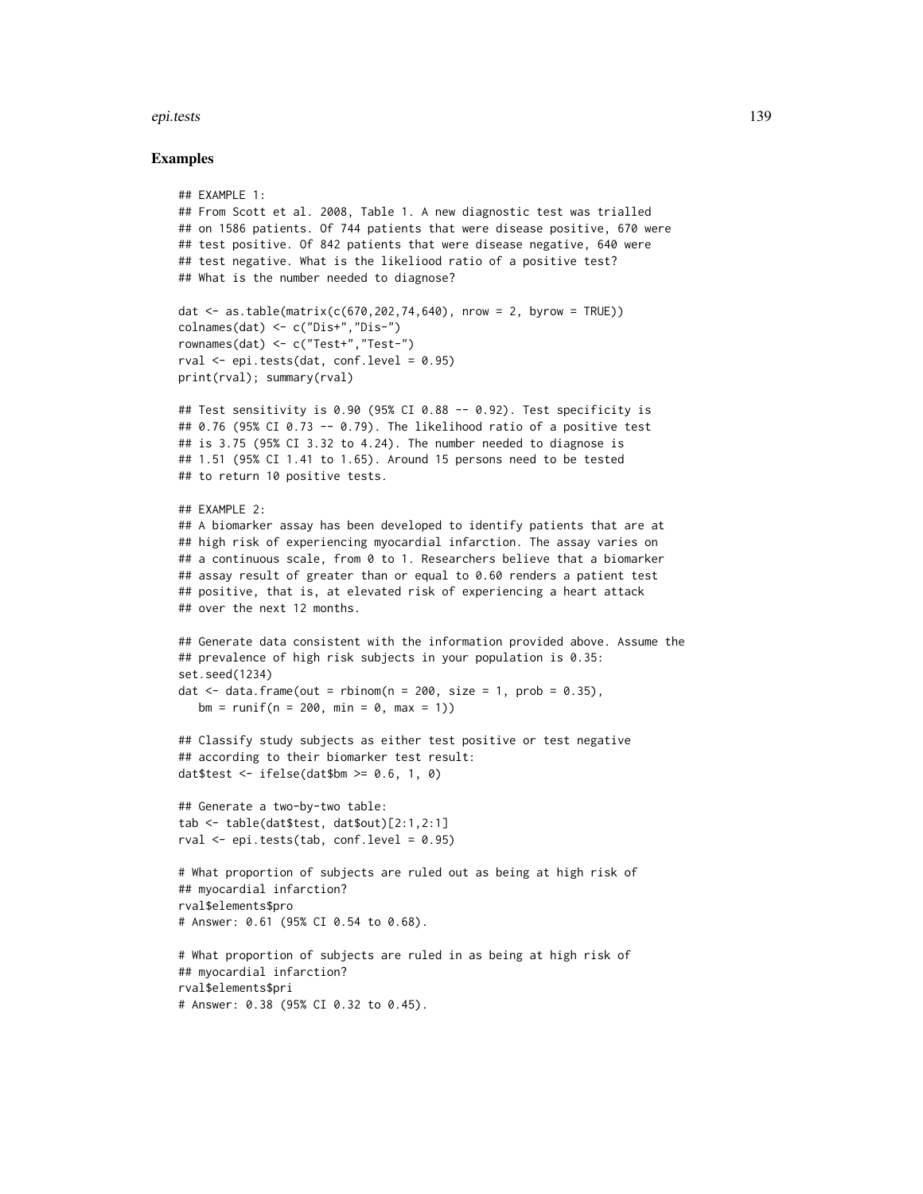## Examples

```
## EXAMPLE 1:
## From Scott et al. 2008, Table 1. A new diagnostic test was trialled
## on 1586 patients. Of 744 patients that were disease positive, 670 were
## test positive. Of 842 patients that were disease negative, 640 were
## test negative. What is the likeliood ratio of a positive test?
## What is the number needed to diagnose?

dat <- as.table(matrix(c(670,202,74,640), nrow = 2, byrow = TRUE))
colnames(dat) <- c("Dis+","Dis-")
rownames(dat) <- c("Test+","Test-")
rval <- epi.tests(dat, conf.level = 0.95)
print(rval); summary(rval)

## Test sensitivity is 0.90 (95% CI 0.88 -- 0.92). Test specificity is
## 0.76 (95% CI 0.73 -- 0.79). The likelihood ratio of a positive test
## is 3.75 (95% CI 3.32 to 4.24). The number needed to diagnose is
## 1.51 (95% CI 1.41 to 1.65). Around 15 persons need to be tested
## to return 10 positive tests.

## EXAMPLE 2:
## A biomarker assay has been developed to identify patients that are at
## high risk of experiencing myocardial infarction. The assay varies on
## a continuous scale, from 0 to 1. Researchers believe that a biomarker
## assay result of greater than or equal to 0.60 renders a patient test
## positive, that is, at elevated risk of experiencing a heart attack
## over the next 12 months.

## Generate data consistent with the information provided above. Assume the
## prevalence of high risk subjects in your population is 0.35:
set.seed(1234)
dat <- data.frame(out = rbinom(n = 200, size = 1, prob = 0.35),
   bm = runif(n = 200, min = 0, max = 1))

## Classify study subjects as either test positive or test negative
## according to their biomarker test result:
dat$test <- ifelse(dat$bm >= 0.6, 1, 0)

## Generate a two-by-two table:
tab <- table(dat$test, dat$out)[2:1,2:1]
rval <- epi.tests(tab, conf.level = 0.95)

# What proportion of subjects are ruled out as being at high risk of
## myocardial infarction?
rval$elements$pro
# Answer: 0.61 (95% CI 0.54 to 0.68).

# What proportion of subjects are ruled in as being at high risk of
## myocardial infarction?
rval$elements$pri
# Answer: 0.38 (95% CI 0.32 to 0.45).
```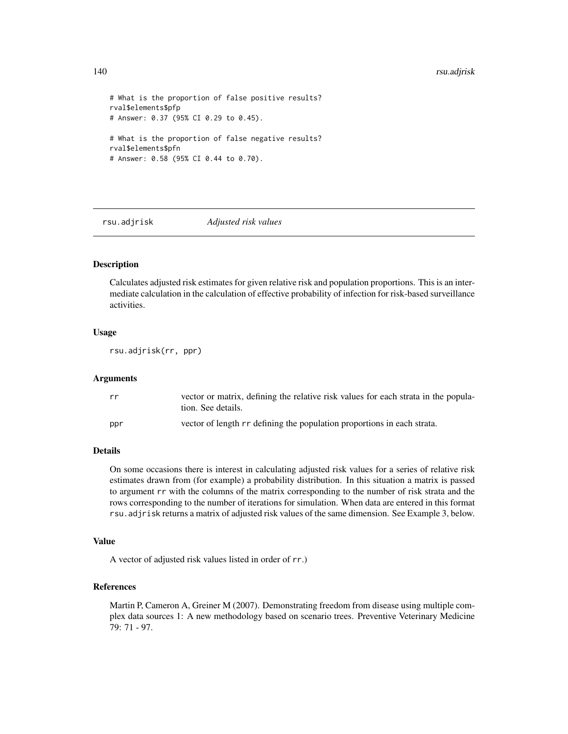```
# What is the proportion of false positive results?
rval$elements$pfp
# Answer: 0.37 (95% CI 0.29 to 0.45).

# What is the proportion of false negative results?
rval$elements$pfn
# Answer: 0.58 (95% CI 0.44 to 0.70).
```

## rsu.adjrisk *Adjusted risk values*

### Description

Calculates adjusted risk estimates for given relative risk and population proportions. This is an intermediate calculation in the calculation of effective probability of infection for risk-based surveillance activities.

### Usage

```
rsu.adjrisk(rr, ppr)
```

### Arguments

| | |
|---|---|
| rr | vector or matrix, defining the relative risk values for each strata in the population. See details. |
| ppr | vector of length rr defining the population proportions in each strata. |

### Details

On some occasions there is interest in calculating adjusted risk values for a series of relative risk estimates drawn from (for example) a probability distribution. In this situation a matrix is passed to argument rr with the columns of the matrix corresponding to the number of risk strata and the rows corresponding to the number of iterations for simulation. When data are entered in this format rsu.adjrisk returns a matrix of adjusted risk values of the same dimension. See Example 3, below.

### Value

A vector of adjusted risk values listed in order of rr.)

### References

Martin P, Cameron A, Greiner M (2007). Demonstrating freedom from disease using multiple complex data sources 1: A new methodology based on scenario trees. Preventive Veterinary Medicine 79: 71 - 97.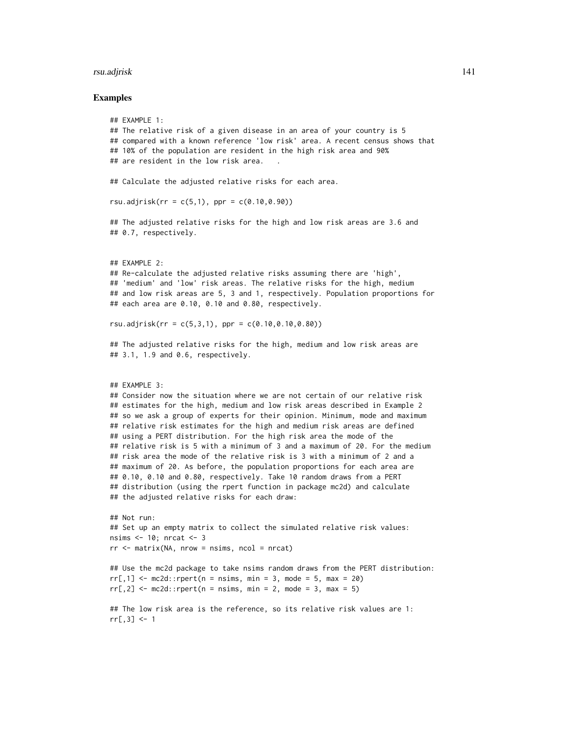## Examples

```
## EXAMPLE 1:
## The relative risk of a given disease in an area of your country is 5
## compared with a known reference 'low risk' area. A recent census shows that
## 10% of the population are resident in the high risk area and 90%
## are resident in the low risk area.   .

## Calculate the adjusted relative risks for each area.

rsu.adjrisk(rr = c(5,1), ppr = c(0.10,0.90))

## The adjusted relative risks for the high and low risk areas are 3.6 and
## 0.7, respectively.


## EXAMPLE 2:
## Re-calculate the adjusted relative risks assuming there are 'high',
## 'medium' and 'low' risk areas. The relative risks for the high, medium
## and low risk areas are 5, 3 and 1, respectively. Population proportions for
## each area are 0.10, 0.10 and 0.80, respectively.

rsu.adjrisk(rr = c(5,3,1), ppr = c(0.10,0.10,0.80))

## The adjusted relative risks for the high, medium and low risk areas are
## 3.1, 1.9 and 0.6, respectively.


## EXAMPLE 3:
## Consider now the situation where we are not certain of our relative risk
## estimates for the high, medium and low risk areas described in Example 2
## so we ask a group of experts for their opinion. Minimum, mode and maximum
## relative risk estimates for the high and medium risk areas are defined
## using a PERT distribution. For the high risk area the mode of the
## relative risk is 5 with a minimum of 3 and a maximum of 20. For the medium
## risk area the mode of the relative risk is 3 with a minimum of 2 and a
## maximum of 20. As before, the population proportions for each area are
## 0.10, 0.10 and 0.80, respectively. Take 10 random draws from a PERT
## distribution (using the rpert function in package mc2d) and calculate
## the adjusted relative risks for each draw:

## Not run:
## Set up an empty matrix to collect the simulated relative risk values:
nsims <- 10; nrcat <- 3
rr <- matrix(NA, nrow = nsims, ncol = nrcat)

## Use the mc2d package to take nsims random draws from the PERT distribution:
rr[,1] <- mc2d::rpert(n = nsims, min = 3, mode = 5, max = 20)
rr[,2] <- mc2d::rpert(n = nsims, min = 2, mode = 3, max = 5)

## The low risk area is the reference, so its relative risk values are 1:
rr[,3] <- 1
```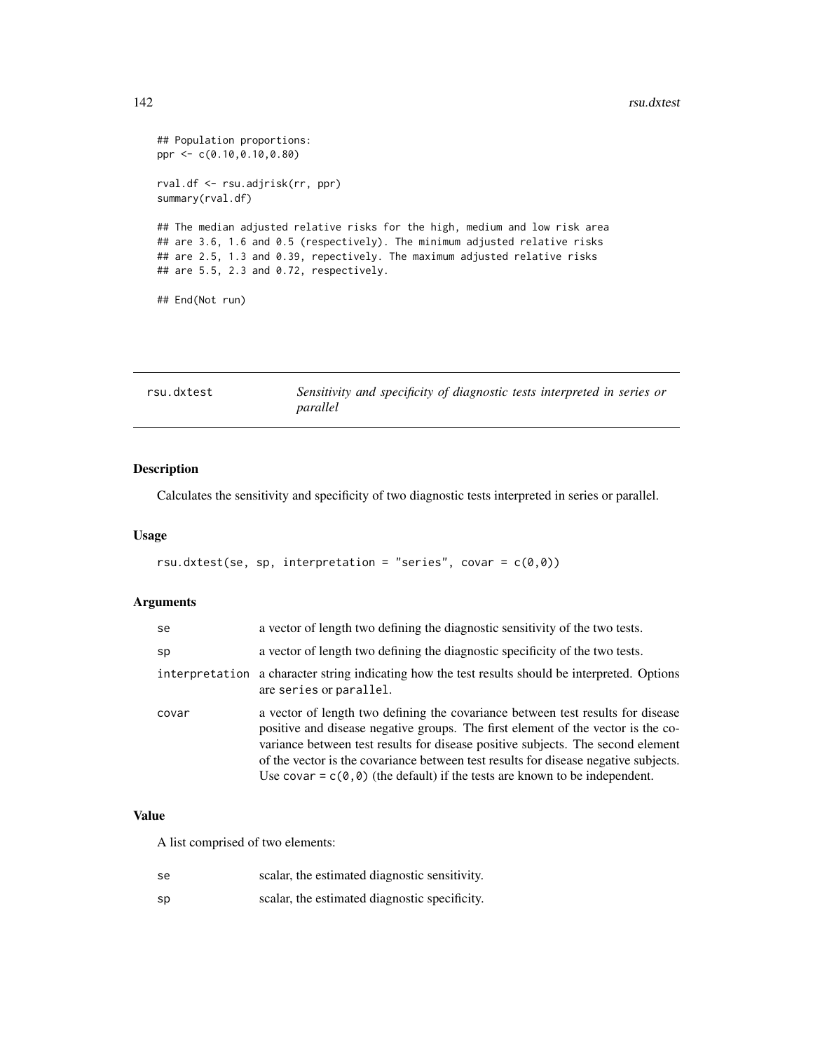```
## Population proportions:
ppr <- c(0.10,0.10,0.80)

rval.df <- rsu.adjrisk(rr, ppr)
summary(rval.df)

## The median adjusted relative risks for the high, medium and low risk area
## are 3.6, 1.6 and 0.5 (respectively). The minimum adjusted relative risks
## are 2.5, 1.3 and 0.39, repectively. The maximum adjusted relative risks
## are 5.5, 2.3 and 0.72, respectively.

## End(Not run)
```

---

rsu.dxtest — *Sensitivity and specificity of diagnostic tests interpreted in series or parallel*

---

## Description

Calculates the sensitivity and specificity of two diagnostic tests interpreted in series or parallel.

## Usage

```
rsu.dxtest(se, sp, interpretation = "series", covar = c(0,0))
```

## Arguments

| | |
|---|---|
| se | a vector of length two defining the diagnostic sensitivity of the two tests. |
| sp | a vector of length two defining the diagnostic specificity of the two tests. |
| interpretation | a character string indicating how the test results should be interpreted. Options are series or parallel. |
| covar | a vector of length two defining the covariance between test results for disease positive and disease negative groups. The first element of the vector is the covariance between test results for disease positive subjects. The second element of the vector is the covariance between test results for disease negative subjects. Use covar = c(0,0) (the default) if the tests are known to be independent. |

## Value

A list comprised of two elements:

| | |
|---|---|
| se | scalar, the estimated diagnostic sensitivity. |
| sp | scalar, the estimated diagnostic specificity. |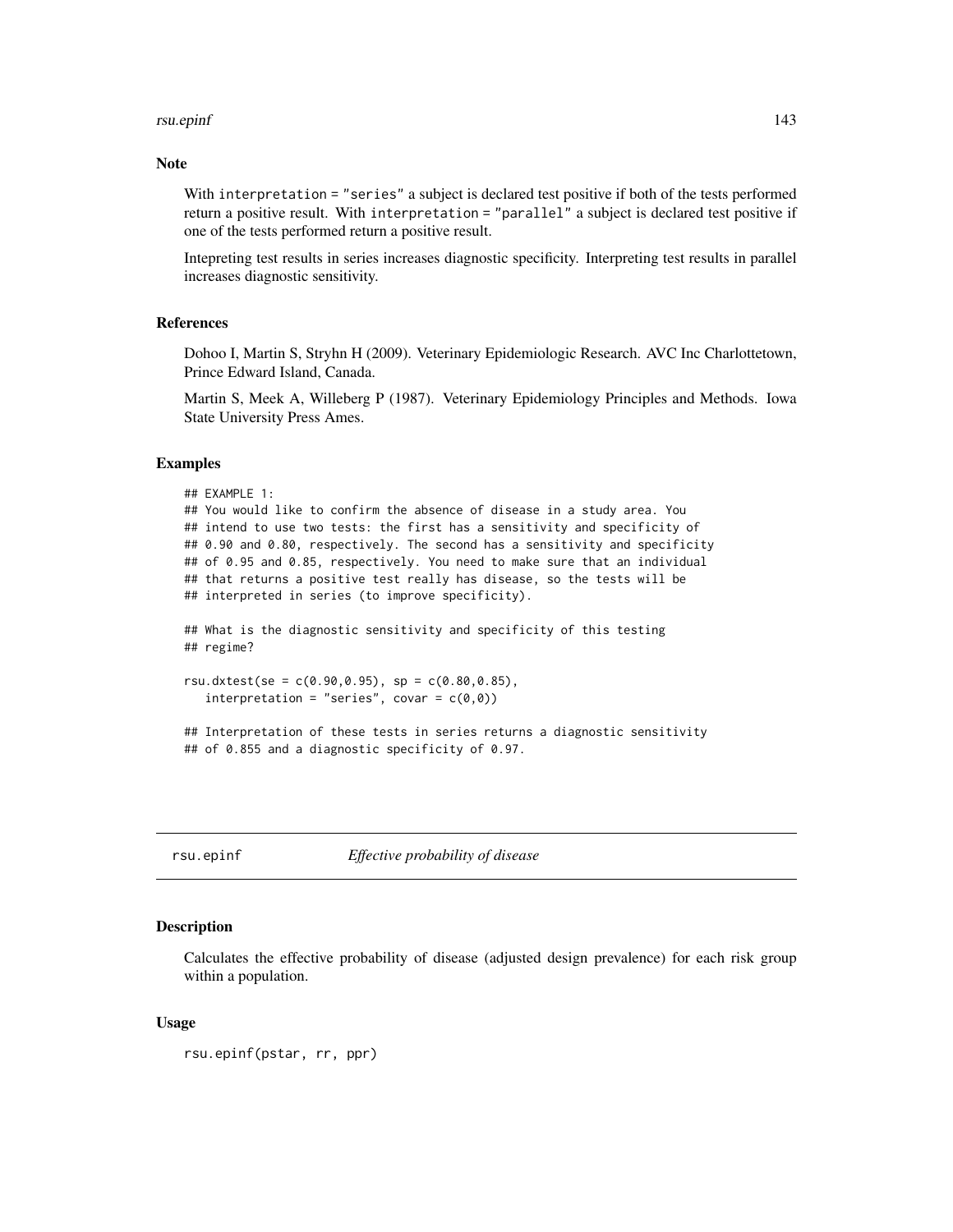### Note

With `interpretation = "series"` a subject is declared test positive if both of the tests performed return a positive result. With `interpretation = "parallel"` a subject is declared test positive if one of the tests performed return a positive result.

Intepreting test results in series increases diagnostic specificity. Interpreting test results in parallel increases diagnostic sensitivity.

### References

Dohoo I, Martin S, Stryhn H (2009). Veterinary Epidemiologic Research. AVC Inc Charlottetown, Prince Edward Island, Canada.

Martin S, Meek A, Willeberg P (1987). Veterinary Epidemiology Principles and Methods. Iowa State University Press Ames.

### Examples

```
## EXAMPLE 1:
## You would like to confirm the absence of disease in a study area. You
## intend to use two tests: the first has a sensitivity and specificity of
## 0.90 and 0.80, respectively. The second has a sensitivity and specificity
## of 0.95 and 0.85, respectively. You need to make sure that an individual
## that returns a positive test really has disease, so the tests will be
## interpreted in series (to improve specificity).

## What is the diagnostic sensitivity and specificity of this testing
## regime?

rsu.dxtest(se = c(0.90,0.95), sp = c(0.80,0.85),
   interpretation = "series", covar = c(0,0))

## Interpretation of these tests in series returns a diagnostic sensitivity
## of 0.855 and a diagnostic specificity of 0.97.
```

---

## rsu.epinf — *Effective probability of disease*

### Description

Calculates the effective probability of disease (adjusted design prevalence) for each risk group within a population.

### Usage

```
rsu.epinf(pstar, rr, ppr)
```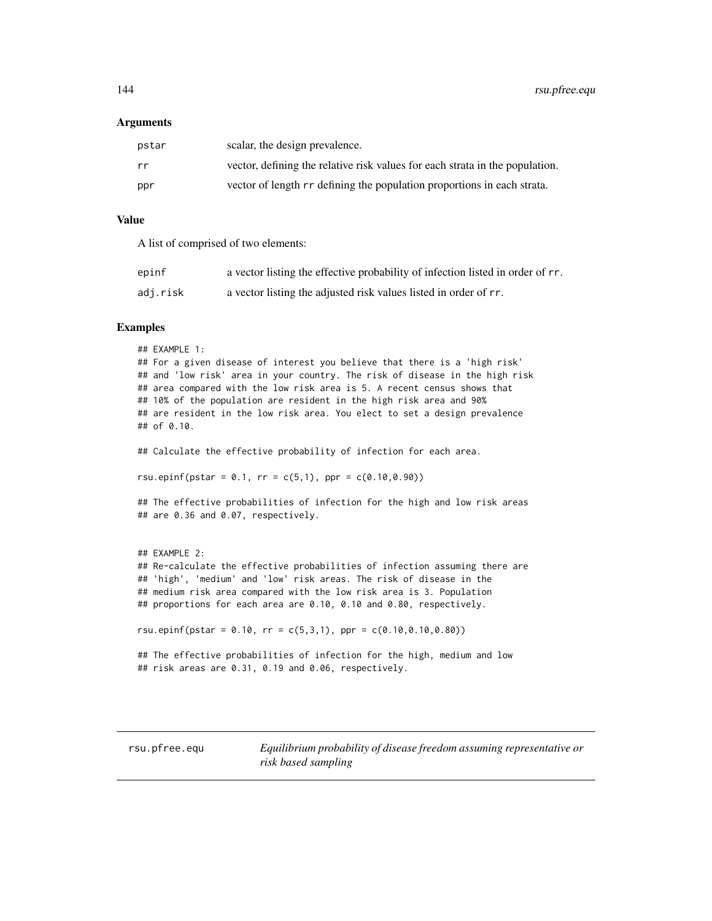### Arguments

| | |
|---|---|
| pstar | scalar, the design prevalence. |
| rr | vector, defining the relative risk values for each strata in the population. |
| ppr | vector of length rr defining the population proportions in each strata. |

### Value

A list of comprised of two elements:

| | |
|---|---|
| epinf | a vector listing the effective probability of infection listed in order of rr. |
| adj.risk | a vector listing the adjusted risk values listed in order of rr. |

### Examples

```
## EXAMPLE 1:
## For a given disease of interest you believe that there is a 'high risk'
## and 'low risk' area in your country. The risk of disease in the high risk
## area compared with the low risk area is 5. A recent census shows that
## 10% of the population are resident in the high risk area and 90%
## are resident in the low risk area. You elect to set a design prevalence
## of 0.10.

## Calculate the effective probability of infection for each area.

rsu.epinf(pstar = 0.1, rr = c(5,1), ppr = c(0.10,0.90))

## The effective probabilities of infection for the high and low risk areas
## are 0.36 and 0.07, respectively.


## EXAMPLE 2:
## Re-calculate the effective probabilities of infection assuming there are
## 'high', 'medium' and 'low' risk areas. The risk of disease in the
## medium risk area compared with the low risk area is 3. Population
## proportions for each area are 0.10, 0.10 and 0.80, respectively.

rsu.epinf(pstar = 0.10, rr = c(5,3,1), ppr = c(0.10,0.10,0.80))

## The effective probabilities of infection for the high, medium and low
## risk areas are 0.31, 0.19 and 0.06, respectively.
```

---

rsu.pfree.equ — *Equilibrium probability of disease freedom assuming representative or risk based sampling*

---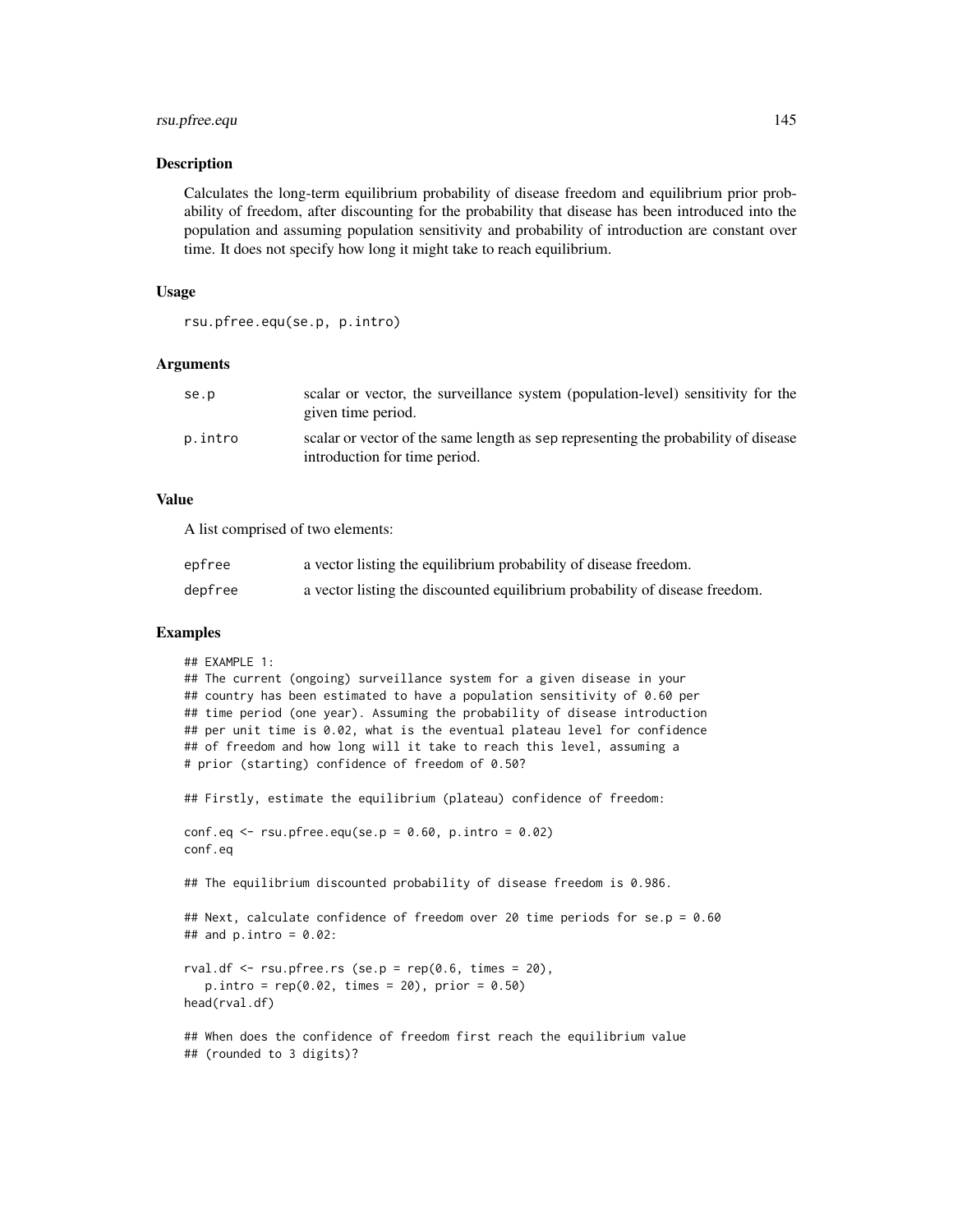## Description

Calculates the long-term equilibrium probability of disease freedom and equilibrium prior probability of freedom, after discounting for the probability that disease has been introduced into the population and assuming population sensitivity and probability of introduction are constant over time. It does not specify how long it might take to reach equilibrium.

## Usage

```
rsu.pfree.equ(se.p, p.intro)
```

## Arguments

| | |
|---|---|
| se.p | scalar or vector, the surveillance system (population-level) sensitivity for the given time period. |
| p.intro | scalar or vector of the same length as sep representing the probability of disease introduction for time period. |

## Value

A list comprised of two elements:

| | |
|---|---|
| epfree | a vector listing the equilibrium probability of disease freedom. |
| depfree | a vector listing the discounted equilibrium probability of disease freedom. |

## Examples

```
## EXAMPLE 1:
## The current (ongoing) surveillance system for a given disease in your
## country has been estimated to have a population sensitivity of 0.60 per
## time period (one year). Assuming the probability of disease introduction
## per unit time is 0.02, what is the eventual plateau level for confidence
## of freedom and how long will it take to reach this level, assuming a
# prior (starting) confidence of freedom of 0.50?

## Firstly, estimate the equilibrium (plateau) confidence of freedom:

conf.eq <- rsu.pfree.equ(se.p = 0.60, p.intro = 0.02)
conf.eq

## The equilibrium discounted probability of disease freedom is 0.986.

## Next, calculate confidence of freedom over 20 time periods for se.p = 0.60
## and p.intro = 0.02:

rval.df <- rsu.pfree.rs (se.p = rep(0.6, times = 20),
   p.intro = rep(0.02, times = 20), prior = 0.50)
head(rval.df)

## When does the confidence of freedom first reach the equilibrium value
## (rounded to 3 digits)?
```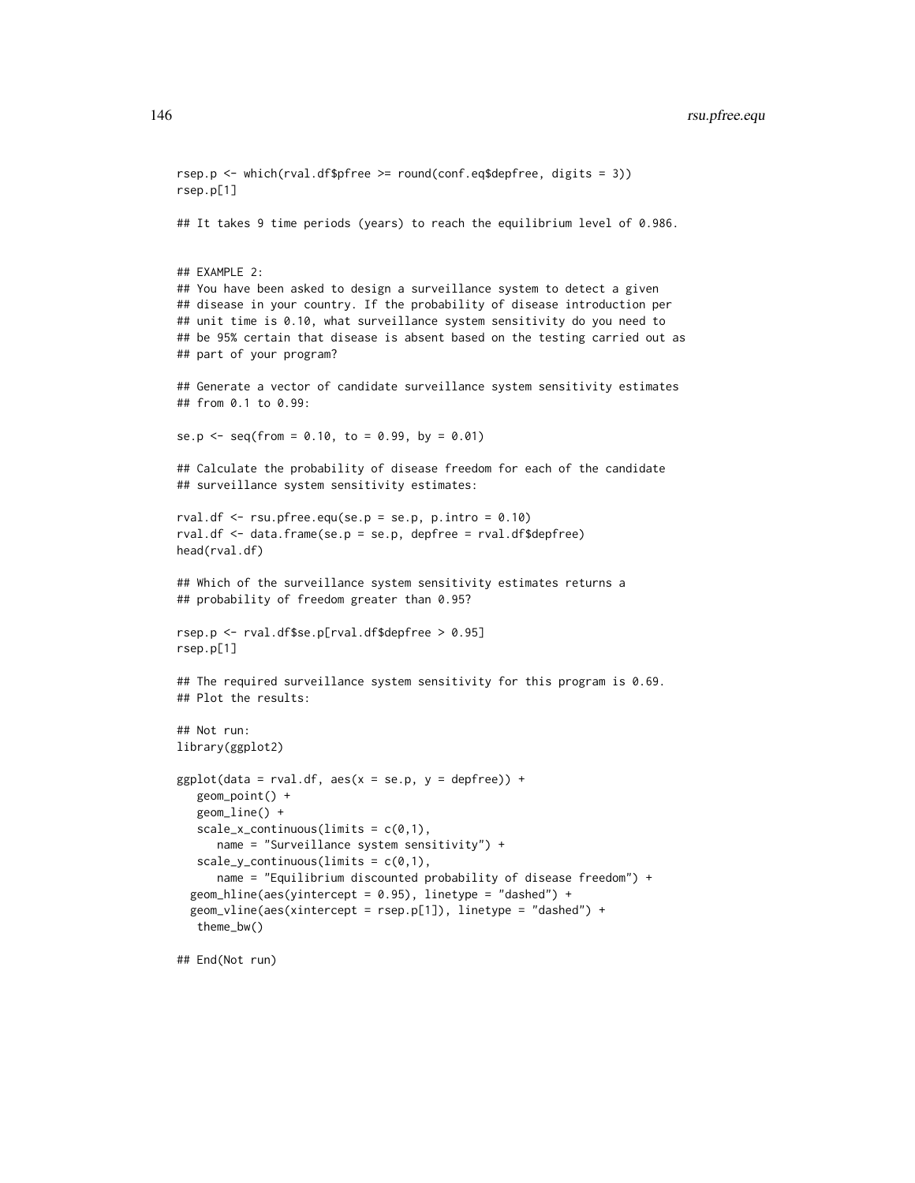```
rsep.p <- which(rval.df$pfree >= round(conf.eq$depfree, digits = 3))
rsep.p[1]

## It takes 9 time periods (years) to reach the equilibrium level of 0.986.


## EXAMPLE 2:
## You have been asked to design a surveillance system to detect a given
## disease in your country. If the probability of disease introduction per
## unit time is 0.10, what surveillance system sensitivity do you need to
## be 95% certain that disease is absent based on the testing carried out as
## part of your program?

## Generate a vector of candidate surveillance system sensitivity estimates
## from 0.1 to 0.99:

se.p <- seq(from = 0.10, to = 0.99, by = 0.01)

## Calculate the probability of disease freedom for each of the candidate
## surveillance system sensitivity estimates:

rval.df <- rsu.pfree.equ(se.p = se.p, p.intro = 0.10)
rval.df <- data.frame(se.p = se.p, depfree = rval.df$depfree)
head(rval.df)

## Which of the surveillance system sensitivity estimates returns a
## probability of freedom greater than 0.95?

rsep.p <- rval.df$se.p[rval.df$depfree > 0.95]
rsep.p[1]

## The required surveillance system sensitivity for this program is 0.69.
## Plot the results:

## Not run:
library(ggplot2)

ggplot(data = rval.df, aes(x = se.p, y = depfree)) +
   geom_point() +
   geom_line() +
   scale_x_continuous(limits = c(0,1),
      name = "Surveillance system sensitivity") +
   scale_y_continuous(limits = c(0,1),
      name = "Equilibrium discounted probability of disease freedom") +
  geom_hline(aes(yintercept = 0.95), linetype = "dashed") +
  geom_vline(aes(xintercept = rsep.p[1]), linetype = "dashed") +
   theme_bw()

## End(Not run)
```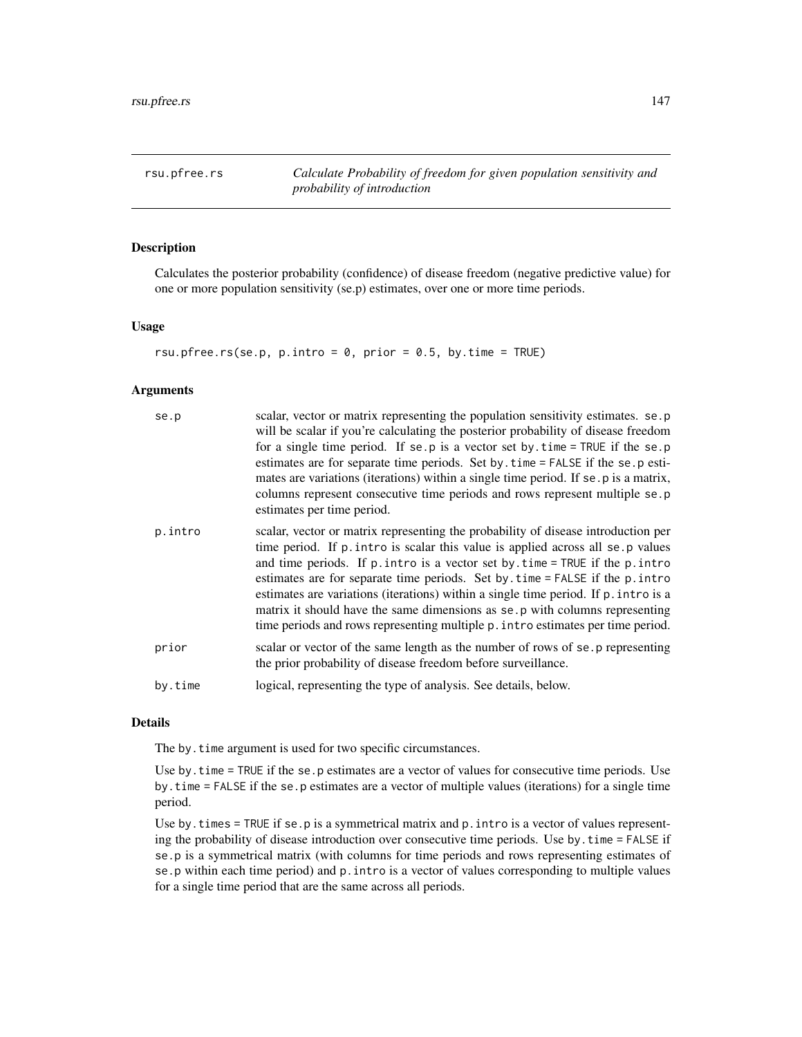rsu.pfree.rs — *Calculate Probability of freedom for given population sensitivity and probability of introduction*

## Description

Calculates the posterior probability (confidence) of disease freedom (negative predictive value) for one or more population sensitivity (se.p) estimates, over one or more time periods.

## Usage

```
rsu.pfree.rs(se.p, p.intro = 0, prior = 0.5, by.time = TRUE)
```

## Arguments

| | |
|---|---|
| se.p | scalar, vector or matrix representing the population sensitivity estimates. se.p will be scalar if you're calculating the posterior probability of disease freedom for a single time period. If se.p is a vector set by.time = TRUE if the se.p estimates are for separate time periods. Set by.time = FALSE if the se.p estimates are variations (iterations) within a single time period. If se.p is a matrix, columns represent consecutive time periods and rows represent multiple se.p estimates per time period. |
| p.intro | scalar, vector or matrix representing the probability of disease introduction per time period. If p.intro is scalar this value is applied across all se.p values and time periods. If p.intro is a vector set by.time = TRUE if the p.intro estimates are for separate time periods. Set by.time = FALSE if the p.intro estimates are variations (iterations) within a single time period. If p.intro is a matrix it should have the same dimensions as se.p with columns representing time periods and rows representing multiple p.intro estimates per time period. |
| prior | scalar or vector of the same length as the number of rows of se.p representing the prior probability of disease freedom before surveillance. |
| by.time | logical, representing the type of analysis. See details, below. |

## Details

The by.time argument is used for two specific circumstances.

Use by.time = TRUE if the se.p estimates are a vector of values for consecutive time periods. Use by.time = FALSE if the se.p estimates are a vector of multiple values (iterations) for a single time period.

Use by.times = TRUE if se.p is a symmetrical matrix and p.intro is a vector of values representing the probability of disease introduction over consecutive time periods. Use by.time = FALSE if se.p is a symmetrical matrix (with columns for time periods and rows representing estimates of se.p within each time period) and p.intro is a vector of values corresponding to multiple values for a single time period that are the same across all periods.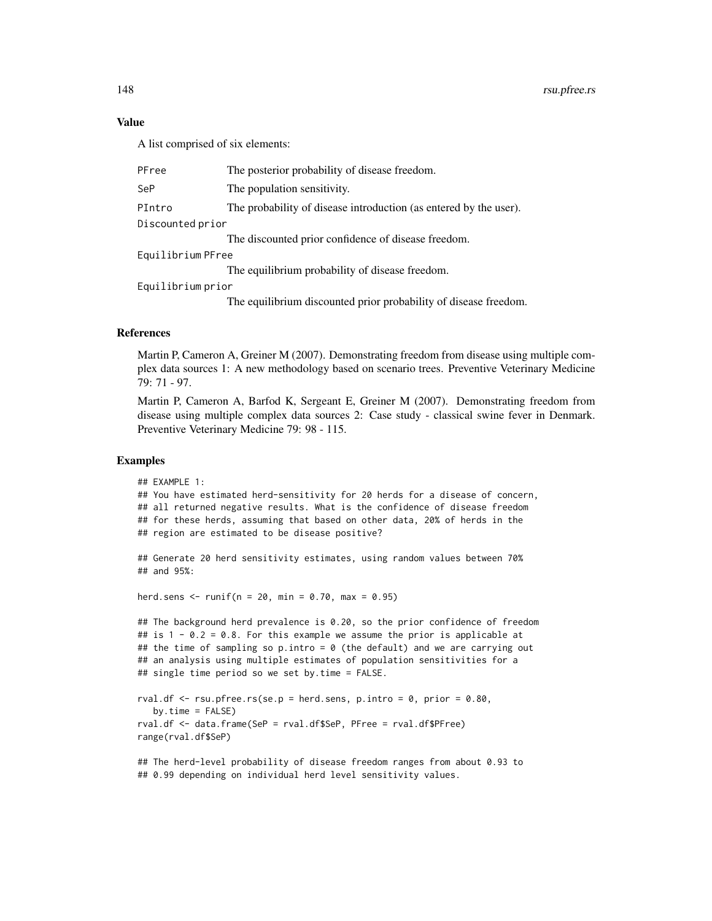### Value

A list comprised of six elements:

- `PFree` The posterior probability of disease freedom.
- `SeP` The population sensitivity.
- `PIntro` The probability of disease introduction (as entered by the user).
- `Discounted prior` The discounted prior confidence of disease freedom.
- `Equilibrium PFree` The equilibrium probability of disease freedom.
- `Equilibrium prior` The equilibrium discounted prior probability of disease freedom.

### References

Martin P, Cameron A, Greiner M (2007). Demonstrating freedom from disease using multiple complex data sources 1: A new methodology based on scenario trees. Preventive Veterinary Medicine 79: 71 - 97.

Martin P, Cameron A, Barfod K, Sergeant E, Greiner M (2007). Demonstrating freedom from disease using multiple complex data sources 2: Case study - classical swine fever in Denmark. Preventive Veterinary Medicine 79: 98 - 115.

### Examples

```
## EXAMPLE 1:
## You have estimated herd-sensitivity for 20 herds for a disease of concern,
## all returned negative results. What is the confidence of disease freedom
## for these herds, assuming that based on other data, 20% of herds in the
## region are estimated to be disease positive?

## Generate 20 herd sensitivity estimates, using random values between 70%
## and 95%:

herd.sens <- runif(n = 20, min = 0.70, max = 0.95)

## The background herd prevalence is 0.20, so the prior confidence of freedom
## is 1 - 0.2 = 0.8. For this example we assume the prior is applicable at
## the time of sampling so p.intro = 0 (the default) and we are carrying out
## an analysis using multiple estimates of population sensitivities for a
## single time period so we set by.time = FALSE.

rval.df <- rsu.pfree.rs(se.p = herd.sens, p.intro = 0, prior = 0.80,
   by.time = FALSE)
rval.df <- data.frame(SeP = rval.df$SeP, PFree = rval.df$PFree)
range(rval.df$SeP)

## The herd-level probability of disease freedom ranges from about 0.93 to
## 0.99 depending on individual herd level sensitivity values.
```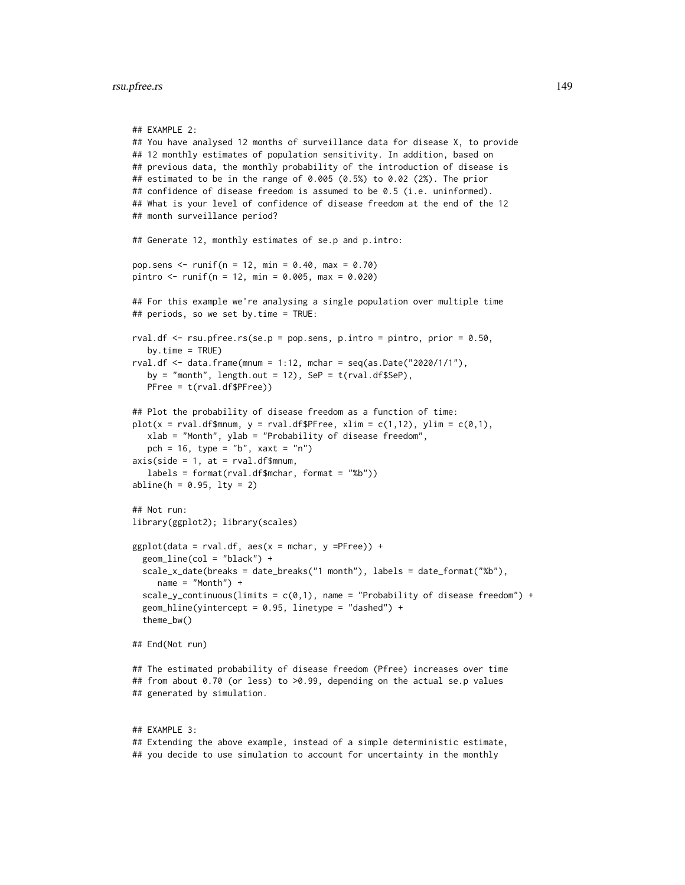```
## EXAMPLE 2:
## You have analysed 12 months of surveillance data for disease X, to provide
## 12 monthly estimates of population sensitivity. In addition, based on
## previous data, the monthly probability of the introduction of disease is
## estimated to be in the range of 0.005 (0.5%) to 0.02 (2%). The prior
## confidence of disease freedom is assumed to be 0.5 (i.e. uninformed).
## What is your level of confidence of disease freedom at the end of the 12
## month surveillance period?

## Generate 12, monthly estimates of se.p and p.intro:

pop.sens <- runif(n = 12, min = 0.40, max = 0.70)
pintro <- runif(n = 12, min = 0.005, max = 0.020)

## For this example we're analysing a single population over multiple time
## periods, so we set by.time = TRUE:

rval.df <- rsu.pfree.rs(se.p = pop.sens, p.intro = pintro, prior = 0.50,
   by.time = TRUE)
rval.df <- data.frame(mnum = 1:12, mchar = seq(as.Date("2020/1/1"),
   by = "month", length.out = 12), SeP = t(rval.df$SeP),
   PFree = t(rval.df$PFree))

## Plot the probability of disease freedom as a function of time:
plot(x = rval.df$mnum, y = rval.df$PFree, xlim = c(1,12), ylim = c(0,1),
   xlab = "Month", ylab = "Probability of disease freedom",
   pch = 16, type = "b", xaxt = "n")
axis(side = 1, at = rval.df$mnum,
   labels = format(rval.df$mchar, format = "%b"))
abline(h = 0.95, lty = 2)

## Not run:
library(ggplot2); library(scales)

ggplot(data = rval.df, aes(x = mchar, y =PFree)) +
  geom_line(col = "black") +
  scale_x_date(breaks = date_breaks("1 month"), labels = date_format("%b"),
     name = "Month") +
  scale_y_continuous(limits = c(0,1), name = "Probability of disease freedom") +
  geom_hline(yintercept = 0.95, linetype = "dashed") +
  theme_bw()

## End(Not run)

## The estimated probability of disease freedom (Pfree) increases over time
## from about 0.70 (or less) to >0.99, depending on the actual se.p values
## generated by simulation.


## EXAMPLE 3:
## Extending the above example, instead of a simple deterministic estimate,
## you decide to use simulation to account for uncertainty in the monthly
```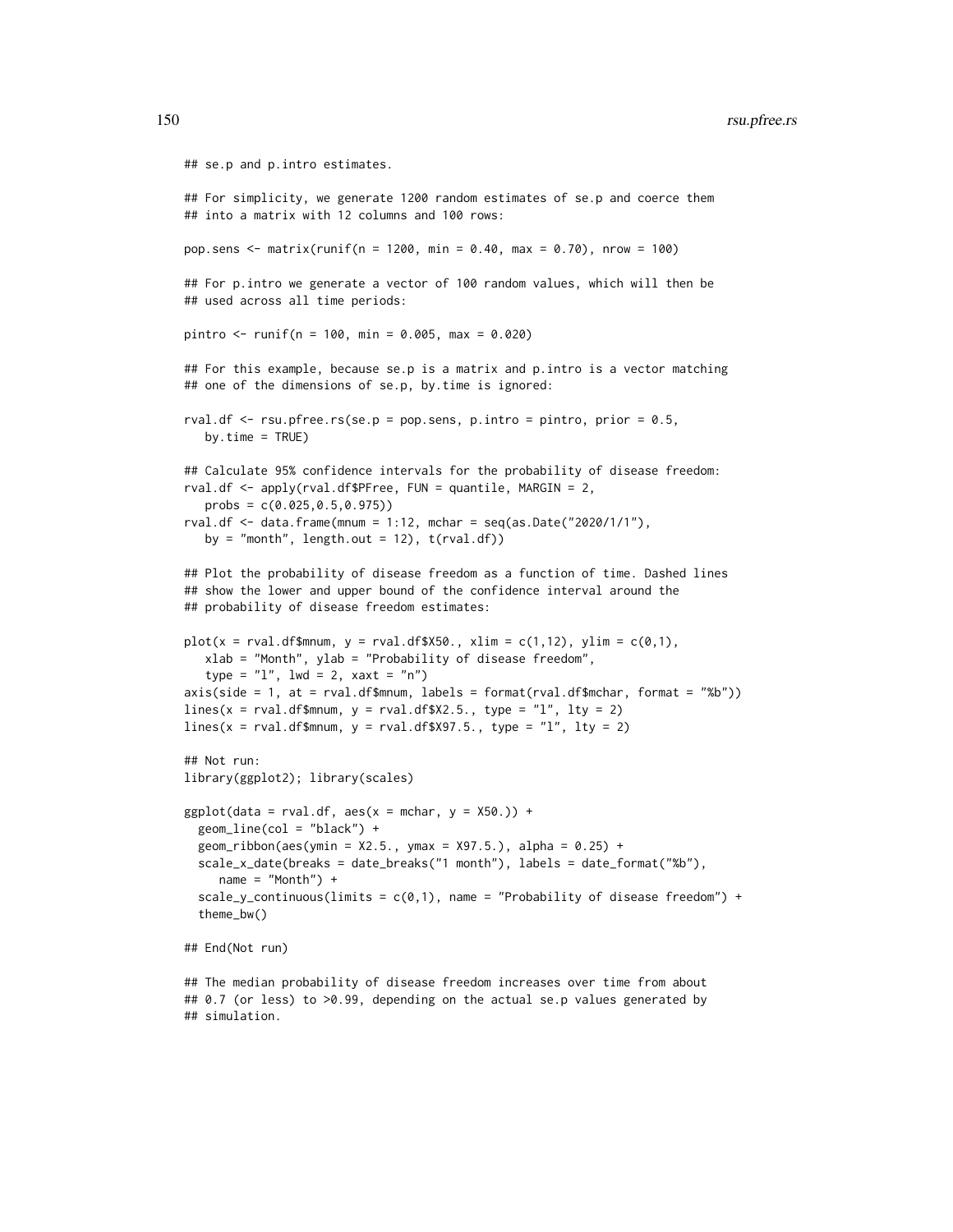```
## se.p and p.intro estimates.

## For simplicity, we generate 1200 random estimates of se.p and coerce them
## into a matrix with 12 columns and 100 rows:

pop.sens <- matrix(runif(n = 1200, min = 0.40, max = 0.70), nrow = 100)

## For p.intro we generate a vector of 100 random values, which will then be
## used across all time periods:

pintro <- runif(n = 100, min = 0.005, max = 0.020)

## For this example, because se.p is a matrix and p.intro is a vector matching
## one of the dimensions of se.p, by.time is ignored:

rval.df <- rsu.pfree.rs(se.p = pop.sens, p.intro = pintro, prior = 0.5,
   by.time = TRUE)

## Calculate 95% confidence intervals for the probability of disease freedom:
rval.df <- apply(rval.df$PFree, FUN = quantile, MARGIN = 2,
   probs = c(0.025,0.5,0.975))
rval.df <- data.frame(mnum = 1:12, mchar = seq(as.Date("2020/1/1"),
   by = "month", length.out = 12), t(rval.df))

## Plot the probability of disease freedom as a function of time. Dashed lines
## show the lower and upper bound of the confidence interval around the
## probability of disease freedom estimates:

plot(x = rval.df$mnum, y = rval.df$X50., xlim = c(1,12), ylim = c(0,1),
   xlab = "Month", ylab = "Probability of disease freedom",
   type = "l", lwd = 2, xaxt = "n")
axis(side = 1, at = rval.df$mnum, labels = format(rval.df$mchar, format = "%b"))
lines(x = rval.df$mnum, y = rval.df$X2.5., type = "l", lty = 2)
lines(x = rval.df$mnum, y = rval.df$X97.5., type = "l", lty = 2)

## Not run:
library(ggplot2); library(scales)

ggplot(data = rval.df, aes(x = mchar, y = X50.)) +
  geom_line(col = "black") +
  geom_ribbon(aes(ymin = X2.5., ymax = X97.5.), alpha = 0.25) +
  scale_x_date(breaks = date_breaks("1 month"), labels = date_format("%b"),
     name = "Month") +
  scale_y_continuous(limits = c(0,1), name = "Probability of disease freedom") +
  theme_bw()

## End(Not run)

## The median probability of disease freedom increases over time from about
## 0.7 (or less) to >0.99, depending on the actual se.p values generated by
## simulation.
```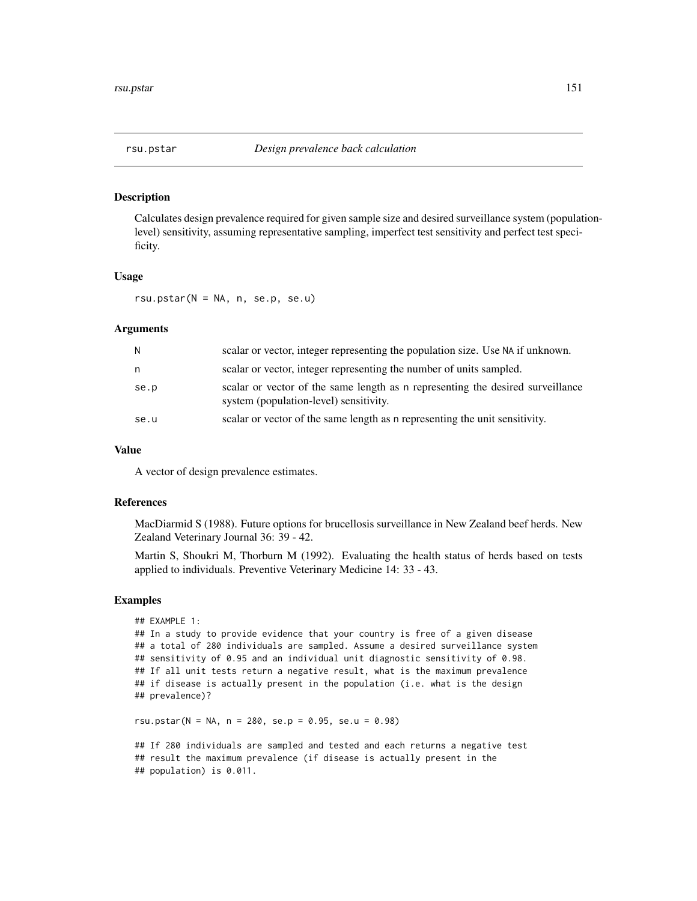# rsu.pstar — *Design prevalence back calculation*

## Description

Calculates design prevalence required for given sample size and desired surveillance system (population-level) sensitivity, assuming representative sampling, imperfect test sensitivity and perfect test specificity.

## Usage

```
rsu.pstar(N = NA, n, se.p, se.u)
```

## Arguments

| | |
|---|---|
| N | scalar or vector, integer representing the population size. Use NA if unknown. |
| n | scalar or vector, integer representing the number of units sampled. |
| se.p | scalar or vector of the same length as n representing the desired surveillance system (population-level) sensitivity. |
| se.u | scalar or vector of the same length as n representing the unit sensitivity. |

## Value

A vector of design prevalence estimates.

## References

MacDiarmid S (1988). Future options for brucellosis surveillance in New Zealand beef herds. New Zealand Veterinary Journal 36: 39 - 42.

Martin S, Shoukri M, Thorburn M (1992). Evaluating the health status of herds based on tests applied to individuals. Preventive Veterinary Medicine 14: 33 - 43.

## Examples

```
## EXAMPLE 1:
## In a study to provide evidence that your country is free of a given disease
## a total of 280 individuals are sampled. Assume a desired surveillance system
## sensitivity of 0.95 and an individual unit diagnostic sensitivity of 0.98.
## If all unit tests return a negative result, what is the maximum prevalence
## if disease is actually present in the population (i.e. what is the design
## prevalence)?

rsu.pstar(N = NA, n = 280, se.p = 0.95, se.u = 0.98)

## If 280 individuals are sampled and tested and each returns a negative test
## result the maximum prevalence (if disease is actually present in the
## population) is 0.011.
```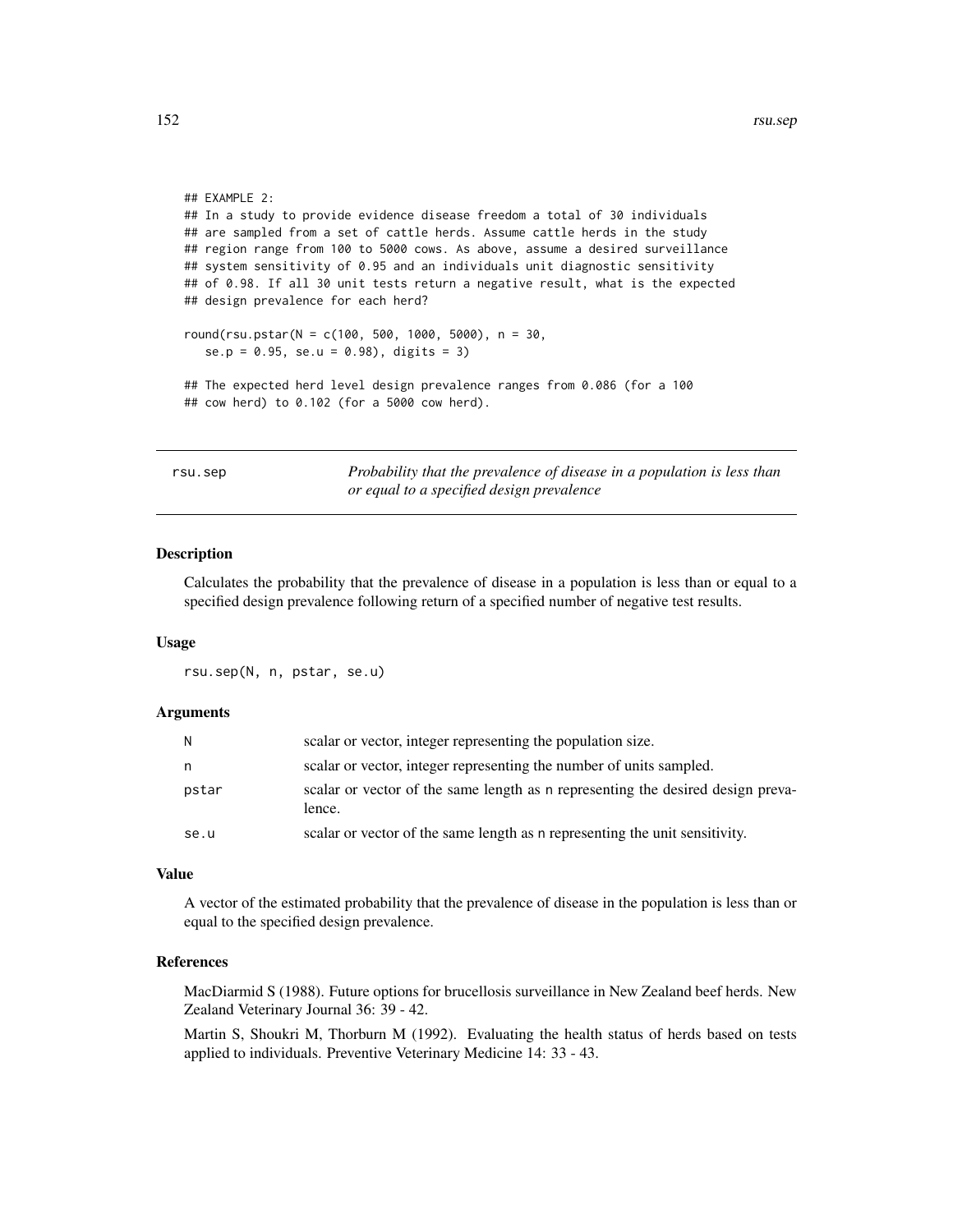```
## EXAMPLE 2:
## In a study to provide evidence disease freedom a total of 30 individuals
## are sampled from a set of cattle herds. Assume cattle herds in the study
## region range from 100 to 5000 cows. As above, assume a desired surveillance
## system sensitivity of 0.95 and an individuals unit diagnostic sensitivity
## of 0.98. If all 30 unit tests return a negative result, what is the expected
## design prevalence for each herd?

round(rsu.pstar(N = c(100, 500, 1000, 5000), n = 30,
   se.p = 0.95, se.u = 0.98), digits = 3)

## The expected herd level design prevalence ranges from 0.086 (for a 100
## cow herd) to 0.102 (for a 5000 cow herd).
```

---

## rsu.sep — *Probability that the prevalence of disease in a population is less than or equal to a specified design prevalence*

---

### Description

Calculates the probability that the prevalence of disease in a population is less than or equal to a specified design prevalence following return of a specified number of negative test results.

### Usage

```
rsu.sep(N, n, pstar, se.u)
```

### Arguments

| | |
|---|---|
| N | scalar or vector, integer representing the population size. |
| n | scalar or vector, integer representing the number of units sampled. |
| pstar | scalar or vector of the same length as n representing the desired design prevalence. |
| se.u | scalar or vector of the same length as n representing the unit sensitivity. |

### Value

A vector of the estimated probability that the prevalence of disease in the population is less than or equal to the specified design prevalence.

### References

MacDiarmid S (1988). Future options for brucellosis surveillance in New Zealand beef herds. New Zealand Veterinary Journal 36: 39 - 42.

Martin S, Shoukri M, Thorburn M (1992). Evaluating the health status of herds based on tests applied to individuals. Preventive Veterinary Medicine 14: 33 - 43.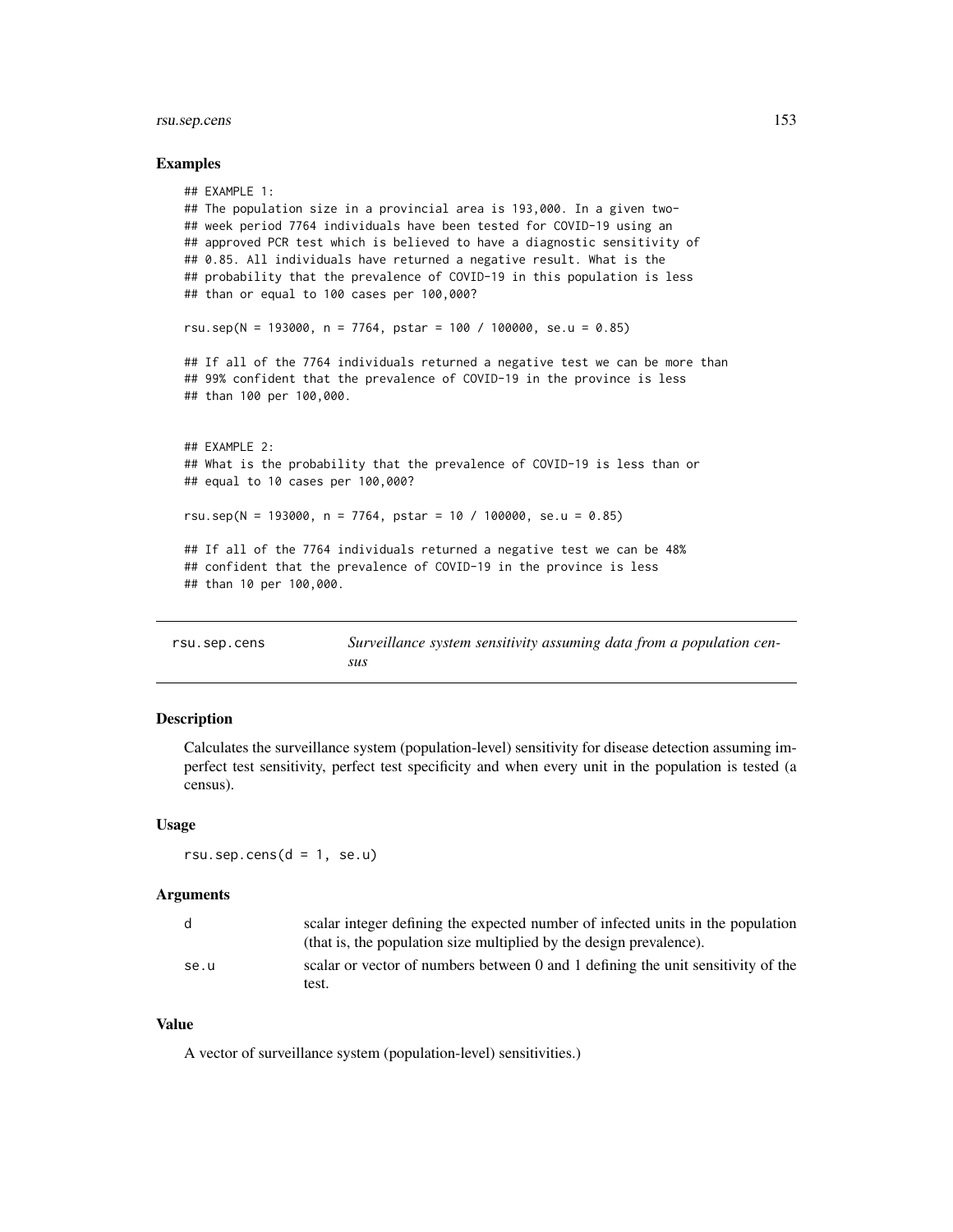### Examples

```
## EXAMPLE 1:
## The population size in a provincial area is 193,000. In a given two-
## week period 7764 individuals have been tested for COVID-19 using an
## approved PCR test which is believed to have a diagnostic sensitivity of
## 0.85. All individuals have returned a negative result. What is the
## probability that the prevalence of COVID-19 in this population is less
## than or equal to 100 cases per 100,000?

rsu.sep(N = 193000, n = 7764, pstar = 100 / 100000, se.u = 0.85)

## If all of the 7764 individuals returned a negative test we can be more than
## 99% confident that the prevalence of COVID-19 in the province is less
## than 100 per 100,000.


## EXAMPLE 2:
## What is the probability that the prevalence of COVID-19 is less than or
## equal to 10 cases per 100,000?

rsu.sep(N = 193000, n = 7764, pstar = 10 / 100000, se.u = 0.85)

## If all of the 7764 individuals returned a negative test we can be 48%
## confident that the prevalence of COVID-19 in the province is less
## than 10 per 100,000.
```

---

## rsu.sep.cens — *Surveillance system sensitivity assuming data from a population census*

### Description

Calculates the surveillance system (population-level) sensitivity for disease detection assuming imperfect test sensitivity, perfect test specificity and when every unit in the population is tested (a census).

### Usage

```
rsu.sep.cens(d = 1, se.u)
```

### Arguments

| | |
|---|---|
| d | scalar integer defining the expected number of infected units in the population (that is, the population size multiplied by the design prevalence). |
| se.u | scalar or vector of numbers between 0 and 1 defining the unit sensitivity of the test. |

### Value

A vector of surveillance system (population-level) sensitivities.)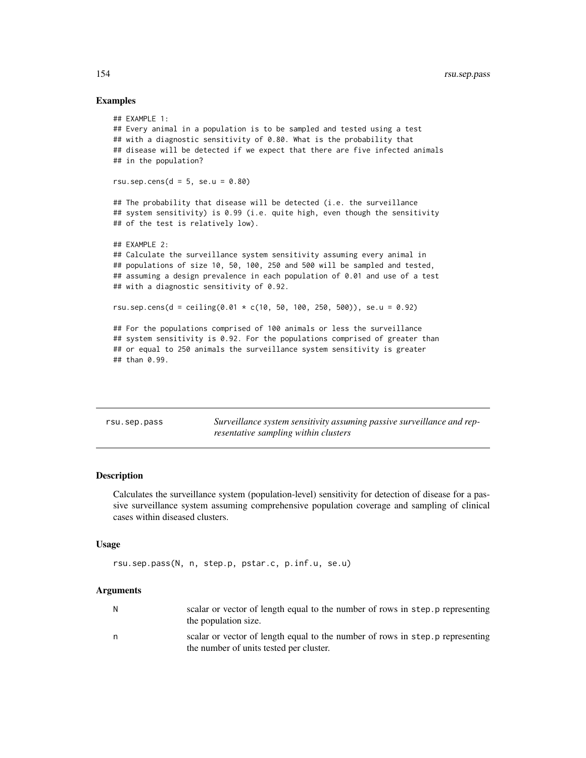## Examples

```
## EXAMPLE 1:
## Every animal in a population is to be sampled and tested using a test
## with a diagnostic sensitivity of 0.80. What is the probability that
## disease will be detected if we expect that there are five infected animals
## in the population?

rsu.sep.cens(d = 5, se.u = 0.80)

## The probability that disease will be detected (i.e. the surveillance
## system sensitivity) is 0.99 (i.e. quite high, even though the sensitivity
## of the test is relatively low).

## EXAMPLE 2:
## Calculate the surveillance system sensitivity assuming every animal in
## populations of size 10, 50, 100, 250 and 500 will be sampled and tested,
## assuming a design prevalence in each population of 0.01 and use of a test
## with a diagnostic sensitivity of 0.92.

rsu.sep.cens(d = ceiling(0.01 * c(10, 50, 100, 250, 500)), se.u = 0.92)

## For the populations comprised of 100 animals or less the surveillance
## system sensitivity is 0.92. For the populations comprised of greater than
## or equal to 250 animals the surveillance system sensitivity is greater
## than 0.99.
```

---

# rsu.sep.pass — *Surveillance system sensitivity assuming passive surveillance and representative sampling within clusters*

## Description

Calculates the surveillance system (population-level) sensitivity for detection of disease for a passive surveillance system assuming comprehensive population coverage and sampling of clinical cases within diseased clusters.

## Usage

```
rsu.sep.pass(N, n, step.p, pstar.c, p.inf.u, se.u)
```

## Arguments

| | |
|---|---|
| `N` | scalar or vector of length equal to the number of rows in `step.p` representing the population size. |
| `n` | scalar or vector of length equal to the number of rows in `step.p` representing the number of units tested per cluster. |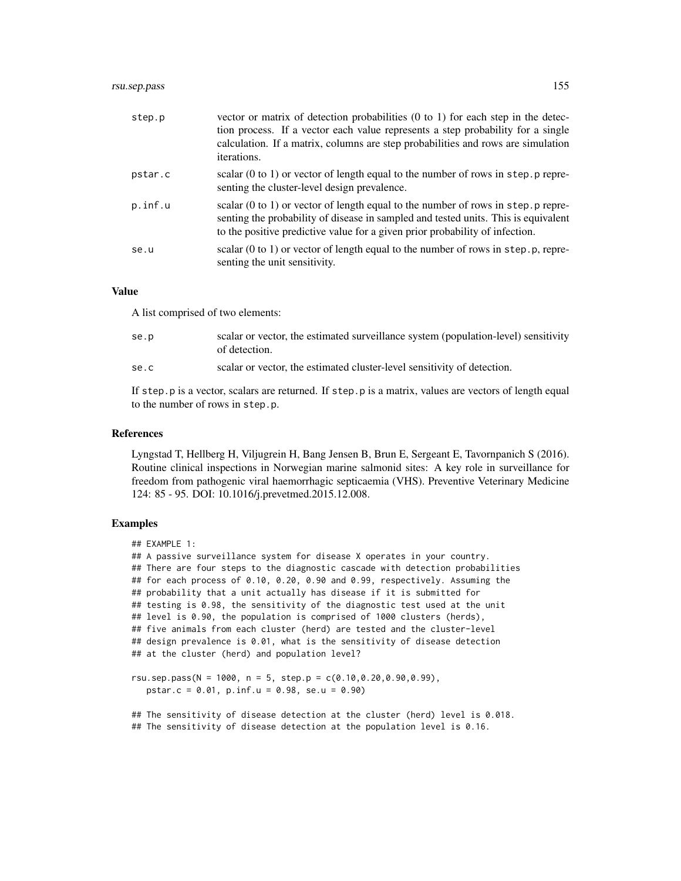| | |
|---|---|
| step.p | vector or matrix of detection probabilities (0 to 1) for each step in the detection process. If a vector each value represents a step probability for a single calculation. If a matrix, columns are step probabilities and rows are simulation iterations. |
| pstar.c | scalar (0 to 1) or vector of length equal to the number of rows in step.p representing the cluster-level design prevalence. |
| p.inf.u | scalar (0 to 1) or vector of length equal to the number of rows in step.p representing the probability of disease in sampled and tested units. This is equivalent to the positive predictive value for a given prior probability of infection. |
| se.u | scalar (0 to 1) or vector of length equal to the number of rows in step.p, representing the unit sensitivity. |

## Value

A list comprised of two elements:

| | |
|---|---|
| se.p | scalar or vector, the estimated surveillance system (population-level) sensitivity of detection. |
| se.c | scalar or vector, the estimated cluster-level sensitivity of detection. |

If step.p is a vector, scalars are returned. If step.p is a matrix, values are vectors of length equal to the number of rows in step.p.

## References

Lyngstad T, Hellberg H, Viljugrein H, Bang Jensen B, Brun E, Sergeant E, Tavornpanich S (2016). Routine clinical inspections in Norwegian marine salmonid sites: A key role in surveillance for freedom from pathogenic viral haemorrhagic septicaemia (VHS). Preventive Veterinary Medicine 124: 85 - 95. DOI: 10.1016/j.prevetmed.2015.12.008.

## Examples

```
## EXAMPLE 1:
## A passive surveillance system for disease X operates in your country.
## There are four steps to the diagnostic cascade with detection probabilities
## for each process of 0.10, 0.20, 0.90 and 0.99, respectively. Assuming the
## probability that a unit actually has disease if it is submitted for
## testing is 0.98, the sensitivity of the diagnostic test used at the unit
## level is 0.90, the population is comprised of 1000 clusters (herds),
## five animals from each cluster (herd) are tested and the cluster-level
## design prevalence is 0.01, what is the sensitivity of disease detection
## at the cluster (herd) and population level?

rsu.sep.pass(N = 1000, n = 5, step.p = c(0.10,0.20,0.90,0.99),
   pstar.c = 0.01, p.inf.u = 0.98, se.u = 0.90)

## The sensitivity of disease detection at the cluster (herd) level is 0.018.
## The sensitivity of disease detection at the population level is 0.16.
```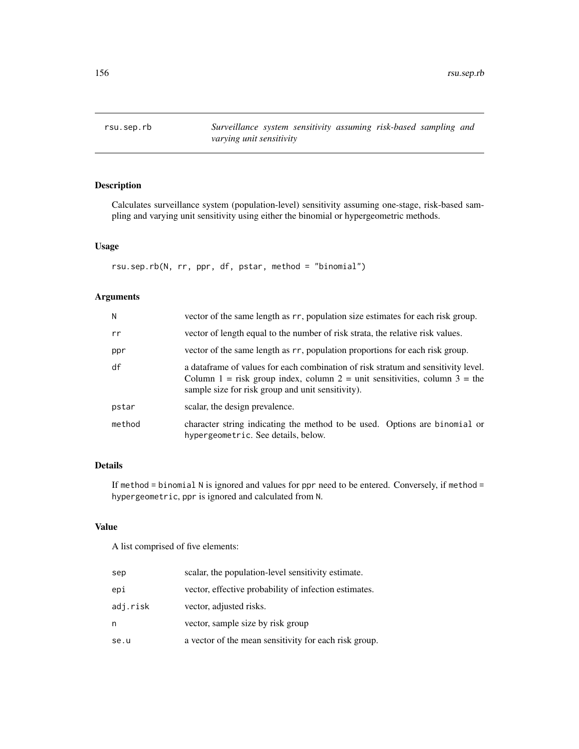rsu.sep.rb — *Surveillance system sensitivity assuming risk-based sampling and varying unit sensitivity*

## Description

Calculates surveillance system (population-level) sensitivity assuming one-stage, risk-based sampling and varying unit sensitivity using either the binomial or hypergeometric methods.

## Usage

```
rsu.sep.rb(N, rr, ppr, df, pstar, method = "binomial")
```

## Arguments

| | |
|---|---|
| N | vector of the same length as rr, population size estimates for each risk group. |
| rr | vector of length equal to the number of risk strata, the relative risk values. |
| ppr | vector of the same length as rr, population proportions for each risk group. |
| df | a dataframe of values for each combination of risk stratum and sensitivity level. Column 1 = risk group index, column 2 = unit sensitivities, column 3 = the sample size for risk group and unit sensitivity). |
| pstar | scalar, the design prevalence. |
| method | character string indicating the method to be used. Options are binomial or hypergeometric. See details, below. |

## Details

If method = binomial N is ignored and values for ppr need to be entered. Conversely, if method = hypergeometric, ppr is ignored and calculated from N.

## Value

A list comprised of five elements:

| | |
|---|---|
| sep | scalar, the population-level sensitivity estimate. |
| epi | vector, effective probability of infection estimates. |
| adj.risk | vector, adjusted risks. |
| n | vector, sample size by risk group |
| se.u | a vector of the mean sensitivity for each risk group. |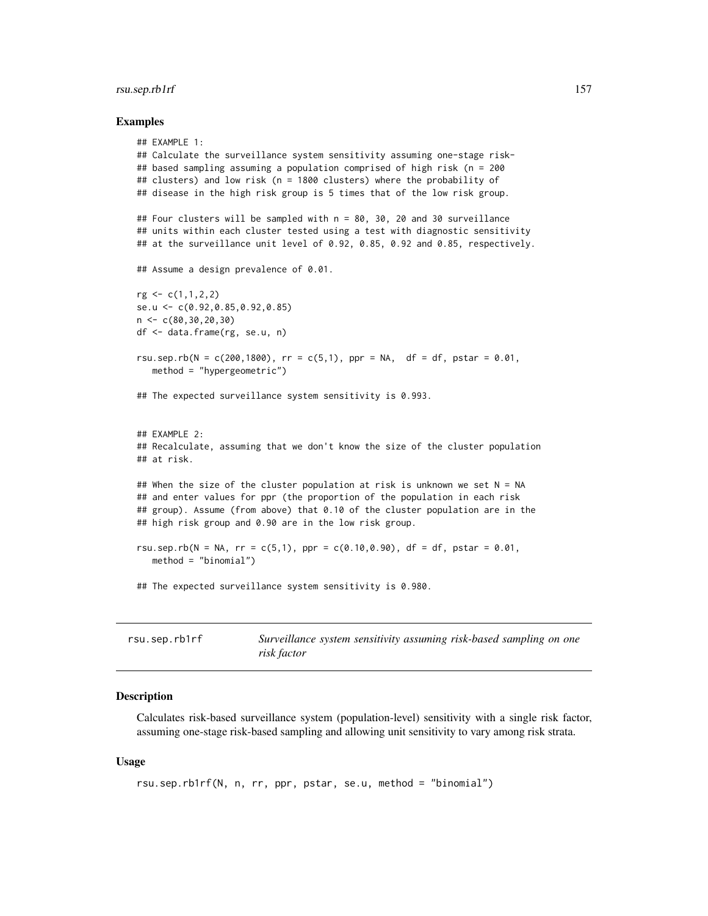### Examples

```
## EXAMPLE 1:
## Calculate the surveillance system sensitivity assuming one-stage risk-
## based sampling assuming a population comprised of high risk (n = 200
## clusters) and low risk (n = 1800 clusters) where the probability of
## disease in the high risk group is 5 times that of the low risk group.

## Four clusters will be sampled with n = 80, 30, 20 and 30 surveillance
## units within each cluster tested using a test with diagnostic sensitivity
## at the surveillance unit level of 0.92, 0.85, 0.92 and 0.85, respectively.

## Assume a design prevalence of 0.01.

rg <- c(1,1,2,2)
se.u <- c(0.92,0.85,0.92,0.85)
n <- c(80,30,20,30)
df <- data.frame(rg, se.u, n)

rsu.sep.rb(N = c(200,1800), rr = c(5,1), ppr = NA,  df = df, pstar = 0.01,
   method = "hypergeometric")

## The expected surveillance system sensitivity is 0.993.


## EXAMPLE 2:
## Recalculate, assuming that we don't know the size of the cluster population
## at risk.

## When the size of the cluster population at risk is unknown we set N = NA
## and enter values for ppr (the proportion of the population in each risk
## group). Assume (from above) that 0.10 of the cluster population are in the
## high risk group and 0.90 are in the low risk group.

rsu.sep.rb(N = NA, rr = c(5,1), ppr = c(0.10,0.90), df = df, pstar = 0.01,
   method = "binomial")

## The expected surveillance system sensitivity is 0.980.
```

---

## rsu.sep.rb1rf — *Surveillance system sensitivity assuming risk-based sampling on one risk factor*

### Description

Calculates risk-based surveillance system (population-level) sensitivity with a single risk factor, assuming one-stage risk-based sampling and allowing unit sensitivity to vary among risk strata.

### Usage

```
rsu.sep.rb1rf(N, n, rr, ppr, pstar, se.u, method = "binomial")
```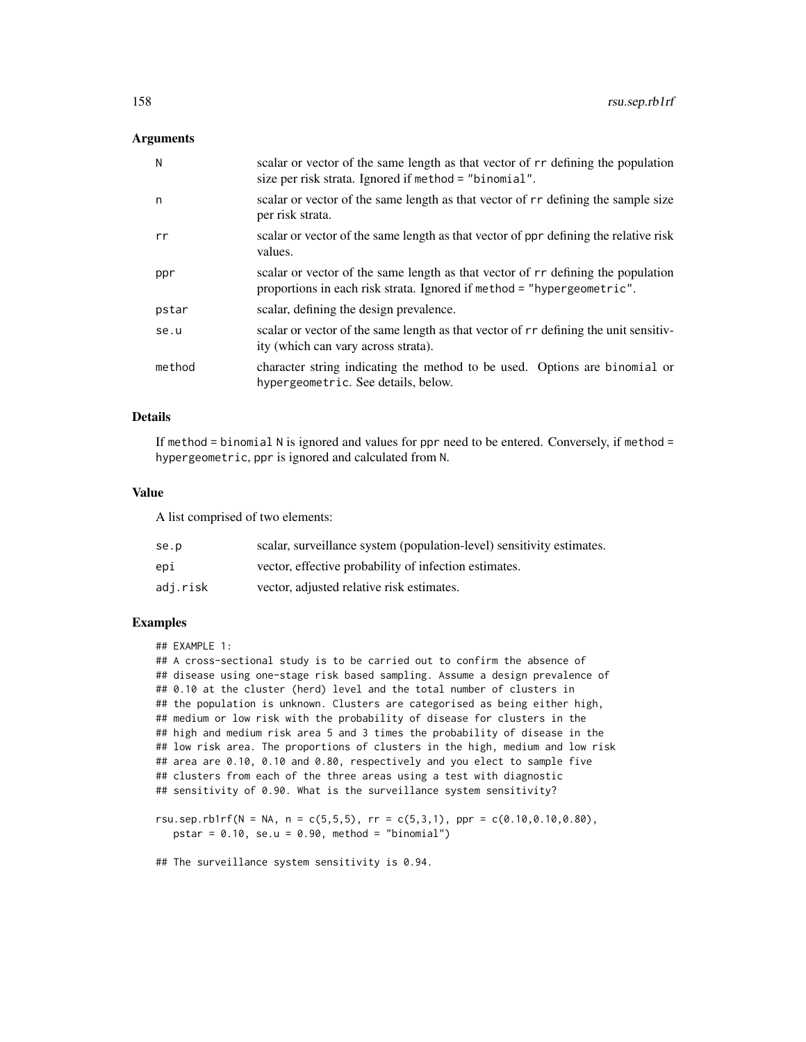## Arguments

| | |
|---|---|
| N | scalar or vector of the same length as that vector of rr defining the population size per risk strata. Ignored if method = "binomial". |
| n | scalar or vector of the same length as that vector of rr defining the sample size per risk strata. |
| rr | scalar or vector of the same length as that vector of ppr defining the relative risk values. |
| ppr | scalar or vector of the same length as that vector of rr defining the population proportions in each risk strata. Ignored if method = "hypergeometric". |
| pstar | scalar, defining the design prevalence. |
| se.u | scalar or vector of the same length as that vector of rr defining the unit sensitivity (which can vary across strata). |
| method | character string indicating the method to be used. Options are binomial or hypergeometric. See details, below. |

## Details

If method = binomial N is ignored and values for ppr need to be entered. Conversely, if method = hypergeometric, ppr is ignored and calculated from N.

## Value

A list comprised of two elements:

| | |
|---|---|
| se.p | scalar, surveillance system (population-level) sensitivity estimates. |
| epi | vector, effective probability of infection estimates. |
| adj.risk | vector, adjusted relative risk estimates. |

## Examples

```
## EXAMPLE 1:
## A cross-sectional study is to be carried out to confirm the absence of
## disease using one-stage risk based sampling. Assume a design prevalence of
## 0.10 at the cluster (herd) level and the total number of clusters in
## the population is unknown. Clusters are categorised as being either high,
## medium or low risk with the probability of disease for clusters in the
## high and medium risk area 5 and 3 times the probability of disease in the
## low risk area. The proportions of clusters in the high, medium and low risk
## area are 0.10, 0.10 and 0.80, respectively and you elect to sample five
## clusters from each of the three areas using a test with diagnostic
## sensitivity of 0.90. What is the surveillance system sensitivity?

rsu.sep.rb1rf(N = NA, n = c(5,5,5), rr = c(5,3,1), ppr = c(0.10,0.10,0.80),
   pstar = 0.10, se.u = 0.90, method = "binomial")

## The surveillance system sensitivity is 0.94.
```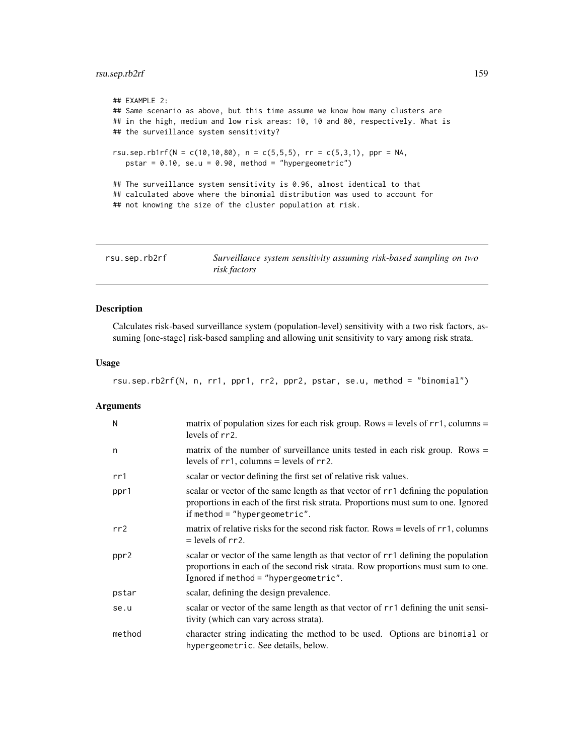```
## EXAMPLE 2:
## Same scenario as above, but this time assume we know how many clusters are
## in the high, medium and low risk areas: 10, 10 and 80, respectively. What is
## the surveillance system sensitivity?

rsu.sep.rb1rf(N = c(10,10,80), n = c(5,5,5), rr = c(5,3,1), ppr = NA,
   pstar = 0.10, se.u = 0.90, method = "hypergeometric")

## The surveillance system sensitivity is 0.96, almost identical to that
## calculated above where the binomial distribution was used to account for
## not knowing the size of the cluster population at risk.
```

# rsu.sep.rb2rf — *Surveillance system sensitivity assuming risk-based sampling on two risk factors*

## Description

Calculates risk-based surveillance system (population-level) sensitivity with a two risk factors, assuming [one-stage] risk-based sampling and allowing unit sensitivity to vary among risk strata.

## Usage

```
rsu.sep.rb2rf(N, n, rr1, ppr1, rr2, ppr2, pstar, se.u, method = "binomial")
```

## Arguments

| | |
|---|---|
| N | matrix of population sizes for each risk group. Rows = levels of rr1, columns = levels of rr2. |
| n | matrix of the number of surveillance units tested in each risk group. Rows = levels of rr1, columns = levels of rr2. |
| rr1 | scalar or vector defining the first set of relative risk values. |
| ppr1 | scalar or vector of the same length as that vector of rr1 defining the population proportions in each of the first risk strata. Proportions must sum to one. Ignored if method = "hypergeometric". |
| rr2 | matrix of relative risks for the second risk factor. Rows = levels of rr1, columns = levels of rr2. |
| ppr2 | scalar or vector of the same length as that vector of rr1 defining the population proportions in each of the second risk strata. Row proportions must sum to one. Ignored if method = "hypergeometric". |
| pstar | scalar, defining the design prevalence. |
| se.u | scalar or vector of the same length as that vector of rr1 defining the unit sensitivity (which can vary across strata). |
| method | character string indicating the method to be used. Options are binomial or hypergeometric. See details, below. |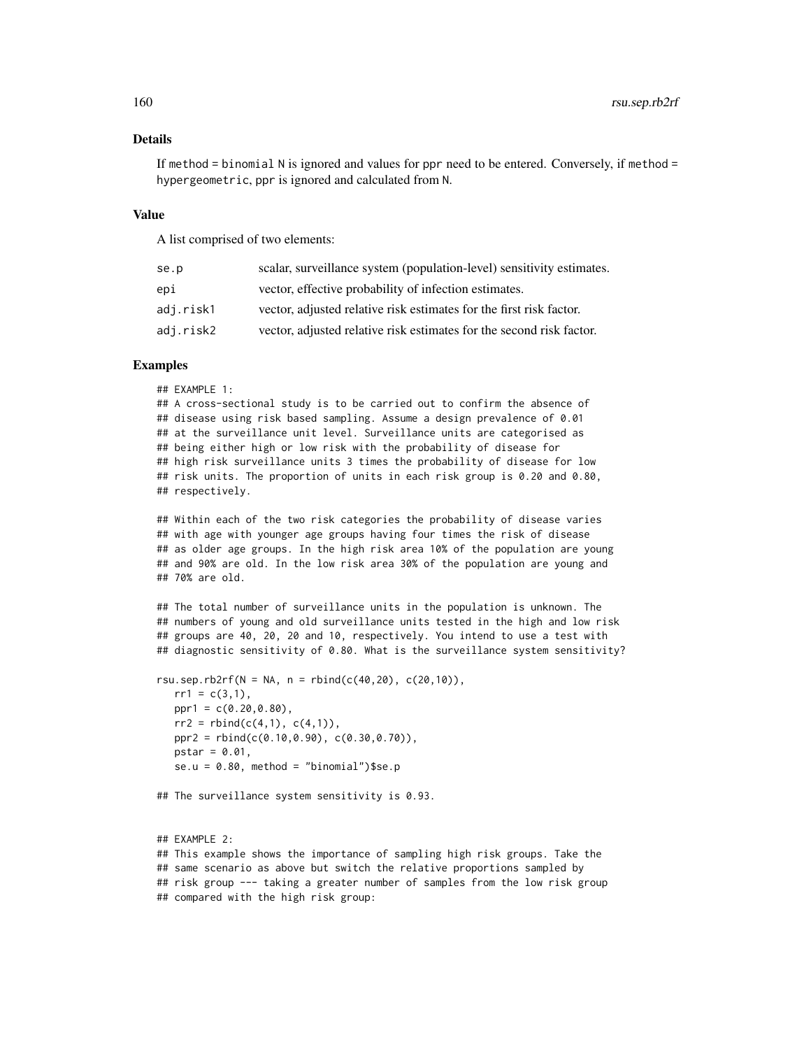### Details

If `method = binomial` N is ignored and values for ppr need to be entered. Conversely, if `method = hypergeometric`, ppr is ignored and calculated from N.

### Value

A list comprised of two elements:

| | |
|---|---|
| se.p | scalar, surveillance system (population-level) sensitivity estimates. |
| epi | vector, effective probability of infection estimates. |
| adj.risk1 | vector, adjusted relative risk estimates for the first risk factor. |
| adj.risk2 | vector, adjusted relative risk estimates for the second risk factor. |

### Examples

```
## EXAMPLE 1:
## A cross-sectional study is to be carried out to confirm the absence of
## disease using risk based sampling. Assume a design prevalence of 0.01
## at the surveillance unit level. Surveillance units are categorised as
## being either high or low risk with the probability of disease for
## high risk surveillance units 3 times the probability of disease for low
## risk units. The proportion of units in each risk group is 0.20 and 0.80,
## respectively.

## Within each of the two risk categories the probability of disease varies
## with age with younger age groups having four times the risk of disease
## as older age groups. In the high risk area 10% of the population are young
## and 90% are old. In the low risk area 30% of the population are young and
## 70% are old.

## The total number of surveillance units in the population is unknown. The
## numbers of young and old surveillance units tested in the high and low risk
## groups are 40, 20, 20 and 10, respectively. You intend to use a test with
## diagnostic sensitivity of 0.80. What is the surveillance system sensitivity?

rsu.sep.rb2rf(N = NA, n = rbind(c(40,20), c(20,10)),
   rr1 = c(3,1),
   ppr1 = c(0.20,0.80),
   rr2 = rbind(c(4,1), c(4,1)),
   ppr2 = rbind(c(0.10,0.90), c(0.30,0.70)),
   pstar = 0.01,
   se.u = 0.80, method = "binomial")$se.p

## The surveillance system sensitivity is 0.93.


## EXAMPLE 2:
## This example shows the importance of sampling high risk groups. Take the
## same scenario as above but switch the relative proportions sampled by
## risk group --- taking a greater number of samples from the low risk group
## compared with the high risk group:
```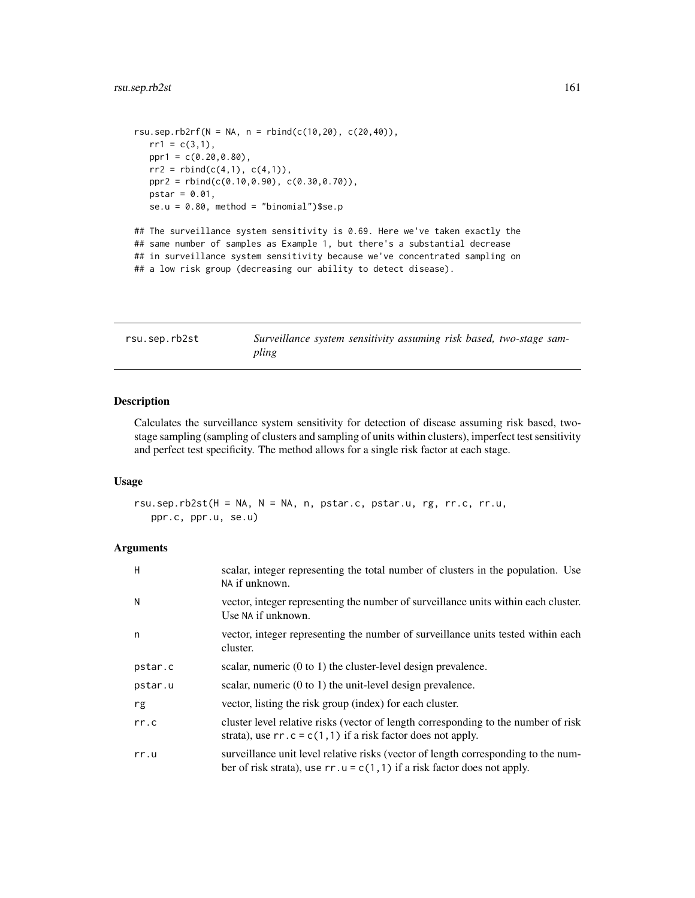```
rsu.sep.rb2rf(N = NA, n = rbind(c(10,20), c(20,40)),
   rr1 = c(3,1),
   ppr1 = c(0.20,0.80),
   rr2 = rbind(c(4,1), c(4,1)),
   ppr2 = rbind(c(0.10,0.90), c(0.30,0.70)),
   pstar = 0.01,
   se.u = 0.80, method = "binomial")$se.p

## The surveillance system sensitivity is 0.69. Here we've taken exactly the
## same number of samples as Example 1, but there's a substantial decrease
## in surveillance system sensitivity because we've concentrated sampling on
## a low risk group (decreasing our ability to detect disease).
```

---

rsu.sep.rb2st — *Surveillance system sensitivity assuming risk based, two-stage sampling*

---

## Description

Calculates the surveillance system sensitivity for detection of disease assuming risk based, two-stage sampling (sampling of clusters and sampling of units within clusters), imperfect test sensitivity and perfect test specificity. The method allows for a single risk factor at each stage.

## Usage

```
rsu.sep.rb2st(H = NA, N = NA, n, pstar.c, pstar.u, rg, rr.c, rr.u,
   ppr.c, ppr.u, se.u)
```

## Arguments

| | |
|---|---|
| H | scalar, integer representing the total number of clusters in the population. Use NA if unknown. |
| N | vector, integer representing the number of surveillance units within each cluster. Use NA if unknown. |
| n | vector, integer representing the number of surveillance units tested within each cluster. |
| pstar.c | scalar, numeric (0 to 1) the cluster-level design prevalence. |
| pstar.u | scalar, numeric (0 to 1) the unit-level design prevalence. |
| rg | vector, listing the risk group (index) for each cluster. |
| rr.c | cluster level relative risks (vector of length corresponding to the number of risk strata), use rr.c = c(1,1) if a risk factor does not apply. |
| rr.u | surveillance unit level relative risks (vector of length corresponding to the number of risk strata), use rr.u = c(1,1) if a risk factor does not apply. |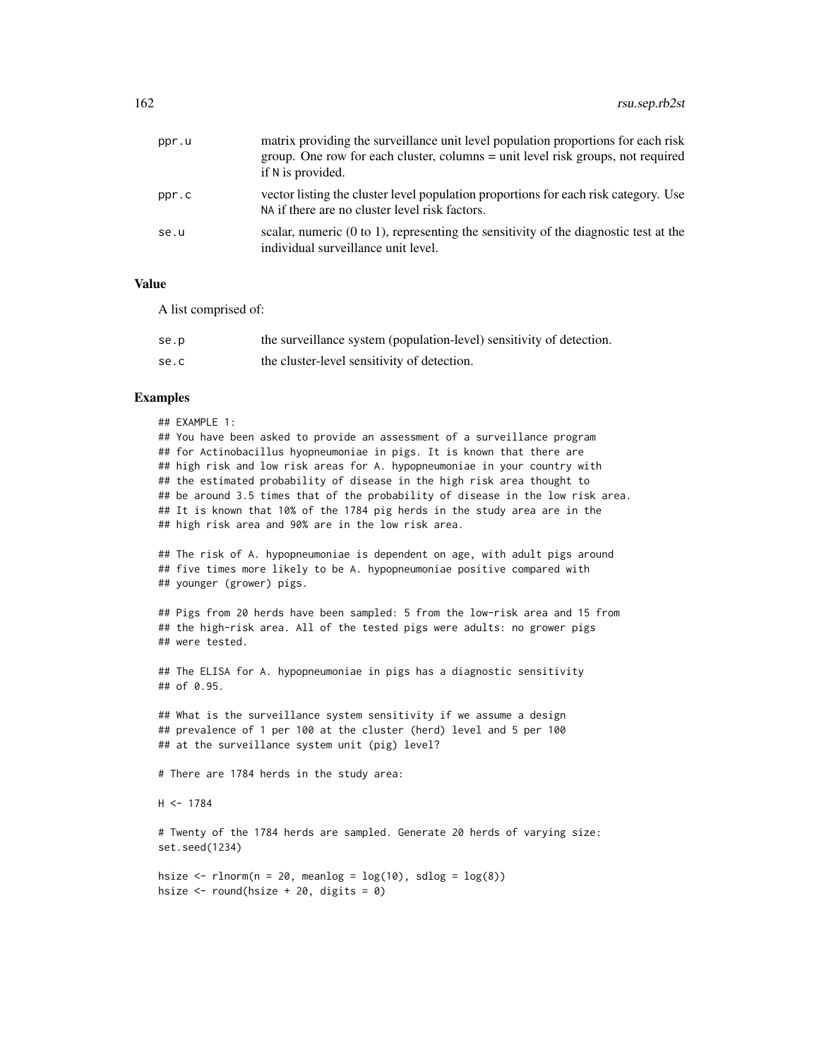| | |
|---|---|
| ppr.u | matrix providing the surveillance unit level population proportions for each risk group. One row for each cluster, columns = unit level risk groups, not required if N is provided. |
| ppr.c | vector listing the cluster level population proportions for each risk category. Use NA if there are no cluster level risk factors. |
| se.u | scalar, numeric (0 to 1), representing the sensitivity of the diagnostic test at the individual surveillance unit level. |

## Value

A list comprised of:

| | |
|---|---|
| se.p | the surveillance system (population-level) sensitivity of detection. |
| se.c | the cluster-level sensitivity of detection. |

## Examples

```
## EXAMPLE 1:
## You have been asked to provide an assessment of a surveillance program
## for Actinobacillus hyopneumoniae in pigs. It is known that there are
## high risk and low risk areas for A. hypopneumoniae in your country with
## the estimated probability of disease in the high risk area thought to
## be around 3.5 times that of the probability of disease in the low risk area.
## It is known that 10% of the 1784 pig herds in the study area are in the
## high risk area and 90% are in the low risk area.

## The risk of A. hypopneumoniae is dependent on age, with adult pigs around
## five times more likely to be A. hypopneumoniae positive compared with
## younger (grower) pigs.

## Pigs from 20 herds have been sampled: 5 from the low-risk area and 15 from
## the high-risk area. All of the tested pigs were adults: no grower pigs
## were tested.

## The ELISA for A. hypopneumoniae in pigs has a diagnostic sensitivity
## of 0.95.

## What is the surveillance system sensitivity if we assume a design
## prevalence of 1 per 100 at the cluster (herd) level and 5 per 100
## at the surveillance system unit (pig) level?

# There are 1784 herds in the study area:

H <- 1784

# Twenty of the 1784 herds are sampled. Generate 20 herds of varying size:
set.seed(1234)

hsize <- rlnorm(n = 20, meanlog = log(10), sdlog = log(8))
hsize <- round(hsize + 20, digits = 0)
```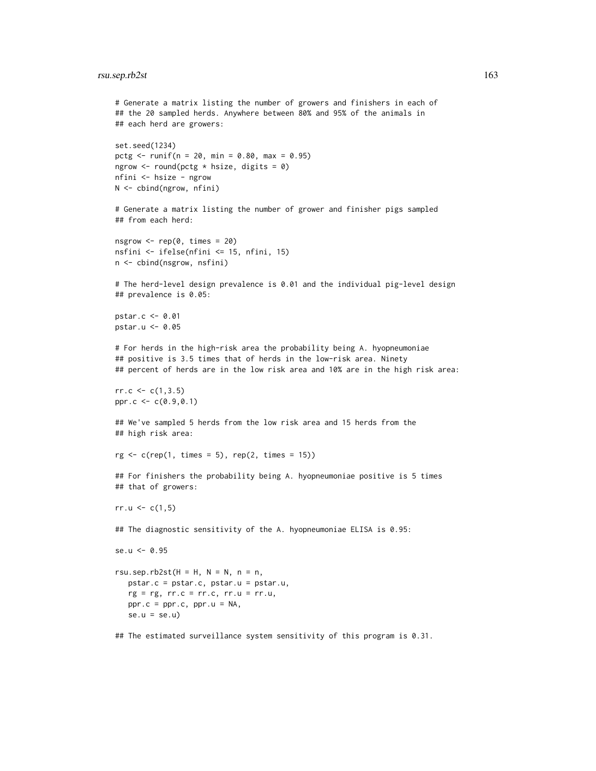```
# Generate a matrix listing the number of growers and finishers in each of
## the 20 sampled herds. Anywhere between 80% and 95% of the animals in
## each herd are growers:

set.seed(1234)
pctg <- runif(n = 20, min = 0.80, max = 0.95)
ngrow <- round(pctg * hsize, digits = 0)
nfini <- hsize - ngrow
N <- cbind(ngrow, nfini)

# Generate a matrix listing the number of grower and finisher pigs sampled
## from each herd:

nsgrow <- rep(0, times = 20)
nsfini <- ifelse(nfini <= 15, nfini, 15)
n <- cbind(nsgrow, nsfini)

# The herd-level design prevalence is 0.01 and the individual pig-level design
## prevalence is 0.05:

pstar.c <- 0.01
pstar.u <- 0.05

# For herds in the high-risk area the probability being A. hyopneumoniae
## positive is 3.5 times that of herds in the low-risk area. Ninety
## percent of herds are in the low risk area and 10% are in the high risk area:

rr.c <- c(1,3.5)
ppr.c <- c(0.9,0.1)

## We've sampled 5 herds from the low risk area and 15 herds from the
## high risk area:

rg <- c(rep(1, times = 5), rep(2, times = 15))

## For finishers the probability being A. hyopneumoniae positive is 5 times
## that of growers:

rr.u <- c(1,5)

## The diagnostic sensitivity of the A. hyopneumoniae ELISA is 0.95:

se.u <- 0.95

rsu.sep.rb2st(H = H, N = N, n = n,
   pstar.c = pstar.c, pstar.u = pstar.u,
   rg = rg, rr.c = rr.c, rr.u = rr.u,
   ppr.c = ppr.c, ppr.u = NA,
   se.u = se.u)

## The estimated surveillance system sensitivity of this program is 0.31.
```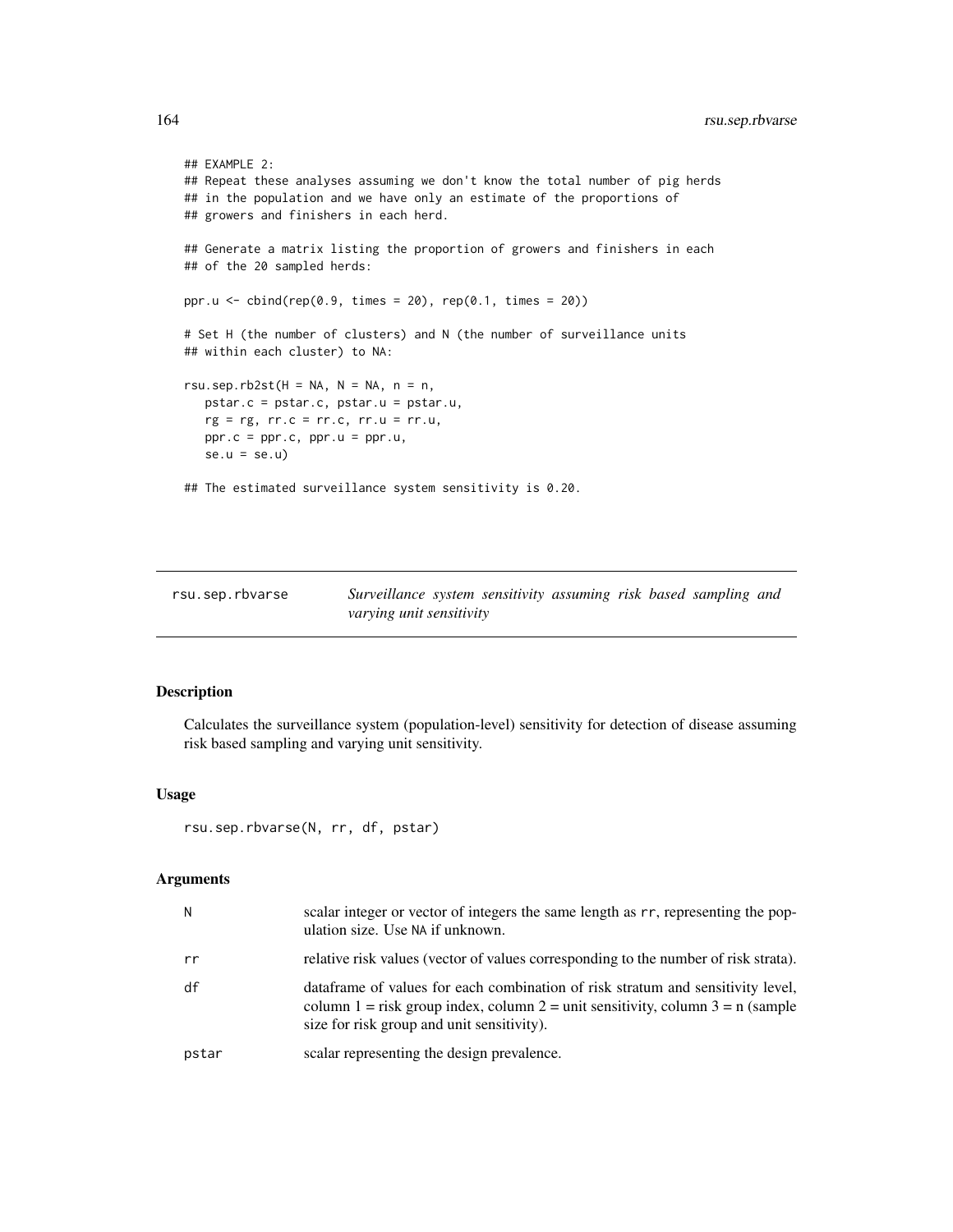```
## EXAMPLE 2:
## Repeat these analyses assuming we don't know the total number of pig herds
## in the population and we have only an estimate of the proportions of
## growers and finishers in each herd.

## Generate a matrix listing the proportion of growers and finishers in each
## of the 20 sampled herds:

ppr.u <- cbind(rep(0.9, times = 20), rep(0.1, times = 20))

# Set H (the number of clusters) and N (the number of surveillance units
## within each cluster) to NA:

rsu.sep.rb2st(H = NA, N = NA, n = n,
   pstar.c = pstar.c, pstar.u = pstar.u,
   rg = rg, rr.c = rr.c, rr.u = rr.u,
   ppr.c = ppr.c, ppr.u = ppr.u,
   se.u = se.u)

## The estimated surveillance system sensitivity is 0.20.
```

---

# rsu.sep.rbvarse — *Surveillance system sensitivity assuming risk based sampling and varying unit sensitivity*

---

## Description

Calculates the surveillance system (population-level) sensitivity for detection of disease assuming risk based sampling and varying unit sensitivity.

## Usage

```
rsu.sep.rbvarse(N, rr, df, pstar)
```

## Arguments

| | |
|---|---|
| N | scalar integer or vector of integers the same length as rr, representing the population size. Use NA if unknown. |
| rr | relative risk values (vector of values corresponding to the number of risk strata). |
| df | dataframe of values for each combination of risk stratum and sensitivity level, column 1 = risk group index, column 2 = unit sensitivity, column 3 = n (sample size for risk group and unit sensitivity). |
| pstar | scalar representing the design prevalence. |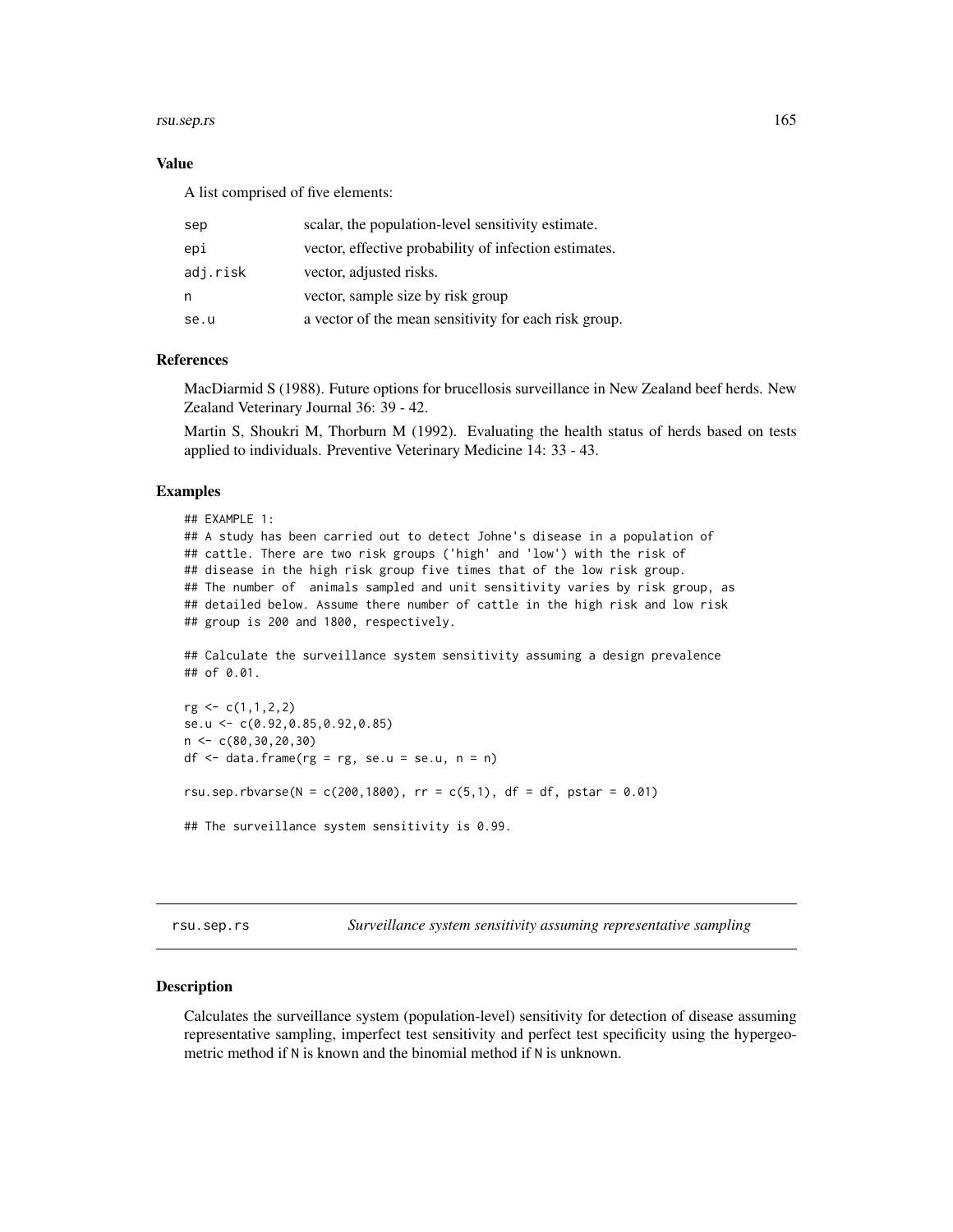### Value

A list comprised of five elements:

| | |
|---|---|
| sep | scalar, the population-level sensitivity estimate. |
| epi | vector, effective probability of infection estimates. |
| adj.risk | vector, adjusted risks. |
| n | vector, sample size by risk group |
| se.u | a vector of the mean sensitivity for each risk group. |

### References

MacDiarmid S (1988). Future options for brucellosis surveillance in New Zealand beef herds. New Zealand Veterinary Journal 36: 39 - 42.

Martin S, Shoukri M, Thorburn M (1992). Evaluating the health status of herds based on tests applied to individuals. Preventive Veterinary Medicine 14: 33 - 43.

### Examples

```
## EXAMPLE 1:
## A study has been carried out to detect Johne's disease in a population of
## cattle. There are two risk groups ('high' and 'low') with the risk of
## disease in the high risk group five times that of the low risk group.
## The number of  animals sampled and unit sensitivity varies by risk group, as
## detailed below. Assume there number of cattle in the high risk and low risk
## group is 200 and 1800, respectively.

## Calculate the surveillance system sensitivity assuming a design prevalence
## of 0.01.

rg <- c(1,1,2,2)
se.u <- c(0.92,0.85,0.92,0.85)
n <- c(80,30,20,30)
df <- data.frame(rg = rg, se.u = se.u, n = n)

rsu.sep.rbvarse(N = c(200,1800), rr = c(5,1), df = df, pstar = 0.01)

## The surveillance system sensitivity is 0.99.
```

---

## rsu.sep.rs — *Surveillance system sensitivity assuming representative sampling*

### Description

Calculates the surveillance system (population-level) sensitivity for detection of disease assuming representative sampling, imperfect test sensitivity and perfect test specificity using the hypergeometric method if N is known and the binomial method if N is unknown.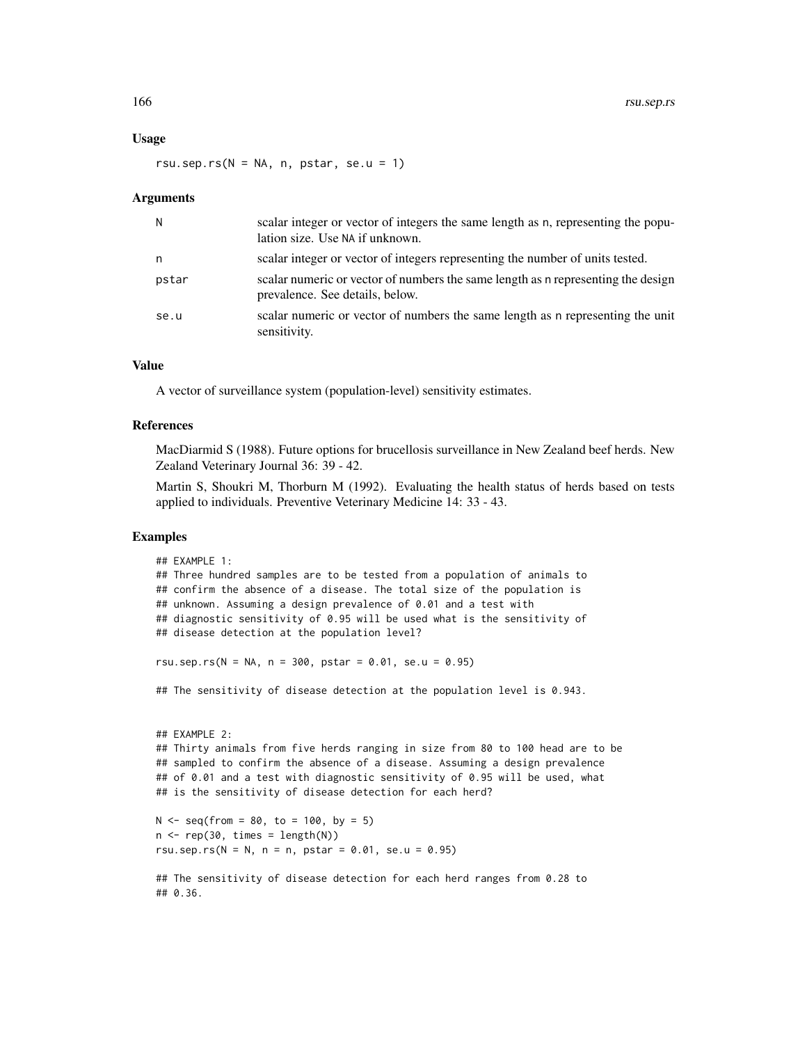### Usage

```
rsu.sep.rs(N = NA, n, pstar, se.u = 1)
```

### Arguments

| | |
|---|---|
| N | scalar integer or vector of integers the same length as n, representing the population size. Use NA if unknown. |
| n | scalar integer or vector of integers representing the number of units tested. |
| pstar | scalar numeric or vector of numbers the same length as n representing the design prevalence. See details, below. |
| se.u | scalar numeric or vector of numbers the same length as n representing the unit sensitivity. |

### Value

A vector of surveillance system (population-level) sensitivity estimates.

### References

MacDiarmid S (1988). Future options for brucellosis surveillance in New Zealand beef herds. New Zealand Veterinary Journal 36: 39 - 42.

Martin S, Shoukri M, Thorburn M (1992). Evaluating the health status of herds based on tests applied to individuals. Preventive Veterinary Medicine 14: 33 - 43.

### Examples

```
## EXAMPLE 1:
## Three hundred samples are to be tested from a population of animals to
## confirm the absence of a disease. The total size of the population is
## unknown. Assuming a design prevalence of 0.01 and a test with
## diagnostic sensitivity of 0.95 will be used what is the sensitivity of
## disease detection at the population level?

rsu.sep.rs(N = NA, n = 300, pstar = 0.01, se.u = 0.95)

## The sensitivity of disease detection at the population level is 0.943.


## EXAMPLE 2:
## Thirty animals from five herds ranging in size from 80 to 100 head are to be
## sampled to confirm the absence of a disease. Assuming a design prevalence
## of 0.01 and a test with diagnostic sensitivity of 0.95 will be used, what
## is the sensitivity of disease detection for each herd?

N <- seq(from = 80, to = 100, by = 5)
n <- rep(30, times = length(N))
rsu.sep.rs(N = N, n = n, pstar = 0.01, se.u = 0.95)

## The sensitivity of disease detection for each herd ranges from 0.28 to
## 0.36.
```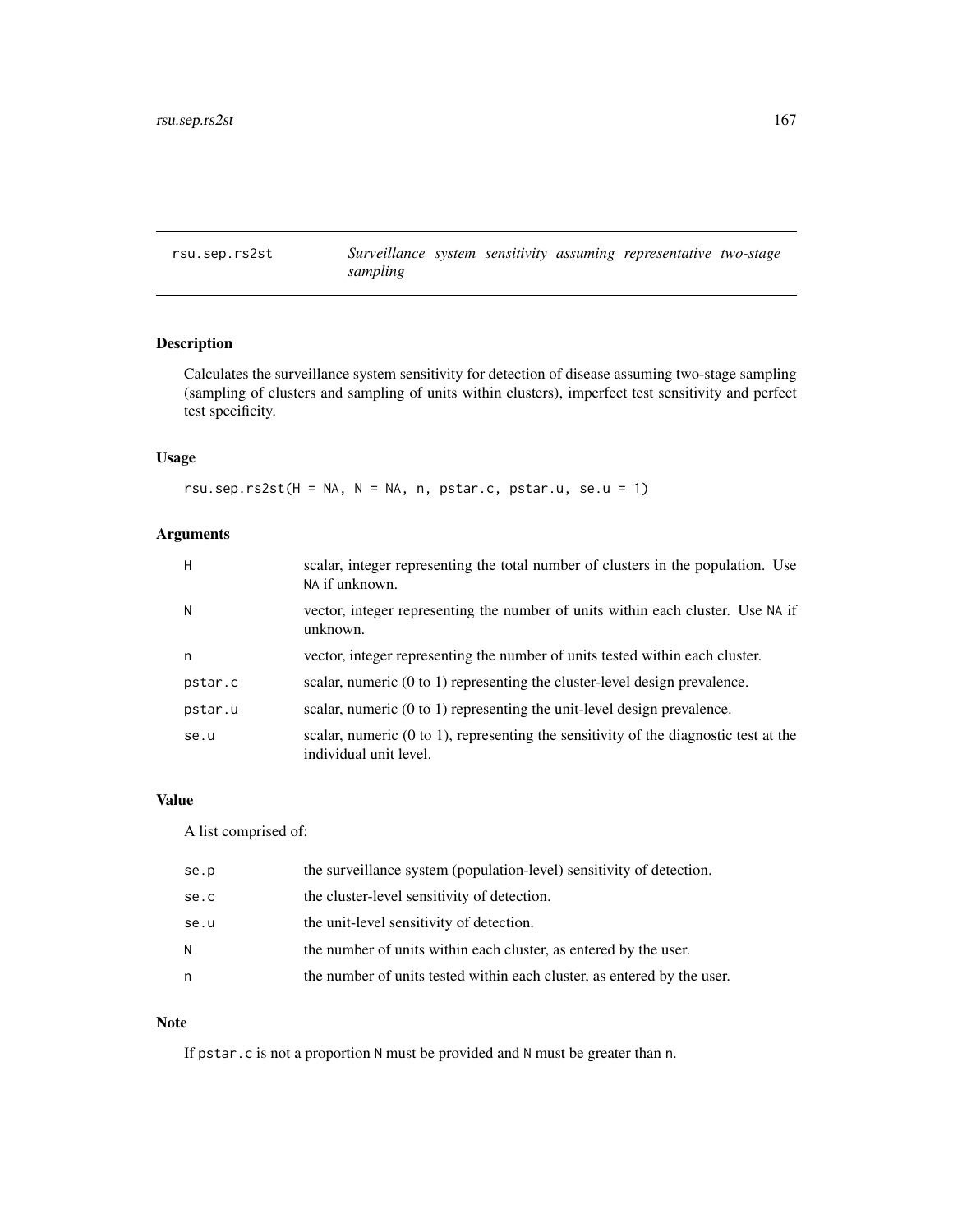rsu.sep.rs2st — *Surveillance system sensitivity assuming representative two-stage sampling*

## Description

Calculates the surveillance system sensitivity for detection of disease assuming two-stage sampling (sampling of clusters and sampling of units within clusters), imperfect test sensitivity and perfect test specificity.

## Usage

```
rsu.sep.rs2st(H = NA, N = NA, n, pstar.c, pstar.u, se.u = 1)
```

## Arguments

| | |
|---|---|
| H | scalar, integer representing the total number of clusters in the population. Use NA if unknown. |
| N | vector, integer representing the number of units within each cluster. Use NA if unknown. |
| n | vector, integer representing the number of units tested within each cluster. |
| pstar.c | scalar, numeric (0 to 1) representing the cluster-level design prevalence. |
| pstar.u | scalar, numeric (0 to 1) representing the unit-level design prevalence. |
| se.u | scalar, numeric (0 to 1), representing the sensitivity of the diagnostic test at the individual unit level. |

## Value

A list comprised of:

| | |
|---|---|
| se.p | the surveillance system (population-level) sensitivity of detection. |
| se.c | the cluster-level sensitivity of detection. |
| se.u | the unit-level sensitivity of detection. |
| N | the number of units within each cluster, as entered by the user. |
| n | the number of units tested within each cluster, as entered by the user. |

## Note

If pstar.c is not a proportion N must be provided and N must be greater than n.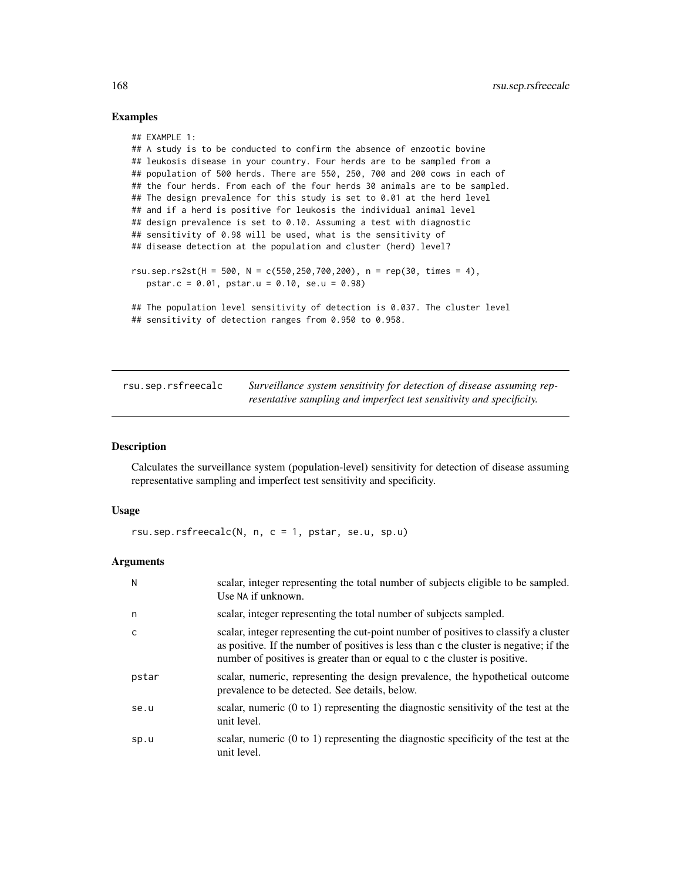## Examples

```
## EXAMPLE 1:
## A study is to be conducted to confirm the absence of enzootic bovine
## leukosis disease in your country. Four herds are to be sampled from a
## population of 500 herds. There are 550, 250, 700 and 200 cows in each of
## the four herds. From each of the four herds 30 animals are to be sampled.
## The design prevalence for this study is set to 0.01 at the herd level
## and if a herd is positive for leukosis the individual animal level
## design prevalence is set to 0.10. Assuming a test with diagnostic
## sensitivity of 0.98 will be used, what is the sensitivity of
## disease detection at the population and cluster (herd) level?

rsu.sep.rs2st(H = 500, N = c(550,250,700,200), n = rep(30, times = 4),
   pstar.c = 0.01, pstar.u = 0.10, se.u = 0.98)

## The population level sensitivity of detection is 0.037. The cluster level
## sensitivity of detection ranges from 0.950 to 0.958.
```

---

`rsu.sep.rsfreecalc` — *Surveillance system sensitivity for detection of disease assuming representative sampling and imperfect test sensitivity and specificity.*

---

## Description

Calculates the surveillance system (population-level) sensitivity for detection of disease assuming representative sampling and imperfect test sensitivity and specificity.

## Usage

```
rsu.sep.rsfreecalc(N, n, c = 1, pstar, se.u, sp.u)
```

## Arguments

| | |
|---|---|
| `N` | scalar, integer representing the total number of subjects eligible to be sampled. Use `NA` if unknown. |
| `n` | scalar, integer representing the total number of subjects sampled. |
| `c` | scalar, integer representing the cut-point number of positives to classify a cluster as positive. If the number of positives is less than `c` the cluster is negative; if the number of positives is greater than or equal to `c` the cluster is positive. |
| `pstar` | scalar, numeric, representing the design prevalence, the hypothetical outcome prevalence to be detected. See details, below. |
| `se.u` | scalar, numeric (0 to 1) representing the diagnostic sensitivity of the test at the unit level. |
| `sp.u` | scalar, numeric (0 to 1) representing the diagnostic specificity of the test at the unit level. |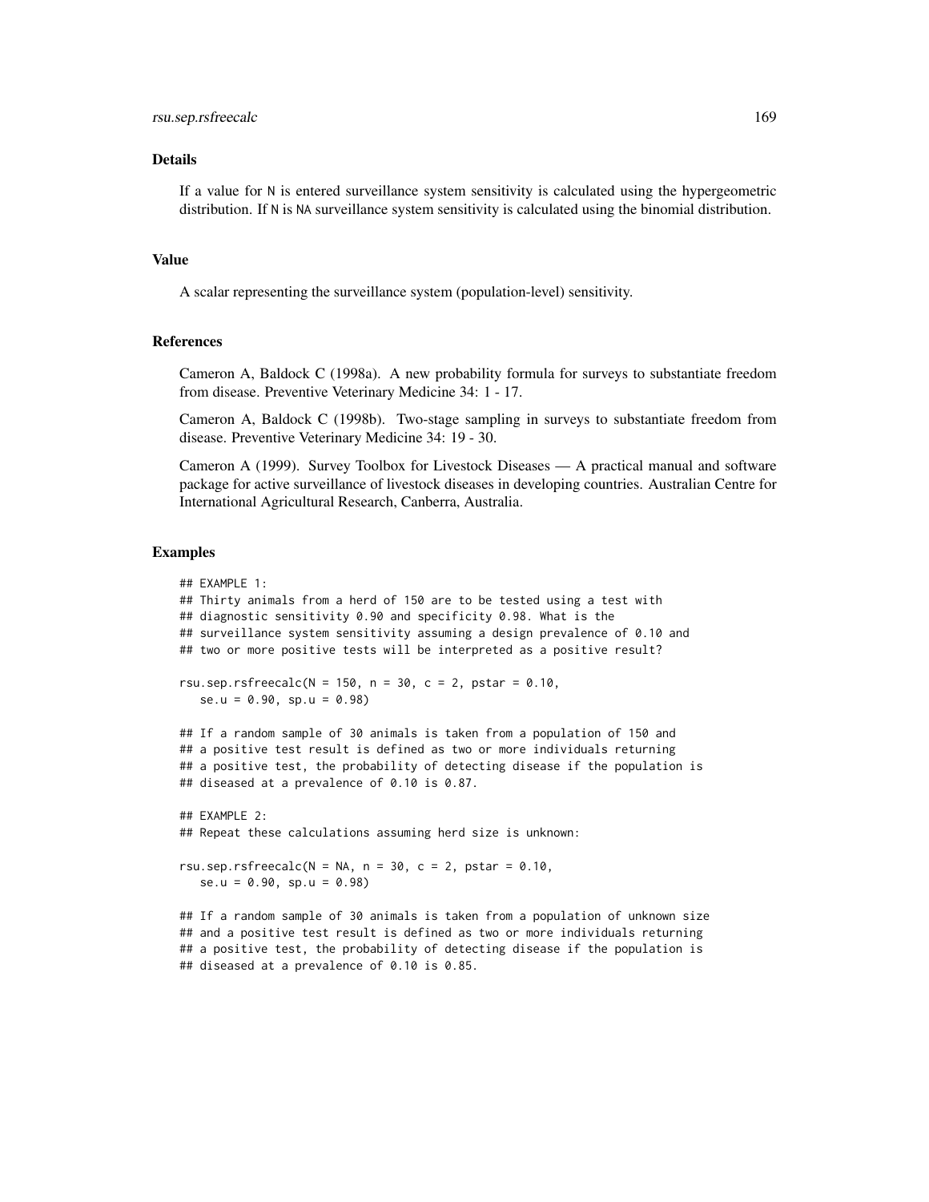## Details

If a value for N is entered surveillance system sensitivity is calculated using the hypergeometric distribution. If N is NA surveillance system sensitivity is calculated using the binomial distribution.

## Value

A scalar representing the surveillance system (population-level) sensitivity.

## References

Cameron A, Baldock C (1998a). A new probability formula for surveys to substantiate freedom from disease. Preventive Veterinary Medicine 34: 1 - 17.

Cameron A, Baldock C (1998b). Two-stage sampling in surveys to substantiate freedom from disease. Preventive Veterinary Medicine 34: 19 - 30.

Cameron A (1999). Survey Toolbox for Livestock Diseases — A practical manual and software package for active surveillance of livestock diseases in developing countries. Australian Centre for International Agricultural Research, Canberra, Australia.

## Examples

```
## EXAMPLE 1:
## Thirty animals from a herd of 150 are to be tested using a test with
## diagnostic sensitivity 0.90 and specificity 0.98. What is the
## surveillance system sensitivity assuming a design prevalence of 0.10 and
## two or more positive tests will be interpreted as a positive result?

rsu.sep.rsfreecalc(N = 150, n = 30, c = 2, pstar = 0.10,
   se.u = 0.90, sp.u = 0.98)

## If a random sample of 30 animals is taken from a population of 150 and
## a positive test result is defined as two or more individuals returning
## a positive test, the probability of detecting disease if the population is
## diseased at a prevalence of 0.10 is 0.87.

## EXAMPLE 2:
## Repeat these calculations assuming herd size is unknown:

rsu.sep.rsfreecalc(N = NA, n = 30, c = 2, pstar = 0.10,
   se.u = 0.90, sp.u = 0.98)

## If a random sample of 30 animals is taken from a population of unknown size
## and a positive test result is defined as two or more individuals returning
## a positive test, the probability of detecting disease if the population is
## diseased at a prevalence of 0.10 is 0.85.
```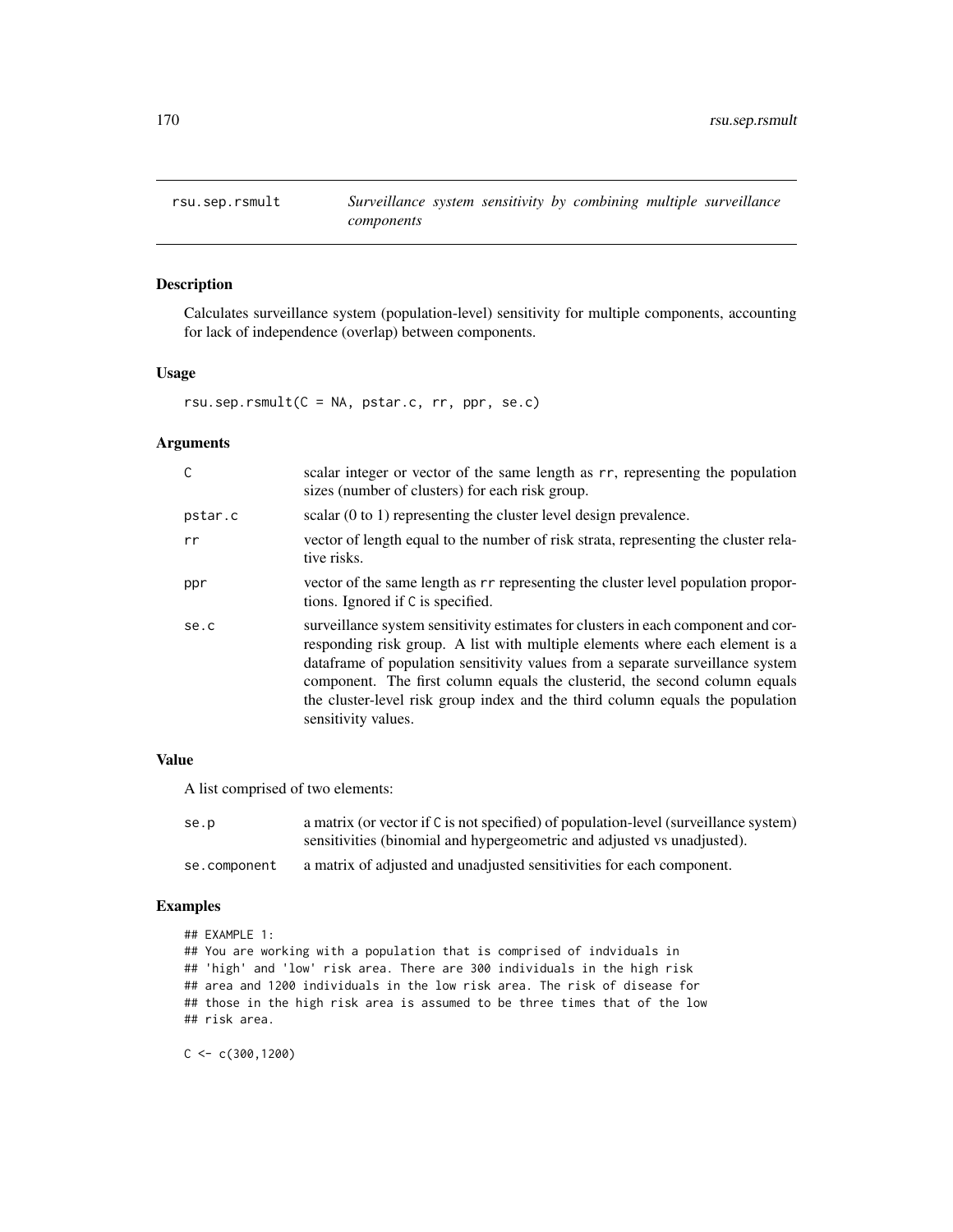# rsu.sep.rsmult — *Surveillance system sensitivity by combining multiple surveillance components*

## Description

Calculates surveillance system (population-level) sensitivity for multiple components, accounting for lack of independence (overlap) between components.

## Usage

```
rsu.sep.rsmult(C = NA, pstar.c, rr, ppr, se.c)
```

## Arguments

| | |
|---|---|
| `C` | scalar integer or vector of the same length as `rr`, representing the population sizes (number of clusters) for each risk group. |
| `pstar.c` | scalar (0 to 1) representing the cluster level design prevalence. |
| `rr` | vector of length equal to the number of risk strata, representing the cluster relative risks. |
| `ppr` | vector of the same length as `rr` representing the cluster level population proportions. Ignored if `C` is specified. |
| `se.c` | surveillance system sensitivity estimates for clusters in each component and corresponding risk group. A list with multiple elements where each element is a dataframe of population sensitivity values from a separate surveillance system component. The first column equals the clusterid, the second column equals the cluster-level risk group index and the third column equals the population sensitivity values. |

## Value

A list comprised of two elements:

| | |
|---|---|
| `se.p` | a matrix (or vector if `C` is not specified) of population-level (surveillance system) sensitivities (binomial and hypergeometric and adjusted vs unadjusted). |
| `se.component` | a matrix of adjusted and unadjusted sensitivities for each component. |

## Examples

```
## EXAMPLE 1:
## You are working with a population that is comprised of indviduals in
## 'high' and 'low' risk area. There are 300 individuals in the high risk
## area and 1200 individuals in the low risk area. The risk of disease for
## those in the high risk area is assumed to be three times that of the low
## risk area.

C <- c(300,1200)
```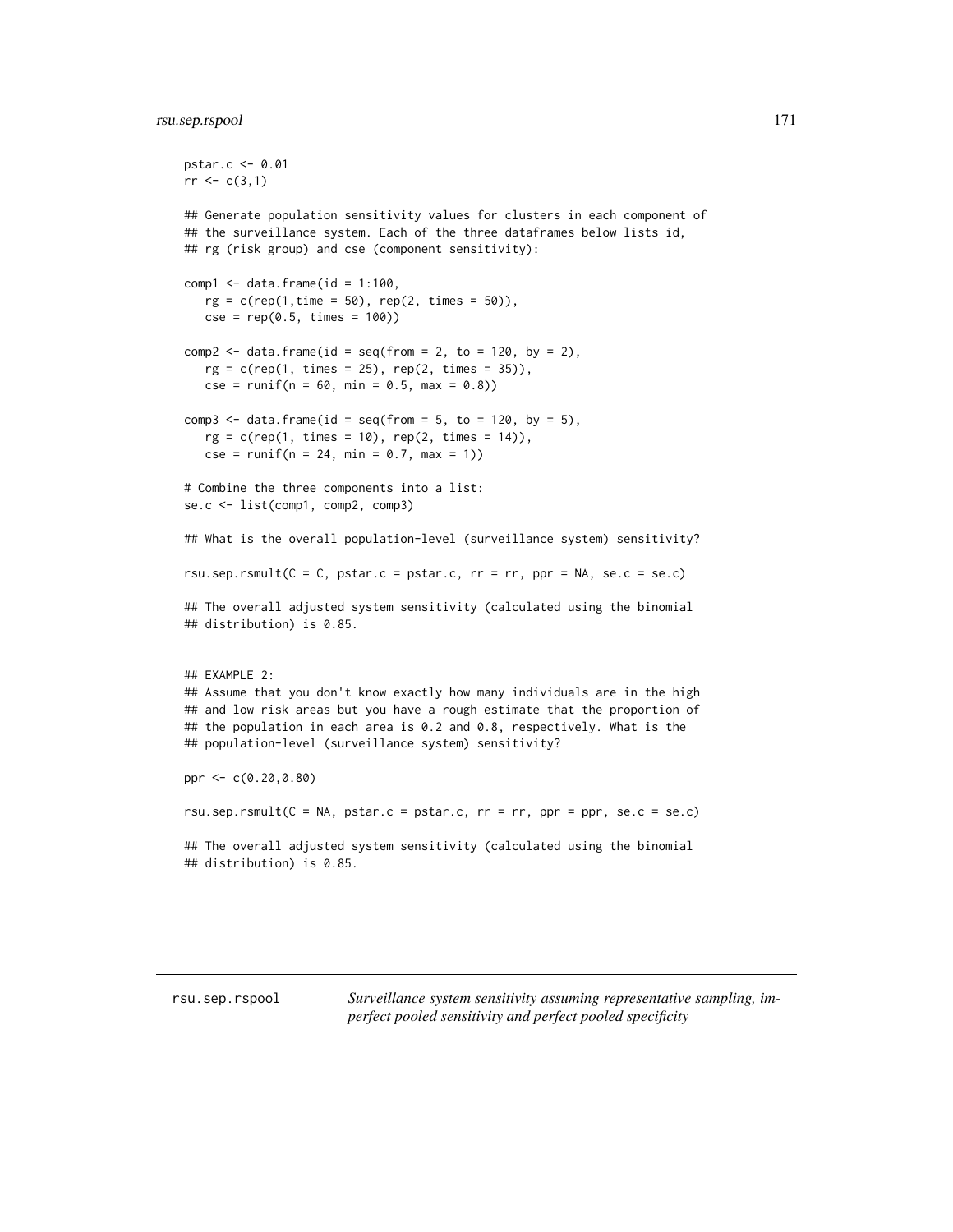```
pstar.c <- 0.01
rr <- c(3,1)

## Generate population sensitivity values for clusters in each component of
## the surveillance system. Each of the three dataframes below lists id,
## rg (risk group) and cse (component sensitivity):

comp1 <- data.frame(id = 1:100,
   rg = c(rep(1,time = 50), rep(2, times = 50)),
   cse = rep(0.5, times = 100))

comp2 <- data.frame(id = seq(from = 2, to = 120, by = 2),
   rg = c(rep(1, times = 25), rep(2, times = 35)),
   cse = runif(n = 60, min = 0.5, max = 0.8))

comp3 <- data.frame(id = seq(from = 5, to = 120, by = 5),
   rg = c(rep(1, times = 10), rep(2, times = 14)),
   cse = runif(n = 24, min = 0.7, max = 1))

# Combine the three components into a list:
se.c <- list(comp1, comp2, comp3)

## What is the overall population-level (surveillance system) sensitivity?

rsu.sep.rsmult(C = C, pstar.c = pstar.c, rr = rr, ppr = NA, se.c = se.c)

## The overall adjusted system sensitivity (calculated using the binomial
## distribution) is 0.85.


## EXAMPLE 2:
## Assume that you don't know exactly how many individuals are in the high
## and low risk areas but you have a rough estimate that the proportion of
## the population in each area is 0.2 and 0.8, respectively. What is the
## population-level (surveillance system) sensitivity?

ppr <- c(0.20,0.80)

rsu.sep.rsmult(C = NA, pstar.c = pstar.c, rr = rr, ppr = ppr, se.c = se.c)

## The overall adjusted system sensitivity (calculated using the binomial
## distribution) is 0.85.
```

---

rsu.sep.rspool — *Surveillance system sensitivity assuming representative sampling, imperfect pooled sensitivity and perfect pooled specificity*

---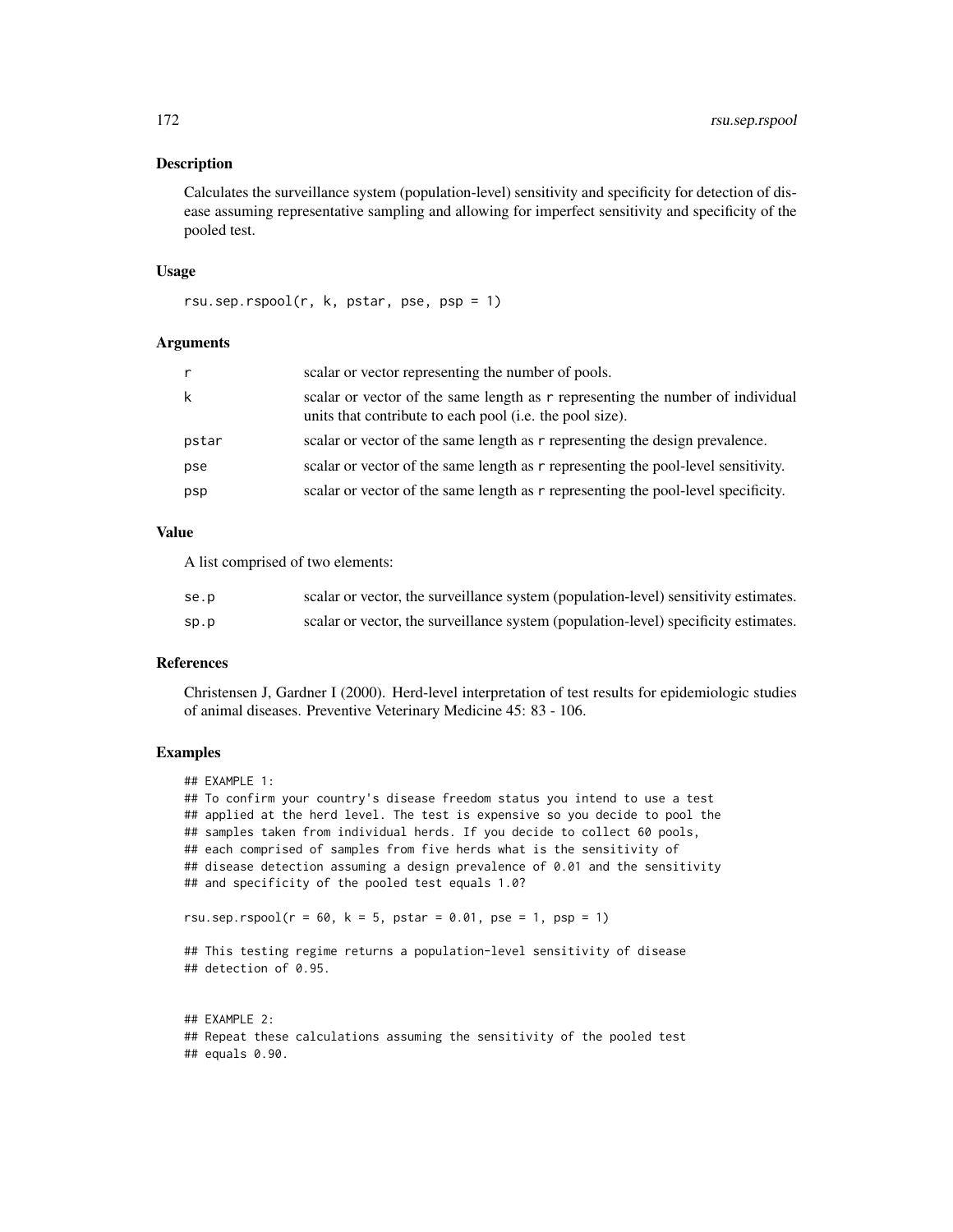## Description

Calculates the surveillance system (population-level) sensitivity and specificity for detection of disease assuming representative sampling and allowing for imperfect sensitivity and specificity of the pooled test.

## Usage

```
rsu.sep.rspool(r, k, pstar, pse, psp = 1)
```

## Arguments

| | |
|---|---|
| r | scalar or vector representing the number of pools. |
| k | scalar or vector of the same length as r representing the number of individual units that contribute to each pool (i.e. the pool size). |
| pstar | scalar or vector of the same length as r representing the design prevalence. |
| pse | scalar or vector of the same length as r representing the pool-level sensitivity. |
| psp | scalar or vector of the same length as r representing the pool-level specificity. |

## Value

A list comprised of two elements:

| | |
|---|---|
| se.p | scalar or vector, the surveillance system (population-level) sensitivity estimates. |
| sp.p | scalar or vector, the surveillance system (population-level) specificity estimates. |

## References

Christensen J, Gardner I (2000). Herd-level interpretation of test results for epidemiologic studies of animal diseases. Preventive Veterinary Medicine 45: 83 - 106.

## Examples

```
## EXAMPLE 1:
## To confirm your country's disease freedom status you intend to use a test
## applied at the herd level. The test is expensive so you decide to pool the
## samples taken from individual herds. If you decide to collect 60 pools,
## each comprised of samples from five herds what is the sensitivity of
## disease detection assuming a design prevalence of 0.01 and the sensitivity
## and specificity of the pooled test equals 1.0?

rsu.sep.rspool(r = 60, k = 5, pstar = 0.01, pse = 1, psp = 1)

## This testing regime returns a population-level sensitivity of disease
## detection of 0.95.


## EXAMPLE 2:
## Repeat these calculations assuming the sensitivity of the pooled test
## equals 0.90.
```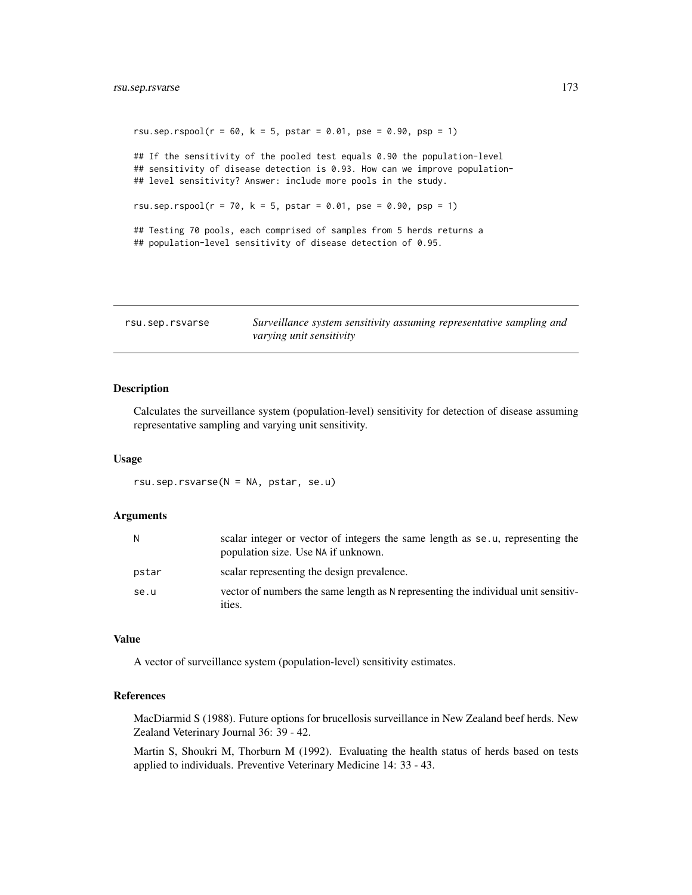```
rsu.sep.rspool(r = 60, k = 5, pstar = 0.01, pse = 0.90, psp = 1)

## If the sensitivity of the pooled test equals 0.90 the population-level
## sensitivity of disease detection is 0.93. How can we improve population-
## level sensitivity? Answer: include more pools in the study.

rsu.sep.rspool(r = 70, k = 5, pstar = 0.01, pse = 0.90, psp = 1)

## Testing 70 pools, each comprised of samples from 5 herds returns a
## population-level sensitivity of disease detection of 0.95.
```

---

rsu.sep.rsvarse *Surveillance system sensitivity assuming representative sampling and varying unit sensitivity*

---

### Description

Calculates the surveillance system (population-level) sensitivity for detection of disease assuming representative sampling and varying unit sensitivity.

### Usage

```
rsu.sep.rsvarse(N = NA, pstar, se.u)
```

### Arguments

| | |
|---|---|
| N | scalar integer or vector of integers the same length as se.u, representing the population size. Use NA if unknown. |
| pstar | scalar representing the design prevalence. |
| se.u | vector of numbers the same length as N representing the individual unit sensitivities. |

### Value

A vector of surveillance system (population-level) sensitivity estimates.

### References

MacDiarmid S (1988). Future options for brucellosis surveillance in New Zealand beef herds. New Zealand Veterinary Journal 36: 39 - 42.

Martin S, Shoukri M, Thorburn M (1992). Evaluating the health status of herds based on tests applied to individuals. Preventive Veterinary Medicine 14: 33 - 43.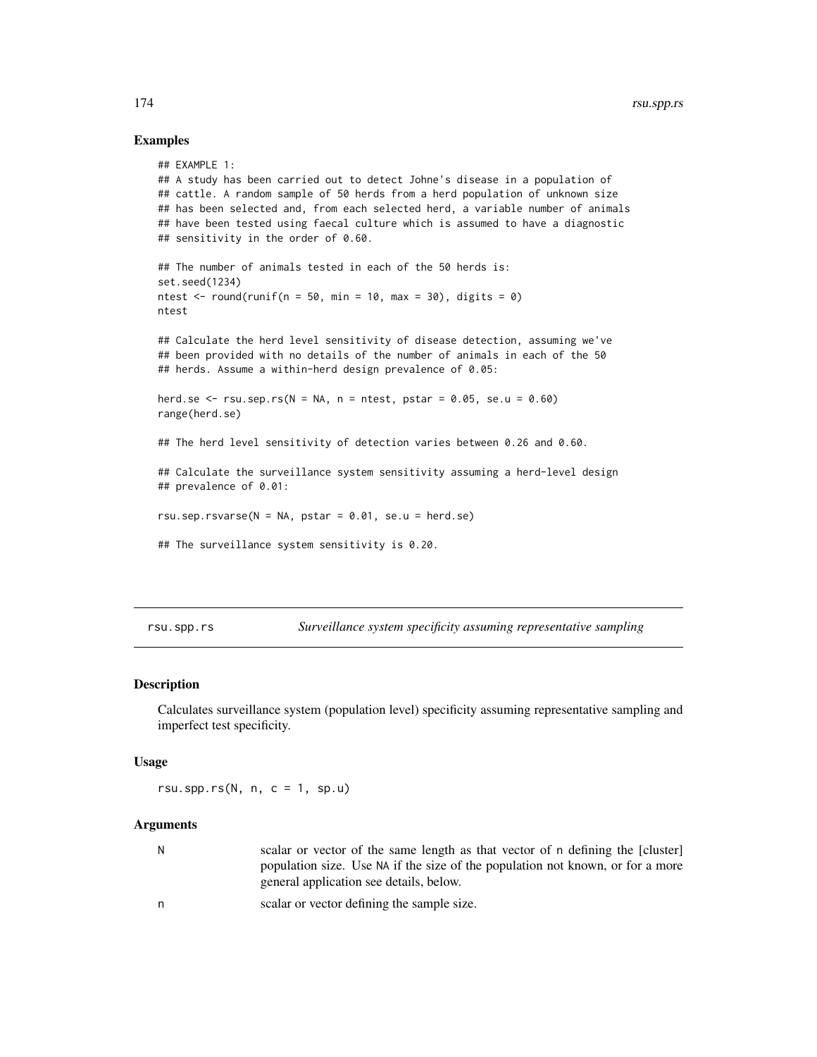### Examples

```
## EXAMPLE 1:
## A study has been carried out to detect Johne's disease in a population of
## cattle. A random sample of 50 herds from a herd population of unknown size
## has been selected and, from each selected herd, a variable number of animals
## have been tested using faecal culture which is assumed to have a diagnostic
## sensitivity in the order of 0.60.

## The number of animals tested in each of the 50 herds is:
set.seed(1234)
ntest <- round(runif(n = 50, min = 10, max = 30), digits = 0)
ntest

## Calculate the herd level sensitivity of disease detection, assuming we've
## been provided with no details of the number of animals in each of the 50
## herds. Assume a within-herd design prevalence of 0.05:

herd.se <- rsu.sep.rs(N = NA, n = ntest, pstar = 0.05, se.u = 0.60)
range(herd.se)

## The herd level sensitivity of detection varies between 0.26 and 0.60.

## Calculate the surveillance system sensitivity assuming a herd-level design
## prevalence of 0.01:

rsu.sep.rsvarse(N = NA, pstar = 0.01, se.u = herd.se)

## The surveillance system sensitivity is 0.20.
```

---

## rsu.spp.rs — *Surveillance system specificity assuming representative sampling*

### Description

Calculates surveillance system (population level) specificity assuming representative sampling and imperfect test specificity.

### Usage

```
rsu.spp.rs(N, n, c = 1, sp.u)
```

### Arguments

| | |
|---|---|
| N | scalar or vector of the same length as that vector of n defining the [cluster] population size. Use NA if the size of the population not known, or for a more general application see details, below. |
| n | scalar or vector defining the sample size. |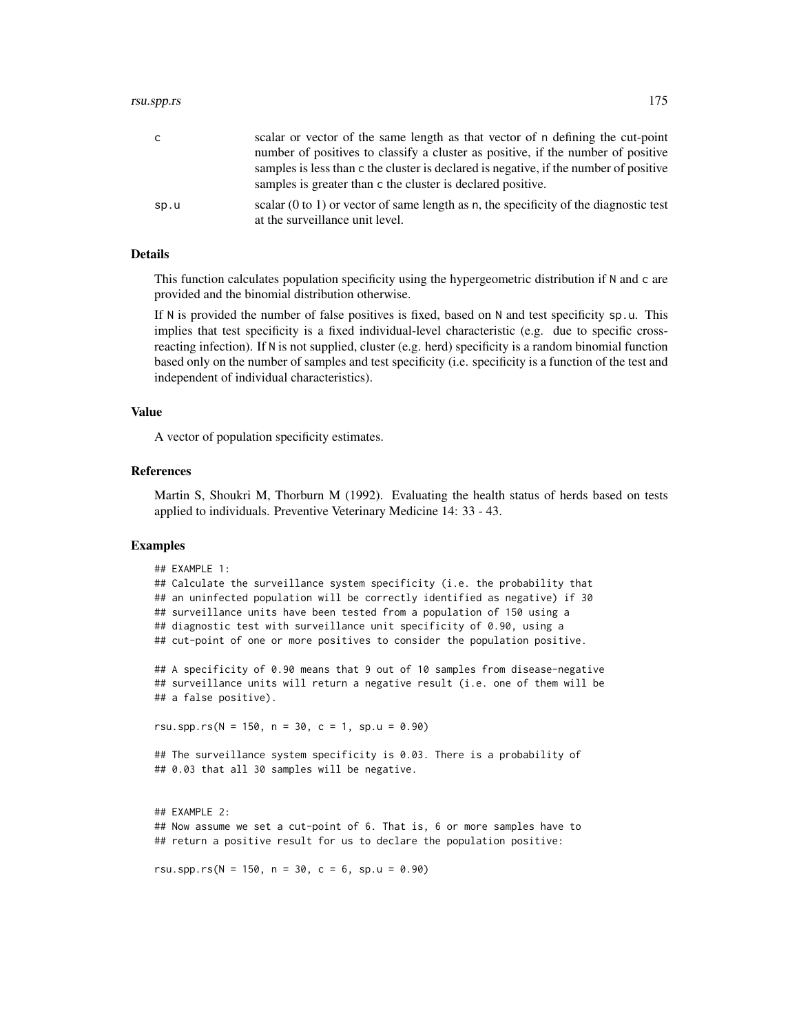| | |
|---|---|
| c | scalar or vector of the same length as that vector of n defining the cut-point number of positives to classify a cluster as positive, if the number of positive samples is less than c the cluster is declared is negative, if the number of positive samples is greater than c the cluster is declared positive. |
| sp.u | scalar (0 to 1) or vector of same length as n, the specificity of the diagnostic test at the surveillance unit level. |

### Details

This function calculates population specificity using the hypergeometric distribution if N and c are provided and the binomial distribution otherwise.

If N is provided the number of false positives is fixed, based on N and test specificity sp.u. This implies that test specificity is a fixed individual-level characteristic (e.g. due to specific cross-reacting infection). If N is not supplied, cluster (e.g. herd) specificity is a random binomial function based only on the number of samples and test specificity (i.e. specificity is a function of the test and independent of individual characteristics).

### Value

A vector of population specificity estimates.

### References

Martin S, Shoukri M, Thorburn M (1992). Evaluating the health status of herds based on tests applied to individuals. Preventive Veterinary Medicine 14: 33 - 43.

### Examples

```
## EXAMPLE 1:
## Calculate the surveillance system specificity (i.e. the probability that
## an uninfected population will be correctly identified as negative) if 30
## surveillance units have been tested from a population of 150 using a
## diagnostic test with surveillance unit specificity of 0.90, using a
## cut-point of one or more positives to consider the population positive.

## A specificity of 0.90 means that 9 out of 10 samples from disease-negative
## surveillance units will return a negative result (i.e. one of them will be
## a false positive).

rsu.spp.rs(N = 150, n = 30, c = 1, sp.u = 0.90)

## The surveillance system specificity is 0.03. There is a probability of
## 0.03 that all 30 samples will be negative.


## EXAMPLE 2:
## Now assume we set a cut-point of 6. That is, 6 or more samples have to
## return a positive result for us to declare the population positive:

rsu.spp.rs(N = 150, n = 30, c = 6, sp.u = 0.90)
```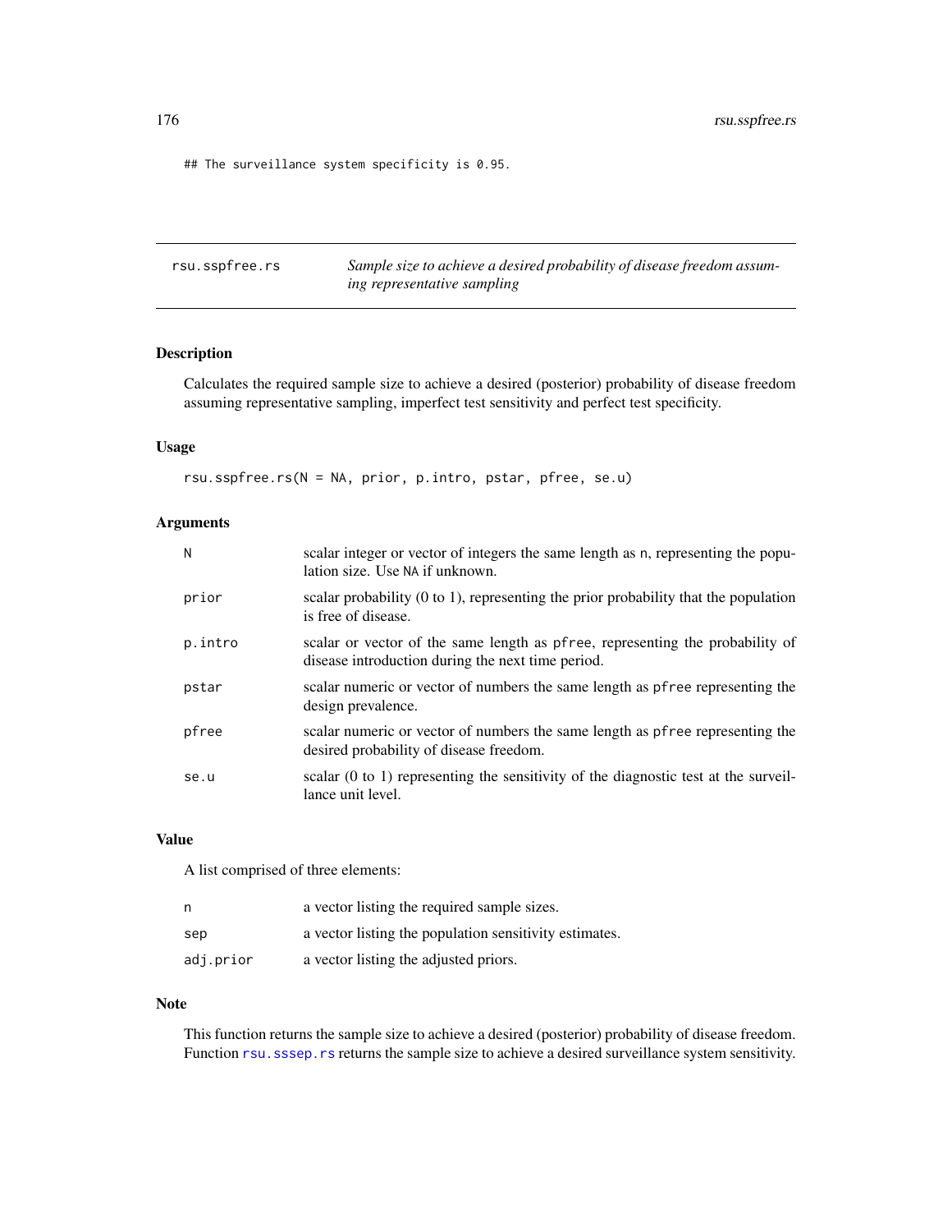```
## The surveillance system specificity is 0.95.
```

---

rsu.sspfree.rs — *Sample size to achieve a desired probability of disease freedom assuming representative sampling*

---

## Description

Calculates the required sample size to achieve a desired (posterior) probability of disease freedom assuming representative sampling, imperfect test sensitivity and perfect test specificity.

## Usage

```
rsu.sspfree.rs(N = NA, prior, p.intro, pstar, pfree, se.u)
```

## Arguments

| | |
|---|---|
| `N` | scalar integer or vector of integers the same length as `n`, representing the population size. Use `NA` if unknown. |
| `prior` | scalar probability (0 to 1), representing the prior probability that the population is free of disease. |
| `p.intro` | scalar or vector of the same length as `pfree`, representing the probability of disease introduction during the next time period. |
| `pstar` | scalar numeric or vector of numbers the same length as `pfree` representing the design prevalence. |
| `pfree` | scalar numeric or vector of numbers the same length as `pfree` representing the desired probability of disease freedom. |
| `se.u` | scalar (0 to 1) representing the sensitivity of the diagnostic test at the surveillance unit level. |

## Value

A list comprised of three elements:

| | |
|---|---|
| `n` | a vector listing the required sample sizes. |
| `sep` | a vector listing the population sensitivity estimates. |
| `adj.prior` | a vector listing the adjusted priors. |

## Note

This function returns the sample size to achieve a desired (posterior) probability of disease freedom. Function `rsu.sssep.rs` returns the sample size to achieve a desired surveillance system sensitivity.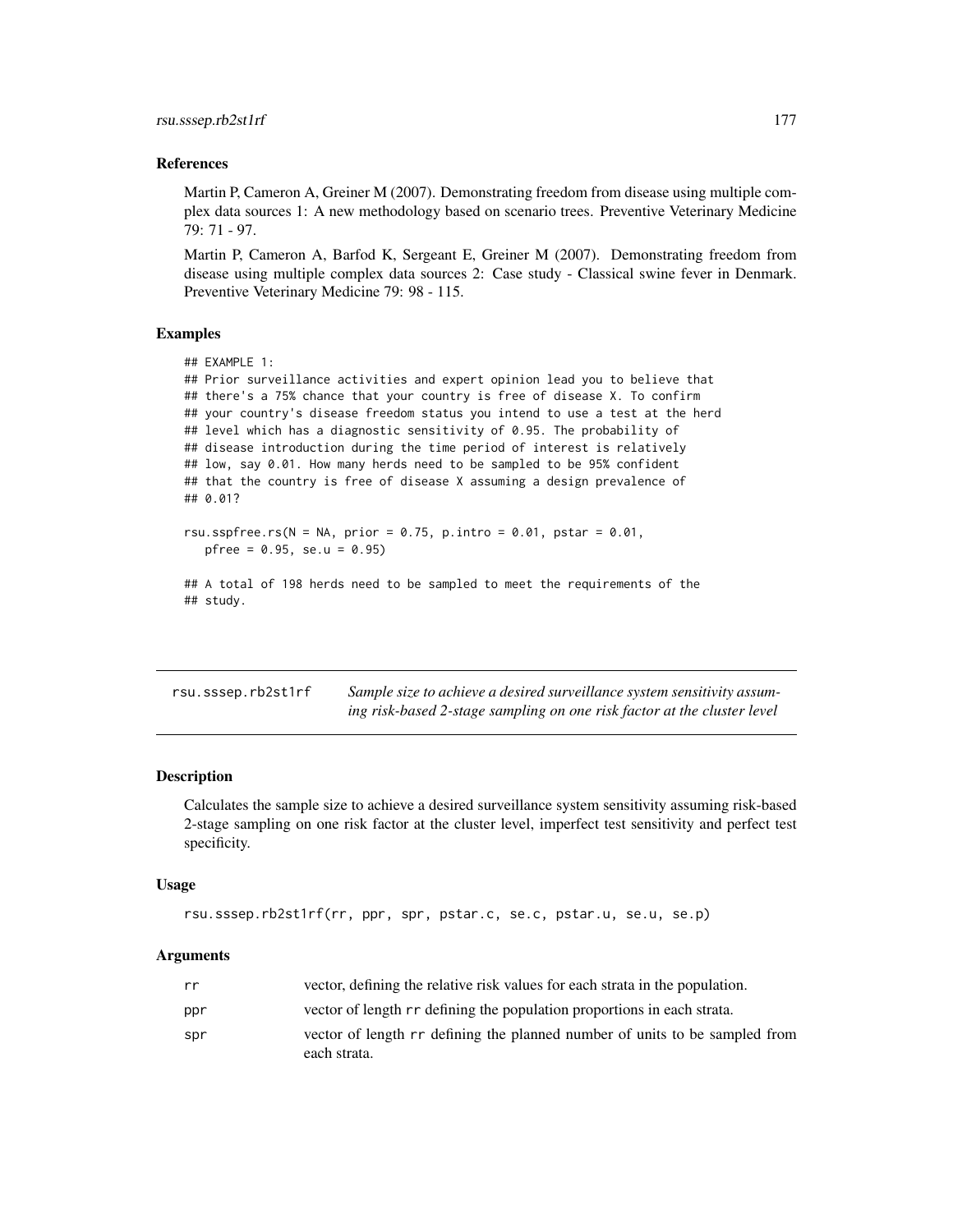### References

Martin P, Cameron A, Greiner M (2007). Demonstrating freedom from disease using multiple complex data sources 1: A new methodology based on scenario trees. Preventive Veterinary Medicine 79: 71 - 97.

Martin P, Cameron A, Barfod K, Sergeant E, Greiner M (2007). Demonstrating freedom from disease using multiple complex data sources 2: Case study - Classical swine fever in Denmark. Preventive Veterinary Medicine 79: 98 - 115.

### Examples

```
## EXAMPLE 1:
## Prior surveillance activities and expert opinion lead you to believe that
## there's a 75% chance that your country is free of disease X. To confirm
## your country's disease freedom status you intend to use a test at the herd
## level which has a diagnostic sensitivity of 0.95. The probability of
## disease introduction during the time period of interest is relatively
## low, say 0.01. How many herds need to be sampled to be 95% confident
## that the country is free of disease X assuming a design prevalence of
## 0.01?

rsu.sspfree.rs(N = NA, prior = 0.75, p.intro = 0.01, pstar = 0.01,
   pfree = 0.95, se.u = 0.95)

## A total of 198 herds need to be sampled to meet the requirements of the
## study.
```

---

## rsu.sssep.rb2st1rf — *Sample size to achieve a desired surveillance system sensitivity assuming risk-based 2-stage sampling on one risk factor at the cluster level*

### Description

Calculates the sample size to achieve a desired surveillance system sensitivity assuming risk-based 2-stage sampling on one risk factor at the cluster level, imperfect test sensitivity and perfect test specificity.

### Usage

```
rsu.sssep.rb2st1rf(rr, ppr, spr, pstar.c, se.c, pstar.u, se.u, se.p)
```

### Arguments

| | |
|---|---|
| rr | vector, defining the relative risk values for each strata in the population. |
| ppr | vector of length rr defining the population proportions in each strata. |
| spr | vector of length rr defining the planned number of units to be sampled from each strata. |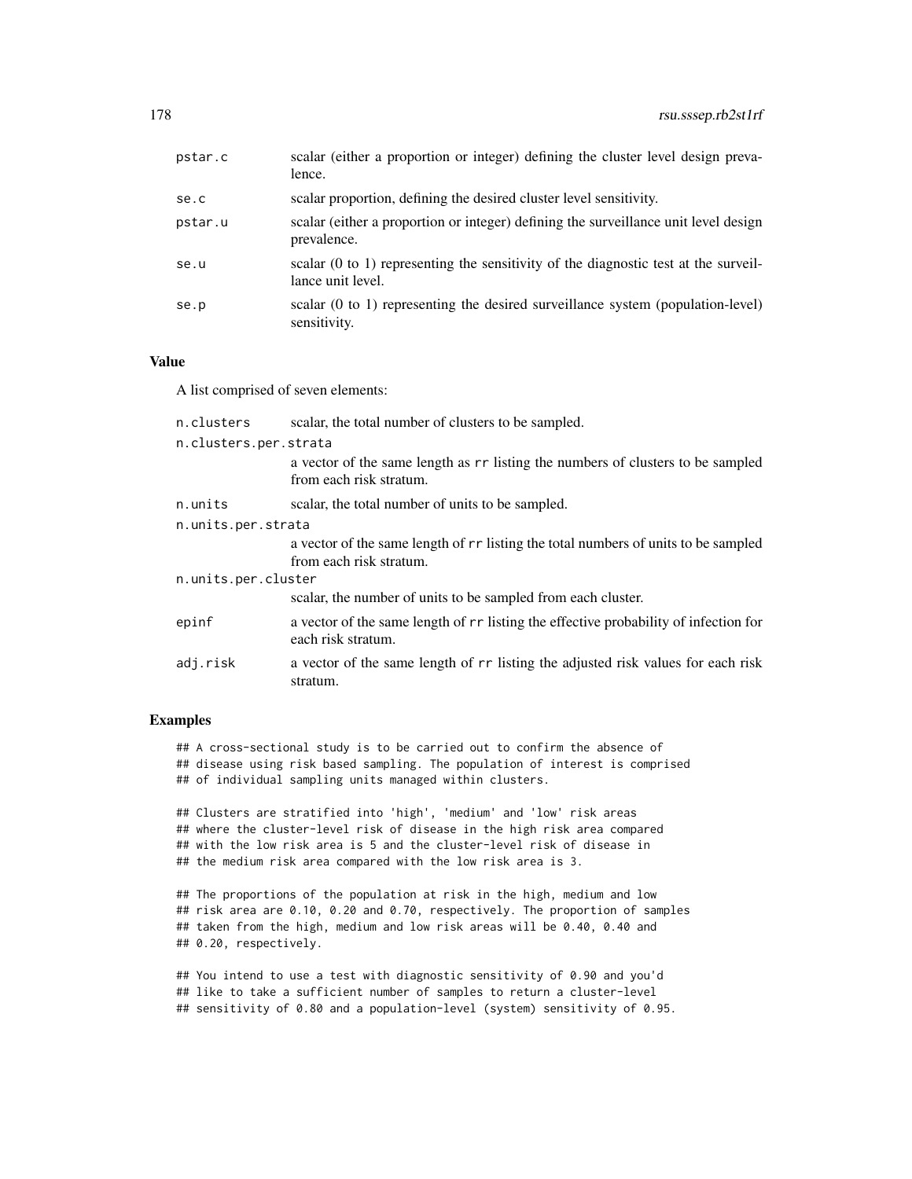| | |
|---|---|
| pstar.c | scalar (either a proportion or integer) defining the cluster level design prevalence. |
| se.c | scalar proportion, defining the desired cluster level sensitivity. |
| pstar.u | scalar (either a proportion or integer) defining the surveillance unit level design prevalence. |
| se.u | scalar (0 to 1) representing the sensitivity of the diagnostic test at the surveillance unit level. |
| se.p | scalar (0 to 1) representing the desired surveillance system (population-level) sensitivity. |

## Value

A list comprised of seven elements:

| | |
|---|---|
| n.clusters | scalar, the total number of clusters to be sampled. |
| n.clusters.per.strata | a vector of the same length as rr listing the numbers of clusters to be sampled from each risk stratum. |
| n.units | scalar, the total number of units to be sampled. |
| n.units.per.strata | a vector of the same length of rr listing the total numbers of units to be sampled from each risk stratum. |
| n.units.per.cluster | scalar, the number of units to be sampled from each cluster. |
| epinf | a vector of the same length of rr listing the effective probability of infection for each risk stratum. |
| adj.risk | a vector of the same length of rr listing the adjusted risk values for each risk stratum. |

## Examples

```
## A cross-sectional study is to be carried out to confirm the absence of
## disease using risk based sampling. The population of interest is comprised
## of individual sampling units managed within clusters.

## Clusters are stratified into 'high', 'medium' and 'low' risk areas
## where the cluster-level risk of disease in the high risk area compared
## with the low risk area is 5 and the cluster-level risk of disease in
## the medium risk area compared with the low risk area is 3.

## The proportions of the population at risk in the high, medium and low
## risk area are 0.10, 0.20 and 0.70, respectively. The proportion of samples
## taken from the high, medium and low risk areas will be 0.40, 0.40 and
## 0.20, respectively.

## You intend to use a test with diagnostic sensitivity of 0.90 and you'd
## like to take a sufficient number of samples to return a cluster-level
## sensitivity of 0.80 and a population-level (system) sensitivity of 0.95.
```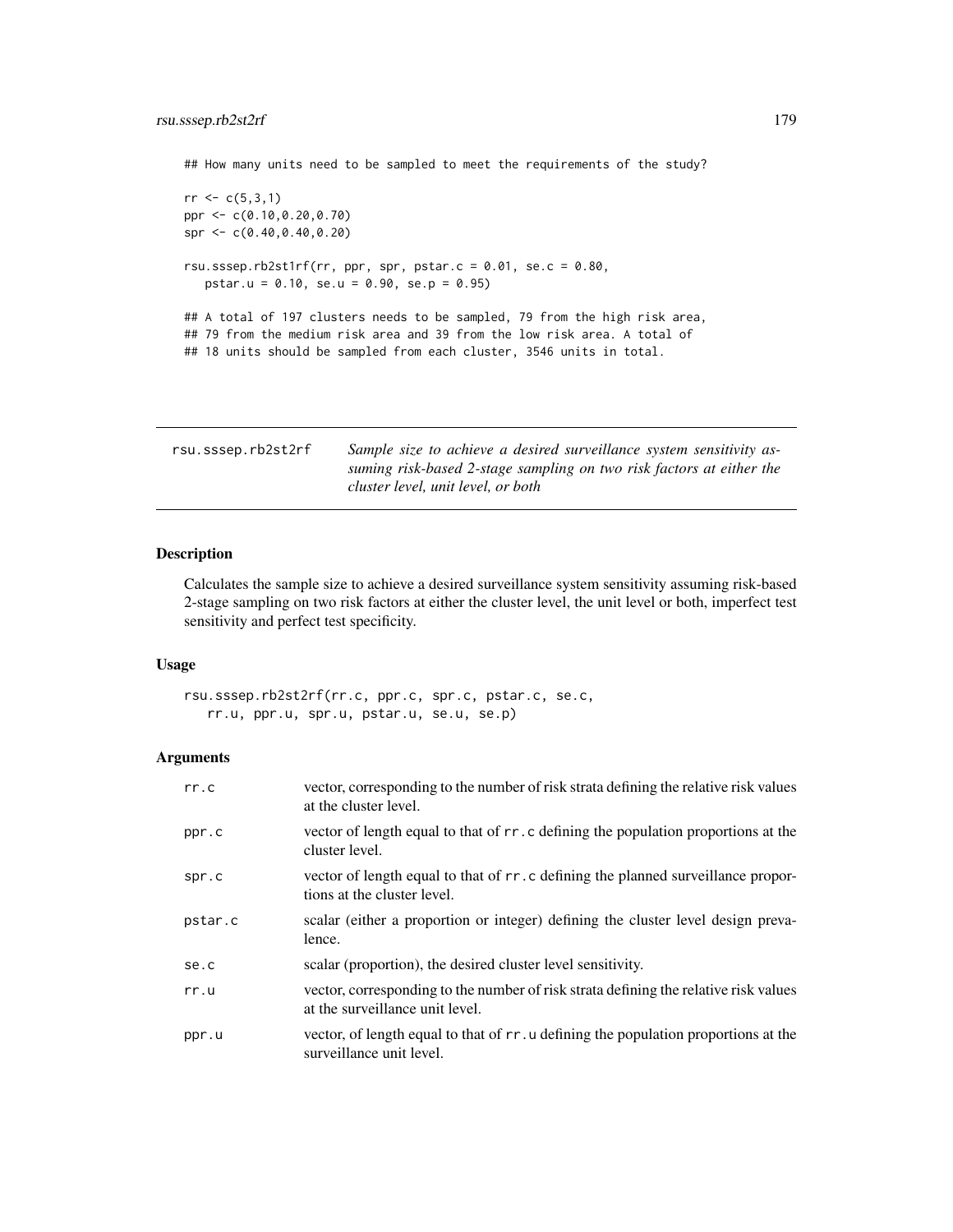```
## How many units need to be sampled to meet the requirements of the study?

rr <- c(5,3,1)
ppr <- c(0.10,0.20,0.70)
spr <- c(0.40,0.40,0.20)

rsu.sssep.rb2st1rf(rr, ppr, spr, pstar.c = 0.01, se.c = 0.80,
   pstar.u = 0.10, se.u = 0.90, se.p = 0.95)

## A total of 197 clusters needs to be sampled, 79 from the high risk area,
## 79 from the medium risk area and 39 from the low risk area. A total of
## 18 units should be sampled from each cluster, 3546 units in total.
```

---

## rsu.sssep.rb2st2rf

*Sample size to achieve a desired surveillance system sensitivity assuming risk-based 2-stage sampling on two risk factors at either the cluster level, unit level, or both*

---

### Description

Calculates the sample size to achieve a desired surveillance system sensitivity assuming risk-based 2-stage sampling on two risk factors at either the cluster level, the unit level or both, imperfect test sensitivity and perfect test specificity.

### Usage

```
rsu.sssep.rb2st2rf(rr.c, ppr.c, spr.c, pstar.c, se.c,
   rr.u, ppr.u, spr.u, pstar.u, se.u, se.p)
```

### Arguments

| | |
|---|---|
| `rr.c` | vector, corresponding to the number of risk strata defining the relative risk values at the cluster level. |
| `ppr.c` | vector of length equal to that of `rr.c` defining the population proportions at the cluster level. |
| `spr.c` | vector of length equal to that of `rr.c` defining the planned surveillance proportions at the cluster level. |
| `pstar.c` | scalar (either a proportion or integer) defining the cluster level design prevalence. |
| `se.c` | scalar (proportion), the desired cluster level sensitivity. |
| `rr.u` | vector, corresponding to the number of risk strata defining the relative risk values at the surveillance unit level. |
| `ppr.u` | vector, of length equal to that of `rr.u` defining the population proportions at the surveillance unit level. |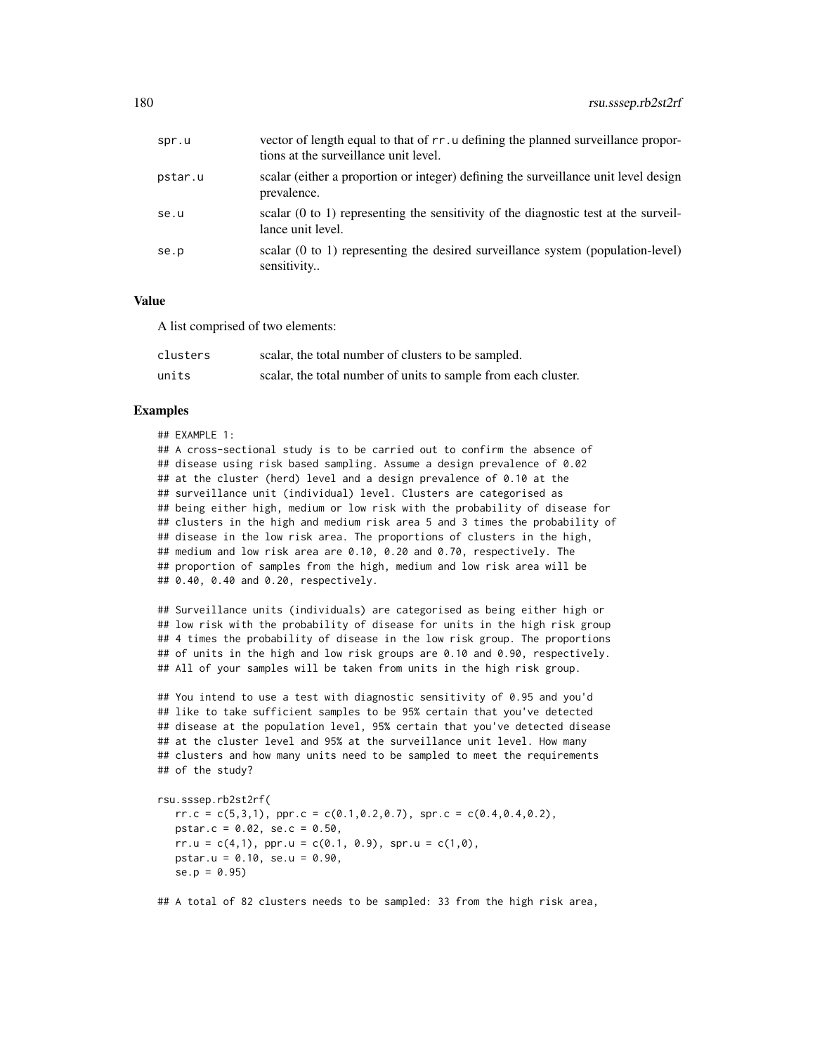| | |
|---|---|
| spr.u | vector of length equal to that of rr.u defining the planned surveillance proportions at the surveillance unit level. |
| pstar.u | scalar (either a proportion or integer) defining the surveillance unit level design prevalence. |
| se.u | scalar (0 to 1) representing the sensitivity of the diagnostic test at the surveillance unit level. |
| se.p | scalar (0 to 1) representing the desired surveillance system (population-level) sensitivity.. |

### Value

A list comprised of two elements:

| | |
|---|---|
| clusters | scalar, the total number of clusters to be sampled. |
| units | scalar, the total number of units to sample from each cluster. |

### Examples

```
## EXAMPLE 1:
## A cross-sectional study is to be carried out to confirm the absence of
## disease using risk based sampling. Assume a design prevalence of 0.02
## at the cluster (herd) level and a design prevalence of 0.10 at the
## surveillance unit (individual) level. Clusters are categorised as
## being either high, medium or low risk with the probability of disease for
## clusters in the high and medium risk area 5 and 3 times the probability of
## disease in the low risk area. The proportions of clusters in the high,
## medium and low risk area are 0.10, 0.20 and 0.70, respectively. The
## proportion of samples from the high, medium and low risk area will be
## 0.40, 0.40 and 0.20, respectively.

## Surveillance units (individuals) are categorised as being either high or
## low risk with the probability of disease for units in the high risk group
## 4 times the probability of disease in the low risk group. The proportions
## of units in the high and low risk groups are 0.10 and 0.90, respectively.
## All of your samples will be taken from units in the high risk group.

## You intend to use a test with diagnostic sensitivity of 0.95 and you'd
## like to take sufficient samples to be 95% certain that you've detected
## disease at the population level, 95% certain that you've detected disease
## at the cluster level and 95% at the surveillance unit level. How many
## clusters and how many units need to be sampled to meet the requirements
## of the study?

rsu.sssep.rb2st2rf(
   rr.c = c(5,3,1), ppr.c = c(0.1,0.2,0.7), spr.c = c(0.4,0.4,0.2),
   pstar.c = 0.02, se.c = 0.50,
   rr.u = c(4,1), ppr.u = c(0.1, 0.9), spr.u = c(1,0),
   pstar.u = 0.10, se.u = 0.90,
   se.p = 0.95)

## A total of 82 clusters needs to be sampled: 33 from the high risk area,
```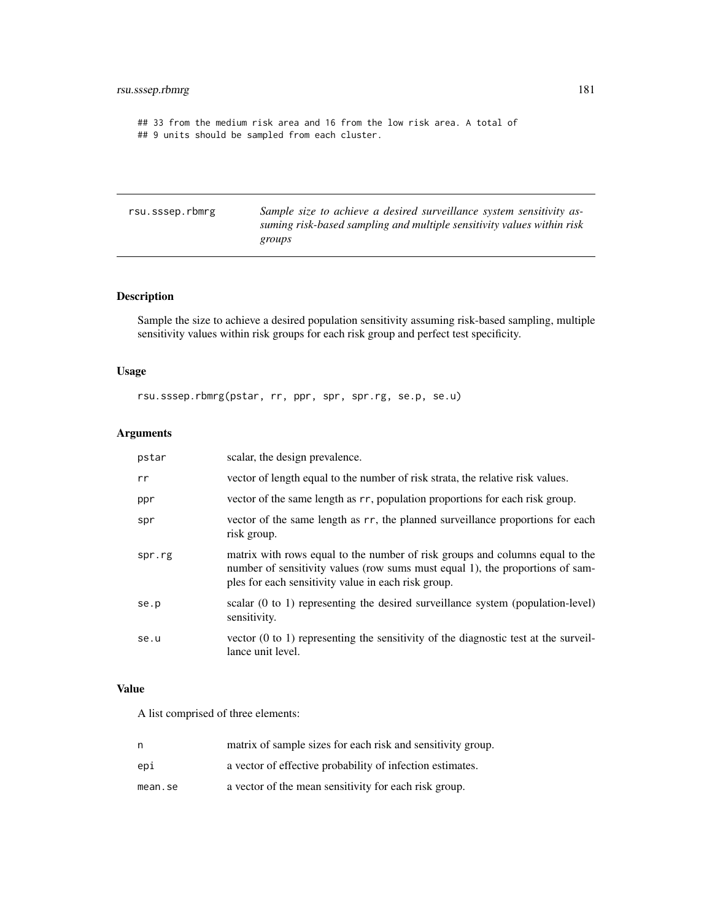```
## 33 from the medium risk area and 16 from the low risk area. A total of
## 9 units should be sampled from each cluster.
```

---

rsu.sssep.rbmrg — *Sample size to achieve a desired surveillance system sensitivity assuming risk-based sampling and multiple sensitivity values within risk groups*

---

## Description

Sample the size to achieve a desired population sensitivity assuming risk-based sampling, multiple sensitivity values within risk groups for each risk group and perfect test specificity.

## Usage

```
rsu.sssep.rbmrg(pstar, rr, ppr, spr, spr.rg, se.p, se.u)
```

## Arguments

| | |
|---|---|
| pstar | scalar, the design prevalence. |
| rr | vector of length equal to the number of risk strata, the relative risk values. |
| ppr | vector of the same length as rr, population proportions for each risk group. |
| spr | vector of the same length as rr, the planned surveillance proportions for each risk group. |
| spr.rg | matrix with rows equal to the number of risk groups and columns equal to the number of sensitivity values (row sums must equal 1), the proportions of samples for each sensitivity value in each risk group. |
| se.p | scalar (0 to 1) representing the desired surveillance system (population-level) sensitivity. |
| se.u | vector (0 to 1) representing the sensitivity of the diagnostic test at the surveillance unit level. |

## Value

A list comprised of three elements:

| | |
|---|---|
| n | matrix of sample sizes for each risk and sensitivity group. |
| epi | a vector of effective probability of infection estimates. |
| mean.se | a vector of the mean sensitivity for each risk group. |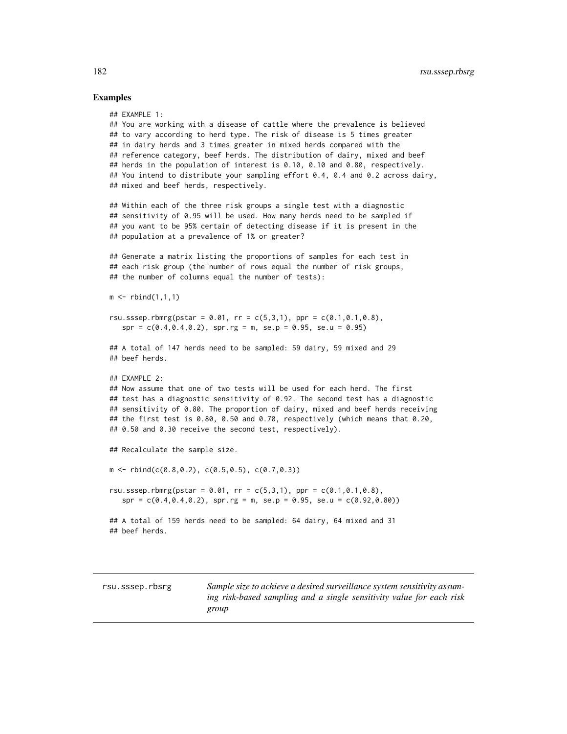## Examples

```
## EXAMPLE 1:
## You are working with a disease of cattle where the prevalence is believed
## to vary according to herd type. The risk of disease is 5 times greater
## in dairy herds and 3 times greater in mixed herds compared with the
## reference category, beef herds. The distribution of dairy, mixed and beef
## herds in the population of interest is 0.10, 0.10 and 0.80, respectively.
## You intend to distribute your sampling effort 0.4, 0.4 and 0.2 across dairy,
## mixed and beef herds, respectively.

## Within each of the three risk groups a single test with a diagnostic
## sensitivity of 0.95 will be used. How many herds need to be sampled if
## you want to be 95% certain of detecting disease if it is present in the
## population at a prevalence of 1% or greater?

## Generate a matrix listing the proportions of samples for each test in
## each risk group (the number of rows equal the number of risk groups,
## the number of columns equal the number of tests):

m <- rbind(1,1,1)

rsu.sssep.rbmrg(pstar = 0.01, rr = c(5,3,1), ppr = c(0.1,0.1,0.8),
   spr = c(0.4,0.4,0.2), spr.rg = m, se.p = 0.95, se.u = 0.95)

## A total of 147 herds need to be sampled: 59 dairy, 59 mixed and 29
## beef herds.

## EXAMPLE 2:
## Now assume that one of two tests will be used for each herd. The first
## test has a diagnostic sensitivity of 0.92. The second test has a diagnostic
## sensitivity of 0.80. The proportion of dairy, mixed and beef herds receiving
## the first test is 0.80, 0.50 and 0.70, respectively (which means that 0.20,
## 0.50 and 0.30 receive the second test, respectively).

## Recalculate the sample size.

m <- rbind(c(0.8,0.2), c(0.5,0.5), c(0.7,0.3))

rsu.sssep.rbmrg(pstar = 0.01, rr = c(5,3,1), ppr = c(0.1,0.1,0.8),
   spr = c(0.4,0.4,0.2), spr.rg = m, se.p = 0.95, se.u = c(0.92,0.80))

## A total of 159 herds need to be sampled: 64 dairy, 64 mixed and 31
## beef herds.
```

---

`rsu.sssep.rbsrg` *Sample size to achieve a desired surveillance system sensitivity assuming risk-based sampling and a single sensitivity value for each risk group*

---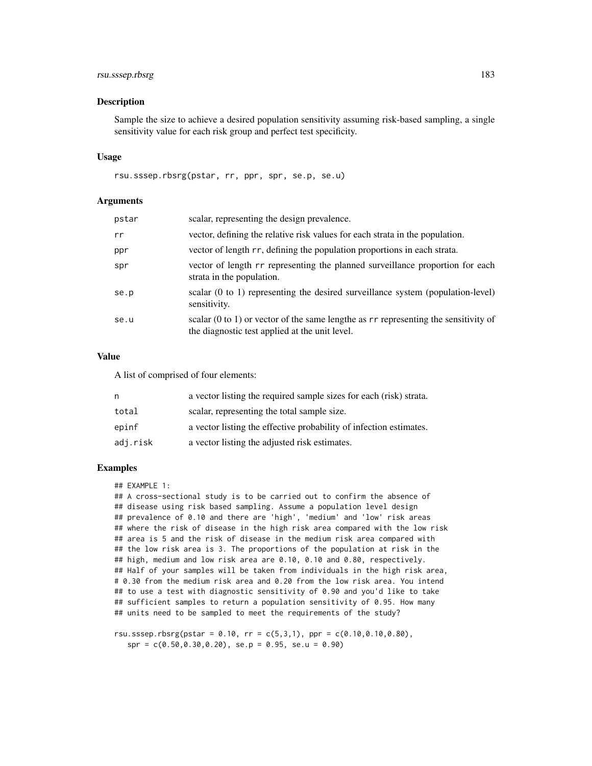### Description

Sample the size to achieve a desired population sensitivity assuming risk-based sampling, a single sensitivity value for each risk group and perfect test specificity.

### Usage

```
rsu.sssep.rbsrg(pstar, rr, ppr, spr, se.p, se.u)
```

### Arguments

| | |
|---|---|
| pstar | scalar, representing the design prevalence. |
| rr | vector, defining the relative risk values for each strata in the population. |
| ppr | vector of length rr, defining the population proportions in each strata. |
| spr | vector of length rr representing the planned surveillance proportion for each strata in the population. |
| se.p | scalar (0 to 1) representing the desired surveillance system (population-level) sensitivity. |
| se.u | scalar (0 to 1) or vector of the same lengthe as rr representing the sensitivity of the diagnostic test applied at the unit level. |

### Value

A list of comprised of four elements:

| | |
|---|---|
| n | a vector listing the required sample sizes for each (risk) strata. |
| total | scalar, representing the total sample size. |
| epinf | a vector listing the effective probability of infection estimates. |
| adj.risk | a vector listing the adjusted risk estimates. |

### Examples

```
## EXAMPLE 1:
## A cross-sectional study is to be carried out to confirm the absence of
## disease using risk based sampling. Assume a population level design
## prevalence of 0.10 and there are 'high', 'medium' and 'low' risk areas
## where the risk of disease in the high risk area compared with the low risk
## area is 5 and the risk of disease in the medium risk area compared with
## the low risk area is 3. The proportions of the population at risk in the
## high, medium and low risk area are 0.10, 0.10 and 0.80, respectively.
## Half of your samples will be taken from individuals in the high risk area,
# 0.30 from the medium risk area and 0.20 from the low risk area. You intend
## to use a test with diagnostic sensitivity of 0.90 and you'd like to take
## sufficient samples to return a population sensitivity of 0.95. How many
## units need to be sampled to meet the requirements of the study?

rsu.sssep.rbsrg(pstar = 0.10, rr = c(5,3,1), ppr = c(0.10,0.10,0.80),
   spr = c(0.50,0.30,0.20), se.p = 0.95, se.u = 0.90)
```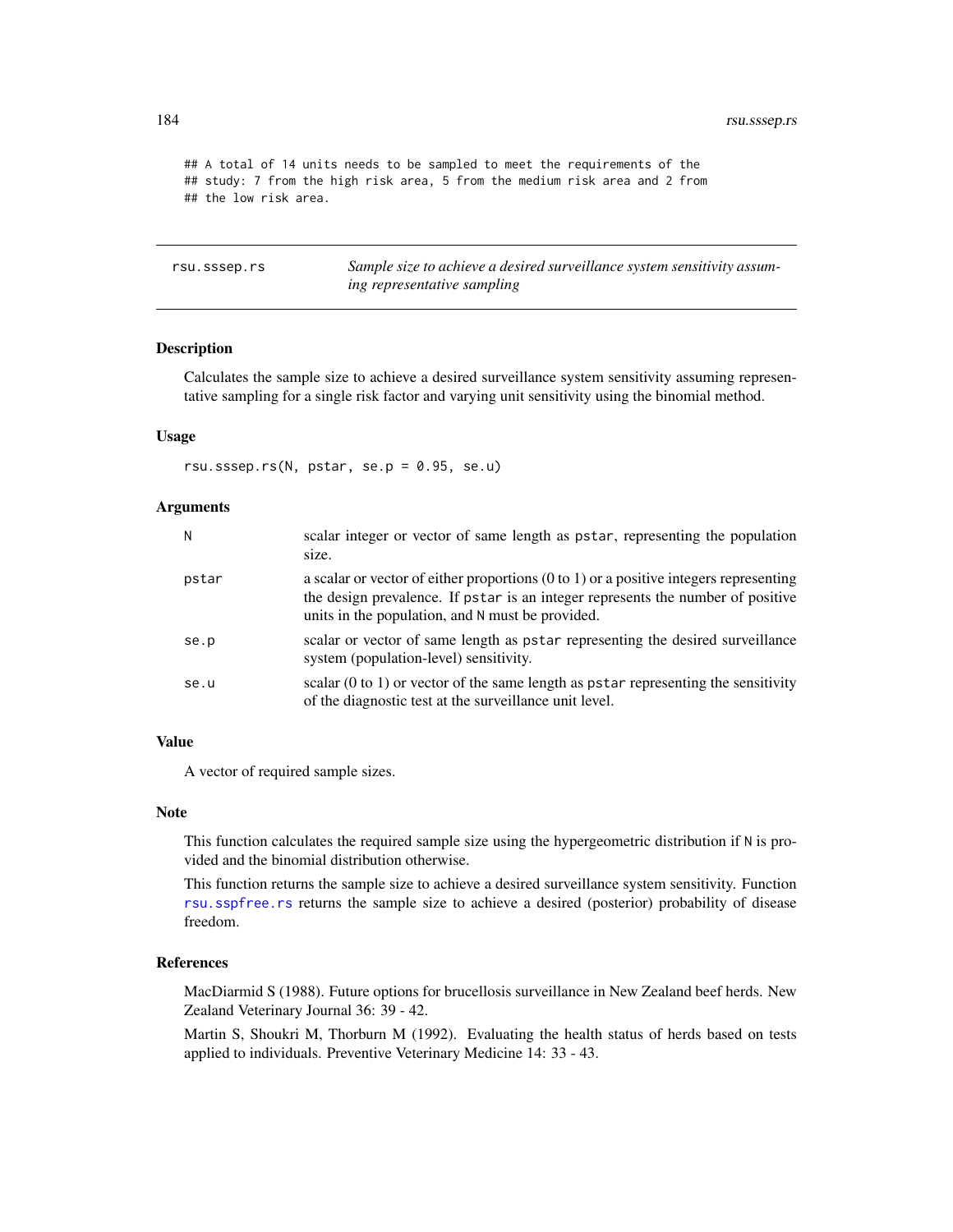```
## A total of 14 units needs to be sampled to meet the requirements of the
## study: 7 from the high risk area, 5 from the medium risk area and 2 from
## the low risk area.
```

---

## rsu.sssep.rs

*Sample size to achieve a desired surveillance system sensitivity assuming representative sampling*

---

### Description

Calculates the sample size to achieve a desired surveillance system sensitivity assuming representative sampling for a single risk factor and varying unit sensitivity using the binomial method.

### Usage

```
rsu.sssep.rs(N, pstar, se.p = 0.95, se.u)
```

### Arguments

| | |
|---|---|
| `N` | scalar integer or vector of same length as `pstar`, representing the population size. |
| `pstar` | a scalar or vector of either proportions (0 to 1) or a positive integers representing the design prevalence. If `pstar` is an integer represents the number of positive units in the population, and `N` must be provided. |
| `se.p` | scalar or vector of same length as `pstar` representing the desired surveillance system (population-level) sensitivity. |
| `se.u` | scalar (0 to 1) or vector of the same length as `pstar` representing the sensitivity of the diagnostic test at the surveillance unit level. |

### Value

A vector of required sample sizes.

### Note

This function calculates the required sample size using the hypergeometric distribution if `N` is provided and the binomial distribution otherwise.

This function returns the sample size to achieve a desired surveillance system sensitivity. Function `rsu.sspfree.rs` returns the sample size to achieve a desired (posterior) probability of disease freedom.

### References

MacDiarmid S (1988). Future options for brucellosis surveillance in New Zealand beef herds. New Zealand Veterinary Journal 36: 39 - 42.

Martin S, Shoukri M, Thorburn M (1992). Evaluating the health status of herds based on tests applied to individuals. Preventive Veterinary Medicine 14: 33 - 43.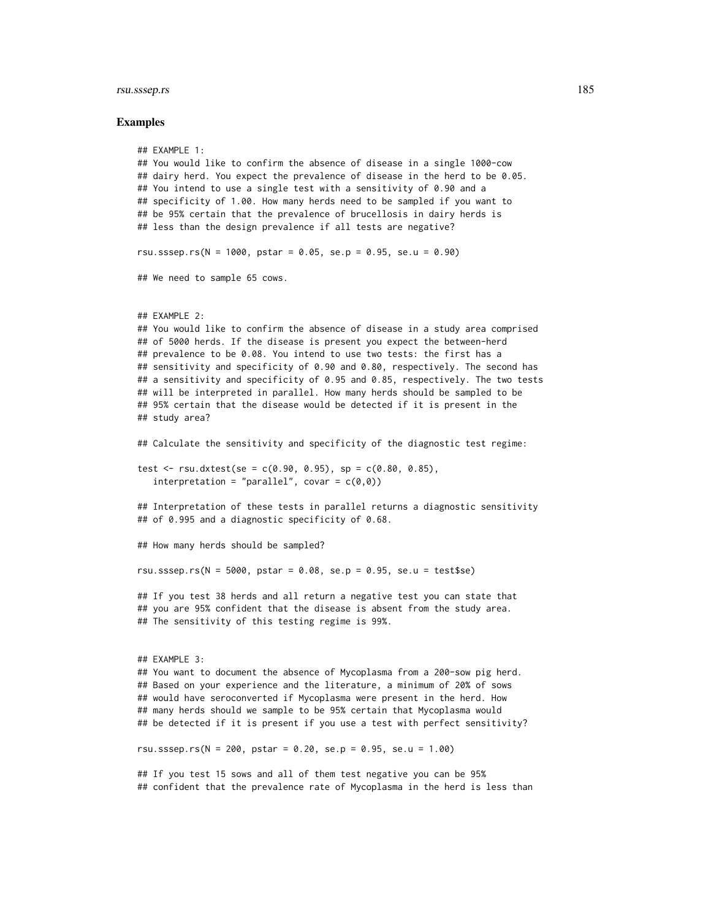## Examples

```
## EXAMPLE 1:
## You would like to confirm the absence of disease in a single 1000-cow
## dairy herd. You expect the prevalence of disease in the herd to be 0.05.
## You intend to use a single test with a sensitivity of 0.90 and a
## specificity of 1.00. How many herds need to be sampled if you want to
## be 95% certain that the prevalence of brucellosis in dairy herds is
## less than the design prevalence if all tests are negative?

rsu.sssep.rs(N = 1000, pstar = 0.05, se.p = 0.95, se.u = 0.90)

## We need to sample 65 cows.


## EXAMPLE 2:
## You would like to confirm the absence of disease in a study area comprised
## of 5000 herds. If the disease is present you expect the between-herd
## prevalence to be 0.08. You intend to use two tests: the first has a
## sensitivity and specificity of 0.90 and 0.80, respectively. The second has
## a sensitivity and specificity of 0.95 and 0.85, respectively. The two tests
## will be interpreted in parallel. How many herds should be sampled to be
## 95% certain that the disease would be detected if it is present in the
## study area?

## Calculate the sensitivity and specificity of the diagnostic test regime:

test <- rsu.dxtest(se = c(0.90, 0.95), sp = c(0.80, 0.85),
   interpretation = "parallel", covar = c(0,0))

## Interpretation of these tests in parallel returns a diagnostic sensitivity
## of 0.995 and a diagnostic specificity of 0.68.

## How many herds should be sampled?

rsu.sssep.rs(N = 5000, pstar = 0.08, se.p = 0.95, se.u = test$se)

## If you test 38 herds and all return a negative test you can state that
## you are 95% confident that the disease is absent from the study area.
## The sensitivity of this testing regime is 99%.


## EXAMPLE 3:
## You want to document the absence of Mycoplasma from a 200-sow pig herd.
## Based on your experience and the literature, a minimum of 20% of sows
## would have seroconverted if Mycoplasma were present in the herd. How
## many herds should we sample to be 95% certain that Mycoplasma would
## be detected if it is present if you use a test with perfect sensitivity?

rsu.sssep.rs(N = 200, pstar = 0.20, se.p = 0.95, se.u = 1.00)

## If you test 15 sows and all of them test negative you can be 95%
## confident that the prevalence rate of Mycoplasma in the herd is less than
```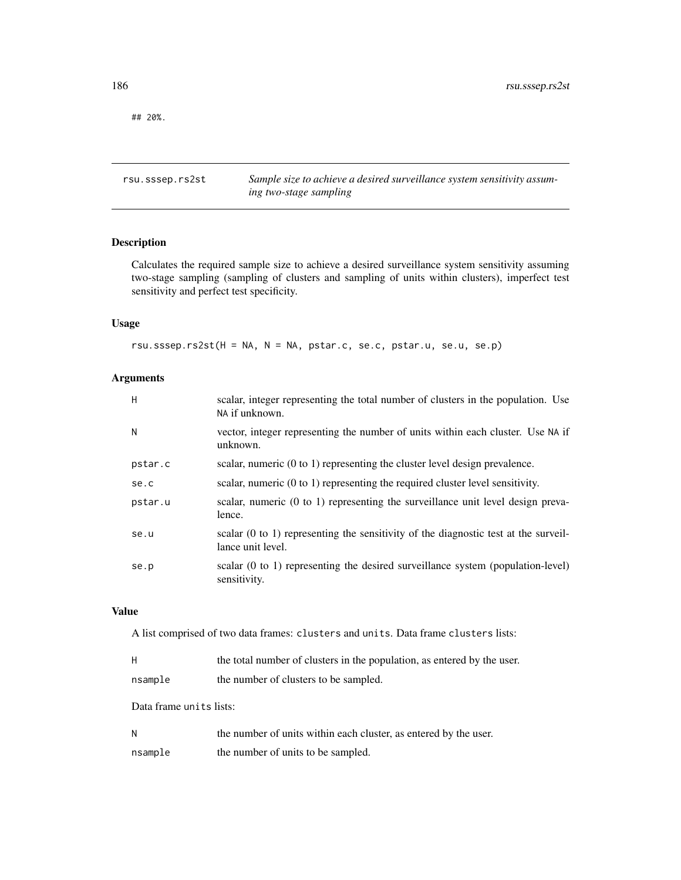```
## 20%.
```

---

**rsu.sssep.rs2st** — *Sample size to achieve a desired surveillance system sensitivity assuming two-stage sampling*

---

## Description

Calculates the required sample size to achieve a desired surveillance system sensitivity assuming two-stage sampling (sampling of clusters and sampling of units within clusters), imperfect test sensitivity and perfect test specificity.

## Usage

```
rsu.sssep.rs2st(H = NA, N = NA, pstar.c, se.c, pstar.u, se.u, se.p)
```

## Arguments

| | |
|---|---|
| `H` | scalar, integer representing the total number of clusters in the population. Use `NA` if unknown. |
| `N` | vector, integer representing the number of units within each cluster. Use `NA` if unknown. |
| `pstar.c` | scalar, numeric (0 to 1) representing the cluster level design prevalence. |
| `se.c` | scalar, numeric (0 to 1) representing the required cluster level sensitivity. |
| `pstar.u` | scalar, numeric (0 to 1) representing the surveillance unit level design prevalence. |
| `se.u` | scalar (0 to 1) representing the sensitivity of the diagnostic test at the surveillance unit level. |
| `se.p` | scalar (0 to 1) representing the desired surveillance system (population-level) sensitivity. |

## Value

A list comprised of two data frames: `clusters` and `units`. Data frame `clusters` lists:

| | |
|---|---|
| `H` | the total number of clusters in the population, as entered by the user. |
| `nsample` | the number of clusters to be sampled. |

Data frame `units` lists:

| | |
|---|---|
| `N` | the number of units within each cluster, as entered by the user. |
| `nsample` | the number of units to be sampled. |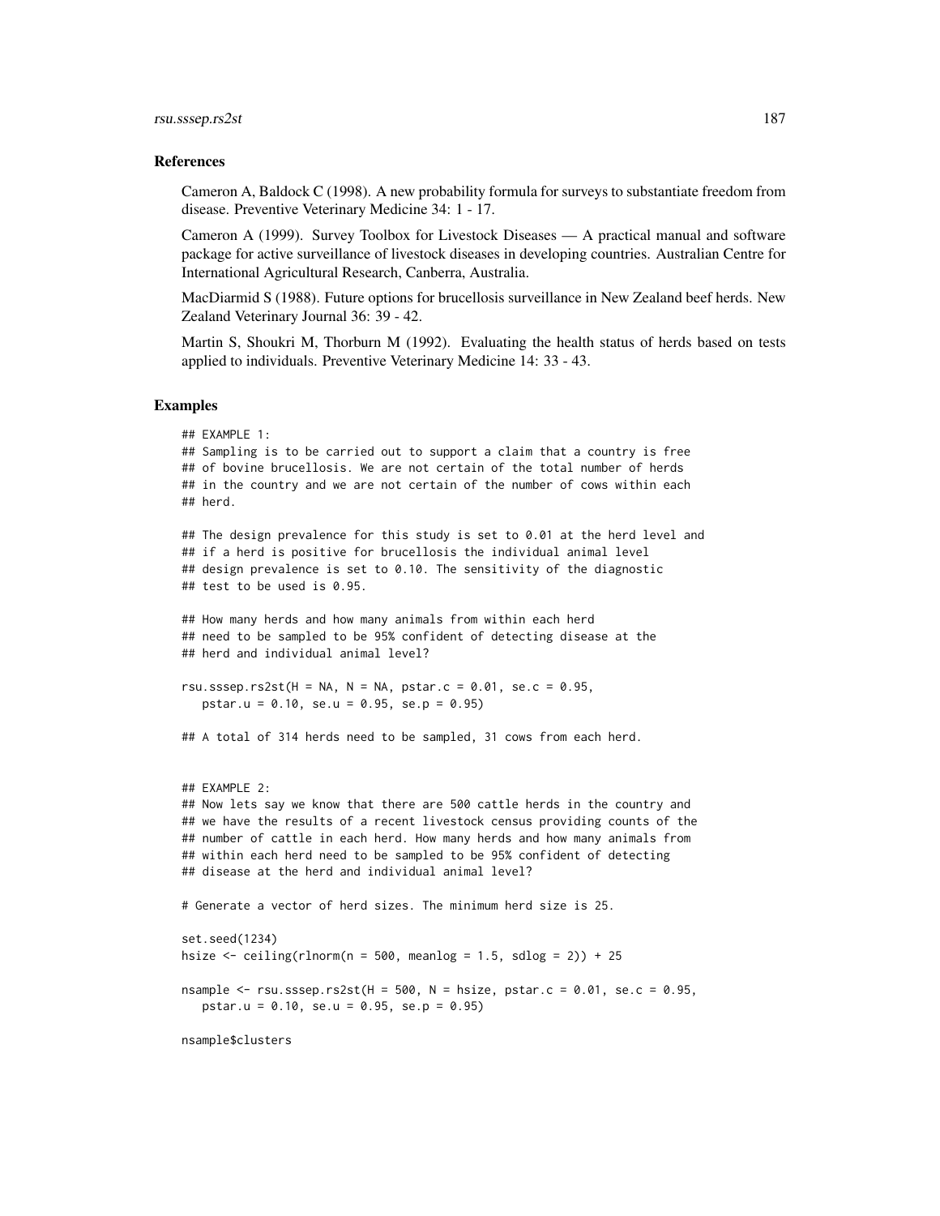## References

Cameron A, Baldock C (1998). A new probability formula for surveys to substantiate freedom from disease. Preventive Veterinary Medicine 34: 1 - 17.

Cameron A (1999). Survey Toolbox for Livestock Diseases — A practical manual and software package for active surveillance of livestock diseases in developing countries. Australian Centre for International Agricultural Research, Canberra, Australia.

MacDiarmid S (1988). Future options for brucellosis surveillance in New Zealand beef herds. New Zealand Veterinary Journal 36: 39 - 42.

Martin S, Shoukri M, Thorburn M (1992). Evaluating the health status of herds based on tests applied to individuals. Preventive Veterinary Medicine 14: 33 - 43.

## Examples

```
## EXAMPLE 1:
## Sampling is to be carried out to support a claim that a country is free
## of bovine brucellosis. We are not certain of the total number of herds
## in the country and we are not certain of the number of cows within each
## herd.

## The design prevalence for this study is set to 0.01 at the herd level and
## if a herd is positive for brucellosis the individual animal level
## design prevalence is set to 0.10. The sensitivity of the diagnostic
## test to be used is 0.95.

## How many herds and how many animals from within each herd
## need to be sampled to be 95% confident of detecting disease at the
## herd and individual animal level?

rsu.sssep.rs2st(H = NA, N = NA, pstar.c = 0.01, se.c = 0.95,
   pstar.u = 0.10, se.u = 0.95, se.p = 0.95)

## A total of 314 herds need to be sampled, 31 cows from each herd.


## EXAMPLE 2:
## Now lets say we know that there are 500 cattle herds in the country and
## we have the results of a recent livestock census providing counts of the
## number of cattle in each herd. How many herds and how many animals from
## within each herd need to be sampled to be 95% confident of detecting
## disease at the herd and individual animal level?

# Generate a vector of herd sizes. The minimum herd size is 25.

set.seed(1234)
hsize <- ceiling(rlnorm(n = 500, meanlog = 1.5, sdlog = 2)) + 25

nsample <- rsu.sssep.rs2st(H = 500, N = hsize, pstar.c = 0.01, se.c = 0.95,
   pstar.u = 0.10, se.u = 0.95, se.p = 0.95)

nsample$clusters
```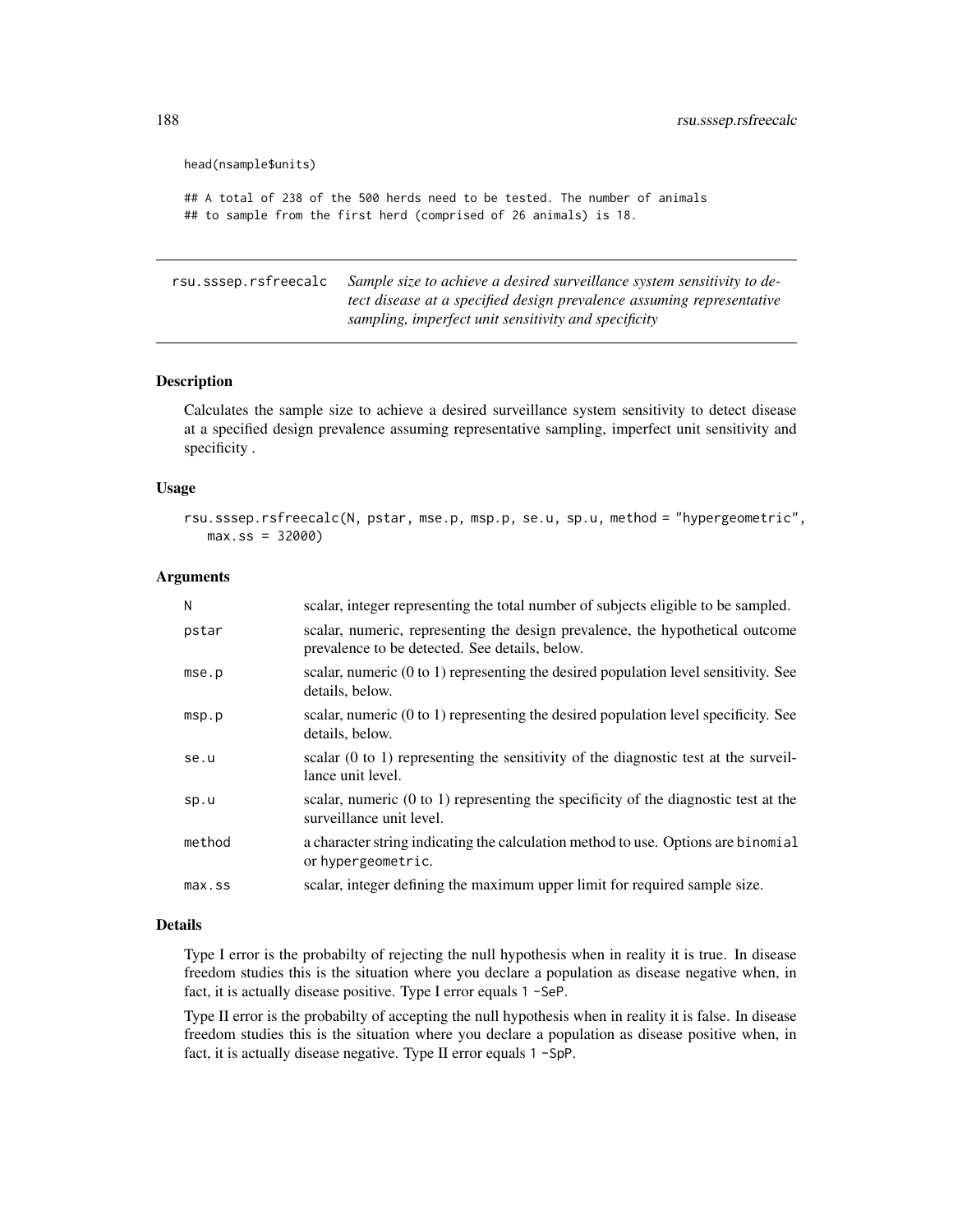```
head(nsample$units)

## A total of 238 of the 500 herds need to be tested. The number of animals
## to sample from the first herd (comprised of 26 animals) is 18.
```

## rsu.sssep.rsfreecalc

*Sample size to achieve a desired surveillance system sensitivity to detect disease at a specified design prevalence assuming representative sampling, imperfect unit sensitivity and specificity*

### Description

Calculates the sample size to achieve a desired surveillance system sensitivity to detect disease at a specified design prevalence assuming representative sampling, imperfect unit sensitivity and specificity .

### Usage

```
rsu.sssep.rsfreecalc(N, pstar, mse.p, msp.p, se.u, sp.u, method = "hypergeometric",
   max.ss = 32000)
```

### Arguments

| | |
|---|---|
| N | scalar, integer representing the total number of subjects eligible to be sampled. |
| pstar | scalar, numeric, representing the design prevalence, the hypothetical outcome prevalence to be detected. See details, below. |
| mse.p | scalar, numeric (0 to 1) representing the desired population level sensitivity. See details, below. |
| msp.p | scalar, numeric (0 to 1) representing the desired population level specificity. See details, below. |
| se.u | scalar (0 to 1) representing the sensitivity of the diagnostic test at the surveillance unit level. |
| sp.u | scalar, numeric (0 to 1) representing the specificity of the diagnostic test at the surveillance unit level. |
| method | a character string indicating the calculation method to use. Options are `binomial` or `hypergeometric`. |
| max.ss | scalar, integer defining the maximum upper limit for required sample size. |

### Details

Type I error is the probabilty of rejecting the null hypothesis when in reality it is true. In disease freedom studies this is the situation where you declare a population as disease negative when, in fact, it is actually disease positive. Type I error equals `1 -SeP`.

Type II error is the probabilty of accepting the null hypothesis when in reality it is false. In disease freedom studies this is the situation where you declare a population as disease positive when, in fact, it is actually disease negative. Type II error equals `1 -SpP`.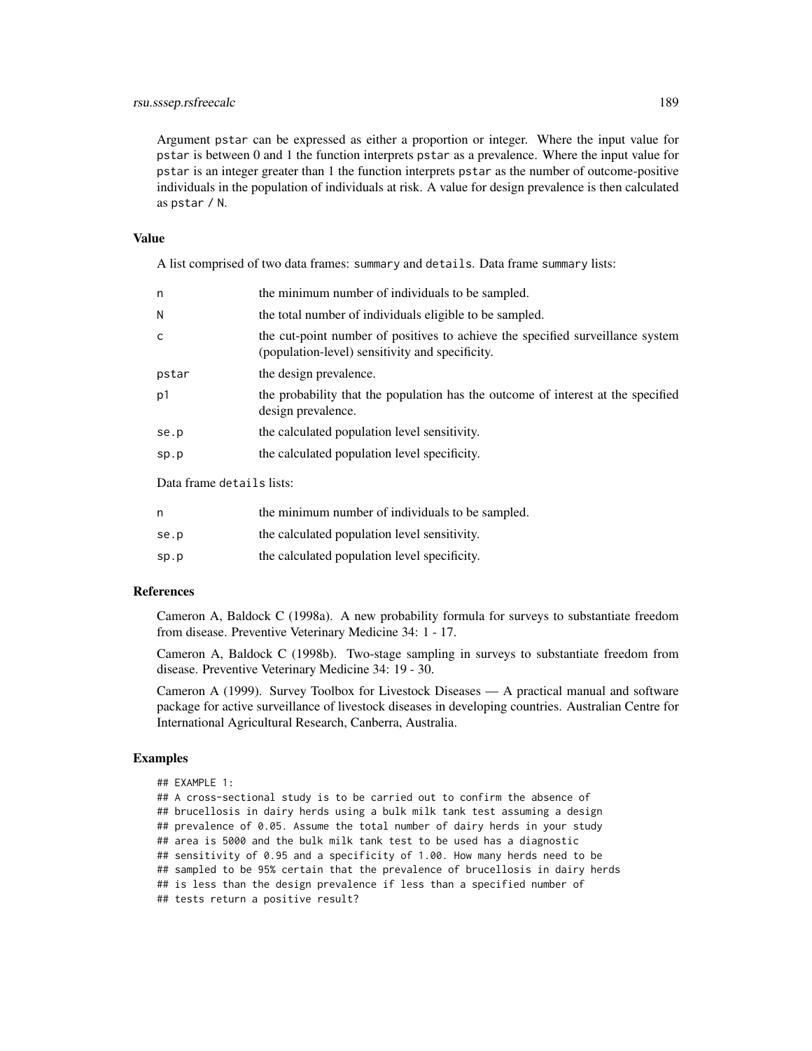Argument `pstar` can be expressed as either a proportion or integer. Where the input value for `pstar` is between 0 and 1 the function interprets `pstar` as a prevalence. Where the input value for `pstar` is an integer greater than 1 the function interprets `pstar` as the number of outcome-positive individuals in the population of individuals at risk. A value for design prevalence is then calculated as `pstar / N`.

### Value

A list comprised of two data frames: `summary` and `details`. Data frame `summary` lists:

| | |
|---|---|
| n | the minimum number of individuals to be sampled. |
| N | the total number of individuals eligible to be sampled. |
| c | the cut-point number of positives to achieve the specified surveillance system (population-level) sensitivity and specificity. |
| pstar | the design prevalence. |
| p1 | the probability that the population has the outcome of interest at the specified design prevalence. |
| se.p | the calculated population level sensitivity. |
| sp.p | the calculated population level specificity. |

Data frame `details` lists:

| | |
|---|---|
| n | the minimum number of individuals to be sampled. |
| se.p | the calculated population level sensitivity. |
| sp.p | the calculated population level specificity. |

### References

Cameron A, Baldock C (1998a). A new probability formula for surveys to substantiate freedom from disease. Preventive Veterinary Medicine 34: 1 - 17.

Cameron A, Baldock C (1998b). Two-stage sampling in surveys to substantiate freedom from disease. Preventive Veterinary Medicine 34: 19 - 30.

Cameron A (1999). Survey Toolbox for Livestock Diseases — A practical manual and software package for active surveillance of livestock diseases in developing countries. Australian Centre for International Agricultural Research, Canberra, Australia.

### Examples

```
## EXAMPLE 1:
## A cross-sectional study is to be carried out to confirm the absence of
## brucellosis in dairy herds using a bulk milk tank test assuming a design
## prevalence of 0.05. Assume the total number of dairy herds in your study
## area is 5000 and the bulk milk tank test to be used has a diagnostic
## sensitivity of 0.95 and a specificity of 1.00. How many herds need to be
## sampled to be 95% certain that the prevalence of brucellosis in dairy herds
## is less than the design prevalence if less than a specified number of
## tests return a positive result?
```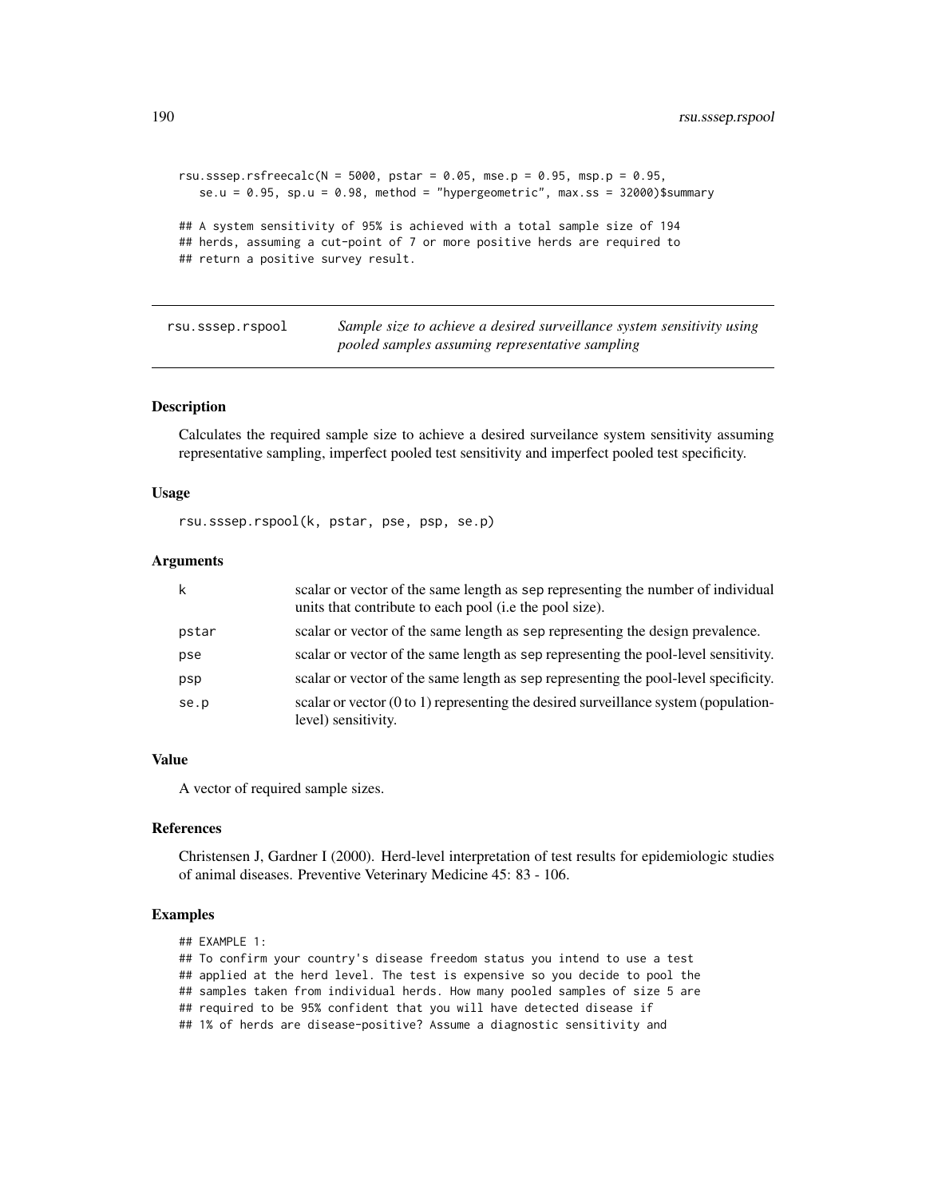```
rsu.sssep.rsfreecalc(N = 5000, pstar = 0.05, mse.p = 0.95, msp.p = 0.95,
   se.u = 0.95, sp.u = 0.98, method = "hypergeometric", max.ss = 32000)$summary

## A system sensitivity of 95% is achieved with a total sample size of 194
## herds, assuming a cut-point of 7 or more positive herds are required to
## return a positive survey result.
```

## rsu.sssep.rspool — *Sample size to achieve a desired surveillance system sensitivity using pooled samples assuming representative sampling*

### Description

Calculates the required sample size to achieve a desired surveilance system sensitivity assuming representative sampling, imperfect pooled test sensitivity and imperfect pooled test specificity.

### Usage

```
rsu.sssep.rspool(k, pstar, pse, psp, se.p)
```

### Arguments

| | |
|---|---|
| k | scalar or vector of the same length as sep representing the number of individual units that contribute to each pool (i.e the pool size). |
| pstar | scalar or vector of the same length as sep representing the design prevalence. |
| pse | scalar or vector of the same length as sep representing the pool-level sensitivity. |
| psp | scalar or vector of the same length as sep representing the pool-level specificity. |
| se.p | scalar or vector (0 to 1) representing the desired surveillance system (population-level) sensitivity. |

### Value

A vector of required sample sizes.

### References

Christensen J, Gardner I (2000). Herd-level interpretation of test results for epidemiologic studies of animal diseases. Preventive Veterinary Medicine 45: 83 - 106.

### Examples

```
## EXAMPLE 1:
## To confirm your country's disease freedom status you intend to use a test
## applied at the herd level. The test is expensive so you decide to pool the
## samples taken from individual herds. How many pooled samples of size 5 are
## required to be 95% confident that you will have detected disease if
## 1% of herds are disease-positive? Assume a diagnostic sensitivity and
```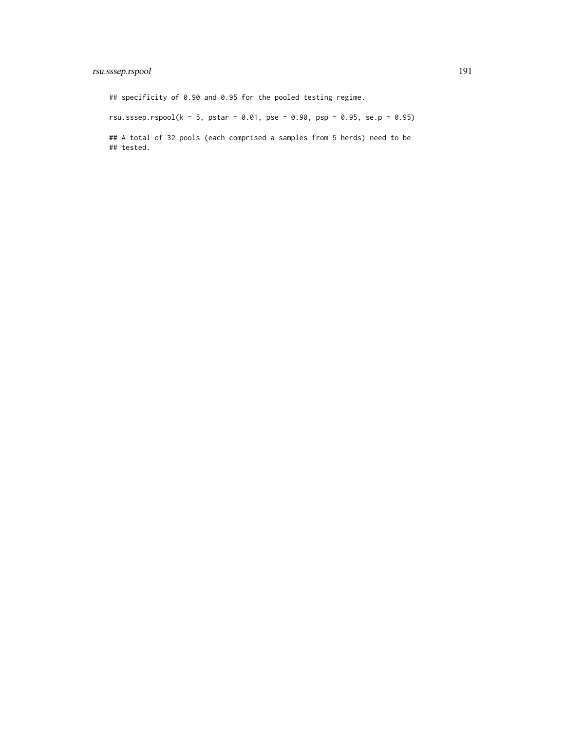```
## specificity of 0.90 and 0.95 for the pooled testing regime.

rsu.sssep.rspool(k = 5, pstar = 0.01, pse = 0.90, psp = 0.95, se.p = 0.95)

## A total of 32 pools (each comprised a samples from 5 herds) need to be
## tested.
```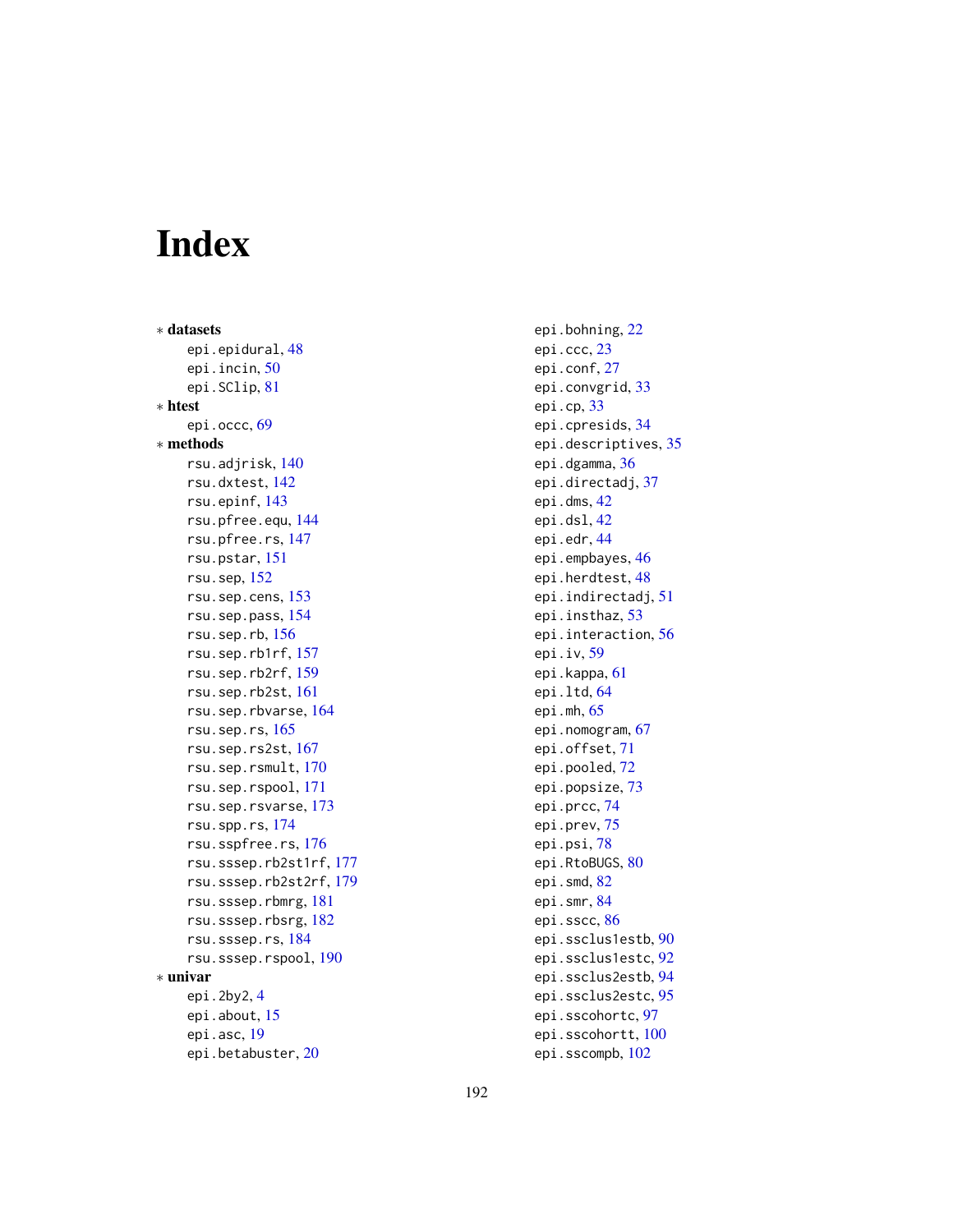# Index

∗ **datasets**
- epi.epidural, 48
- epi.incin, 50
- epi.SClip, 81

∗ **htest**
- epi.occc, 69

∗ **methods**
- rsu.adjrisk, 140
- rsu.dxtest, 142
- rsu.epinf, 143
- rsu.pfree.equ, 144
- rsu.pfree.rs, 147
- rsu.pstar, 151
- rsu.sep, 152
- rsu.sep.cens, 153
- rsu.sep.pass, 154
- rsu.sep.rb, 156
- rsu.sep.rb1rf, 157
- rsu.sep.rb2rf, 159
- rsu.sep.rb2st, 161
- rsu.sep.rbvarse, 164
- rsu.sep.rs, 165
- rsu.sep.rs2st, 167
- rsu.sep.rsmult, 170
- rsu.sep.rspool, 171
- rsu.sep.rsvarse, 173
- rsu.spp.rs, 174
- rsu.sspfree.rs, 176
- rsu.sssep.rb2st1rf, 177
- rsu.sssep.rb2st2rf, 179
- rsu.sssep.rbmrg, 181
- rsu.sssep.rbsrg, 182
- rsu.sssep.rs, 184
- rsu.sssep.rspool, 190

∗ **univar**
- epi.2by2, 4
- epi.about, 15
- epi.asc, 19
- epi.betabuster, 20
- epi.bohning, 22
- epi.ccc, 23
- epi.conf, 27
- epi.convgrid, 33
- epi.cp, 33
- epi.cpresids, 34
- epi.descriptives, 35
- epi.dgamma, 36
- epi.directadj, 37
- epi.dms, 42
- epi.dsl, 42
- epi.edr, 44
- epi.empbayes, 46
- epi.herdtest, 48
- epi.indirectadj, 51
- epi.insthaz, 53
- epi.interaction, 56
- epi.iv, 59
- epi.kappa, 61
- epi.ltd, 64
- epi.mh, 65
- epi.nomogram, 67
- epi.offset, 71
- epi.pooled, 72
- epi.popsize, 73
- epi.prcc, 74
- epi.prev, 75
- epi.psi, 78
- epi.RtoBUGS, 80
- epi.smd, 82
- epi.smr, 84
- epi.sscc, 86
- epi.ssclus1estb, 90
- epi.ssclus1estc, 92
- epi.ssclus2estb, 94
- epi.ssclus2estc, 95
- epi.sscohortc, 97
- epi.sscohortt, 100
- epi.sscompb, 102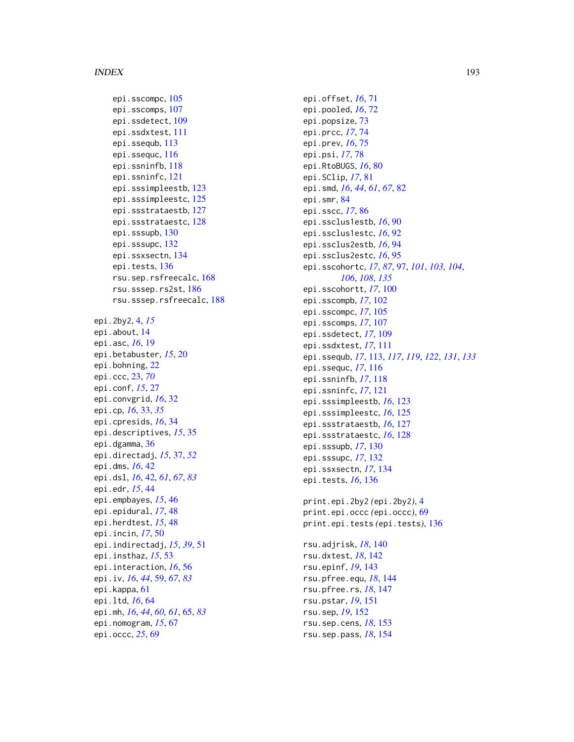epi.sscompc, 105
epi.sscomps, 107
epi.ssdetect, 109
epi.ssdxtest, 111
epi.ssequb, 113
epi.ssequc, 116
epi.ssninfb, 118
epi.ssninfc, 121
epi.sssimpleestb, 123
epi.sssimpleestc, 125
epi.ssstrataestb, 127
epi.ssstrataestc, 128
epi.sssupb, 130
epi.sssupc, 132
epi.ssxsectn, 134
epi.tests, 136
rsu.sep.rsfreecalc, 168
rsu.sssep.rs2st, 186
rsu.sssep.rsfreecalc, 188

epi.2by2, 4, *15*
epi.about, 14
epi.asc, *16*, 19
epi.betabuster, *15*, 20
epi.bohning, 22
epi.ccc, 23, *70*
epi.conf, *15*, 27
epi.convgrid, *16*, 32
epi.cp, *16*, 33, *35*
epi.cpresids, *16*, 34
epi.descriptives, *15*, 35
epi.dgamma, 36
epi.directadj, *15*, 37, *52*
epi.dms, *16*, 42
epi.dsl, *16*, 42, *61*, *67*, *83*
epi.edr, *15*, 44
epi.empbayes, *15*, 46
epi.epidural, *17*, 48
epi.herdtest, *15*, 48
epi.incin, *17*, 50
epi.indirectadj, *15*, *39*, 51
epi.insthaz, *15*, 53
epi.interaction, *16*, 56
epi.iv, *16*, *44*, 59, *67*, *83*
epi.kappa, 61
epi.ltd, *16*, 64
epi.mh, *16*, *44*, *60*, *61*, 65, *83*
epi.nomogram, *15*, 67
epi.occc, *25*, 69
epi.offset, *16*, 71
epi.pooled, *16*, 72
epi.popsize, 73
epi.prcc, *17*, 74
epi.prev, *16*, 75
epi.psi, *17*, 78
epi.RtoBUGS, *16*, 80
epi.SClip, *17*, 81
epi.smd, *16*, *44*, *61*, *67*, 82
epi.smr, 84
epi.sscc, *17*, 86
epi.ssclus1estb, *16*, 90
epi.ssclus1estc, *16*, 92
epi.ssclus2estb, *16*, 94
epi.ssclus2estc, *16*, 95
epi.sscohortc, *17*, *87*, 97, *101*, *103*, *104*, *106*, *108*, *135*
epi.sscohortt, *17*, 100
epi.sscompb, *17*, 102
epi.sscompc, *17*, 105
epi.sscomps, *17*, 107
epi.ssdetect, *17*, 109
epi.ssdxtest, *17*, 111
epi.ssequb, *17*, 113, *117*, *119*, *122*, *131*, *133*
epi.ssequc, *17*, 116
epi.ssninfb, *17*, 118
epi.ssninfc, *17*, 121
epi.sssimpleestb, *16*, 123
epi.sssimpleestc, *16*, 125
epi.ssstrataestb, *16*, 127
epi.ssstrataestc, *16*, 128
epi.sssupb, *17*, 130
epi.sssupc, *17*, 132
epi.ssxsectn, *17*, 134
epi.tests, *16*, 136

print.epi.2by2 *(*epi.2by2*)*, 4
print.epi.occc *(*epi.occc*)*, 69
print.epi.tests *(*epi.tests*)*, 136

rsu.adjrisk, *18*, 140
rsu.dxtest, *18*, 142
rsu.epinf, *19*, 143
rsu.pfree.equ, *18*, 144
rsu.pfree.rs, *18*, 147
rsu.pstar, *19*, 151
rsu.sep, *19*, 152
rsu.sep.cens, *18*, 153
rsu.sep.pass, *18*, 154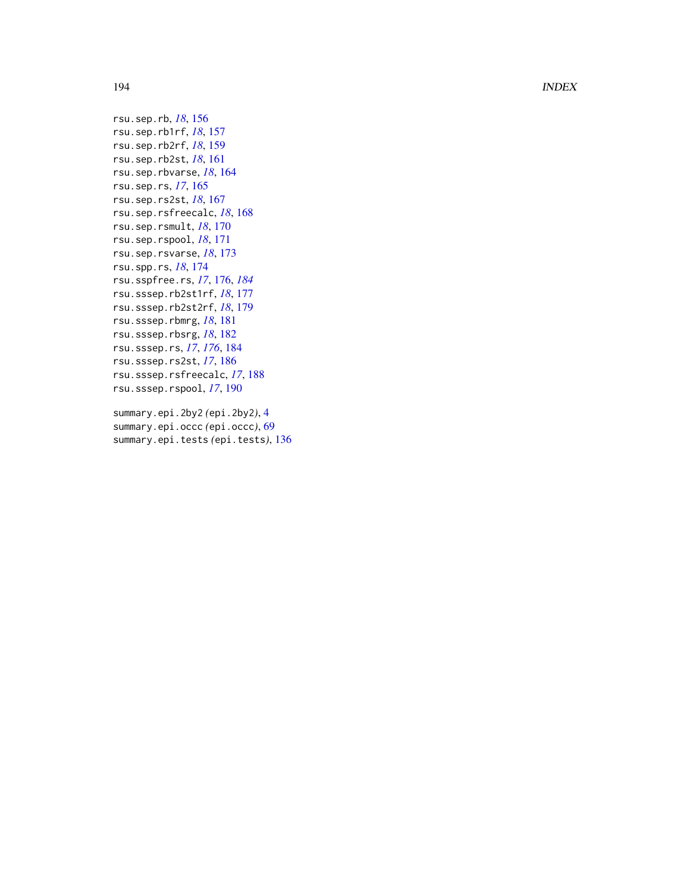rsu.sep.rb, *18*, 156
rsu.sep.rb1rf, *18*, 157
rsu.sep.rb2rf, *18*, 159
rsu.sep.rb2st, *18*, 161
rsu.sep.rbvarse, *18*, 164
rsu.sep.rs, *17*, 165
rsu.sep.rs2st, *18*, 167
rsu.sep.rsfreecalc, *18*, 168
rsu.sep.rsmult, *18*, 170
rsu.sep.rspool, *18*, 171
rsu.sep.rsvarse, *18*, 173
rsu.spp.rs, *18*, 174
rsu.sspfree.rs, *17*, 176, *184*
rsu.sssep.rb2st1rf, *18*, 177
rsu.sssep.rb2st2rf, *18*, 179
rsu.sssep.rbmrg, *18*, 181
rsu.sssep.rbsrg, *18*, 182
rsu.sssep.rs, *17*, *176*, 184
rsu.sssep.rs2st, *17*, 186
rsu.sssep.rsfreecalc, *17*, 188
rsu.sssep.rspool, *17*, 190

summary.epi.2by2 *(*epi.2by2*)*, 4
summary.epi.occc *(*epi.occc*)*, 69
summary.epi.tests *(*epi.tests*)*, 136